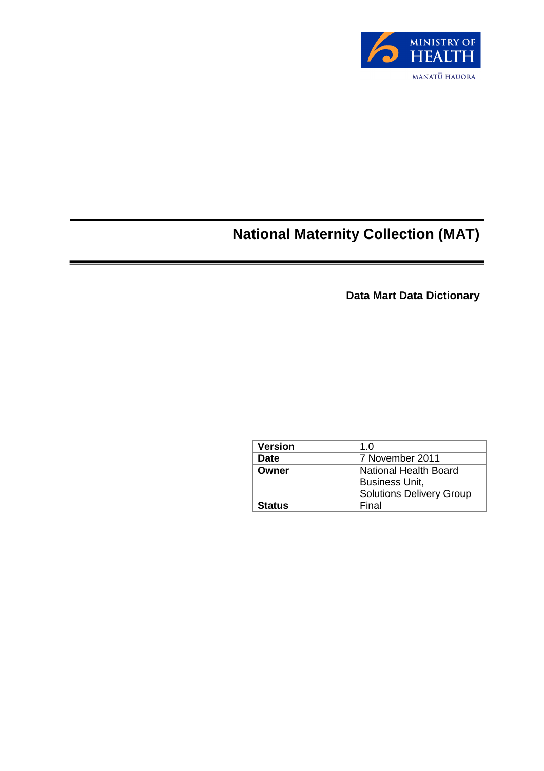MINISTRY OF HEALTH
MANATŪ HAUORA

# National Maternity Collection (MAT)

## Data Mart Data Dictionary

| | |
|---|---|
| **Version** | 1.0 |
| **Date** | 7 November 2011 |
| **Owner** | National Health Board Business Unit, Solutions Delivery Group |
| **Status** | Final |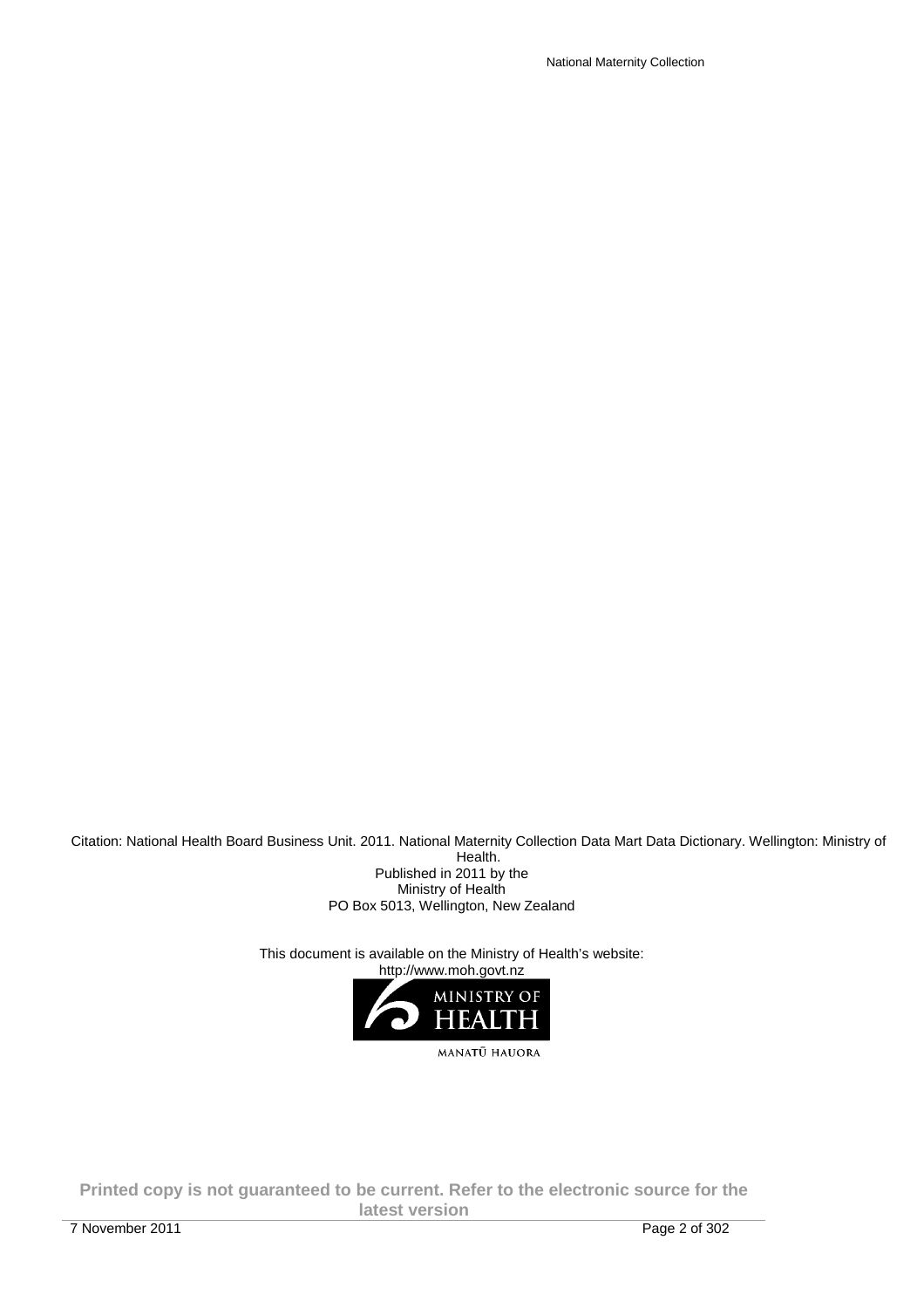Citation: National Health Board Business Unit. 2011. National Maternity Collection Data Mart Data Dictionary. Wellington: Ministry of Health.

Published in 2011 by the
Ministry of Health
PO Box 5013, Wellington, New Zealand

This document is available on the Ministry of Health's website:
http://www.moh.govt.nz

MINISTRY OF HEALTH
MANATŪ HAUORA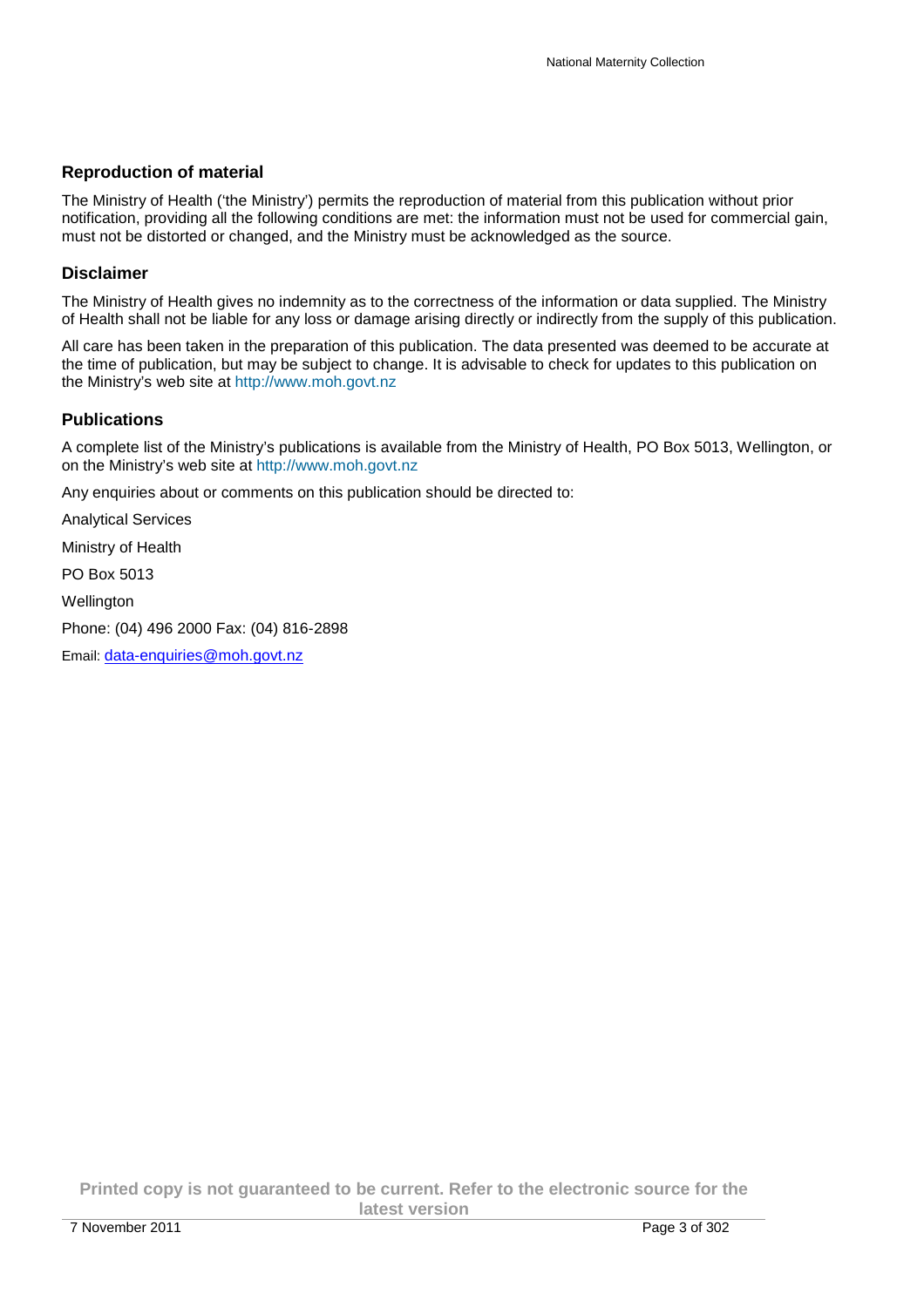## Reproduction of material

The Ministry of Health ('the Ministry') permits the reproduction of material from this publication without prior notification, providing all the following conditions are met: the information must not be used for commercial gain, must not be distorted or changed, and the Ministry must be acknowledged as the source.

## Disclaimer

The Ministry of Health gives no indemnity as to the correctness of the information or data supplied. The Ministry of Health shall not be liable for any loss or damage arising directly or indirectly from the supply of this publication.

All care has been taken in the preparation of this publication. The data presented was deemed to be accurate at the time of publication, but may be subject to change. It is advisable to check for updates to this publication on the Ministry's web site at http://www.moh.govt.nz

## Publications

A complete list of the Ministry's publications is available from the Ministry of Health, PO Box 5013, Wellington, or on the Ministry's web site at http://www.moh.govt.nz

Any enquiries about or comments on this publication should be directed to:

Analytical Services

Ministry of Health

PO Box 5013

Wellington

Phone: (04) 496 2000 Fax: (04) 816-2898

Email: data-enquiries@moh.govt.nz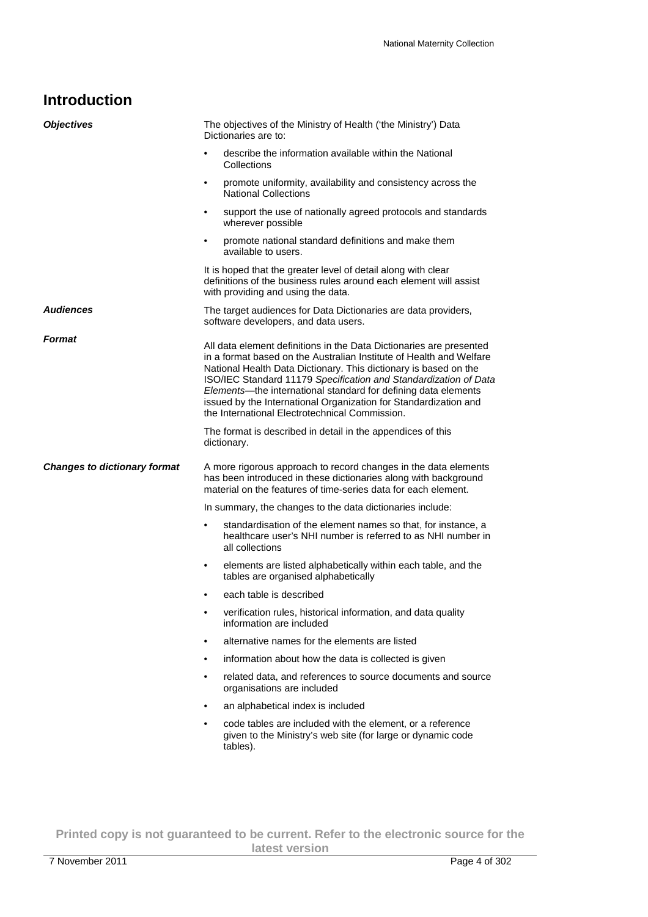# Introduction

***Objectives***

The objectives of the Ministry of Health ('the Ministry') Data Dictionaries are to:

- describe the information available within the National Collections
- promote uniformity, availability and consistency across the National Collections
- support the use of nationally agreed protocols and standards wherever possible
- promote national standard definitions and make them available to users.

It is hoped that the greater level of detail along with clear definitions of the business rules around each element will assist with providing and using the data.

***Audiences***

The target audiences for Data Dictionaries are data providers, software developers, and data users.

***Format***

All data element definitions in the Data Dictionaries are presented in a format based on the Australian Institute of Health and Welfare National Health Data Dictionary. This dictionary is based on the ISO/IEC Standard 11179 *Specification and Standardization of Data Elements*—the international standard for defining data elements issued by the International Organization for Standardization and the International Electrotechnical Commission.

The format is described in detail in the appendices of this dictionary.

***Changes to dictionary format***

A more rigorous approach to record changes in the data elements has been introduced in these dictionaries along with background material on the features of time-series data for each element.

In summary, the changes to the data dictionaries include:

- standardisation of the element names so that, for instance, a healthcare user's NHI number is referred to as NHI number in all collections
- elements are listed alphabetically within each table, and the tables are organised alphabetically
- each table is described
- verification rules, historical information, and data quality information are included
- alternative names for the elements are listed
- information about how the data is collected is given
- related data, and references to source documents and source organisations are included
- an alphabetical index is included
- code tables are included with the element, or a reference given to the Ministry's web site (for large or dynamic code tables).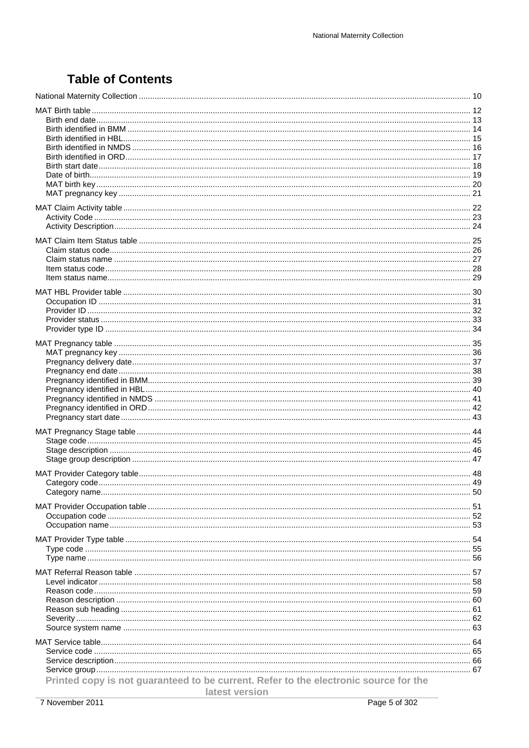# Table of Contents

National Maternity Collection ........ 10

MAT Birth table ........ 12
- Birth end date ........ 13
- Birth identified in BMM ........ 14
- Birth identified in HBL ........ 15
- Birth identified in NMDS ........ 16
- Birth identified in ORD ........ 17
- Birth start date ........ 18
- Date of birth ........ 19
- MAT birth key ........ 20
- MAT pregnancy key ........ 21

MAT Claim Activity table ........ 22
- Activity Code ........ 23
- Activity Description ........ 24

MAT Claim Item Status table ........ 25
- Claim status code ........ 26
- Claim status name ........ 27
- Item status code ........ 28
- Item status name ........ 29

MAT HBL Provider table ........ 30
- Occupation ID ........ 31
- Provider ID ........ 32
- Provider status ........ 33
- Provider type ID ........ 34

MAT Pregnancy table ........ 35
- MAT pregnancy key ........ 36
- Pregnancy delivery date ........ 37
- Pregnancy end date ........ 38
- Pregnancy identified in BMM ........ 39
- Pregnancy identified in HBL ........ 40
- Pregnancy identified in NMDS ........ 41
- Pregnancy identified in ORD ........ 42
- Pregnancy start date ........ 43

MAT Pregnancy Stage table ........ 44
- Stage code ........ 45
- Stage description ........ 46
- Stage group description ........ 47

MAT Provider Category table ........ 48
- Category code ........ 49
- Category name ........ 50

MAT Provider Occupation table ........ 51
- Occupation code ........ 52
- Occupation name ........ 53

MAT Provider Type table ........ 54
- Type code ........ 55
- Type name ........ 56

MAT Referral Reason table ........ 57
- Level indicator ........ 58
- Reason code ........ 59
- Reason description ........ 60
- Reason sub heading ........ 61
- Severity ........ 62
- Source system name ........ 63

MAT Service table ........ 64
- Service code ........ 65
- Service description ........ 66
- Service group ........ 67

Printed copy is not guaranteed to be current. Refer to the electronic source for the latest version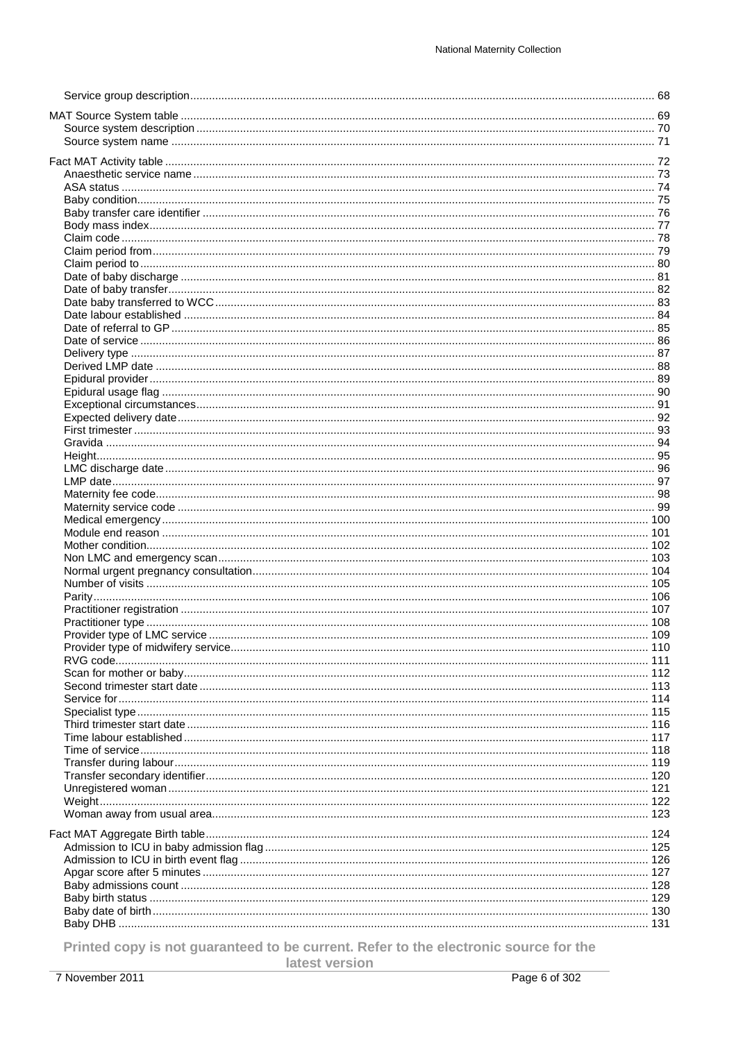Service group description .......... 68

MAT Source System table .......... 69
Source system description .......... 70
Source system name .......... 71

Fact MAT Activity table .......... 72
Anaesthetic service name .......... 73
ASA status .......... 74
Baby condition .......... 75
Baby transfer care identifier .......... 76
Body mass index .......... 77
Claim code .......... 78
Claim period from .......... 79
Claim period to .......... 80
Date of baby discharge .......... 81
Date of baby transfer .......... 82
Date baby transferred to WCC .......... 83
Date labour established .......... 84
Date of referral to GP .......... 85
Date of service .......... 86
Delivery type .......... 87
Derived LMP date .......... 88
Epidural provider .......... 89
Epidural usage flag .......... 90
Exceptional circumstances .......... 91
Expected delivery date .......... 92
First trimester .......... 93
Gravida .......... 94
Height .......... 95
LMC discharge date .......... 96
LMP date .......... 97
Maternity fee code .......... 98
Maternity service code .......... 99
Medical emergency .......... 100
Module end reason .......... 101
Mother condition .......... 102
Non LMC and emergency scan .......... 103
Normal urgent pregnancy consultation .......... 104
Number of visits .......... 105
Parity .......... 106
Practitioner registration .......... 107
Practitioner type .......... 108
Provider type of LMC service .......... 109
Provider type of midwifery service .......... 110
RVG code .......... 111
Scan for mother or baby .......... 112
Second trimester start date .......... 113
Service for .......... 114
Specialist type .......... 115
Third trimester start date .......... 116
Time labour established .......... 117
Time of service .......... 118
Transfer during labour .......... 119
Transfer secondary identifier .......... 120
Unregistered woman .......... 121
Weight .......... 122
Woman away from usual area .......... 123

Fact MAT Aggregate Birth table .......... 124
Admission to ICU in baby admission flag .......... 125
Admission to ICU in birth event flag .......... 126
Apgar score after 5 minutes .......... 127
Baby admissions count .......... 128
Baby birth status .......... 129
Baby date of birth .......... 130
Baby DHB .......... 131

Printed copy is not guaranteed to be current. Refer to the electronic source for the latest version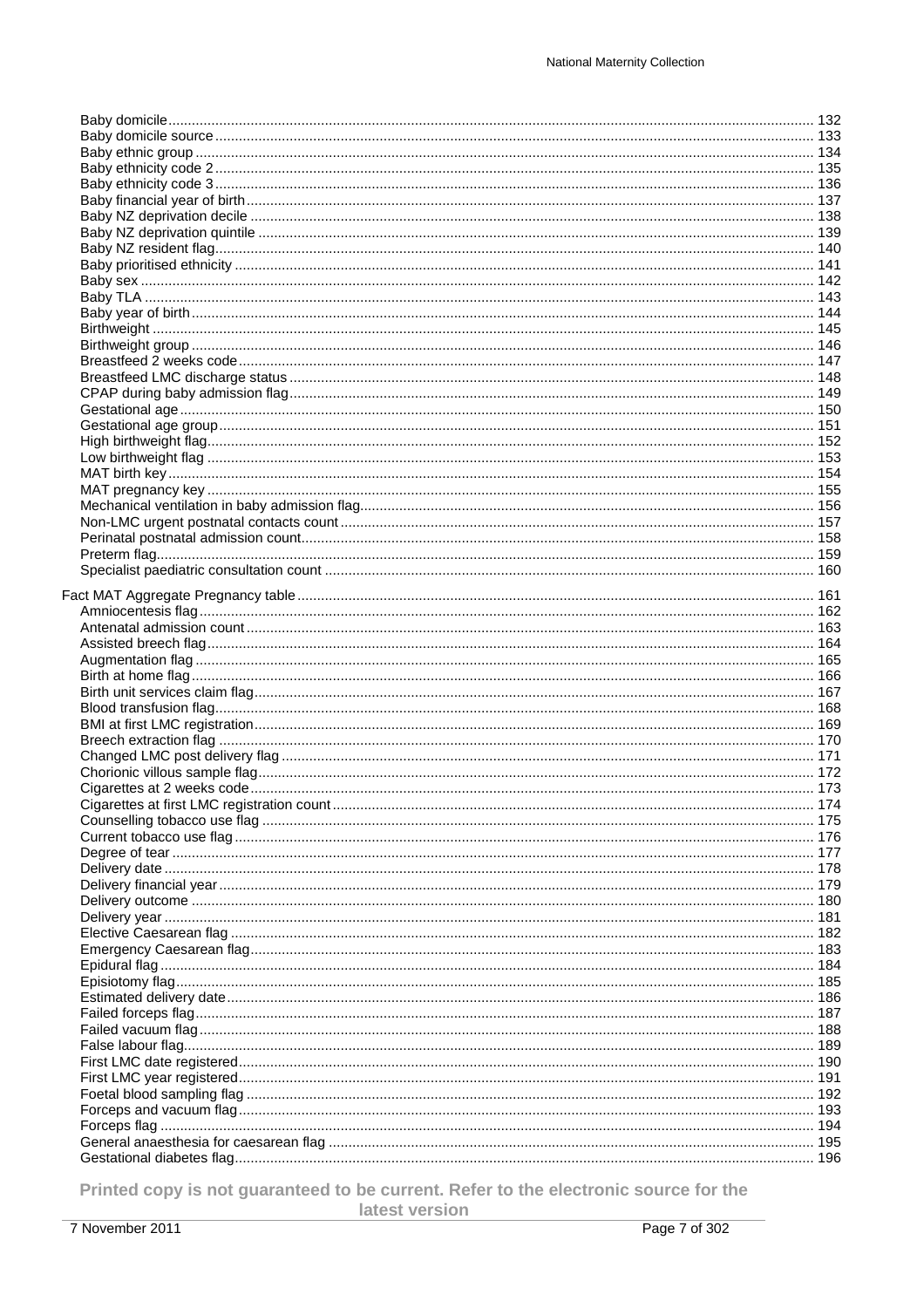- Baby domicile ........ 132
- Baby domicile source ........ 133
- Baby ethnic group ........ 134
- Baby ethnicity code 2 ........ 135
- Baby ethnicity code 3 ........ 136
- Baby financial year of birth ........ 137
- Baby NZ deprivation decile ........ 138
- Baby NZ deprivation quintile ........ 139
- Baby NZ resident flag ........ 140
- Baby prioritised ethnicity ........ 141
- Baby sex ........ 142
- Baby TLA ........ 143
- Baby year of birth ........ 144
- Birthweight ........ 145
- Birthweight group ........ 146
- Breastfeed 2 weeks code ........ 147
- Breastfeed LMC discharge status ........ 148
- CPAP during baby admission flag ........ 149
- Gestational age ........ 150
- Gestational age group ........ 151
- High birthweight flag ........ 152
- Low birthweight flag ........ 153
- MAT birth key ........ 154
- MAT pregnancy key ........ 155
- Mechanical ventilation in baby admission flag ........ 156
- Non-LMC urgent postnatal contacts count ........ 157
- Perinatal postnatal admission count ........ 158
- Preterm flag ........ 159
- Specialist paediatric consultation count ........ 160

Fact MAT Aggregate Pregnancy table ........ 161

- Amniocentesis flag ........ 162
- Antenatal admission count ........ 163
- Assisted breech flag ........ 164
- Augmentation flag ........ 165
- Birth at home flag ........ 166
- Birth unit services claim flag ........ 167
- Blood transfusion flag ........ 168
- BMI at first LMC registration ........ 169
- Breech extraction flag ........ 170
- Changed LMC post delivery flag ........ 171
- Chorionic villous sample flag ........ 172
- Cigarettes at 2 weeks code ........ 173
- Cigarettes at first LMC registration count ........ 174
- Counselling tobacco use flag ........ 175
- Current tobacco use flag ........ 176
- Degree of tear ........ 177
- Delivery date ........ 178
- Delivery financial year ........ 179
- Delivery outcome ........ 180
- Delivery year ........ 181
- Elective Caesarean flag ........ 182
- Emergency Caesarean flag ........ 183
- Epidural flag ........ 184
- Episiotomy flag ........ 185
- Estimated delivery date ........ 186
- Failed forceps flag ........ 187
- Failed vacuum flag ........ 188
- False labour flag ........ 189
- First LMC date registered ........ 190
- First LMC year registered ........ 191
- Foetal blood sampling flag ........ 192
- Forceps and vacuum flag ........ 193
- Forceps flag ........ 194
- General anaesthesia for caesarean flag ........ 195
- Gestational diabetes flag ........ 196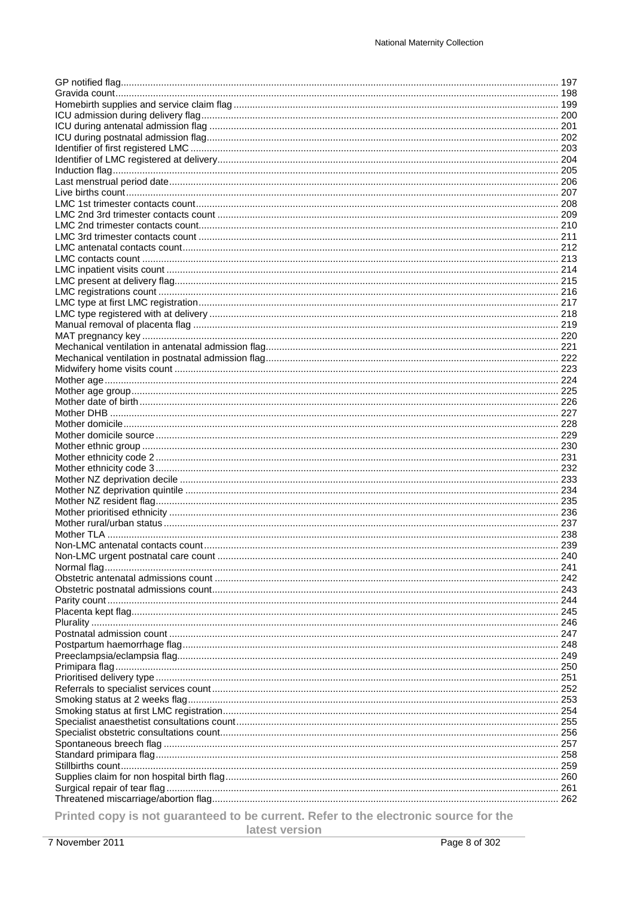GP notified flag ........................................................................................................................................................ 197
Gravida count ........................................................................................................................................................ 198
Homebirth supplies and service claim flag ........................................................................................................ 199
ICU admission during delivery flag .................................................................................................................... 200
ICU during antenatal admission flag .................................................................................................................. 201
ICU during postnatal admission flag .................................................................................................................. 202
Identifier of first registered LMC ........................................................................................................................ 203
Identifier of LMC registered at delivery .............................................................................................................. 204
Induction flag ........................................................................................................................................................ 205
Last menstrual period date .................................................................................................................................. 206
Live births count .................................................................................................................................................... 207
LMC 1st trimester contacts count ...................................................................................................................... 208
LMC 2nd 3rd trimester contacts count .............................................................................................................. 209
LMC 2nd trimester contacts count ...................................................................................................................... 210
LMC 3rd trimester contacts count ...................................................................................................................... 211
LMC antenatal contacts count ............................................................................................................................ 212
LMC contacts count .............................................................................................................................................. 213
LMC inpatient visits count .................................................................................................................................... 214
LMC present at delivery flag ................................................................................................................................ 215
LMC registrations count ...................................................................................................................................... 216
LMC type at first LMC registration ...................................................................................................................... 217
LMC type registered with at delivery .................................................................................................................. 218
Manual removal of placenta flag ........................................................................................................................ 219
MAT pregnancy key .............................................................................................................................................. 220
Mechanical ventilation in antenatal admission flag .......................................................................................... 221
Mechanical ventilation in postnatal admission flag .......................................................................................... 222
Midwifery home visits count ................................................................................................................................ 223
Mother age ............................................................................................................................................................ 224
Mother age group .................................................................................................................................................. 225
Mother date of birth .............................................................................................................................................. 226
Mother DHB .......................................................................................................................................................... 227
Mother domicile .................................................................................................................................................... 228
Mother domicile source ........................................................................................................................................ 229
Mother ethnic group .............................................................................................................................................. 230
Mother ethnicity code 2 ........................................................................................................................................ 231
Mother ethnicity code 3 ........................................................................................................................................ 232
Mother NZ deprivation decile .............................................................................................................................. 233
Mother NZ deprivation quintile ............................................................................................................................ 234
Mother NZ resident flag ........................................................................................................................................ 235
Mother prioritised ethnicity .................................................................................................................................. 236
Mother rural/urban status .................................................................................................................................... 237
Mother TLA ............................................................................................................................................................ 238
Non-LMC antenatal contacts count .................................................................................................................... 239
Non-LMC urgent postnatal care count ................................................................................................................ 240
Normal flag ............................................................................................................................................................ 241
Obstetric antenatal admissions count ................................................................................................................ 242
Obstetric postnatal admissions count ................................................................................................................ 243
Parity count ............................................................................................................................................................ 244
Placenta kept flag .................................................................................................................................................. 245
Plurality .................................................................................................................................................................. 246
Postnatal admission count .................................................................................................................................. 247
Postpartum haemorrhage flag .............................................................................................................................. 248
Preeclampsia/eclampsia flag ................................................................................................................................ 249
Primipara flag ........................................................................................................................................................ 250
Prioritised delivery type ........................................................................................................................................ 251
Referrals to specialist services count ................................................................................................................ 252
Smoking status at 2 weeks flag .......................................................................................................................... 253
Smoking status at first LMC registration ............................................................................................................ 254
Specialist anaesthetist consultations count ...................................................................................................... 255
Specialist obstetric consultations count ............................................................................................................ 256
Spontaneous breech flag ...................................................................................................................................... 257
Standard primipara flag ........................................................................................................................................ 258
Stillbirths count ...................................................................................................................................................... 259
Supplies claim for non hospital birth flag .......................................................................................................... 260
Surgical repair of tear flag .................................................................................................................................... 261
Threatened miscarriage/abortion flag ................................................................................................................ 262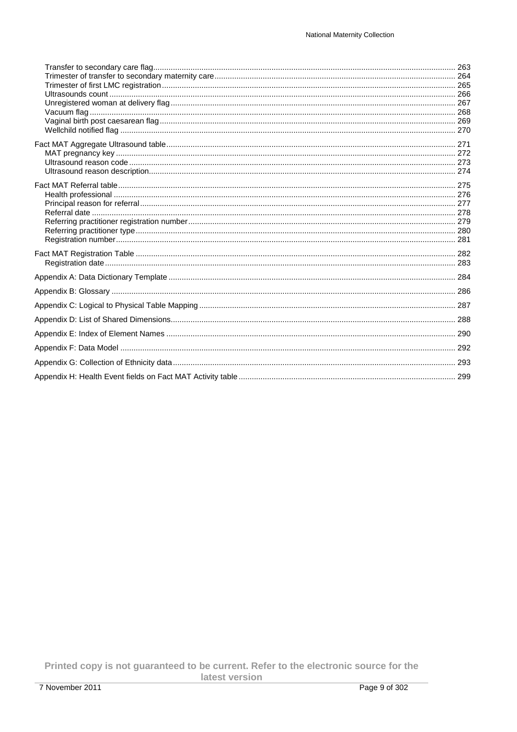- Transfer to secondary care flag ........ 263
- Trimester of transfer to secondary maternity care ........ 264
- Trimester of first LMC registration ........ 265
- Ultrasounds count ........ 266
- Unregistered woman at delivery flag ........ 267
- Vacuum flag ........ 268
- Vaginal birth post caesarean flag ........ 269
- Wellchild notified flag ........ 270

Fact MAT Aggregate Ultrasound table ........ 271
- MAT pregnancy key ........ 272
- Ultrasound reason code ........ 273
- Ultrasound reason description ........ 274

Fact MAT Referral table ........ 275
- Health professional ........ 276
- Principal reason for referral ........ 277
- Referral date ........ 278
- Referring practitioner registration number ........ 279
- Referring practitioner type ........ 280
- Registration number ........ 281

Fact MAT Registration Table ........ 282
- Registration date ........ 283

Appendix A: Data Dictionary Template ........ 284

Appendix B: Glossary ........ 286

Appendix C: Logical to Physical Table Mapping ........ 287

Appendix D: List of Shared Dimensions ........ 288

Appendix E: Index of Element Names ........ 290

Appendix F: Data Model ........ 292

Appendix G: Collection of Ethnicity data ........ 293

Appendix H: Health Event fields on Fact MAT Activity table ........ 299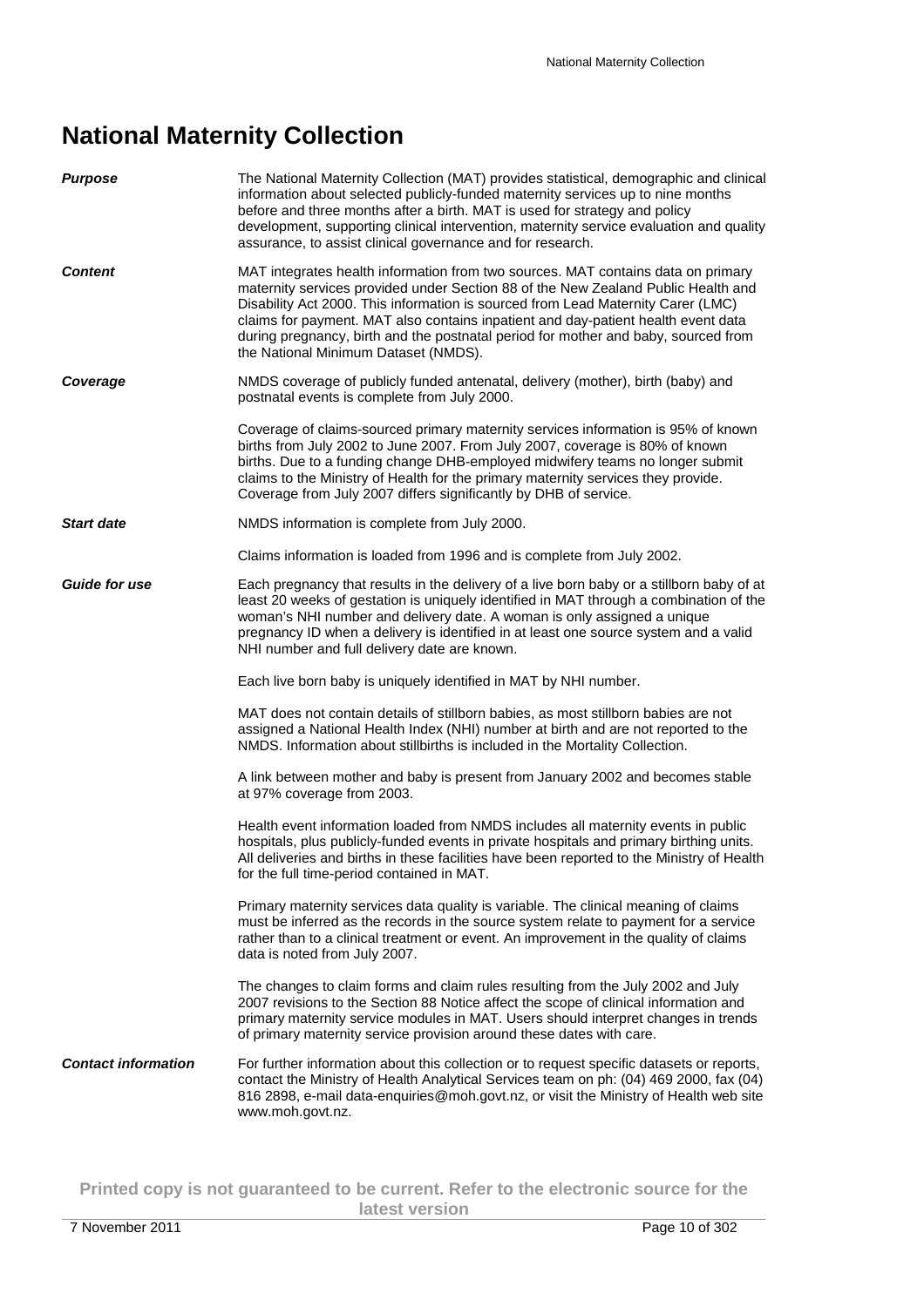# National Maternity Collection

***Purpose***

The National Maternity Collection (MAT) provides statistical, demographic and clinical information about selected publicly-funded maternity services up to nine months before and three months after a birth. MAT is used for strategy and policy development, supporting clinical intervention, maternity service evaluation and quality assurance, to assist clinical governance and for research.

***Content***

MAT integrates health information from two sources. MAT contains data on primary maternity services provided under Section 88 of the New Zealand Public Health and Disability Act 2000. This information is sourced from Lead Maternity Carer (LMC) claims for payment. MAT also contains inpatient and day-patient health event data during pregnancy, birth and the postnatal period for mother and baby, sourced from the National Minimum Dataset (NMDS).

***Coverage***

NMDS coverage of publicly funded antenatal, delivery (mother), birth (baby) and postnatal events is complete from July 2000.

Coverage of claims-sourced primary maternity services information is 95% of known births from July 2002 to June 2007. From July 2007, coverage is 80% of known births. Due to a funding change DHB-employed midwifery teams no longer submit claims to the Ministry of Health for the primary maternity services they provide. Coverage from July 2007 differs significantly by DHB of service.

***Start date***

NMDS information is complete from July 2000.

Claims information is loaded from 1996 and is complete from July 2002.

***Guide for use***

Each pregnancy that results in the delivery of a live born baby or a stillborn baby of at least 20 weeks of gestation is uniquely identified in MAT through a combination of the woman's NHI number and delivery date. A woman is only assigned a unique pregnancy ID when a delivery is identified in at least one source system and a valid NHI number and full delivery date are known.

Each live born baby is uniquely identified in MAT by NHI number.

MAT does not contain details of stillborn babies, as most stillborn babies are not assigned a National Health Index (NHI) number at birth and are not reported to the NMDS. Information about stillbirths is included in the Mortality Collection.

A link between mother and baby is present from January 2002 and becomes stable at 97% coverage from 2003.

Health event information loaded from NMDS includes all maternity events in public hospitals, plus publicly-funded events in private hospitals and primary birthing units. All deliveries and births in these facilities have been reported to the Ministry of Health for the full time-period contained in MAT.

Primary maternity services data quality is variable. The clinical meaning of claims must be inferred as the records in the source system relate to payment for a service rather than to a clinical treatment or event. An improvement in the quality of claims data is noted from July 2007.

The changes to claim forms and claim rules resulting from the July 2002 and July 2007 revisions to the Section 88 Notice affect the scope of clinical information and primary maternity service modules in MAT. Users should interpret changes in trends of primary maternity service provision around these dates with care.

***Contact information***

For further information about this collection or to request specific datasets or reports, contact the Ministry of Health Analytical Services team on ph: (04) 469 2000, fax (04) 816 2898, e-mail data-enquiries@moh.govt.nz, or visit the Ministry of Health web site www.moh.govt.nz.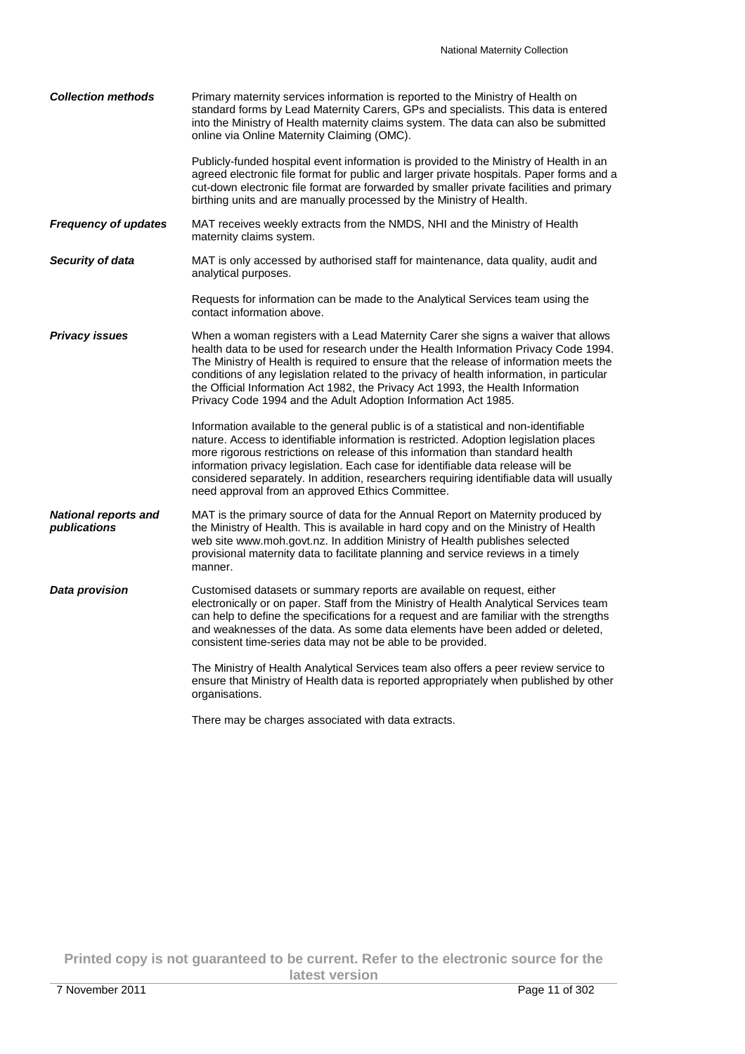***Collection methods***

Primary maternity services information is reported to the Ministry of Health on standard forms by Lead Maternity Carers, GPs and specialists. This data is entered into the Ministry of Health maternity claims system. The data can also be submitted online via Online Maternity Claiming (OMC).

Publicly-funded hospital event information is provided to the Ministry of Health in an agreed electronic file format for public and larger private hospitals. Paper forms and a cut-down electronic file format are forwarded by smaller private facilities and primary birthing units and are manually processed by the Ministry of Health.

***Frequency of updates***

MAT receives weekly extracts from the NMDS, NHI and the Ministry of Health maternity claims system.

***Security of data***

MAT is only accessed by authorised staff for maintenance, data quality, audit and analytical purposes.

Requests for information can be made to the Analytical Services team using the contact information above.

***Privacy issues***

When a woman registers with a Lead Maternity Carer she signs a waiver that allows health data to be used for research under the Health Information Privacy Code 1994. The Ministry of Health is required to ensure that the release of information meets the conditions of any legislation related to the privacy of health information, in particular the Official Information Act 1982, the Privacy Act 1993, the Health Information Privacy Code 1994 and the Adult Adoption Information Act 1985.

Information available to the general public is of a statistical and non-identifiable nature. Access to identifiable information is restricted. Adoption legislation places more rigorous restrictions on release of this information than standard health information privacy legislation. Each case for identifiable data release will be considered separately. In addition, researchers requiring identifiable data will usually need approval from an approved Ethics Committee.

***National reports and publications***

MAT is the primary source of data for the Annual Report on Maternity produced by the Ministry of Health. This is available in hard copy and on the Ministry of Health web site www.moh.govt.nz. In addition Ministry of Health publishes selected provisional maternity data to facilitate planning and service reviews in a timely manner.

***Data provision***

Customised datasets or summary reports are available on request, either electronically or on paper. Staff from the Ministry of Health Analytical Services team can help to define the specifications for a request and are familiar with the strengths and weaknesses of the data. As some data elements have been added or deleted, consistent time-series data may not be able to be provided.

The Ministry of Health Analytical Services team also offers a peer review service to ensure that Ministry of Health data is reported appropriately when published by other organisations.

There may be charges associated with data extracts.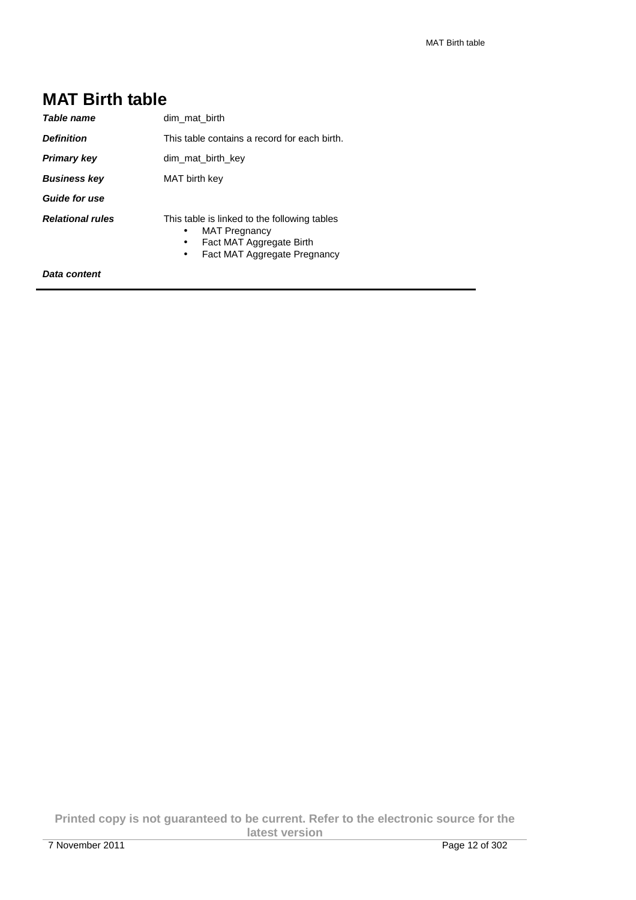# MAT Birth table

| | |
|---|---|
| ***Table name*** | dim_mat_birth |
| ***Definition*** | This table contains a record for each birth. |
| ***Primary key*** | dim_mat_birth_key |
| ***Business key*** | MAT birth key |
| ***Guide for use*** | |
| ***Relational rules*** | This table is linked to the following tables<br>• MAT Pregnancy<br>• Fact MAT Aggregate Birth<br>• Fact MAT Aggregate Pregnancy |
| ***Data content*** | |

**Printed copy is not guaranteed to be current. Refer to the electronic source for the latest version**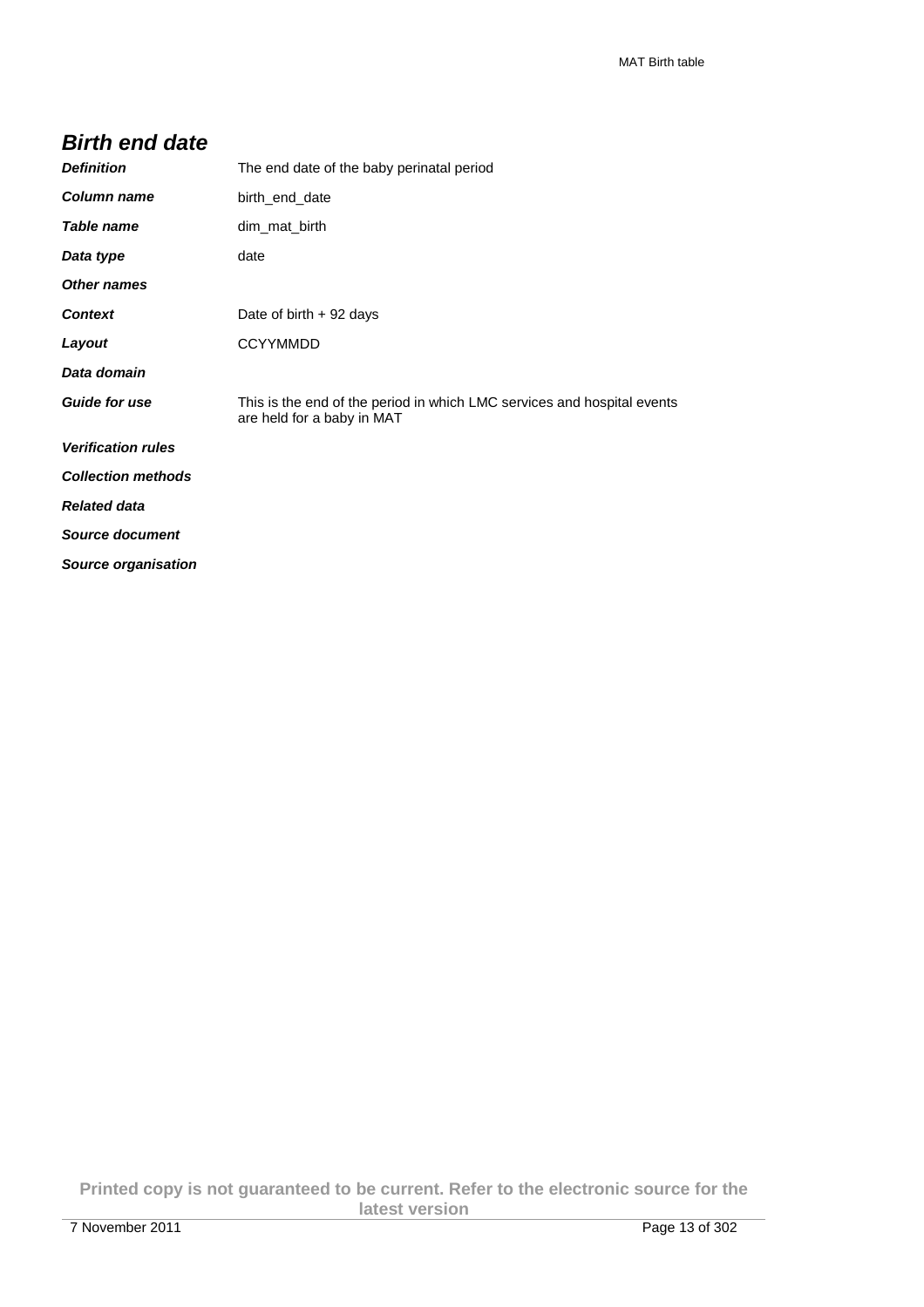## Birth end date

| | |
|---|---|
| ***Definition*** | The end date of the baby perinatal period |
| ***Column name*** | birth_end_date |
| ***Table name*** | dim_mat_birth |
| ***Data type*** | date |
| ***Other names*** | |
| ***Context*** | Date of birth + 92 days |
| ***Layout*** | CCYYMMDD |
| ***Data domain*** | |
| ***Guide for use*** | This is the end of the period in which LMC services and hospital events are held for a baby in MAT |
| ***Verification rules*** | |
| ***Collection methods*** | |
| ***Related data*** | |
| ***Source document*** | |
| ***Source organisation*** | |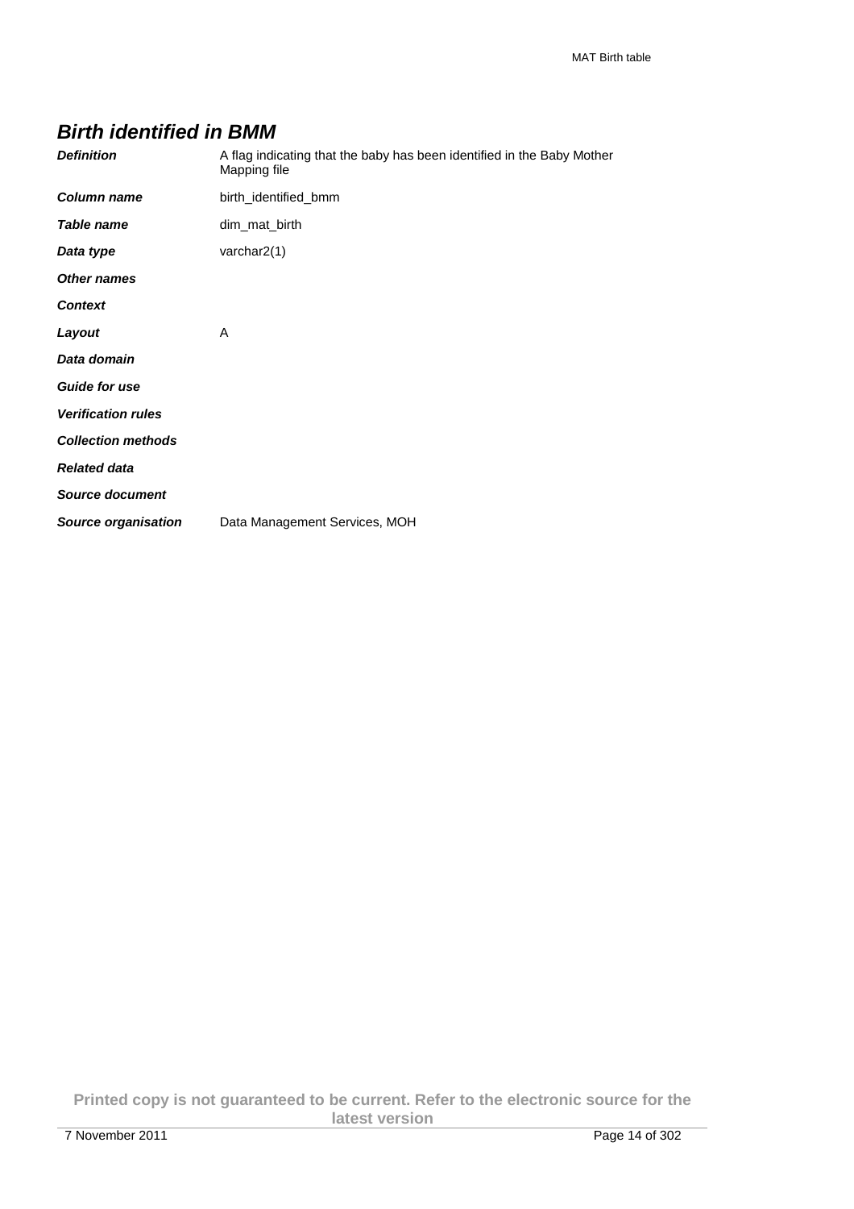## *Birth identified in BMM*

| | |
|---|---|
| ***Definition*** | A flag indicating that the baby has been identified in the Baby Mother Mapping file |
| ***Column name*** | birth_identified_bmm |
| ***Table name*** | dim_mat_birth |
| ***Data type*** | varchar2(1) |
| ***Other names*** | |
| ***Context*** | |
| ***Layout*** | A |
| ***Data domain*** | |
| ***Guide for use*** | |
| ***Verification rules*** | |
| ***Collection methods*** | |
| ***Related data*** | |
| ***Source document*** | |
| ***Source organisation*** | Data Management Services, MOH |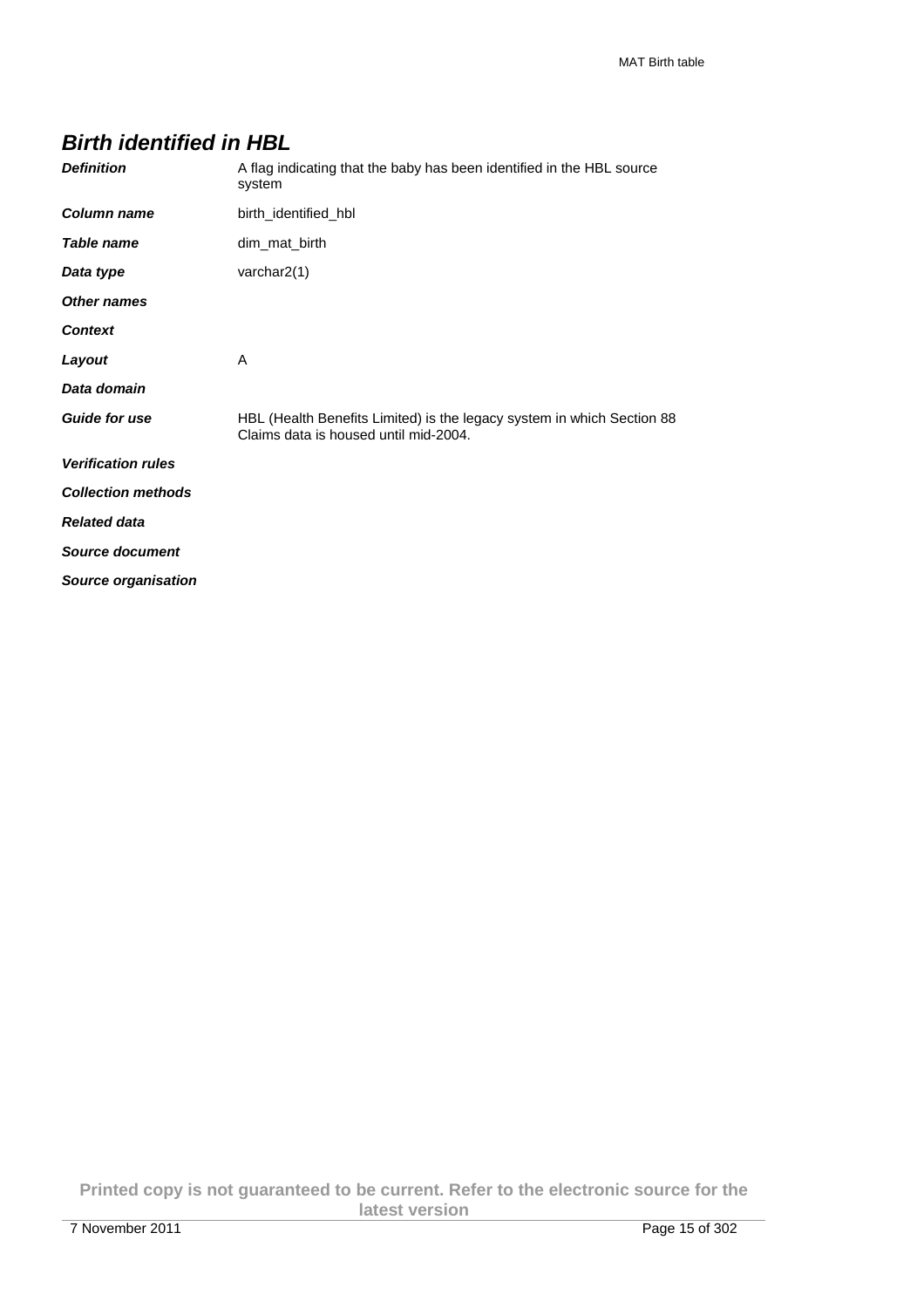## *Birth identified in HBL*

| | |
|---|---|
| ***Definition*** | A flag indicating that the baby has been identified in the HBL source system |
| ***Column name*** | birth_identified_hbl |
| ***Table name*** | dim_mat_birth |
| ***Data type*** | varchar2(1) |
| ***Other names*** | |
| ***Context*** | |
| ***Layout*** | A |
| ***Data domain*** | |
| ***Guide for use*** | HBL (Health Benefits Limited) is the legacy system in which Section 88 Claims data is housed until mid-2004. |
| ***Verification rules*** | |
| ***Collection methods*** | |
| ***Related data*** | |
| ***Source document*** | |
| ***Source organisation*** | |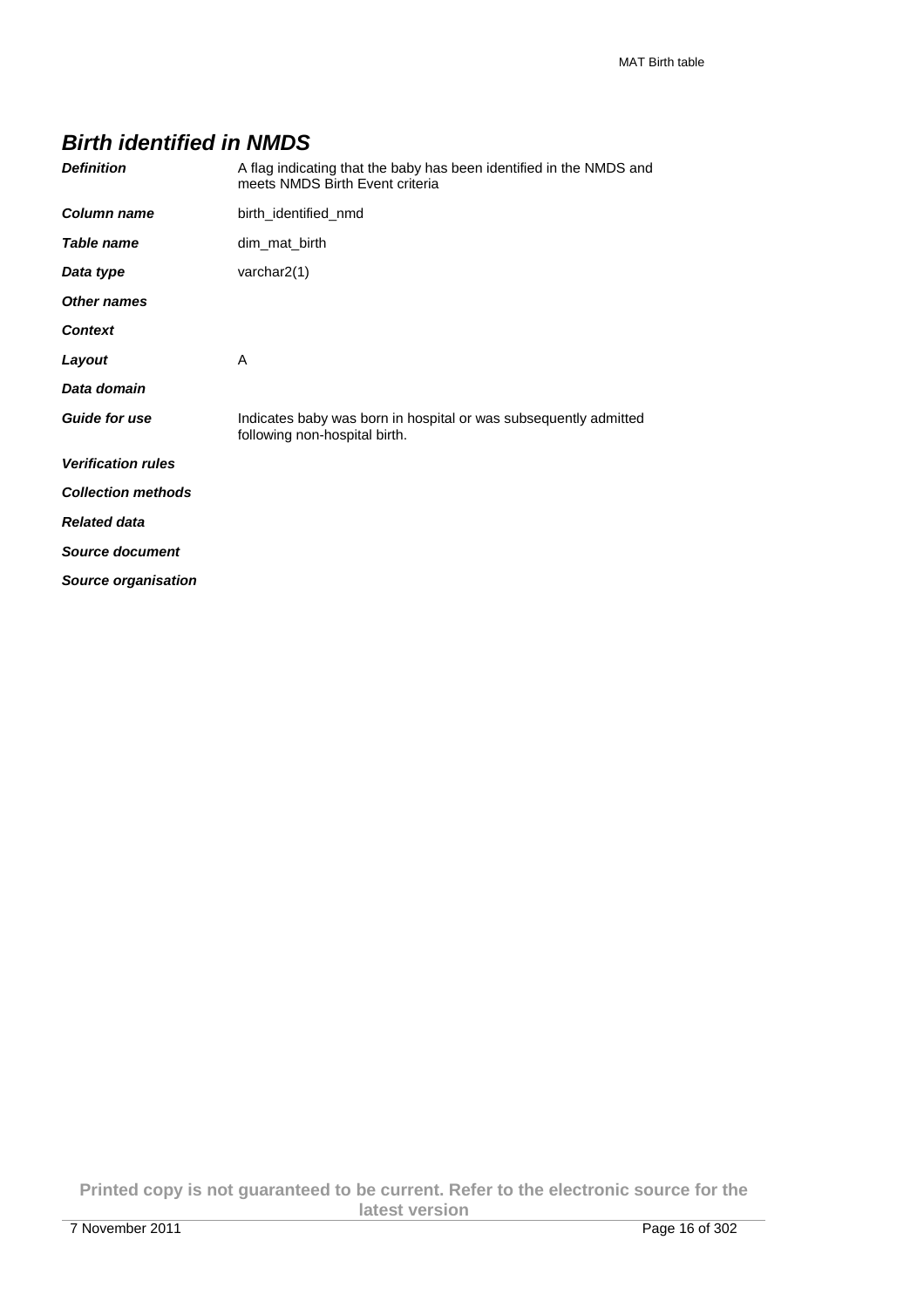## *Birth identified in NMDS*

| | |
|---|---|
| ***Definition*** | A flag indicating that the baby has been identified in the NMDS and meets NMDS Birth Event criteria |
| ***Column name*** | birth_identified_nmd |
| ***Table name*** | dim_mat_birth |
| ***Data type*** | varchar2(1) |
| ***Other names*** | |
| ***Context*** | |
| ***Layout*** | A |
| ***Data domain*** | |
| ***Guide for use*** | Indicates baby was born in hospital or was subsequently admitted following non-hospital birth. |
| ***Verification rules*** | |
| ***Collection methods*** | |
| ***Related data*** | |
| ***Source document*** | |
| ***Source organisation*** | |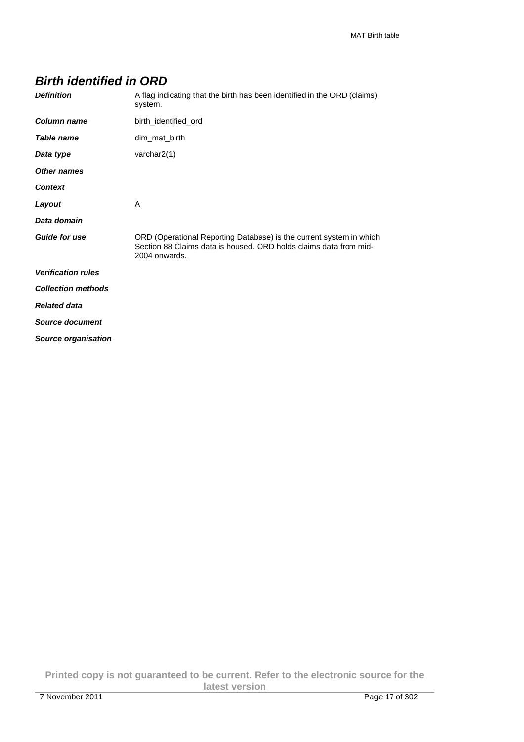## Birth identified in ORD

| | |
|---|---|
| ***Definition*** | A flag indicating that the birth has been identified in the ORD (claims) system. |
| ***Column name*** | birth_identified_ord |
| ***Table name*** | dim_mat_birth |
| ***Data type*** | varchar2(1) |
| ***Other names*** | |
| ***Context*** | |
| ***Layout*** | A |
| ***Data domain*** | |
| ***Guide for use*** | ORD (Operational Reporting Database) is the current system in which Section 88 Claims data is housed. ORD holds claims data from mid-2004 onwards. |
| ***Verification rules*** | |
| ***Collection methods*** | |
| ***Related data*** | |
| ***Source document*** | |
| ***Source organisation*** | |

**Printed copy is not guaranteed to be current. Refer to the electronic source for the latest version**

7 November 2011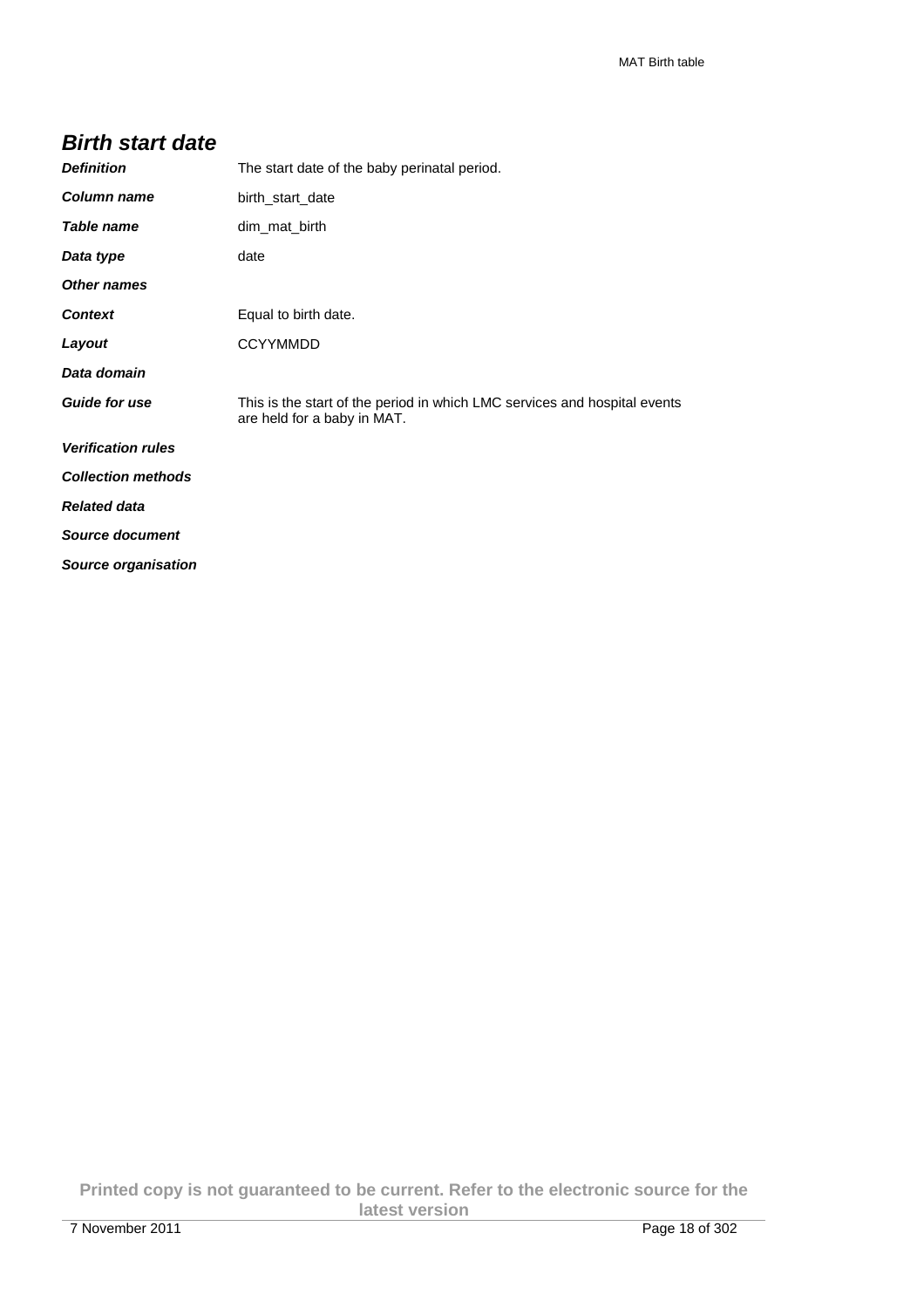## Birth start date

| | |
|---|---|
| ***Definition*** | The start date of the baby perinatal period. |
| ***Column name*** | birth_start_date |
| ***Table name*** | dim_mat_birth |
| ***Data type*** | date |
| ***Other names*** | |
| ***Context*** | Equal to birth date. |
| ***Layout*** | CCYYMMDD |
| ***Data domain*** | |
| ***Guide for use*** | This is the start of the period in which LMC services and hospital events are held for a baby in MAT. |
| ***Verification rules*** | |
| ***Collection methods*** | |
| ***Related data*** | |
| ***Source document*** | |
| ***Source organisation*** | |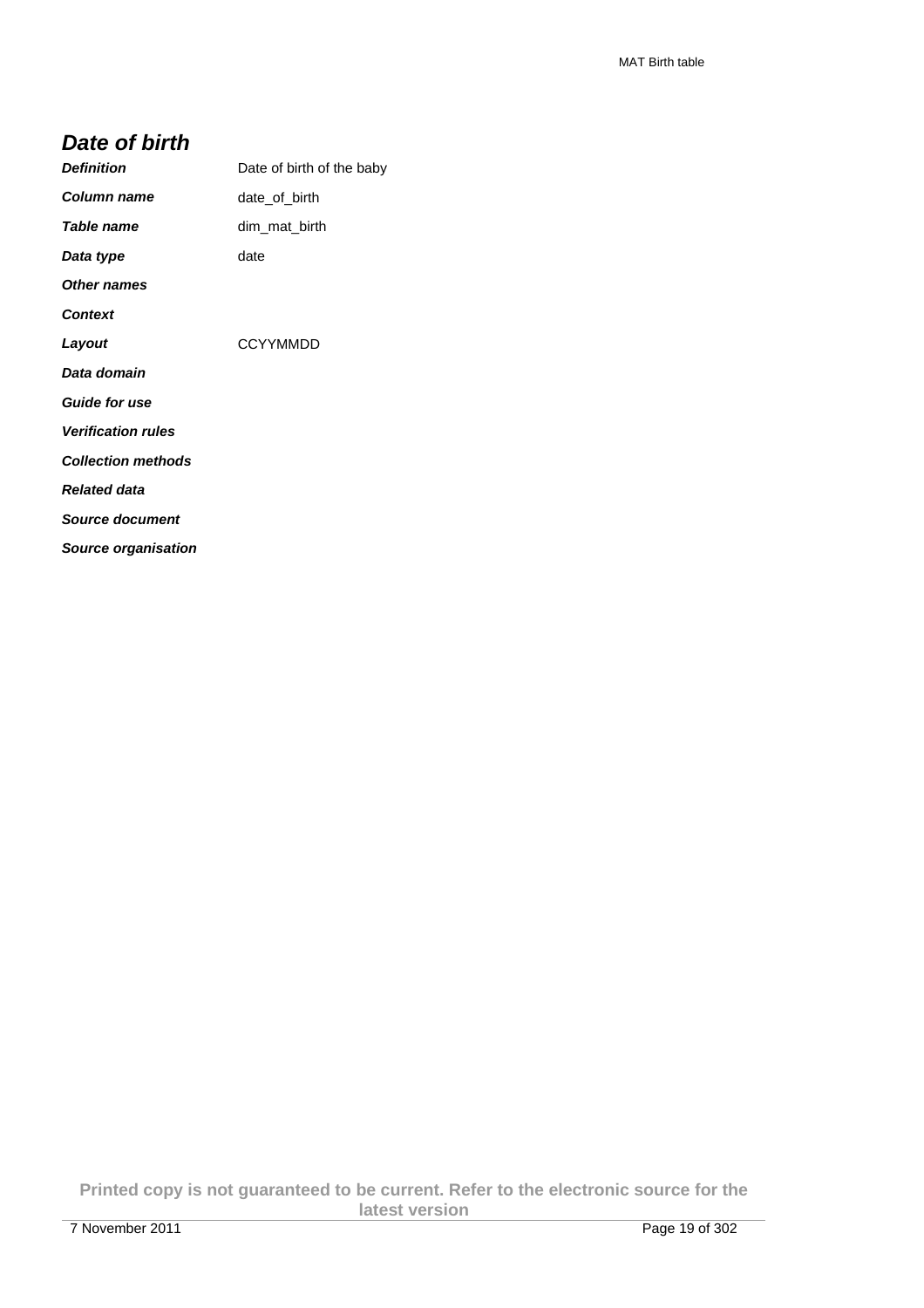## *Date of birth*

| | |
|---|---|
| ***Definition*** | Date of birth of the baby |
| ***Column name*** | date_of_birth |
| ***Table name*** | dim_mat_birth |
| ***Data type*** | date |
| ***Other names*** | |
| ***Context*** | |
| ***Layout*** | CCYYMMDD |
| ***Data domain*** | |
| ***Guide for use*** | |
| ***Verification rules*** | |
| ***Collection methods*** | |
| ***Related data*** | |
| ***Source document*** | |
| ***Source organisation*** | |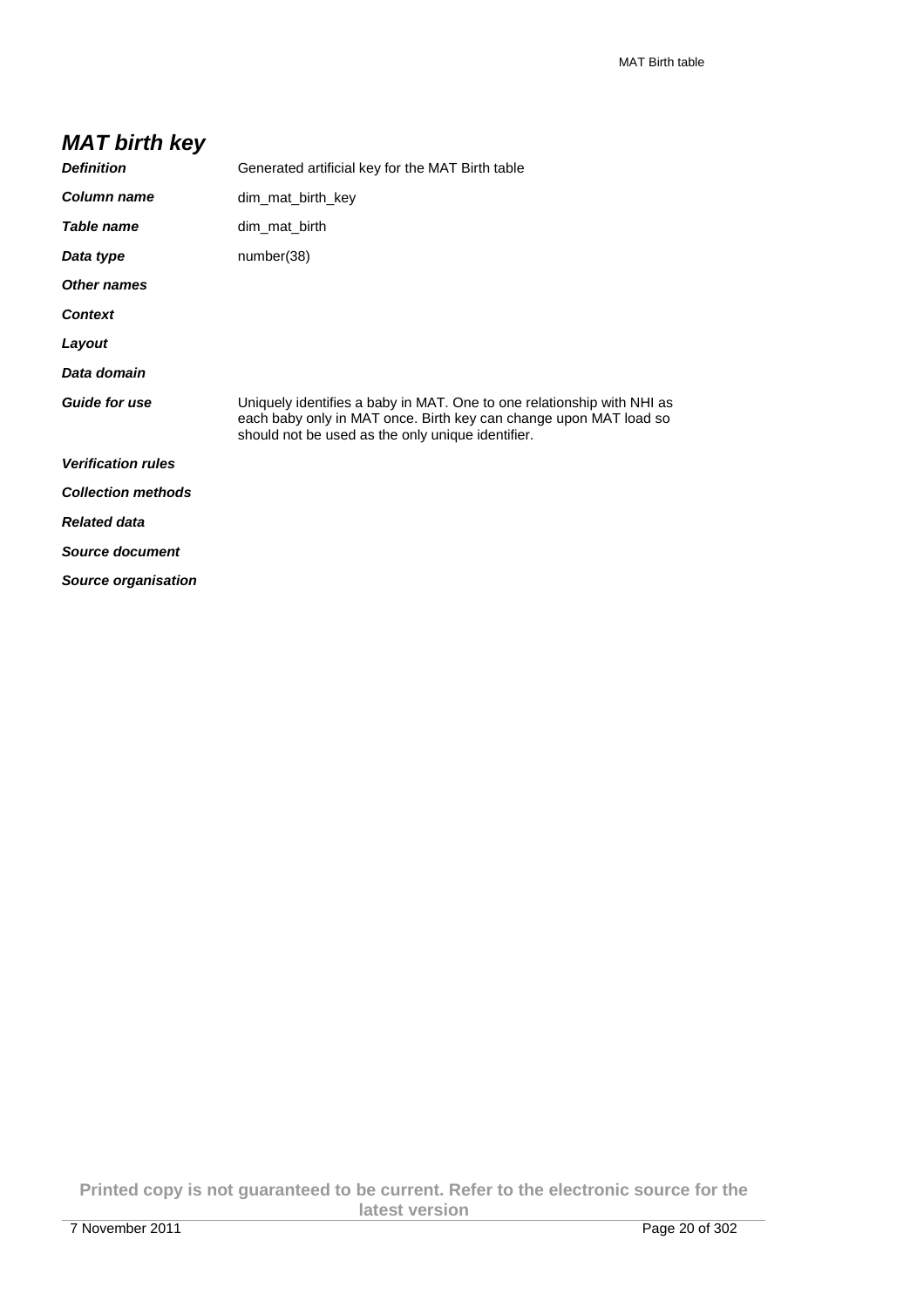## MAT birth key

| | |
|---|---|
| ***Definition*** | Generated artificial key for the MAT Birth table |
| ***Column name*** | dim_mat_birth_key |
| ***Table name*** | dim_mat_birth |
| ***Data type*** | number(38) |
| ***Other names*** | |
| ***Context*** | |
| ***Layout*** | |
| ***Data domain*** | |
| ***Guide for use*** | Uniquely identifies a baby in MAT. One to one relationship with NHI as each baby only in MAT once. Birth key can change upon MAT load so should not be used as the only unique identifier. |
| ***Verification rules*** | |
| ***Collection methods*** | |
| ***Related data*** | |
| ***Source document*** | |
| ***Source organisation*** | |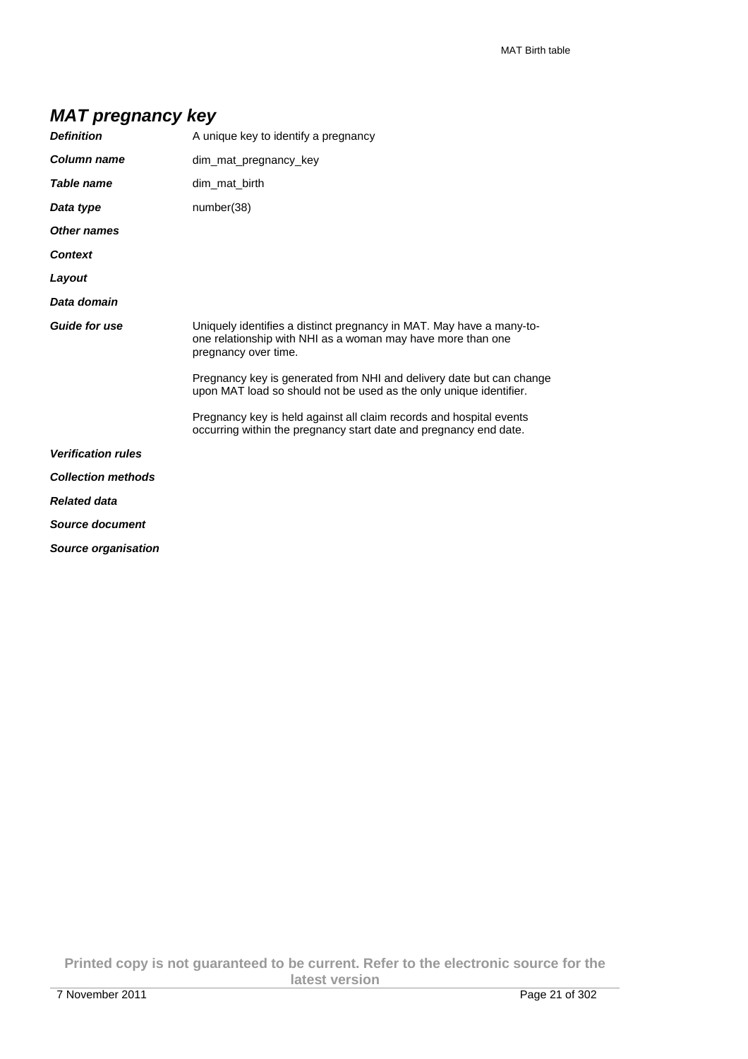## MAT pregnancy key

| | |
|---|---|
| ***Definition*** | A unique key to identify a pregnancy |
| ***Column name*** | dim_mat_pregnancy_key |
| ***Table name*** | dim_mat_birth |
| ***Data type*** | number(38) |
| ***Other names*** | |
| ***Context*** | |
| ***Layout*** | |
| ***Data domain*** | |
| ***Guide for use*** | Uniquely identifies a distinct pregnancy in MAT. May have a many-to-one relationship with NHI as a woman may have more than one pregnancy over time.<br><br>Pregnancy key is generated from NHI and delivery date but can change upon MAT load so should not be used as the only unique identifier.<br><br>Pregnancy key is held against all claim records and hospital events occurring within the pregnancy start date and pregnancy end date. |
| ***Verification rules*** | |
| ***Collection methods*** | |
| ***Related data*** | |
| ***Source document*** | |
| ***Source organisation*** | |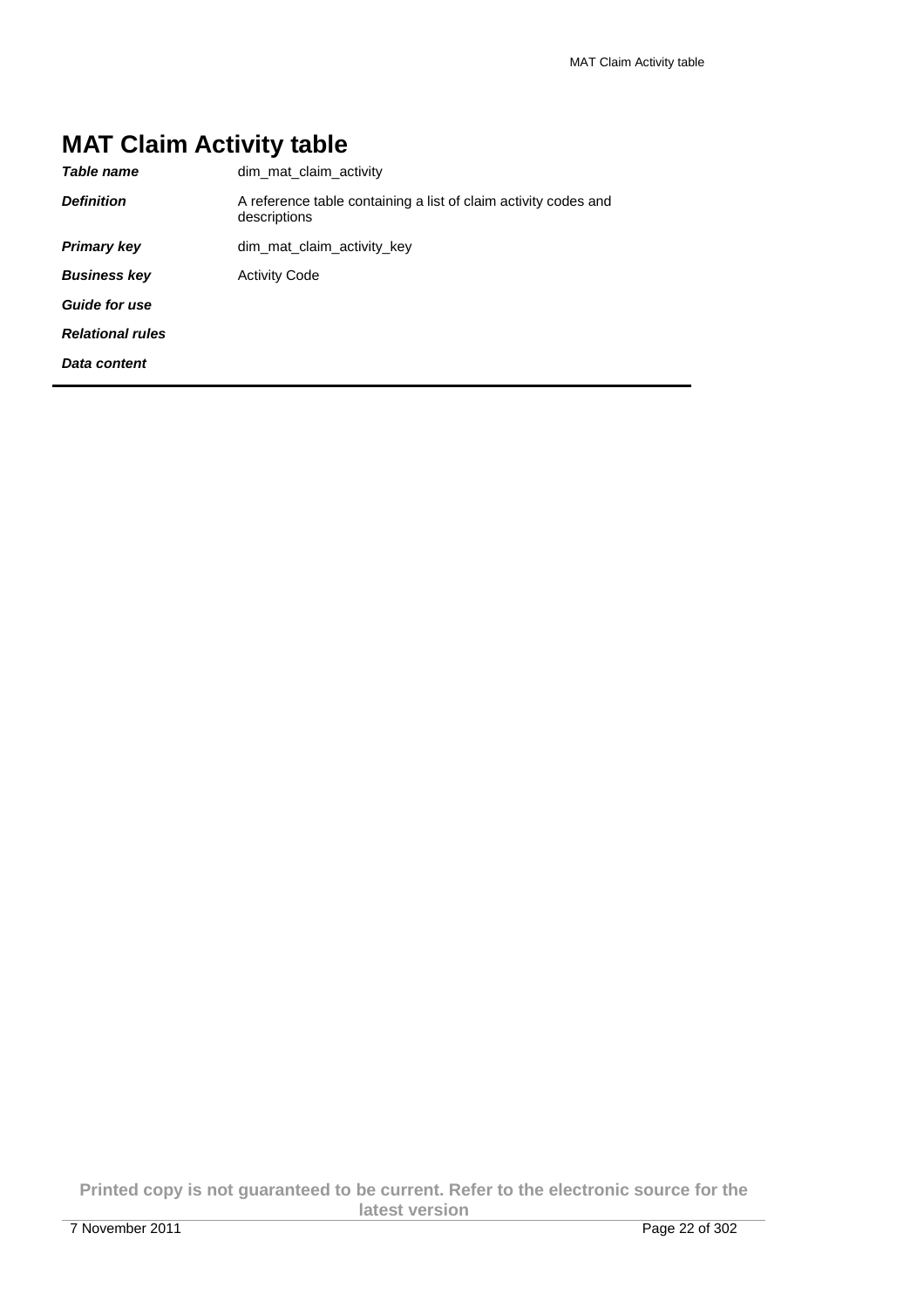# MAT Claim Activity table

| | |
|---|---|
| ***Table name*** | dim_mat_claim_activity |
| ***Definition*** | A reference table containing a list of claim activity codes and descriptions |
| ***Primary key*** | dim_mat_claim_activity_key |
| ***Business key*** | Activity Code |
| ***Guide for use*** | |
| ***Relational rules*** | |
| ***Data content*** | |

**Printed copy is not guaranteed to be current. Refer to the electronic source for the latest version**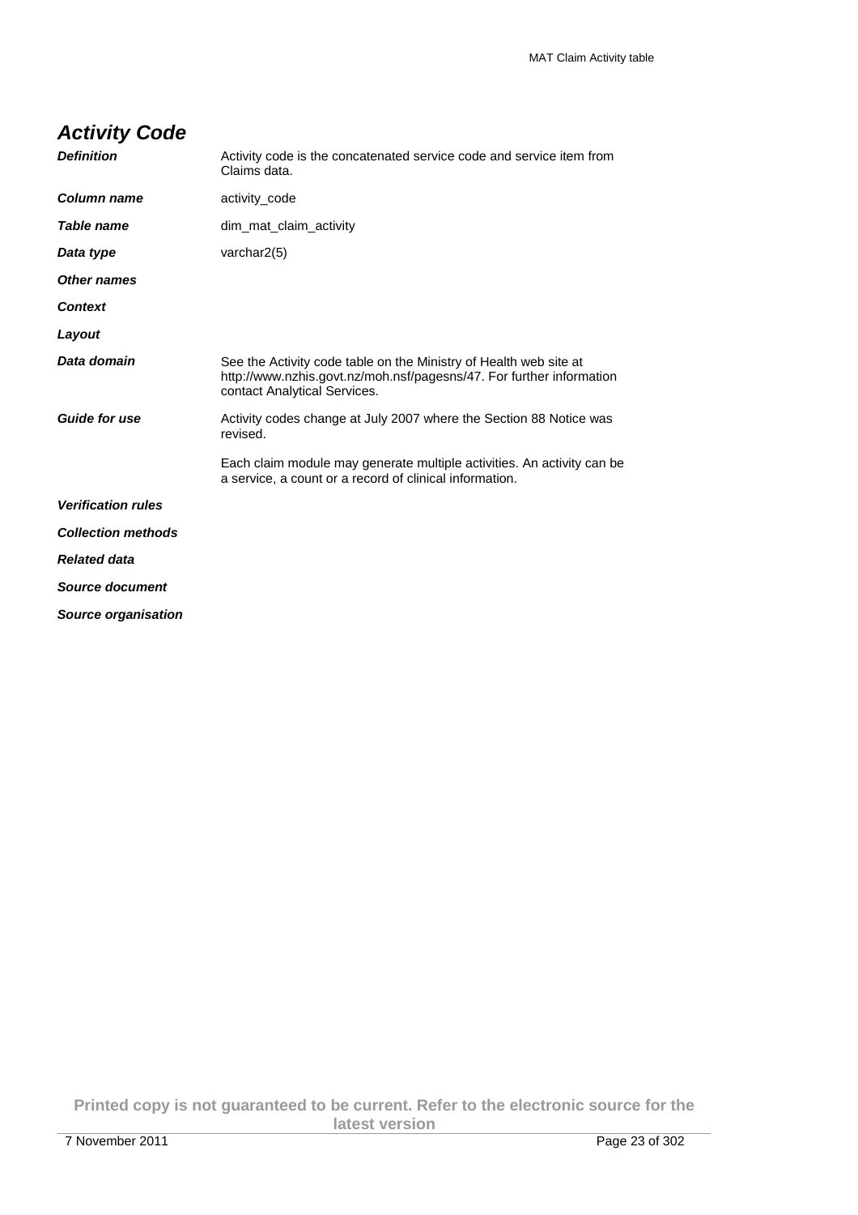## *Activity Code*

| | |
|---|---|
| ***Definition*** | Activity code is the concatenated service code and service item from Claims data. |
| ***Column name*** | activity_code |
| ***Table name*** | dim_mat_claim_activity |
| ***Data type*** | varchar2(5) |
| ***Other names*** | |
| ***Context*** | |
| ***Layout*** | |
| ***Data domain*** | See the Activity code table on the Ministry of Health web site at http://www.nzhis.govt.nz/moh.nsf/pagesns/47. For further information contact Analytical Services. |
| ***Guide for use*** | Activity codes change at July 2007 where the Section 88 Notice was revised.<br><br>Each claim module may generate multiple activities. An activity can be a service, a count or a record of clinical information. |
| ***Verification rules*** | |
| ***Collection methods*** | |
| ***Related data*** | |
| ***Source document*** | |
| ***Source organisation*** | |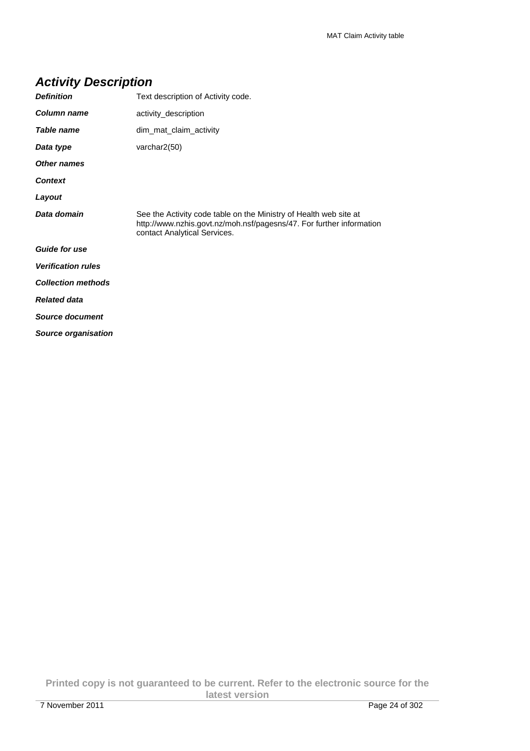## *Activity Description*

| | |
|---|---|
| ***Definition*** | Text description of Activity code. |
| ***Column name*** | activity_description |
| ***Table name*** | dim_mat_claim_activity |
| ***Data type*** | varchar2(50) |
| ***Other names*** | |
| ***Context*** | |
| ***Layout*** | |
| ***Data domain*** | See the Activity code table on the Ministry of Health web site at http://www.nzhis.govt.nz/moh.nsf/pagesns/47. For further information contact Analytical Services. |
| ***Guide for use*** | |
| ***Verification rules*** | |
| ***Collection methods*** | |
| ***Related data*** | |
| ***Source document*** | |
| ***Source organisation*** | |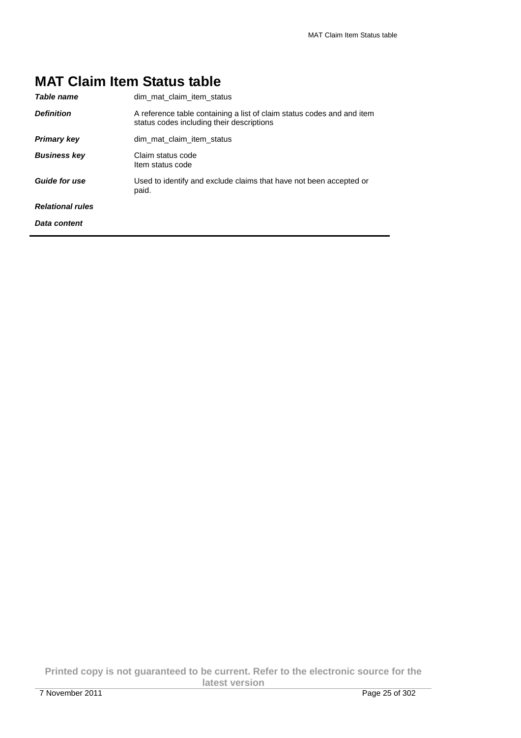# MAT Claim Item Status table

| | |
|---|---|
| ***Table name*** | dim_mat_claim_item_status |
| ***Definition*** | A reference table containing a list of claim status codes and and item status codes including their descriptions |
| ***Primary key*** | dim_mat_claim_item_status |
| ***Business key*** | Claim status code<br>Item status code |
| ***Guide for use*** | Used to identify and exclude claims that have not been accepted or paid. |
| ***Relational rules*** | |
| ***Data content*** | |

**Printed copy is not guaranteed to be current. Refer to the electronic source for the latest version**

7 November 2011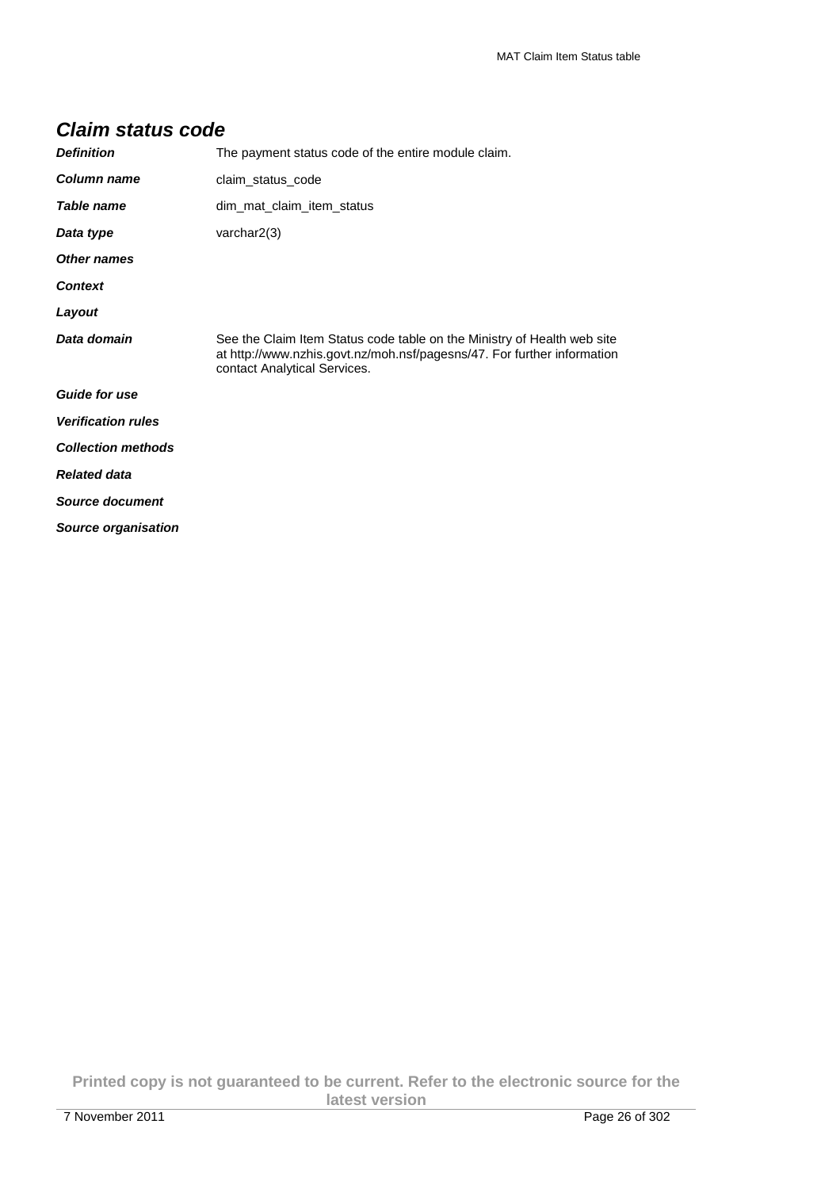## Claim status code

| | |
|---|---|
| ***Definition*** | The payment status code of the entire module claim. |
| ***Column name*** | claim_status_code |
| ***Table name*** | dim_mat_claim_item_status |
| ***Data type*** | varchar2(3) |
| ***Other names*** | |
| ***Context*** | |
| ***Layout*** | |
| ***Data domain*** | See the Claim Item Status code table on the Ministry of Health web site at http://www.nzhis.govt.nz/moh.nsf/pagesns/47. For further information contact Analytical Services. |
| ***Guide for use*** | |
| ***Verification rules*** | |
| ***Collection methods*** | |
| ***Related data*** | |
| ***Source document*** | |
| ***Source organisation*** | |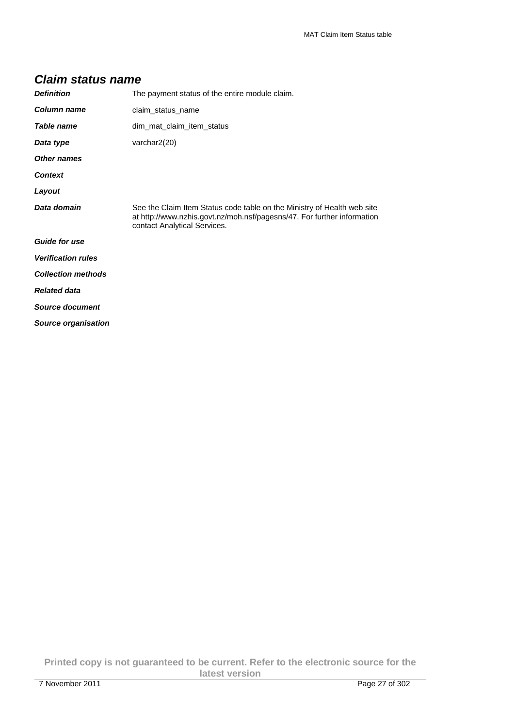## *Claim status name*

| | |
|---|---|
| ***Definition*** | The payment status of the entire module claim. |
| ***Column name*** | claim_status_name |
| ***Table name*** | dim_mat_claim_item_status |
| ***Data type*** | varchar2(20) |
| ***Other names*** | |
| ***Context*** | |
| ***Layout*** | |
| ***Data domain*** | See the Claim Item Status code table on the Ministry of Health web site at http://www.nzhis.govt.nz/moh.nsf/pagesns/47. For further information contact Analytical Services. |
| ***Guide for use*** | |
| ***Verification rules*** | |
| ***Collection methods*** | |
| ***Related data*** | |
| ***Source document*** | |
| ***Source organisation*** | |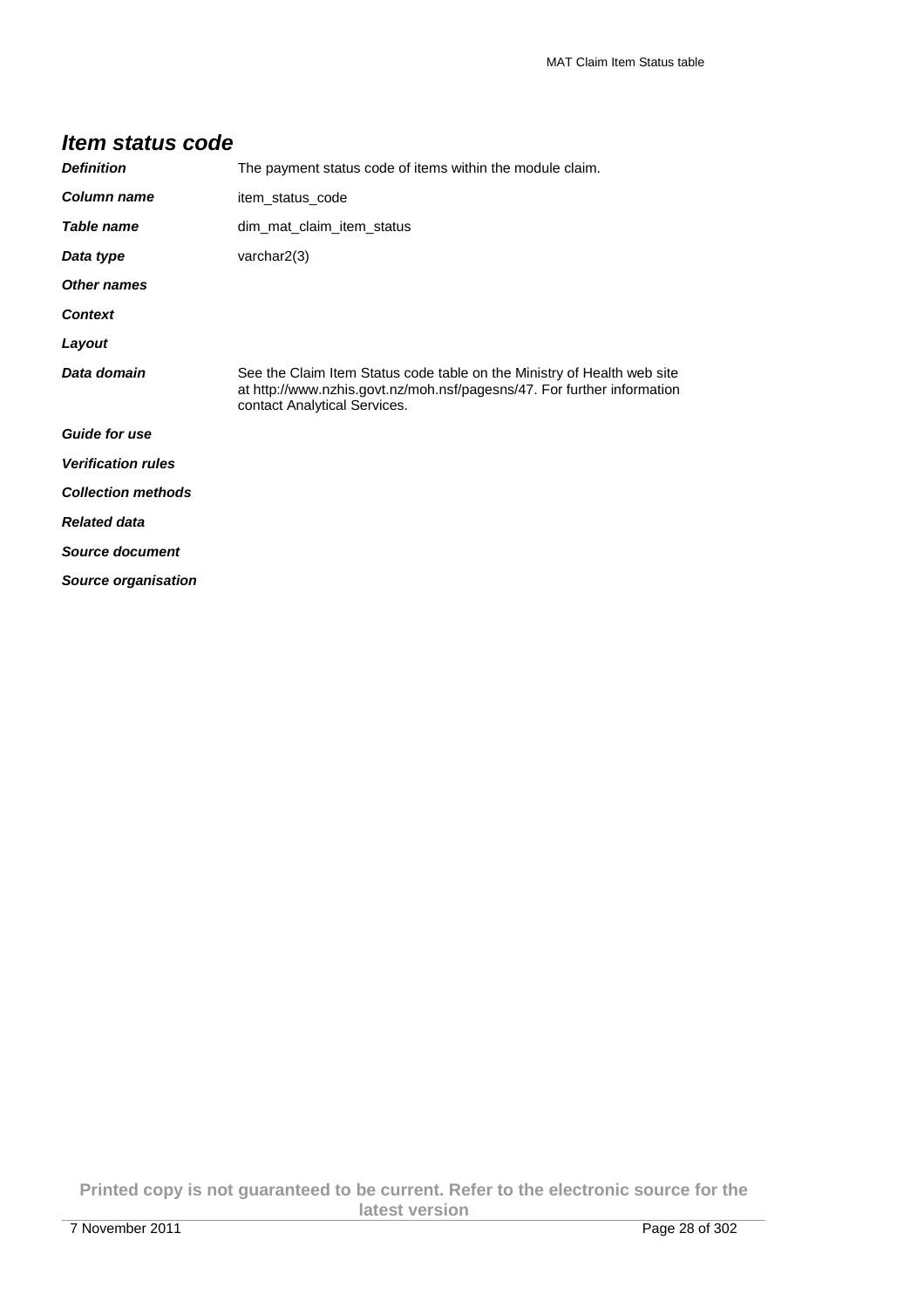## Item status code

| | |
|---|---|
| ***Definition*** | The payment status code of items within the module claim. |
| ***Column name*** | item_status_code |
| ***Table name*** | dim_mat_claim_item_status |
| ***Data type*** | varchar2(3) |
| ***Other names*** | |
| ***Context*** | |
| ***Layout*** | |
| ***Data domain*** | See the Claim Item Status code table on the Ministry of Health web site at http://www.nzhis.govt.nz/moh.nsf/pagesns/47. For further information contact Analytical Services. |
| ***Guide for use*** | |
| ***Verification rules*** | |
| ***Collection methods*** | |
| ***Related data*** | |
| ***Source document*** | |
| ***Source organisation*** | |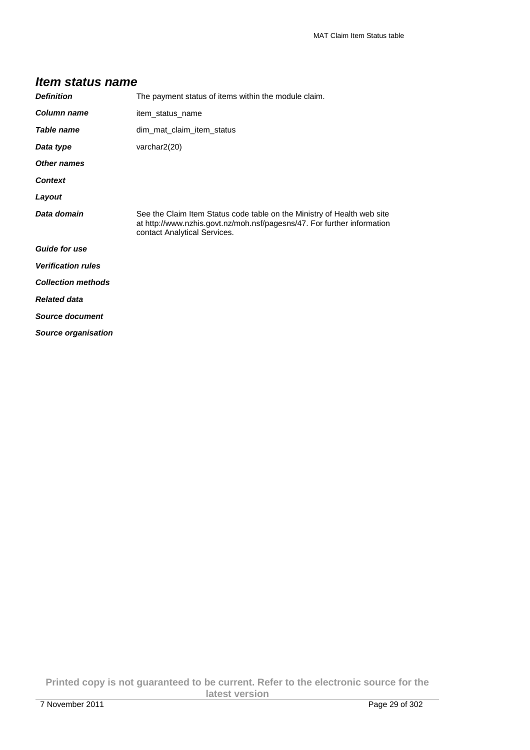## *Item status name*

| | |
|---|---|
| ***Definition*** | The payment status of items within the module claim. |
| ***Column name*** | item_status_name |
| ***Table name*** | dim_mat_claim_item_status |
| ***Data type*** | varchar2(20) |
| ***Other names*** | |
| ***Context*** | |
| ***Layout*** | |
| ***Data domain*** | See the Claim Item Status code table on the Ministry of Health web site at http://www.nzhis.govt.nz/moh.nsf/pagesns/47. For further information contact Analytical Services. |
| ***Guide for use*** | |
| ***Verification rules*** | |
| ***Collection methods*** | |
| ***Related data*** | |
| ***Source document*** | |
| ***Source organisation*** | |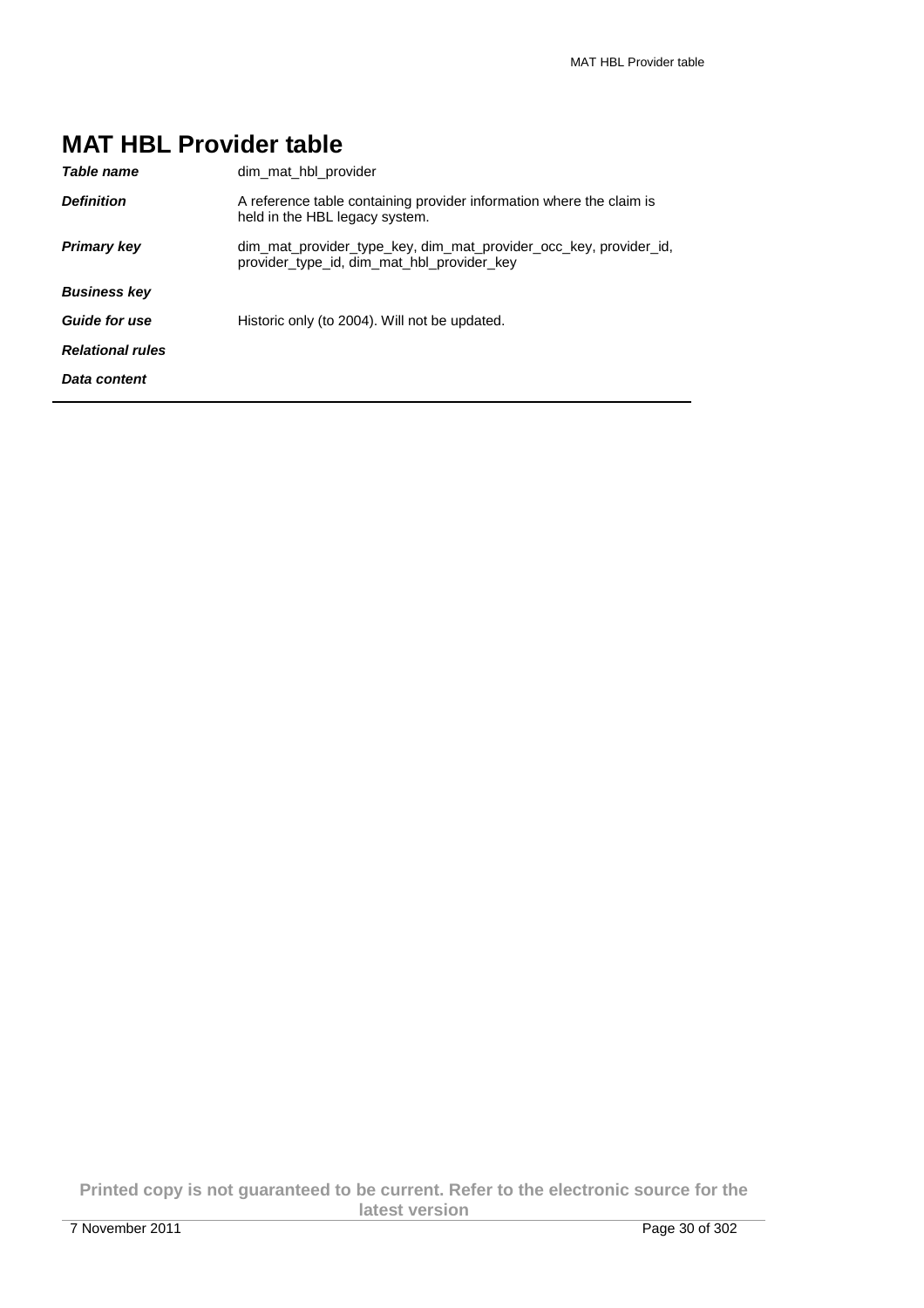# MAT HBL Provider table

| | |
|---|---|
| ***Table name*** | dim_mat_hbl_provider |
| ***Definition*** | A reference table containing provider information where the claim is held in the HBL legacy system. |
| ***Primary key*** | dim_mat_provider_type_key, dim_mat_provider_occ_key, provider_id, provider_type_id, dim_mat_hbl_provider_key |
| ***Business key*** | |
| ***Guide for use*** | Historic only (to 2004). Will not be updated. |
| ***Relational rules*** | |
| ***Data content*** | |

**Printed copy is not guaranteed to be current. Refer to the electronic source for the latest version**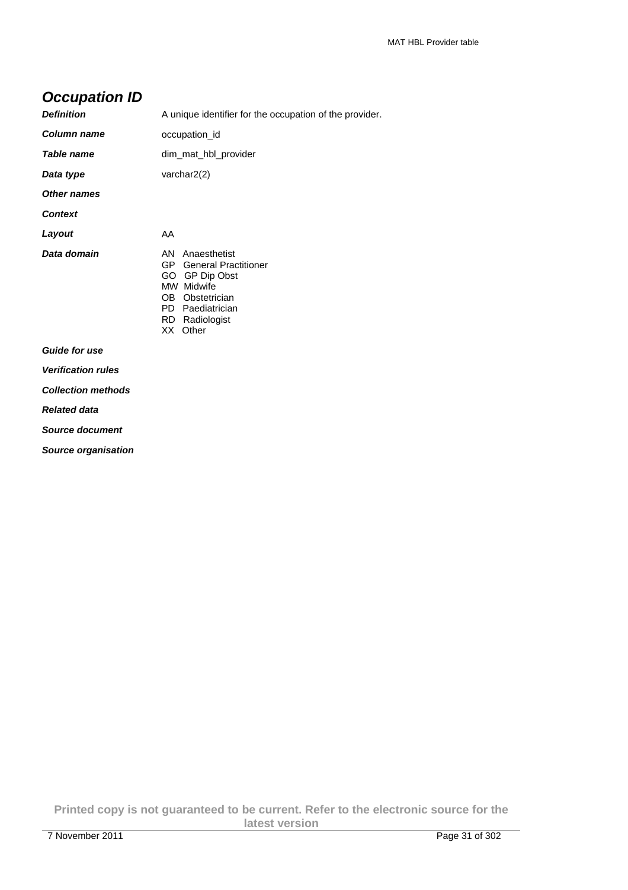## *Occupation ID*

| | |
|---|---|
| ***Definition*** | A unique identifier for the occupation of the provider. |
| ***Column name*** | occupation_id |
| ***Table name*** | dim_mat_hbl_provider |
| ***Data type*** | varchar2(2) |
| ***Other names*** | |
| ***Context*** | |
| ***Layout*** | AA |
| ***Data domain*** | AN Anaesthetist<br>GP General Practitioner<br>GO GP Dip Obst<br>MW Midwife<br>OB Obstetrician<br>PD Paediatrician<br>RD Radiologist<br>XX Other |
| ***Guide for use*** | |
| ***Verification rules*** | |
| ***Collection methods*** | |
| ***Related data*** | |
| ***Source document*** | |
| ***Source organisation*** | |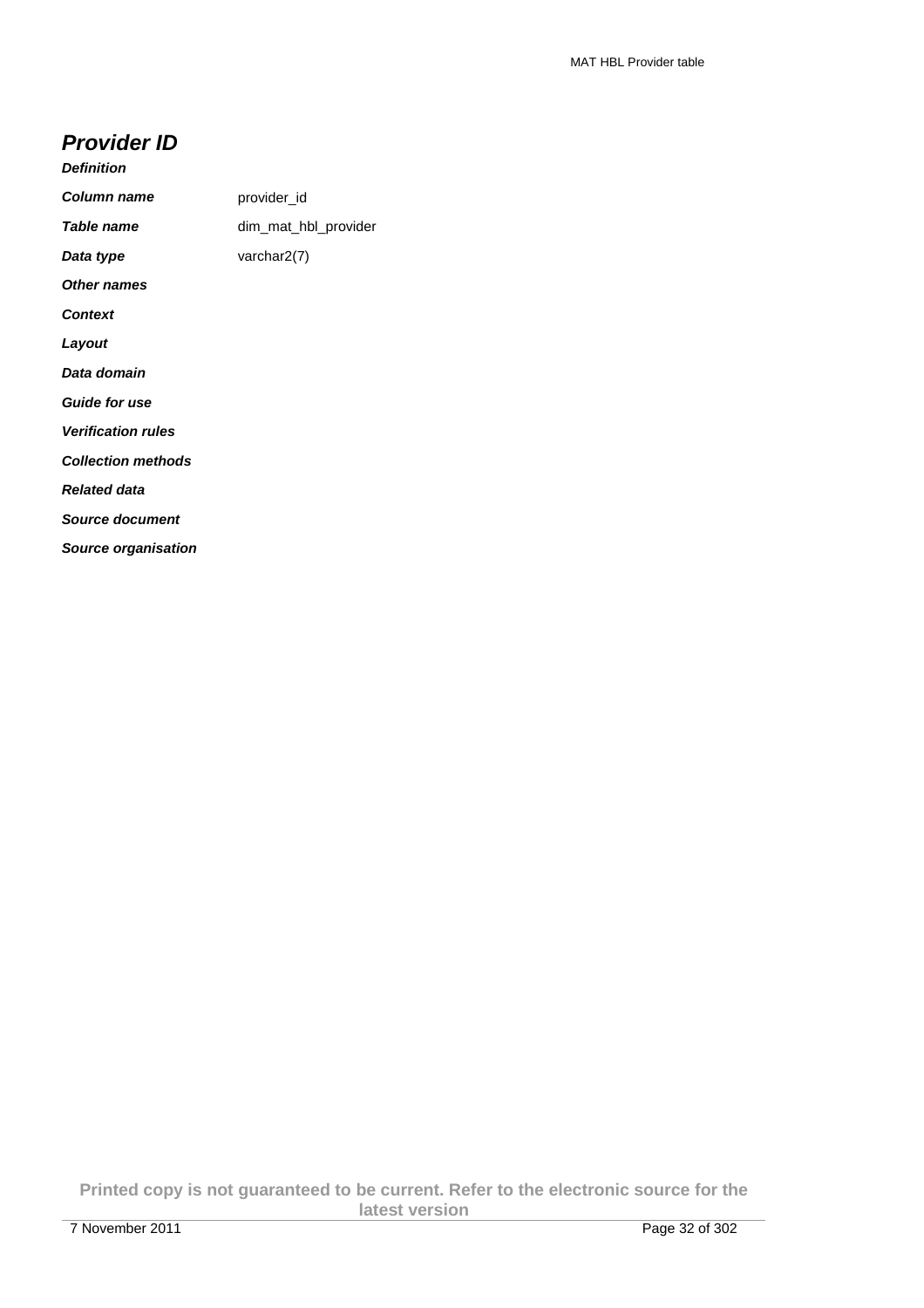## *Provider ID*

***Definition***

| | |
|---|---|
| ***Column name*** | provider_id |
| ***Table name*** | dim_mat_hbl_provider |
| ***Data type*** | varchar2(7) |
| ***Other names*** | |
| ***Context*** | |
| ***Layout*** | |
| ***Data domain*** | |
| ***Guide for use*** | |
| ***Verification rules*** | |
| ***Collection methods*** | |
| ***Related data*** | |
| ***Source document*** | |
| ***Source organisation*** | |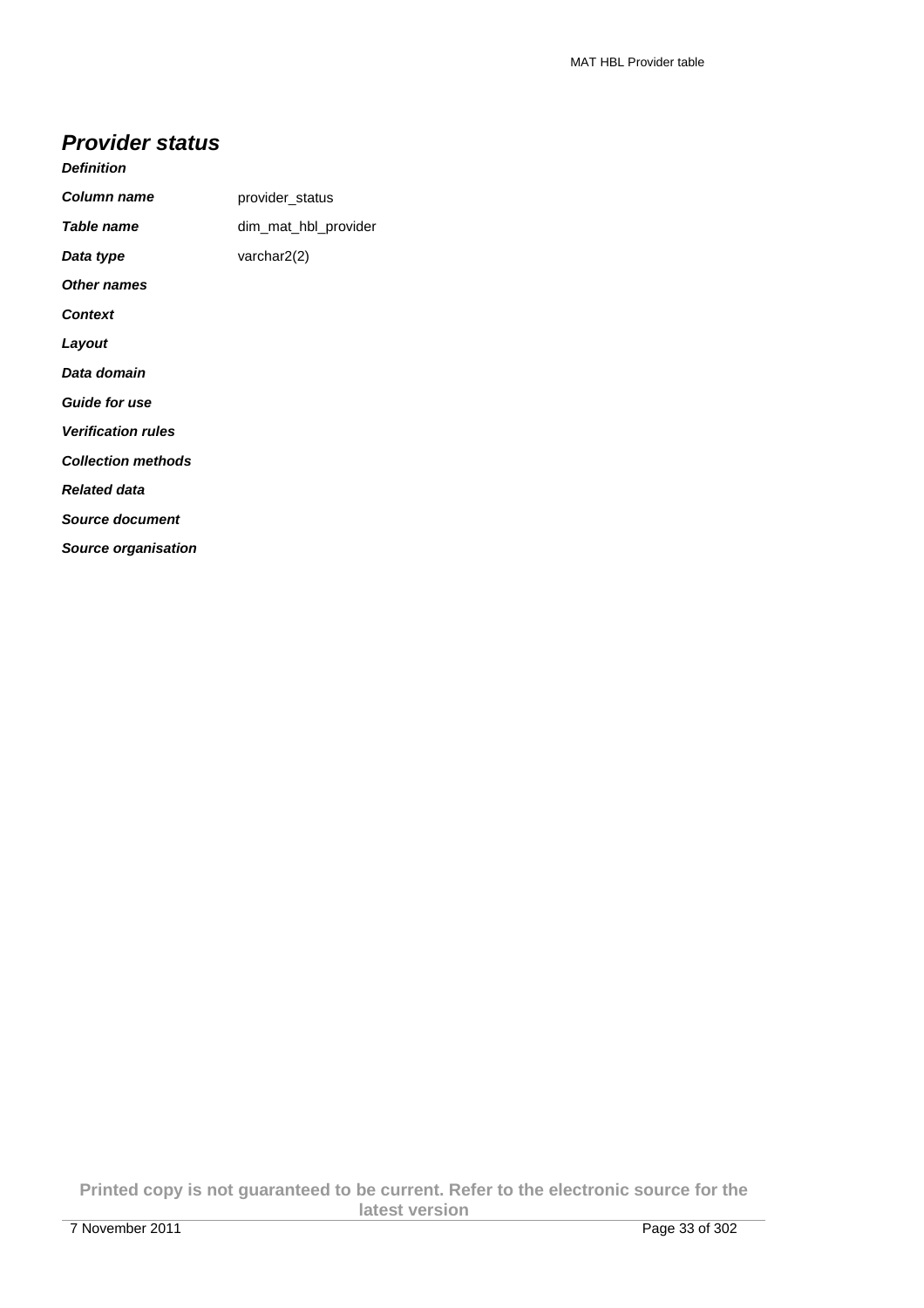## Provider status

***Definition***

| | |
|---|---|
| ***Column name*** | provider_status |
| ***Table name*** | dim_mat_hbl_provider |
| ***Data type*** | varchar2(2) |
| ***Other names*** | |
| ***Context*** | |
| ***Layout*** | |
| ***Data domain*** | |
| ***Guide for use*** | |
| ***Verification rules*** | |
| ***Collection methods*** | |
| ***Related data*** | |
| ***Source document*** | |
| ***Source organisation*** | |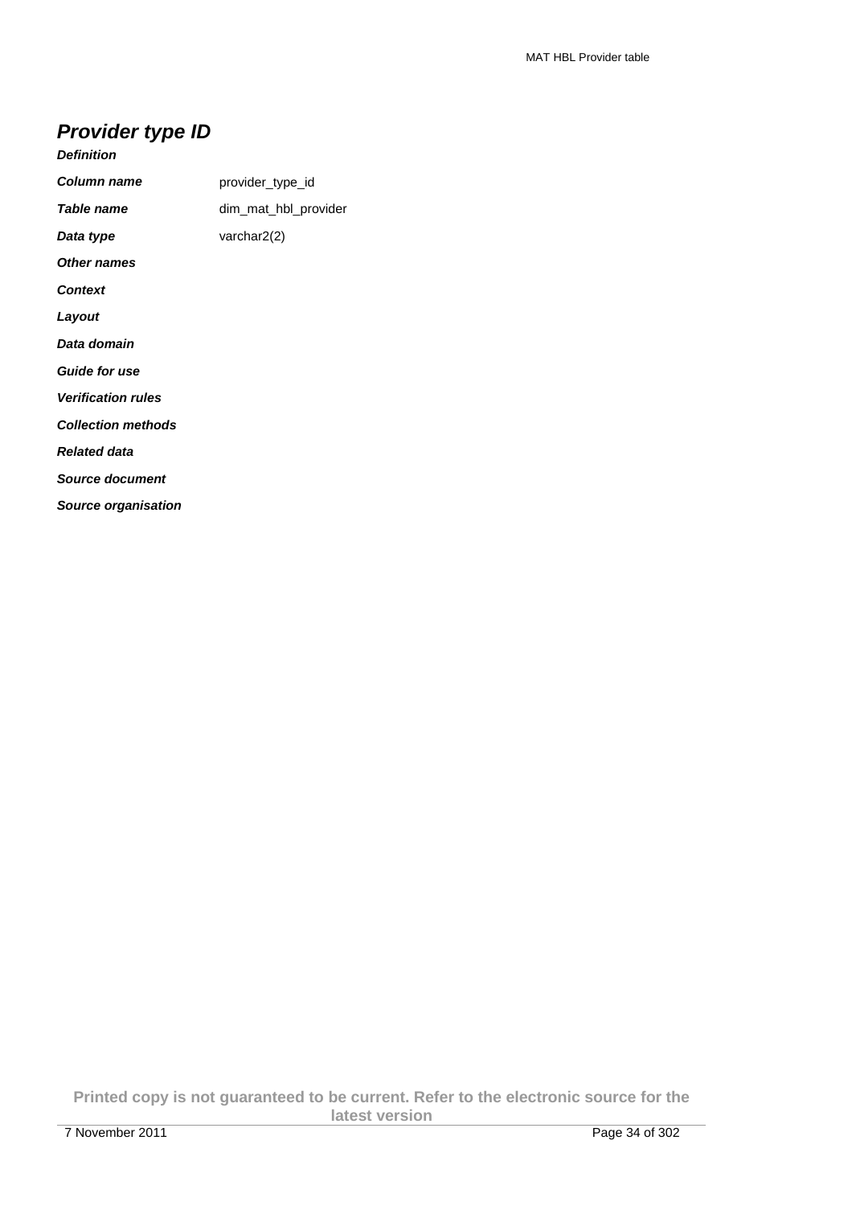## *Provider type ID*

| | |
|---|---|
| ***Definition*** | |
| ***Column name*** | provider_type_id |
| ***Table name*** | dim_mat_hbl_provider |
| ***Data type*** | varchar2(2) |
| ***Other names*** | |
| ***Context*** | |
| ***Layout*** | |
| ***Data domain*** | |
| ***Guide for use*** | |
| ***Verification rules*** | |
| ***Collection methods*** | |
| ***Related data*** | |
| ***Source document*** | |
| ***Source organisation*** | |

**Printed copy is not guaranteed to be current. Refer to the electronic source for the latest version**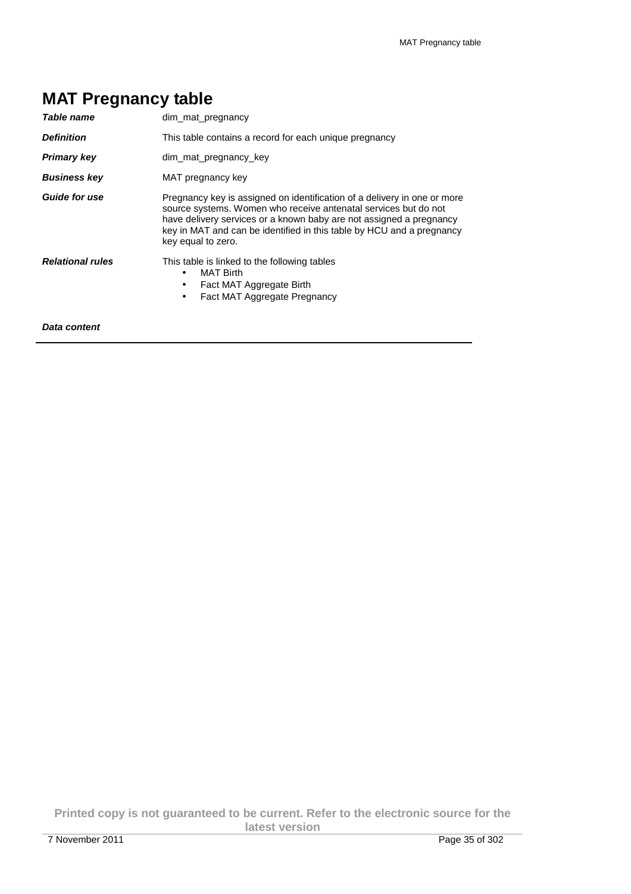# MAT Pregnancy table

| | |
|---|---|
| ***Table name*** | dim_mat_pregnancy |
| ***Definition*** | This table contains a record for each unique pregnancy |
| ***Primary key*** | dim_mat_pregnancy_key |
| ***Business key*** | MAT pregnancy key |
| ***Guide for use*** | Pregnancy key is assigned on identification of a delivery in one or more source systems. Women who receive antenatal services but do not have delivery services or a known baby are not assigned a pregnancy key in MAT and can be identified in this table by HCU and a pregnancy key equal to zero. |
| ***Relational rules*** | This table is linked to the following tables<br>• MAT Birth<br>• Fact MAT Aggregate Birth<br>• Fact MAT Aggregate Pregnancy |

***Data content***

---

**Printed copy is not guaranteed to be current. Refer to the electronic source for the latest version**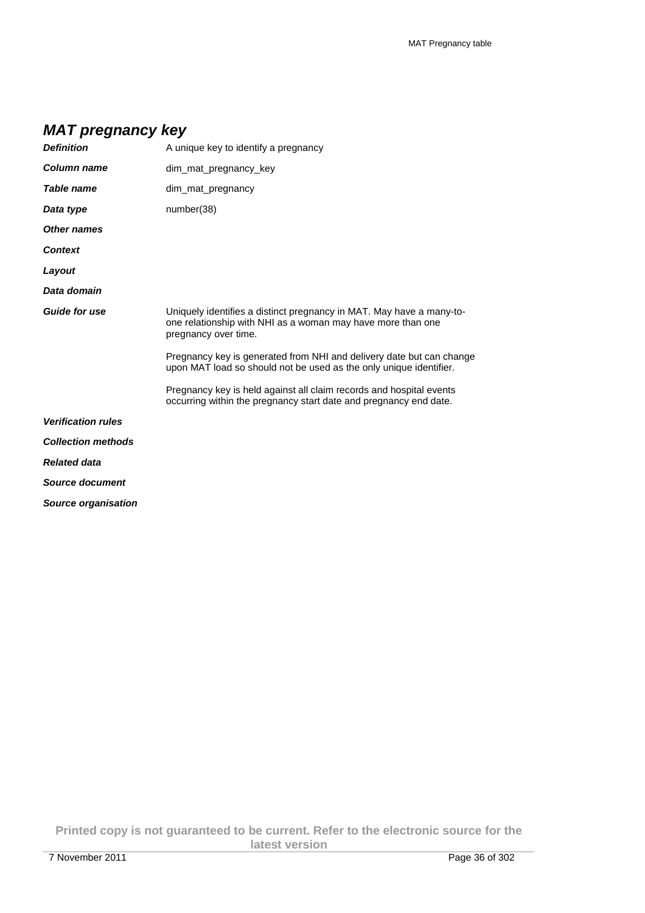## MAT pregnancy key

| | |
|---|---|
| ***Definition*** | A unique key to identify a pregnancy |
| ***Column name*** | dim_mat_pregnancy_key |
| ***Table name*** | dim_mat_pregnancy |
| ***Data type*** | number(38) |
| ***Other names*** | |
| ***Context*** | |
| ***Layout*** | |
| ***Data domain*** | |
| ***Guide for use*** | Uniquely identifies a distinct pregnancy in MAT. May have a many-to-one relationship with NHI as a woman may have more than one pregnancy over time.<br><br>Pregnancy key is generated from NHI and delivery date but can change upon MAT load so should not be used as the only unique identifier.<br><br>Pregnancy key is held against all claim records and hospital events occurring within the pregnancy start date and pregnancy end date. |
| ***Verification rules*** | |
| ***Collection methods*** | |
| ***Related data*** | |
| ***Source document*** | |
| ***Source organisation*** | |

**Printed copy is not guaranteed to be current. Refer to the electronic source for the latest version**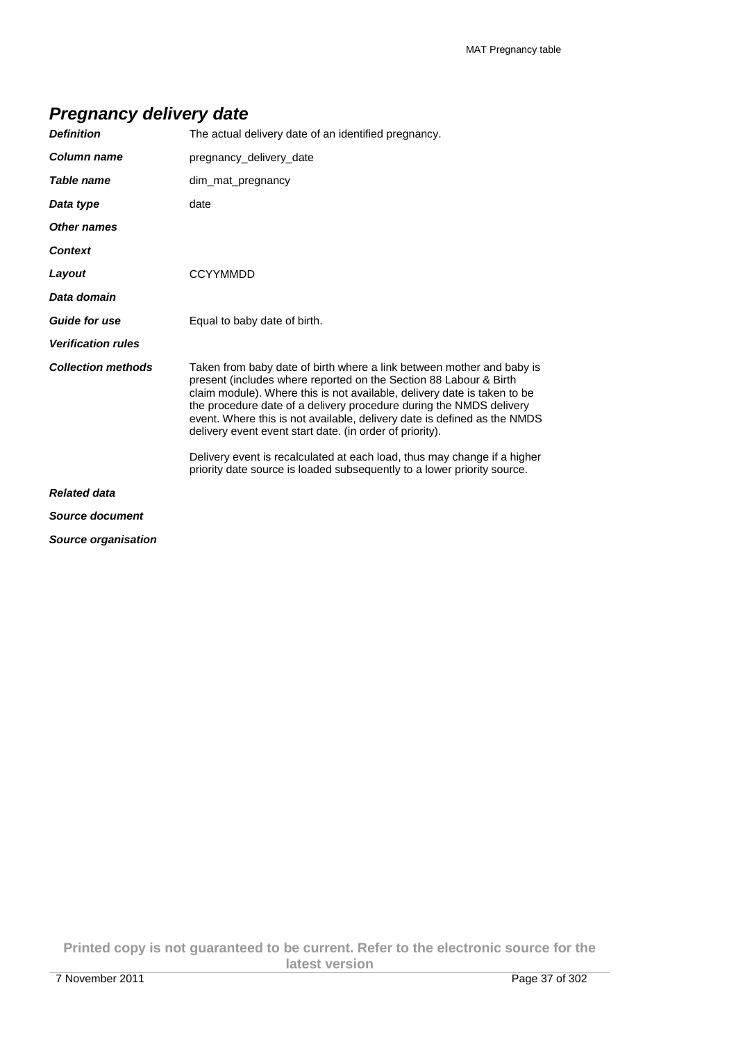## *Pregnancy delivery date*

| | |
|---|---|
| ***Definition*** | The actual delivery date of an identified pregnancy. |
| ***Column name*** | pregnancy_delivery_date |
| ***Table name*** | dim_mat_pregnancy |
| ***Data type*** | date |
| ***Other names*** | |
| ***Context*** | |
| ***Layout*** | CCYYMMDD |
| ***Data domain*** | |
| ***Guide for use*** | Equal to baby date of birth. |
| ***Verification rules*** | |
| ***Collection methods*** | Taken from baby date of birth where a link between mother and baby is present (includes where reported on the Section 88 Labour & Birth claim module). Where this is not available, delivery date is taken to be the procedure date of a delivery procedure during the NMDS delivery event. Where this is not available, delivery date is defined as the NMDS delivery event event start date. (in order of priority).<br><br>Delivery event is recalculated at each load, thus may change if a higher priority date source is loaded subsequently to a lower priority source. |
| ***Related data*** | |
| ***Source document*** | |
| ***Source organisation*** | |

**Printed copy is not guaranteed to be current. Refer to the electronic source for the latest version**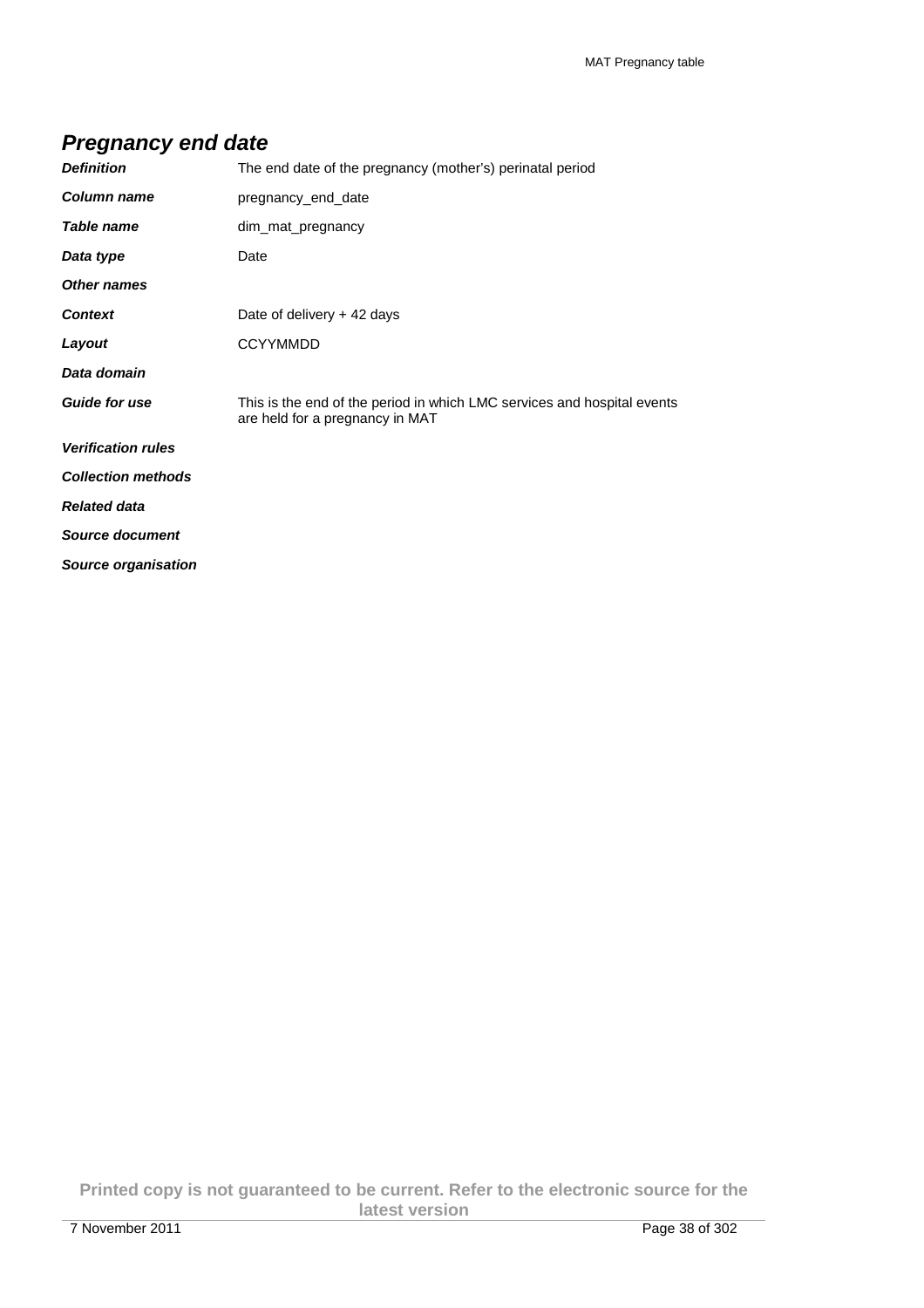## *Pregnancy end date*

| | |
|---|---|
| ***Definition*** | The end date of the pregnancy (mother's) perinatal period |
| ***Column name*** | pregnancy_end_date |
| ***Table name*** | dim_mat_pregnancy |
| ***Data type*** | Date |
| ***Other names*** | |
| ***Context*** | Date of delivery + 42 days |
| ***Layout*** | CCYYMMDD |
| ***Data domain*** | |
| ***Guide for use*** | This is the end of the period in which LMC services and hospital events are held for a pregnancy in MAT |
| ***Verification rules*** | |
| ***Collection methods*** | |
| ***Related data*** | |
| ***Source document*** | |
| ***Source organisation*** | |

**Printed copy is not guaranteed to be current. Refer to the electronic source for the latest version**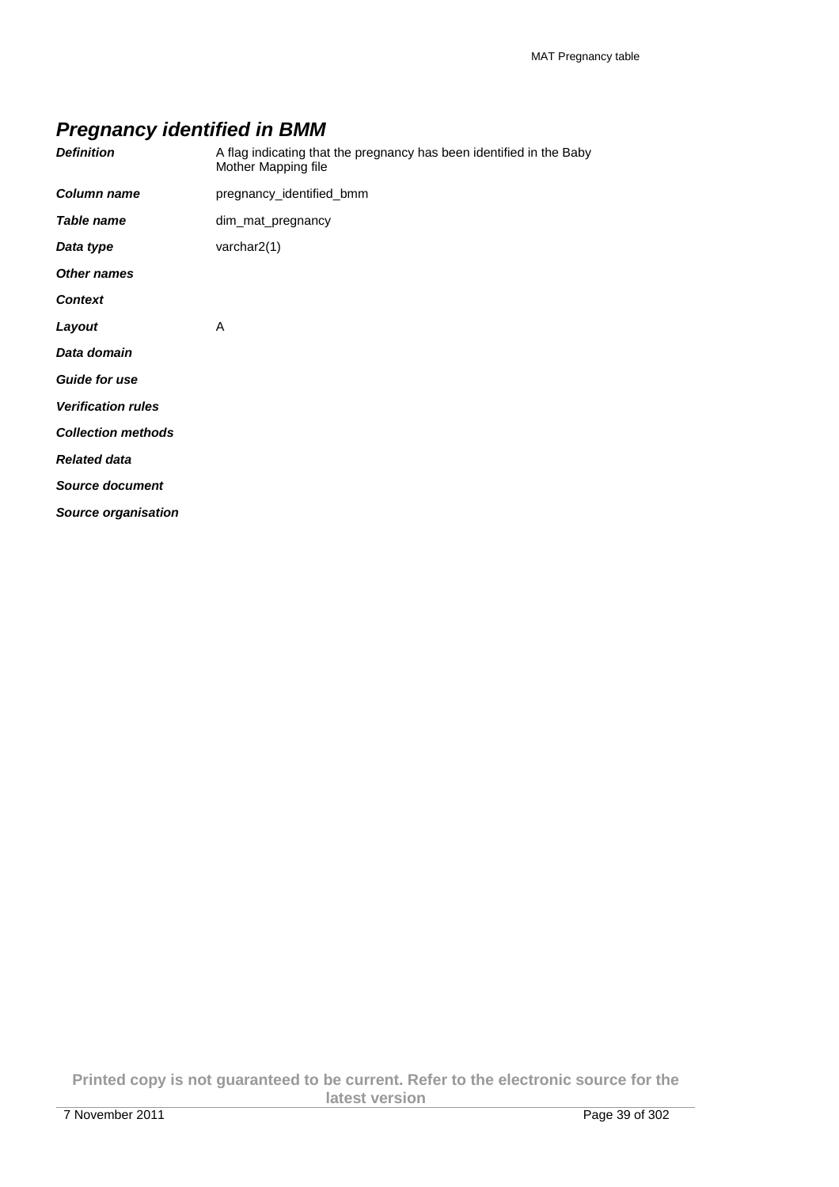## *Pregnancy identified in BMM*

| | |
|---|---|
| ***Definition*** | A flag indicating that the pregnancy has been identified in the Baby Mother Mapping file |
| ***Column name*** | pregnancy_identified_bmm |
| ***Table name*** | dim_mat_pregnancy |
| ***Data type*** | varchar2(1) |
| ***Other names*** | |
| ***Context*** | |
| ***Layout*** | A |
| ***Data domain*** | |
| ***Guide for use*** | |
| ***Verification rules*** | |
| ***Collection methods*** | |
| ***Related data*** | |
| ***Source document*** | |
| ***Source organisation*** | |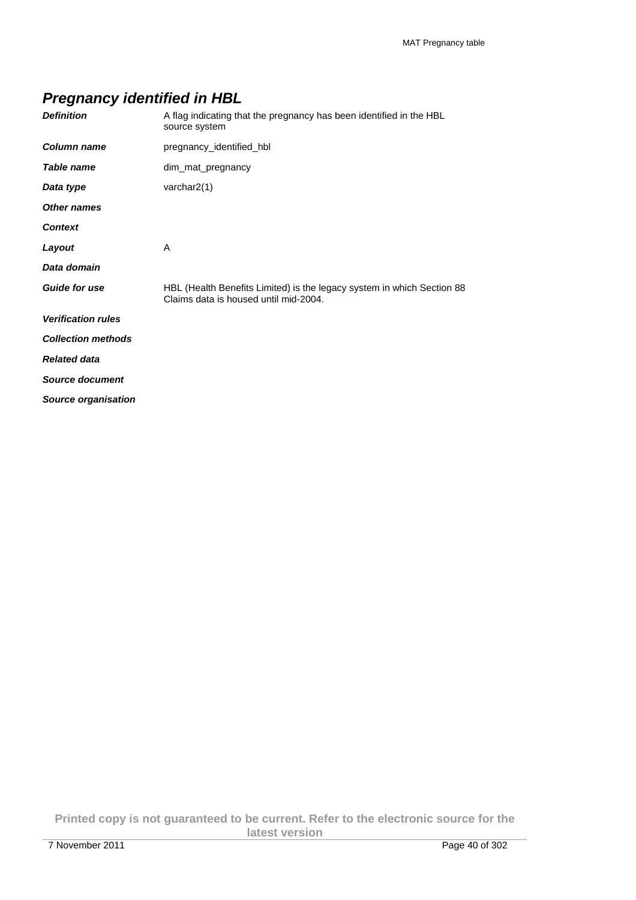## *Pregnancy identified in HBL*

| | |
|---|---|
| ***Definition*** | A flag indicating that the pregnancy has been identified in the HBL source system |
| ***Column name*** | pregnancy_identified_hbl |
| ***Table name*** | dim_mat_pregnancy |
| ***Data type*** | varchar2(1) |
| ***Other names*** | |
| ***Context*** | |
| ***Layout*** | A |
| ***Data domain*** | |
| ***Guide for use*** | HBL (Health Benefits Limited) is the legacy system in which Section 88 Claims data is housed until mid-2004. |
| ***Verification rules*** | |
| ***Collection methods*** | |
| ***Related data*** | |
| ***Source document*** | |
| ***Source organisation*** | |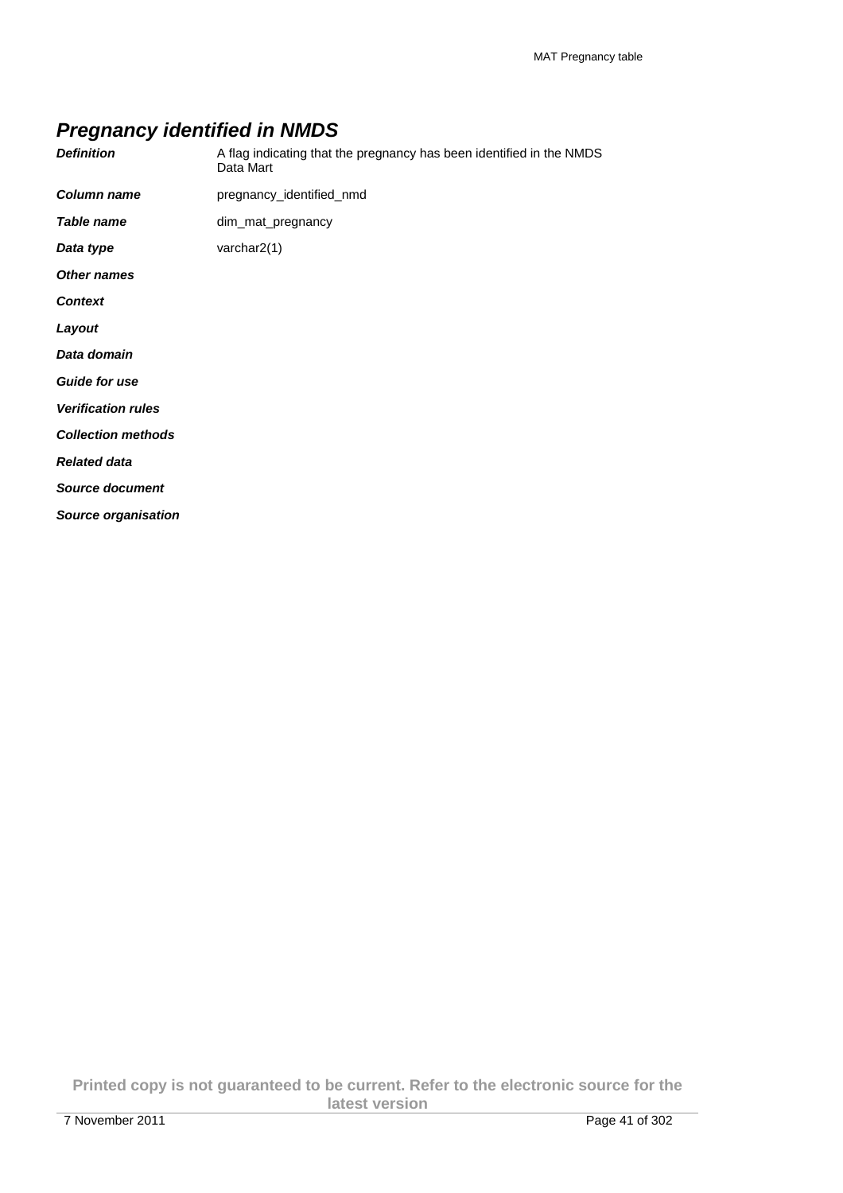## *Pregnancy identified in NMDS*

| | |
|---|---|
| ***Definition*** | A flag indicating that the pregnancy has been identified in the NMDS Data Mart |
| ***Column name*** | pregnancy_identified_nmd |
| ***Table name*** | dim_mat_pregnancy |
| ***Data type*** | varchar2(1) |
| ***Other names*** | |
| ***Context*** | |
| ***Layout*** | |
| ***Data domain*** | |
| ***Guide for use*** | |
| ***Verification rules*** | |
| ***Collection methods*** | |
| ***Related data*** | |
| ***Source document*** | |
| ***Source organisation*** | |

**Printed copy is not guaranteed to be current. Refer to the electronic source for the latest version**

7 November 2011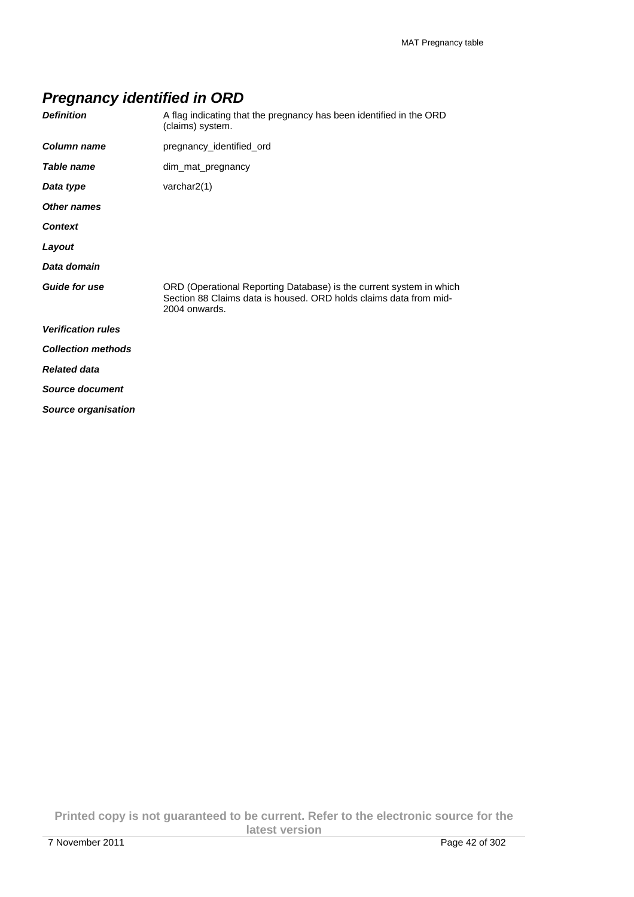## *Pregnancy identified in ORD*

| | |
|---|---|
| ***Definition*** | A flag indicating that the pregnancy has been identified in the ORD (claims) system. |
| ***Column name*** | pregnancy_identified_ord |
| ***Table name*** | dim_mat_pregnancy |
| ***Data type*** | varchar2(1) |
| ***Other names*** | |
| ***Context*** | |
| ***Layout*** | |
| ***Data domain*** | |
| ***Guide for use*** | ORD (Operational Reporting Database) is the current system in which Section 88 Claims data is housed. ORD holds claims data from mid-2004 onwards. |
| ***Verification rules*** | |
| ***Collection methods*** | |
| ***Related data*** | |
| ***Source document*** | |
| ***Source organisation*** | |

**Printed copy is not guaranteed to be current. Refer to the electronic source for the latest version**

7 November 2011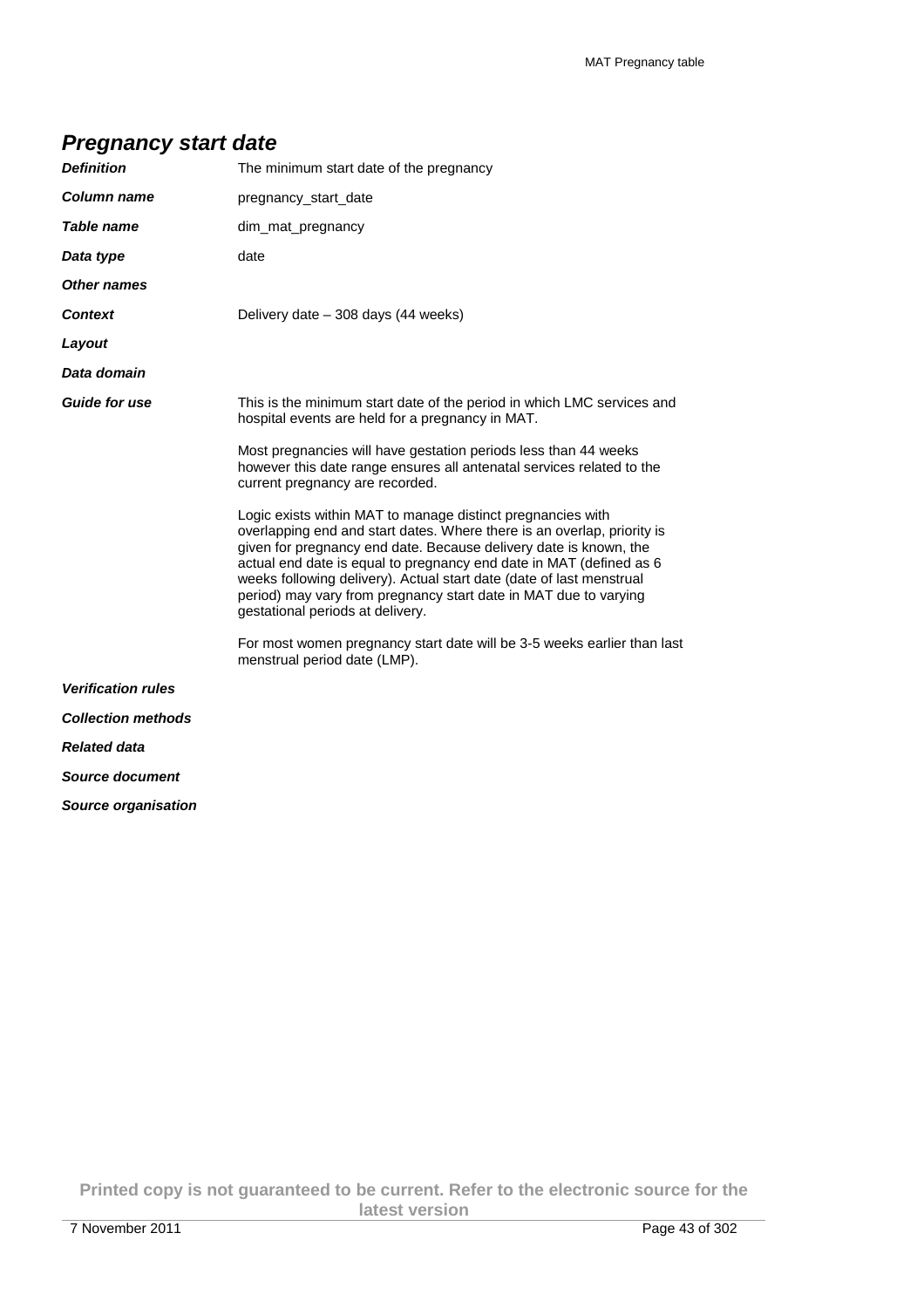## *Pregnancy start date*

| | |
|---|---|
| ***Definition*** | The minimum start date of the pregnancy |
| ***Column name*** | pregnancy_start_date |
| ***Table name*** | dim_mat_pregnancy |
| ***Data type*** | date |
| ***Other names*** | |
| ***Context*** | Delivery date – 308 days (44 weeks) |
| ***Layout*** | |
| ***Data domain*** | |
| ***Guide for use*** | This is the minimum start date of the period in which LMC services and hospital events are held for a pregnancy in MAT.<br><br>Most pregnancies will have gestation periods less than 44 weeks however this date range ensures all antenatal services related to the current pregnancy are recorded.<br><br>Logic exists within MAT to manage distinct pregnancies with overlapping end and start dates. Where there is an overlap, priority is given for pregnancy end date. Because delivery date is known, the actual end date is equal to pregnancy end date in MAT (defined as 6 weeks following delivery). Actual start date (date of last menstrual period) may vary from pregnancy start date in MAT due to varying gestational periods at delivery.<br><br>For most women pregnancy start date will be 3-5 weeks earlier than last menstrual period date (LMP). |
| ***Verification rules*** | |
| ***Collection methods*** | |
| ***Related data*** | |
| ***Source document*** | |
| ***Source organisation*** | |

**Printed copy is not guaranteed to be current. Refer to the electronic source for the latest version**

7 November 2011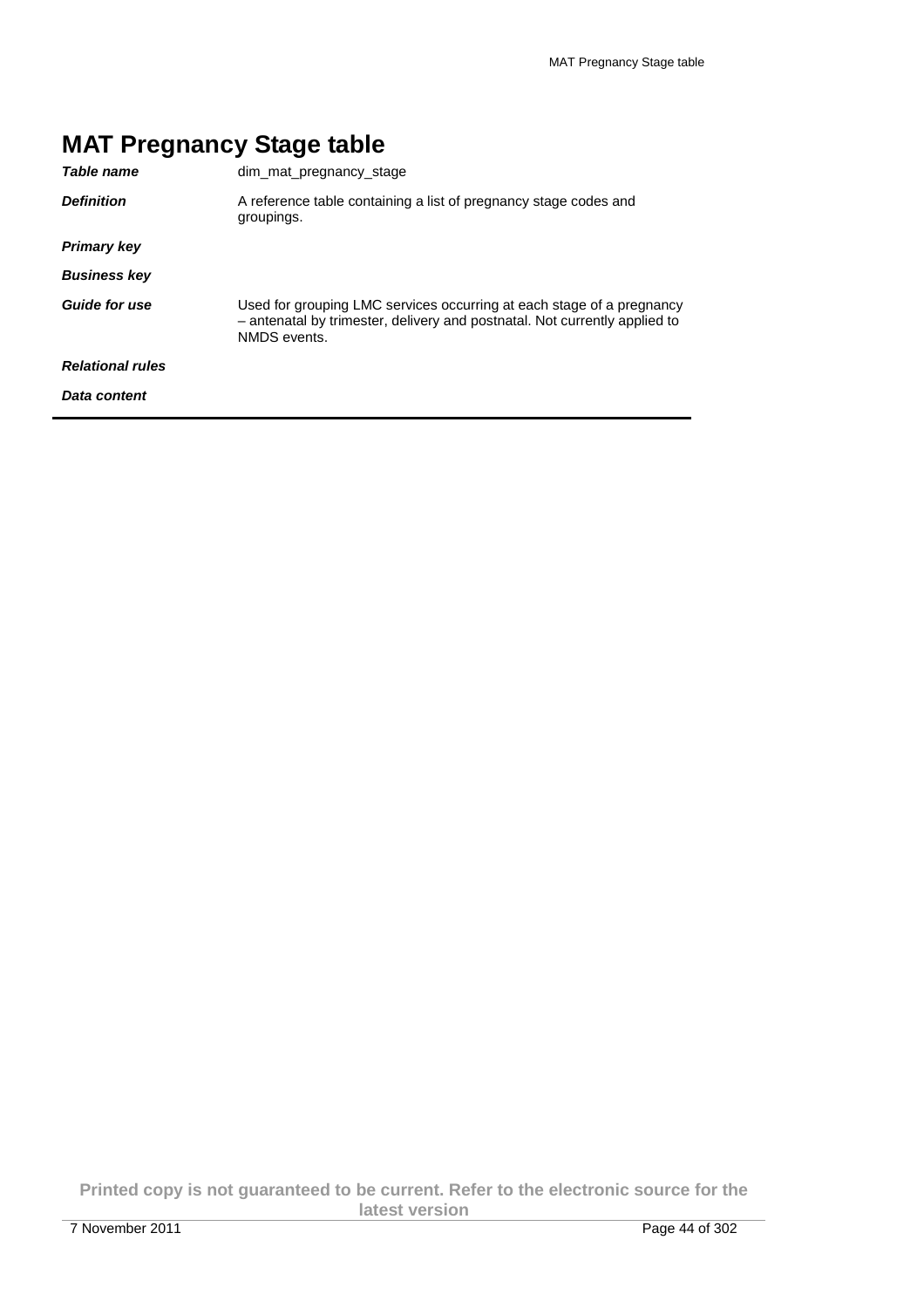# MAT Pregnancy Stage table

| | |
|---|---|
| ***Table name*** | dim_mat_pregnancy_stage |
| ***Definition*** | A reference table containing a list of pregnancy stage codes and groupings. |
| ***Primary key*** | |
| ***Business key*** | |
| ***Guide for use*** | Used for grouping LMC services occurring at each stage of a pregnancy – antenatal by trimester, delivery and postnatal. Not currently applied to NMDS events. |
| ***Relational rules*** | |
| ***Data content*** | |

**Printed copy is not guaranteed to be current. Refer to the electronic source for the latest version**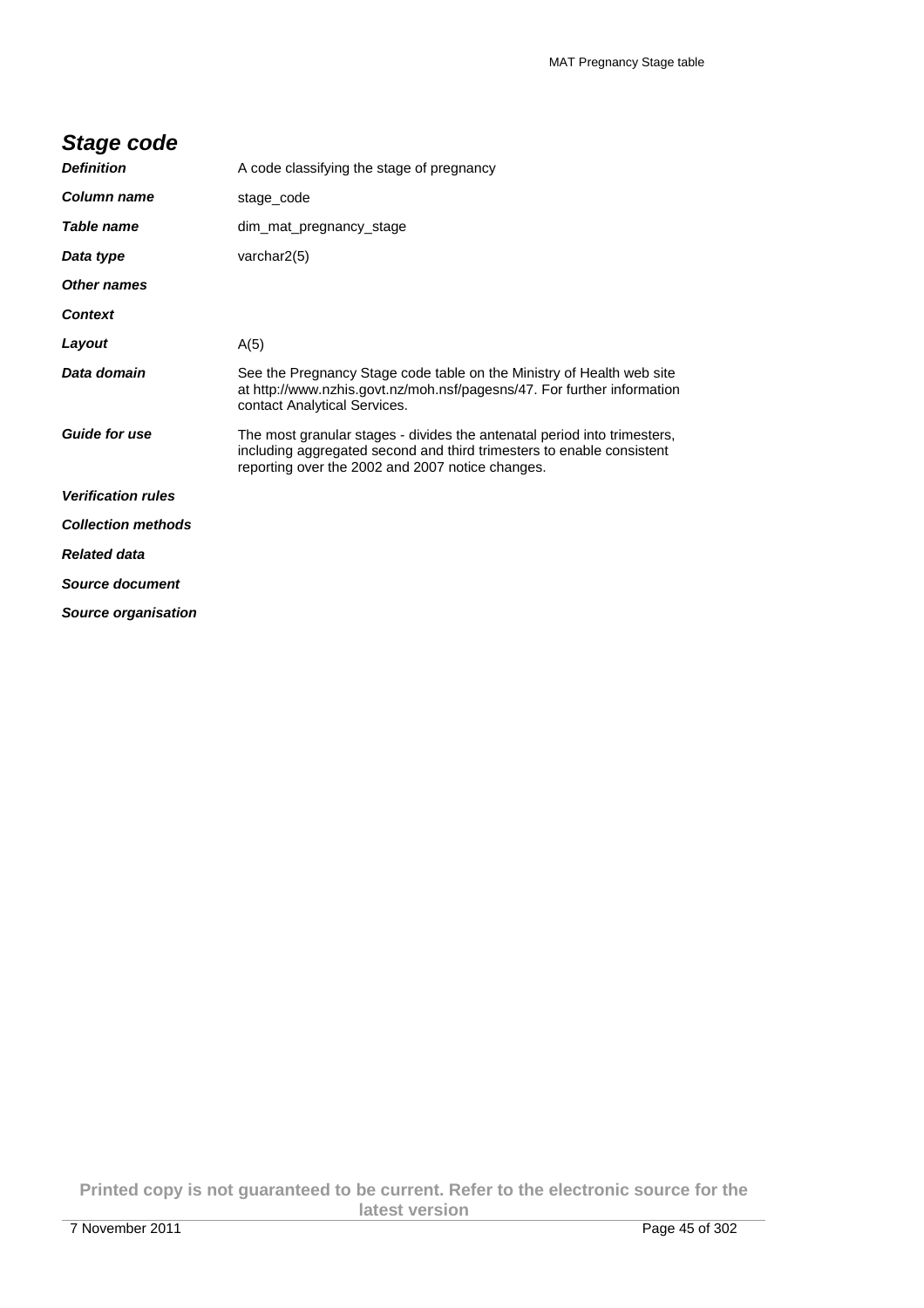## *Stage code*

| | |
|---|---|
| ***Definition*** | A code classifying the stage of pregnancy |
| ***Column name*** | stage_code |
| ***Table name*** | dim_mat_pregnancy_stage |
| ***Data type*** | varchar2(5) |
| ***Other names*** | |
| ***Context*** | |
| ***Layout*** | A(5) |
| ***Data domain*** | See the Pregnancy Stage code table on the Ministry of Health web site at http://www.nzhis.govt.nz/moh.nsf/pagesns/47. For further information contact Analytical Services. |
| ***Guide for use*** | The most granular stages - divides the antenatal period into trimesters, including aggregated second and third trimesters to enable consistent reporting over the 2002 and 2007 notice changes. |
| ***Verification rules*** | |
| ***Collection methods*** | |
| ***Related data*** | |
| ***Source document*** | |
| ***Source organisation*** | |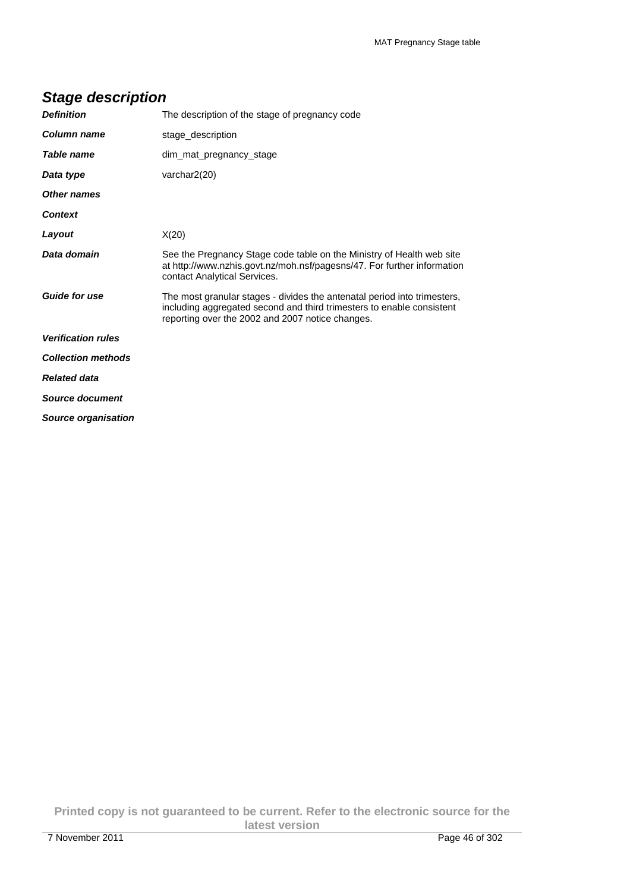## *Stage description*

| | |
|---|---|
| ***Definition*** | The description of the stage of pregnancy code |
| ***Column name*** | stage_description |
| ***Table name*** | dim_mat_pregnancy_stage |
| ***Data type*** | varchar2(20) |
| ***Other names*** | |
| ***Context*** | |
| ***Layout*** | X(20) |
| ***Data domain*** | See the Pregnancy Stage code table on the Ministry of Health web site at http://www.nzhis.govt.nz/moh.nsf/pagesns/47. For further information contact Analytical Services. |
| ***Guide for use*** | The most granular stages - divides the antenatal period into trimesters, including aggregated second and third trimesters to enable consistent reporting over the 2002 and 2007 notice changes. |
| ***Verification rules*** | |
| ***Collection methods*** | |
| ***Related data*** | |
| ***Source document*** | |
| ***Source organisation*** | |

**Printed copy is not guaranteed to be current. Refer to the electronic source for the latest version**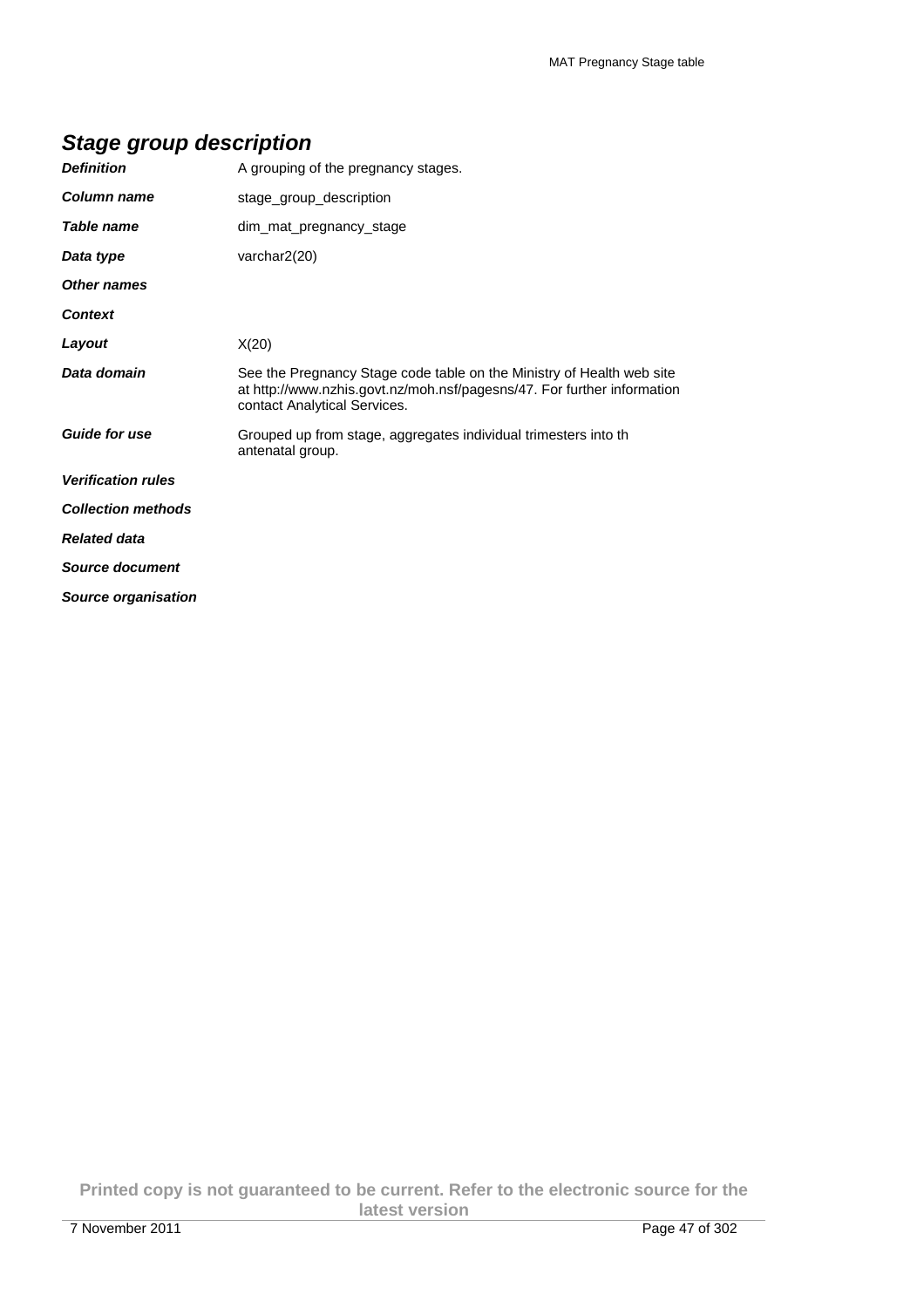## *Stage group description*

| | |
|---|---|
| ***Definition*** | A grouping of the pregnancy stages. |
| ***Column name*** | stage_group_description |
| ***Table name*** | dim_mat_pregnancy_stage |
| ***Data type*** | varchar2(20) |
| ***Other names*** | |
| ***Context*** | |
| ***Layout*** | X(20) |
| ***Data domain*** | See the Pregnancy Stage code table on the Ministry of Health web site at http://www.nzhis.govt.nz/moh.nsf/pagesns/47. For further information contact Analytical Services. |
| ***Guide for use*** | Grouped up from stage, aggregates individual trimesters into th antenatal group. |
| ***Verification rules*** | |
| ***Collection methods*** | |
| ***Related data*** | |
| ***Source document*** | |
| ***Source organisation*** | |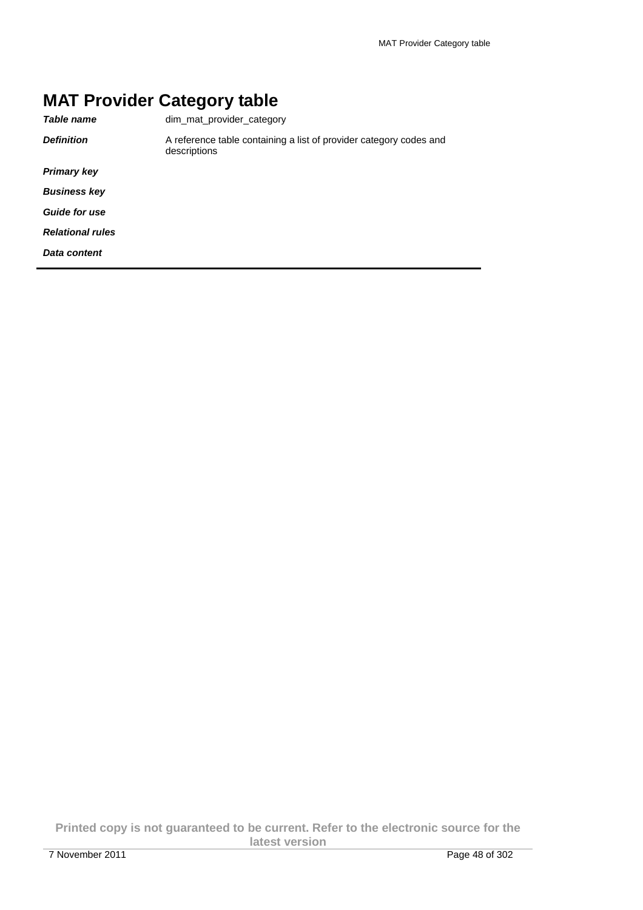# MAT Provider Category table

| | |
|---|---|
| ***Table name*** | dim_mat_provider_category |
| ***Definition*** | A reference table containing a list of provider category codes and descriptions |
| ***Primary key*** | |
| ***Business key*** | |
| ***Guide for use*** | |
| ***Relational rules*** | |
| ***Data content*** | |

**Printed copy is not guaranteed to be current. Refer to the electronic source for the latest version**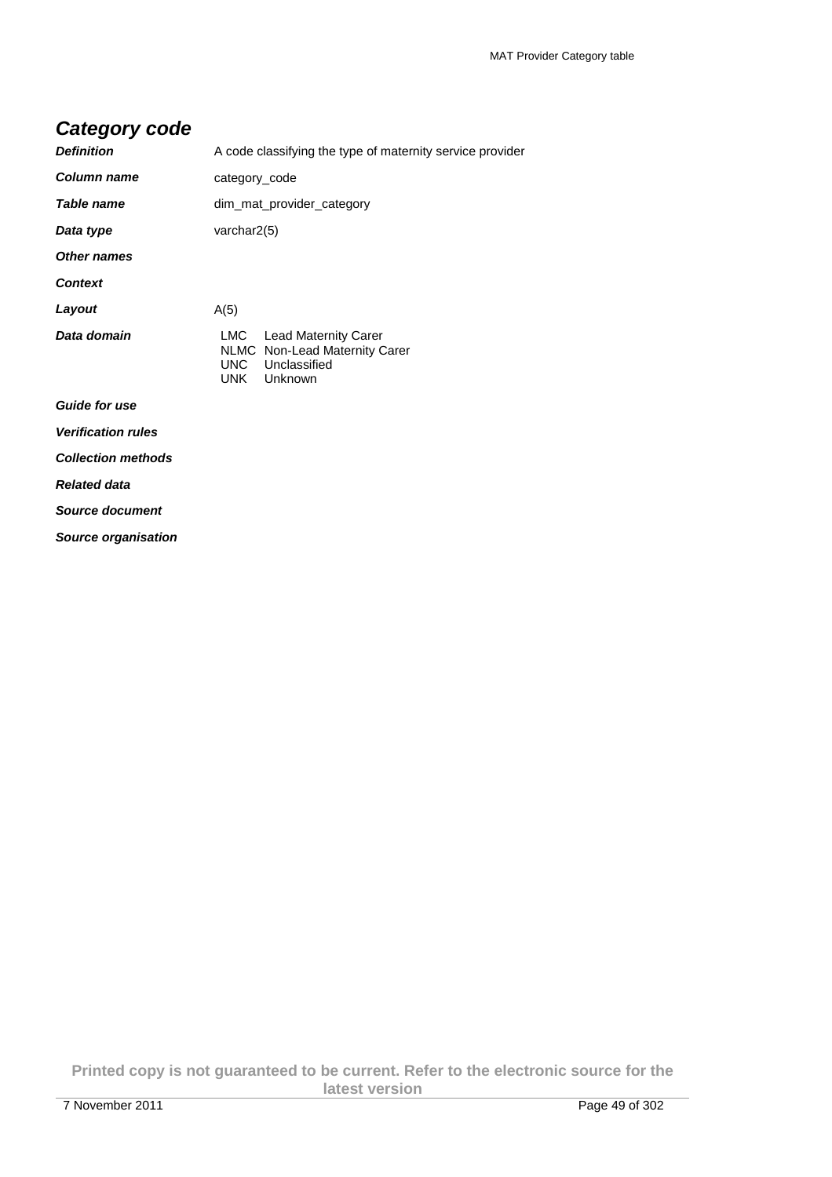## Category code

| | |
|---|---|
| ***Definition*** | A code classifying the type of maternity service provider |
| ***Column name*** | category_code |
| ***Table name*** | dim_mat_provider_category |
| ***Data type*** | varchar2(5) |
| ***Other names*** | |
| ***Context*** | |
| ***Layout*** | A(5) |
| ***Data domain*** | LMC Lead Maternity Carer<br>NLMC Non-Lead Maternity Carer<br>UNC Unclassified<br>UNK Unknown |
| ***Guide for use*** | |
| ***Verification rules*** | |
| ***Collection methods*** | |
| ***Related data*** | |
| ***Source document*** | |
| ***Source organisation*** | |

**Printed copy is not guaranteed to be current. Refer to the electronic source for the latest version**

7 November 2011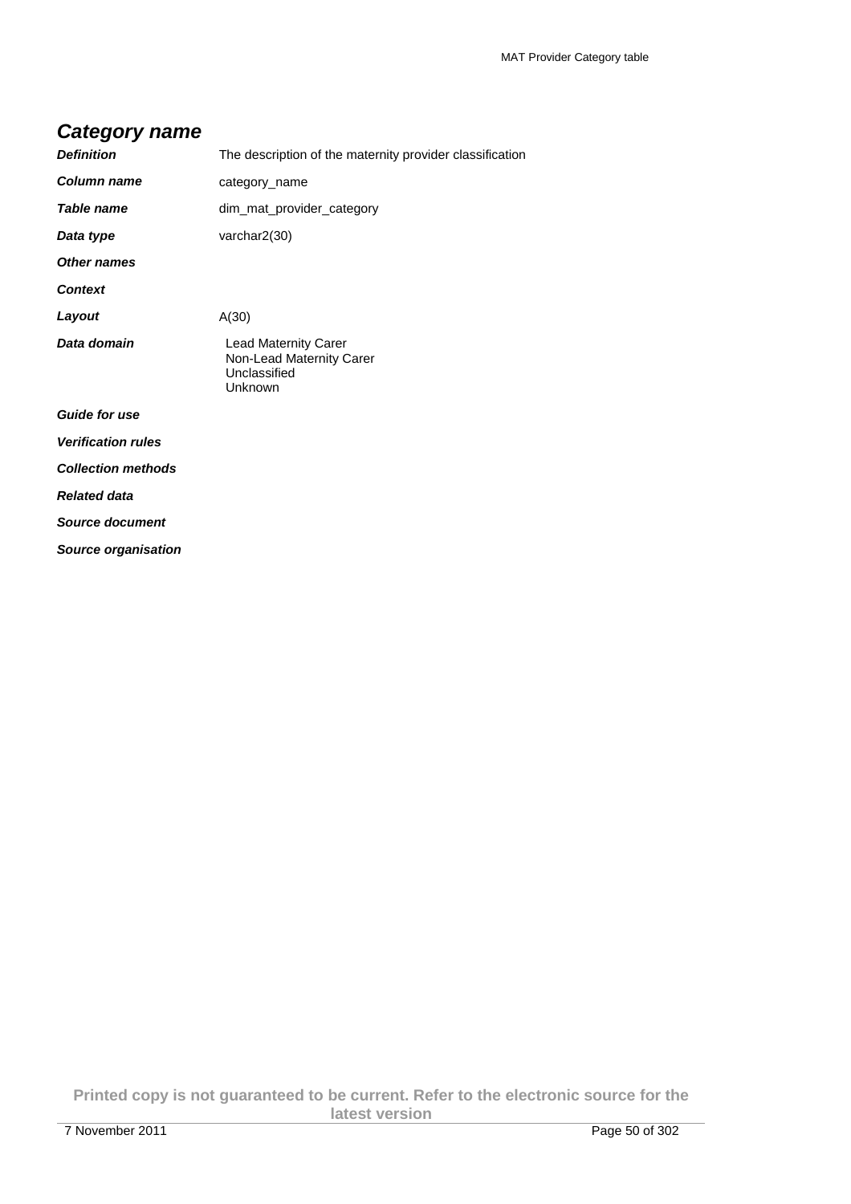## *Category name*

| | |
|---|---|
| ***Definition*** | The description of the maternity provider classification |
| ***Column name*** | category_name |
| ***Table name*** | dim_mat_provider_category |
| ***Data type*** | varchar2(30) |
| ***Other names*** | |
| ***Context*** | |
| ***Layout*** | A(30) |
| ***Data domain*** | Lead Maternity Carer<br>Non-Lead Maternity Carer<br>Unclassified<br>Unknown |
| ***Guide for use*** | |
| ***Verification rules*** | |
| ***Collection methods*** | |
| ***Related data*** | |
| ***Source document*** | |
| ***Source organisation*** | |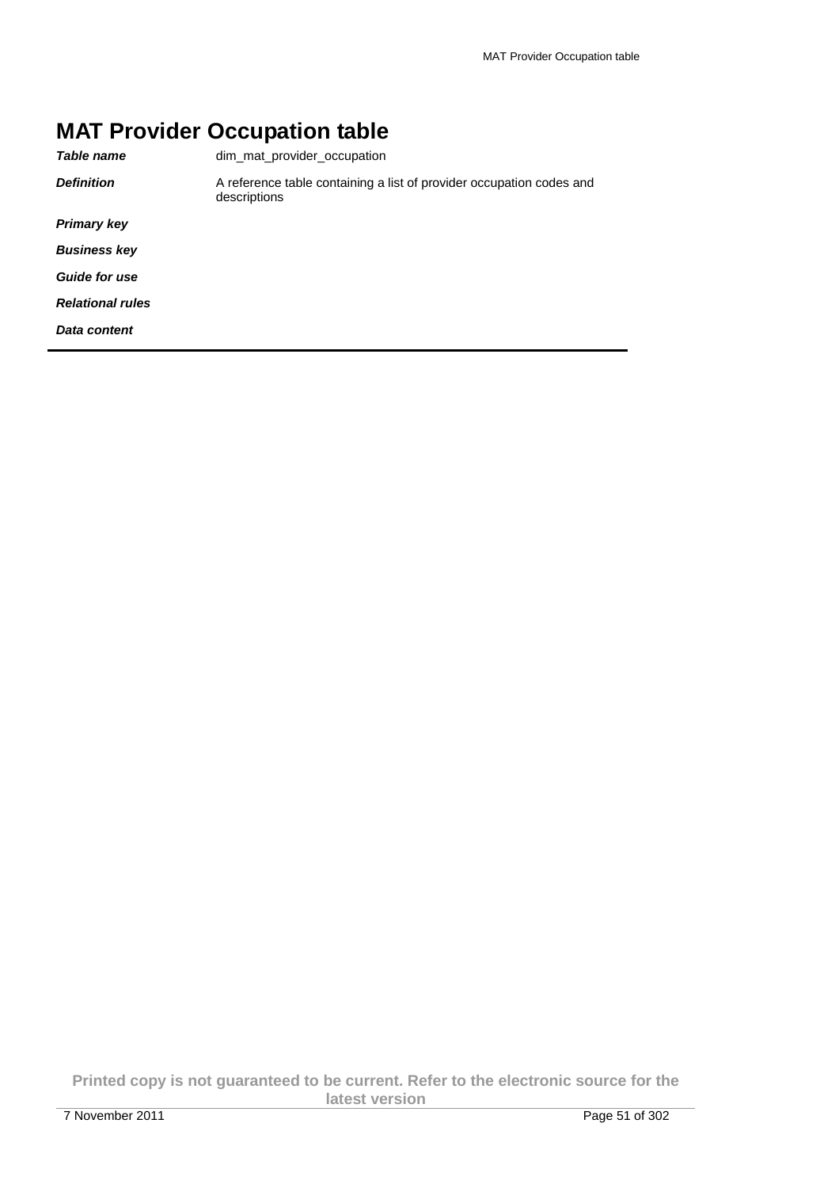# MAT Provider Occupation table

| | |
|---|---|
| ***Table name*** | dim_mat_provider_occupation |
| ***Definition*** | A reference table containing a list of provider occupation codes and descriptions |
| ***Primary key*** | |
| ***Business key*** | |
| ***Guide for use*** | |
| ***Relational rules*** | |
| ***Data content*** | |

**Printed copy is not guaranteed to be current. Refer to the electronic source for the latest version**

7 November 2011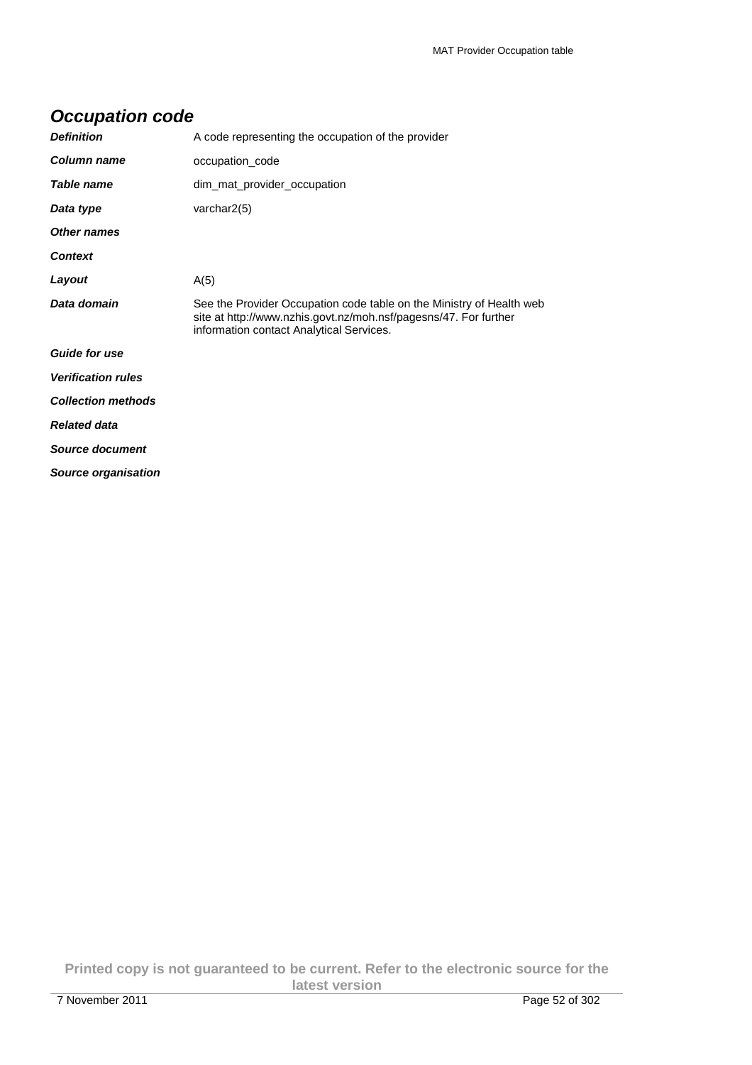## *Occupation code*

| | |
|---|---|
| ***Definition*** | A code representing the occupation of the provider |
| ***Column name*** | occupation_code |
| ***Table name*** | dim_mat_provider_occupation |
| ***Data type*** | varchar2(5) |
| ***Other names*** | |
| ***Context*** | |
| ***Layout*** | A(5) |
| ***Data domain*** | See the Provider Occupation code table on the Ministry of Health web site at http://www.nzhis.govt.nz/moh.nsf/pagesns/47. For further information contact Analytical Services. |
| ***Guide for use*** | |
| ***Verification rules*** | |
| ***Collection methods*** | |
| ***Related data*** | |
| ***Source document*** | |
| ***Source organisation*** | |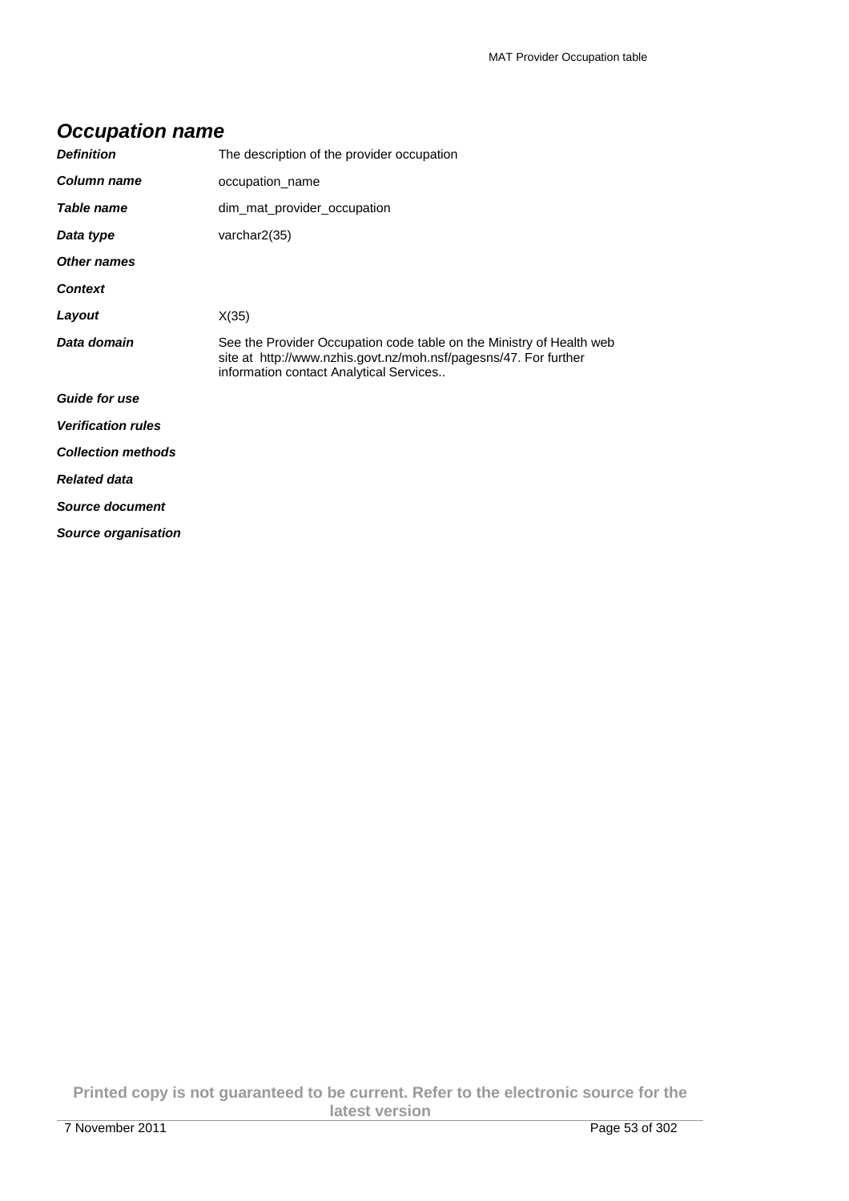## *Occupation name*

| | |
|---|---|
| ***Definition*** | The description of the provider occupation |
| ***Column name*** | occupation_name |
| ***Table name*** | dim_mat_provider_occupation |
| ***Data type*** | varchar2(35) |
| ***Other names*** | |
| ***Context*** | |
| ***Layout*** | X(35) |
| ***Data domain*** | See the Provider Occupation code table on the Ministry of Health web site at http://www.nzhis.govt.nz/moh.nsf/pagesns/47. For further information contact Analytical Services.. |
| ***Guide for use*** | |
| ***Verification rules*** | |
| ***Collection methods*** | |
| ***Related data*** | |
| ***Source document*** | |
| ***Source organisation*** | |

**Printed copy is not guaranteed to be current. Refer to the electronic source for the latest version**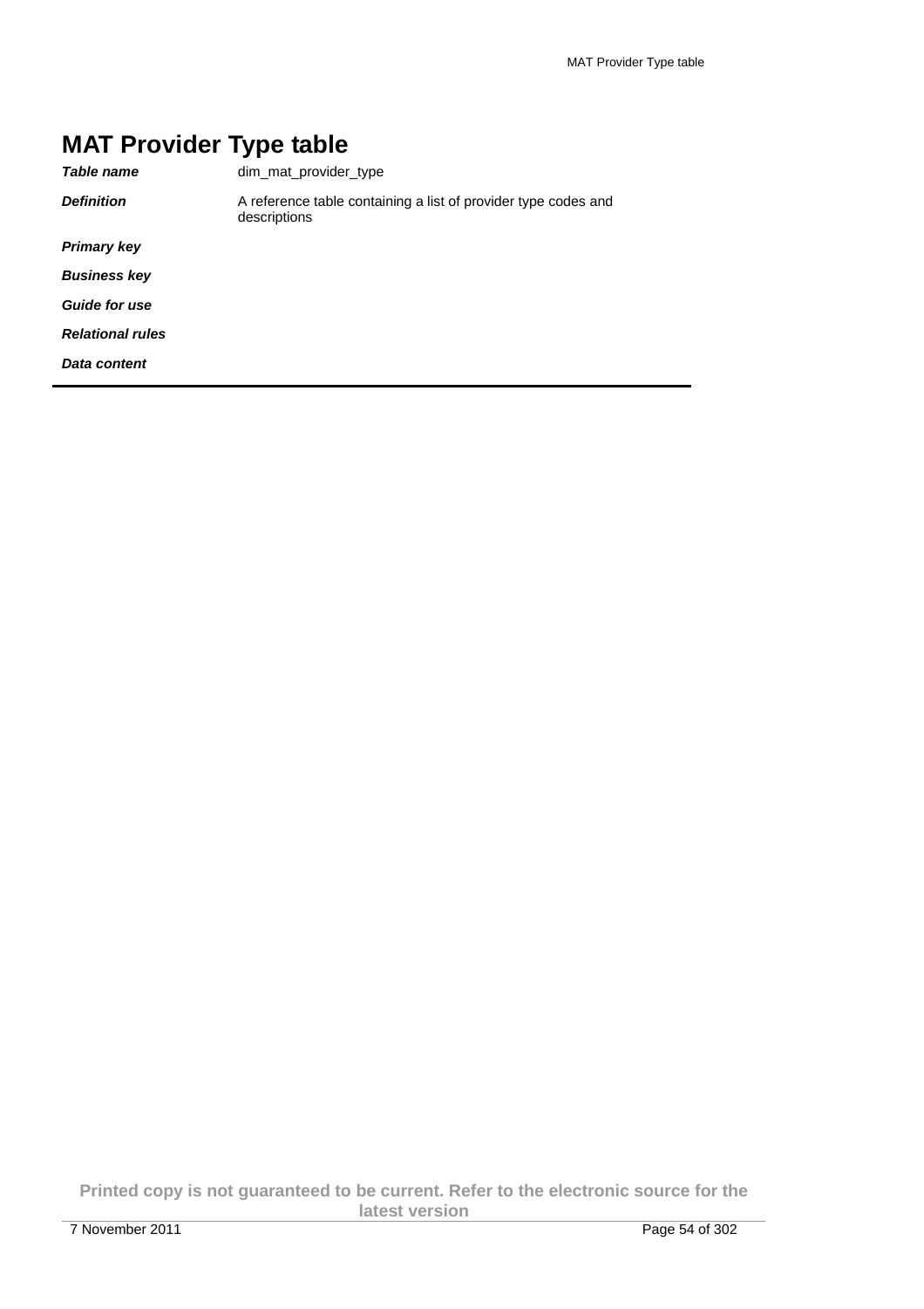# MAT Provider Type table

| | |
|---|---|
| ***Table name*** | dim_mat_provider_type |
| ***Definition*** | A reference table containing a list of provider type codes and descriptions |
| ***Primary key*** | |
| ***Business key*** | |
| ***Guide for use*** | |
| ***Relational rules*** | |
| ***Data content*** | |

**Printed copy is not guaranteed to be current. Refer to the electronic source for the latest version**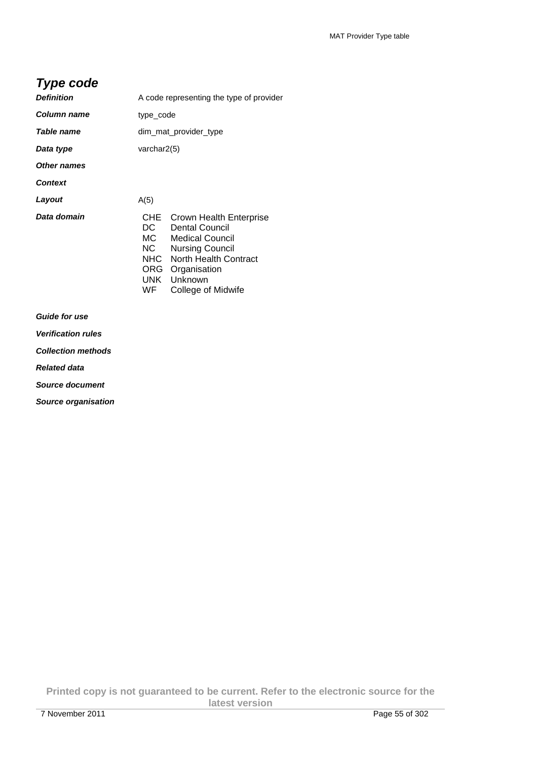## *Type code*

***Definition*** A code representing the type of provider

***Column name*** type_code

***Table name*** dim_mat_provider_type

***Data type*** varchar2(5)

***Other names***

***Context***

***Layout*** A(5)

***Data domain***

| | |
|---|---|
| CHE | Crown Health Enterprise |
| DC | Dental Council |
| MC | Medical Council |
| NC | Nursing Council |
| NHC | North Health Contract |
| ORG | Organisation |
| UNK | Unknown |
| WF | College of Midwife |

***Guide for use***

***Verification rules***

***Collection methods***

***Related data***

***Source document***

***Source organisation***

**Printed copy is not guaranteed to be current. Refer to the electronic source for the latest version**

7 November 2011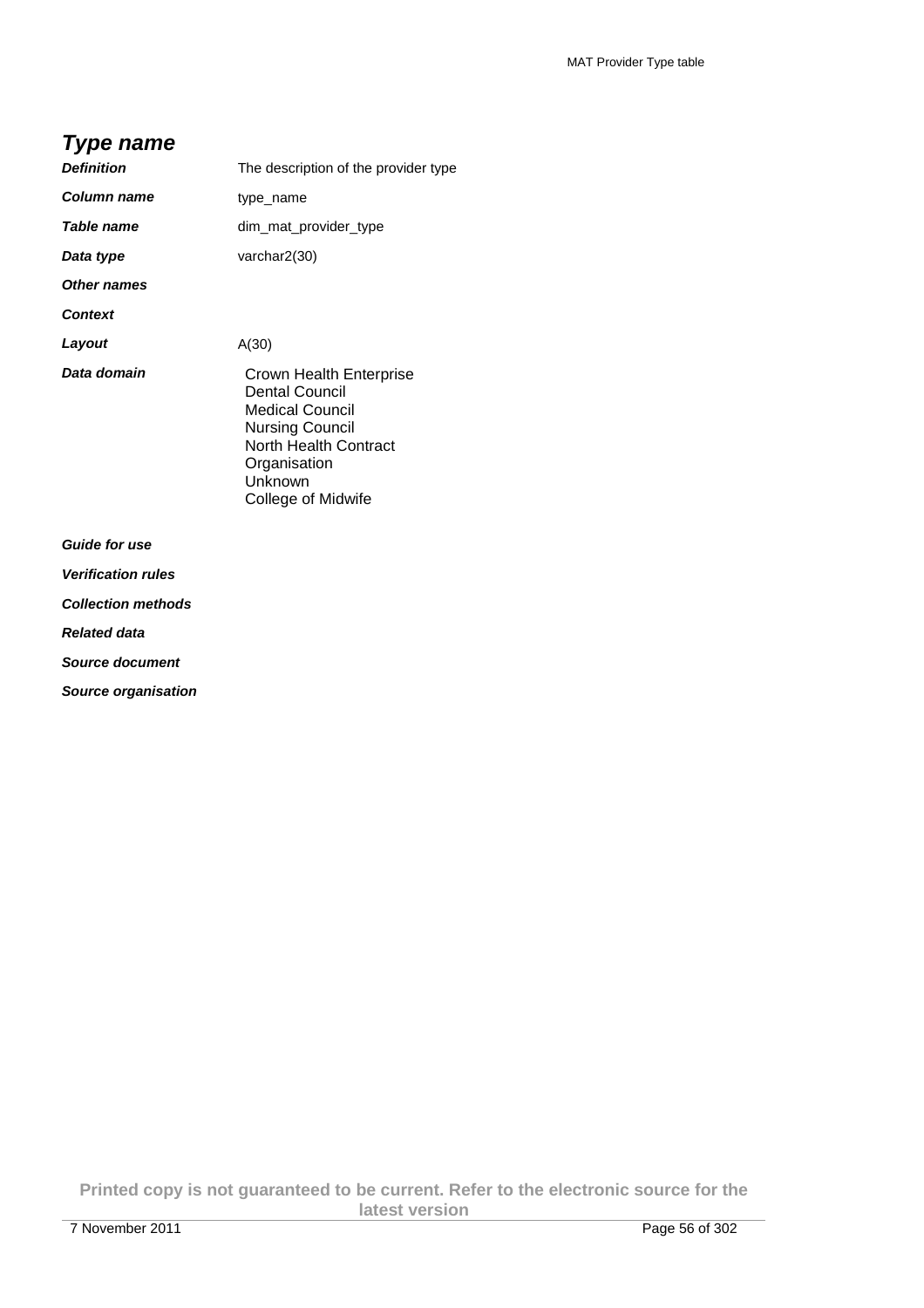## *Type name*

| | |
|---|---|
| ***Definition*** | The description of the provider type |
| ***Column name*** | type_name |
| ***Table name*** | dim_mat_provider_type |
| ***Data type*** | varchar2(30) |
| ***Other names*** | |
| ***Context*** | |
| ***Layout*** | A(30) |
| ***Data domain*** | Crown Health Enterprise<br>Dental Council<br>Medical Council<br>Nursing Council<br>North Health Contract Organisation<br>Unknown<br>College of Midwife |
| ***Guide for use*** | |
| ***Verification rules*** | |
| ***Collection methods*** | |
| ***Related data*** | |
| ***Source document*** | |
| ***Source organisation*** | |

**Printed copy is not guaranteed to be current. Refer to the electronic source for the latest version**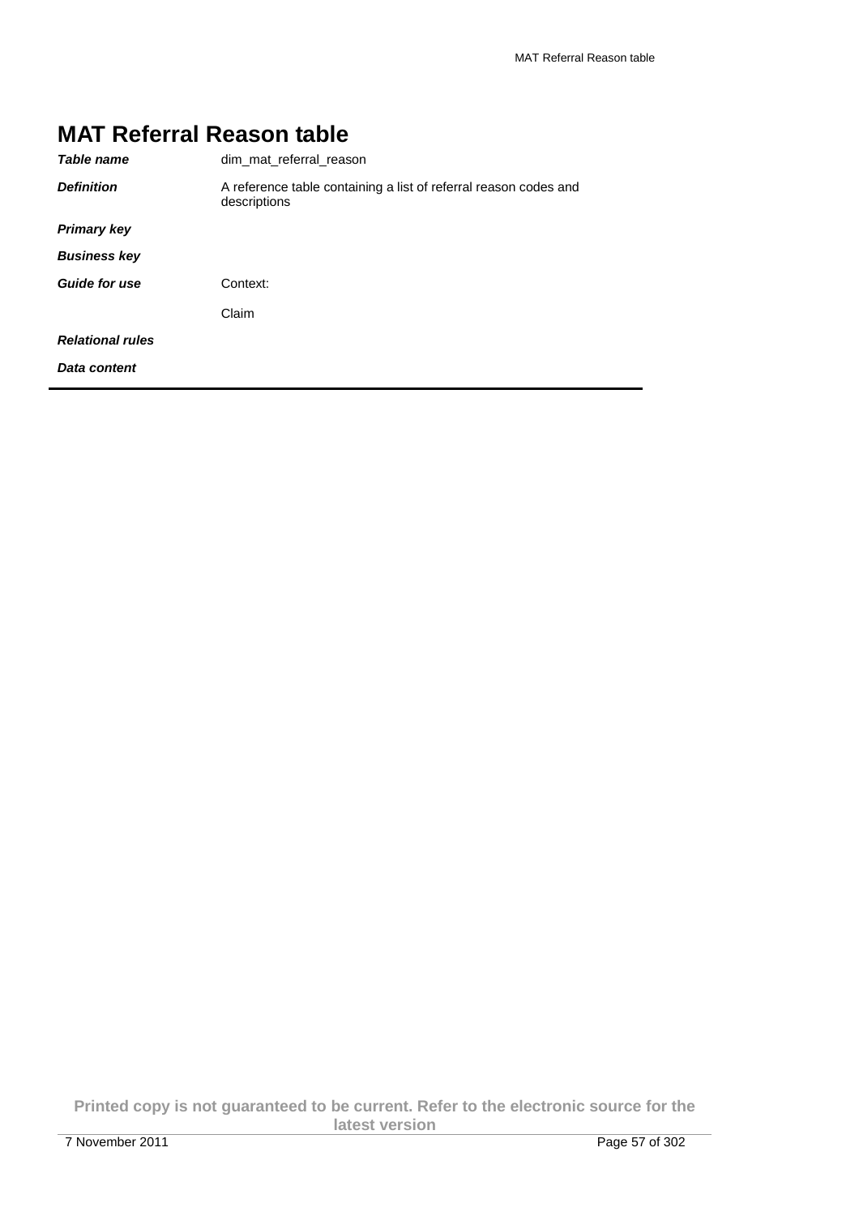# MAT Referral Reason table

| | |
|---|---|
| ***Table name*** | dim_mat_referral_reason |
| ***Definition*** | A reference table containing a list of referral reason codes and descriptions |
| ***Primary key*** | |
| ***Business key*** | |
| ***Guide for use*** | Context: |
| | Claim |
| ***Relational rules*** | |
| ***Data content*** | |

**Printed copy is not guaranteed to be current. Refer to the electronic source for the latest version**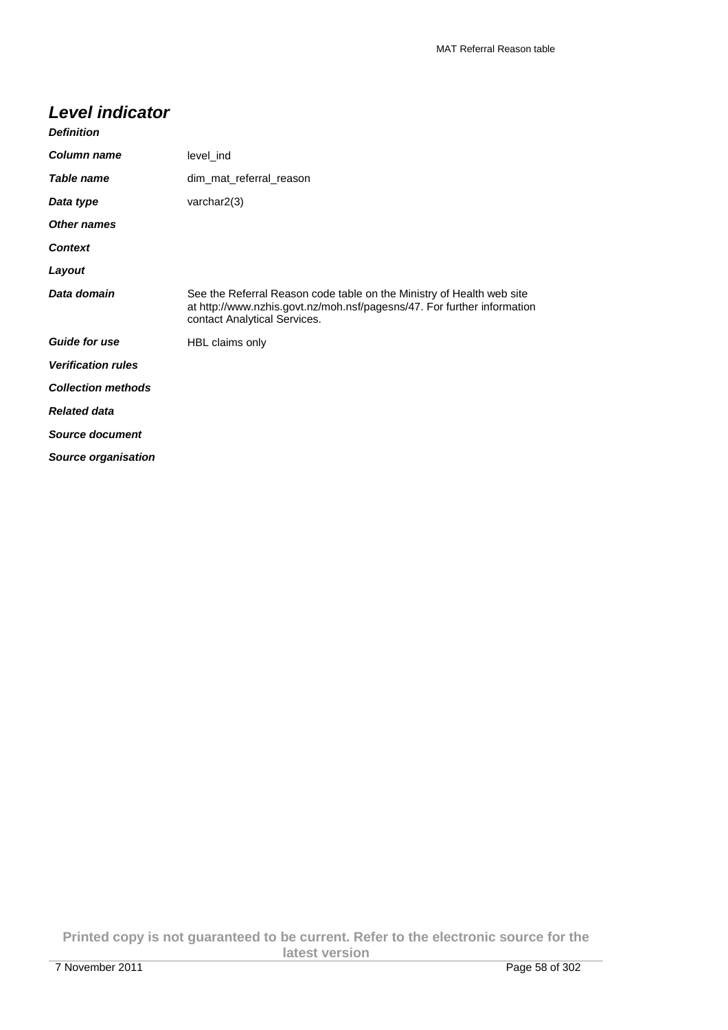## Level indicator

| | |
|---|---|
| ***Definition*** | |
| ***Column name*** | level_ind |
| ***Table name*** | dim_mat_referral_reason |
| ***Data type*** | varchar2(3) |
| ***Other names*** | |
| ***Context*** | |
| ***Layout*** | |
| ***Data domain*** | See the Referral Reason code table on the Ministry of Health web site at http://www.nzhis.govt.nz/moh.nsf/pagesns/47. For further information contact Analytical Services. |
| ***Guide for use*** | HBL claims only |
| ***Verification rules*** | |
| ***Collection methods*** | |
| ***Related data*** | |
| ***Source document*** | |
| ***Source organisation*** | |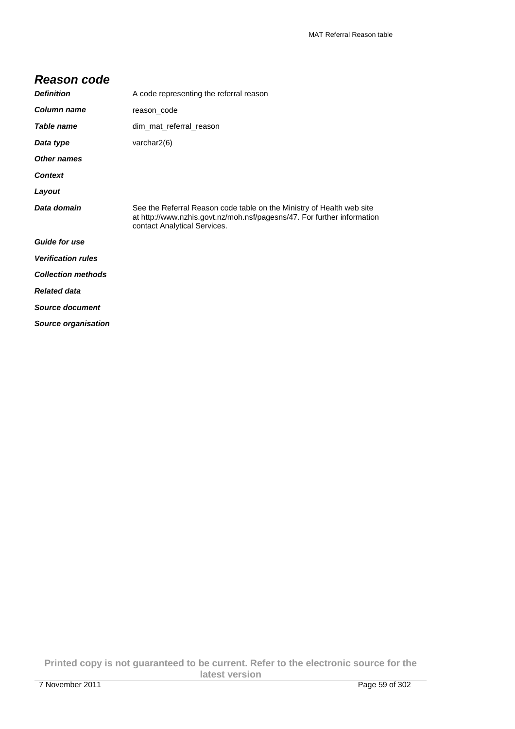## Reason code

| | |
|---|---|
| ***Definition*** | A code representing the referral reason |
| ***Column name*** | reason_code |
| ***Table name*** | dim_mat_referral_reason |
| ***Data type*** | varchar2(6) |
| ***Other names*** | |
| ***Context*** | |
| ***Layout*** | |
| ***Data domain*** | See the Referral Reason code table on the Ministry of Health web site at http://www.nzhis.govt.nz/moh.nsf/pagesns/47. For further information contact Analytical Services. |
| ***Guide for use*** | |
| ***Verification rules*** | |
| ***Collection methods*** | |
| ***Related data*** | |
| ***Source document*** | |
| ***Source organisation*** | |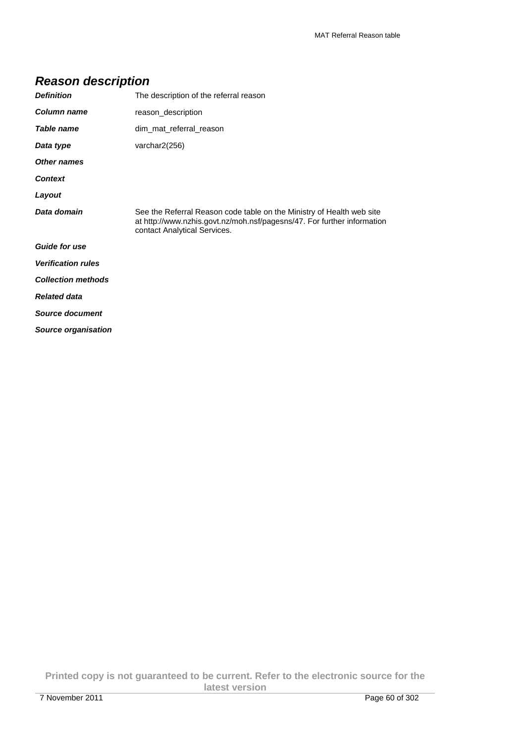## *Reason description*

| | |
|---|---|
| ***Definition*** | The description of the referral reason |
| ***Column name*** | reason_description |
| ***Table name*** | dim_mat_referral_reason |
| ***Data type*** | varchar2(256) |
| ***Other names*** | |
| ***Context*** | |
| ***Layout*** | |
| ***Data domain*** | See the Referral Reason code table on the Ministry of Health web site at http://www.nzhis.govt.nz/moh.nsf/pagesns/47. For further information contact Analytical Services. |
| ***Guide for use*** | |
| ***Verification rules*** | |
| ***Collection methods*** | |
| ***Related data*** | |
| ***Source document*** | |
| ***Source organisation*** | |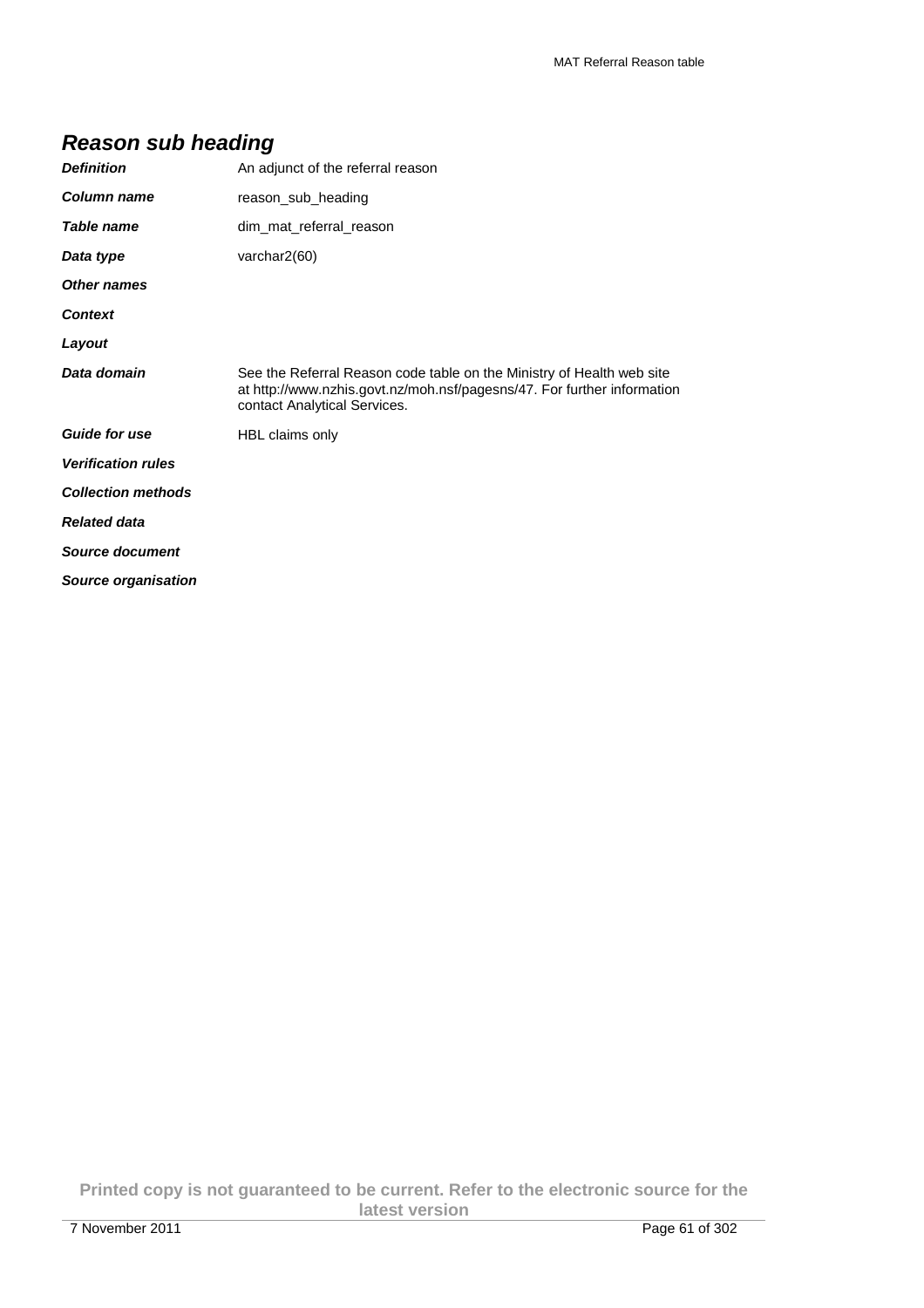## *Reason sub heading*

| | |
|---|---|
| ***Definition*** | An adjunct of the referral reason |
| ***Column name*** | reason_sub_heading |
| ***Table name*** | dim_mat_referral_reason |
| ***Data type*** | varchar2(60) |
| ***Other names*** | |
| ***Context*** | |
| ***Layout*** | |
| ***Data domain*** | See the Referral Reason code table on the Ministry of Health web site at http://www.nzhis.govt.nz/moh.nsf/pagesns/47. For further information contact Analytical Services. |
| ***Guide for use*** | HBL claims only |
| ***Verification rules*** | |
| ***Collection methods*** | |
| ***Related data*** | |
| ***Source document*** | |
| ***Source organisation*** | |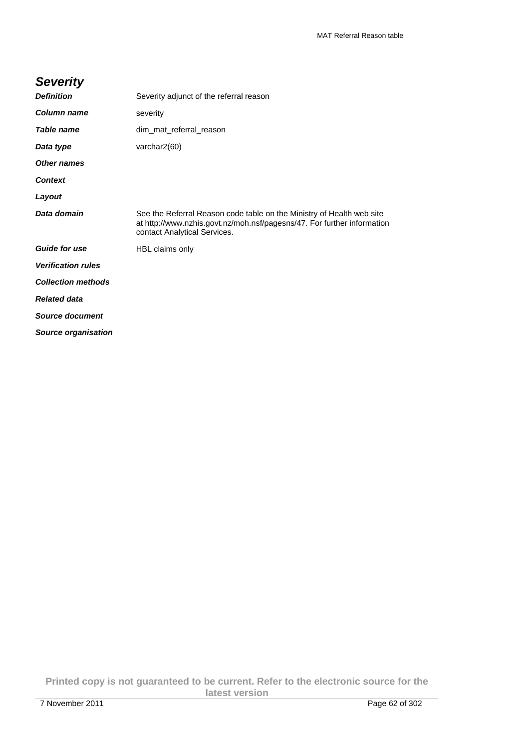## Severity

| | |
|---|---|
| ***Definition*** | Severity adjunct of the referral reason |
| ***Column name*** | severity |
| ***Table name*** | dim_mat_referral_reason |
| ***Data type*** | varchar2(60) |
| ***Other names*** | |
| ***Context*** | |
| ***Layout*** | |
| ***Data domain*** | See the Referral Reason code table on the Ministry of Health web site at http://www.nzhis.govt.nz/moh.nsf/pagesns/47. For further information contact Analytical Services. |
| ***Guide for use*** | HBL claims only |
| ***Verification rules*** | |
| ***Collection methods*** | |
| ***Related data*** | |
| ***Source document*** | |
| ***Source organisation*** | |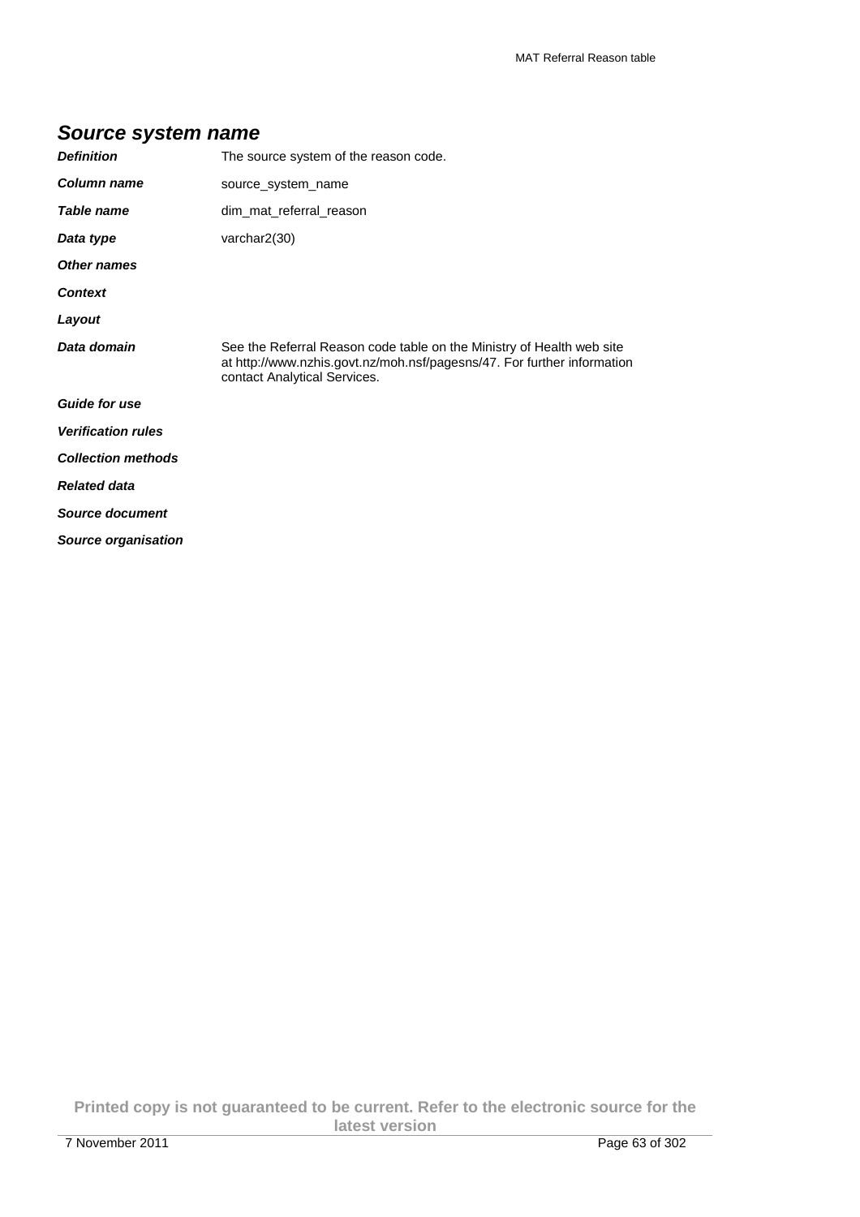## *Source system name*

| | |
|---|---|
| ***Definition*** | The source system of the reason code. |
| ***Column name*** | source_system_name |
| ***Table name*** | dim_mat_referral_reason |
| ***Data type*** | varchar2(30) |
| ***Other names*** | |
| ***Context*** | |
| ***Layout*** | |
| ***Data domain*** | See the Referral Reason code table on the Ministry of Health web site at http://www.nzhis.govt.nz/moh.nsf/pagesns/47. For further information contact Analytical Services. |
| ***Guide for use*** | |
| ***Verification rules*** | |
| ***Collection methods*** | |
| ***Related data*** | |
| ***Source document*** | |
| ***Source organisation*** | |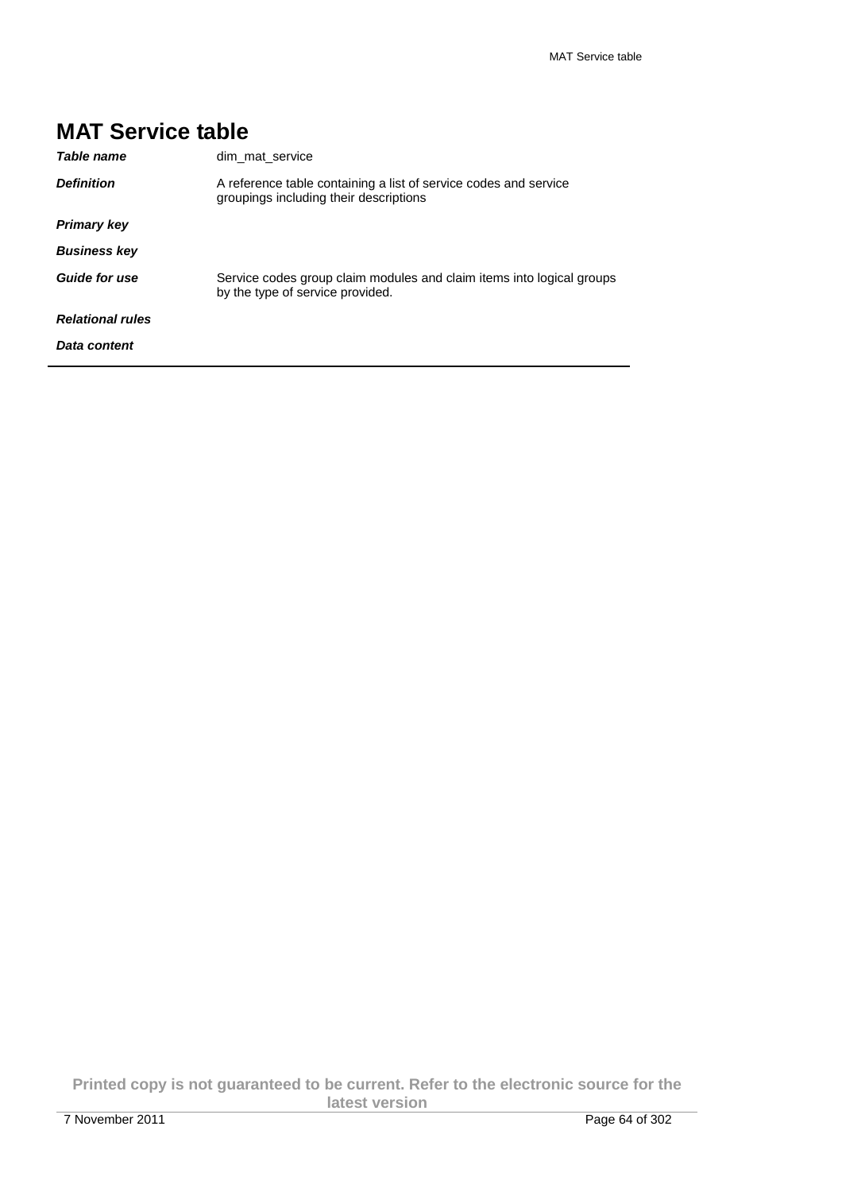# MAT Service table

| | |
|---|---|
| ***Table name*** | dim_mat_service |
| ***Definition*** | A reference table containing a list of service codes and service groupings including their descriptions |
| ***Primary key*** | |
| ***Business key*** | |
| ***Guide for use*** | Service codes group claim modules and claim items into logical groups by the type of service provided. |
| ***Relational rules*** | |
| ***Data content*** | |

**Printed copy is not guaranteed to be current. Refer to the electronic source for the latest version**

7 November 2011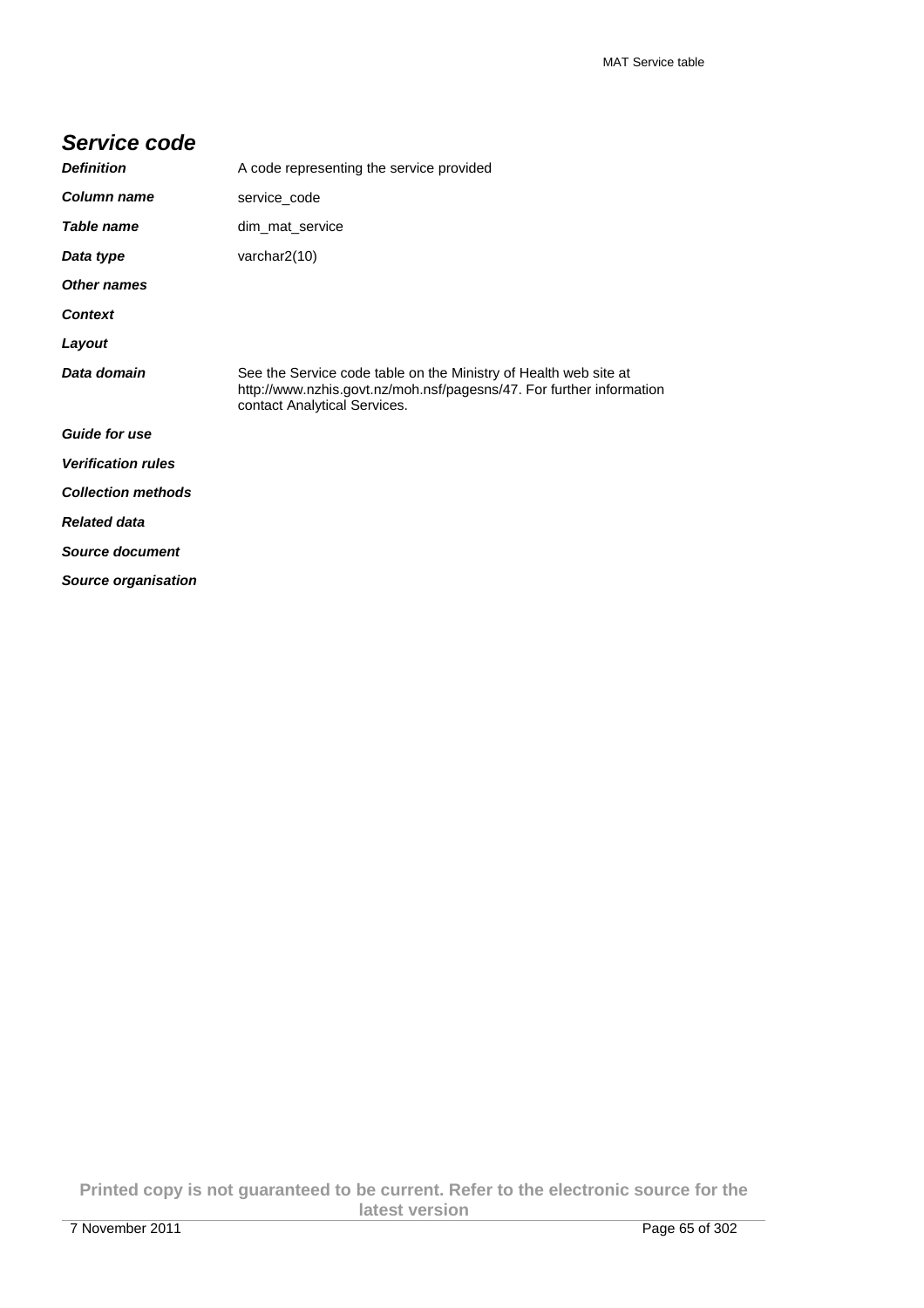## *Service code*

| | |
|---|---|
| ***Definition*** | A code representing the service provided |
| ***Column name*** | service_code |
| ***Table name*** | dim_mat_service |
| ***Data type*** | varchar2(10) |
| ***Other names*** | |
| ***Context*** | |
| ***Layout*** | |
| ***Data domain*** | See the Service code table on the Ministry of Health web site at http://www.nzhis.govt.nz/moh.nsf/pagesns/47. For further information contact Analytical Services. |
| ***Guide for use*** | |
| ***Verification rules*** | |
| ***Collection methods*** | |
| ***Related data*** | |
| ***Source document*** | |
| ***Source organisation*** | |

**Printed copy is not guaranteed to be current. Refer to the electronic source for the latest version**

7 November 2011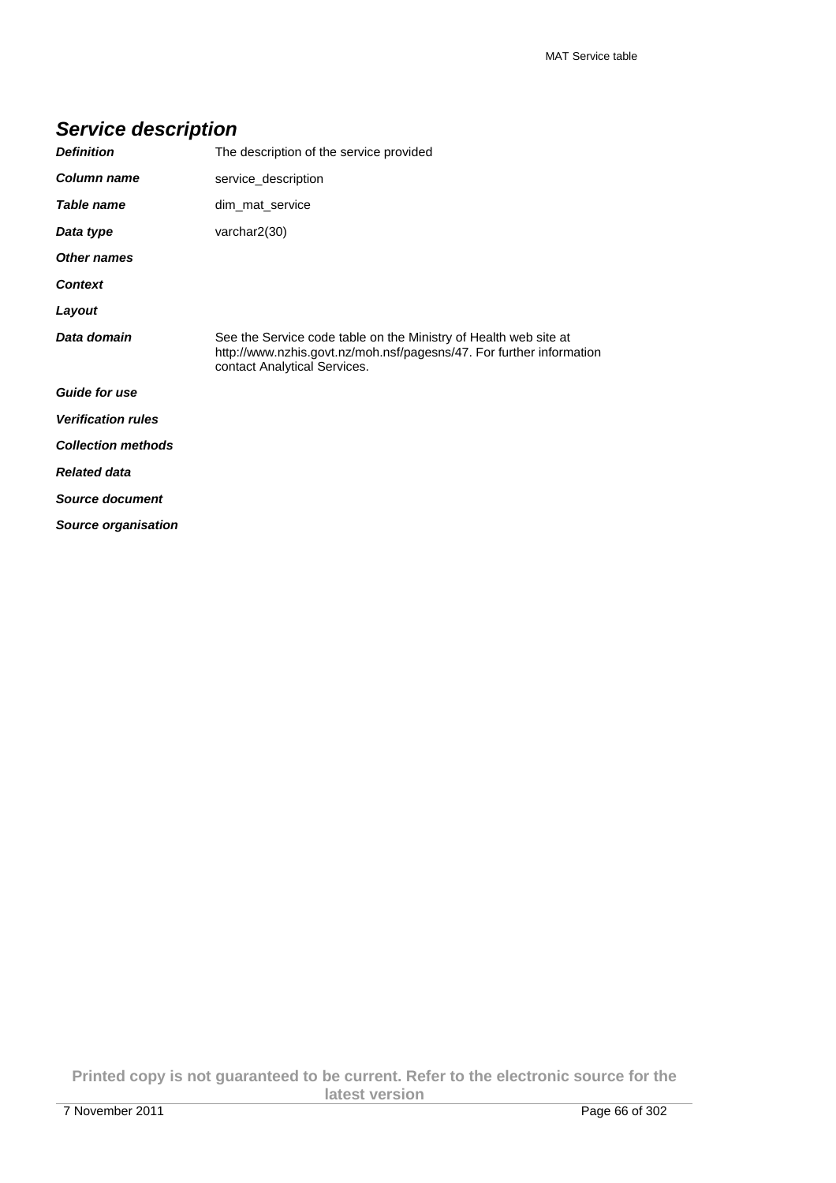## *Service description*

| | |
|---|---|
| ***Definition*** | The description of the service provided |
| ***Column name*** | service_description |
| ***Table name*** | dim_mat_service |
| ***Data type*** | varchar2(30) |
| ***Other names*** | |
| ***Context*** | |
| ***Layout*** | |
| ***Data domain*** | See the Service code table on the Ministry of Health web site at http://www.nzhis.govt.nz/moh.nsf/pagesns/47. For further information contact Analytical Services. |
| ***Guide for use*** | |
| ***Verification rules*** | |
| ***Collection methods*** | |
| ***Related data*** | |
| ***Source document*** | |
| ***Source organisation*** | |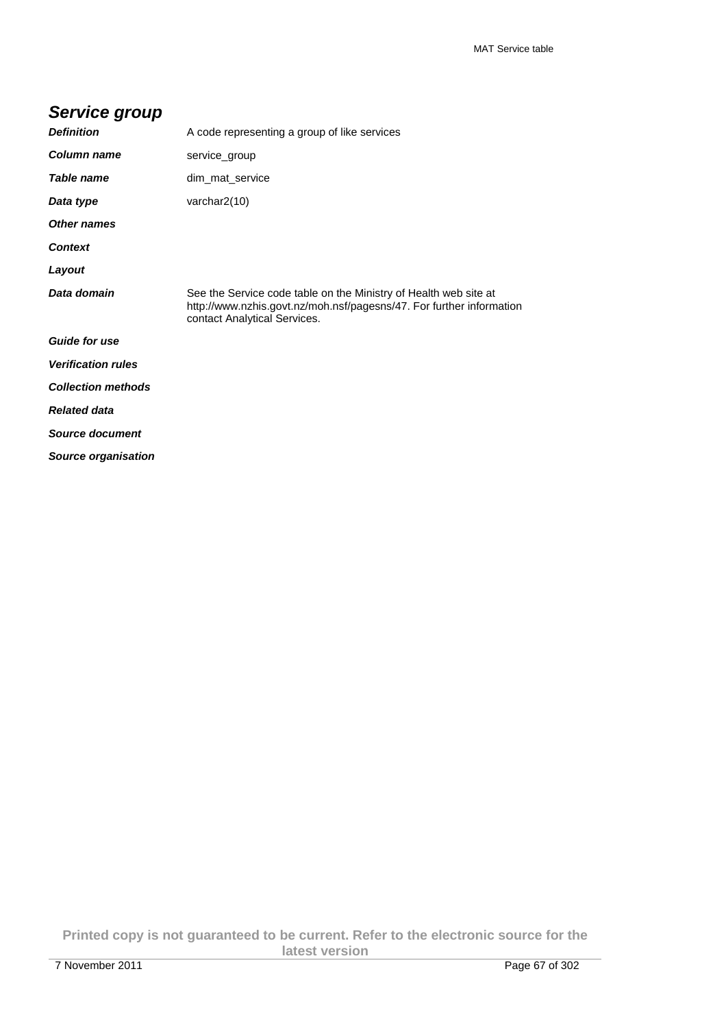## Service group

| | |
|---|---|
| ***Definition*** | A code representing a group of like services |
| ***Column name*** | service_group |
| ***Table name*** | dim_mat_service |
| ***Data type*** | varchar2(10) |
| ***Other names*** | |
| ***Context*** | |
| ***Layout*** | |
| ***Data domain*** | See the Service code table on the Ministry of Health web site at http://www.nzhis.govt.nz/moh.nsf/pagesns/47. For further information contact Analytical Services. |
| ***Guide for use*** | |
| ***Verification rules*** | |
| ***Collection methods*** | |
| ***Related data*** | |
| ***Source document*** | |
| ***Source organisation*** | |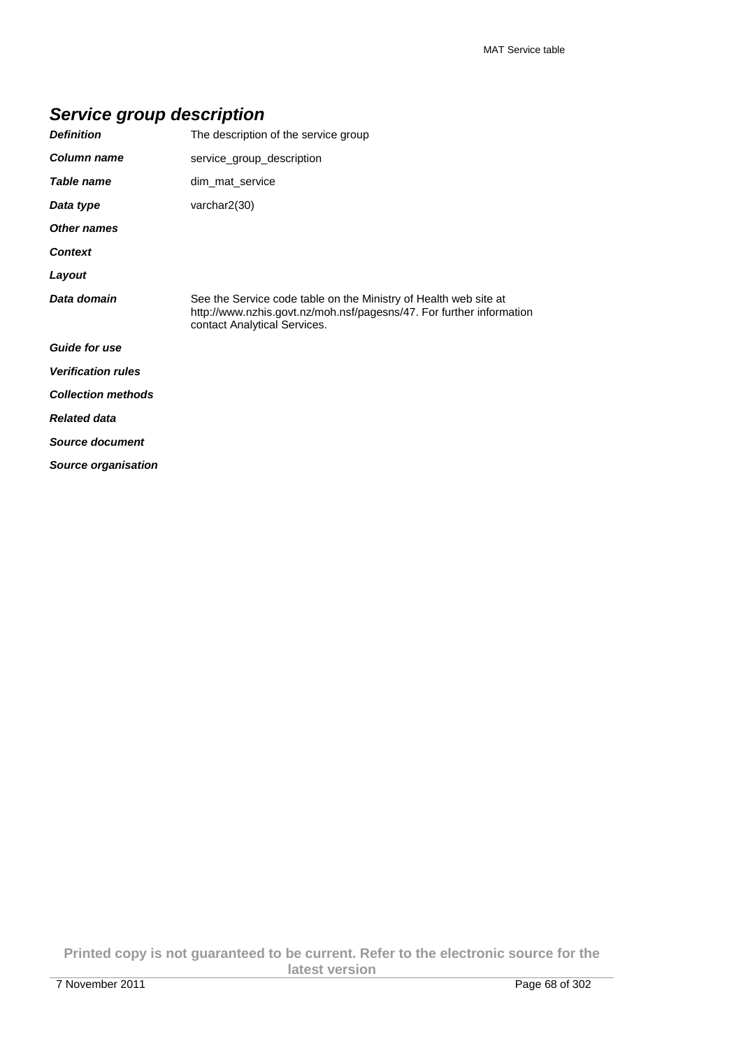## Service group description

| | |
|---|---|
| ***Definition*** | The description of the service group |
| ***Column name*** | service_group_description |
| ***Table name*** | dim_mat_service |
| ***Data type*** | varchar2(30) |
| ***Other names*** | |
| ***Context*** | |
| ***Layout*** | |
| ***Data domain*** | See the Service code table on the Ministry of Health web site at http://www.nzhis.govt.nz/moh.nsf/pagesns/47. For further information contact Analytical Services. |
| ***Guide for use*** | |
| ***Verification rules*** | |
| ***Collection methods*** | |
| ***Related data*** | |
| ***Source document*** | |
| ***Source organisation*** | |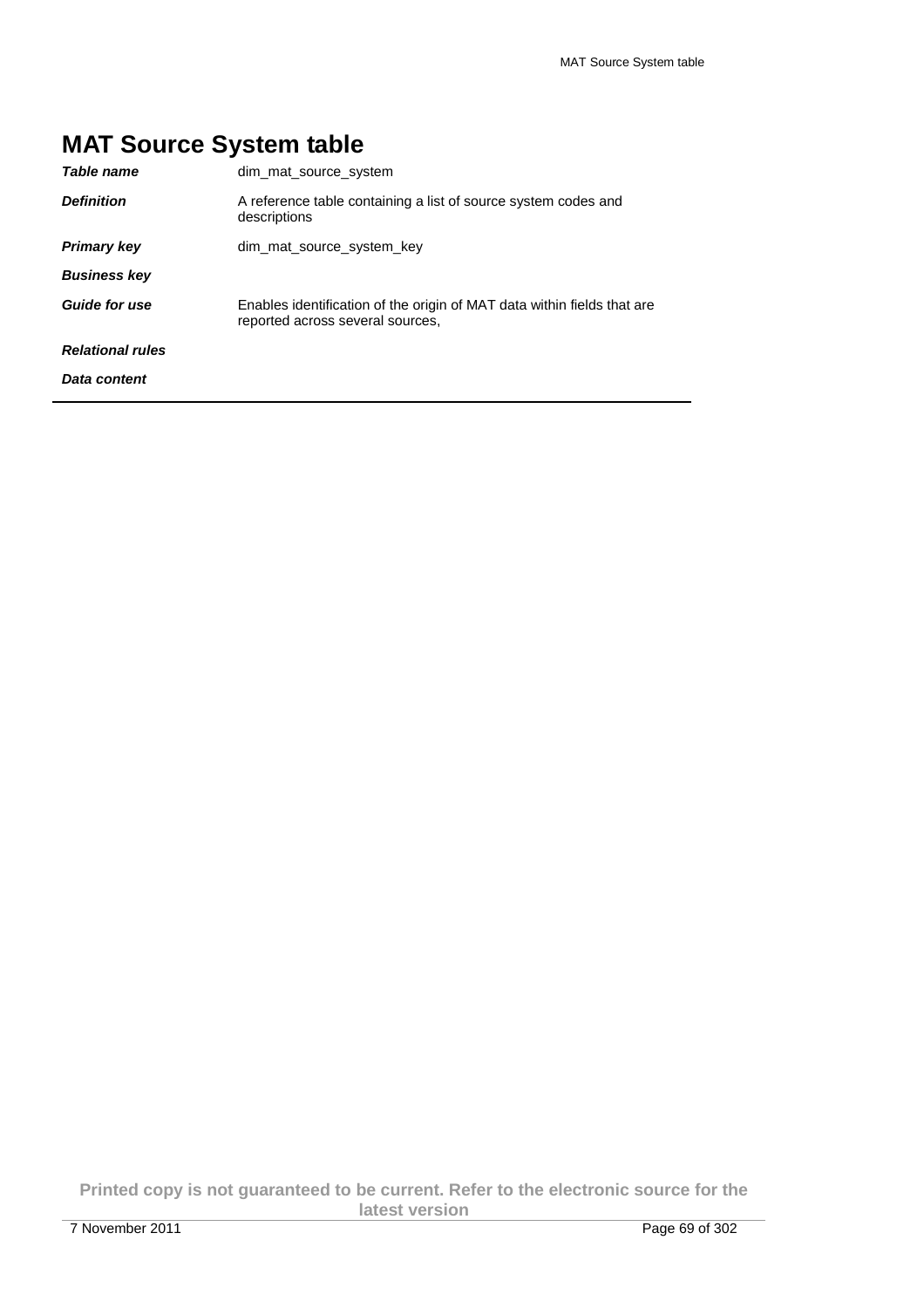# MAT Source System table

| | |
|---|---|
| ***Table name*** | dim_mat_source_system |
| ***Definition*** | A reference table containing a list of source system codes and descriptions |
| ***Primary key*** | dim_mat_source_system_key |
| ***Business key*** | |
| ***Guide for use*** | Enables identification of the origin of MAT data within fields that are reported across several sources, |
| ***Relational rules*** | |
| ***Data content*** | |

**Printed copy is not guaranteed to be current. Refer to the electronic source for the latest version**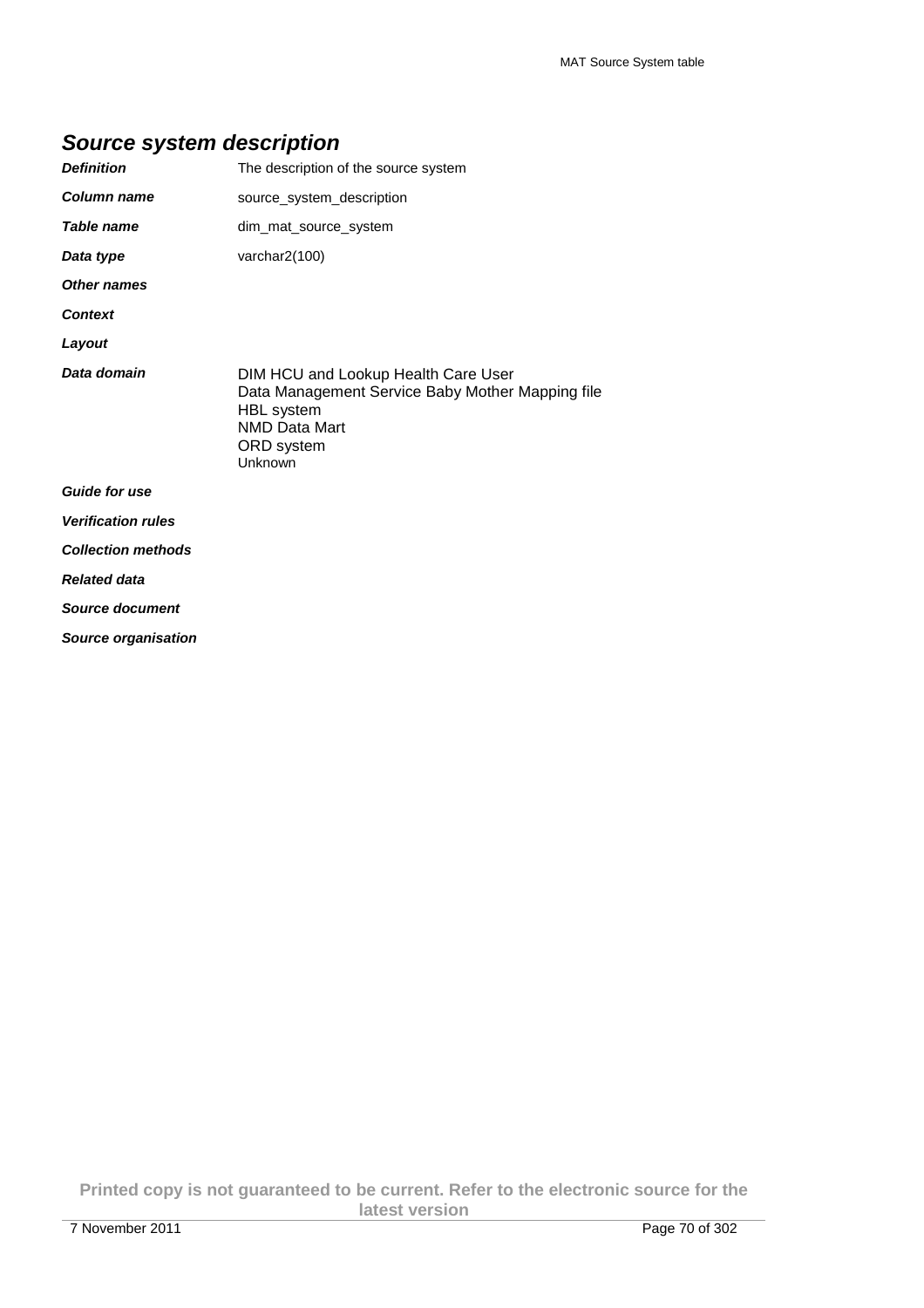## Source system description

| | |
|---|---|
| ***Definition*** | The description of the source system |
| ***Column name*** | source_system_description |
| ***Table name*** | dim_mat_source_system |
| ***Data type*** | varchar2(100) |
| ***Other names*** | |
| ***Context*** | |
| ***Layout*** | |
| ***Data domain*** | DIM HCU and Lookup Health Care User<br>Data Management Service Baby Mother Mapping file<br>HBL system<br>NMD Data Mart<br>ORD system<br>Unknown |
| ***Guide for use*** | |
| ***Verification rules*** | |
| ***Collection methods*** | |
| ***Related data*** | |
| ***Source document*** | |
| ***Source organisation*** | |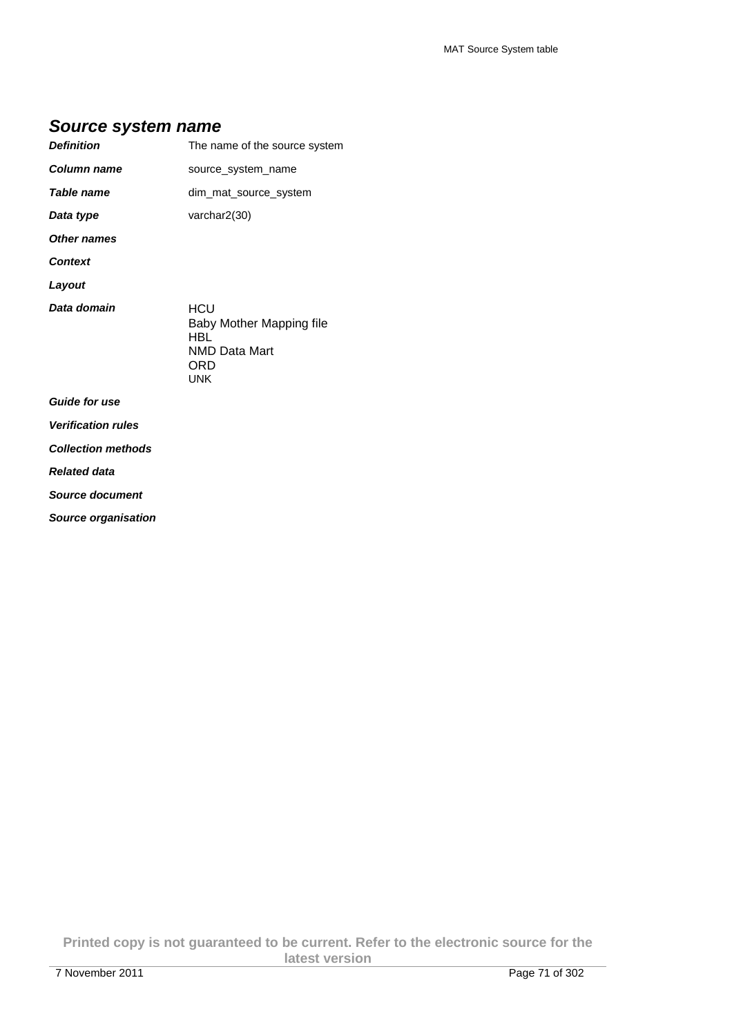## *Source system name*

| | |
|---|---|
| ***Definition*** | The name of the source system |
| ***Column name*** | source_system_name |
| ***Table name*** | dim_mat_source_system |
| ***Data type*** | varchar2(30) |
| ***Other names*** | |
| ***Context*** | |
| ***Layout*** | |
| ***Data domain*** | HCU<br>Baby Mother Mapping file<br>HBL<br>NMD Data Mart<br>ORD<br>UNK |
| ***Guide for use*** | |
| ***Verification rules*** | |
| ***Collection methods*** | |
| ***Related data*** | |
| ***Source document*** | |
| ***Source organisation*** | |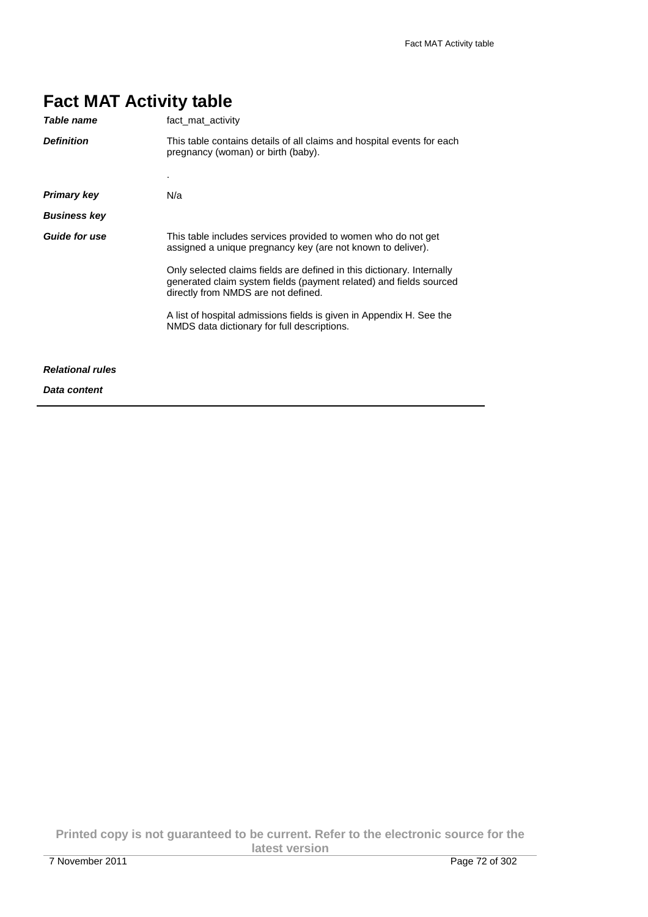# Fact MAT Activity table

| | |
|---|---|
| ***Table name*** | fact_mat_activity |
| ***Definition*** | This table contains details of all claims and hospital events for each pregnancy (woman) or birth (baby).<br><br>. |
| ***Primary key*** | N/a |
| ***Business key*** | |
| ***Guide for use*** | This table includes services provided to women who do not get assigned a unique pregnancy key (are not known to deliver).<br><br>Only selected claims fields are defined in this dictionary. Internally generated claim system fields (payment related) and fields sourced directly from NMDS are not defined.<br><br>A list of hospital admissions fields is given in Appendix H. See the NMDS data dictionary for full descriptions. |
| ***Relational rules*** | |
| ***Data content*** | |

**Printed copy is not guaranteed to be current. Refer to the electronic source for the latest version**

7 November 2011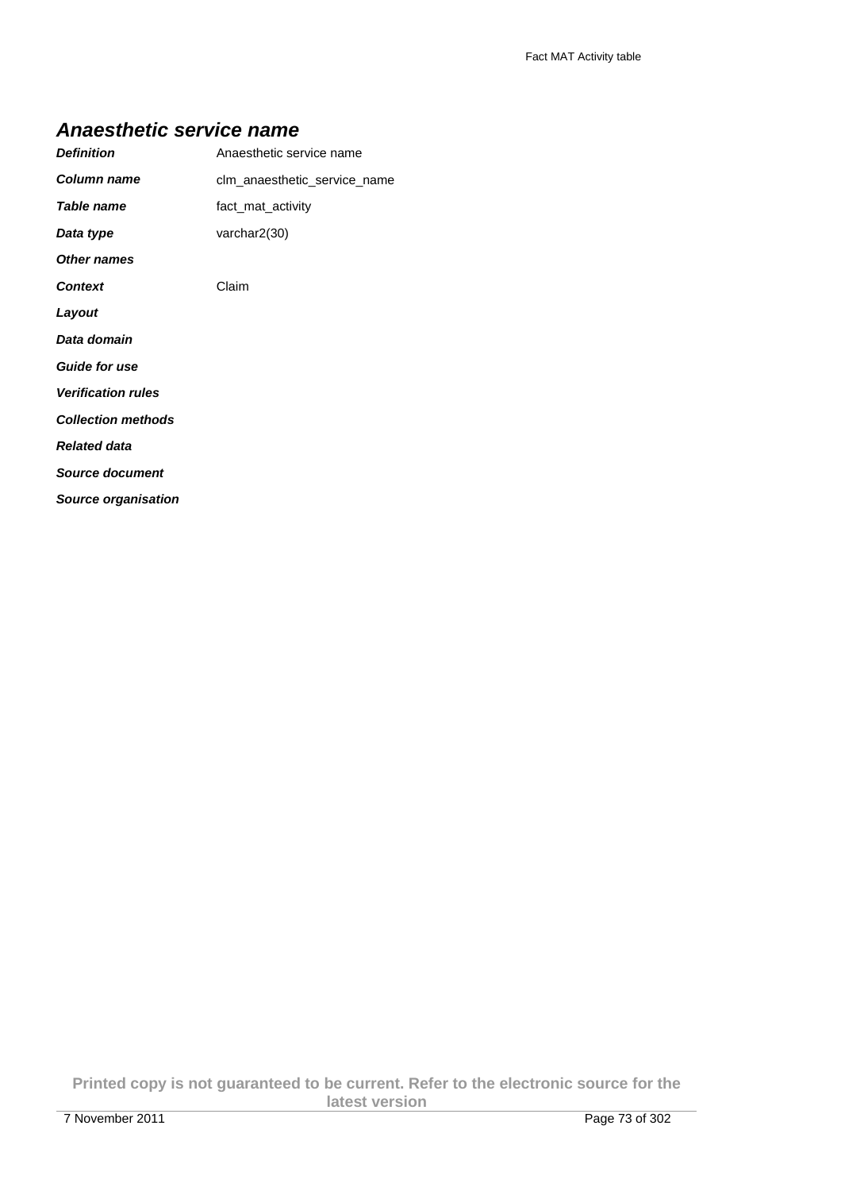## *Anaesthetic service name*

| | |
|---|---|
| ***Definition*** | Anaesthetic service name |
| ***Column name*** | clm_anaesthetic_service_name |
| ***Table name*** | fact_mat_activity |
| ***Data type*** | varchar2(30) |
| ***Other names*** | |
| ***Context*** | Claim |
| ***Layout*** | |
| ***Data domain*** | |
| ***Guide for use*** | |
| ***Verification rules*** | |
| ***Collection methods*** | |
| ***Related data*** | |
| ***Source document*** | |
| ***Source organisation*** | |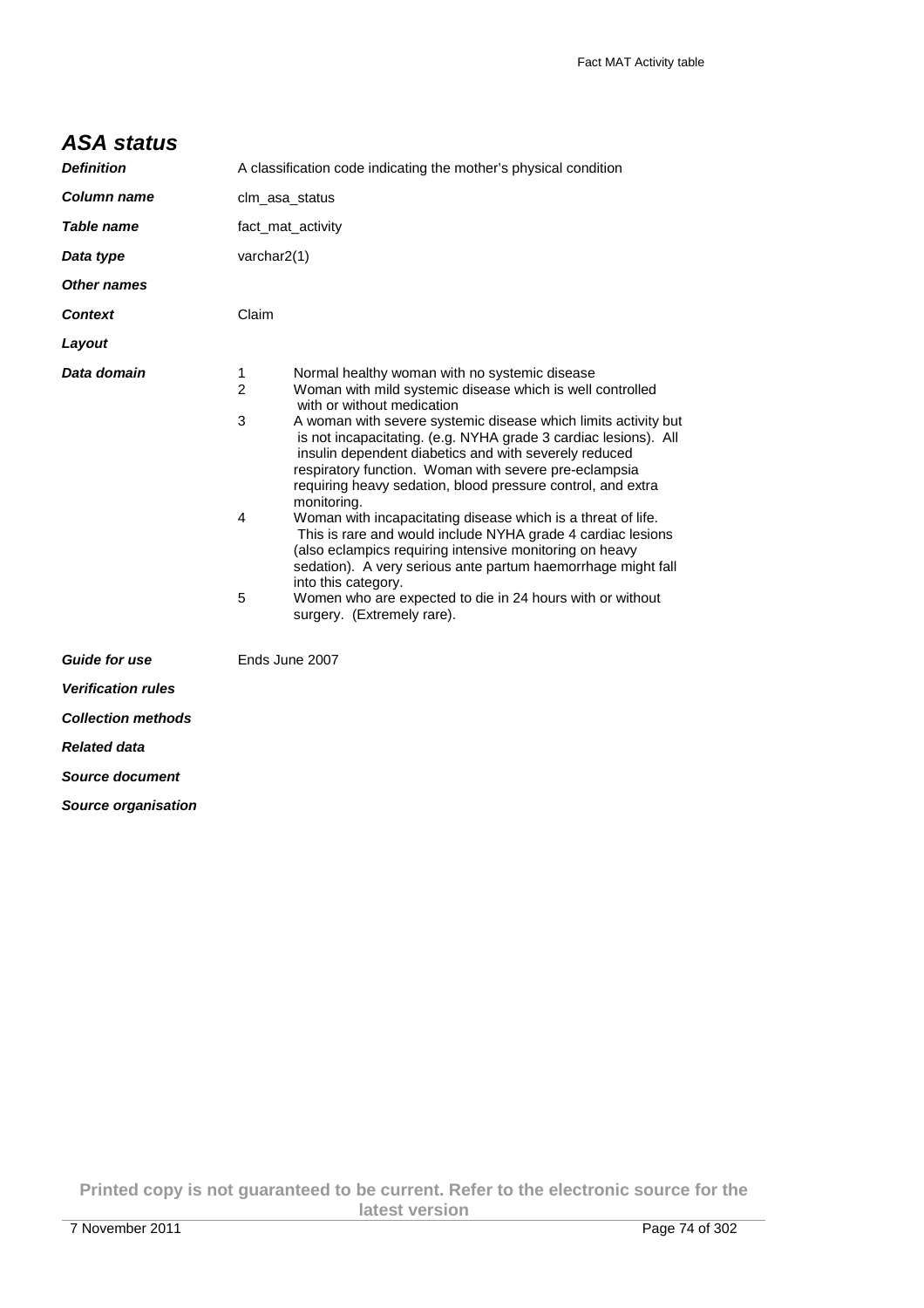## ASA status

| | |
|---|---|
| ***Definition*** | A classification code indicating the mother's physical condition |
| ***Column name*** | clm_asa_status |
| ***Table name*** | fact_mat_activity |
| ***Data type*** | varchar2(1) |
| ***Other names*** | |
| ***Context*** | Claim |
| ***Layout*** | |
| ***Data domain*** | 1 Normal healthy woman with no systemic disease<br>2 Woman with mild systemic disease which is well controlled with or without medication<br>3 A woman with severe systemic disease which limits activity but is not incapacitating. (e.g. NYHA grade 3 cardiac lesions). All insulin dependent diabetics and with severely reduced respiratory function. Woman with severe pre-eclampsia requiring heavy sedation, blood pressure control, and extra monitoring.<br>4 Woman with incapacitating disease which is a threat of life. This is rare and would include NYHA grade 4 cardiac lesions (also eclampics requiring intensive monitoring on heavy sedation). A very serious ante partum haemorrhage might fall into this category.<br>5 Women who are expected to die in 24 hours with or without surgery. (Extremely rare). |
| ***Guide for use*** | Ends June 2007 |
| ***Verification rules*** | |
| ***Collection methods*** | |
| ***Related data*** | |
| ***Source document*** | |
| ***Source organisation*** | |

**Printed copy is not guaranteed to be current. Refer to the electronic source for the latest version**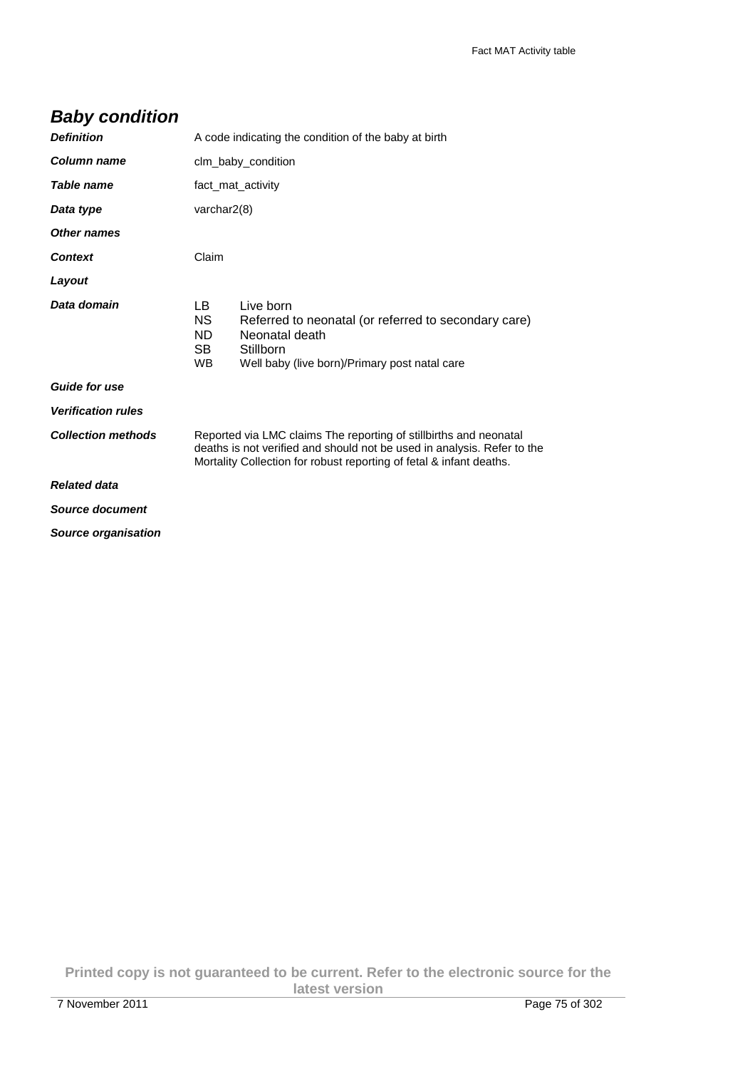## *Baby condition*

| | |
|---|---|
| ***Definition*** | A code indicating the condition of the baby at birth |
| ***Column name*** | clm_baby_condition |
| ***Table name*** | fact_mat_activity |
| ***Data type*** | varchar2(8) |
| ***Other names*** | |
| ***Context*** | Claim |
| ***Layout*** | |
| ***Data domain*** | LB Live born<br>NS Referred to neonatal (or referred to secondary care)<br>ND Neonatal death<br>SB Stillborn<br>WB Well baby (live born)/Primary post natal care |
| ***Guide for use*** | |
| ***Verification rules*** | |
| ***Collection methods*** | Reported via LMC claims The reporting of stillbirths and neonatal deaths is not verified and should not be used in analysis. Refer to the Mortality Collection for robust reporting of fetal & infant deaths. |
| ***Related data*** | |
| ***Source document*** | |
| ***Source organisation*** | |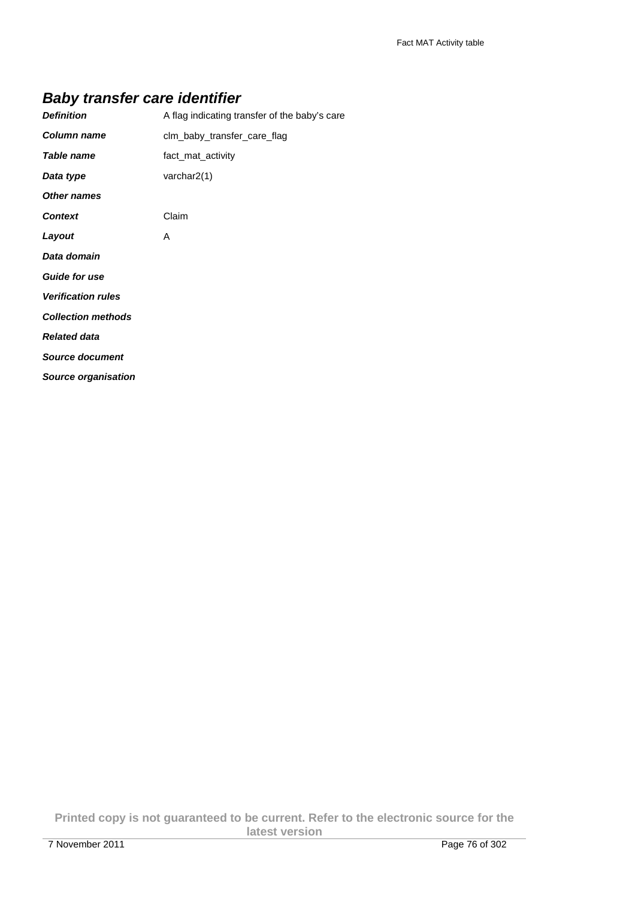## *Baby transfer care identifier*

| | |
|---|---|
| ***Definition*** | A flag indicating transfer of the baby's care |
| ***Column name*** | clm_baby_transfer_care_flag |
| ***Table name*** | fact_mat_activity |
| ***Data type*** | varchar2(1) |
| ***Other names*** | |
| ***Context*** | Claim |
| ***Layout*** | A |
| ***Data domain*** | |
| ***Guide for use*** | |
| ***Verification rules*** | |
| ***Collection methods*** | |
| ***Related data*** | |
| ***Source document*** | |
| ***Source organisation*** | |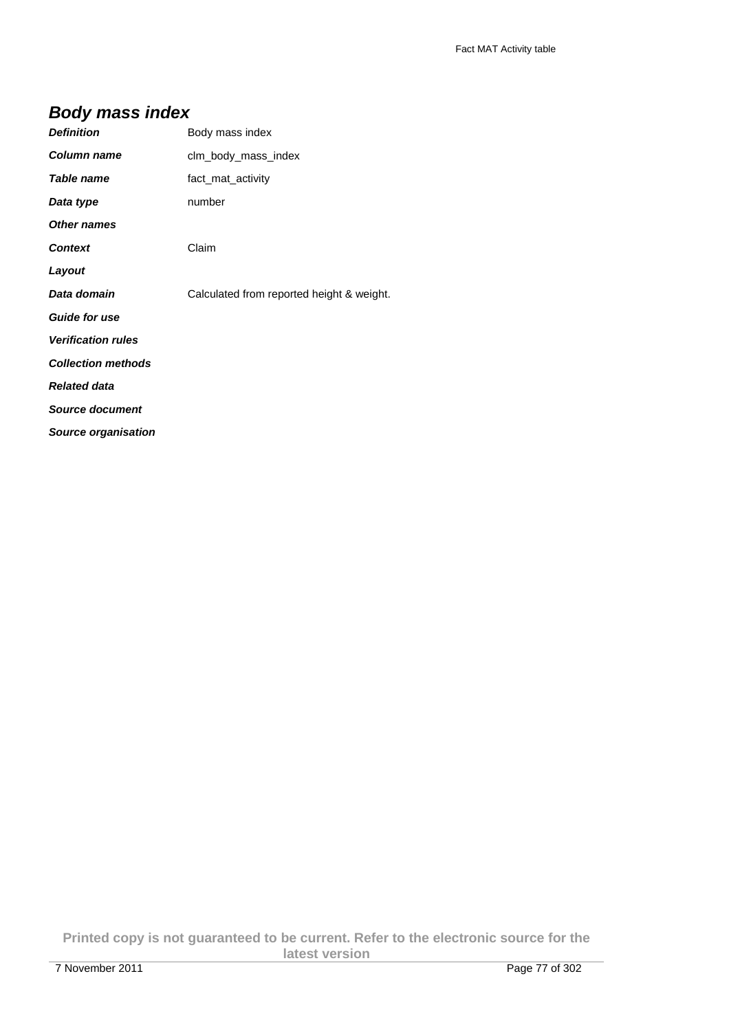## *Body mass index*

| | |
|---|---|
| ***Definition*** | Body mass index |
| ***Column name*** | clm_body_mass_index |
| ***Table name*** | fact_mat_activity |
| ***Data type*** | number |
| ***Other names*** | |
| ***Context*** | Claim |
| ***Layout*** | |
| ***Data domain*** | Calculated from reported height & weight. |
| ***Guide for use*** | |
| ***Verification rules*** | |
| ***Collection methods*** | |
| ***Related data*** | |
| ***Source document*** | |
| ***Source organisation*** | |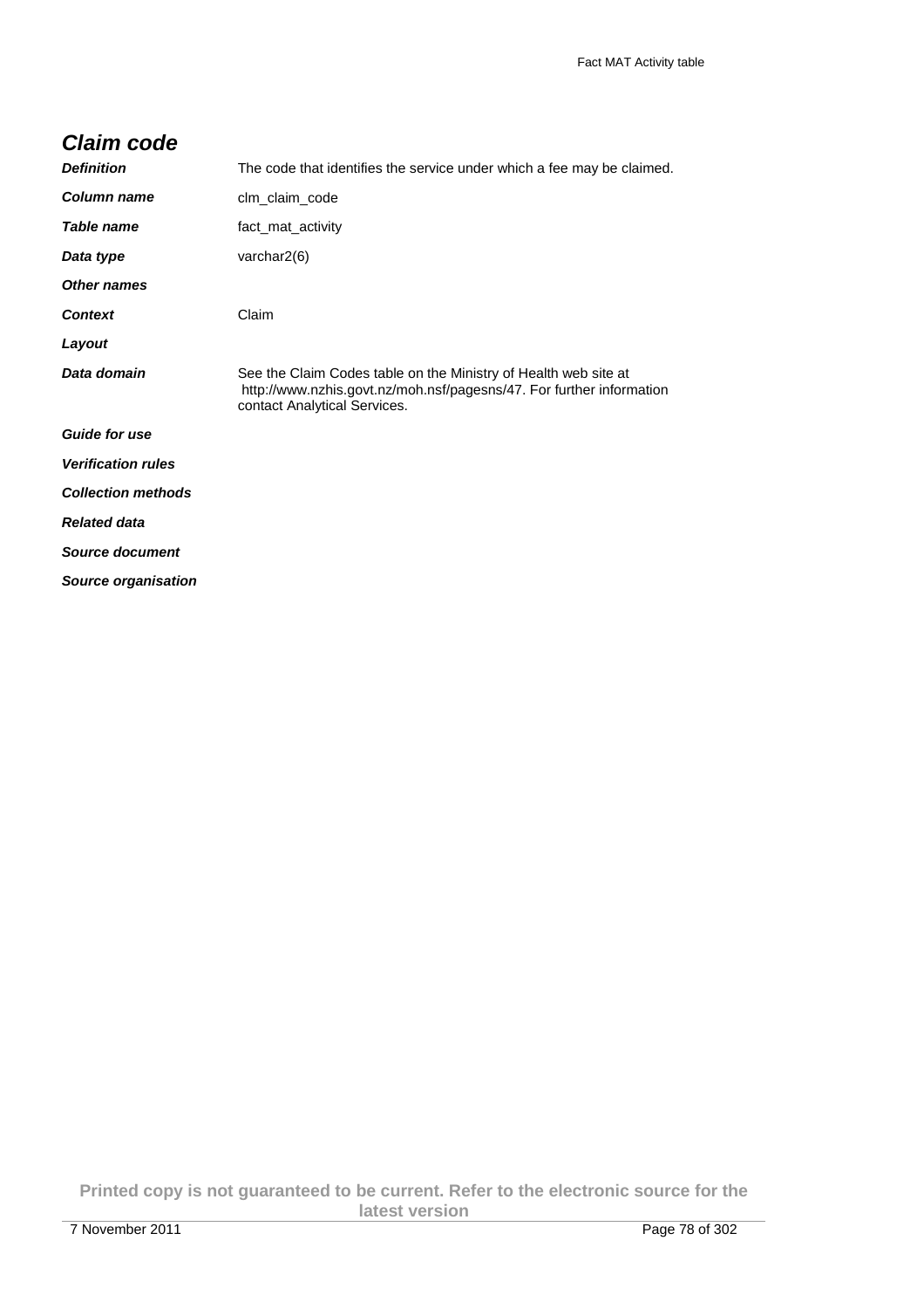## Claim code

| | |
|---|---|
| ***Definition*** | The code that identifies the service under which a fee may be claimed. |
| ***Column name*** | clm_claim_code |
| ***Table name*** | fact_mat_activity |
| ***Data type*** | varchar2(6) |
| ***Other names*** | |
| ***Context*** | Claim |
| ***Layout*** | |
| ***Data domain*** | See the Claim Codes table on the Ministry of Health web site at http://www.nzhis.govt.nz/moh.nsf/pagesns/47. For further information contact Analytical Services. |
| ***Guide for use*** | |
| ***Verification rules*** | |
| ***Collection methods*** | |
| ***Related data*** | |
| ***Source document*** | |
| ***Source organisation*** | |

**Printed copy is not guaranteed to be current. Refer to the electronic source for the latest version**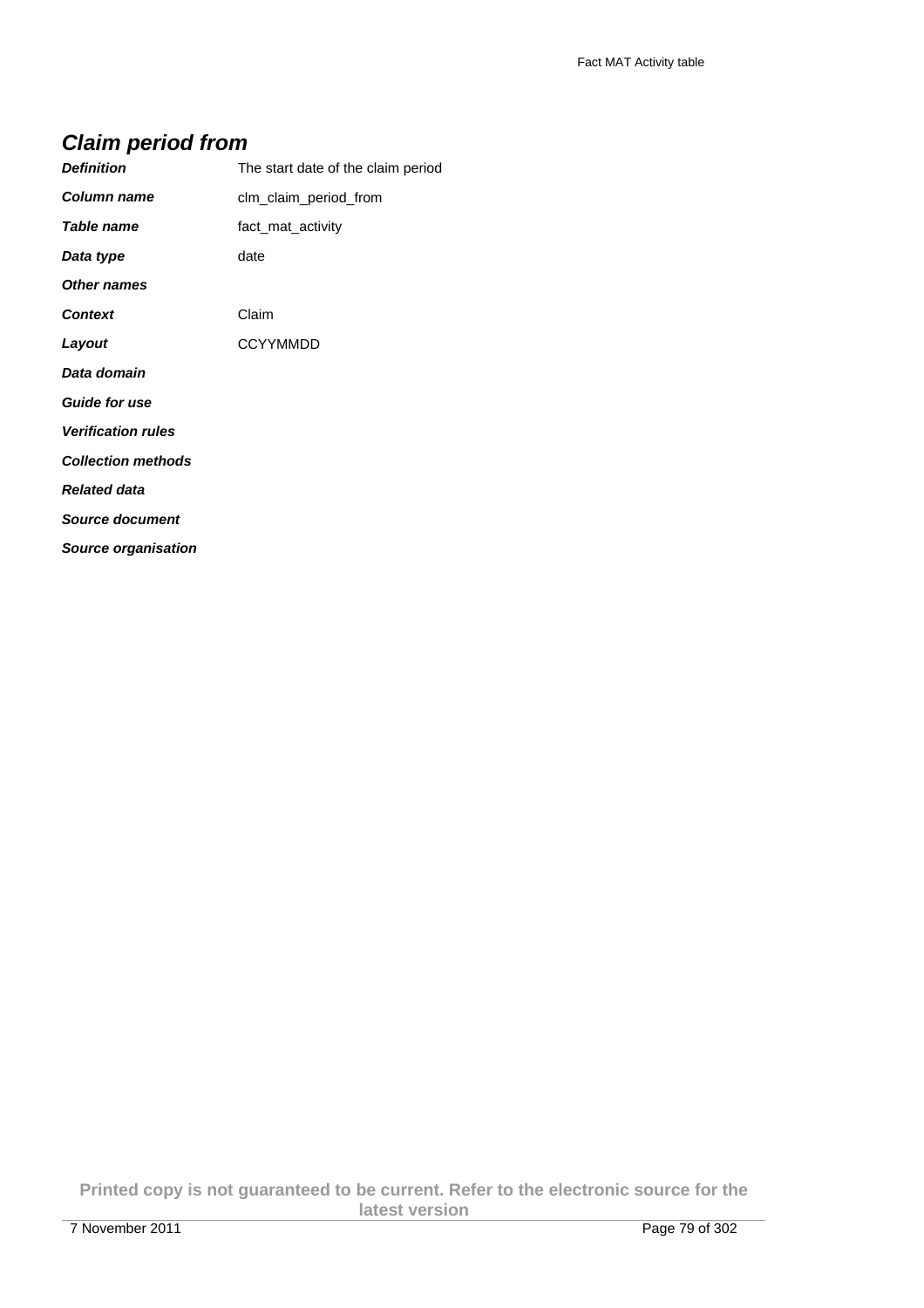## Claim period from

| | |
|---|---|
| ***Definition*** | The start date of the claim period |
| ***Column name*** | clm_claim_period_from |
| ***Table name*** | fact_mat_activity |
| ***Data type*** | date |
| ***Other names*** | |
| ***Context*** | Claim |
| ***Layout*** | CCYYMMDD |
| ***Data domain*** | |
| ***Guide for use*** | |
| ***Verification rules*** | |
| ***Collection methods*** | |
| ***Related data*** | |
| ***Source document*** | |
| ***Source organisation*** | |

**Printed copy is not guaranteed to be current. Refer to the electronic source for the latest version**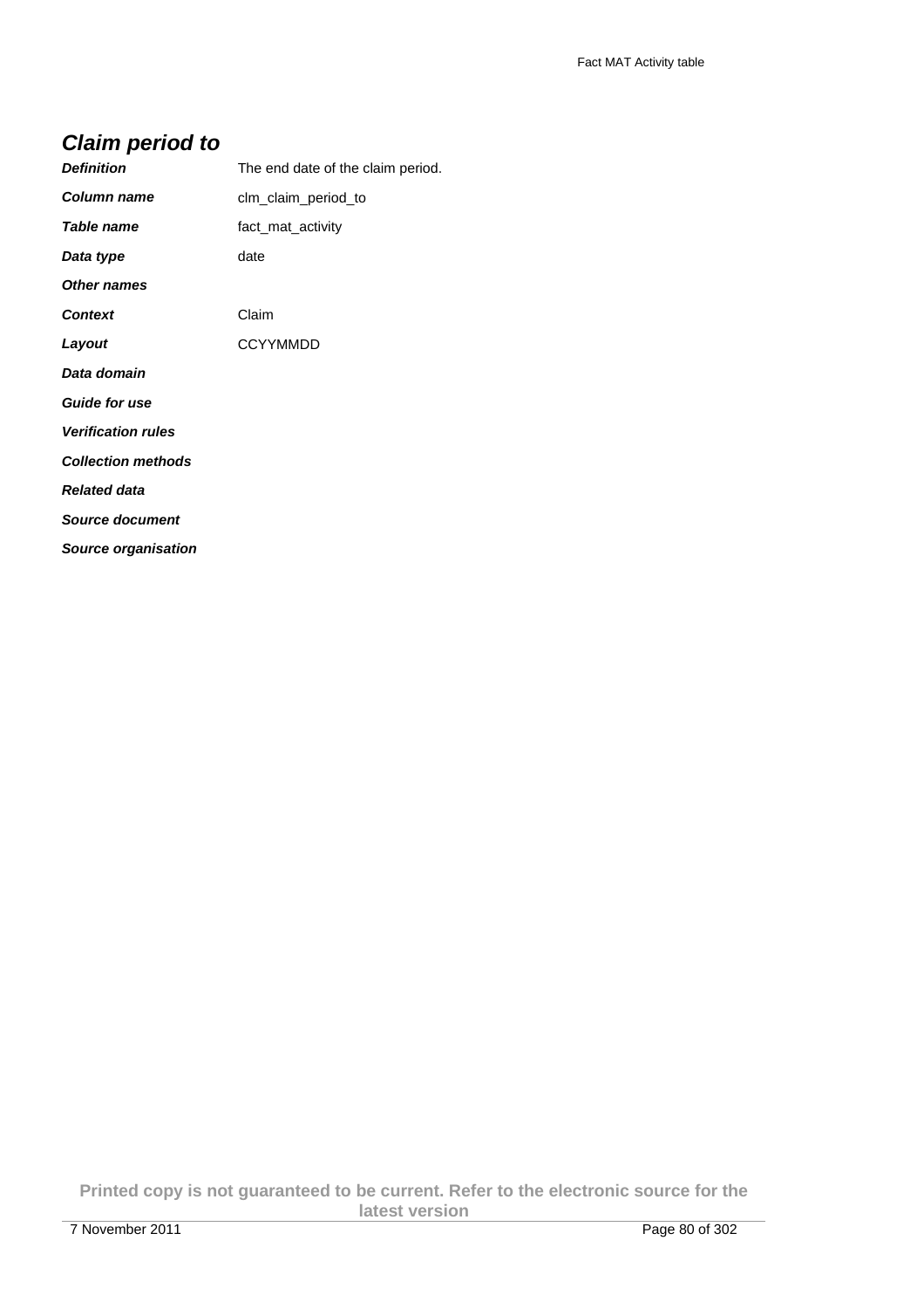## *Claim period to*

| | |
|---|---|
| ***Definition*** | The end date of the claim period. |
| ***Column name*** | clm_claim_period_to |
| ***Table name*** | fact_mat_activity |
| ***Data type*** | date |
| ***Other names*** | |
| ***Context*** | Claim |
| ***Layout*** | CCYYMMDD |
| ***Data domain*** | |
| ***Guide for use*** | |
| ***Verification rules*** | |
| ***Collection methods*** | |
| ***Related data*** | |
| ***Source document*** | |
| ***Source organisation*** | |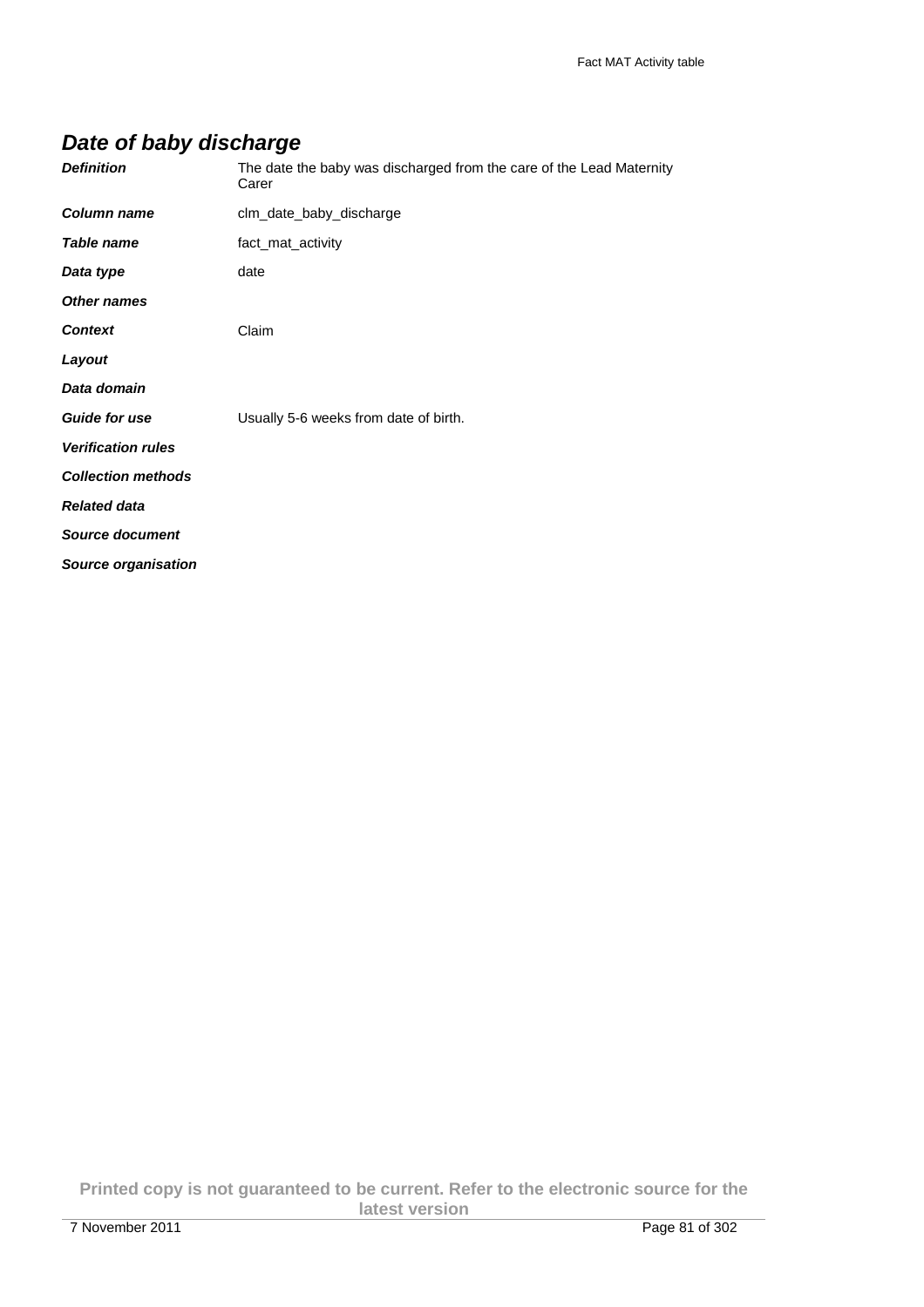## *Date of baby discharge*

| | |
|---|---|
| ***Definition*** | The date the baby was discharged from the care of the Lead Maternity Carer |
| ***Column name*** | clm_date_baby_discharge |
| ***Table name*** | fact_mat_activity |
| ***Data type*** | date |
| ***Other names*** | |
| ***Context*** | Claim |
| ***Layout*** | |
| ***Data domain*** | |
| ***Guide for use*** | Usually 5-6 weeks from date of birth. |
| ***Verification rules*** | |
| ***Collection methods*** | |
| ***Related data*** | |
| ***Source document*** | |
| ***Source organisation*** | |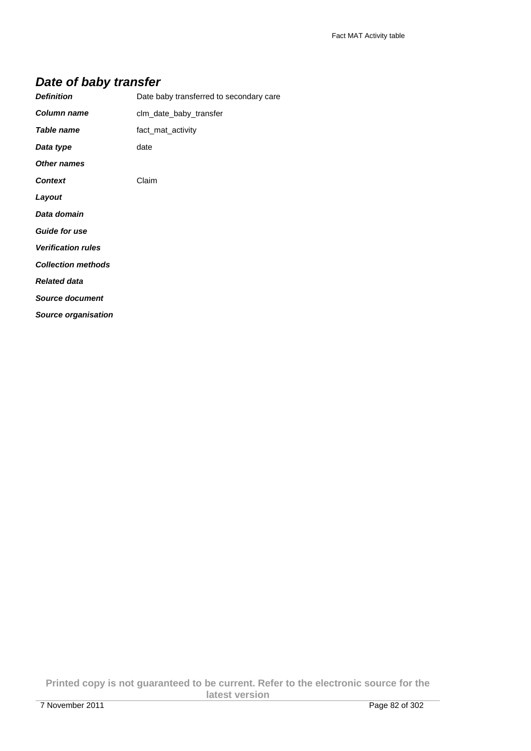## *Date of baby transfer*

| | |
|---|---|
| ***Definition*** | Date baby transferred to secondary care |
| ***Column name*** | clm_date_baby_transfer |
| ***Table name*** | fact_mat_activity |
| ***Data type*** | date |
| ***Other names*** | |
| ***Context*** | Claim |
| ***Layout*** | |
| ***Data domain*** | |
| ***Guide for use*** | |
| ***Verification rules*** | |
| ***Collection methods*** | |
| ***Related data*** | |
| ***Source document*** | |
| ***Source organisation*** | |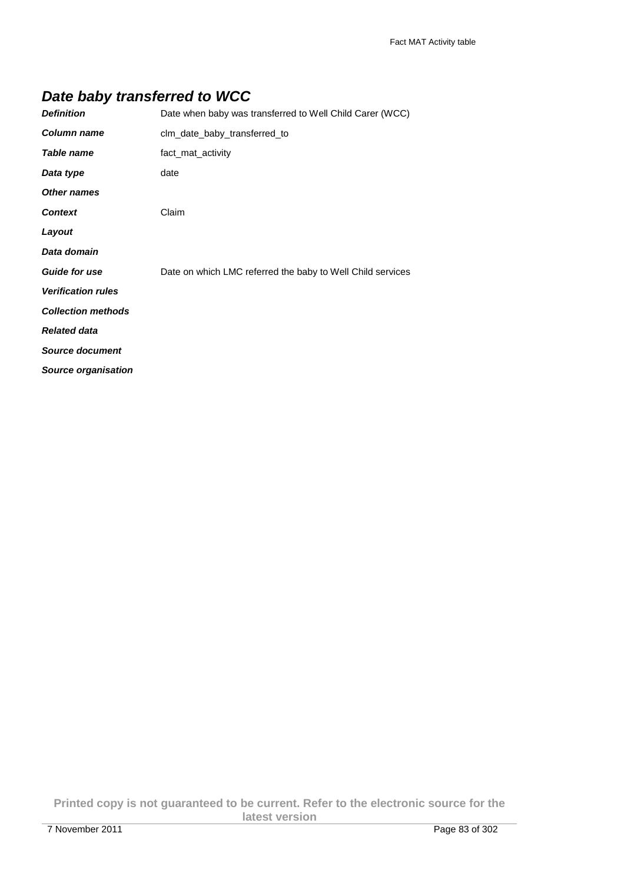## *Date baby transferred to WCC*

| | |
|---|---|
| ***Definition*** | Date when baby was transferred to Well Child Carer (WCC) |
| ***Column name*** | clm_date_baby_transferred_to |
| ***Table name*** | fact_mat_activity |
| ***Data type*** | date |
| ***Other names*** | |
| ***Context*** | Claim |
| ***Layout*** | |
| ***Data domain*** | |
| ***Guide for use*** | Date on which LMC referred the baby to Well Child services |
| ***Verification rules*** | |
| ***Collection methods*** | |
| ***Related data*** | |
| ***Source document*** | |
| ***Source organisation*** | |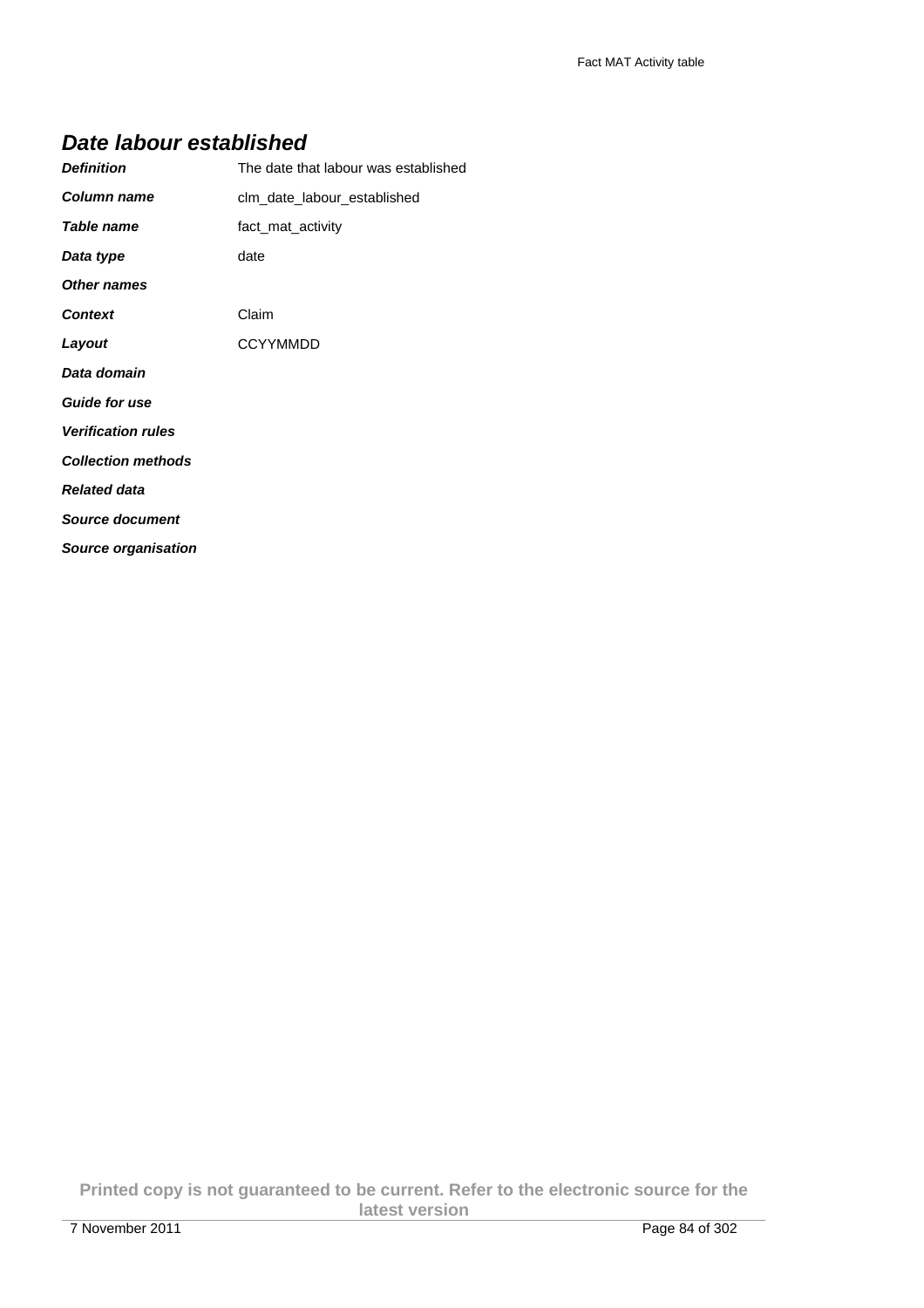## *Date labour established*

| | |
|---|---|
| ***Definition*** | The date that labour was established |
| ***Column name*** | clm_date_labour_established |
| ***Table name*** | fact_mat_activity |
| ***Data type*** | date |
| ***Other names*** | |
| ***Context*** | Claim |
| ***Layout*** | CCYYMMDD |
| ***Data domain*** | |
| ***Guide for use*** | |
| ***Verification rules*** | |
| ***Collection methods*** | |
| ***Related data*** | |
| ***Source document*** | |
| ***Source organisation*** | |

**Printed copy is not guaranteed to be current. Refer to the electronic source for the latest version**

7 November 2011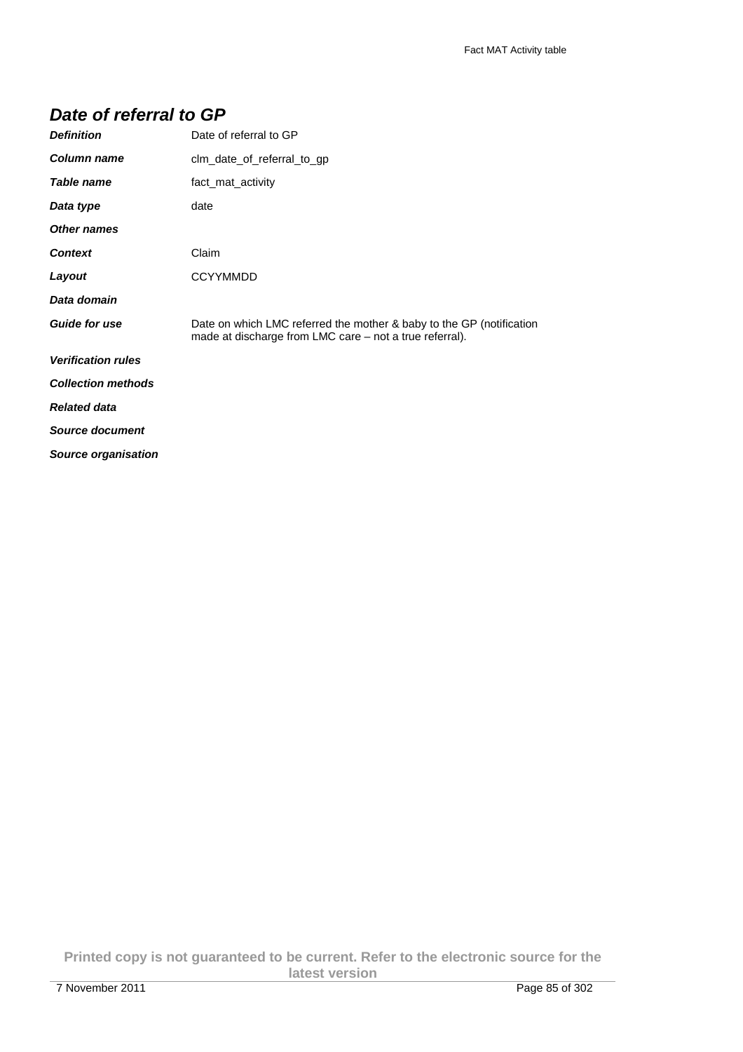## *Date of referral to GP*

| | |
|---|---|
| ***Definition*** | Date of referral to GP |
| ***Column name*** | clm_date_of_referral_to_gp |
| ***Table name*** | fact_mat_activity |
| ***Data type*** | date |
| ***Other names*** | |
| ***Context*** | Claim |
| ***Layout*** | CCYYMMDD |
| ***Data domain*** | |
| ***Guide for use*** | Date on which LMC referred the mother & baby to the GP (notification made at discharge from LMC care – not a true referral). |
| ***Verification rules*** | |
| ***Collection methods*** | |
| ***Related data*** | |
| ***Source document*** | |
| ***Source organisation*** | |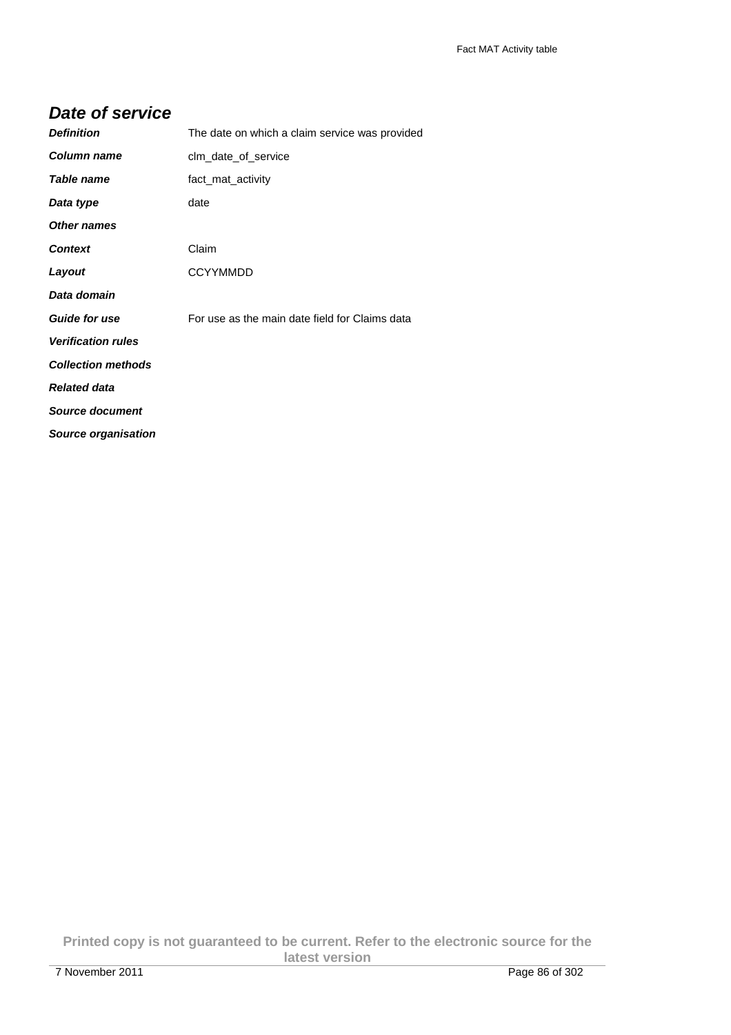## *Date of service*

| | |
|---|---|
| ***Definition*** | The date on which a claim service was provided |
| ***Column name*** | clm_date_of_service |
| ***Table name*** | fact_mat_activity |
| ***Data type*** | date |
| ***Other names*** | |
| ***Context*** | Claim |
| ***Layout*** | CCYYMMDD |
| ***Data domain*** | |
| ***Guide for use*** | For use as the main date field for Claims data |
| ***Verification rules*** | |
| ***Collection methods*** | |
| ***Related data*** | |
| ***Source document*** | |
| ***Source organisation*** | |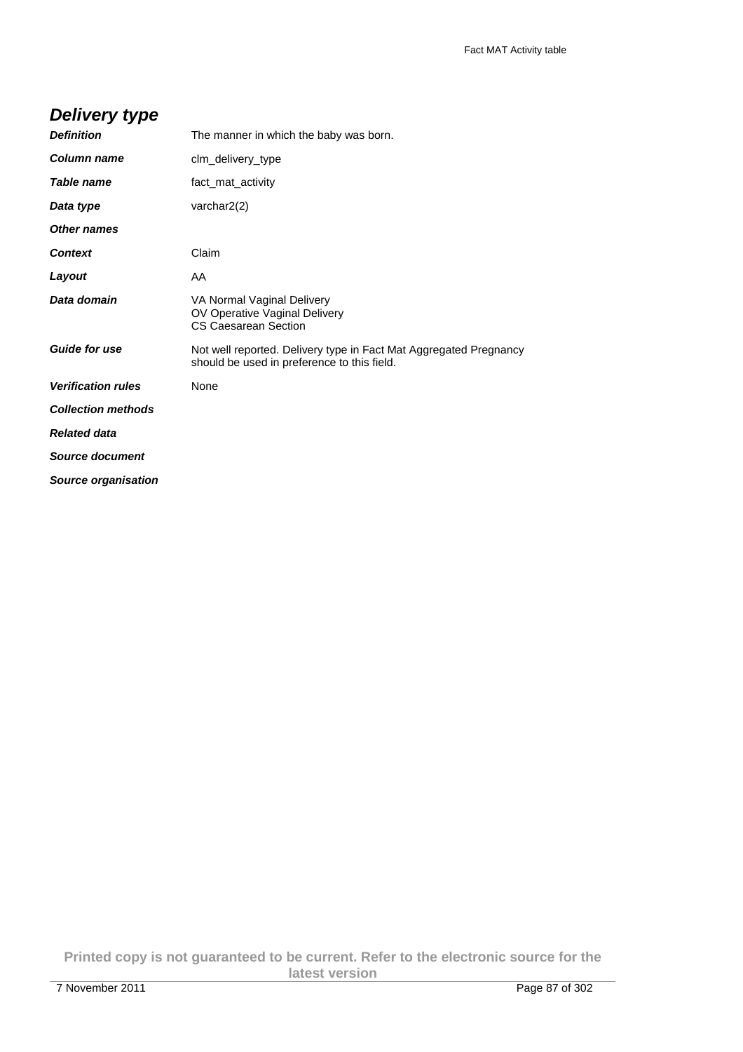## *Delivery type*

| | |
|---|---|
| ***Definition*** | The manner in which the baby was born. |
| ***Column name*** | clm_delivery_type |
| ***Table name*** | fact_mat_activity |
| ***Data type*** | varchar2(2) |
| ***Other names*** | |
| ***Context*** | Claim |
| ***Layout*** | AA |
| ***Data domain*** | VA Normal Vaginal Delivery<br>OV Operative Vaginal Delivery<br>CS Caesarean Section |
| ***Guide for use*** | Not well reported. Delivery type in Fact Mat Aggregated Pregnancy should be used in preference to this field. |
| ***Verification rules*** | None |
| ***Collection methods*** | |
| ***Related data*** | |
| ***Source document*** | |
| ***Source organisation*** | |

**Printed copy is not guaranteed to be current. Refer to the electronic source for the latest version**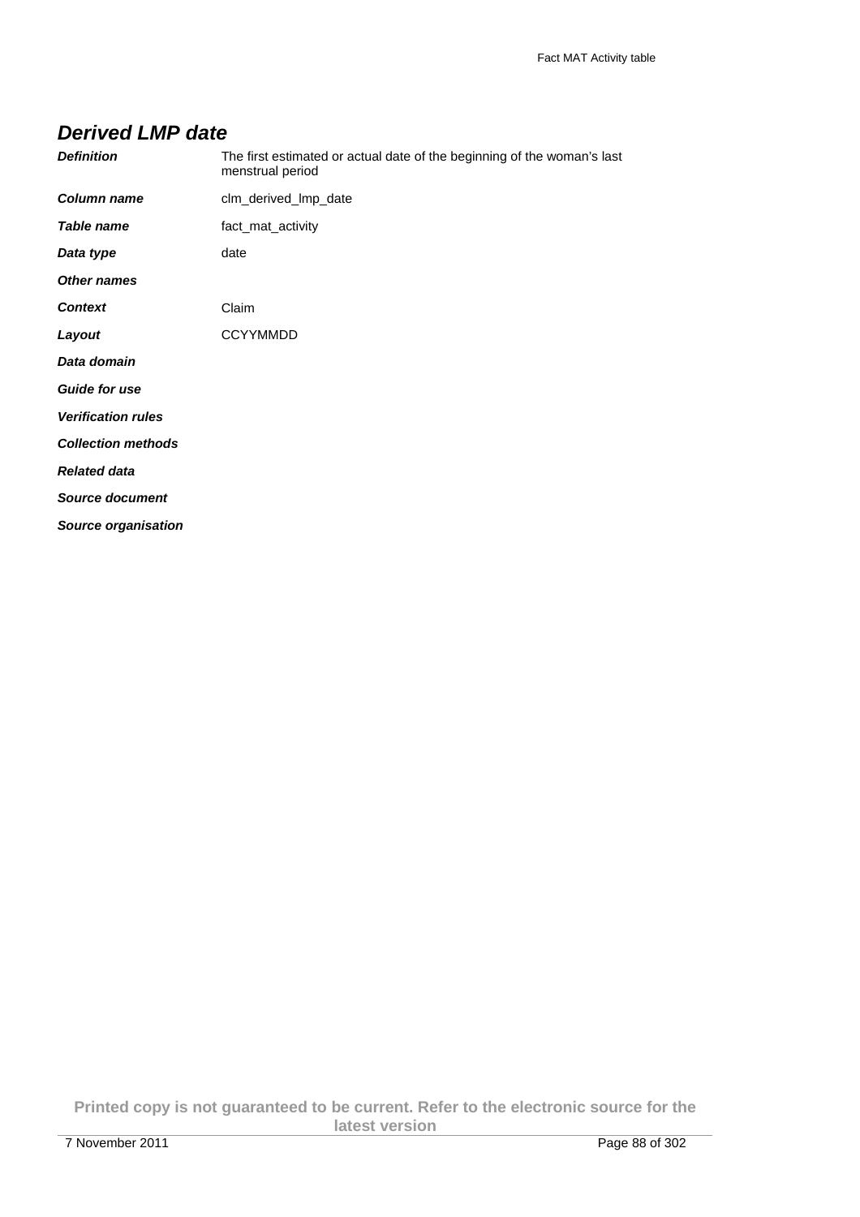## *Derived LMP date*

| | |
|---|---|
| ***Definition*** | The first estimated or actual date of the beginning of the woman's last menstrual period |
| ***Column name*** | clm_derived_lmp_date |
| ***Table name*** | fact_mat_activity |
| ***Data type*** | date |
| ***Other names*** | |
| ***Context*** | Claim |
| ***Layout*** | CCYYMMDD |
| ***Data domain*** | |
| ***Guide for use*** | |
| ***Verification rules*** | |
| ***Collection methods*** | |
| ***Related data*** | |
| ***Source document*** | |
| ***Source organisation*** | |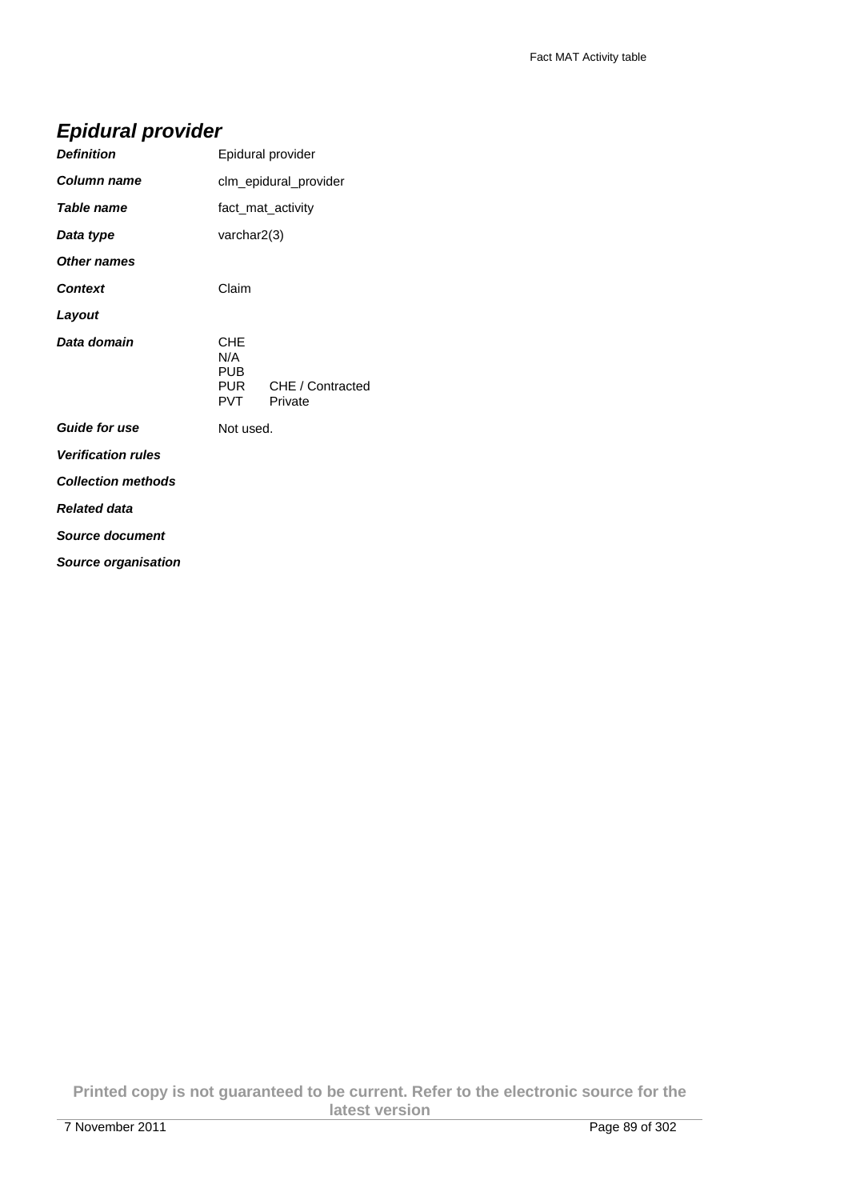## *Epidural provider*

| | |
|---|---|
| ***Definition*** | Epidural provider |
| ***Column name*** | clm_epidural_provider |
| ***Table name*** | fact_mat_activity |
| ***Data type*** | varchar2(3) |
| ***Other names*** | |
| ***Context*** | Claim |
| ***Layout*** | |
| ***Data domain*** | CHE<br>N/A<br>PUB<br>PUR CHE / Contracted<br>PVT Private |
| ***Guide for use*** | Not used. |
| ***Verification rules*** | |
| ***Collection methods*** | |
| ***Related data*** | |
| ***Source document*** | |
| ***Source organisation*** | |

**Printed copy is not guaranteed to be current. Refer to the electronic source for the latest version**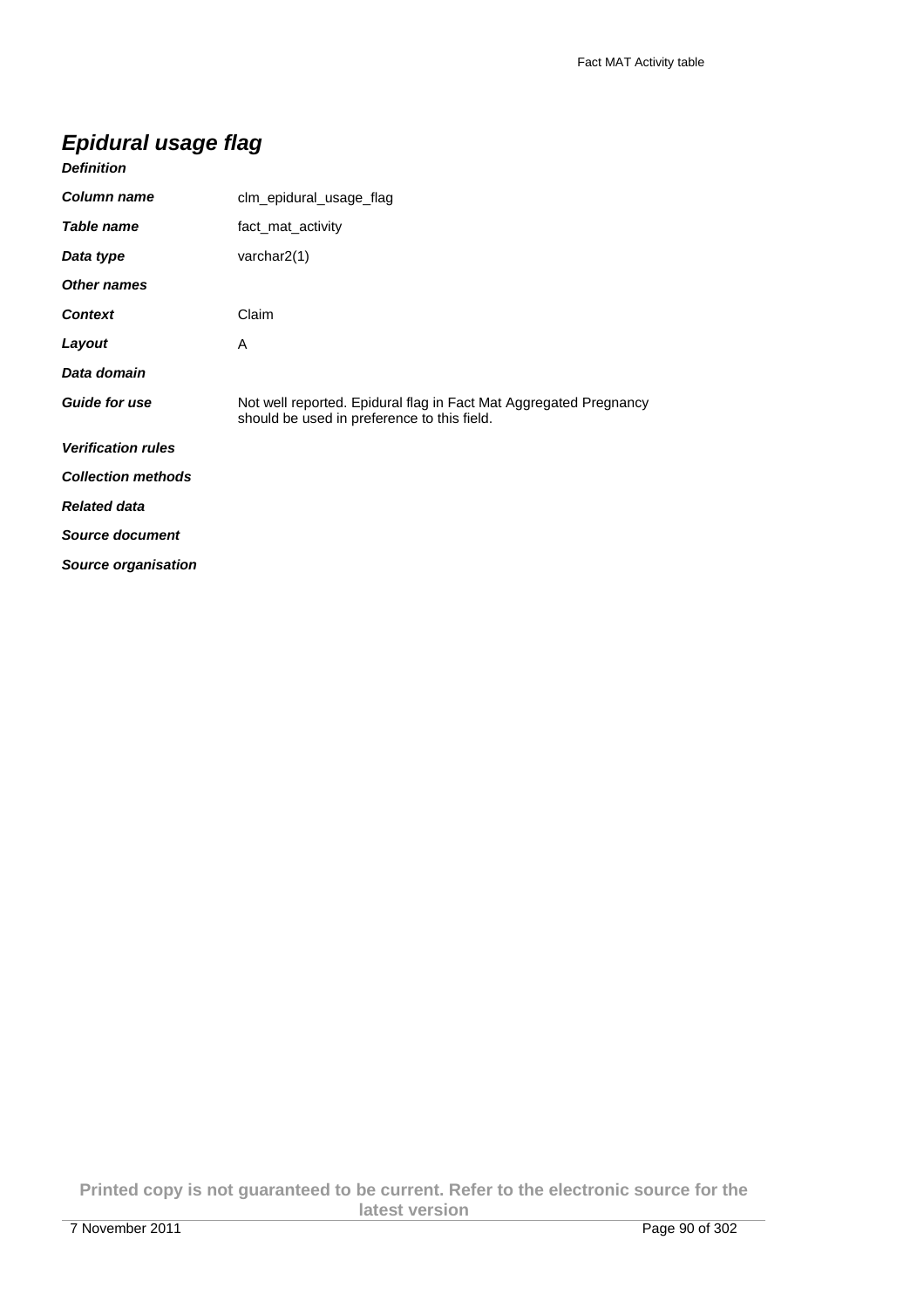## *Epidural usage flag*

|  |  |
|---|---|
| ***Definition*** |  |
| ***Column name*** | clm_epidural_usage_flag |
| ***Table name*** | fact_mat_activity |
| ***Data type*** | varchar2(1) |
| ***Other names*** |  |
| ***Context*** | Claim |
| ***Layout*** | A |
| ***Data domain*** |  |
| ***Guide for use*** | Not well reported. Epidural flag in Fact Mat Aggregated Pregnancy should be used in preference to this field. |
| ***Verification rules*** |  |
| ***Collection methods*** |  |
| ***Related data*** |  |
| ***Source document*** |  |
| ***Source organisation*** |  |

**Printed copy is not guaranteed to be current. Refer to the electronic source for the latest version**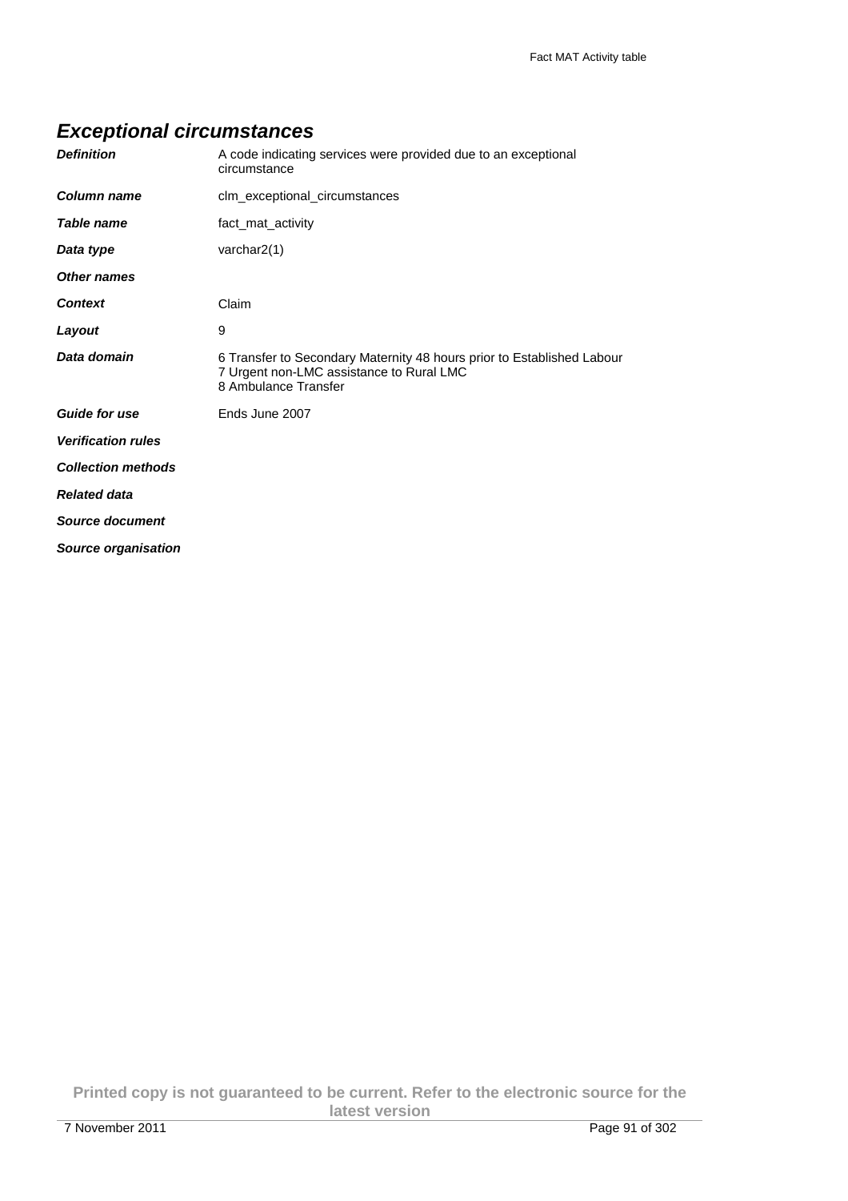## *Exceptional circumstances*

| | |
|---|---|
| ***Definition*** | A code indicating services were provided due to an exceptional circumstance |
| ***Column name*** | clm_exceptional_circumstances |
| ***Table name*** | fact_mat_activity |
| ***Data type*** | varchar2(1) |
| ***Other names*** | |
| ***Context*** | Claim |
| ***Layout*** | 9 |
| ***Data domain*** | 6 Transfer to Secondary Maternity 48 hours prior to Established Labour<br>7 Urgent non-LMC assistance to Rural LMC<br>8 Ambulance Transfer |
| ***Guide for use*** | Ends June 2007 |
| ***Verification rules*** | |
| ***Collection methods*** | |
| ***Related data*** | |
| ***Source document*** | |
| ***Source organisation*** | |

**Printed copy is not guaranteed to be current. Refer to the electronic source for the latest version**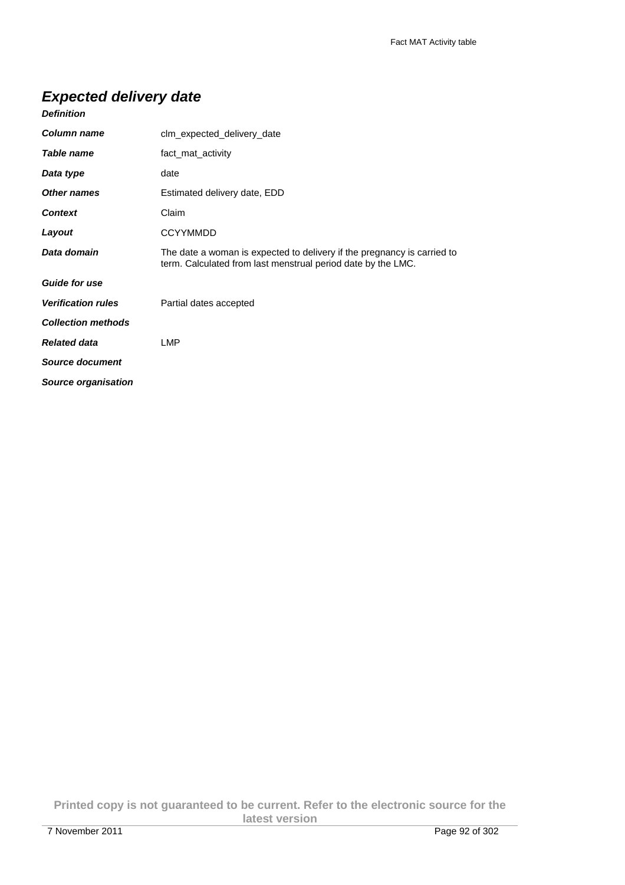## *Expected delivery date*

***Definition***

| | |
|---|---|
| ***Column name*** | clm_expected_delivery_date |
| ***Table name*** | fact_mat_activity |
| ***Data type*** | date |
| ***Other names*** | Estimated delivery date, EDD |
| ***Context*** | Claim |
| ***Layout*** | CCYYMMDD |
| ***Data domain*** | The date a woman is expected to delivery if the pregnancy is carried to term. Calculated from last menstrual period date by the LMC. |
| ***Guide for use*** | |
| ***Verification rules*** | Partial dates accepted |
| ***Collection methods*** | |
| ***Related data*** | LMP |
| ***Source document*** | |
| ***Source organisation*** | |

**Printed copy is not guaranteed to be current. Refer to the electronic source for the latest version**

7 November 2011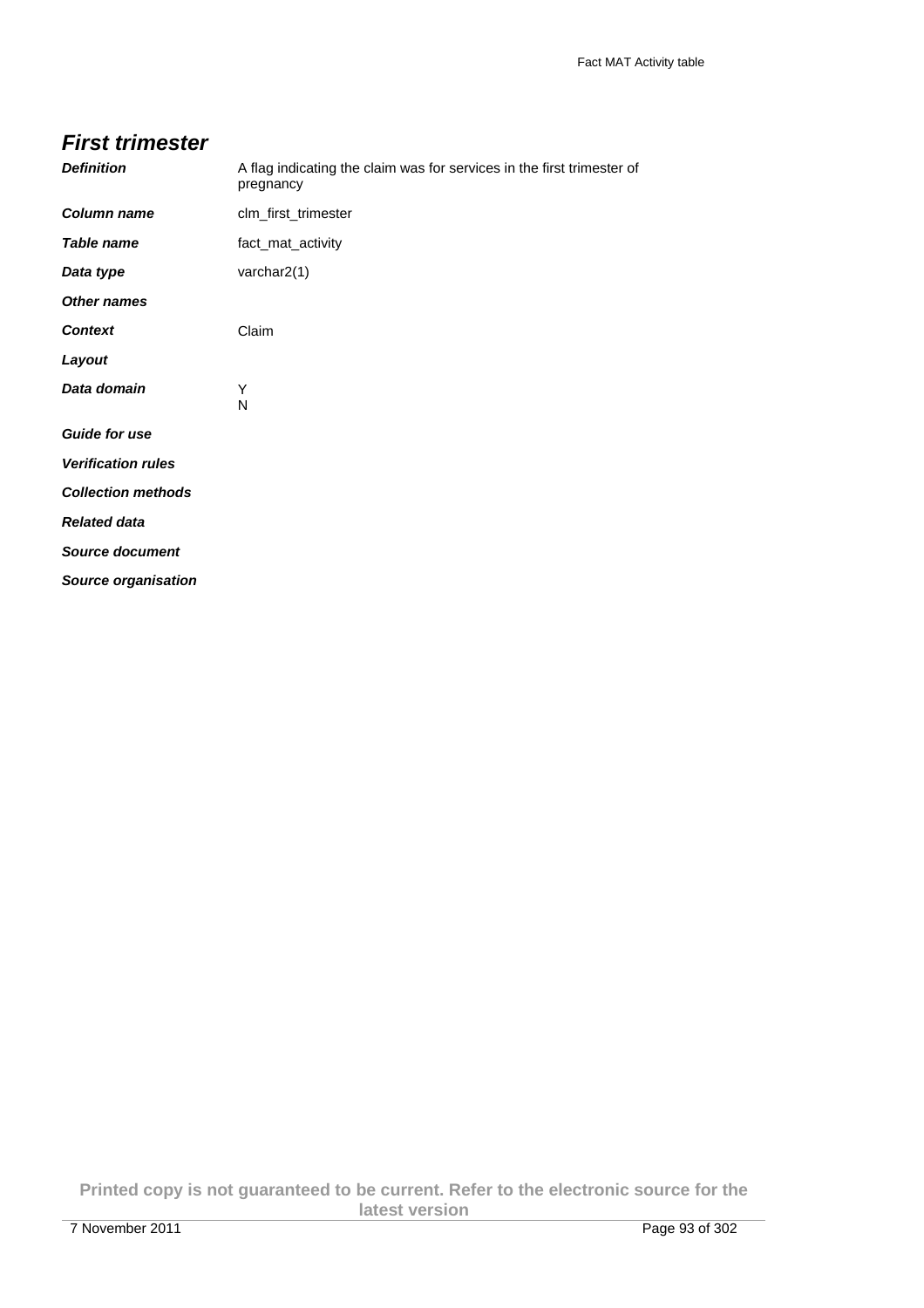## *First trimester*

***Definition*** A flag indicating the claim was for services in the first trimester of pregnancy

***Column name*** clm_first_trimester

***Table name*** fact_mat_activity

***Data type*** varchar2(1)

***Other names***

***Context*** Claim

***Layout***

***Data domain*** Y
N

***Guide for use***

***Verification rules***

***Collection methods***

***Related data***

***Source document***

***Source organisation***

**Printed copy is not guaranteed to be current. Refer to the electronic source for the latest version**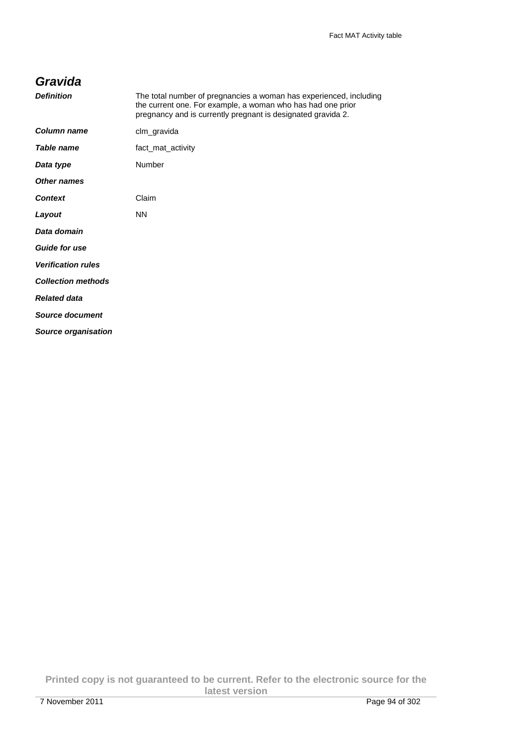## *Gravida*

| | |
|---|---|
| ***Definition*** | The total number of pregnancies a woman has experienced, including the current one. For example, a woman who has had one prior pregnancy and is currently pregnant is designated gravida 2. |
| ***Column name*** | clm_gravida |
| ***Table name*** | fact_mat_activity |
| ***Data type*** | Number |
| ***Other names*** | |
| ***Context*** | Claim |
| ***Layout*** | NN |
| ***Data domain*** | |
| ***Guide for use*** | |
| ***Verification rules*** | |
| ***Collection methods*** | |
| ***Related data*** | |
| ***Source document*** | |
| ***Source organisation*** | |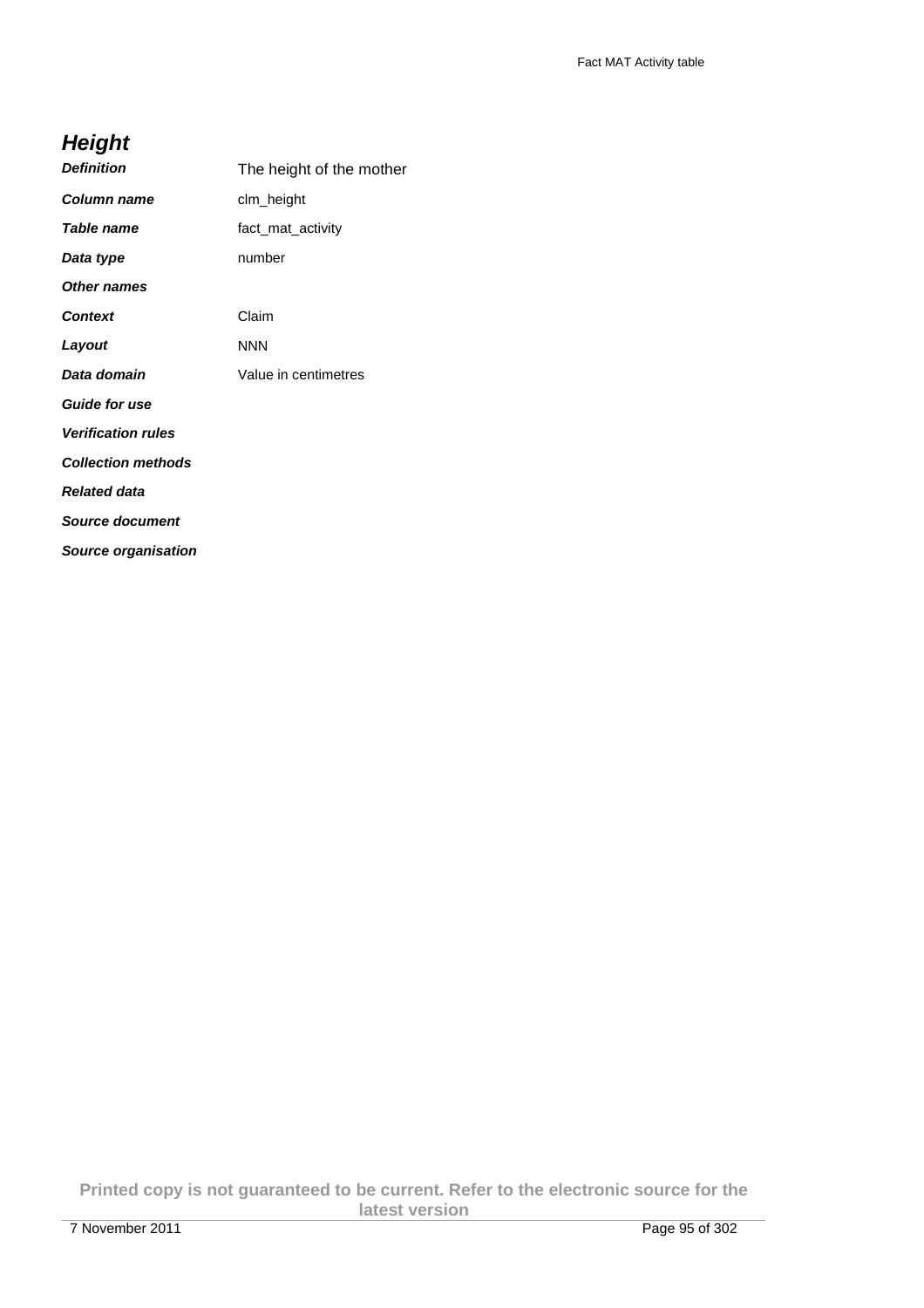## Height

| | |
|---|---|
| ***Definition*** | The height of the mother |
| ***Column name*** | clm_height |
| ***Table name*** | fact_mat_activity |
| ***Data type*** | number |
| ***Other names*** | |
| ***Context*** | Claim |
| ***Layout*** | NNN |
| ***Data domain*** | Value in centimetres |
| ***Guide for use*** | |
| ***Verification rules*** | |
| ***Collection methods*** | |
| ***Related data*** | |
| ***Source document*** | |
| ***Source organisation*** | |

**Printed copy is not guaranteed to be current. Refer to the electronic source for the latest version**

7 November 2011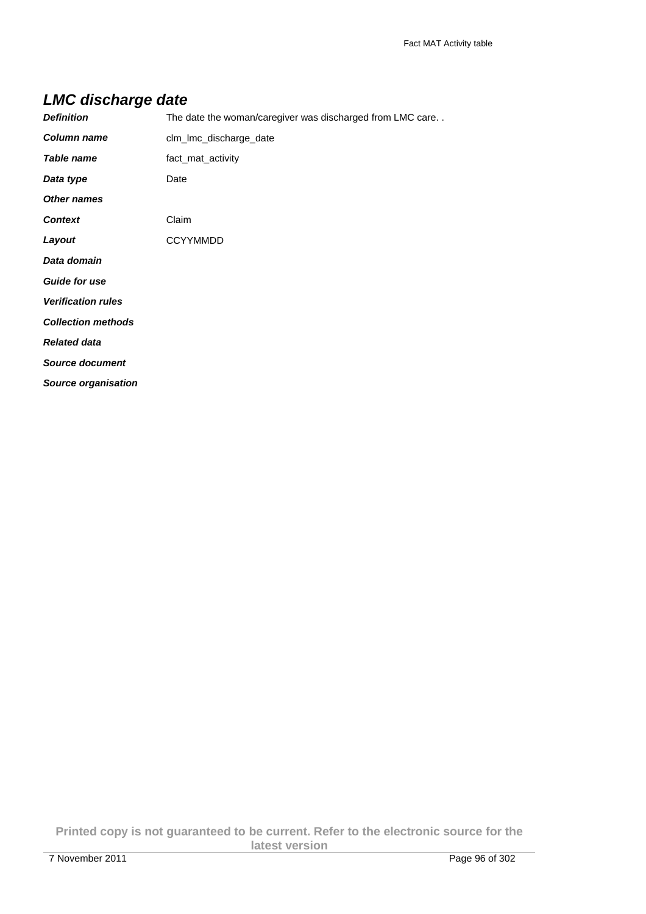## LMC discharge date

***Definition*** The date the woman/caregiver was discharged from LMC care. .

***Column name*** clm_lmc_discharge_date

***Table name*** fact_mat_activity

***Data type*** Date

***Other names***

***Context*** Claim

***Layout*** CCYYMMDD

***Data domain***

***Guide for use***

***Verification rules***

***Collection methods***

***Related data***

***Source document***

***Source organisation***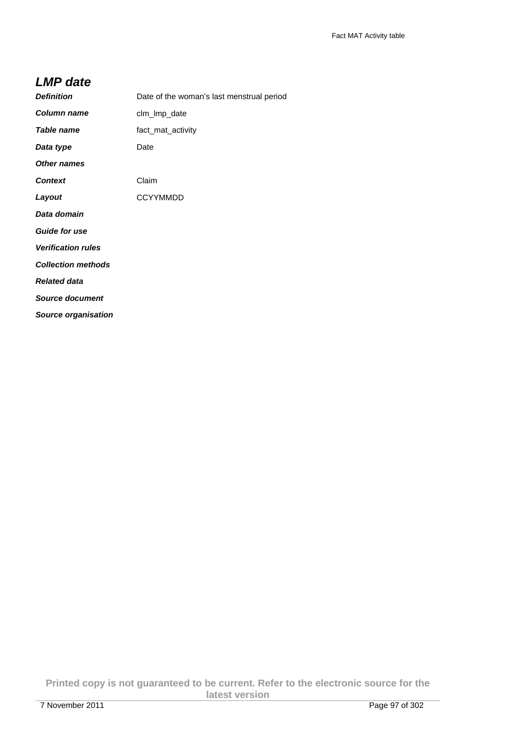## LMP date

| | |
|---|---|
| ***Definition*** | Date of the woman's last menstrual period |
| ***Column name*** | clm_lmp_date |
| ***Table name*** | fact_mat_activity |
| ***Data type*** | Date |
| ***Other names*** | |
| ***Context*** | Claim |
| ***Layout*** | CCYYMMDD |
| ***Data domain*** | |
| ***Guide for use*** | |
| ***Verification rules*** | |
| ***Collection methods*** | |
| ***Related data*** | |
| ***Source document*** | |
| ***Source organisation*** | |

**Printed copy is not guaranteed to be current. Refer to the electronic source for the latest version**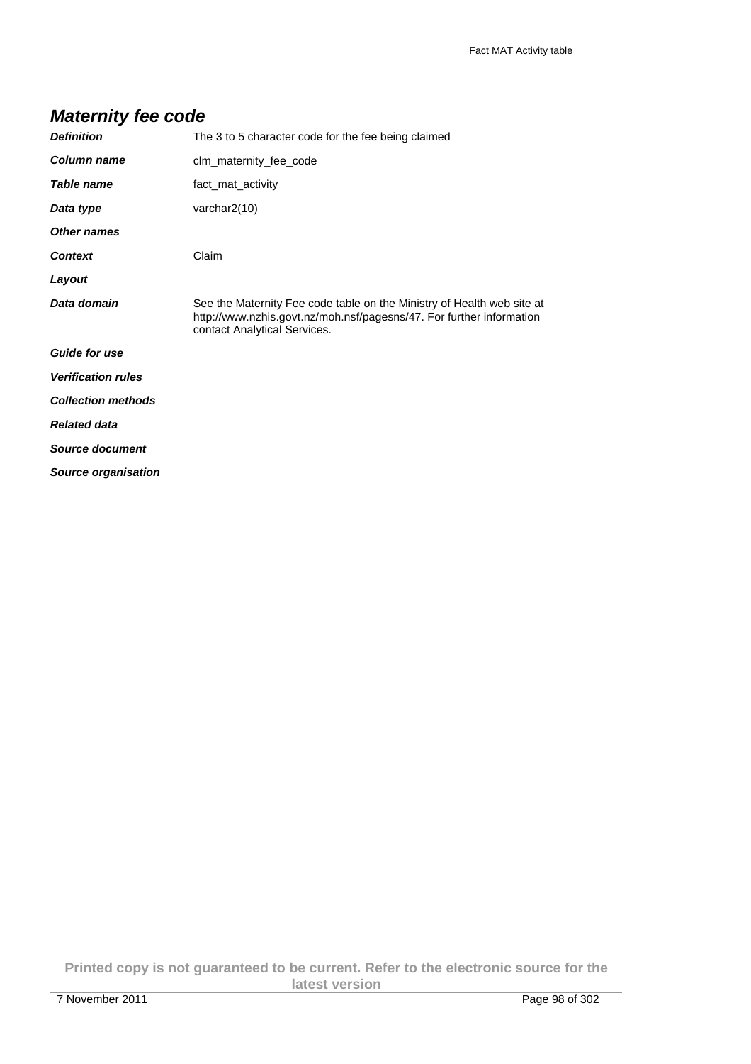## Maternity fee code

| | |
|---|---|
| ***Definition*** | The 3 to 5 character code for the fee being claimed |
| ***Column name*** | clm_maternity_fee_code |
| ***Table name*** | fact_mat_activity |
| ***Data type*** | varchar2(10) |
| ***Other names*** | |
| ***Context*** | Claim |
| ***Layout*** | |
| ***Data domain*** | See the Maternity Fee code table on the Ministry of Health web site at http://www.nzhis.govt.nz/moh.nsf/pagesns/47. For further information contact Analytical Services. |
| ***Guide for use*** | |
| ***Verification rules*** | |
| ***Collection methods*** | |
| ***Related data*** | |
| ***Source document*** | |
| ***Source organisation*** | |

**Printed copy is not guaranteed to be current. Refer to the electronic source for the latest version**

7 November 2011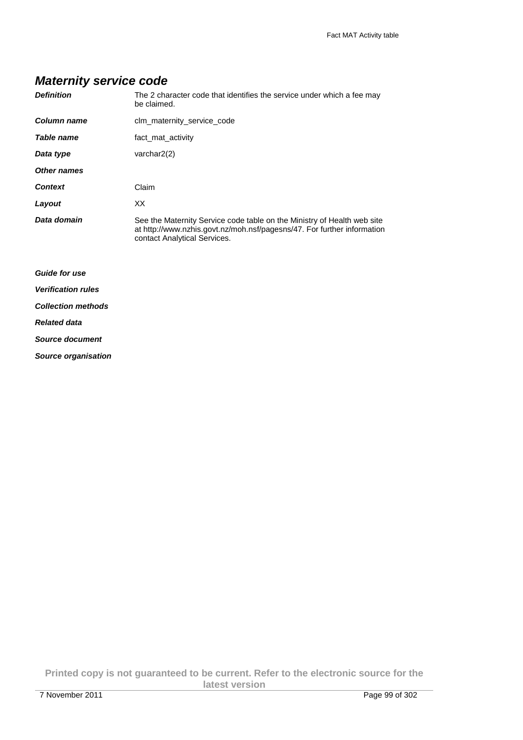## *Maternity service code*

| | |
|---|---|
| ***Definition*** | The 2 character code that identifies the service under which a fee may be claimed. |
| ***Column name*** | clm_maternity_service_code |
| ***Table name*** | fact_mat_activity |
| ***Data type*** | varchar2(2) |
| ***Other names*** | |
| ***Context*** | Claim |
| ***Layout*** | XX |
| ***Data domain*** | See the Maternity Service code table on the Ministry of Health web site at http://www.nzhis.govt.nz/moh.nsf/pagesns/47. For further information contact Analytical Services. |
| ***Guide for use*** | |
| ***Verification rules*** | |
| ***Collection methods*** | |
| ***Related data*** | |
| ***Source document*** | |
| ***Source organisation*** | |

**Printed copy is not guaranteed to be current. Refer to the electronic source for the latest version**

7 November 2011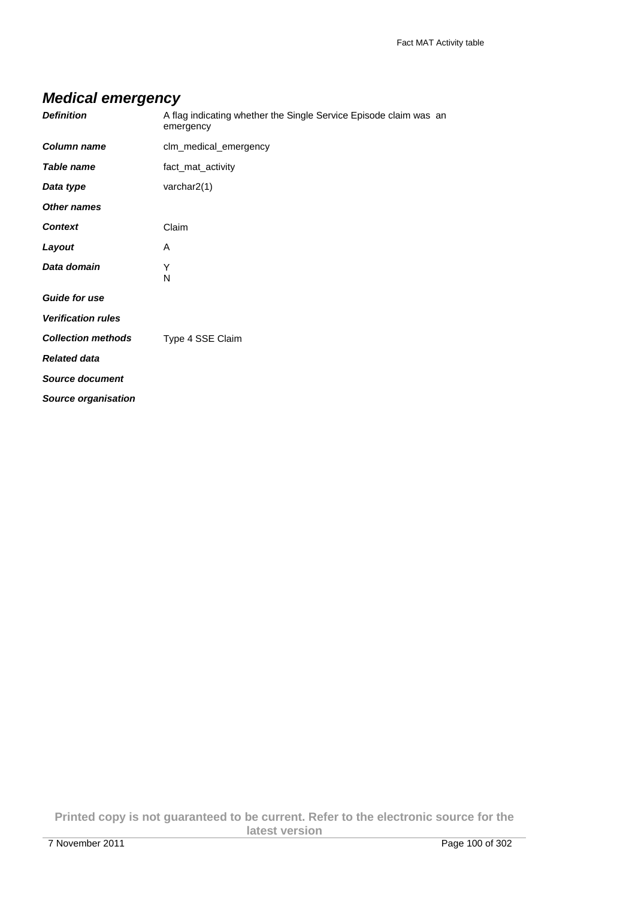## *Medical emergency*

| | |
|---|---|
| ***Definition*** | A flag indicating whether the Single Service Episode claim was an emergency |
| ***Column name*** | clm_medical_emergency |
| ***Table name*** | fact_mat_activity |
| ***Data type*** | varchar2(1) |
| ***Other names*** | |
| ***Context*** | Claim |
| ***Layout*** | A |
| ***Data domain*** | Y<br>N |
| ***Guide for use*** | |
| ***Verification rules*** | |
| ***Collection methods*** | Type 4 SSE Claim |
| ***Related data*** | |
| ***Source document*** | |
| ***Source organisation*** | |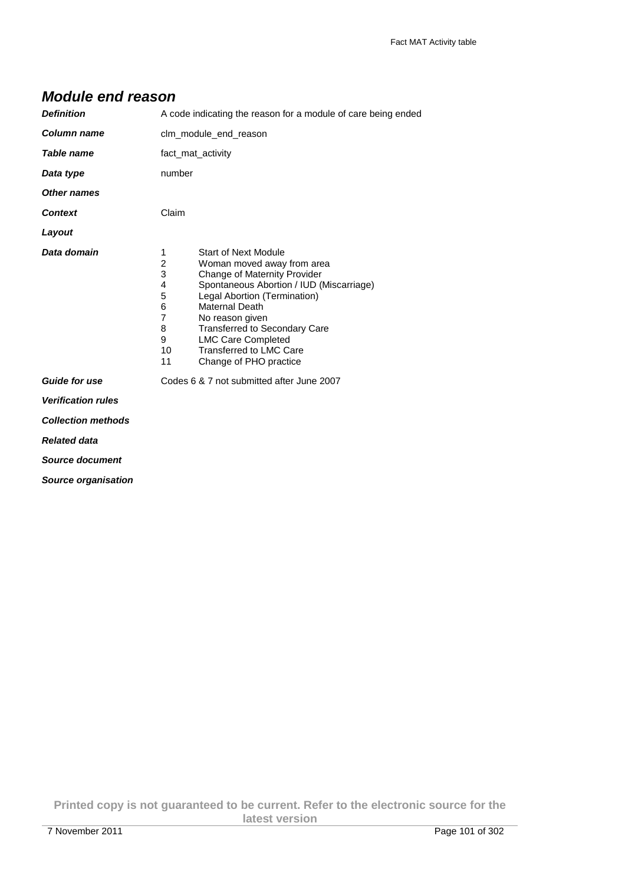## *Module end reason*

| | |
|---|---|
| ***Definition*** | A code indicating the reason for a module of care being ended |
| ***Column name*** | clm_module_end_reason |
| ***Table name*** | fact_mat_activity |
| ***Data type*** | number |
| ***Other names*** | |
| ***Context*** | Claim |
| ***Layout*** | |
| ***Data domain*** | 1 Start of Next Module<br>2 Woman moved away from area<br>3 Change of Maternity Provider<br>4 Spontaneous Abortion / IUD (Miscarriage)<br>5 Legal Abortion (Termination)<br>6 Maternal Death<br>7 No reason given<br>8 Transferred to Secondary Care<br>9 LMC Care Completed<br>10 Transferred to LMC Care<br>11 Change of PHO practice |
| ***Guide for use*** | Codes 6 & 7 not submitted after June 2007 |
| ***Verification rules*** | |
| ***Collection methods*** | |
| ***Related data*** | |
| ***Source document*** | |
| ***Source organisation*** | |

**Printed copy is not guaranteed to be current. Refer to the electronic source for the latest version**

7 November 2011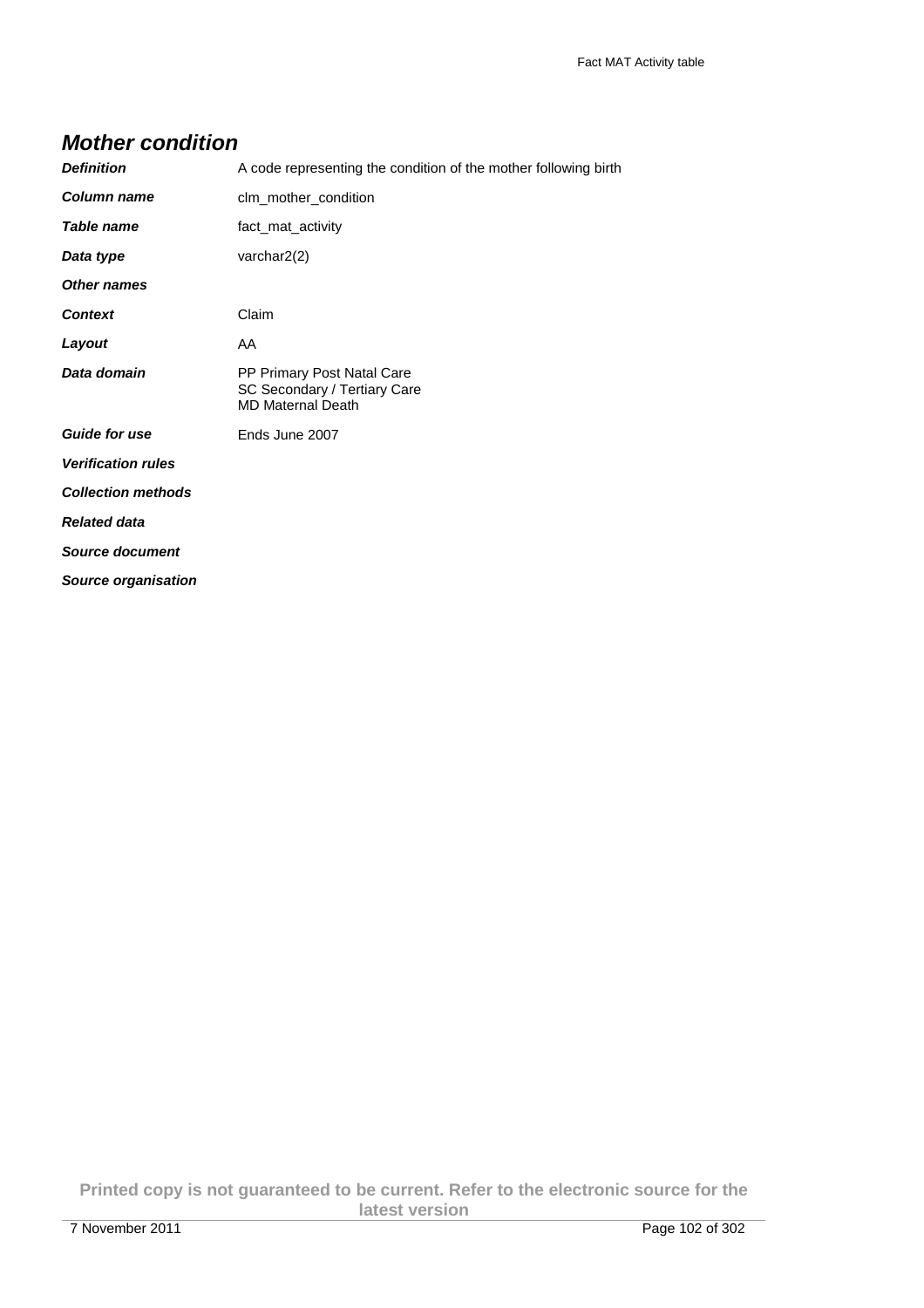## *Mother condition*

| | |
|---|---|
| ***Definition*** | A code representing the condition of the mother following birth |
| ***Column name*** | clm_mother_condition |
| ***Table name*** | fact_mat_activity |
| ***Data type*** | varchar2(2) |
| ***Other names*** | |
| ***Context*** | Claim |
| ***Layout*** | AA |
| ***Data domain*** | PP Primary Post Natal Care<br>SC Secondary / Tertiary Care<br>MD Maternal Death |
| ***Guide for use*** | Ends June 2007 |
| ***Verification rules*** | |
| ***Collection methods*** | |
| ***Related data*** | |
| ***Source document*** | |
| ***Source organisation*** | |

**Printed copy is not guaranteed to be current. Refer to the electronic source for the latest version**

7 November 2011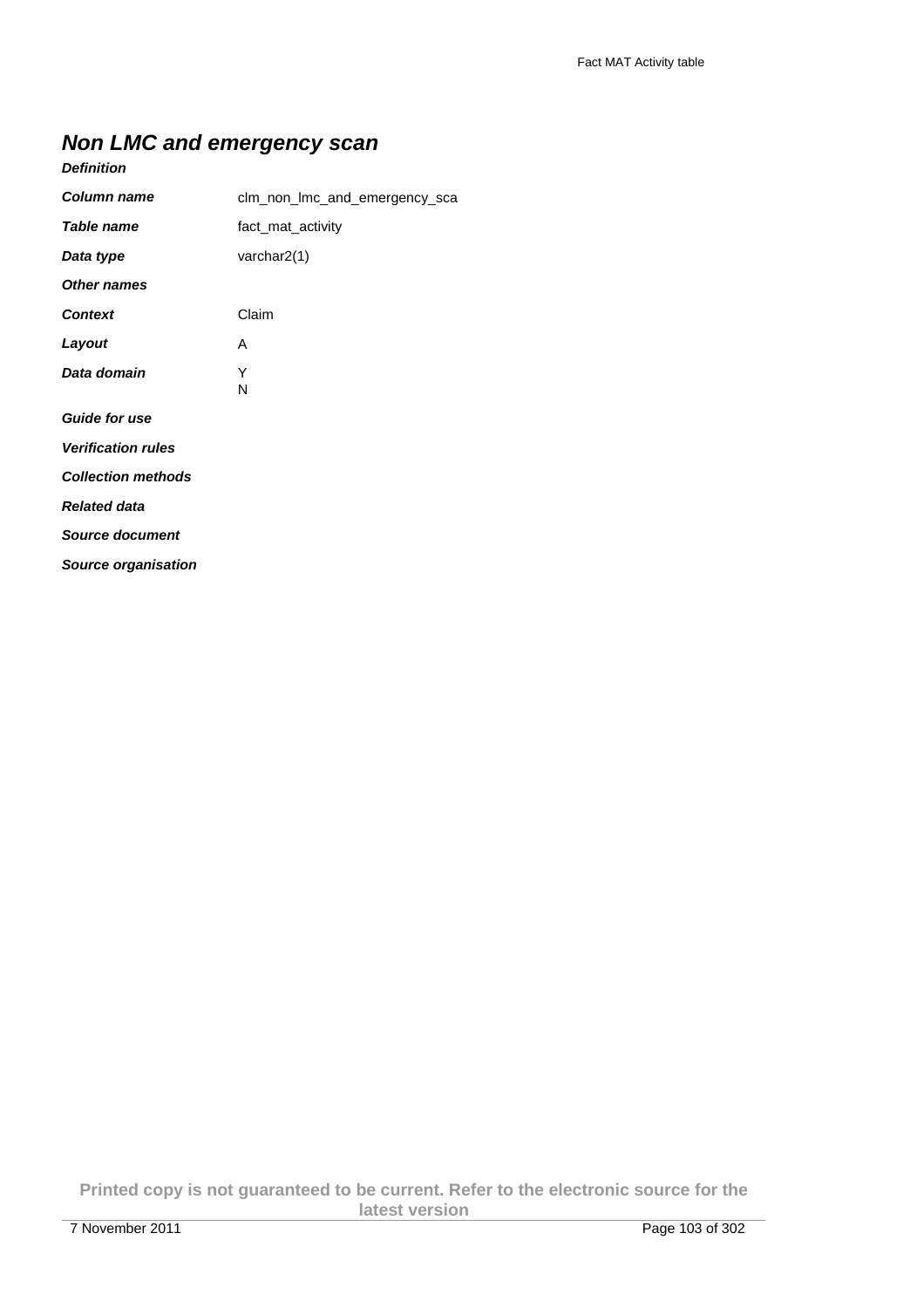## *Non LMC and emergency scan*

***Definition***

| | |
|---|---|
| ***Column name*** | clm_non_lmc_and_emergency_sca |
| ***Table name*** | fact_mat_activity |
| ***Data type*** | varchar2(1) |
| ***Other names*** | |
| ***Context*** | Claim |
| ***Layout*** | A |
| ***Data domain*** | Y<br>N |
| ***Guide for use*** | |
| ***Verification rules*** | |
| ***Collection methods*** | |
| ***Related data*** | |
| ***Source document*** | |
| ***Source organisation*** | |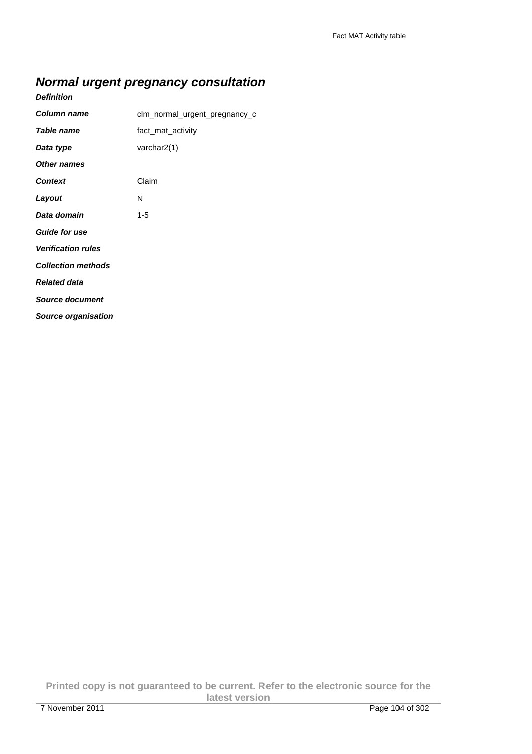## *Normal urgent pregnancy consultation*

***Definition***

| | |
|---|---|
| ***Column name*** | clm_normal_urgent_pregnancy_c |
| ***Table name*** | fact_mat_activity |
| ***Data type*** | varchar2(1) |
| ***Other names*** | |
| ***Context*** | Claim |
| ***Layout*** | N |
| ***Data domain*** | 1-5 |
| ***Guide for use*** | |
| ***Verification rules*** | |
| ***Collection methods*** | |
| ***Related data*** | |
| ***Source document*** | |
| ***Source organisation*** | |

**Printed copy is not guaranteed to be current. Refer to the electronic source for the latest version**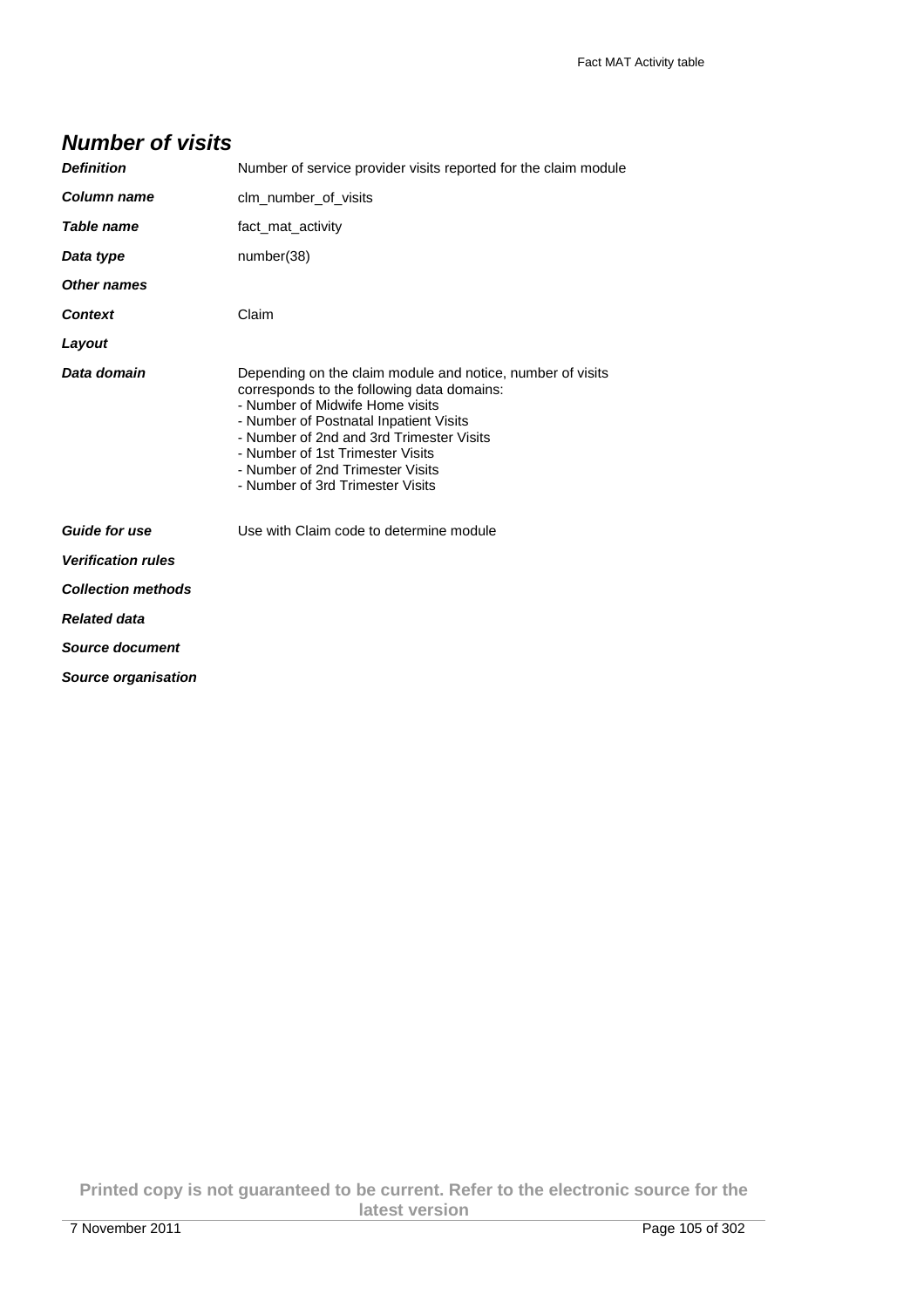## *Number of visits*

| | |
|---|---|
| ***Definition*** | Number of service provider visits reported for the claim module |
| ***Column name*** | clm_number_of_visits |
| ***Table name*** | fact_mat_activity |
| ***Data type*** | number(38) |
| ***Other names*** | |
| ***Context*** | Claim |
| ***Layout*** | |
| ***Data domain*** | Depending on the claim module and notice, number of visits corresponds to the following data domains:<br>- Number of Midwife Home visits<br>- Number of Postnatal Inpatient Visits<br>- Number of 2nd and 3rd Trimester Visits<br>- Number of 1st Trimester Visits<br>- Number of 2nd Trimester Visits<br>- Number of 3rd Trimester Visits |
| ***Guide for use*** | Use with Claim code to determine module |
| ***Verification rules*** | |
| ***Collection methods*** | |
| ***Related data*** | |
| ***Source document*** | |
| ***Source organisation*** | |

**Printed copy is not guaranteed to be current. Refer to the electronic source for the latest version**

7 November 2011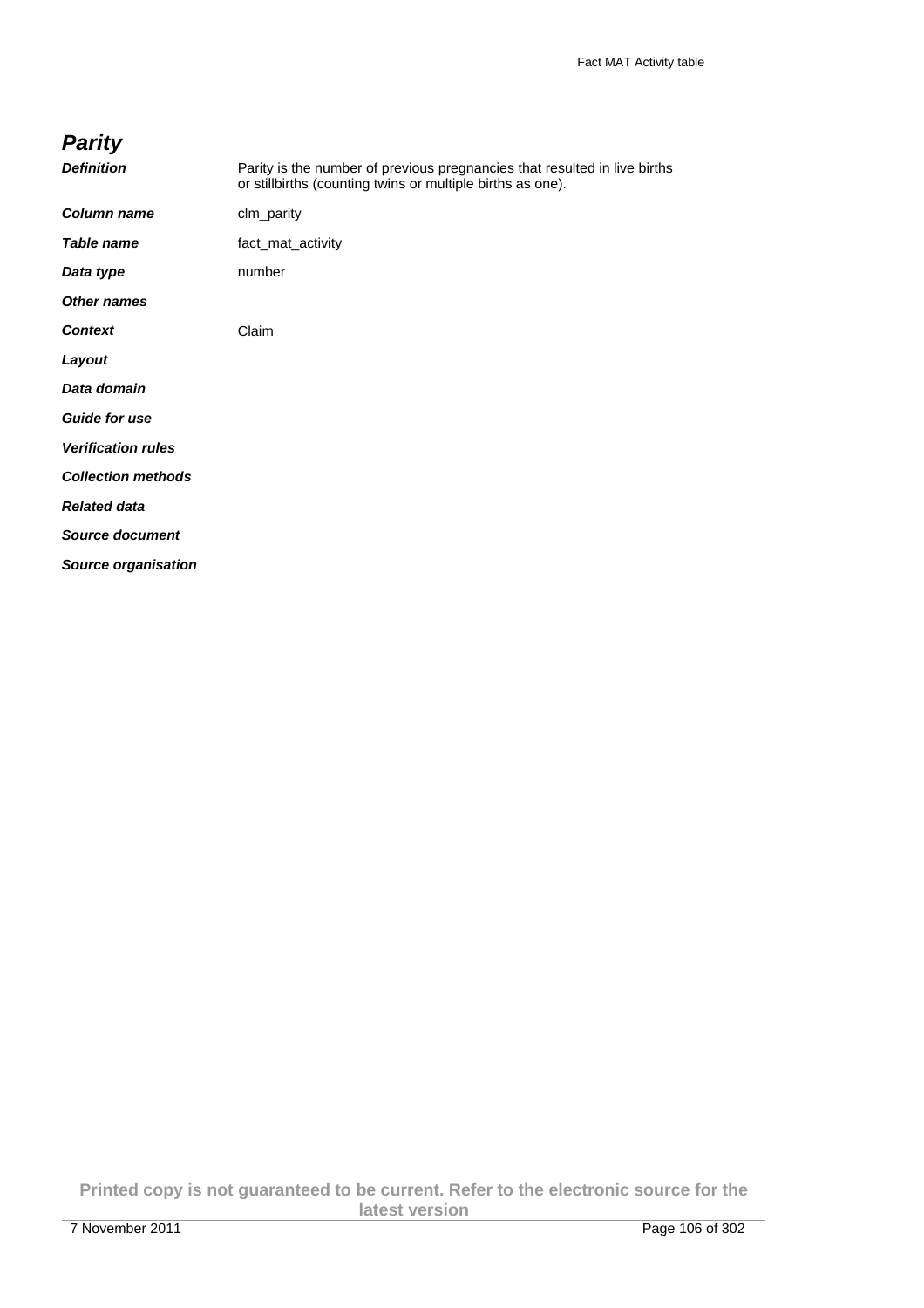## *Parity*

| | |
|---|---|
| ***Definition*** | Parity is the number of previous pregnancies that resulted in live births or stillbirths (counting twins or multiple births as one). |
| ***Column name*** | clm_parity |
| ***Table name*** | fact_mat_activity |
| ***Data type*** | number |
| ***Other names*** | |
| ***Context*** | Claim |
| ***Layout*** | |
| ***Data domain*** | |
| ***Guide for use*** | |
| ***Verification rules*** | |
| ***Collection methods*** | |
| ***Related data*** | |
| ***Source document*** | |
| ***Source organisation*** | |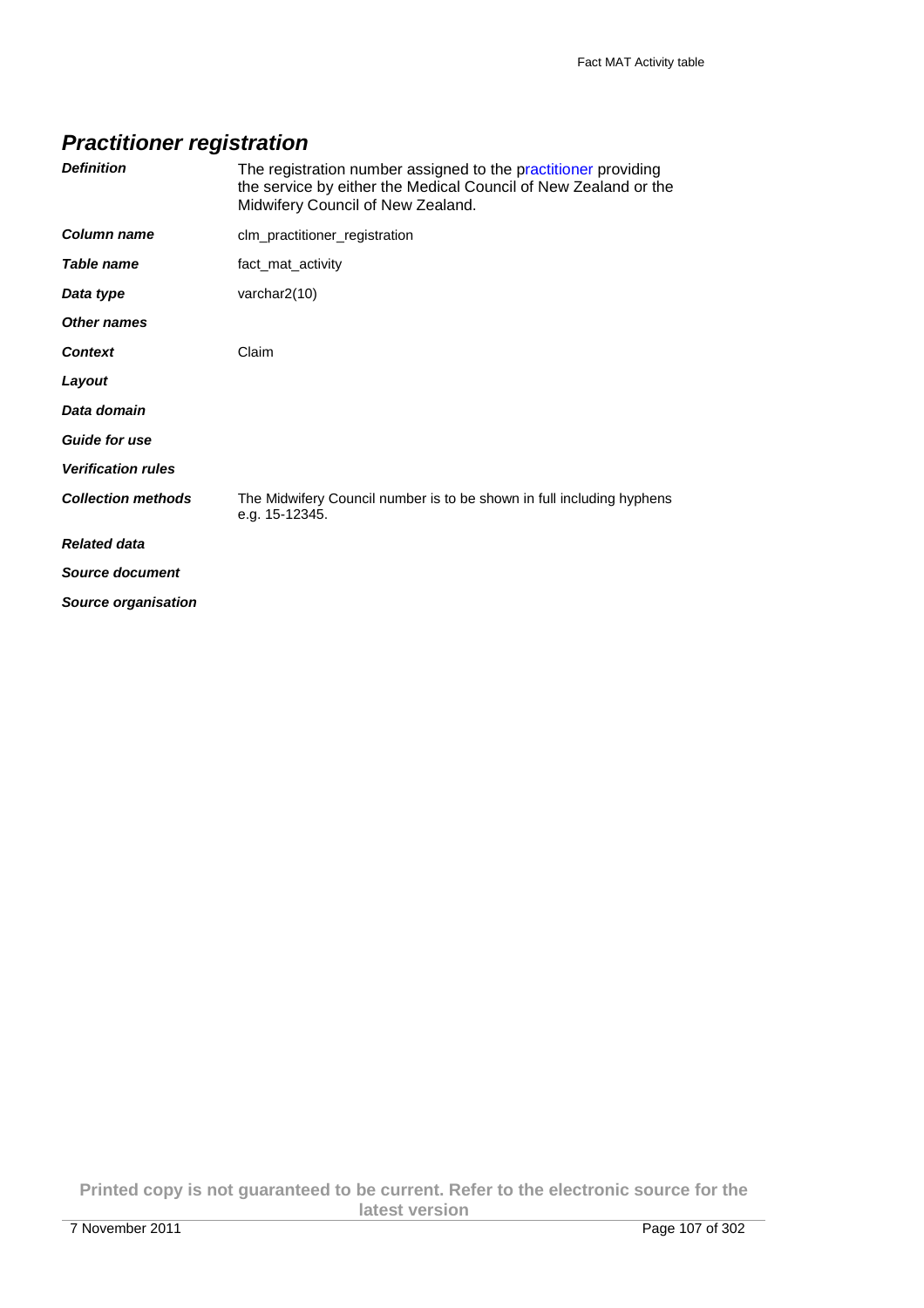## *Practitioner registration*

| | |
|---|---|
| ***Definition*** | The registration number assigned to the practitioner providing the service by either the Medical Council of New Zealand or the Midwifery Council of New Zealand. |
| ***Column name*** | clm_practitioner_registration |
| ***Table name*** | fact_mat_activity |
| ***Data type*** | varchar2(10) |
| ***Other names*** | |
| ***Context*** | Claim |
| ***Layout*** | |
| ***Data domain*** | |
| ***Guide for use*** | |
| ***Verification rules*** | |
| ***Collection methods*** | The Midwifery Council number is to be shown in full including hyphens e.g. 15-12345. |
| ***Related data*** | |
| ***Source document*** | |
| ***Source organisation*** | |

**Printed copy is not guaranteed to be current. Refer to the electronic source for the latest version**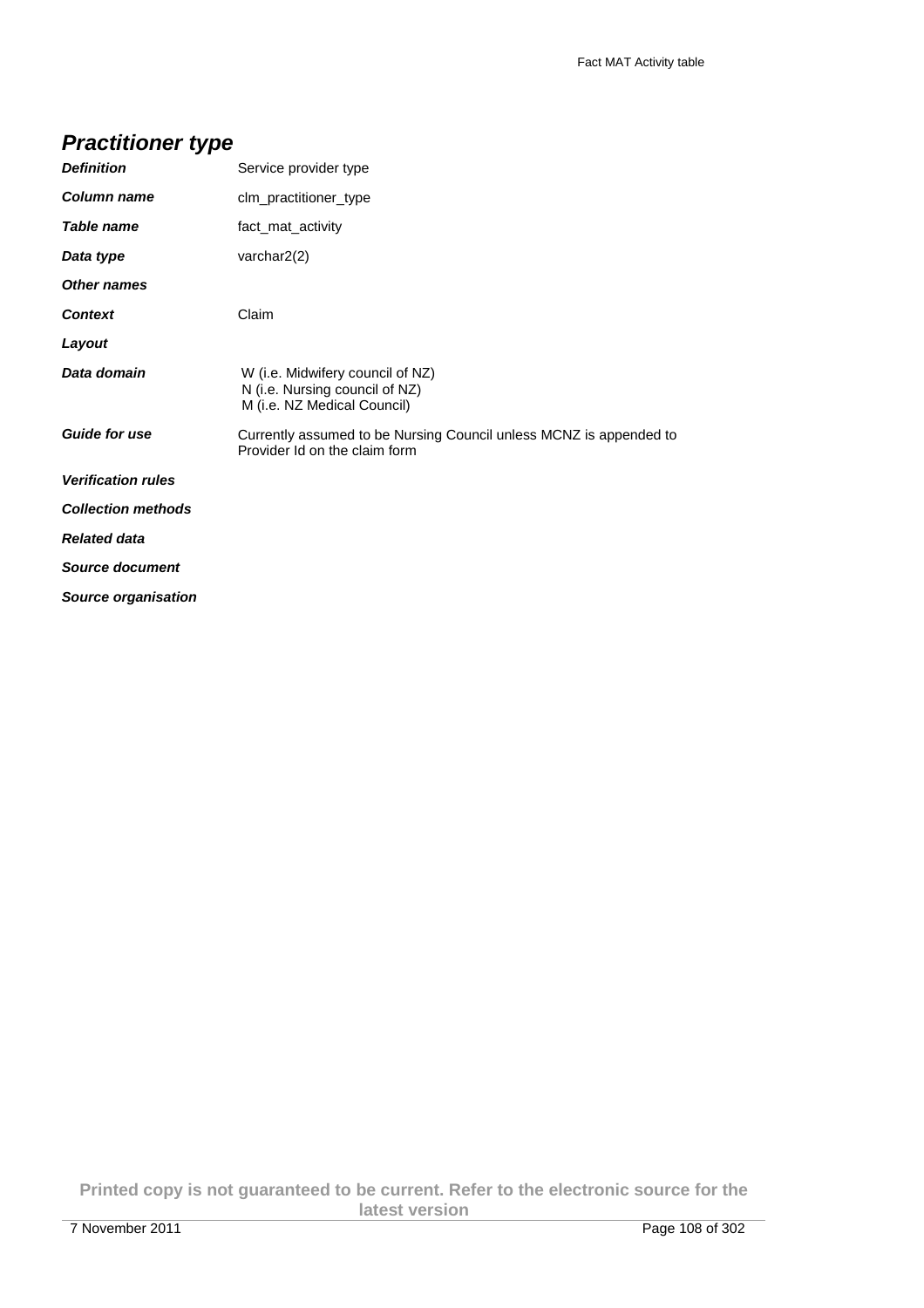## *Practitioner type*

| | |
|---|---|
| ***Definition*** | Service provider type |
| ***Column name*** | clm_practitioner_type |
| ***Table name*** | fact_mat_activity |
| ***Data type*** | varchar2(2) |
| ***Other names*** | |
| ***Context*** | Claim |
| ***Layout*** | |
| ***Data domain*** | W (i.e. Midwifery council of NZ)<br>N (i.e. Nursing council of NZ)<br>M (i.e. NZ Medical Council) |
| ***Guide for use*** | Currently assumed to be Nursing Council unless MCNZ is appended to Provider Id on the claim form |
| ***Verification rules*** | |
| ***Collection methods*** | |
| ***Related data*** | |
| ***Source document*** | |
| ***Source organisation*** | |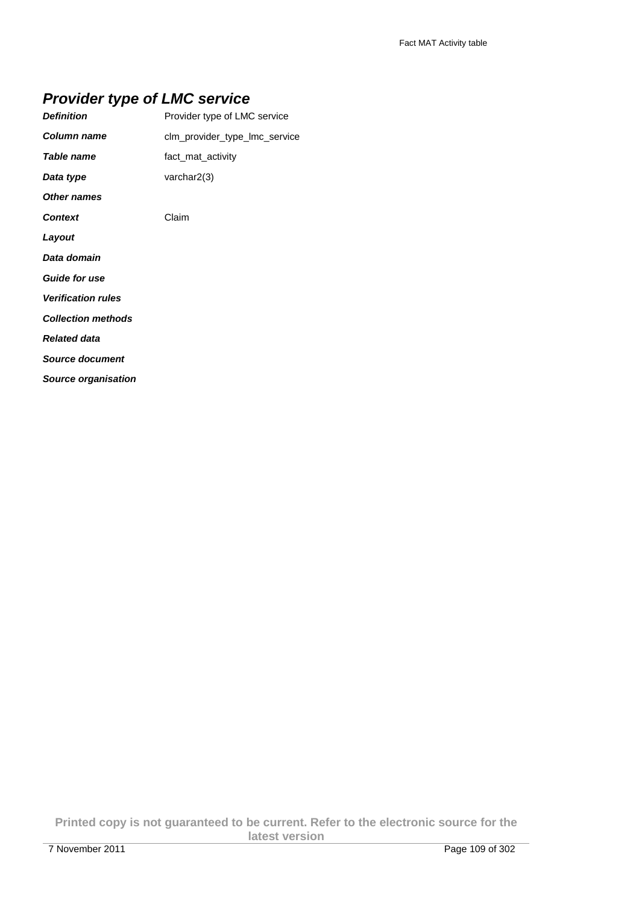## ***Provider type of LMC service***

| | |
|---|---|
| ***Definition*** | Provider type of LMC service |
| ***Column name*** | clm_provider_type_lmc_service |
| ***Table name*** | fact_mat_activity |
| ***Data type*** | varchar2(3) |
| ***Other names*** | |
| ***Context*** | Claim |
| ***Layout*** | |
| ***Data domain*** | |
| ***Guide for use*** | |
| ***Verification rules*** | |
| ***Collection methods*** | |
| ***Related data*** | |
| ***Source document*** | |
| ***Source organisation*** | |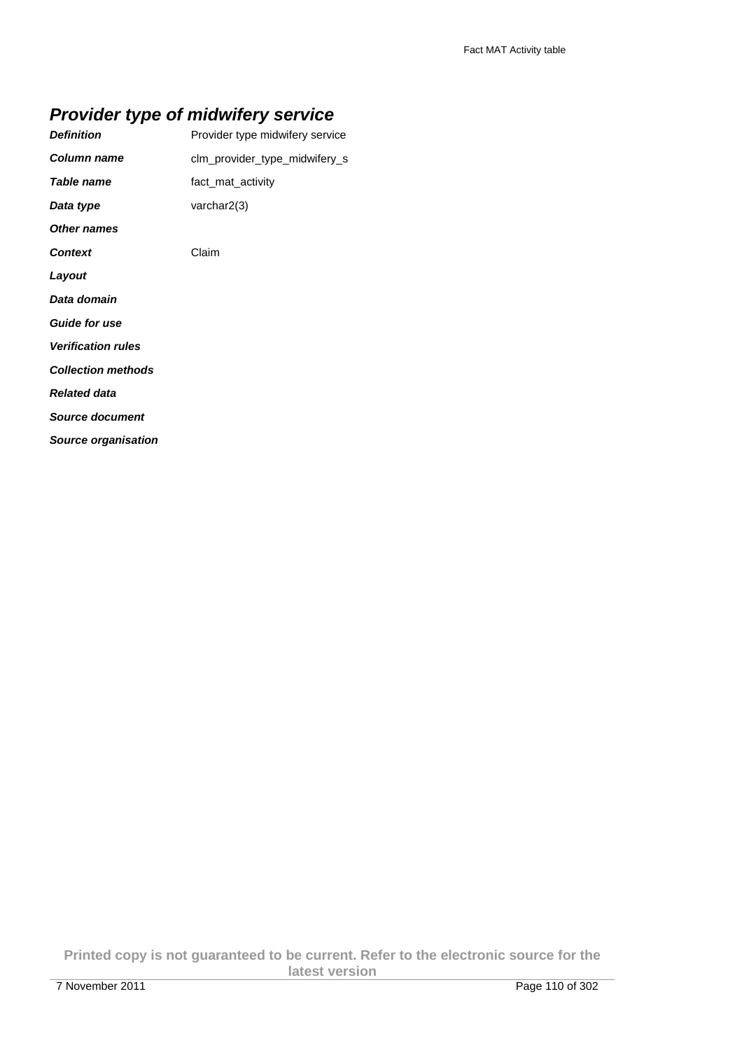## *Provider type of midwifery service*

| | |
|---|---|
| ***Definition*** | Provider type midwifery service |
| ***Column name*** | clm_provider_type_midwifery_s |
| ***Table name*** | fact_mat_activity |
| ***Data type*** | varchar2(3) |
| ***Other names*** | |
| ***Context*** | Claim |
| ***Layout*** | |
| ***Data domain*** | |
| ***Guide for use*** | |
| ***Verification rules*** | |
| ***Collection methods*** | |
| ***Related data*** | |
| ***Source document*** | |
| ***Source organisation*** | |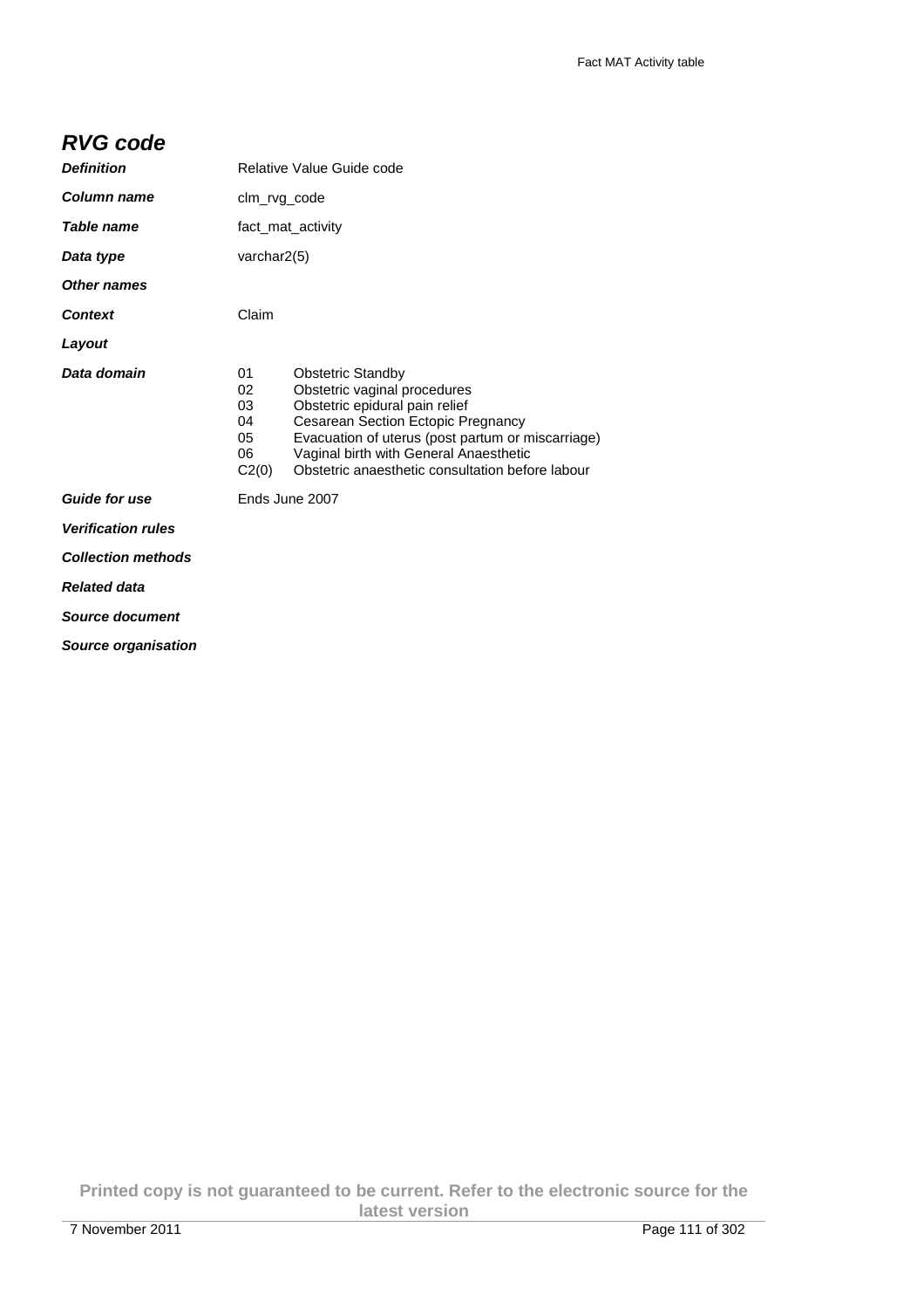## *RVG code*

***Definition*** Relative Value Guide code

***Column name*** clm_rvg_code

***Table name*** fact_mat_activity

***Data type*** varchar2(5)

***Other names***

***Context*** Claim

***Layout***

***Data domain***

| | |
|---|---|
| 01 | Obstetric Standby |
| 02 | Obstetric vaginal procedures |
| 03 | Obstetric epidural pain relief |
| 04 | Cesarean Section Ectopic Pregnancy |
| 05 | Evacuation of uterus (post partum or miscarriage) |
| 06 | Vaginal birth with General Anaesthetic |
| C2(0) | Obstetric anaesthetic consultation before labour |

***Guide for use*** Ends June 2007

***Verification rules***

***Collection methods***

***Related data***

***Source document***

***Source organisation***

**Printed copy is not guaranteed to be current. Refer to the electronic source for the latest version**

7 November 2011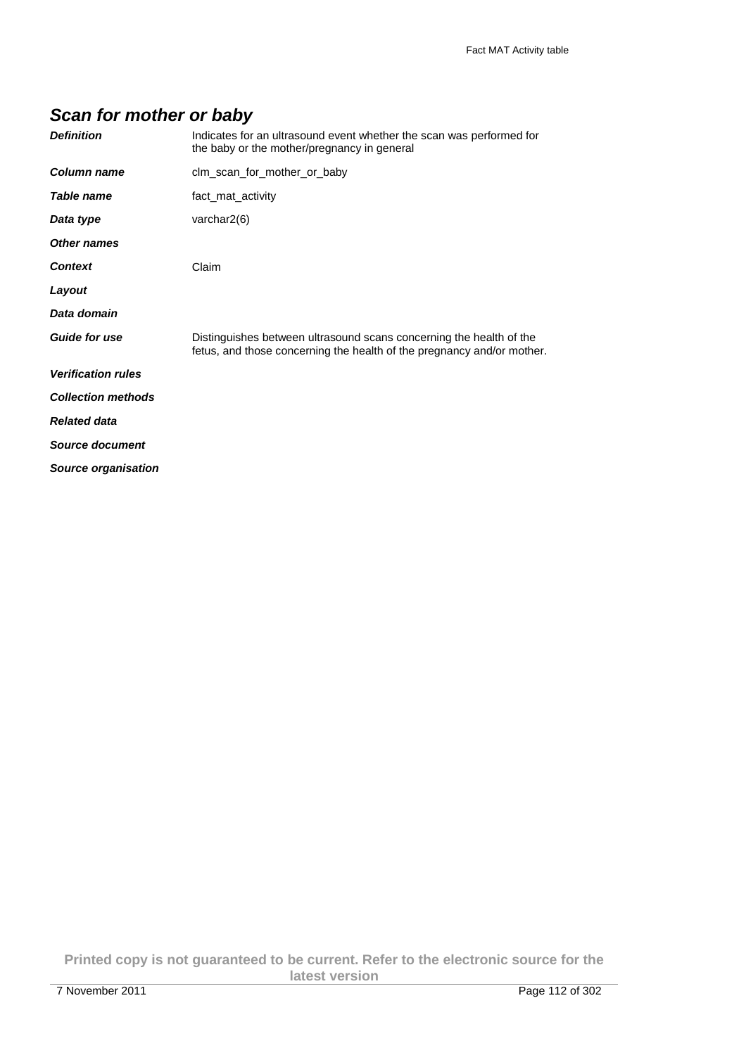## *Scan for mother or baby*

| | |
|---|---|
| ***Definition*** | Indicates for an ultrasound event whether the scan was performed for the baby or the mother/pregnancy in general |
| ***Column name*** | clm_scan_for_mother_or_baby |
| ***Table name*** | fact_mat_activity |
| ***Data type*** | varchar2(6) |
| ***Other names*** | |
| ***Context*** | Claim |
| ***Layout*** | |
| ***Data domain*** | |
| ***Guide for use*** | Distinguishes between ultrasound scans concerning the health of the fetus, and those concerning the health of the pregnancy and/or mother. |
| ***Verification rules*** | |
| ***Collection methods*** | |
| ***Related data*** | |
| ***Source document*** | |
| ***Source organisation*** | |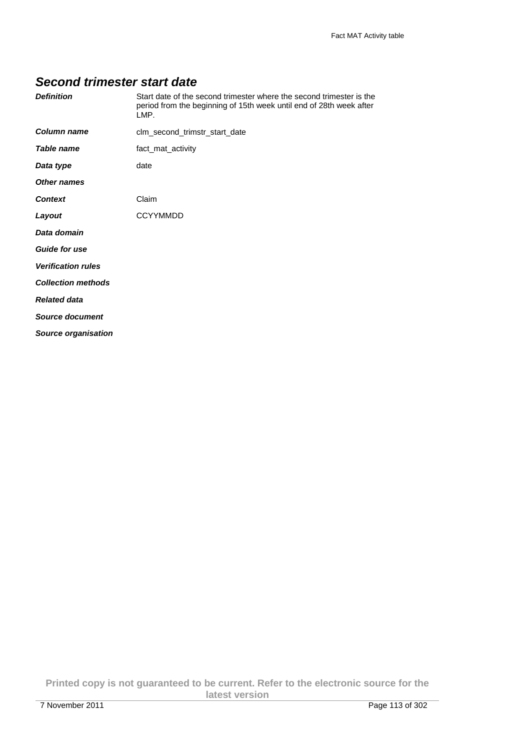## *Second trimester start date*

| | |
|---|---|
| ***Definition*** | Start date of the second trimester where the second trimester is the period from the beginning of 15th week until end of 28th week after LMP. |
| ***Column name*** | clm_second_trimstr_start_date |
| ***Table name*** | fact_mat_activity |
| ***Data type*** | date |
| ***Other names*** | |
| ***Context*** | Claim |
| ***Layout*** | CCYYMMDD |
| ***Data domain*** | |
| ***Guide for use*** | |
| ***Verification rules*** | |
| ***Collection methods*** | |
| ***Related data*** | |
| ***Source document*** | |
| ***Source organisation*** | |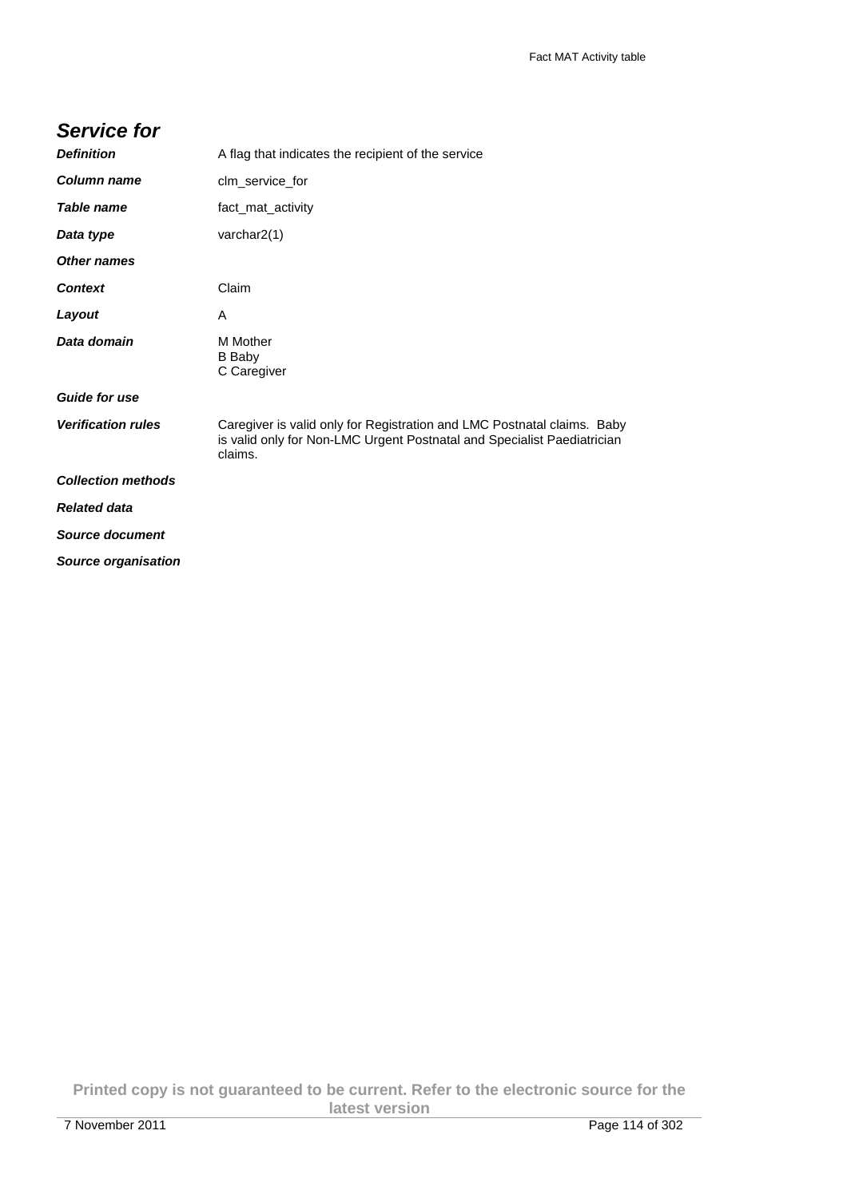## *Service for*

| | |
|---|---|
| ***Definition*** | A flag that indicates the recipient of the service |
| ***Column name*** | clm_service_for |
| ***Table name*** | fact_mat_activity |
| ***Data type*** | varchar2(1) |
| ***Other names*** | |
| ***Context*** | Claim |
| ***Layout*** | A |
| ***Data domain*** | M Mother<br>B Baby<br>C Caregiver |
| ***Guide for use*** | |
| ***Verification rules*** | Caregiver is valid only for Registration and LMC Postnatal claims. Baby is valid only for Non-LMC Urgent Postnatal and Specialist Paediatrician claims. |
| ***Collection methods*** | |
| ***Related data*** | |
| ***Source document*** | |
| ***Source organisation*** | |

**Printed copy is not guaranteed to be current. Refer to the electronic source for the latest version**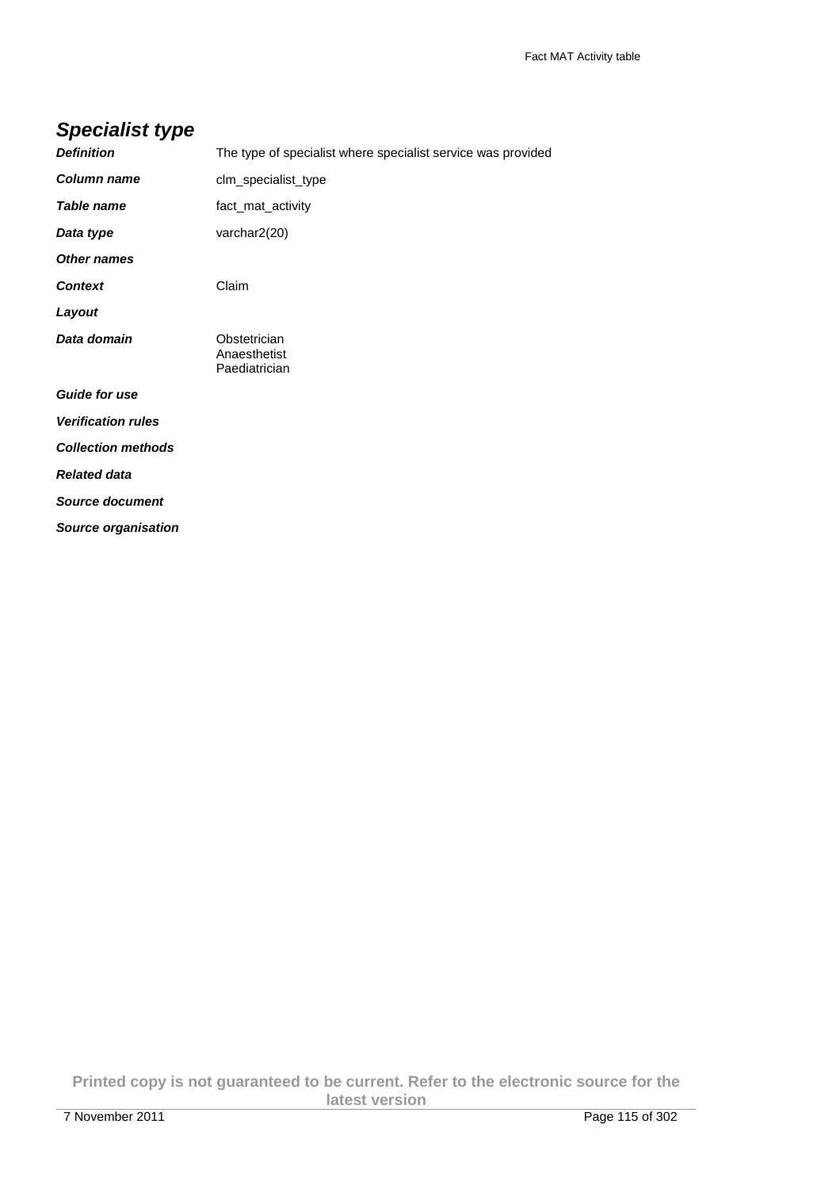## *Specialist type*

| | |
|---|---|
| ***Definition*** | The type of specialist where specialist service was provided |
| ***Column name*** | clm_specialist_type |
| ***Table name*** | fact_mat_activity |
| ***Data type*** | varchar2(20) |
| ***Other names*** | |
| ***Context*** | Claim |
| ***Layout*** | |
| ***Data domain*** | Obstetrician<br>Anaesthetist<br>Paediatrician |
| ***Guide for use*** | |
| ***Verification rules*** | |
| ***Collection methods*** | |
| ***Related data*** | |
| ***Source document*** | |
| ***Source organisation*** | |

**Printed copy is not guaranteed to be current. Refer to the electronic source for the latest version**

7 November 2011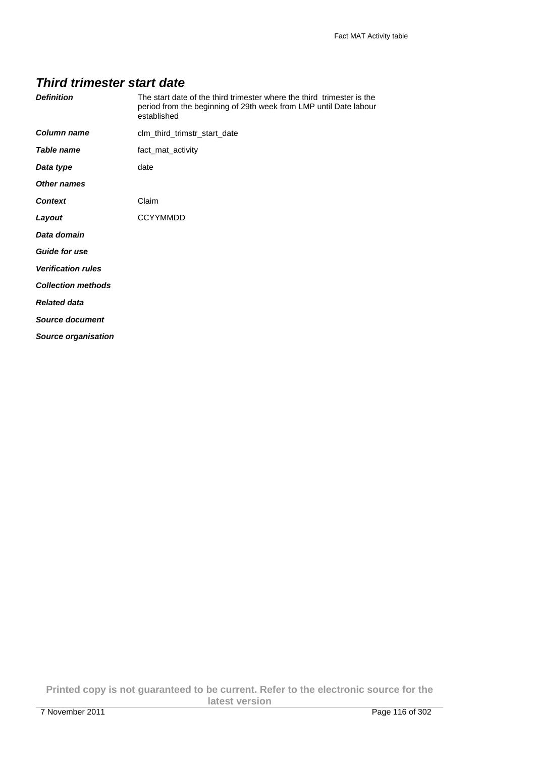## *Third trimester start date*

| | |
|---|---|
| ***Definition*** | The start date of the third trimester where the third  trimester is the period from the beginning of 29th week from LMP until Date labour established |
| ***Column name*** | clm_third_trimstr_start_date |
| ***Table name*** | fact_mat_activity |
| ***Data type*** | date |
| ***Other names*** | |
| ***Context*** | Claim |
| ***Layout*** | CCYYMMDD |
| ***Data domain*** | |
| ***Guide for use*** | |
| ***Verification rules*** | |
| ***Collection methods*** | |
| ***Related data*** | |
| ***Source document*** | |
| ***Source organisation*** | |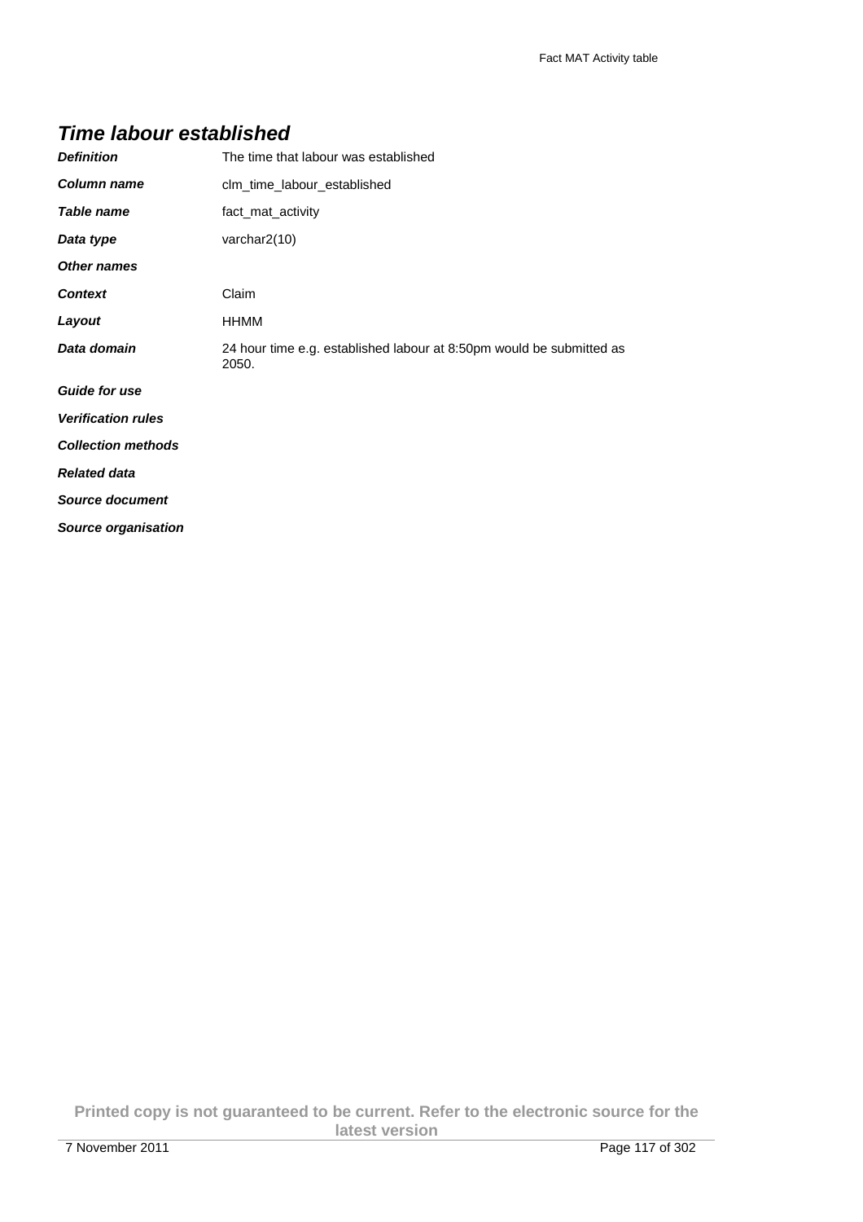## *Time labour established*

| | |
|---|---|
| ***Definition*** | The time that labour was established |
| ***Column name*** | clm_time_labour_established |
| ***Table name*** | fact_mat_activity |
| ***Data type*** | varchar2(10) |
| ***Other names*** | |
| ***Context*** | Claim |
| ***Layout*** | HHMM |
| ***Data domain*** | 24 hour time e.g. established labour at 8:50pm would be submitted as 2050. |
| ***Guide for use*** | |
| ***Verification rules*** | |
| ***Collection methods*** | |
| ***Related data*** | |
| ***Source document*** | |
| ***Source organisation*** | |

**Printed copy is not guaranteed to be current. Refer to the electronic source for the latest version**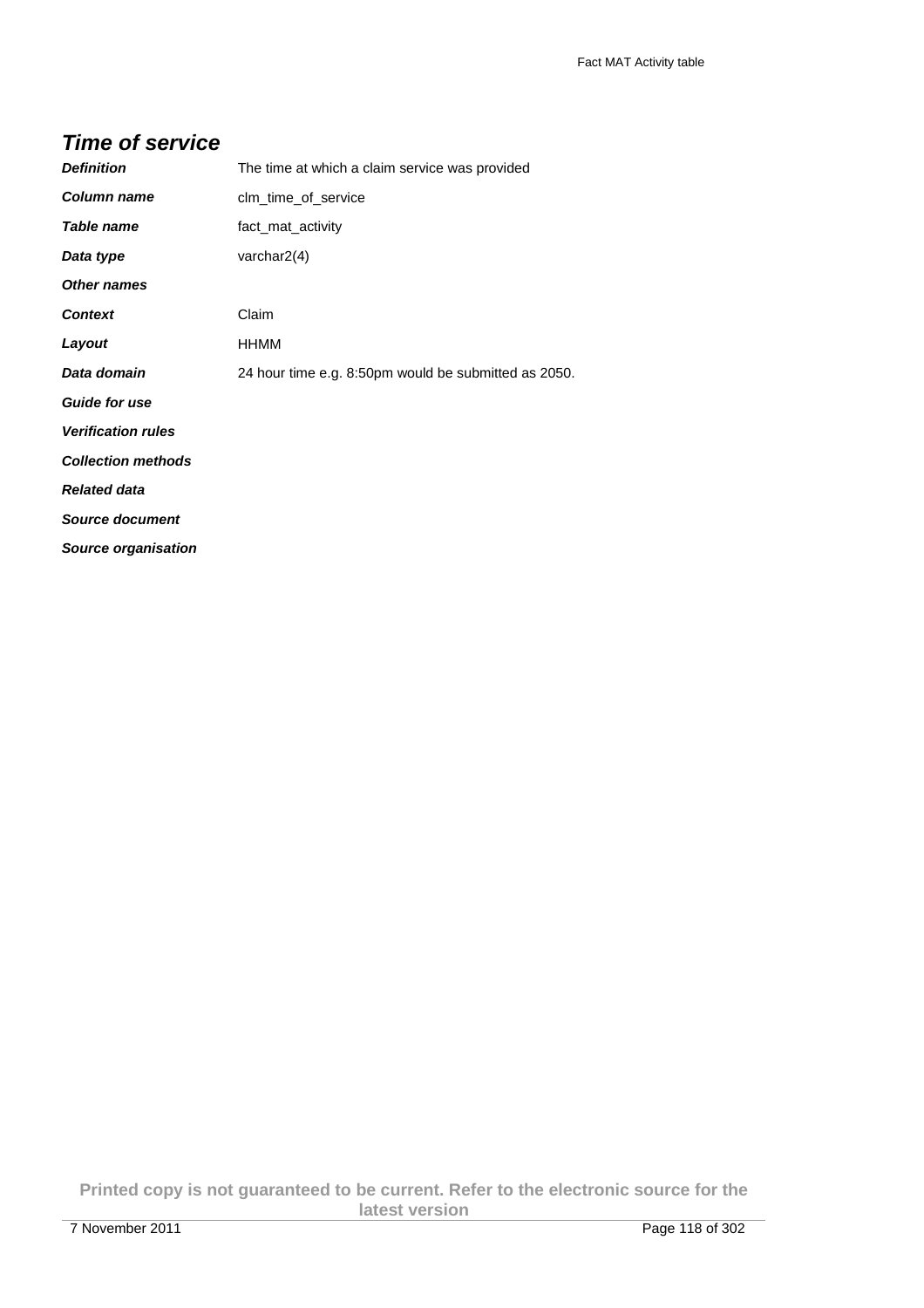## *Time of service*

| | |
|---|---|
| ***Definition*** | The time at which a claim service was provided |
| ***Column name*** | clm_time_of_service |
| ***Table name*** | fact_mat_activity |
| ***Data type*** | varchar2(4) |
| ***Other names*** | |
| ***Context*** | Claim |
| ***Layout*** | HHMM |
| ***Data domain*** | 24 hour time e.g. 8:50pm would be submitted as 2050. |
| ***Guide for use*** | |
| ***Verification rules*** | |
| ***Collection methods*** | |
| ***Related data*** | |
| ***Source document*** | |
| ***Source organisation*** | |

**Printed copy is not guaranteed to be current. Refer to the electronic source for the latest version**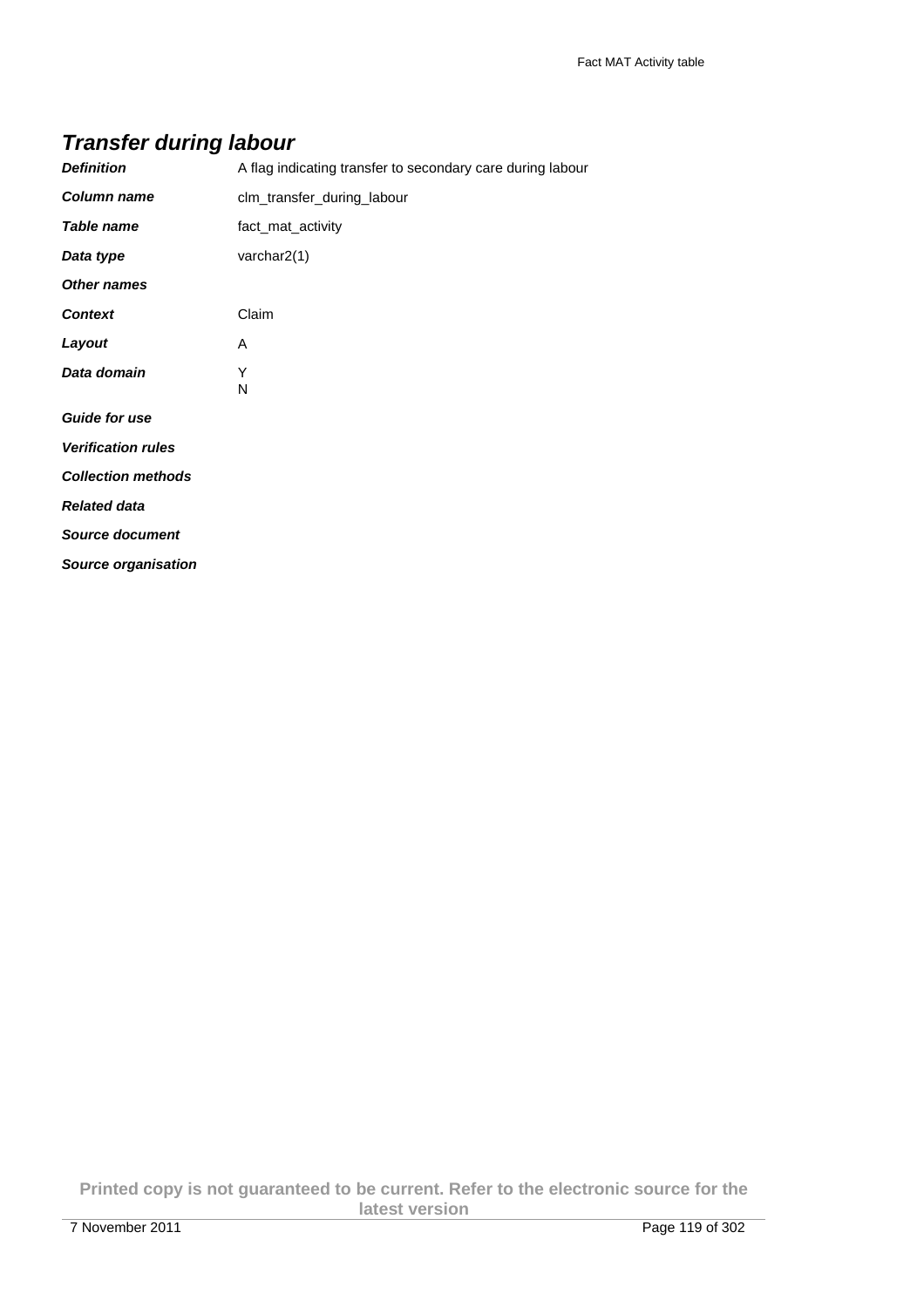## Transfer during labour

| | |
|---|---|
| ***Definition*** | A flag indicating transfer to secondary care during labour |
| ***Column name*** | clm_transfer_during_labour |
| ***Table name*** | fact_mat_activity |
| ***Data type*** | varchar2(1) |
| ***Other names*** | |
| ***Context*** | Claim |
| ***Layout*** | A |
| ***Data domain*** | Y<br>N |
| ***Guide for use*** | |
| ***Verification rules*** | |
| ***Collection methods*** | |
| ***Related data*** | |
| ***Source document*** | |
| ***Source organisation*** | |

**Printed copy is not guaranteed to be current. Refer to the electronic source for the latest version**

7 November 2011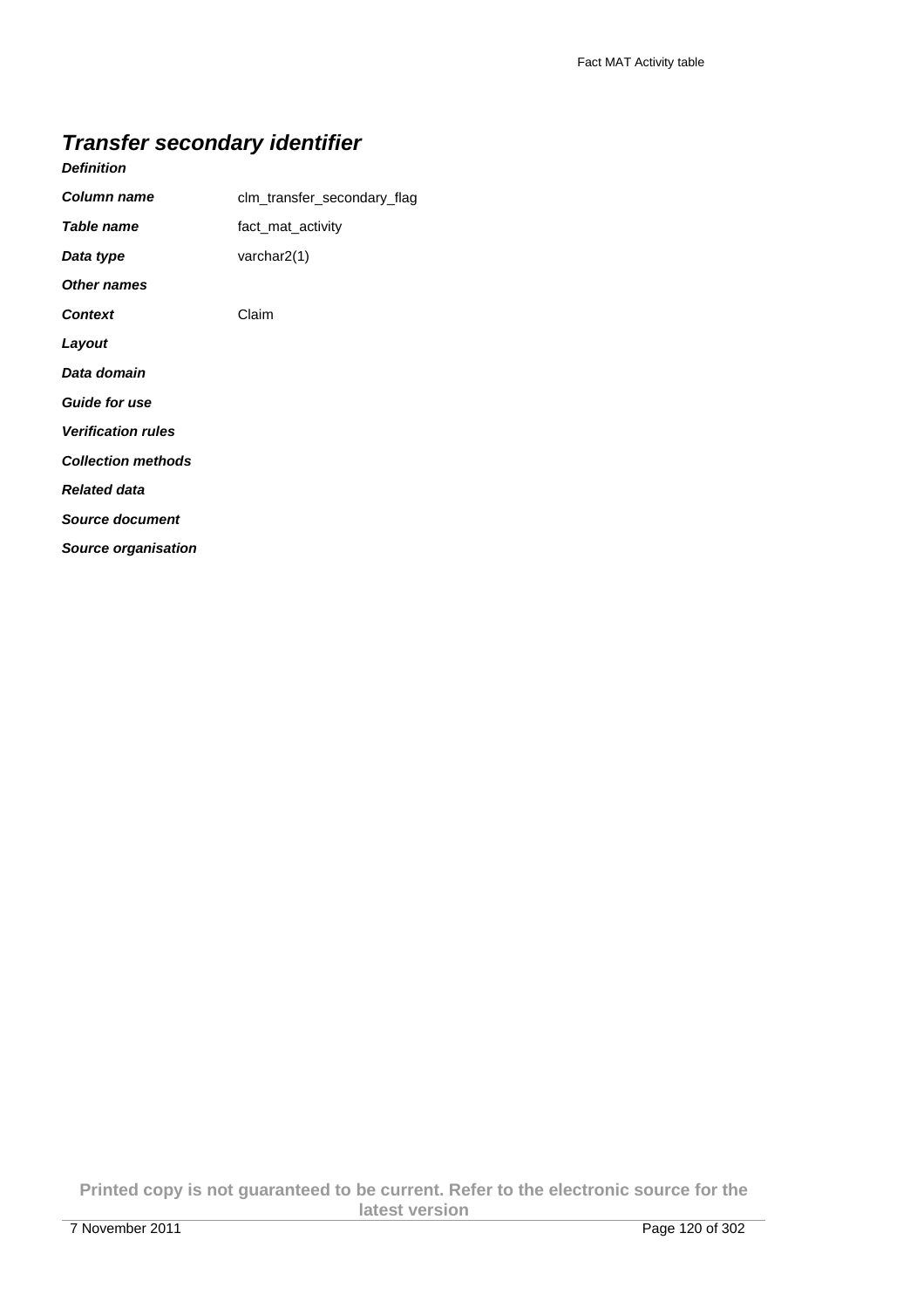## ***Transfer secondary identifier***

***Definition***

| | |
|---|---|
| ***Column name*** | clm_transfer_secondary_flag |
| ***Table name*** | fact_mat_activity |
| ***Data type*** | varchar2(1) |
| ***Other names*** | |
| ***Context*** | Claim |
| ***Layout*** | |
| ***Data domain*** | |
| ***Guide for use*** | |
| ***Verification rules*** | |
| ***Collection methods*** | |
| ***Related data*** | |
| ***Source document*** | |
| ***Source organisation*** | |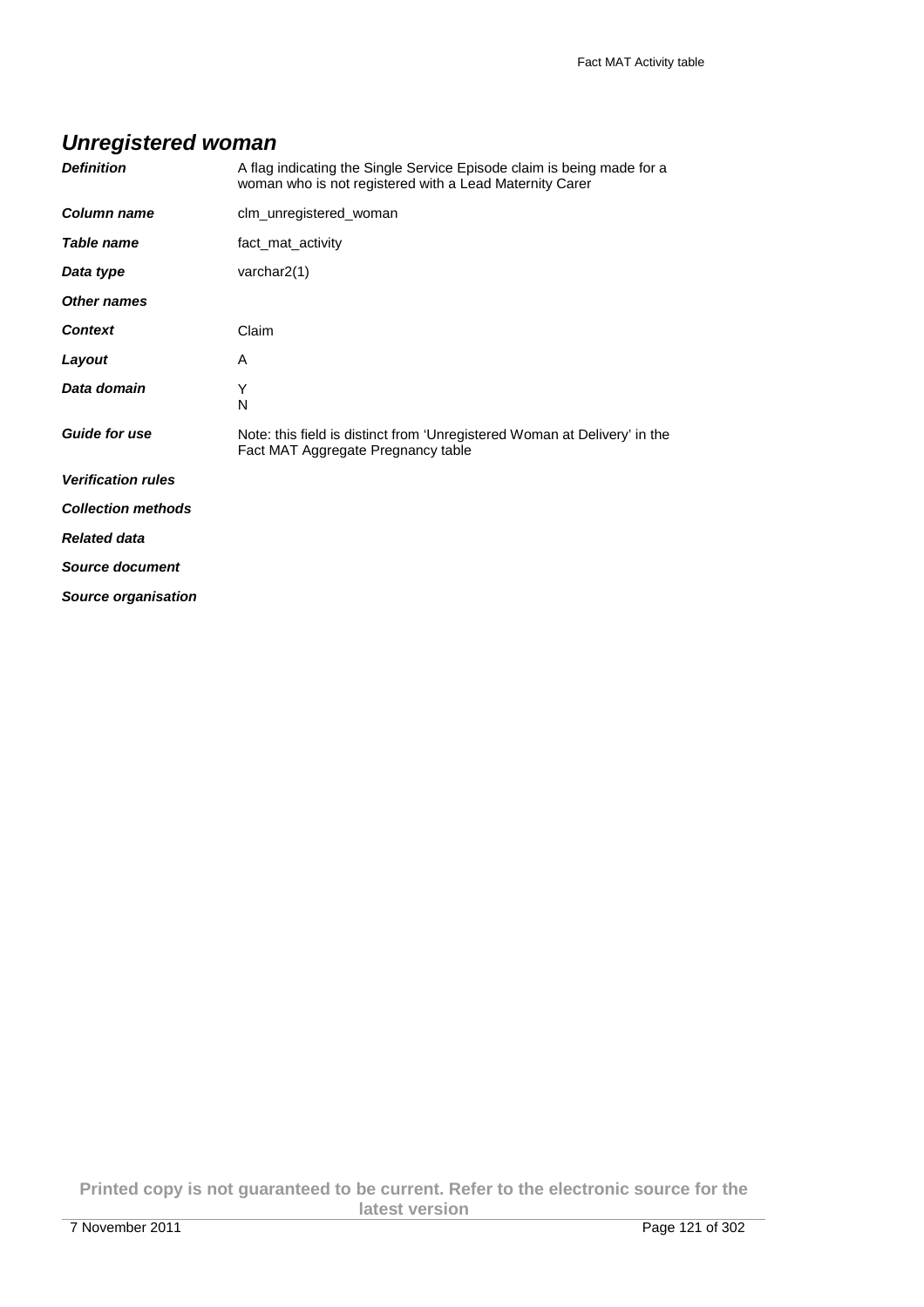## *Unregistered woman*

| | |
|---|---|
| ***Definition*** | A flag indicating the Single Service Episode claim is being made for a woman who is not registered with a Lead Maternity Carer |
| ***Column name*** | clm_unregistered_woman |
| ***Table name*** | fact_mat_activity |
| ***Data type*** | varchar2(1) |
| ***Other names*** | |
| ***Context*** | Claim |
| ***Layout*** | A |
| ***Data domain*** | Y<br>N |
| ***Guide for use*** | Note: this field is distinct from 'Unregistered Woman at Delivery' in the Fact MAT Aggregate Pregnancy table |
| ***Verification rules*** | |
| ***Collection methods*** | |
| ***Related data*** | |
| ***Source document*** | |
| ***Source organisation*** | |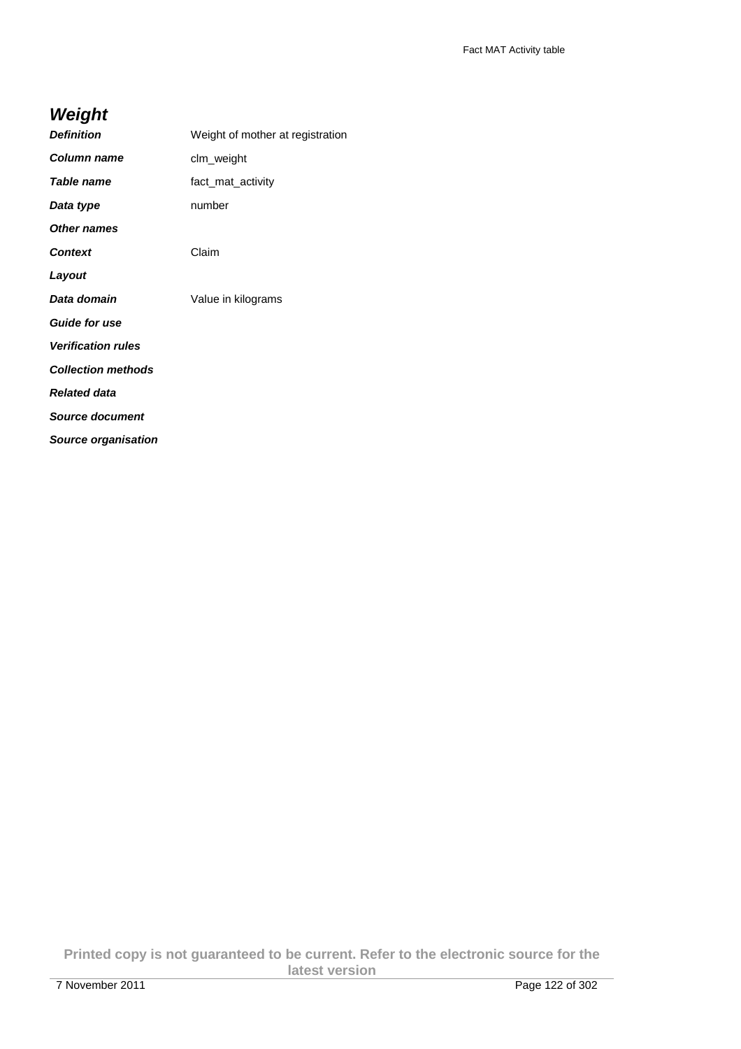## *Weight*

| | |
|---|---|
| ***Definition*** | Weight of mother at registration |
| ***Column name*** | clm_weight |
| ***Table name*** | fact_mat_activity |
| ***Data type*** | number |
| ***Other names*** | |
| ***Context*** | Claim |
| ***Layout*** | |
| ***Data domain*** | Value in kilograms |
| ***Guide for use*** | |
| ***Verification rules*** | |
| ***Collection methods*** | |
| ***Related data*** | |
| ***Source document*** | |
| ***Source organisation*** | |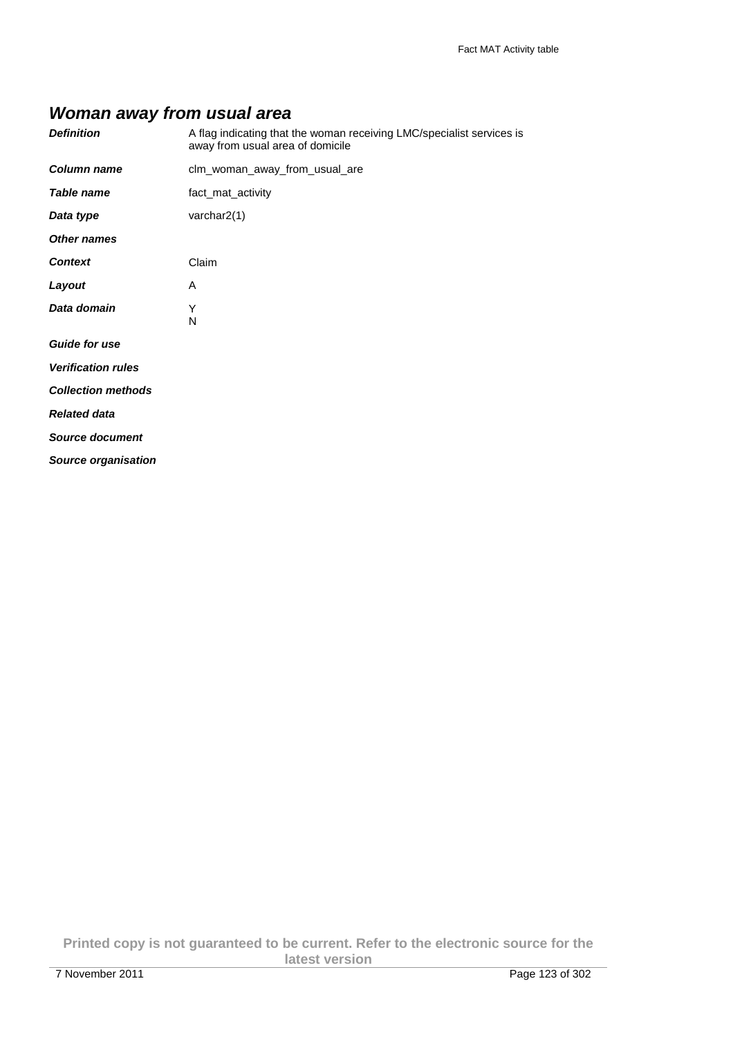## *Woman away from usual area*

| | |
|---|---|
| ***Definition*** | A flag indicating that the woman receiving LMC/specialist services is away from usual area of domicile |
| ***Column name*** | clm_woman_away_from_usual_are |
| ***Table name*** | fact_mat_activity |
| ***Data type*** | varchar2(1) |
| ***Other names*** | |
| ***Context*** | Claim |
| ***Layout*** | A |
| ***Data domain*** | Y<br>N |
| ***Guide for use*** | |
| ***Verification rules*** | |
| ***Collection methods*** | |
| ***Related data*** | |
| ***Source document*** | |
| ***Source organisation*** | |

**Printed copy is not guaranteed to be current. Refer to the electronic source for the latest version**

7 November 2011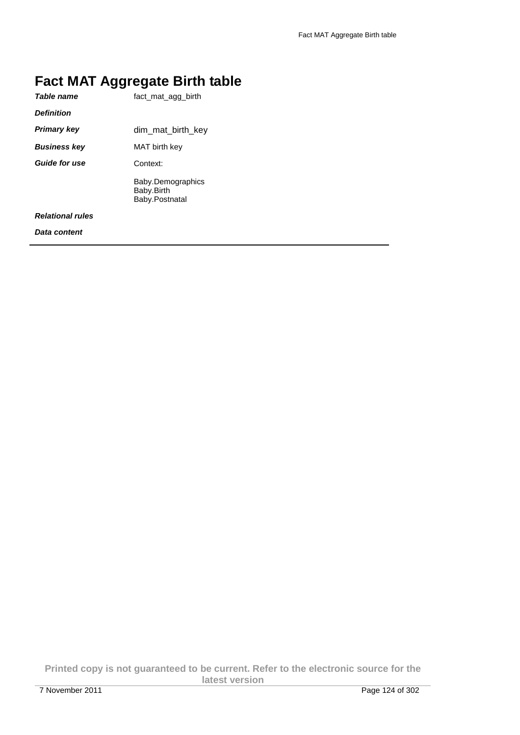# Fact MAT Aggregate Birth table

| | |
|---|---|
| ***Table name*** | fact_mat_agg_birth |
| ***Definition*** | |
| ***Primary key*** | dim_mat_birth_key |
| ***Business key*** | MAT birth key |
| ***Guide for use*** | Context:<br><br>Baby.Demographics<br>Baby.Birth<br>Baby.Postnatal |
| ***Relational rules*** | |
| ***Data content*** | |

**Printed copy is not guaranteed to be current. Refer to the electronic source for the latest version**

7 November 2011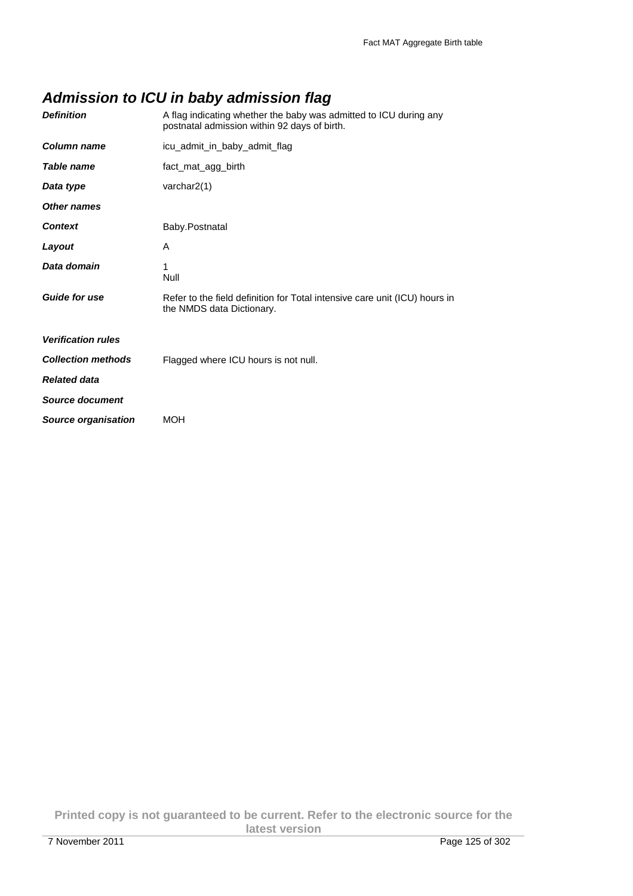## *Admission to ICU in baby admission flag*

| | |
|---|---|
| ***Definition*** | A flag indicating whether the baby was admitted to ICU during any postnatal admission within 92 days of birth. |
| ***Column name*** | icu_admit_in_baby_admit_flag |
| ***Table name*** | fact_mat_agg_birth |
| ***Data type*** | varchar2(1) |
| ***Other names*** | |
| ***Context*** | Baby.Postnatal |
| ***Layout*** | A |
| ***Data domain*** | 1<br>Null |
| ***Guide for use*** | Refer to the field definition for Total intensive care unit (ICU) hours in the NMDS data Dictionary. |
| ***Verification rules*** | |
| ***Collection methods*** | Flagged where ICU hours is not null. |
| ***Related data*** | |
| ***Source document*** | |
| ***Source organisation*** | MOH |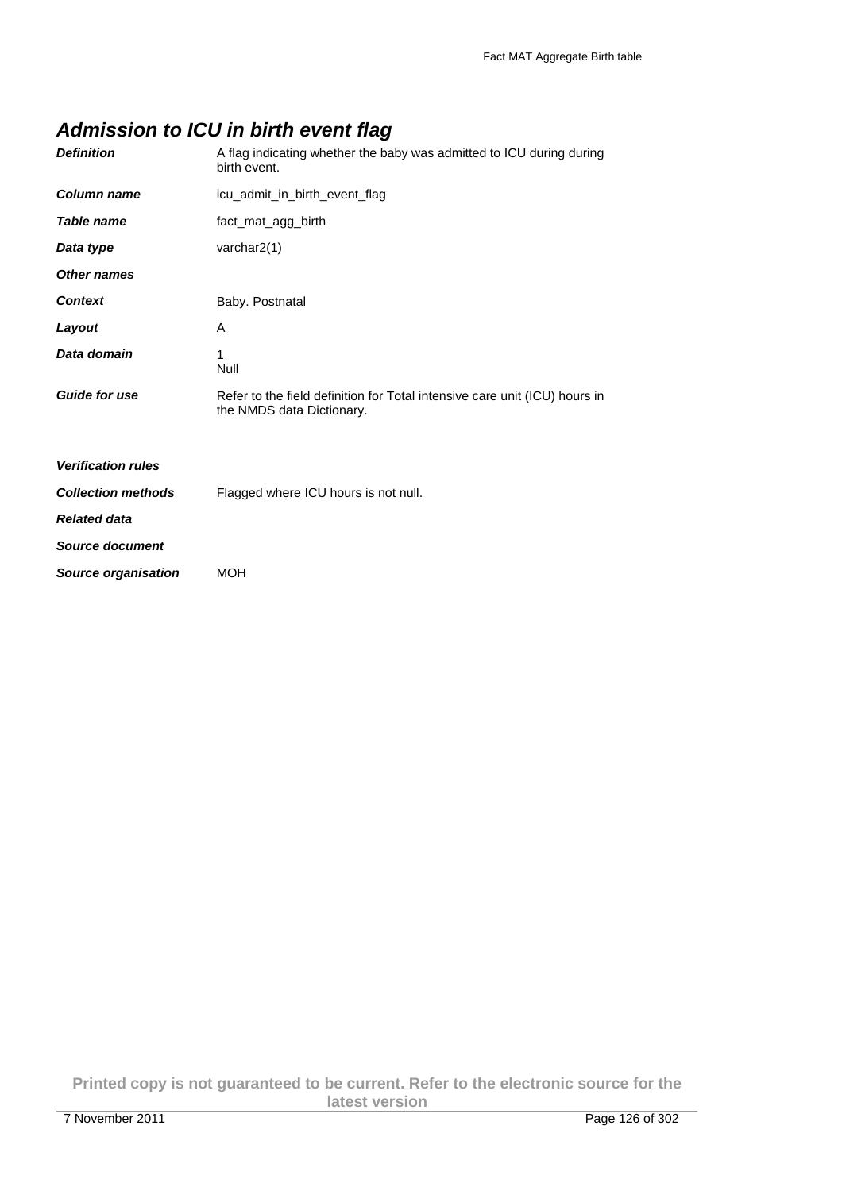## Admission to ICU in birth event flag

| | |
|---|---|
| ***Definition*** | A flag indicating whether the baby was admitted to ICU during during birth event. |
| ***Column name*** | icu_admit_in_birth_event_flag |
| ***Table name*** | fact_mat_agg_birth |
| ***Data type*** | varchar2(1) |
| ***Other names*** | |
| ***Context*** | Baby. Postnatal |
| ***Layout*** | A |
| ***Data domain*** | 1<br>Null |
| ***Guide for use*** | Refer to the field definition for Total intensive care unit (ICU) hours in the NMDS data Dictionary. |
| ***Verification rules*** | |
| ***Collection methods*** | Flagged where ICU hours is not null. |
| ***Related data*** | |
| ***Source document*** | |
| ***Source organisation*** | MOH |

**Printed copy is not guaranteed to be current. Refer to the electronic source for the latest version**

7 November 2011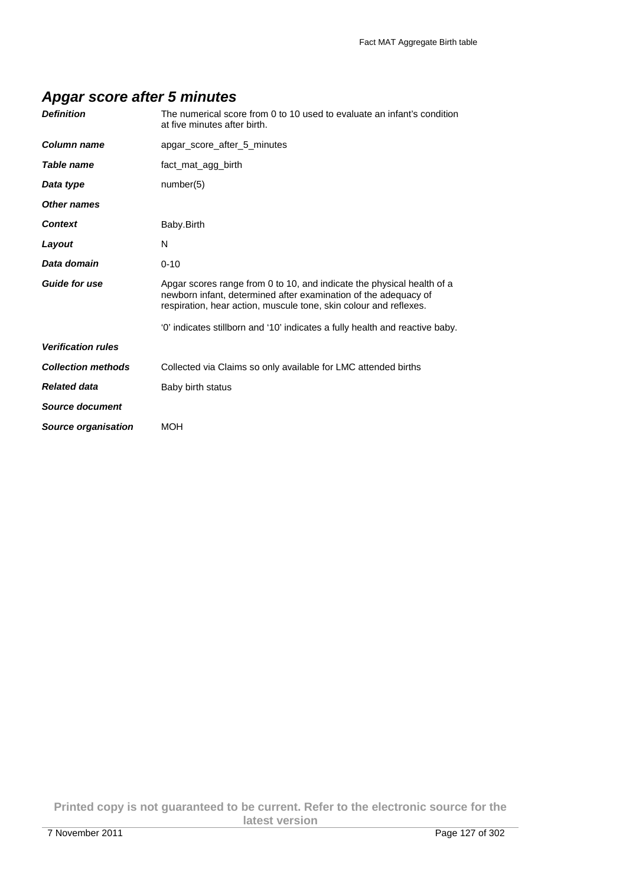## *Apgar score after 5 minutes*

| | |
|---|---|
| ***Definition*** | The numerical score from 0 to 10 used to evaluate an infant's condition at five minutes after birth. |
| ***Column name*** | apgar_score_after_5_minutes |
| ***Table name*** | fact_mat_agg_birth |
| ***Data type*** | number(5) |
| ***Other names*** | |
| ***Context*** | Baby.Birth |
| ***Layout*** | N |
| ***Data domain*** | 0-10 |
| ***Guide for use*** | Apgar scores range from 0 to 10, and indicate the physical health of a newborn infant, determined after examination of the adequacy of respiration, hear action, muscule tone, skin colour and reflexes.<br><br>'0' indicates stillborn and '10' indicates a fully health and reactive baby. |
| ***Verification rules*** | |
| ***Collection methods*** | Collected via Claims so only available for LMC attended births |
| ***Related data*** | Baby birth status |
| ***Source document*** | |
| ***Source organisation*** | MOH |

**Printed copy is not guaranteed to be current. Refer to the electronic source for the latest version**

7 November 2011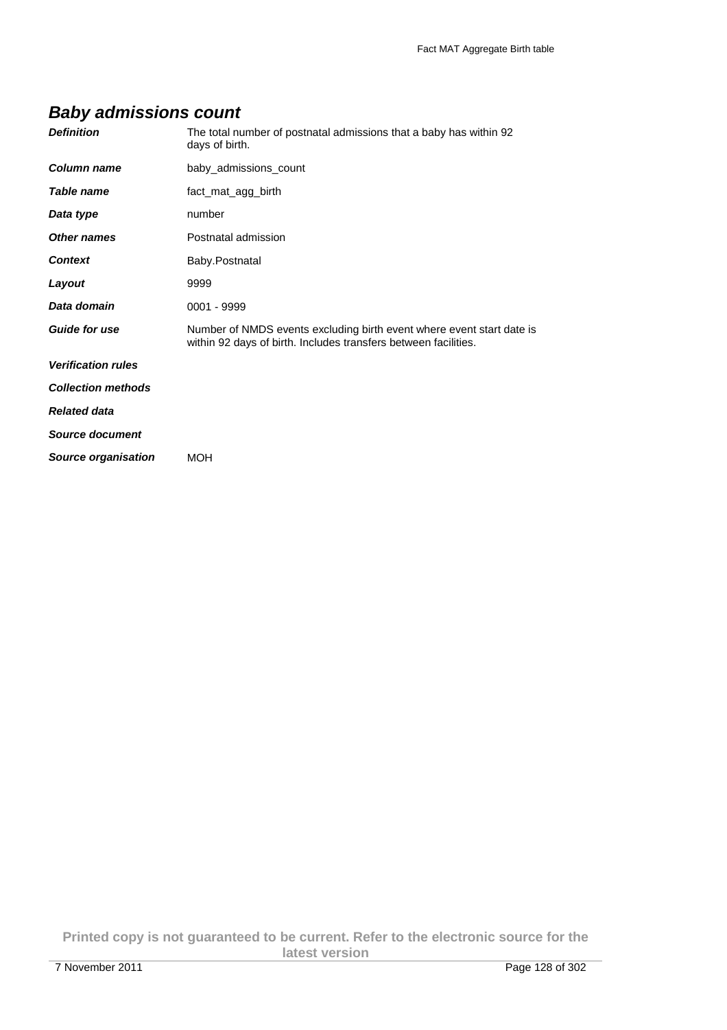## *Baby admissions count*

| | |
|---|---|
| ***Definition*** | The total number of postnatal admissions that a baby has within 92 days of birth. |
| ***Column name*** | baby_admissions_count |
| ***Table name*** | fact_mat_agg_birth |
| ***Data type*** | number |
| ***Other names*** | Postnatal admission |
| ***Context*** | Baby.Postnatal |
| ***Layout*** | 9999 |
| ***Data domain*** | 0001 - 9999 |
| ***Guide for use*** | Number of NMDS events excluding birth event where event start date is within 92 days of birth. Includes transfers between facilities. |
| ***Verification rules*** | |
| ***Collection methods*** | |
| ***Related data*** | |
| ***Source document*** | |
| ***Source organisation*** | MOH |

**Printed copy is not guaranteed to be current. Refer to the electronic source for the latest version**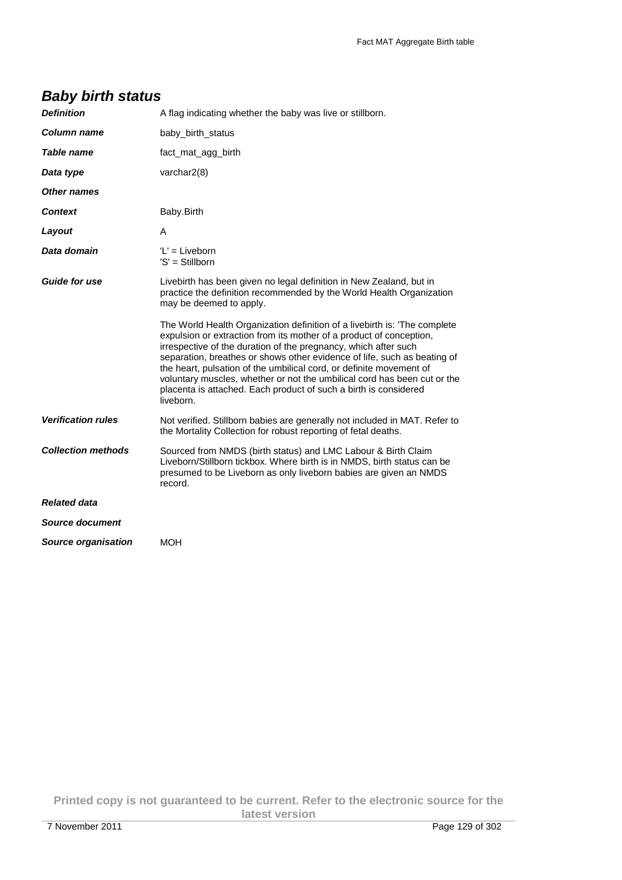## *Baby birth status*

| | |
|---|---|
| ***Definition*** | A flag indicating whether the baby was live or stillborn. |
| ***Column name*** | baby_birth_status |
| ***Table name*** | fact_mat_agg_birth |
| ***Data type*** | varchar2(8) |
| ***Other names*** | |
| ***Context*** | Baby.Birth |
| ***Layout*** | A |
| ***Data domain*** | 'L' = Liveborn<br>'S' = Stillborn |
| ***Guide for use*** | Livebirth has been given no legal definition in New Zealand, but in practice the definition recommended by the World Health Organization may be deemed to apply.<br><br>The World Health Organization definition of a livebirth is: 'The complete expulsion or extraction from its mother of a product of conception, irrespective of the duration of the pregnancy, which after such separation, breathes or shows other evidence of life, such as beating of the heart, pulsation of the umbilical cord, or definite movement of voluntary muscles, whether or not the umbilical cord has been cut or the placenta is attached. Each product of such a birth is considered liveborn. |
| ***Verification rules*** | Not verified. Stillborn babies are generally not included in MAT. Refer to the Mortality Collection for robust reporting of fetal deaths. |
| ***Collection methods*** | Sourced from NMDS (birth status) and LMC Labour & Birth Claim Liveborn/Stillborn tickbox. Where birth is in NMDS, birth status can be presumed to be Liveborn as only liveborn babies are given an NMDS record. |
| ***Related data*** | |
| ***Source document*** | |
| ***Source organisation*** | MOH |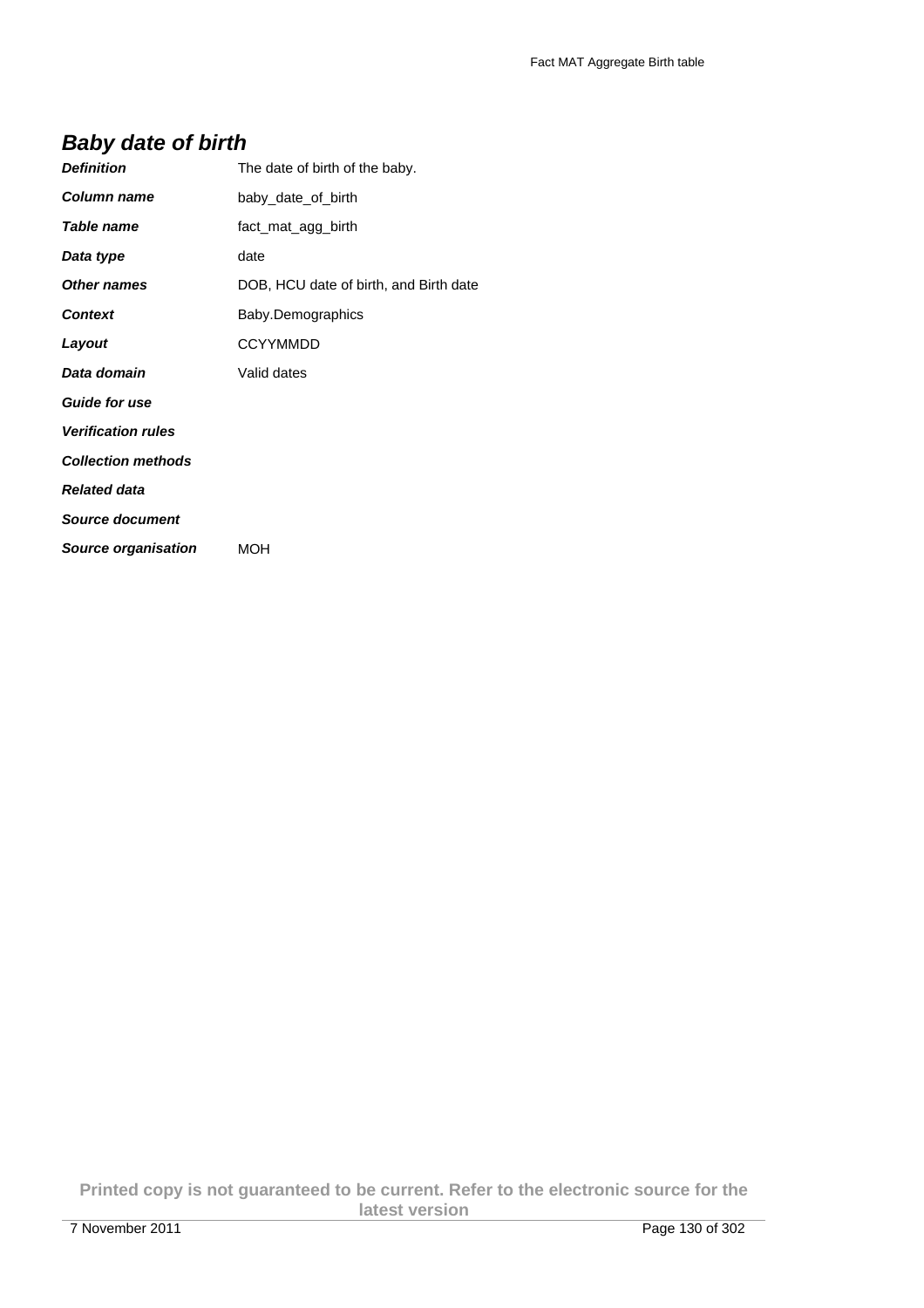## Baby date of birth

| | |
|---|---|
| ***Definition*** | The date of birth of the baby. |
| ***Column name*** | baby_date_of_birth |
| ***Table name*** | fact_mat_agg_birth |
| ***Data type*** | date |
| ***Other names*** | DOB, HCU date of birth, and Birth date |
| ***Context*** | Baby.Demographics |
| ***Layout*** | CCYYMMDD |
| ***Data domain*** | Valid dates |
| ***Guide for use*** | |
| ***Verification rules*** | |
| ***Collection methods*** | |
| ***Related data*** | |
| ***Source document*** | |
| ***Source organisation*** | MOH |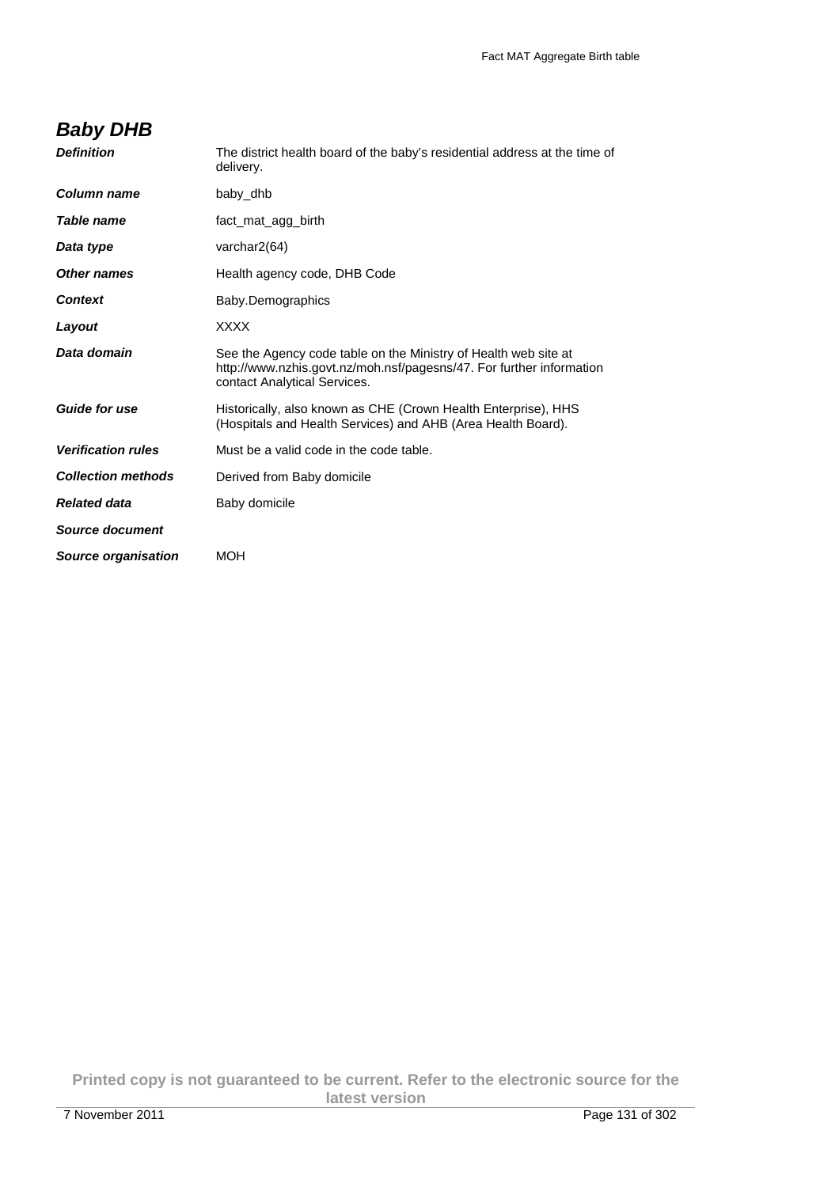## *Baby DHB*

| | |
|---|---|
| ***Definition*** | The district health board of the baby's residential address at the time of delivery. |
| ***Column name*** | baby_dhb |
| ***Table name*** | fact_mat_agg_birth |
| ***Data type*** | varchar2(64) |
| ***Other names*** | Health agency code, DHB Code |
| ***Context*** | Baby.Demographics |
| ***Layout*** | XXXX |
| ***Data domain*** | See the Agency code table on the Ministry of Health web site at http://www.nzhis.govt.nz/moh.nsf/pagesns/47. For further information contact Analytical Services. |
| ***Guide for use*** | Historically, also known as CHE (Crown Health Enterprise), HHS (Hospitals and Health Services) and AHB (Area Health Board). |
| ***Verification rules*** | Must be a valid code in the code table. |
| ***Collection methods*** | Derived from Baby domicile |
| ***Related data*** | Baby domicile |
| ***Source document*** | |
| ***Source organisation*** | MOH |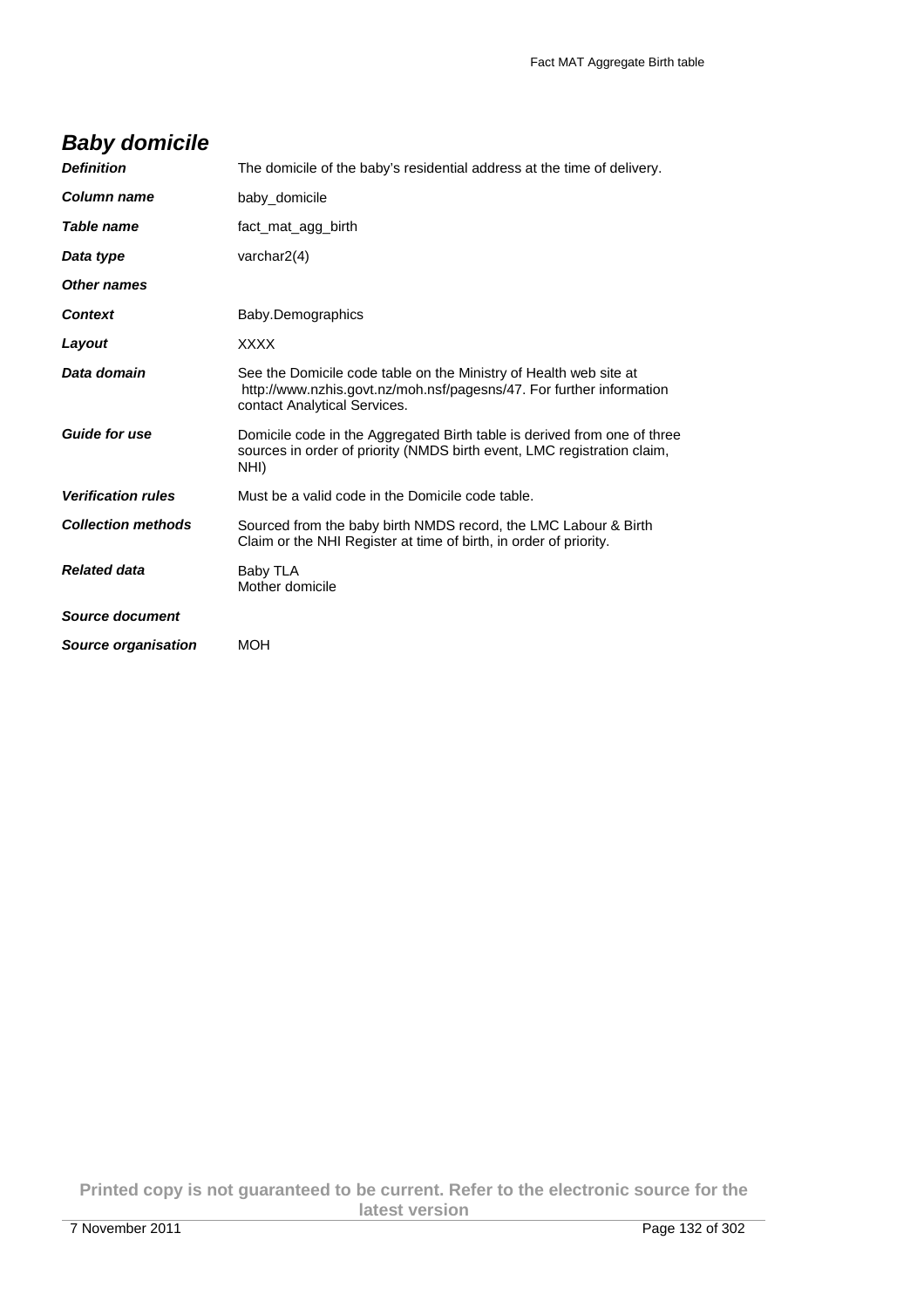## Baby domicile

| | |
|---|---|
| ***Definition*** | The domicile of the baby's residential address at the time of delivery. |
| ***Column name*** | baby_domicile |
| ***Table name*** | fact_mat_agg_birth |
| ***Data type*** | varchar2(4) |
| ***Other names*** | |
| ***Context*** | Baby.Demographics |
| ***Layout*** | XXXX |
| ***Data domain*** | See the Domicile code table on the Ministry of Health web site at http://www.nzhis.govt.nz/moh.nsf/pagesns/47. For further information contact Analytical Services. |
| ***Guide for use*** | Domicile code in the Aggregated Birth table is derived from one of three sources in order of priority (NMDS birth event, LMC registration claim, NHI) |
| ***Verification rules*** | Must be a valid code in the Domicile code table. |
| ***Collection methods*** | Sourced from the baby birth NMDS record, the LMC Labour & Birth Claim or the NHI Register at time of birth, in order of priority. |
| ***Related data*** | Baby TLA<br>Mother domicile |
| ***Source document*** | |
| ***Source organisation*** | MOH |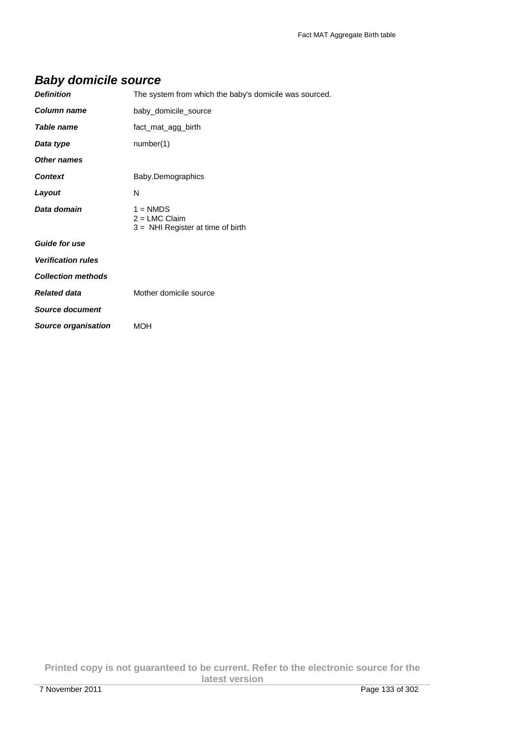## Baby domicile source

| | |
|---|---|
| ***Definition*** | The system from which the baby's domicile was sourced. |
| ***Column name*** | baby_domicile_source |
| ***Table name*** | fact_mat_agg_birth |
| ***Data type*** | number(1) |
| ***Other names*** | |
| ***Context*** | Baby.Demographics |
| ***Layout*** | N |
| ***Data domain*** | 1 = NMDS<br>2 = LMC Claim<br>3 = NHI Register at time of birth |
| ***Guide for use*** | |
| ***Verification rules*** | |
| ***Collection methods*** | |
| ***Related data*** | Mother domicile source |
| ***Source document*** | |
| ***Source organisation*** | MOH |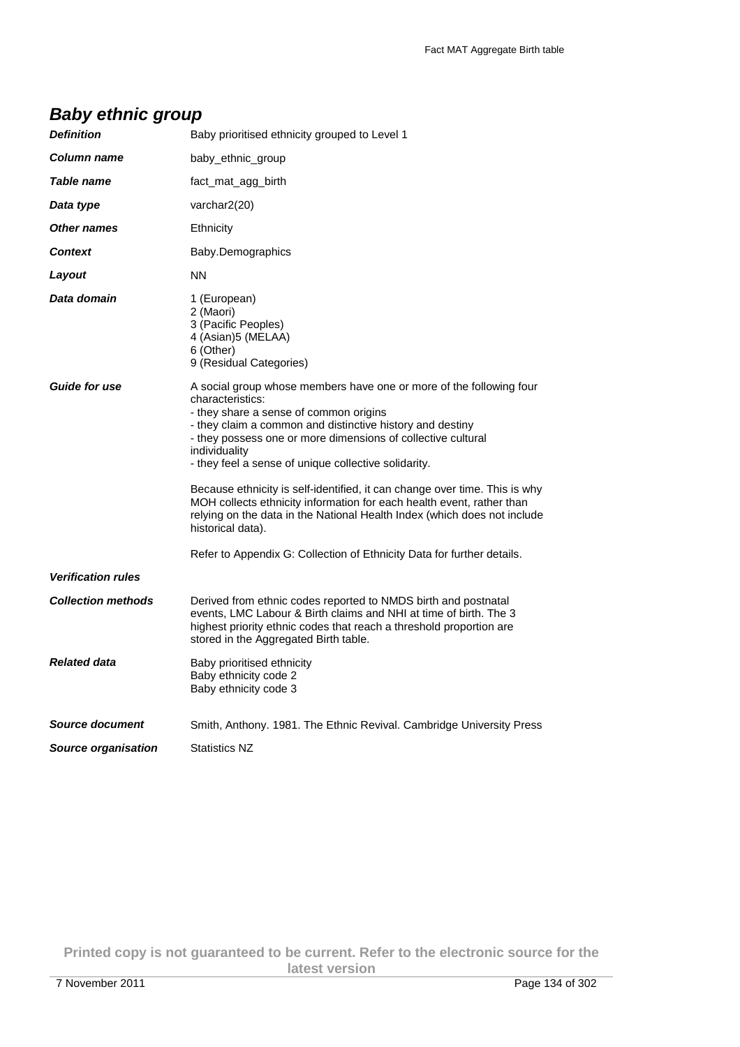## *Baby ethnic group*

| | |
|---|---|
| ***Definition*** | Baby prioritised ethnicity grouped to Level 1 |
| ***Column name*** | baby_ethnic_group |
| ***Table name*** | fact_mat_agg_birth |
| ***Data type*** | varchar2(20) |
| ***Other names*** | Ethnicity |
| ***Context*** | Baby.Demographics |
| ***Layout*** | NN |
| ***Data domain*** | 1 (European)<br>2 (Maori)<br>3 (Pacific Peoples)<br>4 (Asian)5 (MELAA)<br>6 (Other)<br>9 (Residual Categories) |
| ***Guide for use*** | A social group whose members have one or more of the following four characteristics:<br>- they share a sense of common origins<br>- they claim a common and distinctive history and destiny<br>- they possess one or more dimensions of collective cultural individuality<br>- they feel a sense of unique collective solidarity.<br><br>Because ethnicity is self-identified, it can change over time. This is why MOH collects ethnicity information for each health event, rather than relying on the data in the National Health Index (which does not include historical data).<br><br>Refer to Appendix G: Collection of Ethnicity Data for further details. |
| ***Verification rules*** | |
| ***Collection methods*** | Derived from ethnic codes reported to NMDS birth and postnatal events, LMC Labour & Birth claims and NHI at time of birth. The 3 highest priority ethnic codes that reach a threshold proportion are stored in the Aggregated Birth table. |
| ***Related data*** | Baby prioritised ethnicity<br>Baby ethnicity code 2<br>Baby ethnicity code 3 |
| ***Source document*** | Smith, Anthony. 1981. The Ethnic Revival. Cambridge University Press |
| ***Source organisation*** | Statistics NZ |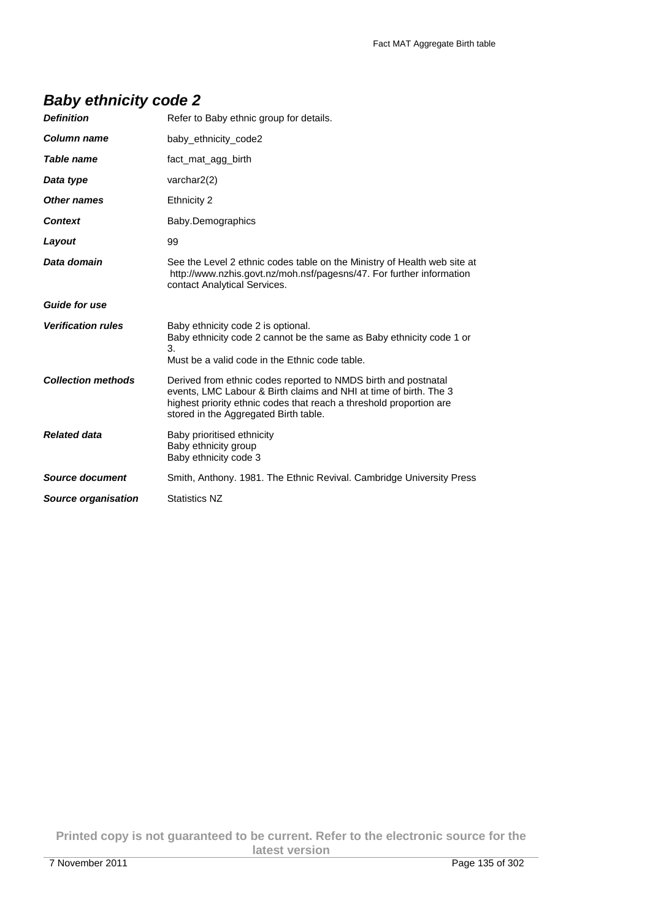## *Baby ethnicity code 2*

| | |
|---|---|
| ***Definition*** | Refer to Baby ethnic group for details. |
| ***Column name*** | baby_ethnicity_code2 |
| ***Table name*** | fact_mat_agg_birth |
| ***Data type*** | varchar2(2) |
| ***Other names*** | Ethnicity 2 |
| ***Context*** | Baby.Demographics |
| ***Layout*** | 99 |
| ***Data domain*** | See the Level 2 ethnic codes table on the Ministry of Health web site at http://www.nzhis.govt.nz/moh.nsf/pagesns/47. For further information contact Analytical Services. |
| ***Guide for use*** | |
| ***Verification rules*** | Baby ethnicity code 2 is optional.<br>Baby ethnicity code 2 cannot be the same as Baby ethnicity code 1 or 3.<br>Must be a valid code in the Ethnic code table. |
| ***Collection methods*** | Derived from ethnic codes reported to NMDS birth and postnatal events, LMC Labour & Birth claims and NHI at time of birth. The 3 highest priority ethnic codes that reach a threshold proportion are stored in the Aggregated Birth table. |
| ***Related data*** | Baby prioritised ethnicity<br>Baby ethnicity group<br>Baby ethnicity code 3 |
| ***Source document*** | Smith, Anthony. 1981. The Ethnic Revival. Cambridge University Press |
| ***Source organisation*** | Statistics NZ |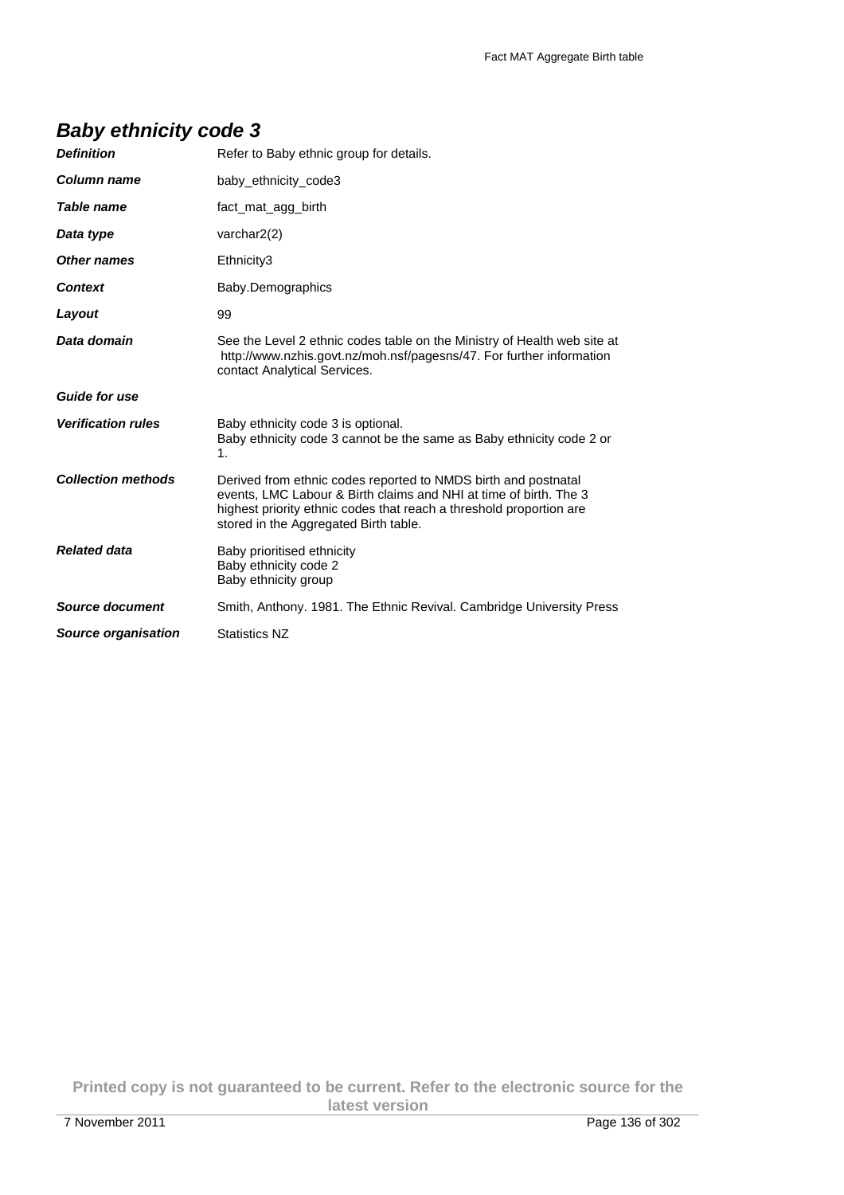## Baby ethnicity code 3

| | |
|---|---|
| ***Definition*** | Refer to Baby ethnic group for details. |
| ***Column name*** | baby_ethnicity_code3 |
| ***Table name*** | fact_mat_agg_birth |
| ***Data type*** | varchar2(2) |
| ***Other names*** | Ethnicity3 |
| ***Context*** | Baby.Demographics |
| ***Layout*** | 99 |
| ***Data domain*** | See the Level 2 ethnic codes table on the Ministry of Health web site at http://www.nzhis.govt.nz/moh.nsf/pagesns/47. For further information contact Analytical Services. |
| ***Guide for use*** | |
| ***Verification rules*** | Baby ethnicity code 3 is optional.<br>Baby ethnicity code 3 cannot be the same as Baby ethnicity code 2 or 1. |
| ***Collection methods*** | Derived from ethnic codes reported to NMDS birth and postnatal events, LMC Labour & Birth claims and NHI at time of birth. The 3 highest priority ethnic codes that reach a threshold proportion are stored in the Aggregated Birth table. |
| ***Related data*** | Baby prioritised ethnicity<br>Baby ethnicity code 2<br>Baby ethnicity group |
| ***Source document*** | Smith, Anthony. 1981. The Ethnic Revival. Cambridge University Press |
| ***Source organisation*** | Statistics NZ |

**Printed copy is not guaranteed to be current. Refer to the electronic source for the latest version**

7 November 2011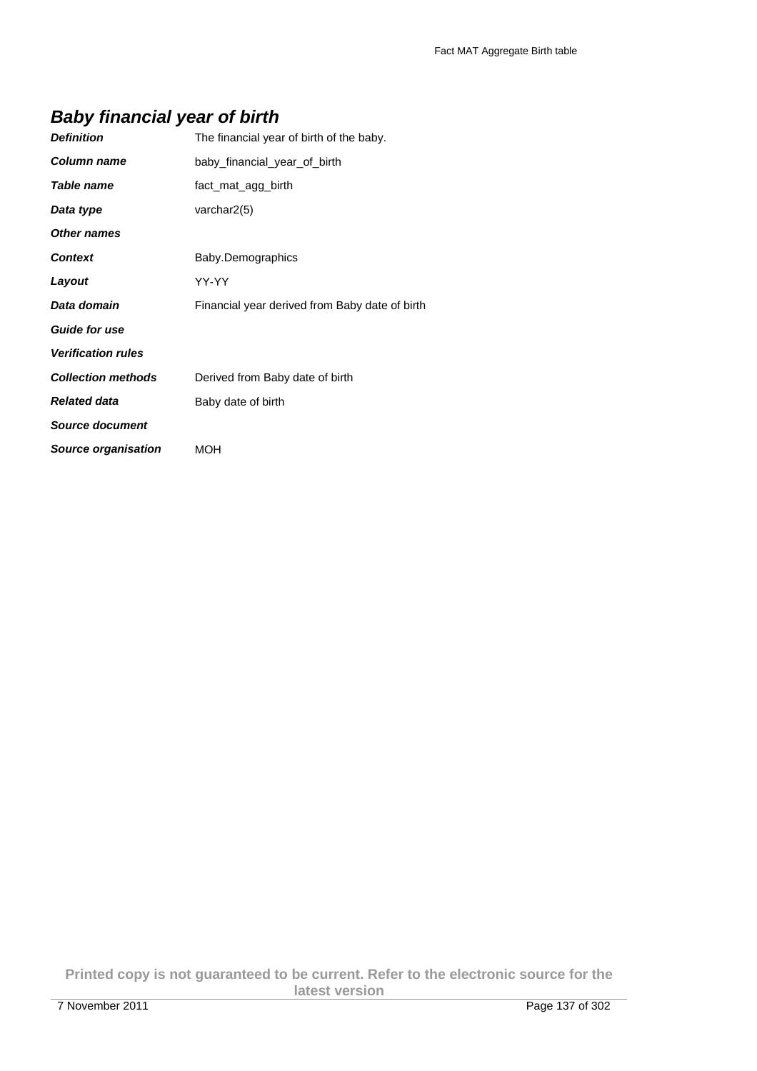## *Baby financial year of birth*

| | |
|---|---|
| ***Definition*** | The financial year of birth of the baby. |
| ***Column name*** | baby_financial_year_of_birth |
| ***Table name*** | fact_mat_agg_birth |
| ***Data type*** | varchar2(5) |
| ***Other names*** | |
| ***Context*** | Baby.Demographics |
| ***Layout*** | YY-YY |
| ***Data domain*** | Financial year derived from Baby date of birth |
| ***Guide for use*** | |
| ***Verification rules*** | |
| ***Collection methods*** | Derived from Baby date of birth |
| ***Related data*** | Baby date of birth |
| ***Source document*** | |
| ***Source organisation*** | MOH |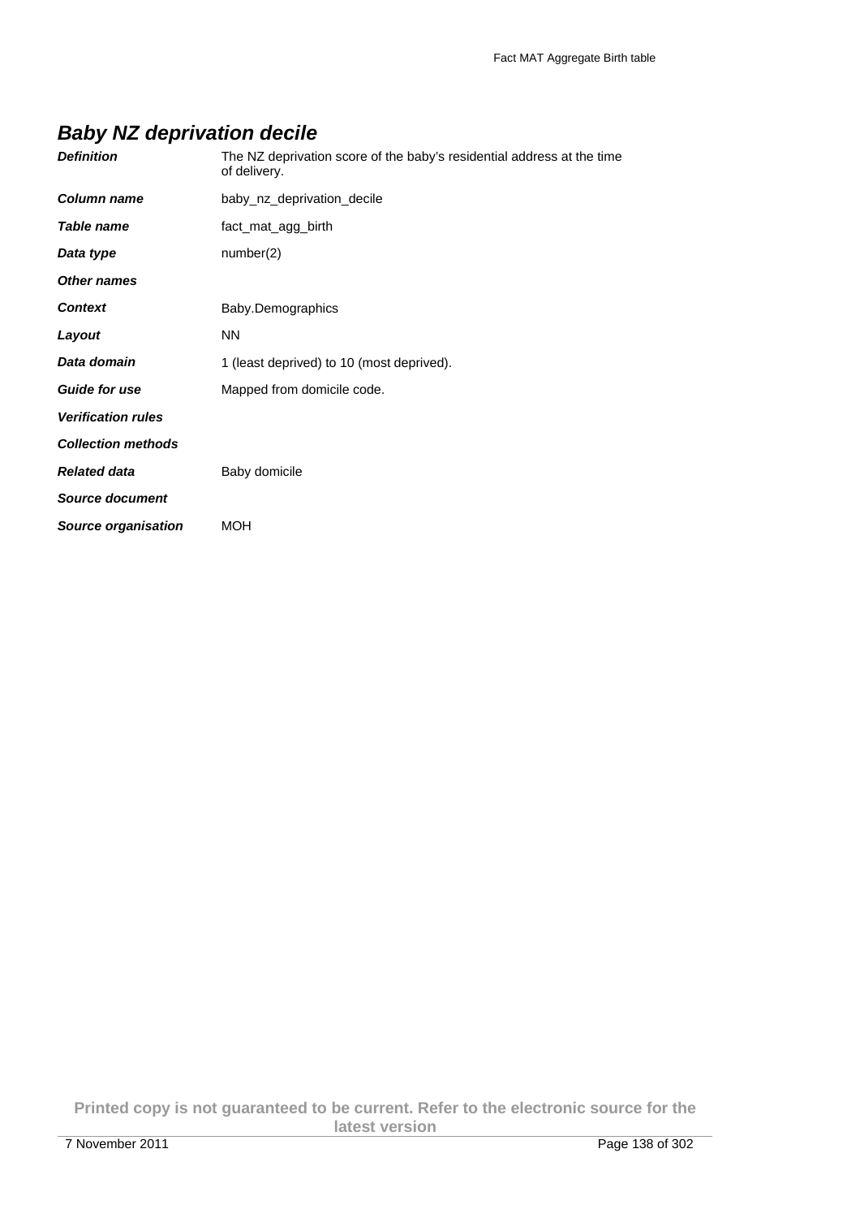## *Baby NZ deprivation decile*

| | |
|---|---|
| ***Definition*** | The NZ deprivation score of the baby's residential address at the time of delivery. |
| ***Column name*** | baby_nz_deprivation_decile |
| ***Table name*** | fact_mat_agg_birth |
| ***Data type*** | number(2) |
| ***Other names*** | |
| ***Context*** | Baby.Demographics |
| ***Layout*** | NN |
| ***Data domain*** | 1 (least deprived) to 10 (most deprived). |
| ***Guide for use*** | Mapped from domicile code. |
| ***Verification rules*** | |
| ***Collection methods*** | |
| ***Related data*** | Baby domicile |
| ***Source document*** | |
| ***Source organisation*** | MOH |

**Printed copy is not guaranteed to be current. Refer to the electronic source for the latest version**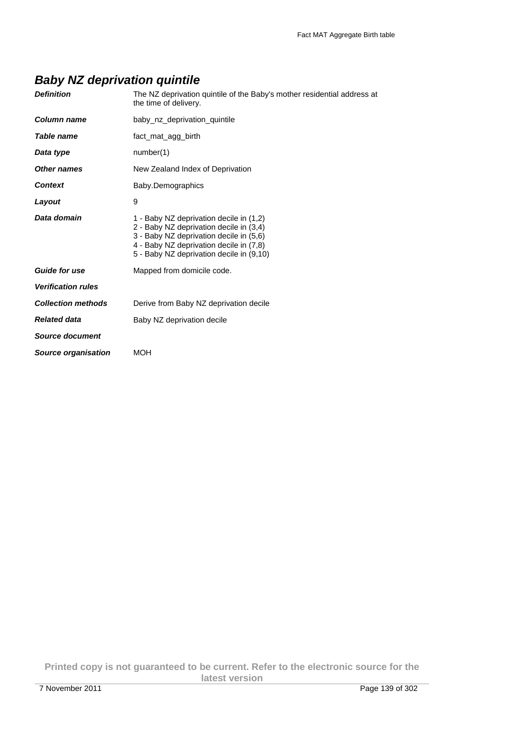## *Baby NZ deprivation quintile*

| | |
|---|---|
| ***Definition*** | The NZ deprivation quintile of the Baby's mother residential address at the time of delivery. |
| ***Column name*** | baby_nz_deprivation_quintile |
| ***Table name*** | fact_mat_agg_birth |
| ***Data type*** | number(1) |
| ***Other names*** | New Zealand Index of Deprivation |
| ***Context*** | Baby.Demographics |
| ***Layout*** | 9 |
| ***Data domain*** | 1 - Baby NZ deprivation decile in (1,2)<br>2 - Baby NZ deprivation decile in (3,4)<br>3 - Baby NZ deprivation decile in (5,6)<br>4 - Baby NZ deprivation decile in (7,8)<br>5 - Baby NZ deprivation decile in (9,10) |
| ***Guide for use*** | Mapped from domicile code. |
| ***Verification rules*** | |
| ***Collection methods*** | Derive from Baby NZ deprivation decile |
| ***Related data*** | Baby NZ deprivation decile |
| ***Source document*** | |
| ***Source organisation*** | MOH |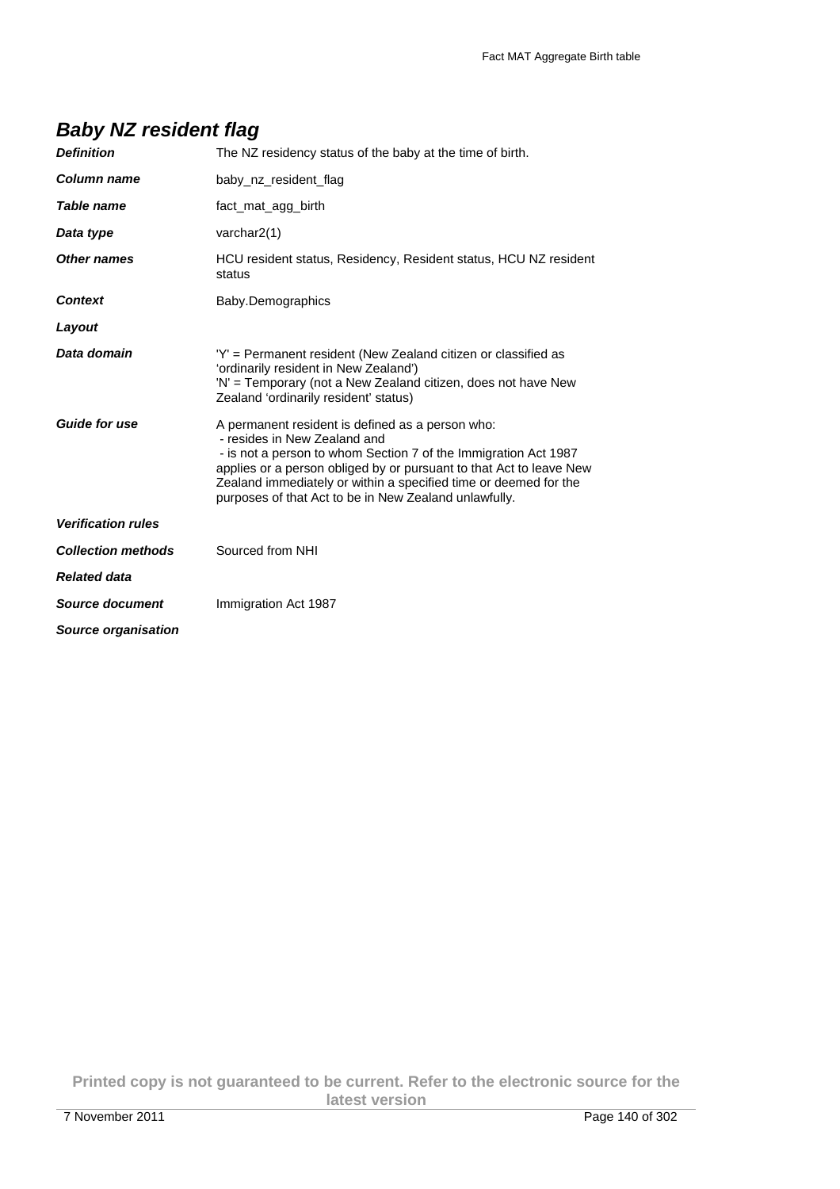## *Baby NZ resident flag*

| | |
|---|---|
| ***Definition*** | The NZ residency status of the baby at the time of birth. |
| ***Column name*** | baby_nz_resident_flag |
| ***Table name*** | fact_mat_agg_birth |
| ***Data type*** | varchar2(1) |
| ***Other names*** | HCU resident status, Residency, Resident status, HCU NZ resident status |
| ***Context*** | Baby.Demographics |
| ***Layout*** | |
| ***Data domain*** | 'Y' = Permanent resident (New Zealand citizen or classified as 'ordinarily resident in New Zealand')<br>'N' = Temporary (not a New Zealand citizen, does not have New Zealand 'ordinarily resident' status) |
| ***Guide for use*** | A permanent resident is defined as a person who:<br>- resides in New Zealand and<br>- is not a person to whom Section 7 of the Immigration Act 1987 applies or a person obliged by or pursuant to that Act to leave New Zealand immediately or within a specified time or deemed for the purposes of that Act to be in New Zealand unlawfully. |
| ***Verification rules*** | |
| ***Collection methods*** | Sourced from NHI |
| ***Related data*** | |
| ***Source document*** | Immigration Act 1987 |
| ***Source organisation*** | |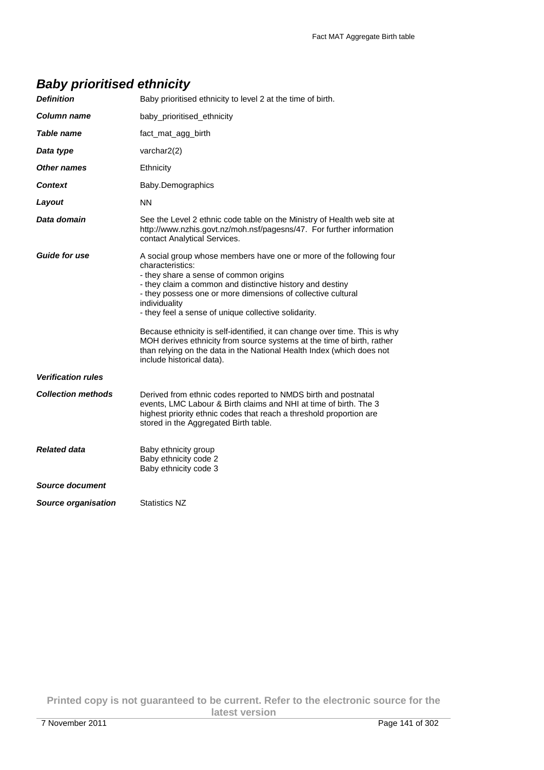## *Baby prioritised ethnicity*

| | |
|---|---|
| ***Definition*** | Baby prioritised ethnicity to level 2 at the time of birth. |
| ***Column name*** | baby_prioritised_ethnicity |
| ***Table name*** | fact_mat_agg_birth |
| ***Data type*** | varchar2(2) |
| ***Other names*** | Ethnicity |
| ***Context*** | Baby.Demographics |
| ***Layout*** | NN |
| ***Data domain*** | See the Level 2 ethnic code table on the Ministry of Health web site at http://www.nzhis.govt.nz/moh.nsf/pagesns/47. For further information contact Analytical Services. |
| ***Guide for use*** | A social group whose members have one or more of the following four characteristics:<br>- they share a sense of common origins<br>- they claim a common and distinctive history and destiny<br>- they possess one or more dimensions of collective cultural individuality<br>- they feel a sense of unique collective solidarity.<br><br>Because ethnicity is self-identified, it can change over time. This is why MOH derives ethnicity from source systems at the time of birth, rather than relying on the data in the National Health Index (which does not include historical data). |
| ***Verification rules*** | |
| ***Collection methods*** | Derived from ethnic codes reported to NMDS birth and postnatal events, LMC Labour & Birth claims and NHI at time of birth. The 3 highest priority ethnic codes that reach a threshold proportion are stored in the Aggregated Birth table. |
| ***Related data*** | Baby ethnicity group<br>Baby ethnicity code 2<br>Baby ethnicity code 3 |
| ***Source document*** | |
| ***Source organisation*** | Statistics NZ |

**Printed copy is not guaranteed to be current. Refer to the electronic source for the latest version**

7 November 2011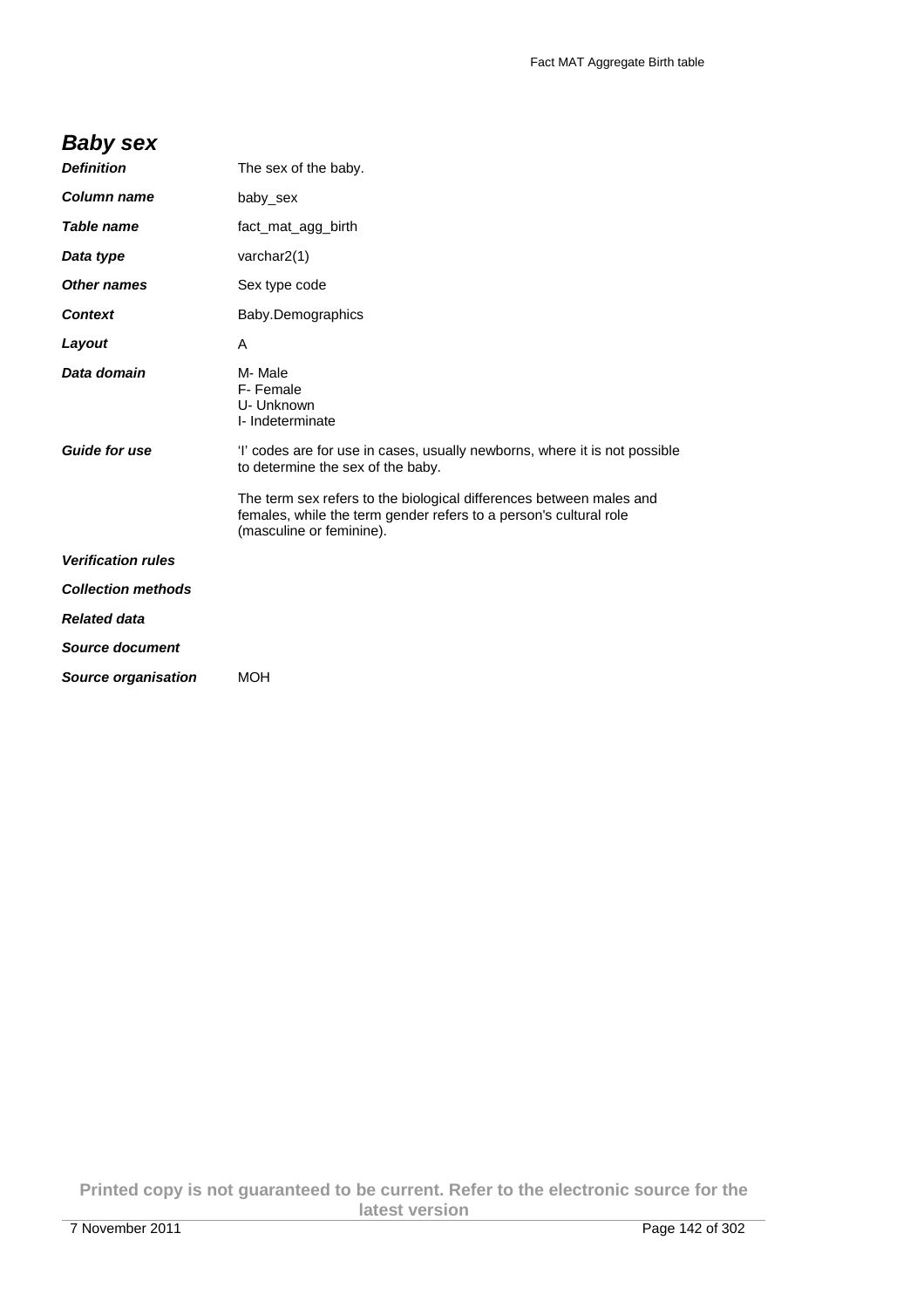## *Baby sex*

| | |
|---|---|
| ***Definition*** | The sex of the baby. |
| ***Column name*** | baby_sex |
| ***Table name*** | fact_mat_agg_birth |
| ***Data type*** | varchar2(1) |
| ***Other names*** | Sex type code |
| ***Context*** | Baby.Demographics |
| ***Layout*** | A |
| ***Data domain*** | M- Male<br>F- Female<br>U- Unknown<br>I- Indeterminate |
| ***Guide for use*** | 'I' codes are for use in cases, usually newborns, where it is not possible to determine the sex of the baby.<br><br>The term sex refers to the biological differences between males and females, while the term gender refers to a person's cultural role (masculine or feminine). |
| ***Verification rules*** | |
| ***Collection methods*** | |
| ***Related data*** | |
| ***Source document*** | |
| ***Source organisation*** | MOH |

**Printed copy is not guaranteed to be current. Refer to the electronic source for the latest version**

7 November 2011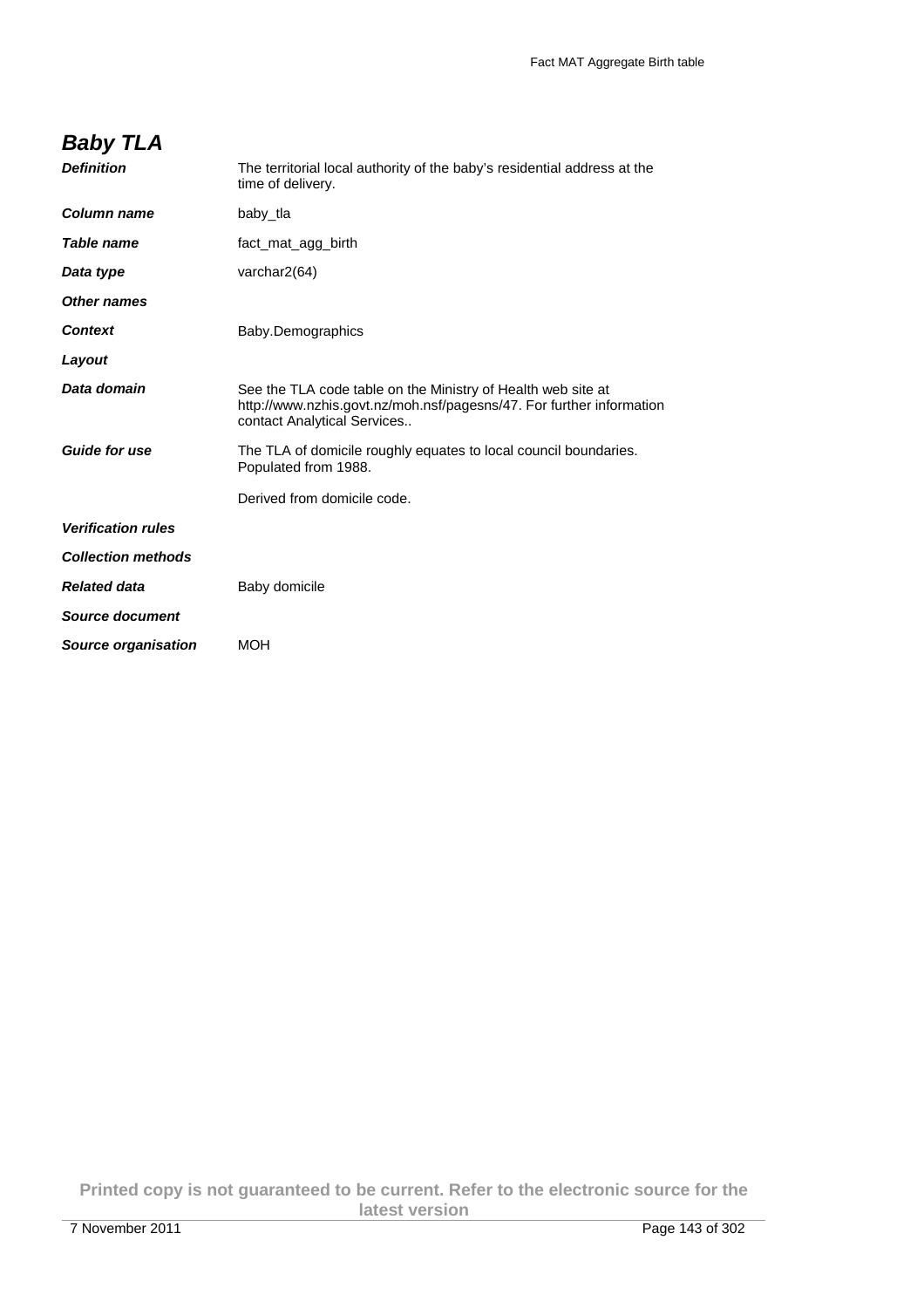## *Baby TLA*

| | |
|---|---|
| ***Definition*** | The territorial local authority of the baby's residential address at the time of delivery. |
| ***Column name*** | baby_tla |
| ***Table name*** | fact_mat_agg_birth |
| ***Data type*** | varchar2(64) |
| ***Other names*** | |
| ***Context*** | Baby.Demographics |
| ***Layout*** | |
| ***Data domain*** | See the TLA code table on the Ministry of Health web site at http://www.nzhis.govt.nz/moh.nsf/pagesns/47. For further information contact Analytical Services.. |
| ***Guide for use*** | The TLA of domicile roughly equates to local council boundaries. Populated from 1988.<br><br>Derived from domicile code. |
| ***Verification rules*** | |
| ***Collection methods*** | |
| ***Related data*** | Baby domicile |
| ***Source document*** | |
| ***Source organisation*** | MOH |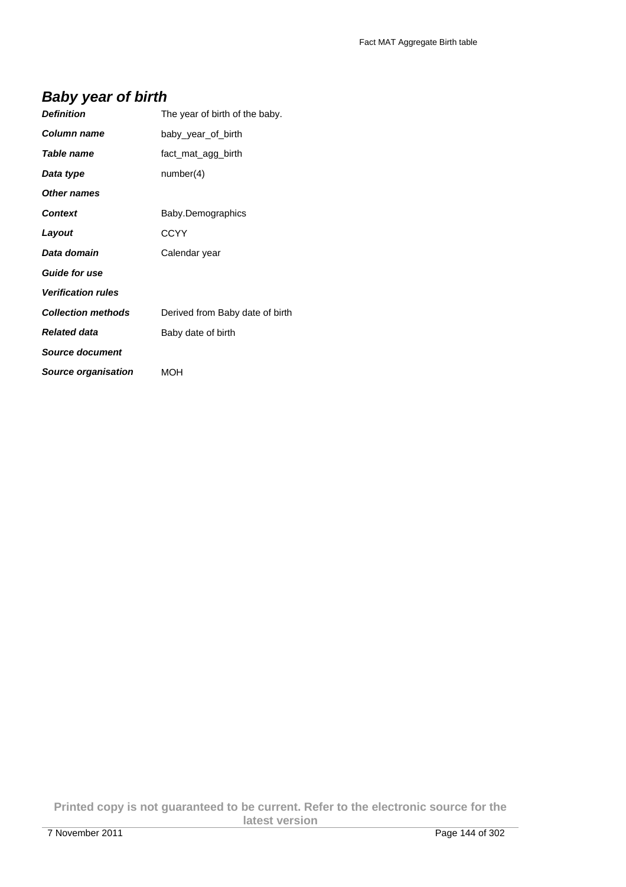## *Baby year of birth*

| | |
|---|---|
| ***Definition*** | The year of birth of the baby. |
| ***Column name*** | baby_year_of_birth |
| ***Table name*** | fact_mat_agg_birth |
| ***Data type*** | number(4) |
| ***Other names*** | |
| ***Context*** | Baby.Demographics |
| ***Layout*** | CCYY |
| ***Data domain*** | Calendar year |
| ***Guide for use*** | |
| ***Verification rules*** | |
| ***Collection methods*** | Derived from Baby date of birth |
| ***Related data*** | Baby date of birth |
| ***Source document*** | |
| ***Source organisation*** | MOH |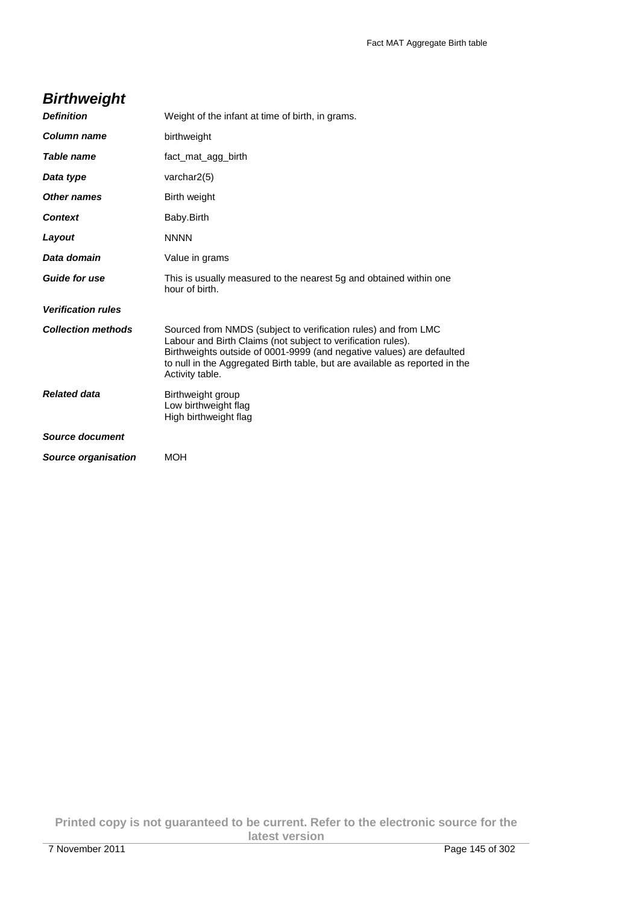## *Birthweight*

| | |
|---|---|
| ***Definition*** | Weight of the infant at time of birth, in grams. |
| ***Column name*** | birthweight |
| ***Table name*** | fact_mat_agg_birth |
| ***Data type*** | varchar2(5) |
| ***Other names*** | Birth weight |
| ***Context*** | Baby.Birth |
| ***Layout*** | NNNN |
| ***Data domain*** | Value in grams |
| ***Guide for use*** | This is usually measured to the nearest 5g and obtained within one hour of birth. |
| ***Verification rules*** | |
| ***Collection methods*** | Sourced from NMDS (subject to verification rules) and from LMC Labour and Birth Claims (not subject to verification rules). Birthweights outside of 0001-9999 (and negative values) are defaulted to null in the Aggregated Birth table, but are available as reported in the Activity table. |
| ***Related data*** | Birthweight group<br>Low birthweight flag<br>High birthweight flag |
| ***Source document*** | |
| ***Source organisation*** | MOH |

**Printed copy is not guaranteed to be current. Refer to the electronic source for the latest version**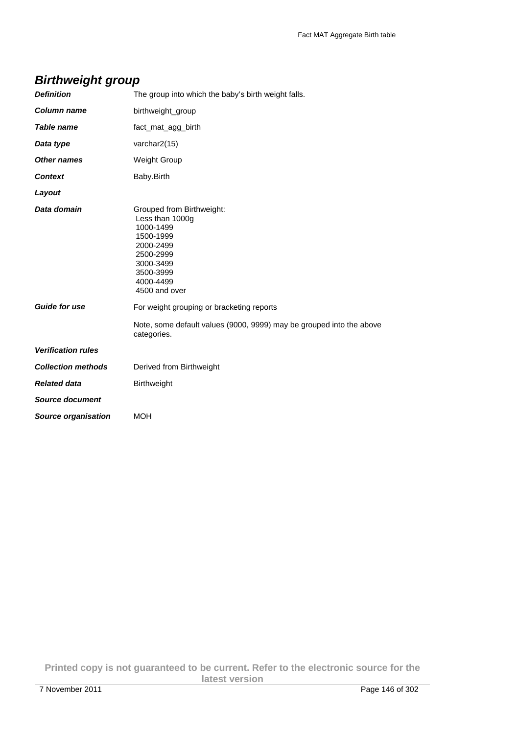## Birthweight group

| | |
|---|---|
| ***Definition*** | The group into which the baby's birth weight falls. |
| ***Column name*** | birthweight_group |
| ***Table name*** | fact_mat_agg_birth |
| ***Data type*** | varchar2(15) |
| ***Other names*** | Weight Group |
| ***Context*** | Baby.Birth |
| ***Layout*** | |
| ***Data domain*** | Grouped from Birthweight:<br>Less than 1000g<br>1000-1499<br>1500-1999<br>2000-2499<br>2500-2999<br>3000-3499<br>3500-3999<br>4000-4499<br>4500 and over |
| ***Guide for use*** | For weight grouping or bracketing reports<br><br>Note, some default values (9000, 9999) may be grouped into the above categories. |
| ***Verification rules*** | |
| ***Collection methods*** | Derived from Birthweight |
| ***Related data*** | Birthweight |
| ***Source document*** | |
| ***Source organisation*** | MOH |

**Printed copy is not guaranteed to be current. Refer to the electronic source for the latest version**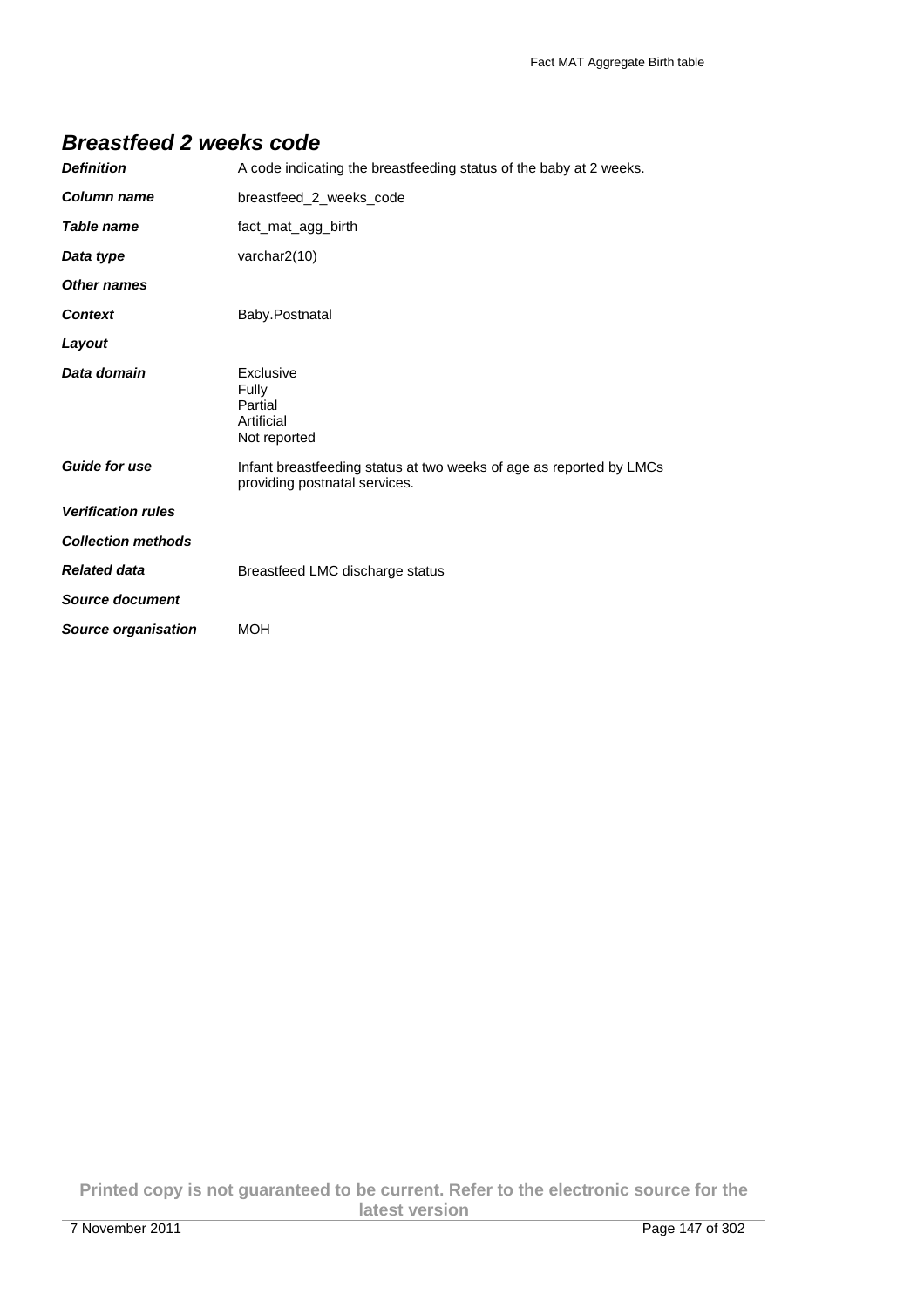## *Breastfeed 2 weeks code*

| | |
|---|---|
| ***Definition*** | A code indicating the breastfeeding status of the baby at 2 weeks. |
| ***Column name*** | breastfeed_2_weeks_code |
| ***Table name*** | fact_mat_agg_birth |
| ***Data type*** | varchar2(10) |
| ***Other names*** | |
| ***Context*** | Baby.Postnatal |
| ***Layout*** | |
| ***Data domain*** | Exclusive<br>Fully<br>Partial<br>Artificial<br>Not reported |
| ***Guide for use*** | Infant breastfeeding status at two weeks of age as reported by LMCs providing postnatal services. |
| ***Verification rules*** | |
| ***Collection methods*** | |
| ***Related data*** | Breastfeed LMC discharge status |
| ***Source document*** | |
| ***Source organisation*** | MOH |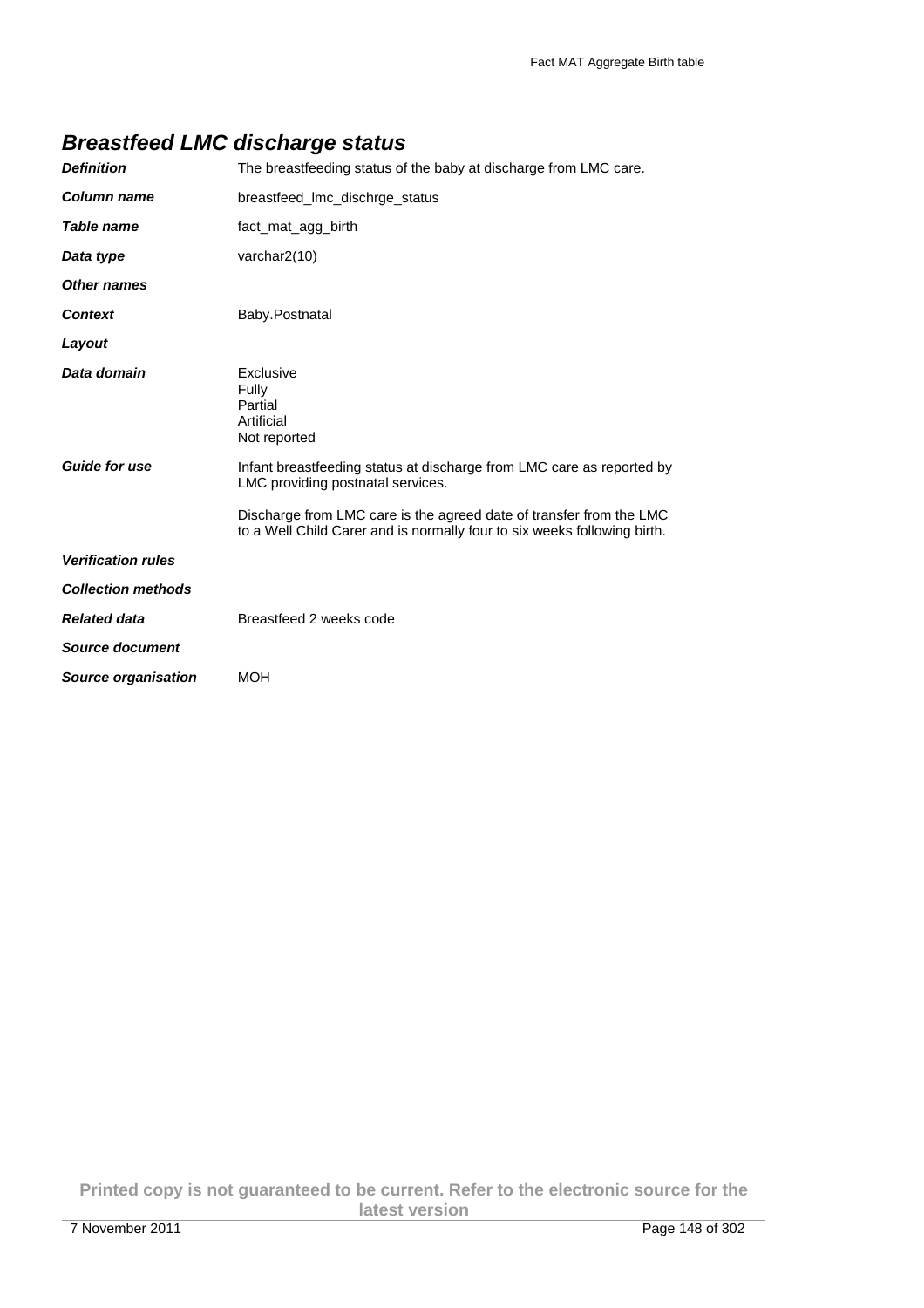## Breastfeed LMC discharge status

| | |
|---|---|
| ***Definition*** | The breastfeeding status of the baby at discharge from LMC care. |
| ***Column name*** | breastfeed_lmc_dischrge_status |
| ***Table name*** | fact_mat_agg_birth |
| ***Data type*** | varchar2(10) |
| ***Other names*** | |
| ***Context*** | Baby.Postnatal |
| ***Layout*** | |
| ***Data domain*** | Exclusive<br>Fully<br>Partial<br>Artificial<br>Not reported |
| ***Guide for use*** | Infant breastfeeding status at discharge from LMC care as reported by LMC providing postnatal services.<br><br>Discharge from LMC care is the agreed date of transfer from the LMC to a Well Child Carer and is normally four to six weeks following birth. |
| ***Verification rules*** | |
| ***Collection methods*** | |
| ***Related data*** | Breastfeed 2 weeks code |
| ***Source document*** | |
| ***Source organisation*** | MOH |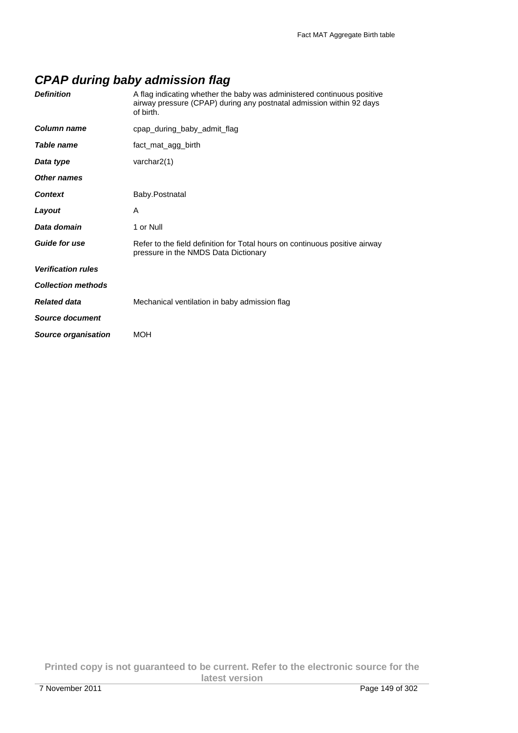## *CPAP during baby admission flag*

| | |
|---|---|
| ***Definition*** | A flag indicating whether the baby was administered continuous positive airway pressure (CPAP) during any postnatal admission within 92 days of birth. |
| ***Column name*** | cpap_during_baby_admit_flag |
| ***Table name*** | fact_mat_agg_birth |
| ***Data type*** | varchar2(1) |
| ***Other names*** | |
| ***Context*** | Baby.Postnatal |
| ***Layout*** | A |
| ***Data domain*** | 1 or Null |
| ***Guide for use*** | Refer to the field definition for Total hours on continuous positive airway pressure in the NMDS Data Dictionary |
| ***Verification rules*** | |
| ***Collection methods*** | |
| ***Related data*** | Mechanical ventilation in baby admission flag |
| ***Source document*** | |
| ***Source organisation*** | MOH |

**Printed copy is not guaranteed to be current. Refer to the electronic source for the latest version**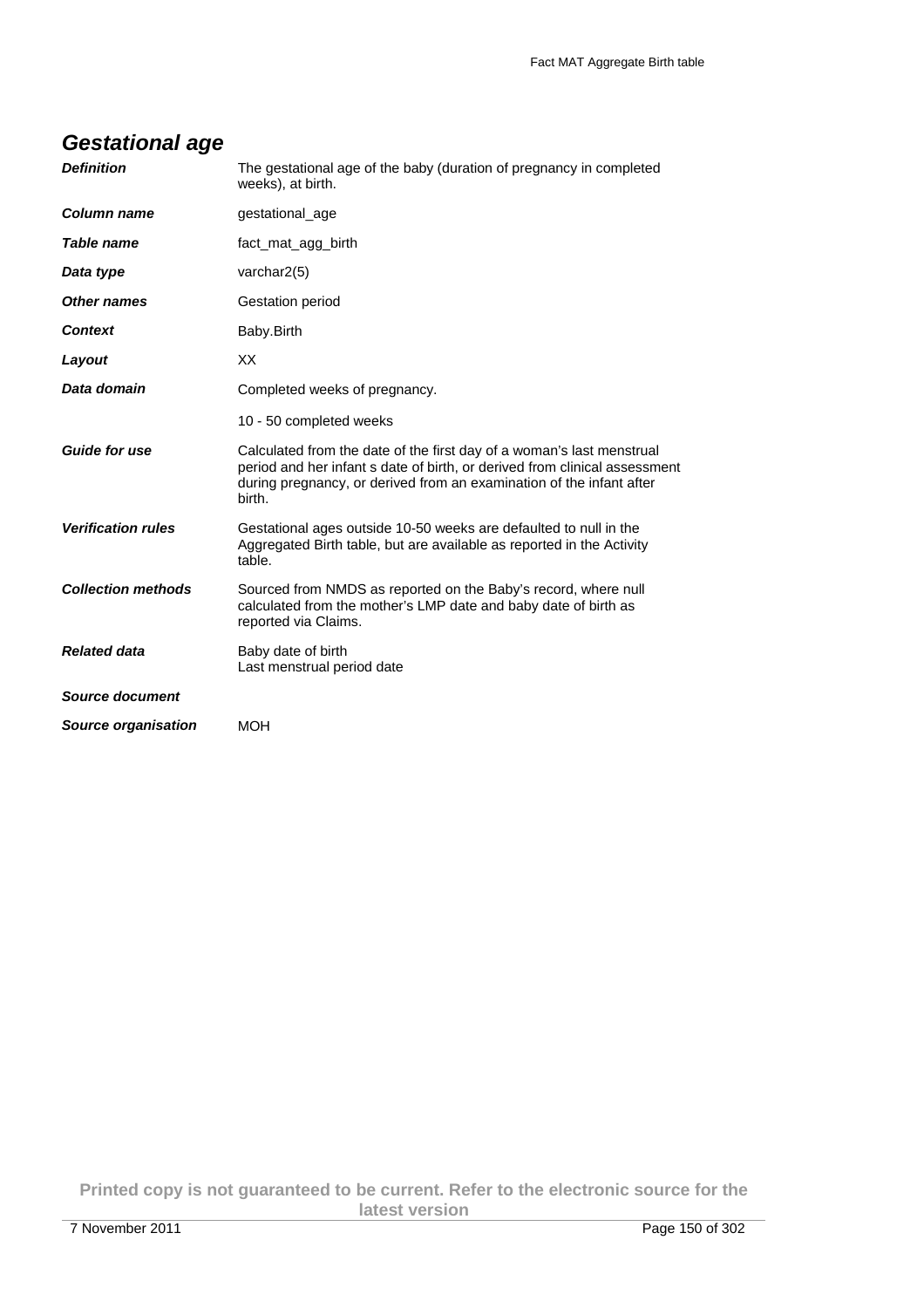## *Gestational age*

| | |
|---|---|
| ***Definition*** | The gestational age of the baby (duration of pregnancy in completed weeks), at birth. |
| ***Column name*** | gestational_age |
| ***Table name*** | fact_mat_agg_birth |
| ***Data type*** | varchar2(5) |
| ***Other names*** | Gestation period |
| ***Context*** | Baby.Birth |
| ***Layout*** | XX |
| ***Data domain*** | Completed weeks of pregnancy.<br><br>10 - 50 completed weeks |
| ***Guide for use*** | Calculated from the date of the first day of a woman's last menstrual period and her infant s date of birth, or derived from clinical assessment during pregnancy, or derived from an examination of the infant after birth. |
| ***Verification rules*** | Gestational ages outside 10-50 weeks are defaulted to null in the Aggregated Birth table, but are available as reported in the Activity table. |
| ***Collection methods*** | Sourced from NMDS as reported on the Baby's record, where null calculated from the mother's LMP date and baby date of birth as reported via Claims. |
| ***Related data*** | Baby date of birth<br>Last menstrual period date |
| ***Source document*** | |
| ***Source organisation*** | MOH |

**Printed copy is not guaranteed to be current. Refer to the electronic source for the latest version**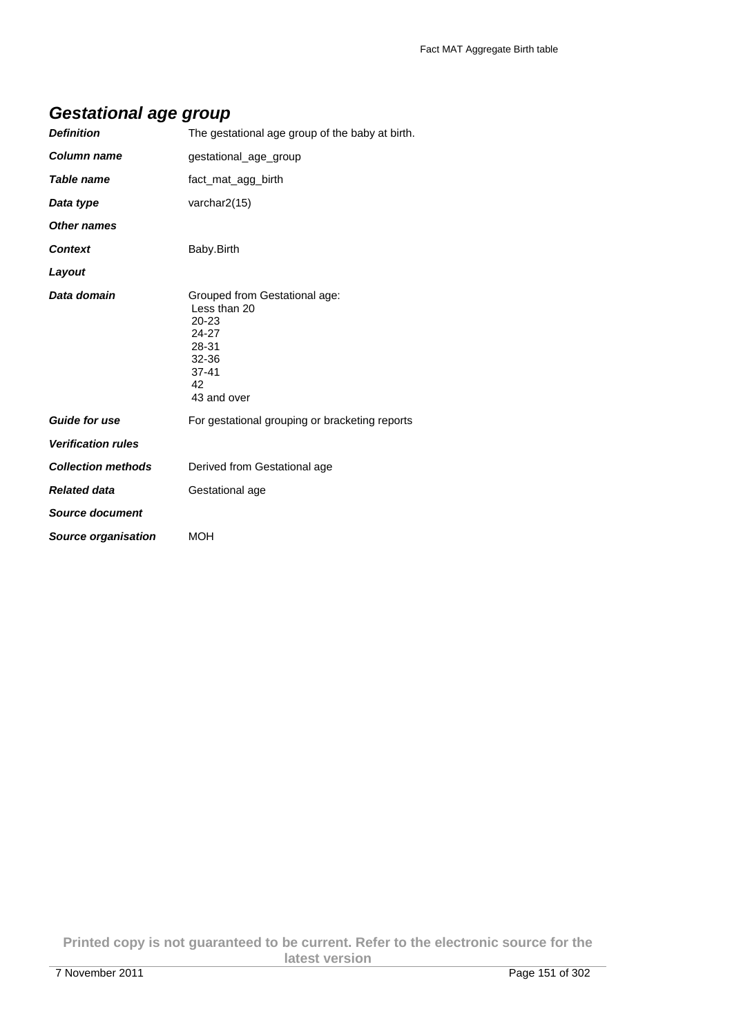## Gestational age group

| | |
|---|---|
| ***Definition*** | The gestational age group of the baby at birth. |
| ***Column name*** | gestational_age_group |
| ***Table name*** | fact_mat_agg_birth |
| ***Data type*** | varchar2(15) |
| ***Other names*** | |
| ***Context*** | Baby.Birth |
| ***Layout*** | |
| ***Data domain*** | Grouped from Gestational age:<br>Less than 20<br>20-23<br>24-27<br>28-31<br>32-36<br>37-41<br>42<br>43 and over |
| ***Guide for use*** | For gestational grouping or bracketing reports |
| ***Verification rules*** | |
| ***Collection methods*** | Derived from Gestational age |
| ***Related data*** | Gestational age |
| ***Source document*** | |
| ***Source organisation*** | MOH |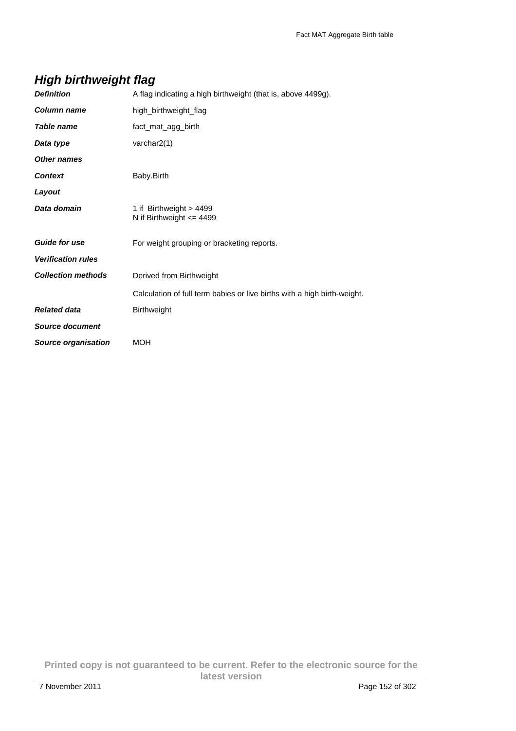## *High birthweight flag*

| | |
|---|---|
| ***Definition*** | A flag indicating a high birthweight (that is, above 4499g). |
| ***Column name*** | high_birthweight_flag |
| ***Table name*** | fact_mat_agg_birth |
| ***Data type*** | varchar2(1) |
| ***Other names*** | |
| ***Context*** | Baby.Birth |
| ***Layout*** | |
| ***Data domain*** | 1 if Birthweight > 4499<br>N if Birthweight <= 4499 |
| ***Guide for use*** | For weight grouping or bracketing reports. |
| ***Verification rules*** | |
| ***Collection methods*** | Derived from Birthweight<br><br>Calculation of full term babies or live births with a high birth-weight. |
| ***Related data*** | Birthweight |
| ***Source document*** | |
| ***Source organisation*** | MOH |

**Printed copy is not guaranteed to be current. Refer to the electronic source for the latest version**

7 November 2011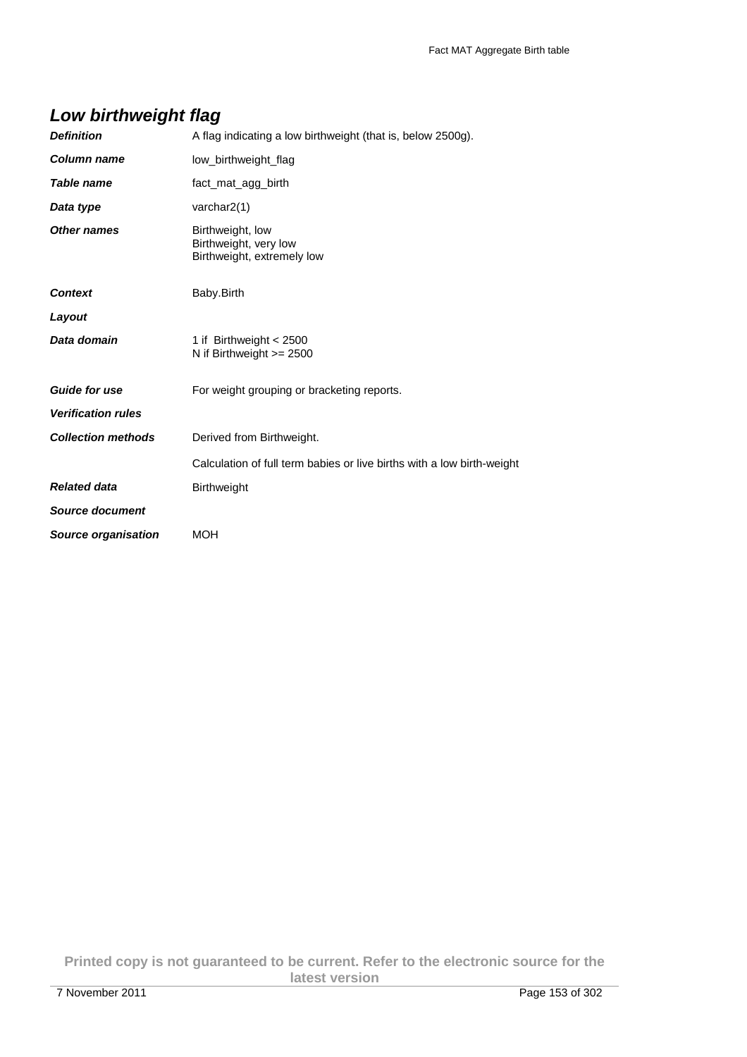## *Low birthweight flag*

| | |
|---|---|
| ***Definition*** | A flag indicating a low birthweight (that is, below 2500g). |
| ***Column name*** | low_birthweight_flag |
| ***Table name*** | fact_mat_agg_birth |
| ***Data type*** | varchar2(1) |
| ***Other names*** | Birthweight, low<br>Birthweight, very low<br>Birthweight, extremely low |
| ***Context*** | Baby.Birth |
| ***Layout*** | |
| ***Data domain*** | 1 if Birthweight < 2500<br>N if Birthweight >= 2500 |
| ***Guide for use*** | For weight grouping or bracketing reports. |
| ***Verification rules*** | |
| ***Collection methods*** | Derived from Birthweight.<br><br>Calculation of full term babies or live births with a low birth-weight |
| ***Related data*** | Birthweight |
| ***Source document*** | |
| ***Source organisation*** | MOH |

**Printed copy is not guaranteed to be current. Refer to the electronic source for the latest version**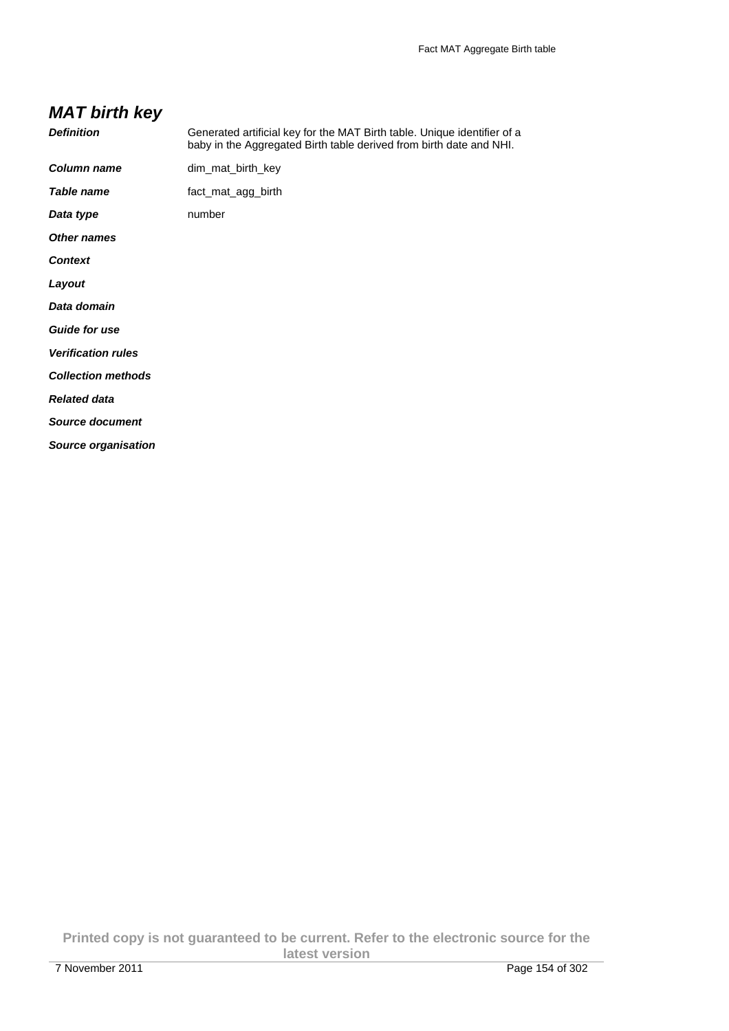## *MAT birth key*

| | |
|---|---|
| ***Definition*** | Generated artificial key for the MAT Birth table. Unique identifier of a baby in the Aggregated Birth table derived from birth date and NHI. |
| ***Column name*** | dim_mat_birth_key |
| ***Table name*** | fact_mat_agg_birth |
| ***Data type*** | number |
| ***Other names*** | |
| ***Context*** | |
| ***Layout*** | |
| ***Data domain*** | |
| ***Guide for use*** | |
| ***Verification rules*** | |
| ***Collection methods*** | |
| ***Related data*** | |
| ***Source document*** | |
| ***Source organisation*** | |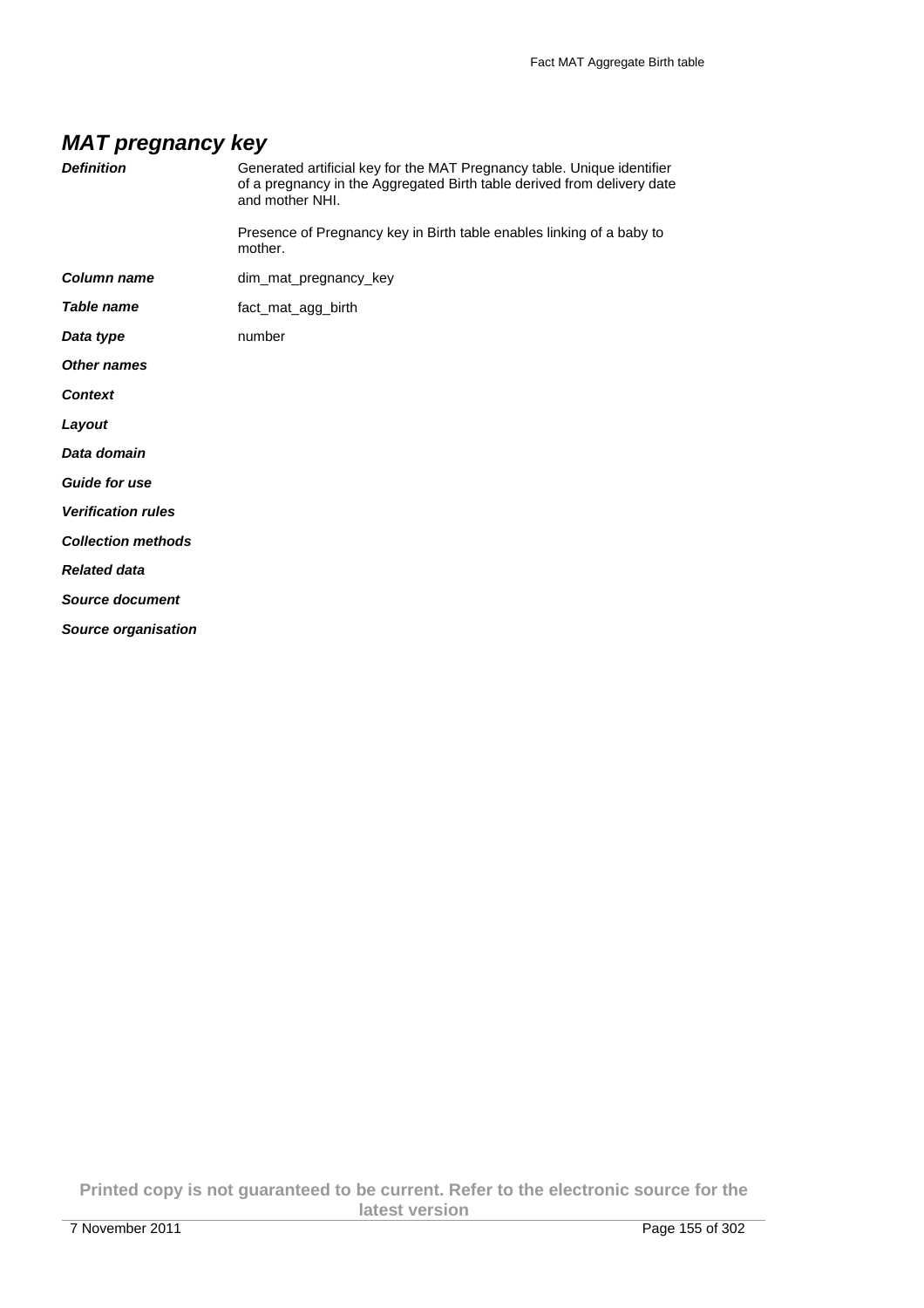## *MAT pregnancy key*

| | |
|---|---|
| ***Definition*** | Generated artificial key for the MAT Pregnancy table. Unique identifier of a pregnancy in the Aggregated Birth table derived from delivery date and mother NHI.<br><br>Presence of Pregnancy key in Birth table enables linking of a baby to mother. |
| ***Column name*** | dim_mat_pregnancy_key |
| ***Table name*** | fact_mat_agg_birth |
| ***Data type*** | number |
| ***Other names*** | |
| ***Context*** | |
| ***Layout*** | |
| ***Data domain*** | |
| ***Guide for use*** | |
| ***Verification rules*** | |
| ***Collection methods*** | |
| ***Related data*** | |
| ***Source document*** | |
| ***Source organisation*** | |

**Printed copy is not guaranteed to be current. Refer to the electronic source for the latest version**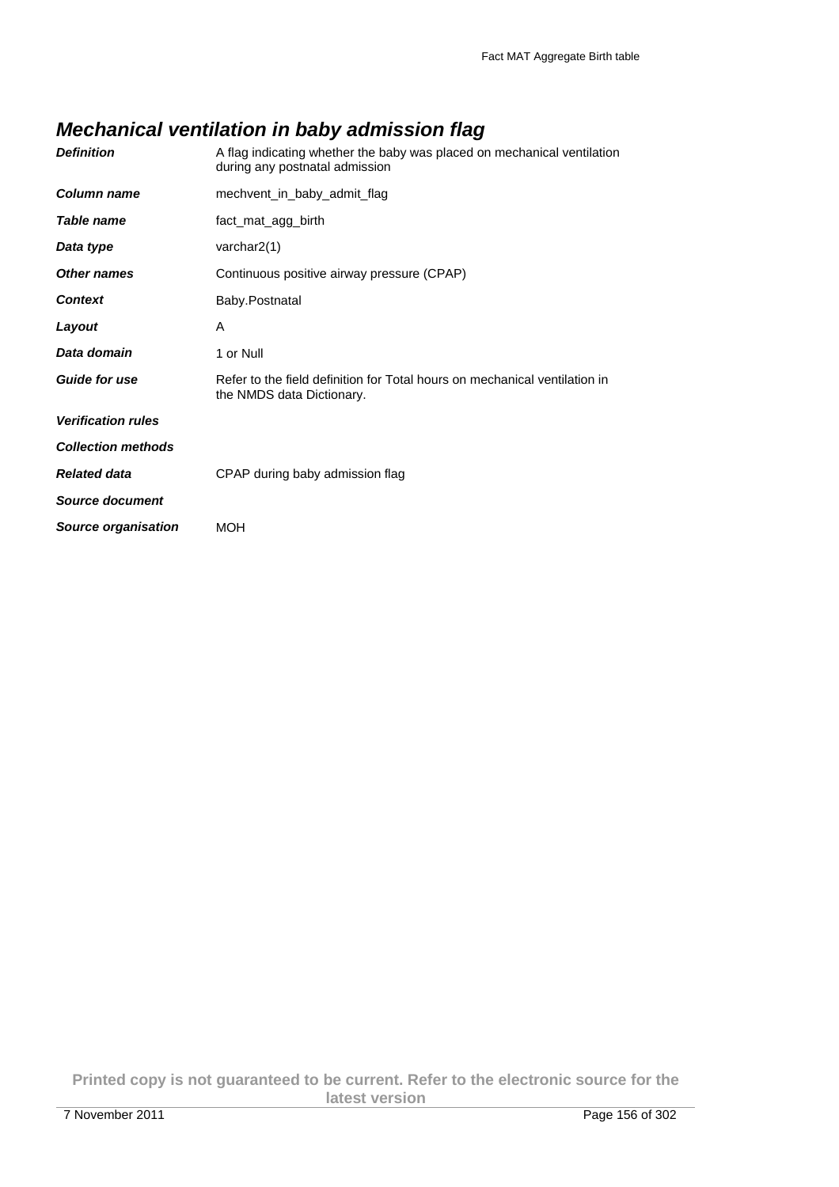## *Mechanical ventilation in baby admission flag*

| | |
|---|---|
| ***Definition*** | A flag indicating whether the baby was placed on mechanical ventilation during any postnatal admission |
| ***Column name*** | mechvent_in_baby_admit_flag |
| ***Table name*** | fact_mat_agg_birth |
| ***Data type*** | varchar2(1) |
| ***Other names*** | Continuous positive airway pressure (CPAP) |
| ***Context*** | Baby.Postnatal |
| ***Layout*** | A |
| ***Data domain*** | 1 or Null |
| ***Guide for use*** | Refer to the field definition for Total hours on mechanical ventilation in the NMDS data Dictionary. |
| ***Verification rules*** | |
| ***Collection methods*** | |
| ***Related data*** | CPAP during baby admission flag |
| ***Source document*** | |
| ***Source organisation*** | MOH |

**Printed copy is not guaranteed to be current. Refer to the electronic source for the latest version**

7 November 2011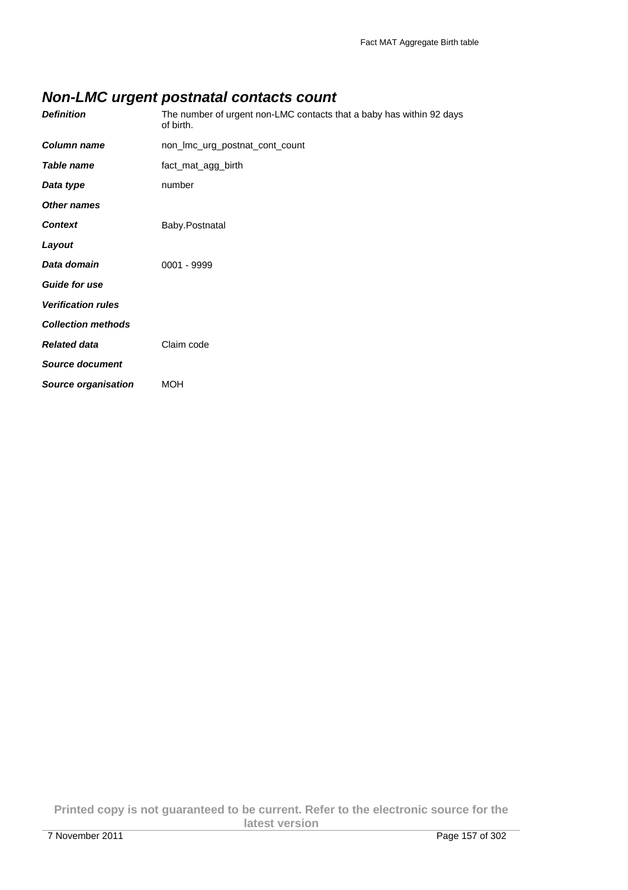## Non-LMC urgent postnatal contacts count

| | |
|---|---|
| ***Definition*** | The number of urgent non-LMC contacts that a baby has within 92 days of birth. |
| ***Column name*** | non_lmc_urg_postnat_cont_count |
| ***Table name*** | fact_mat_agg_birth |
| ***Data type*** | number |
| ***Other names*** | |
| ***Context*** | Baby.Postnatal |
| ***Layout*** | |
| ***Data domain*** | 0001 - 9999 |
| ***Guide for use*** | |
| ***Verification rules*** | |
| ***Collection methods*** | |
| ***Related data*** | Claim code |
| ***Source document*** | |
| ***Source organisation*** | MOH |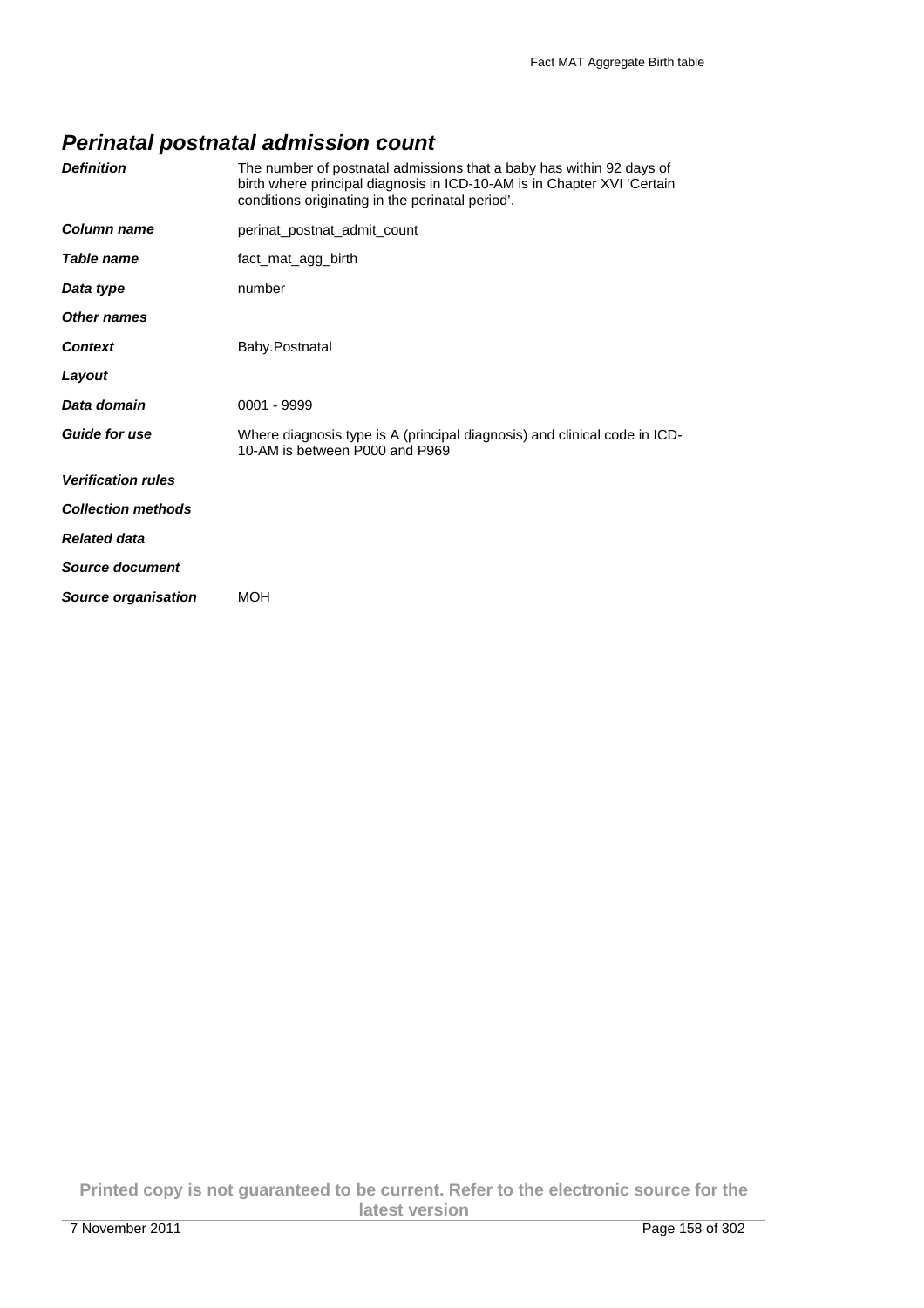## Perinatal postnatal admission count

| | |
|---|---|
| ***Definition*** | The number of postnatal admissions that a baby has within 92 days of birth where principal diagnosis in ICD-10-AM is in Chapter XVI 'Certain conditions originating in the perinatal period'. |
| ***Column name*** | perinat_postnat_admit_count |
| ***Table name*** | fact_mat_agg_birth |
| ***Data type*** | number |
| ***Other names*** | |
| ***Context*** | Baby.Postnatal |
| ***Layout*** | |
| ***Data domain*** | 0001 - 9999 |
| ***Guide for use*** | Where diagnosis type is A (principal diagnosis) and clinical code in ICD-10-AM is between P000 and P969 |
| ***Verification rules*** | |
| ***Collection methods*** | |
| ***Related data*** | |
| ***Source document*** | |
| ***Source organisation*** | MOH |

**Printed copy is not guaranteed to be current. Refer to the electronic source for the latest version**

7 November 2011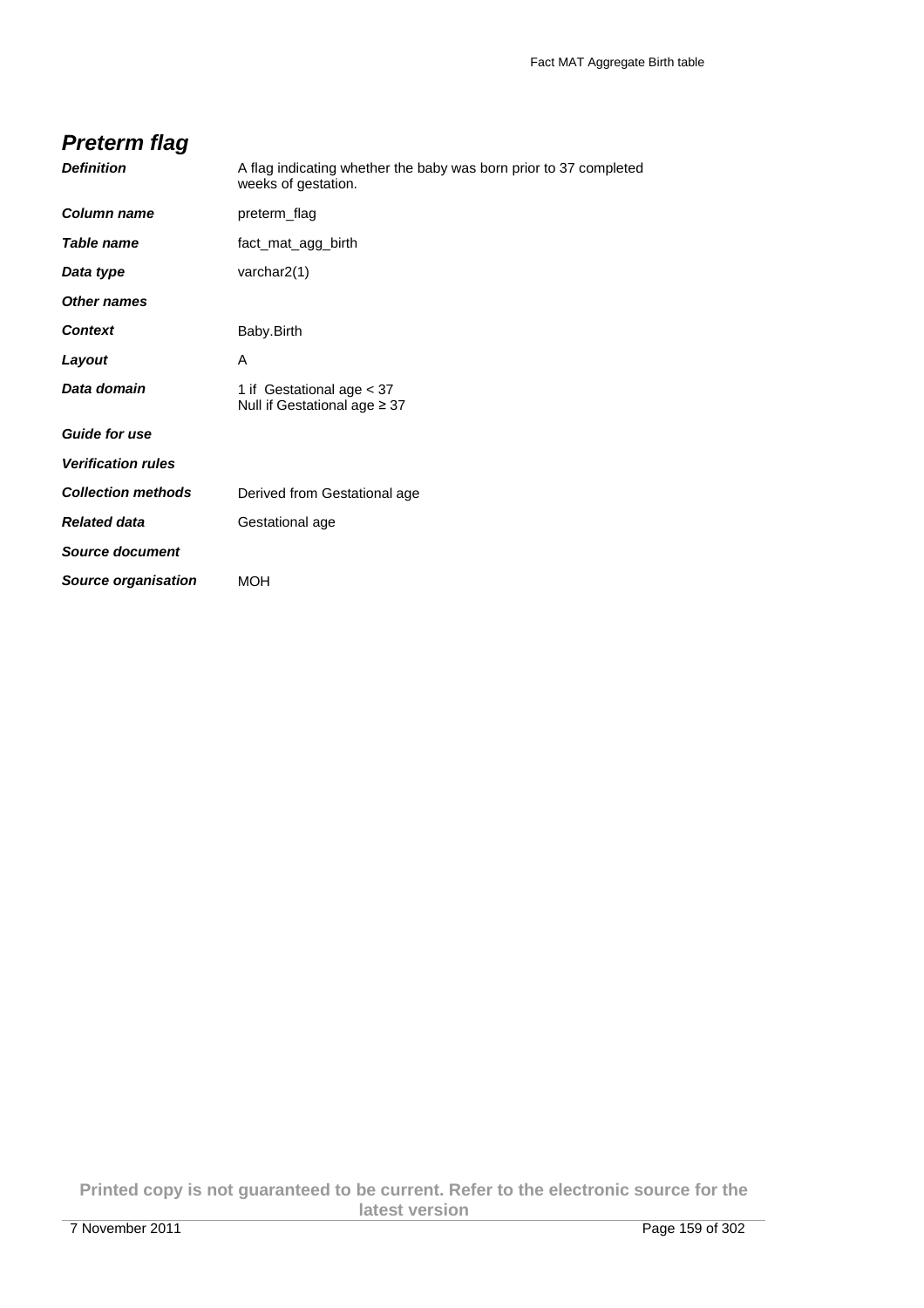## *Preterm flag*

| | |
|---|---|
| ***Definition*** | A flag indicating whether the baby was born prior to 37 completed weeks of gestation. |
| ***Column name*** | preterm_flag |
| ***Table name*** | fact_mat_agg_birth |
| ***Data type*** | varchar2(1) |
| ***Other names*** | |
| ***Context*** | Baby.Birth |
| ***Layout*** | A |
| ***Data domain*** | 1 if Gestational age < 37<br>Null if Gestational age ≥ 37 |
| ***Guide for use*** | |
| ***Verification rules*** | |
| ***Collection methods*** | Derived from Gestational age |
| ***Related data*** | Gestational age |
| ***Source document*** | |
| ***Source organisation*** | MOH |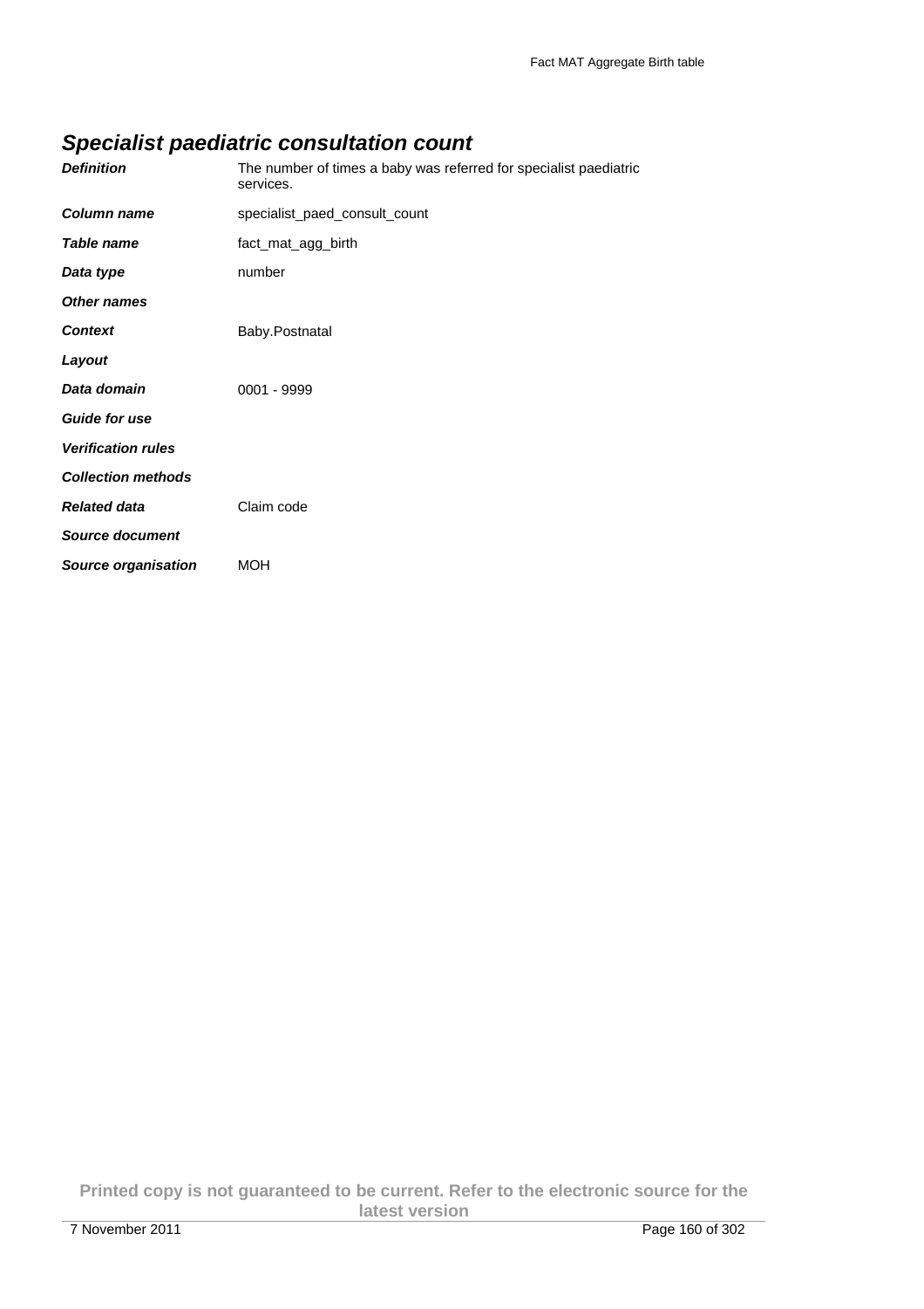## *Specialist paediatric consultation count*

| | |
|---|---|
| ***Definition*** | The number of times a baby was referred for specialist paediatric services. |
| ***Column name*** | specialist_paed_consult_count |
| ***Table name*** | fact_mat_agg_birth |
| ***Data type*** | number |
| ***Other names*** | |
| ***Context*** | Baby.Postnatal |
| ***Layout*** | |
| ***Data domain*** | 0001 - 9999 |
| ***Guide for use*** | |
| ***Verification rules*** | |
| ***Collection methods*** | |
| ***Related data*** | Claim code |
| ***Source document*** | |
| ***Source organisation*** | MOH |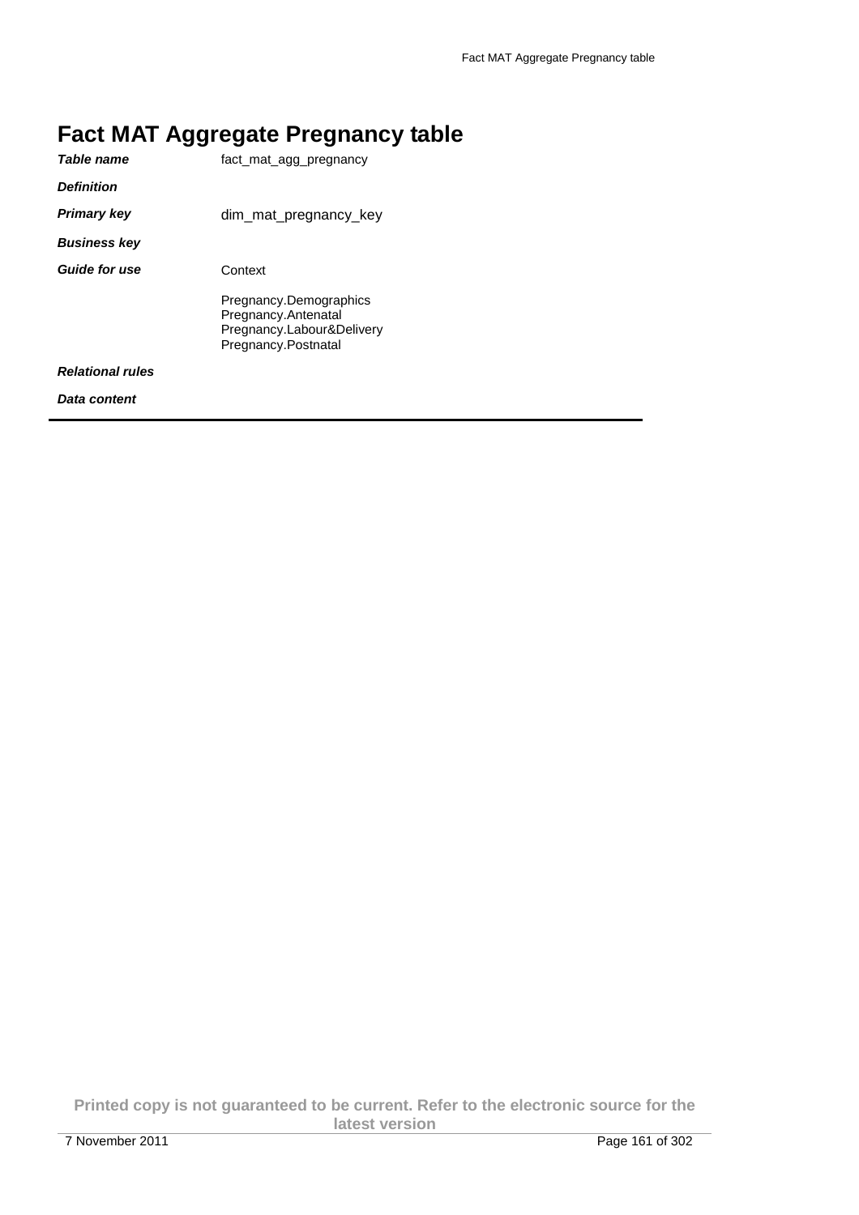# Fact MAT Aggregate Pregnancy table

| | |
|---|---|
| ***Table name*** | fact_mat_agg_pregnancy |
| ***Definition*** | |
| ***Primary key*** | dim_mat_pregnancy_key |
| ***Business key*** | |
| ***Guide for use*** | Context<br><br>Pregnancy.Demographics<br>Pregnancy.Antenatal<br>Pregnancy.Labour&Delivery<br>Pregnancy.Postnatal |
| ***Relational rules*** | |
| ***Data content*** | |

Printed copy is not guaranteed to be current. Refer to the electronic source for the latest version

7 November 2011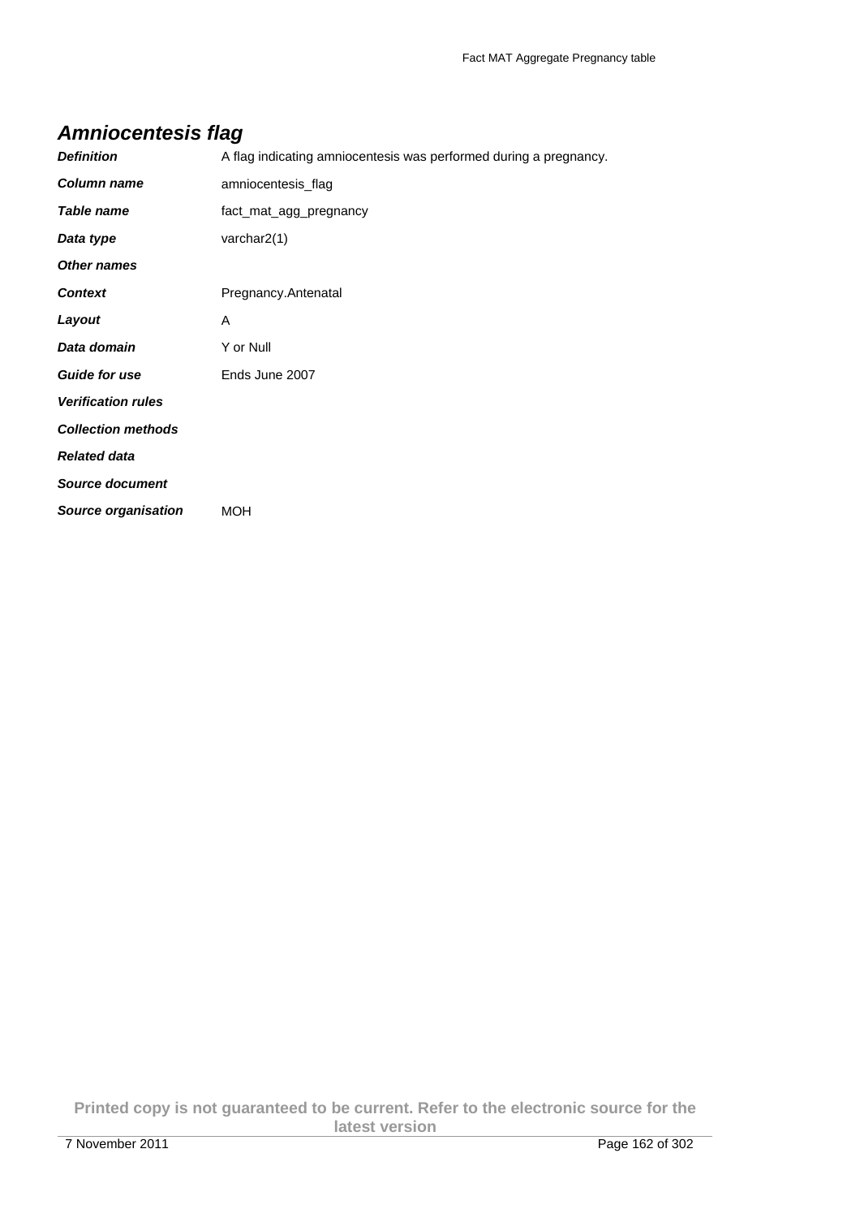## Amniocentesis flag

| | |
|---|---|
| ***Definition*** | A flag indicating amniocentesis was performed during a pregnancy. |
| ***Column name*** | amniocentesis_flag |
| ***Table name*** | fact_mat_agg_pregnancy |
| ***Data type*** | varchar2(1) |
| ***Other names*** | |
| ***Context*** | Pregnancy.Antenatal |
| ***Layout*** | A |
| ***Data domain*** | Y or Null |
| ***Guide for use*** | Ends June 2007 |
| ***Verification rules*** | |
| ***Collection methods*** | |
| ***Related data*** | |
| ***Source document*** | |
| ***Source organisation*** | MOH |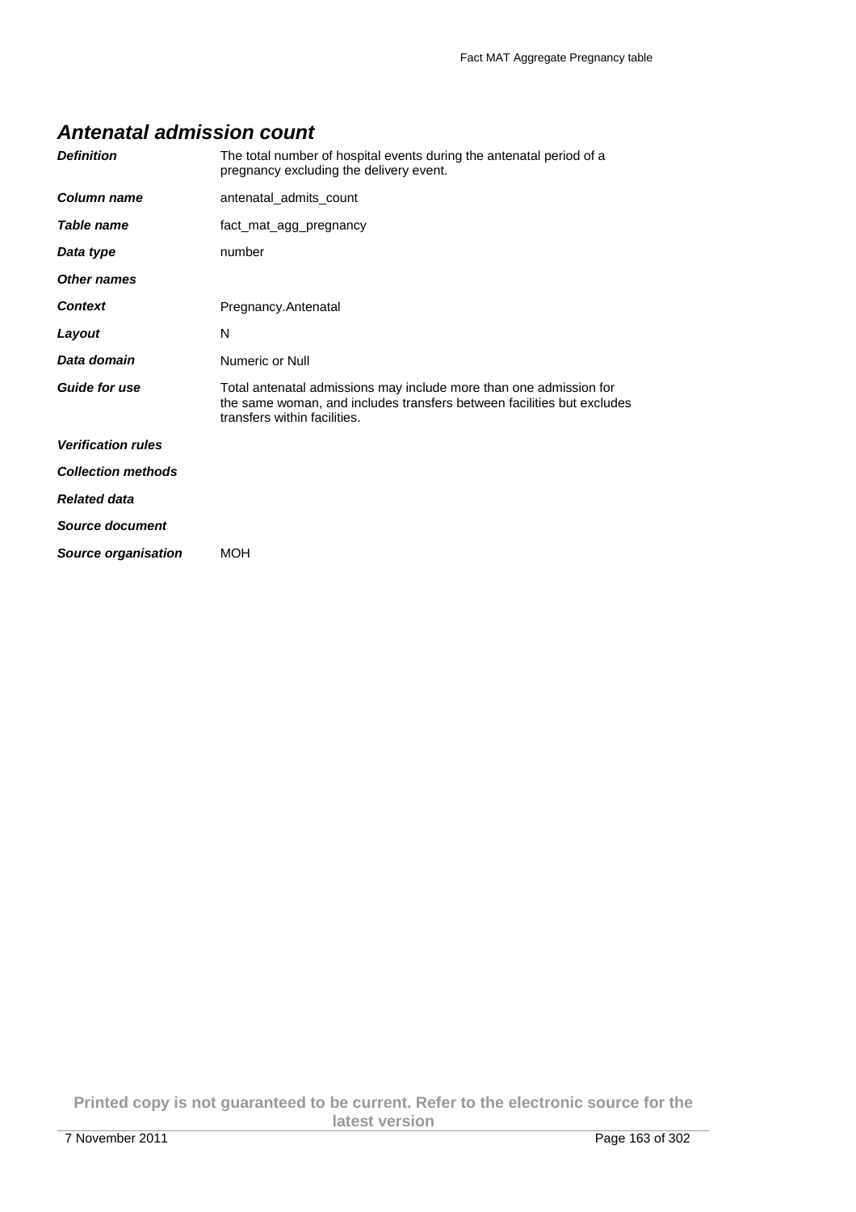## *Antenatal admission count*

| | |
|---|---|
| ***Definition*** | The total number of hospital events during the antenatal period of a pregnancy excluding the delivery event. |
| ***Column name*** | antenatal_admits_count |
| ***Table name*** | fact_mat_agg_pregnancy |
| ***Data type*** | number |
| ***Other names*** | |
| ***Context*** | Pregnancy.Antenatal |
| ***Layout*** | N |
| ***Data domain*** | Numeric or Null |
| ***Guide for use*** | Total antenatal admissions may include more than one admission for the same woman, and includes transfers between facilities but excludes transfers within facilities. |
| ***Verification rules*** | |
| ***Collection methods*** | |
| ***Related data*** | |
| ***Source document*** | |
| ***Source organisation*** | MOH |

**Printed copy is not guaranteed to be current. Refer to the electronic source for the latest version**

7 November 2011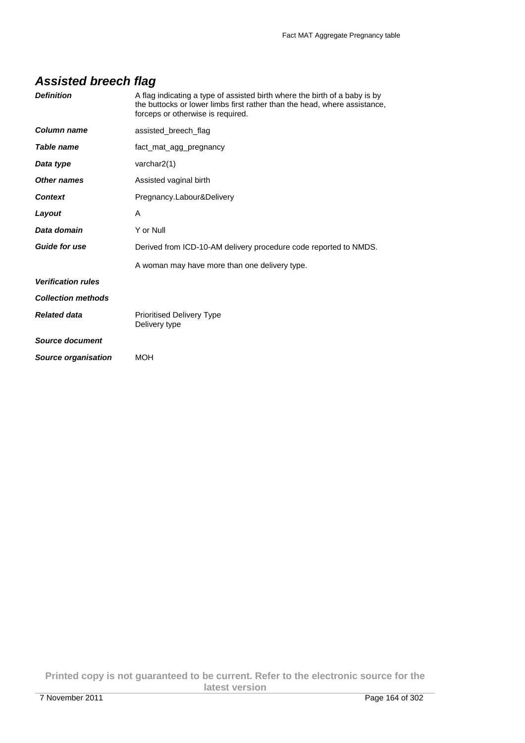## *Assisted breech flag*

| | |
|---|---|
| ***Definition*** | A flag indicating a type of assisted birth where the birth of a baby is by the buttocks or lower limbs first rather than the head, where assistance, forceps or otherwise is required. |
| ***Column name*** | assisted_breech_flag |
| ***Table name*** | fact_mat_agg_pregnancy |
| ***Data type*** | varchar2(1) |
| ***Other names*** | Assisted vaginal birth |
| ***Context*** | Pregnancy.Labour&Delivery |
| ***Layout*** | A |
| ***Data domain*** | Y or Null |
| ***Guide for use*** | Derived from ICD-10-AM delivery procedure code reported to NMDS.<br><br>A woman may have more than one delivery type. |
| ***Verification rules*** | |
| ***Collection methods*** | |
| ***Related data*** | Prioritised Delivery Type<br>Delivery type |
| ***Source document*** | |
| ***Source organisation*** | MOH |

**Printed copy is not guaranteed to be current. Refer to the electronic source for the latest version**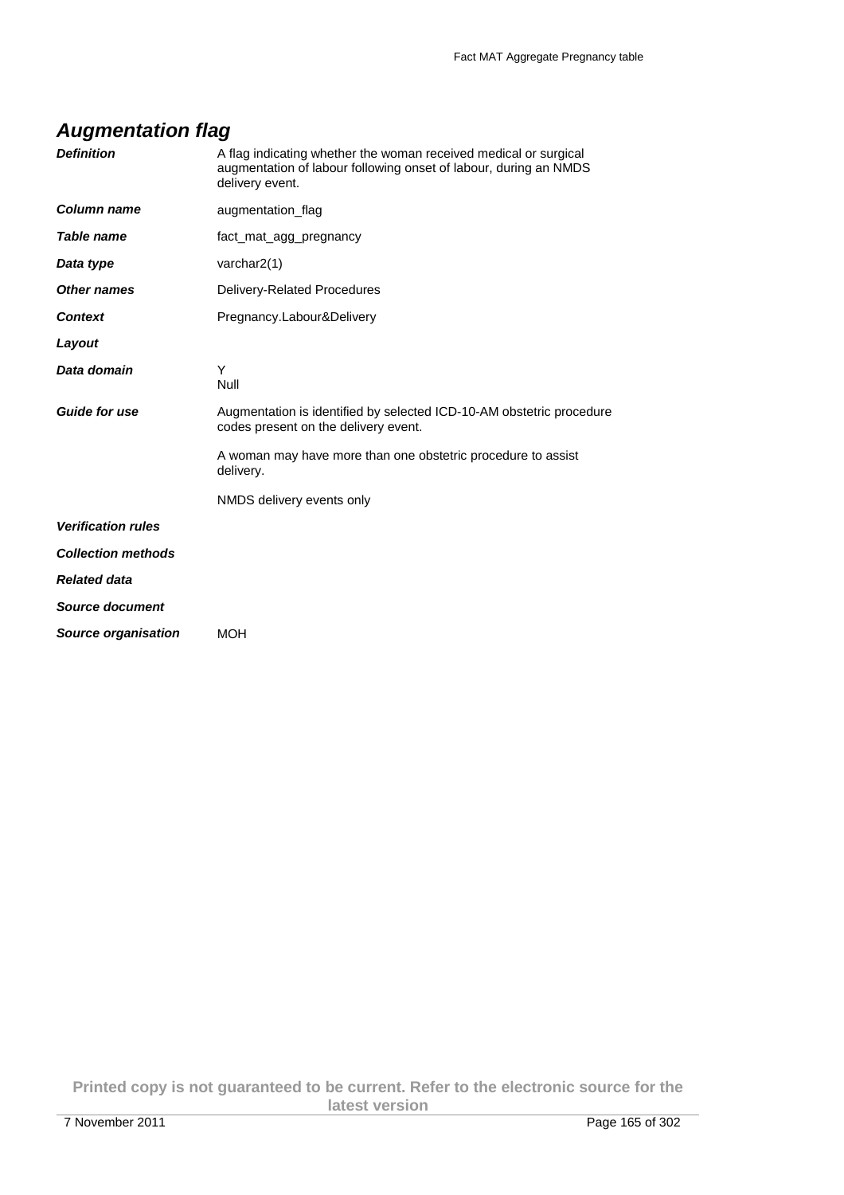## *Augmentation flag*

| | |
|---|---|
| ***Definition*** | A flag indicating whether the woman received medical or surgical augmentation of labour following onset of labour, during an NMDS delivery event. |
| ***Column name*** | augmentation_flag |
| ***Table name*** | fact_mat_agg_pregnancy |
| ***Data type*** | varchar2(1) |
| ***Other names*** | Delivery-Related Procedures |
| ***Context*** | Pregnancy.Labour&Delivery |
| ***Layout*** | |
| ***Data domain*** | Y<br>Null |
| ***Guide for use*** | Augmentation is identified by selected ICD-10-AM obstetric procedure codes present on the delivery event.<br><br>A woman may have more than one obstetric procedure to assist delivery.<br><br>NMDS delivery events only |
| ***Verification rules*** | |
| ***Collection methods*** | |
| ***Related data*** | |
| ***Source document*** | |
| ***Source organisation*** | MOH |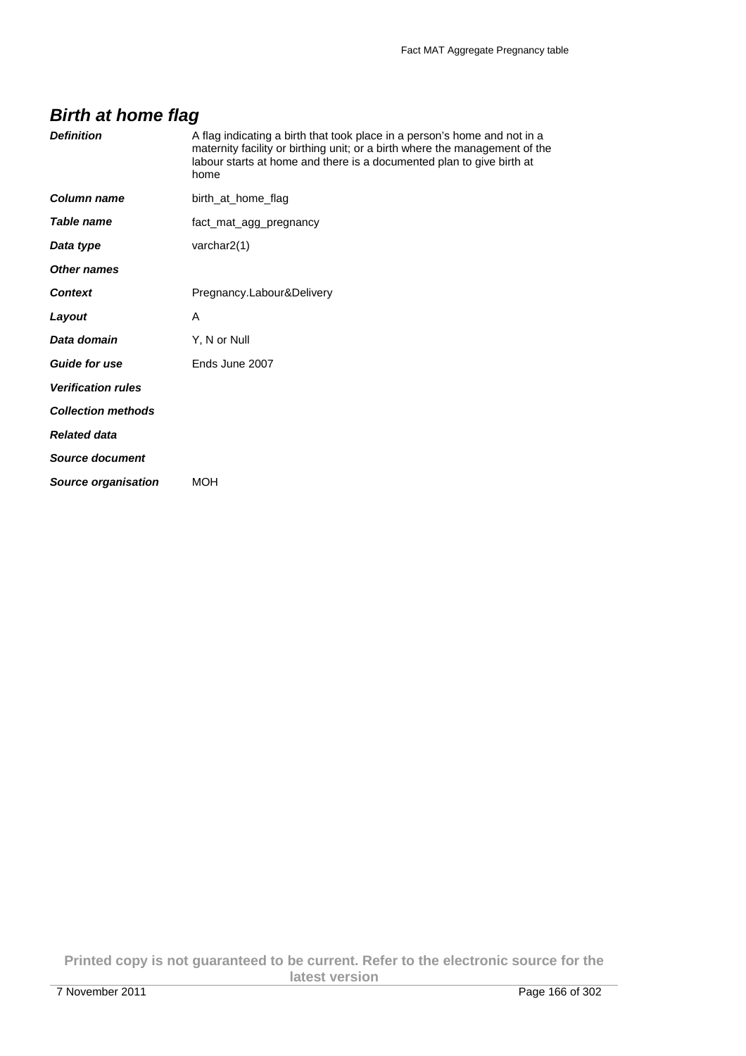## Birth at home flag

| | |
|---|---|
| ***Definition*** | A flag indicating a birth that took place in a person's home and not in a maternity facility or birthing unit; or a birth where the management of the labour starts at home and there is a documented plan to give birth at home |
| ***Column name*** | birth_at_home_flag |
| ***Table name*** | fact_mat_agg_pregnancy |
| ***Data type*** | varchar2(1) |
| ***Other names*** | |
| ***Context*** | Pregnancy.Labour&Delivery |
| ***Layout*** | A |
| ***Data domain*** | Y, N or Null |
| ***Guide for use*** | Ends June 2007 |
| ***Verification rules*** | |
| ***Collection methods*** | |
| ***Related data*** | |
| ***Source document*** | |
| ***Source organisation*** | MOH |

**Printed copy is not guaranteed to be current. Refer to the electronic source for the latest version**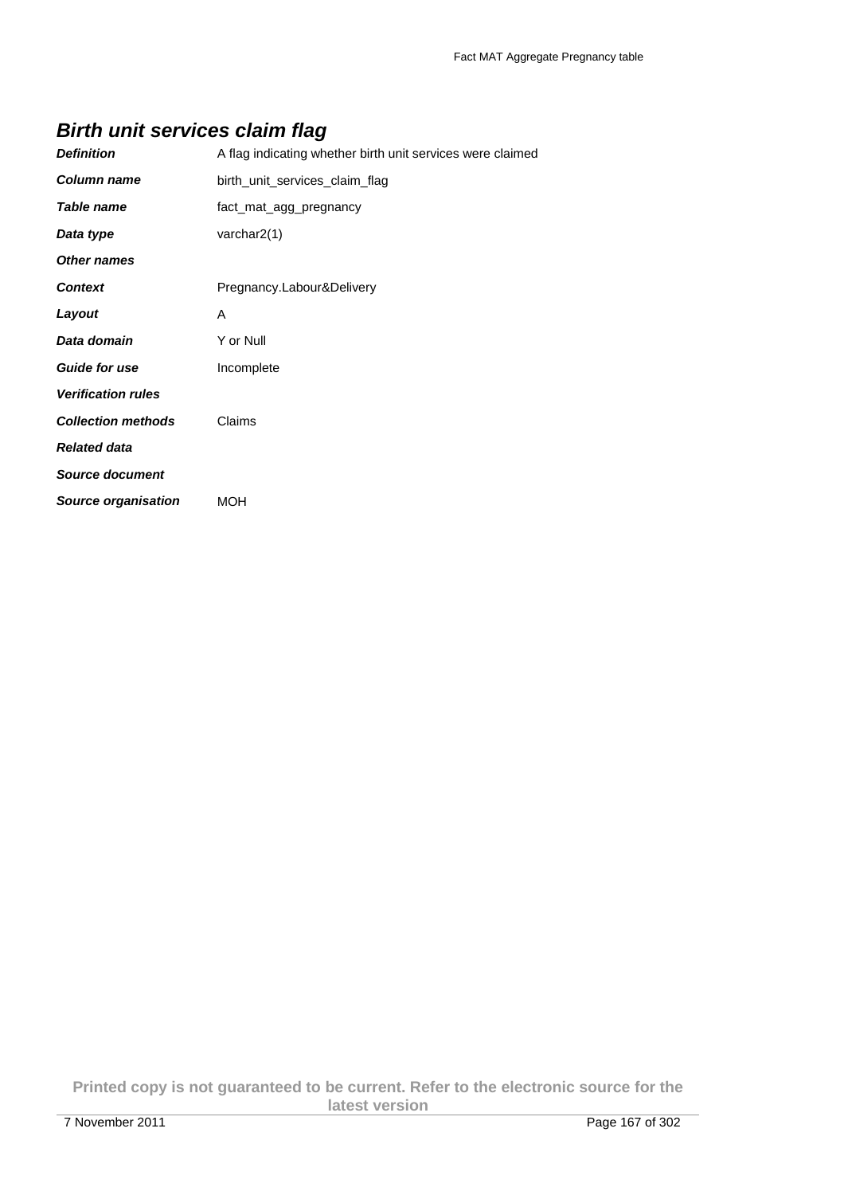## *Birth unit services claim flag*

| | |
|---|---|
| ***Definition*** | A flag indicating whether birth unit services were claimed |
| ***Column name*** | birth_unit_services_claim_flag |
| ***Table name*** | fact_mat_agg_pregnancy |
| ***Data type*** | varchar2(1) |
| ***Other names*** | |
| ***Context*** | Pregnancy.Labour&Delivery |
| ***Layout*** | A |
| ***Data domain*** | Y or Null |
| ***Guide for use*** | Incomplete |
| ***Verification rules*** | |
| ***Collection methods*** | Claims |
| ***Related data*** | |
| ***Source document*** | |
| ***Source organisation*** | MOH |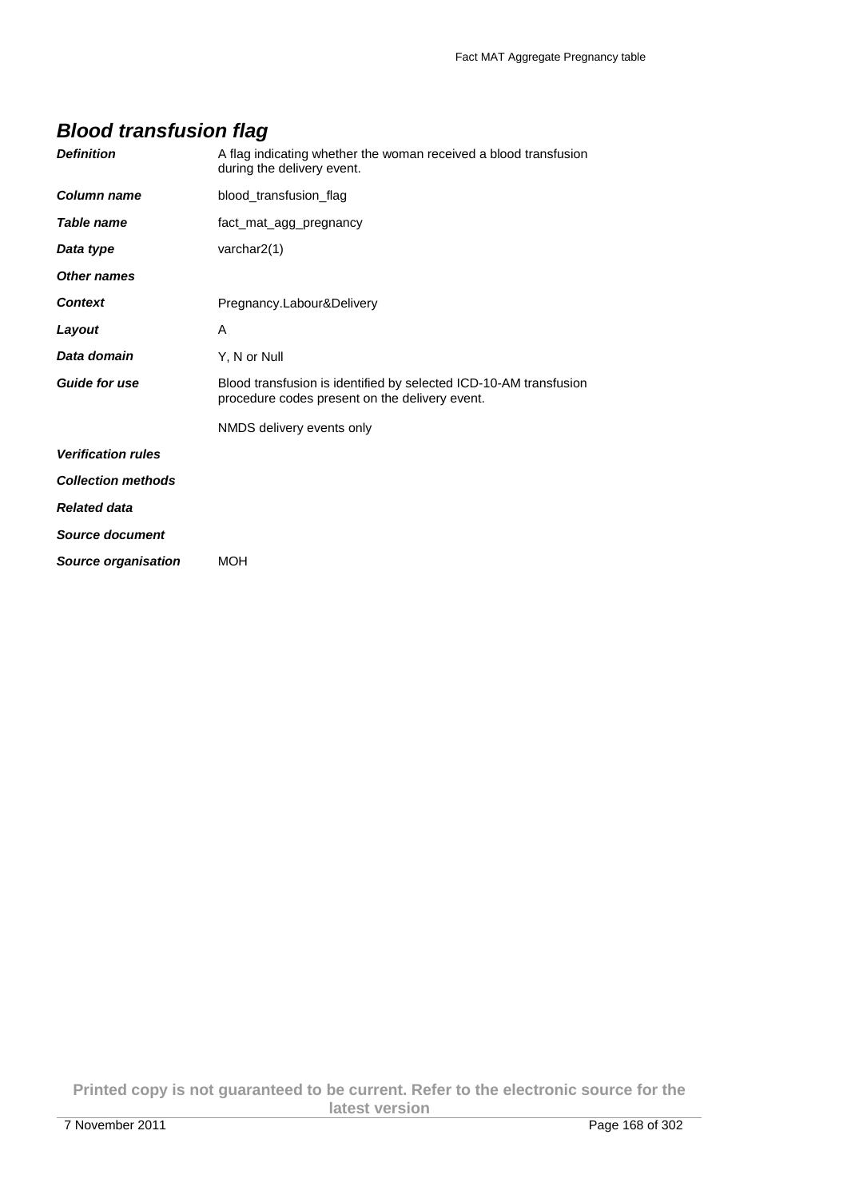## Blood transfusion flag

| | |
|---|---|
| ***Definition*** | A flag indicating whether the woman received a blood transfusion during the delivery event. |
| ***Column name*** | blood_transfusion_flag |
| ***Table name*** | fact_mat_agg_pregnancy |
| ***Data type*** | varchar2(1) |
| ***Other names*** | |
| ***Context*** | Pregnancy.Labour&Delivery |
| ***Layout*** | A |
| ***Data domain*** | Y, N or Null |
| ***Guide for use*** | Blood transfusion is identified by selected ICD-10-AM transfusion procedure codes present on the delivery event.<br><br>NMDS delivery events only |
| ***Verification rules*** | |
| ***Collection methods*** | |
| ***Related data*** | |
| ***Source document*** | |
| ***Source organisation*** | MOH |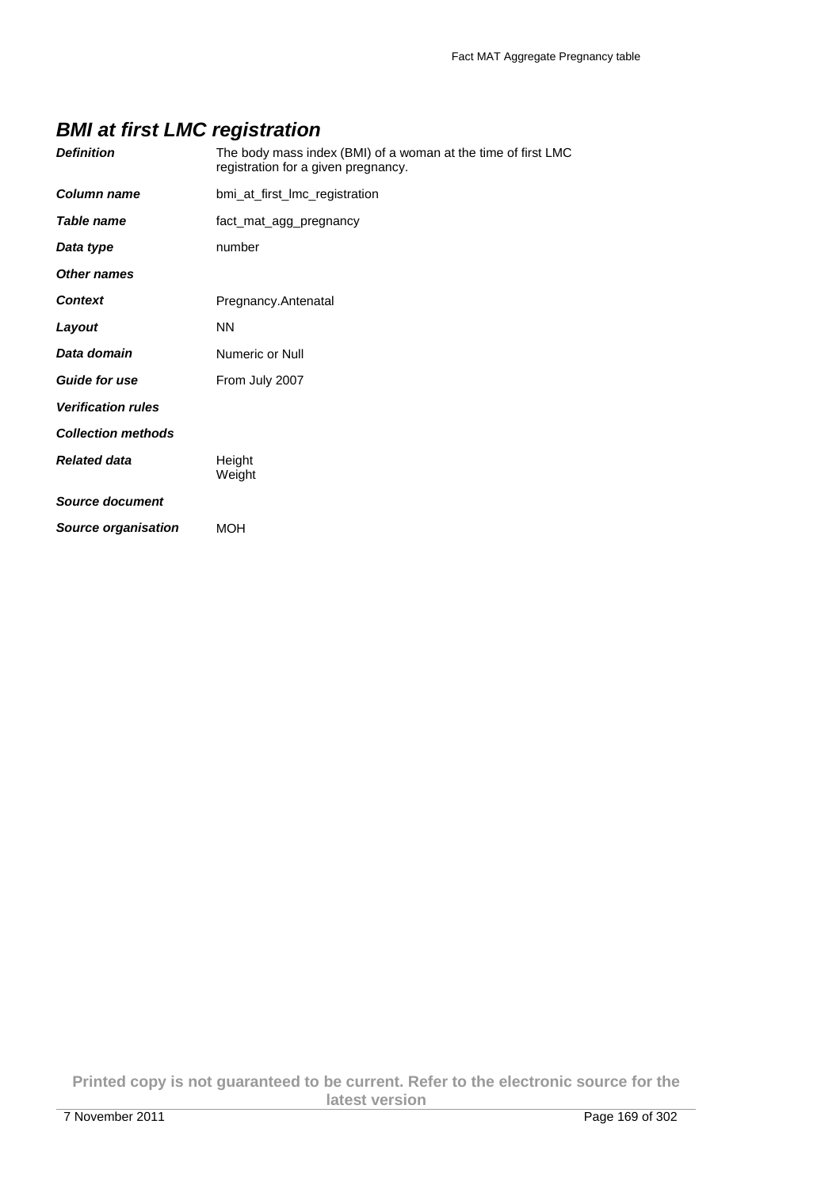## *BMI at first LMC registration*

| | |
|---|---|
| ***Definition*** | The body mass index (BMI) of a woman at the time of first LMC registration for a given pregnancy. |
| ***Column name*** | bmi_at_first_lmc_registration |
| ***Table name*** | fact_mat_agg_pregnancy |
| ***Data type*** | number |
| ***Other names*** | |
| ***Context*** | Pregnancy.Antenatal |
| ***Layout*** | NN |
| ***Data domain*** | Numeric or Null |
| ***Guide for use*** | From July 2007 |
| ***Verification rules*** | |
| ***Collection methods*** | |
| ***Related data*** | Height<br>Weight |
| ***Source document*** | |
| ***Source organisation*** | MOH |

**Printed copy is not guaranteed to be current. Refer to the electronic source for the latest version**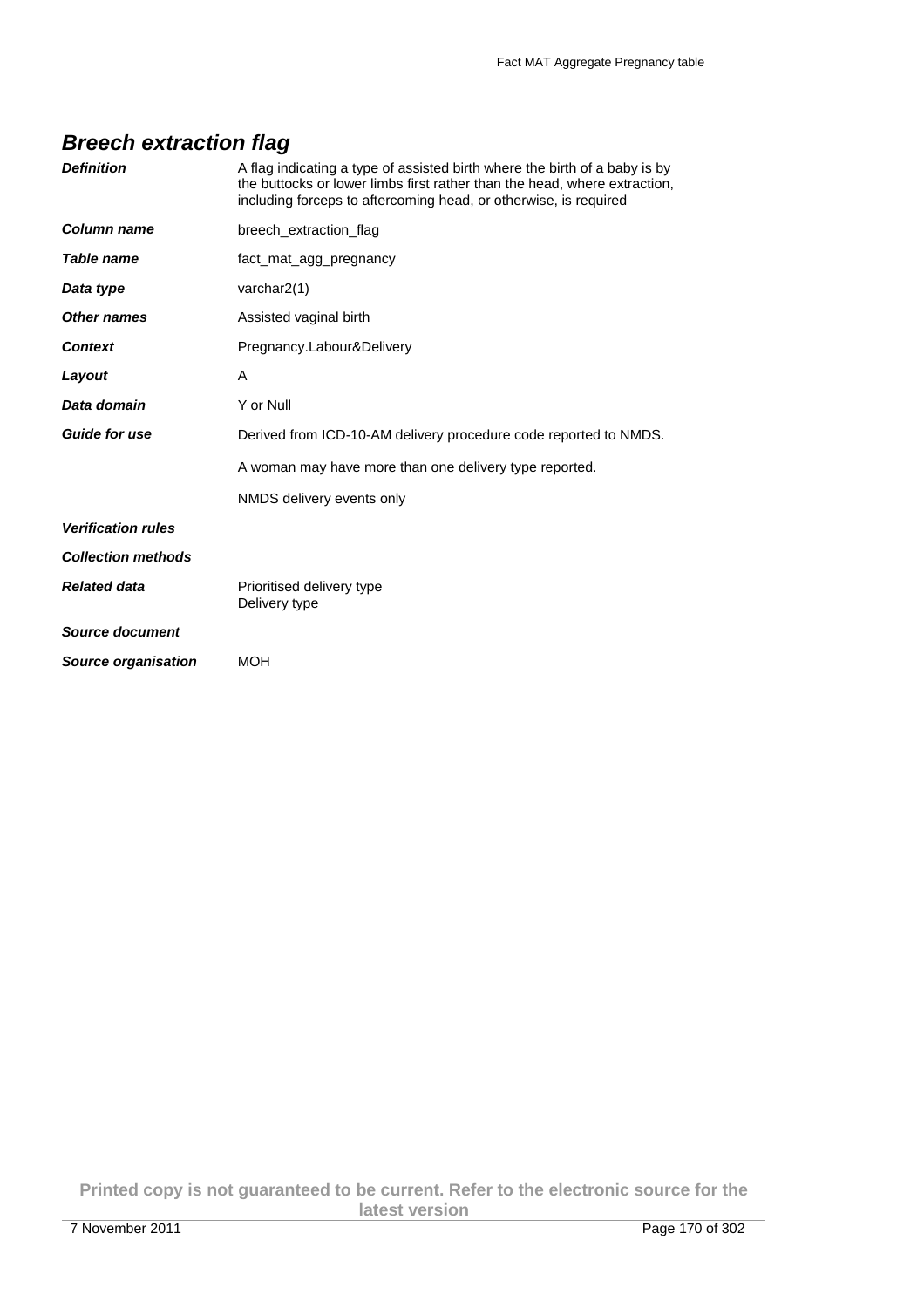## *Breech extraction flag*

| | |
|---|---|
| ***Definition*** | A flag indicating a type of assisted birth where the birth of a baby is by the buttocks or lower limbs first rather than the head, where extraction, including forceps to aftercoming head, or otherwise, is required |
| ***Column name*** | breech_extraction_flag |
| ***Table name*** | fact_mat_agg_pregnancy |
| ***Data type*** | varchar2(1) |
| ***Other names*** | Assisted vaginal birth |
| ***Context*** | Pregnancy.Labour&Delivery |
| ***Layout*** | A |
| ***Data domain*** | Y or Null |
| ***Guide for use*** | Derived from ICD-10-AM delivery procedure code reported to NMDS.<br><br>A woman may have more than one delivery type reported.<br><br>NMDS delivery events only |
| ***Verification rules*** | |
| ***Collection methods*** | |
| ***Related data*** | Prioritised delivery type<br>Delivery type |
| ***Source document*** | |
| ***Source organisation*** | MOH |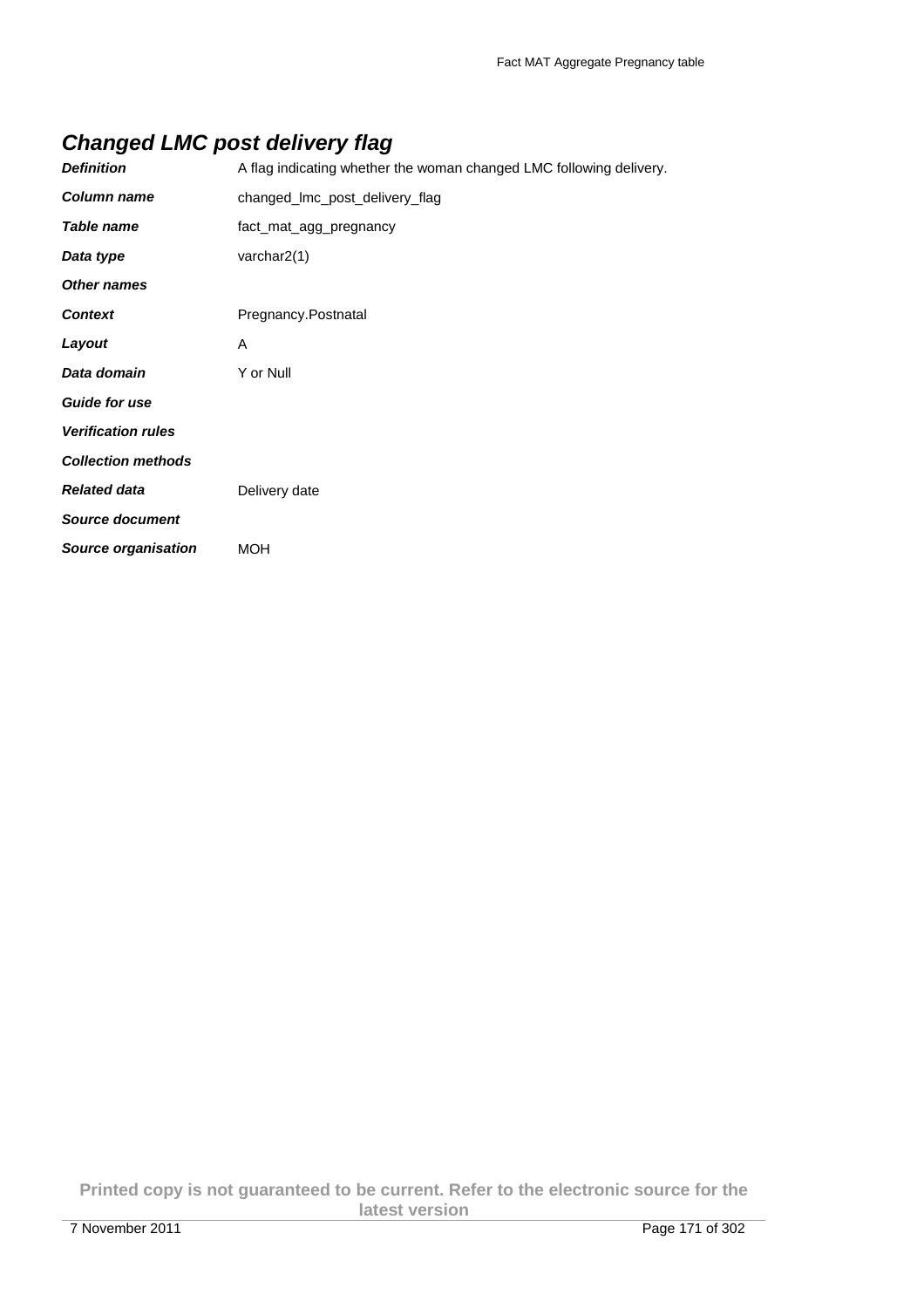## Changed LMC post delivery flag

| | |
|---|---|
| ***Definition*** | A flag indicating whether the woman changed LMC following delivery. |
| ***Column name*** | changed_lmc_post_delivery_flag |
| ***Table name*** | fact_mat_agg_pregnancy |
| ***Data type*** | varchar2(1) |
| ***Other names*** | |
| ***Context*** | Pregnancy.Postnatal |
| ***Layout*** | A |
| ***Data domain*** | Y or Null |
| ***Guide for use*** | |
| ***Verification rules*** | |
| ***Collection methods*** | |
| ***Related data*** | Delivery date |
| ***Source document*** | |
| ***Source organisation*** | MOH |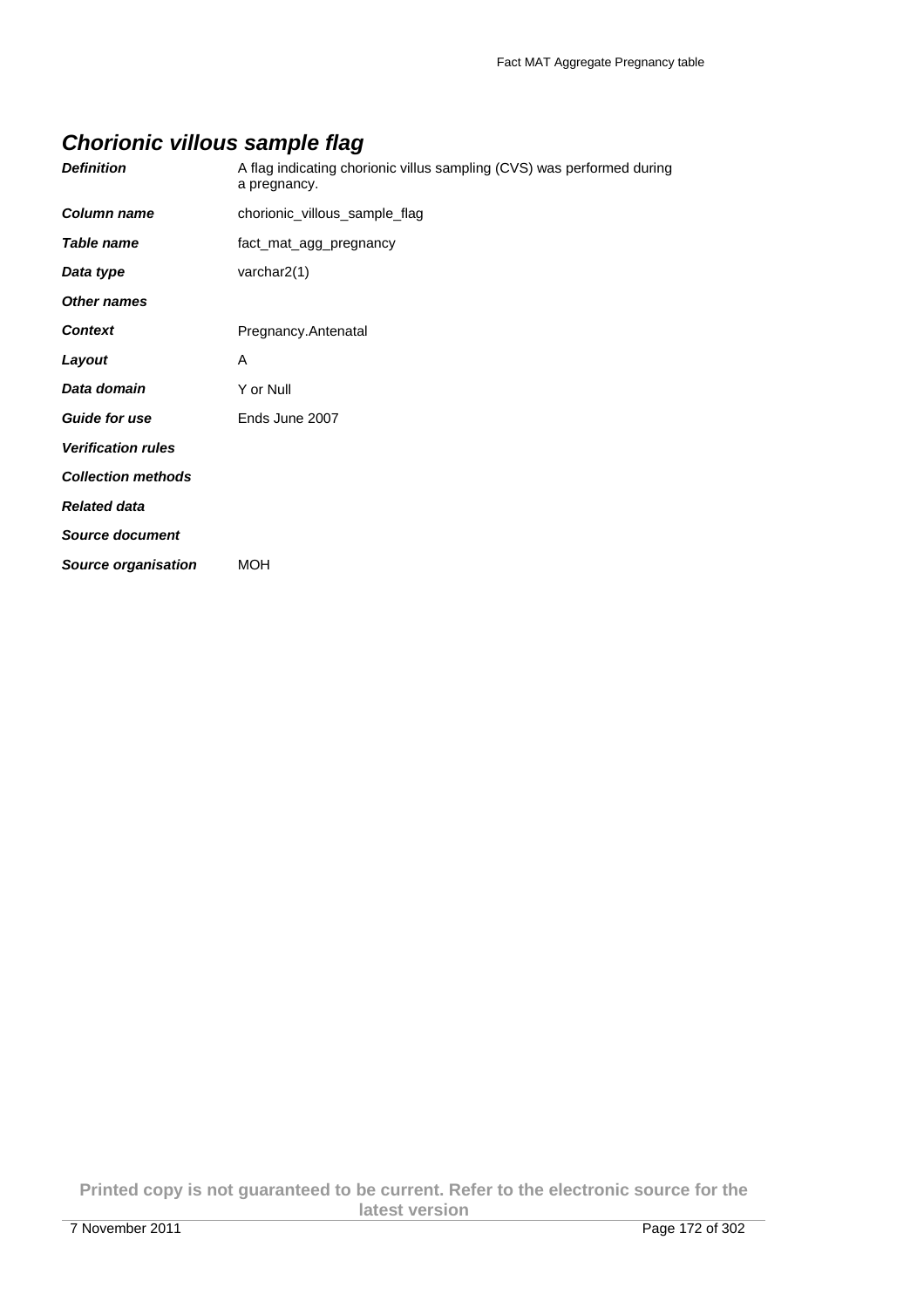## *Chorionic villous sample flag*

| | |
|---|---|
| ***Definition*** | A flag indicating chorionic villus sampling (CVS) was performed during a pregnancy. |
| ***Column name*** | chorionic_villous_sample_flag |
| ***Table name*** | fact_mat_agg_pregnancy |
| ***Data type*** | varchar2(1) |
| ***Other names*** | |
| ***Context*** | Pregnancy.Antenatal |
| ***Layout*** | A |
| ***Data domain*** | Y or Null |
| ***Guide for use*** | Ends June 2007 |
| ***Verification rules*** | |
| ***Collection methods*** | |
| ***Related data*** | |
| ***Source document*** | |
| ***Source organisation*** | MOH |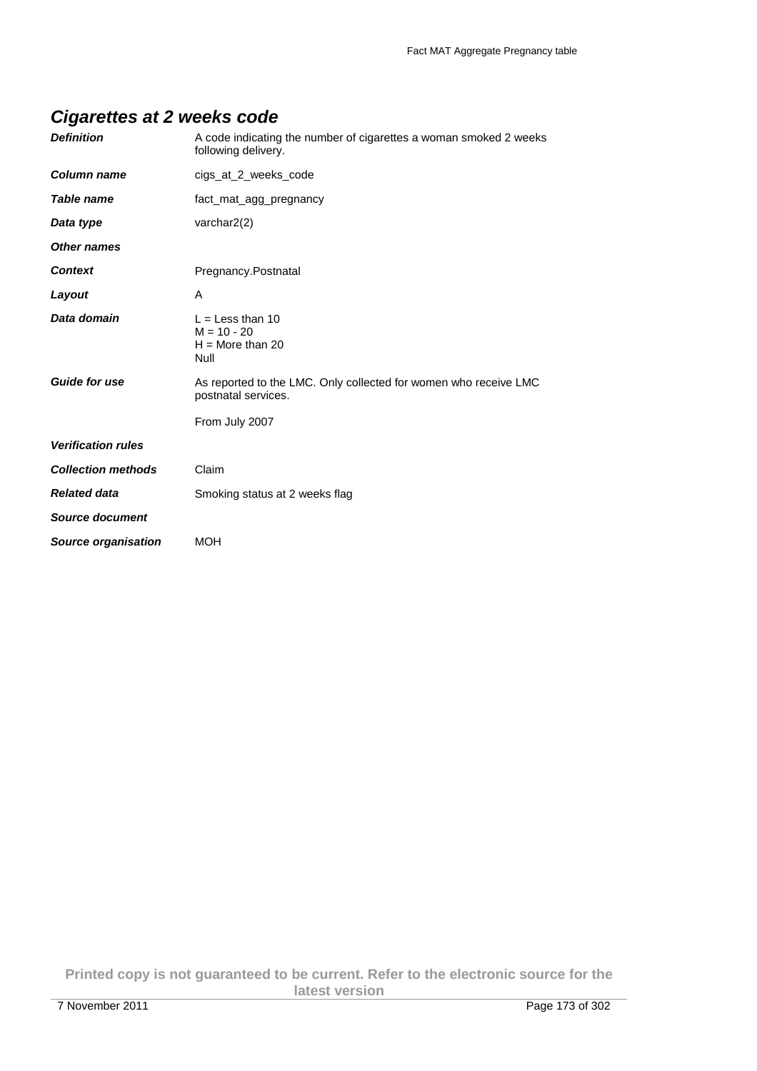## *Cigarettes at 2 weeks code*

| | |
|---|---|
| ***Definition*** | A code indicating the number of cigarettes a woman smoked 2 weeks following delivery. |
| ***Column name*** | cigs_at_2_weeks_code |
| ***Table name*** | fact_mat_agg_pregnancy |
| ***Data type*** | varchar2(2) |
| ***Other names*** | |
| ***Context*** | Pregnancy.Postnatal |
| ***Layout*** | A |
| ***Data domain*** | L = Less than 10<br>M = 10 - 20<br>H = More than 20<br>Null |
| ***Guide for use*** | As reported to the LMC. Only collected for women who receive LMC postnatal services.<br><br>From July 2007 |
| ***Verification rules*** | |
| ***Collection methods*** | Claim |
| ***Related data*** | Smoking status at 2 weeks flag |
| ***Source document*** | |
| ***Source organisation*** | MOH |

**Printed copy is not guaranteed to be current. Refer to the electronic source for the latest version**

7 November 2011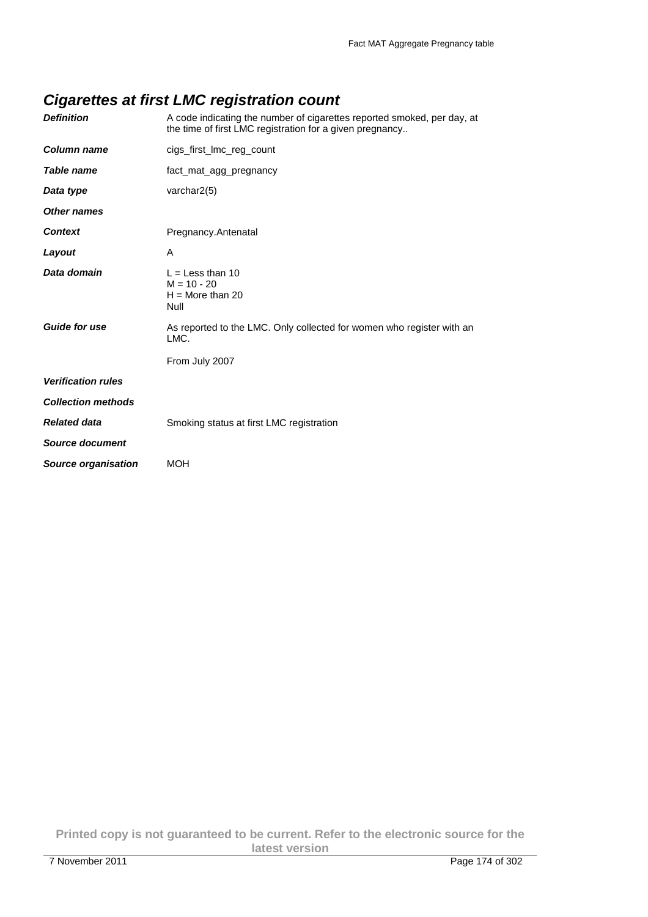## *Cigarettes at first LMC registration count*

| | |
|---|---|
| ***Definition*** | A code indicating the number of cigarettes reported smoked, per day, at the time of first LMC registration for a given pregnancy.. |
| ***Column name*** | cigs_first_lmc_reg_count |
| ***Table name*** | fact_mat_agg_pregnancy |
| ***Data type*** | varchar2(5) |
| ***Other names*** | |
| ***Context*** | Pregnancy.Antenatal |
| ***Layout*** | A |
| ***Data domain*** | L = Less than 10<br>M = 10 - 20<br>H = More than 20<br>Null |
| ***Guide for use*** | As reported to the LMC. Only collected for women who register with an LMC.<br><br>From July 2007 |
| ***Verification rules*** | |
| ***Collection methods*** | |
| ***Related data*** | Smoking status at first LMC registration |
| ***Source document*** | |
| ***Source organisation*** | MOH |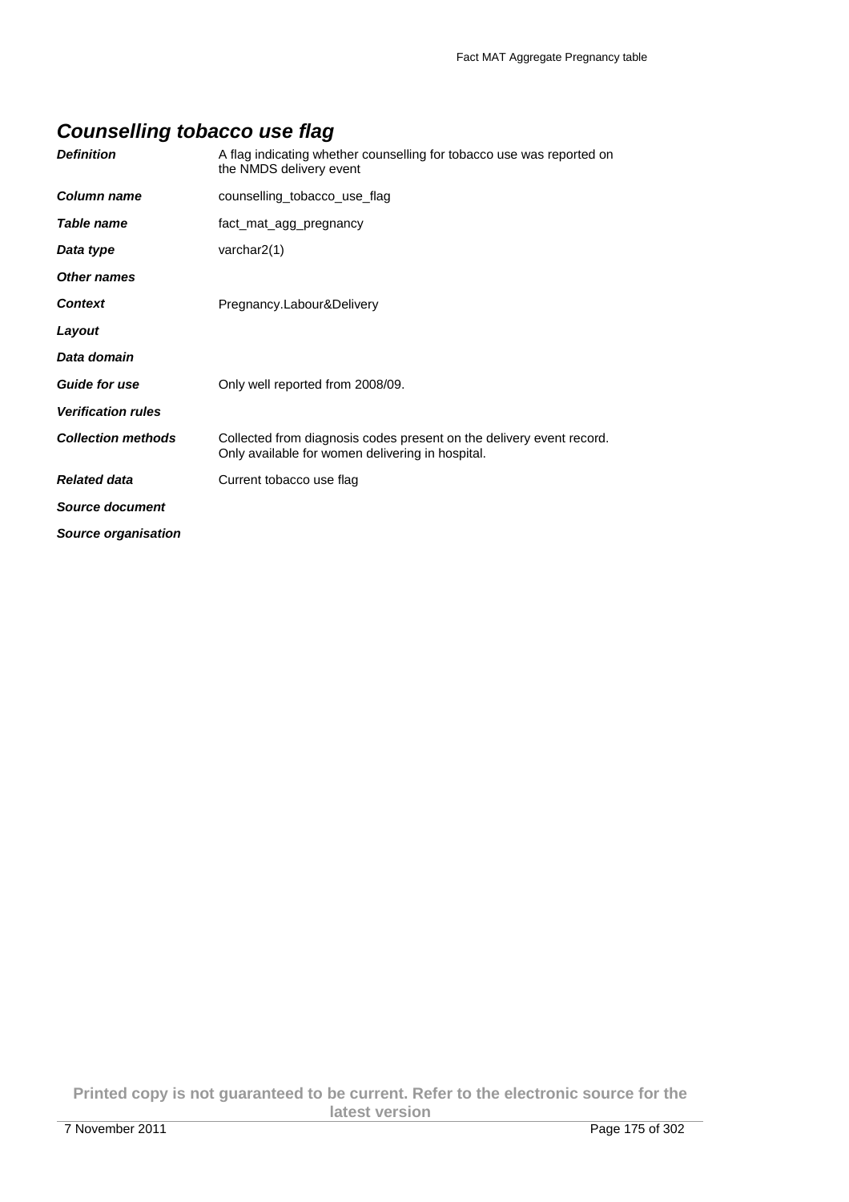## *Counselling tobacco use flag*

| | |
|---|---|
| ***Definition*** | A flag indicating whether counselling for tobacco use was reported on the NMDS delivery event |
| ***Column name*** | counselling_tobacco_use_flag |
| ***Table name*** | fact_mat_agg_pregnancy |
| ***Data type*** | varchar2(1) |
| ***Other names*** | |
| ***Context*** | Pregnancy.Labour&Delivery |
| ***Layout*** | |
| ***Data domain*** | |
| ***Guide for use*** | Only well reported from 2008/09. |
| ***Verification rules*** | |
| ***Collection methods*** | Collected from diagnosis codes present on the delivery event record. Only available for women delivering in hospital. |
| ***Related data*** | Current tobacco use flag |
| ***Source document*** | |
| ***Source organisation*** | |

**Printed copy is not guaranteed to be current. Refer to the electronic source for the latest version**

7 November 2011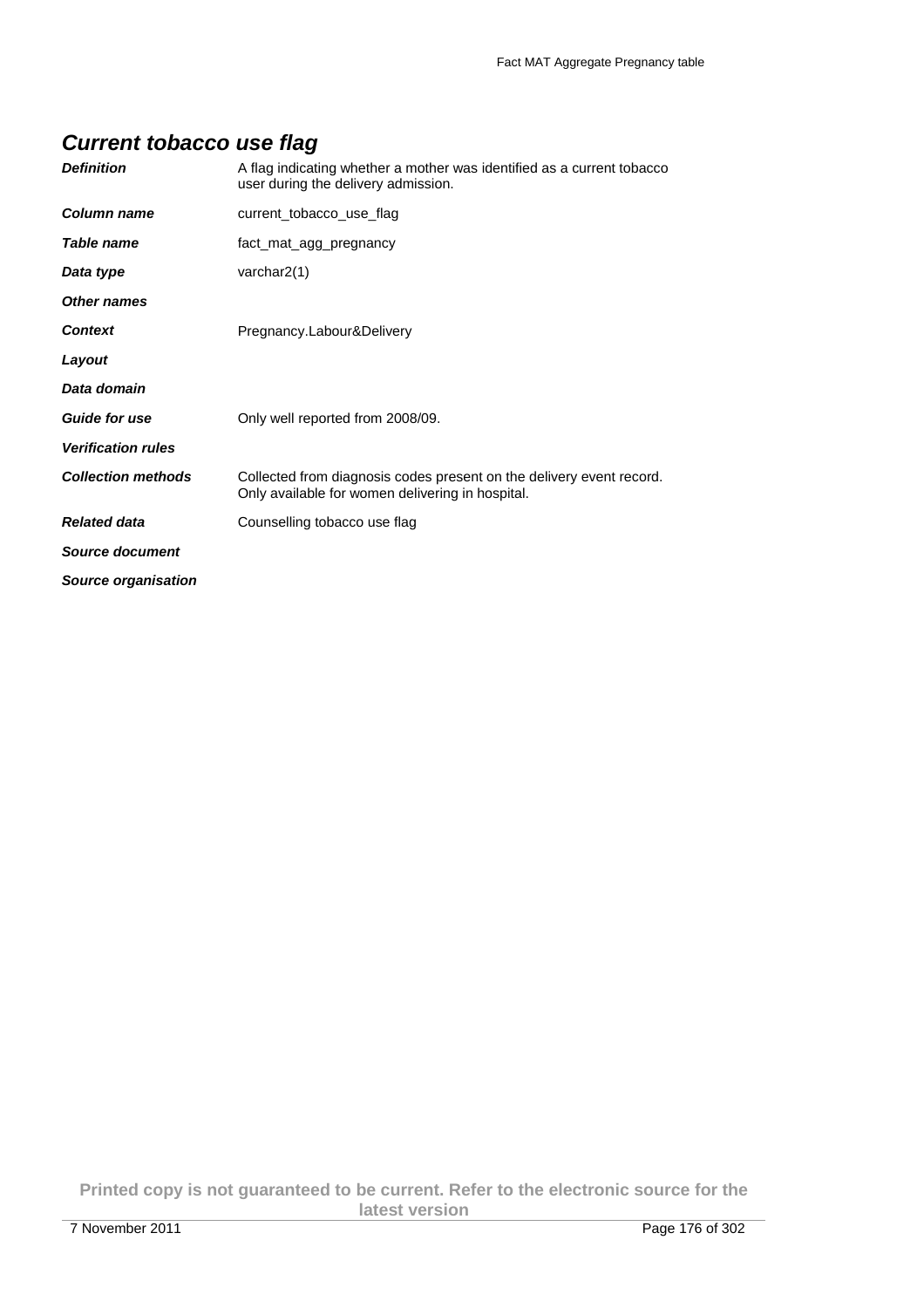## *Current tobacco use flag*

| | |
|---|---|
| ***Definition*** | A flag indicating whether a mother was identified as a current tobacco user during the delivery admission. |
| ***Column name*** | current_tobacco_use_flag |
| ***Table name*** | fact_mat_agg_pregnancy |
| ***Data type*** | varchar2(1) |
| ***Other names*** | |
| ***Context*** | Pregnancy.Labour&Delivery |
| ***Layout*** | |
| ***Data domain*** | |
| ***Guide for use*** | Only well reported from 2008/09. |
| ***Verification rules*** | |
| ***Collection methods*** | Collected from diagnosis codes present on the delivery event record. Only available for women delivering in hospital. |
| ***Related data*** | Counselling tobacco use flag |
| ***Source document*** | |
| ***Source organisation*** | |

**Printed copy is not guaranteed to be current. Refer to the electronic source for the latest version**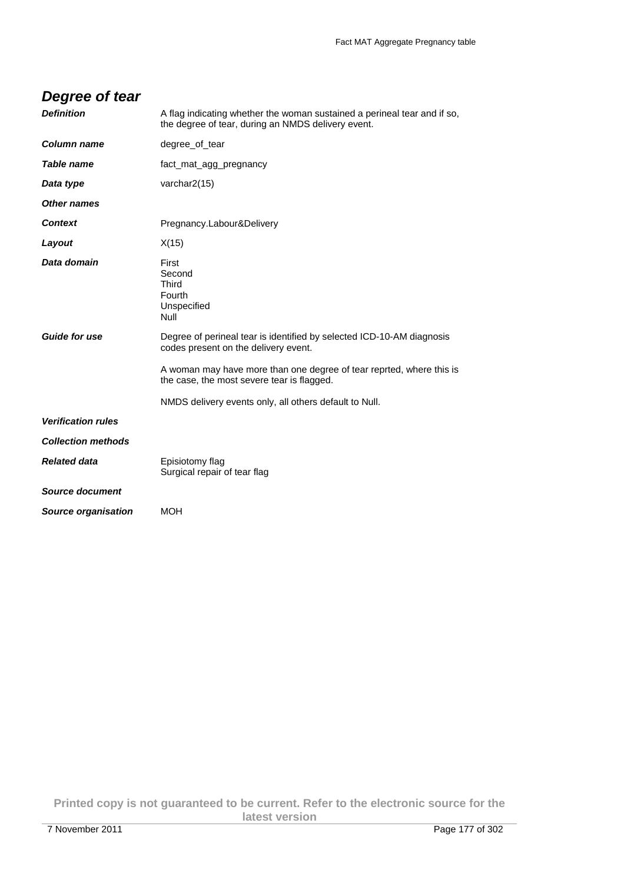## *Degree of tear*

| | |
|---|---|
| ***Definition*** | A flag indicating whether the woman sustained a perineal tear and if so, the degree of tear, during an NMDS delivery event. |
| ***Column name*** | degree_of_tear |
| ***Table name*** | fact_mat_agg_pregnancy |
| ***Data type*** | varchar2(15) |
| ***Other names*** | |
| ***Context*** | Pregnancy.Labour&Delivery |
| ***Layout*** | X(15) |
| ***Data domain*** | First<br>Second<br>Third<br>Fourth<br>Unspecified<br>Null |
| ***Guide for use*** | Degree of perineal tear is identified by selected ICD-10-AM diagnosis codes present on the delivery event.<br><br>A woman may have more than one degree of tear reprted, where this is the case, the most severe tear is flagged.<br><br>NMDS delivery events only, all others default to Null. |
| ***Verification rules*** | |
| ***Collection methods*** | |
| ***Related data*** | Episiotomy flag<br>Surgical repair of tear flag |
| ***Source document*** | |
| ***Source organisation*** | MOH |

**Printed copy is not guaranteed to be current. Refer to the electronic source for the latest version**

7 November 2011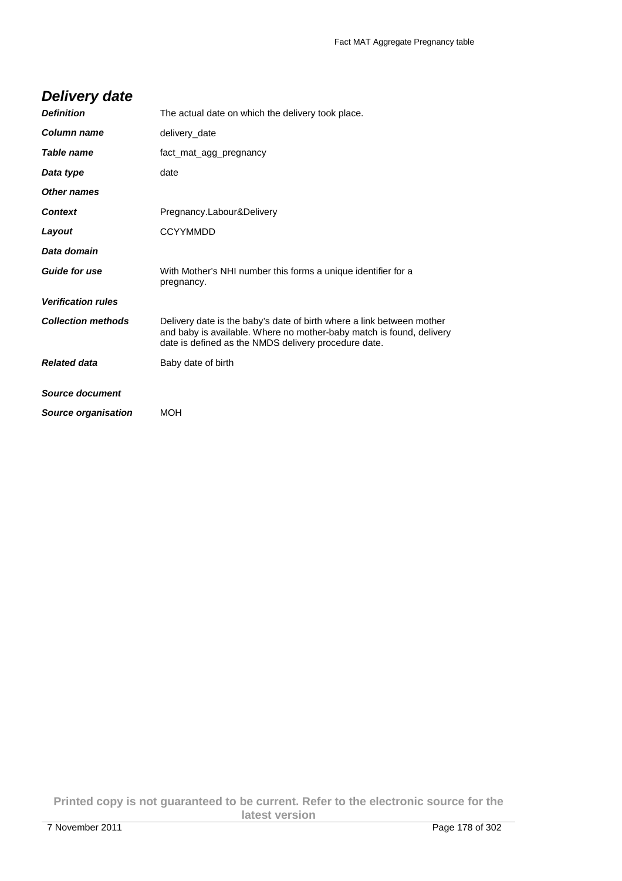## *Delivery date*

| | |
|---|---|
| ***Definition*** | The actual date on which the delivery took place. |
| ***Column name*** | delivery_date |
| ***Table name*** | fact_mat_agg_pregnancy |
| ***Data type*** | date |
| ***Other names*** | |
| ***Context*** | Pregnancy.Labour&Delivery |
| ***Layout*** | CCYYMMDD |
| ***Data domain*** | |
| ***Guide for use*** | With Mother's NHI number this forms a unique identifier for a pregnancy. |
| ***Verification rules*** | |
| ***Collection methods*** | Delivery date is the baby's date of birth where a link between mother and baby is available. Where no mother-baby match is found, delivery date is defined as the NMDS delivery procedure date. |
| ***Related data*** | Baby date of birth |
| ***Source document*** | |
| ***Source organisation*** | MOH |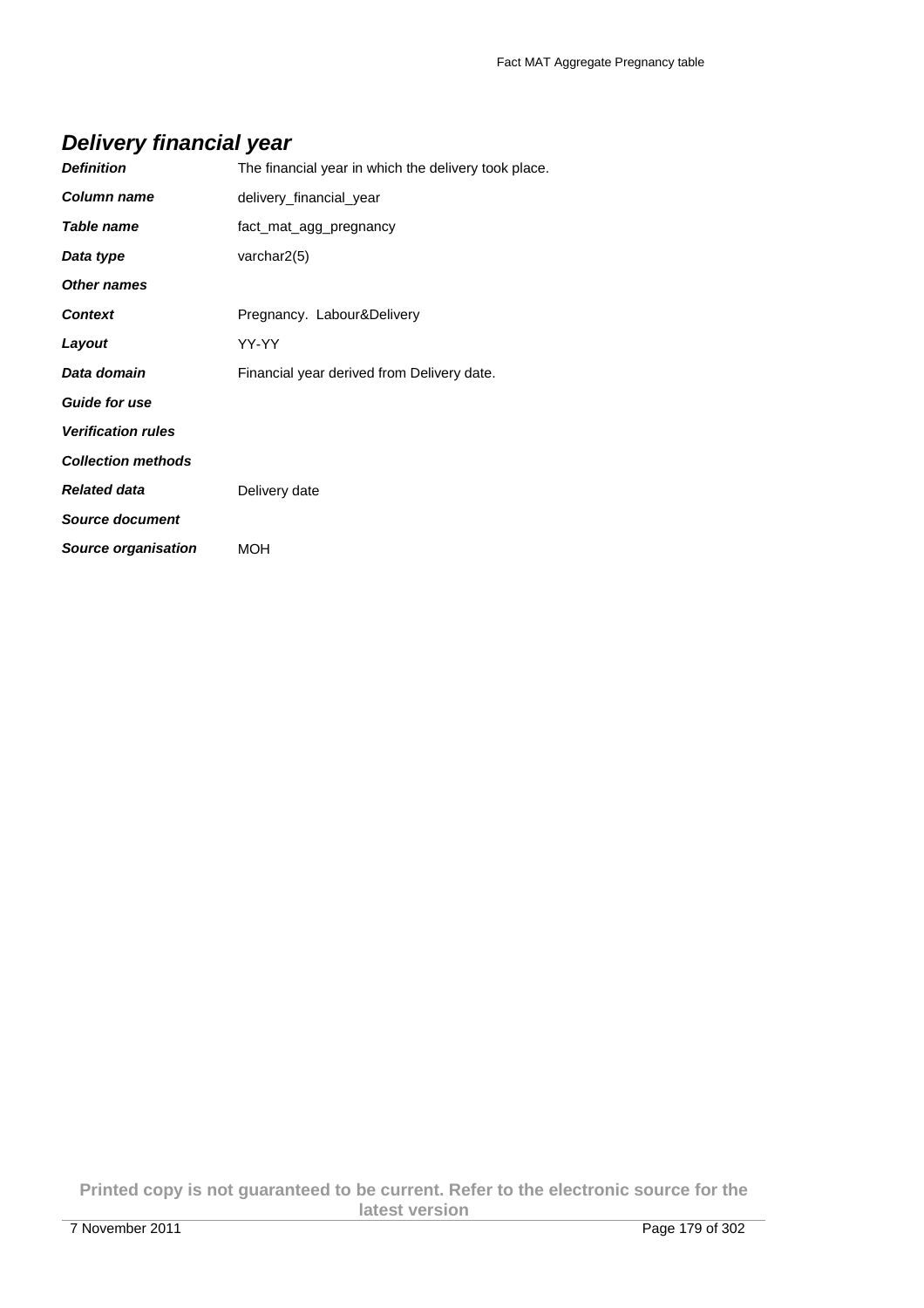## *Delivery financial year*

| | |
|---|---|
| ***Definition*** | The financial year in which the delivery took place. |
| ***Column name*** | delivery_financial_year |
| ***Table name*** | fact_mat_agg_pregnancy |
| ***Data type*** | varchar2(5) |
| ***Other names*** | |
| ***Context*** | Pregnancy. Labour&Delivery |
| ***Layout*** | YY-YY |
| ***Data domain*** | Financial year derived from Delivery date. |
| ***Guide for use*** | |
| ***Verification rules*** | |
| ***Collection methods*** | |
| ***Related data*** | Delivery date |
| ***Source document*** | |
| ***Source organisation*** | MOH |

**Printed copy is not guaranteed to be current. Refer to the electronic source for the latest version**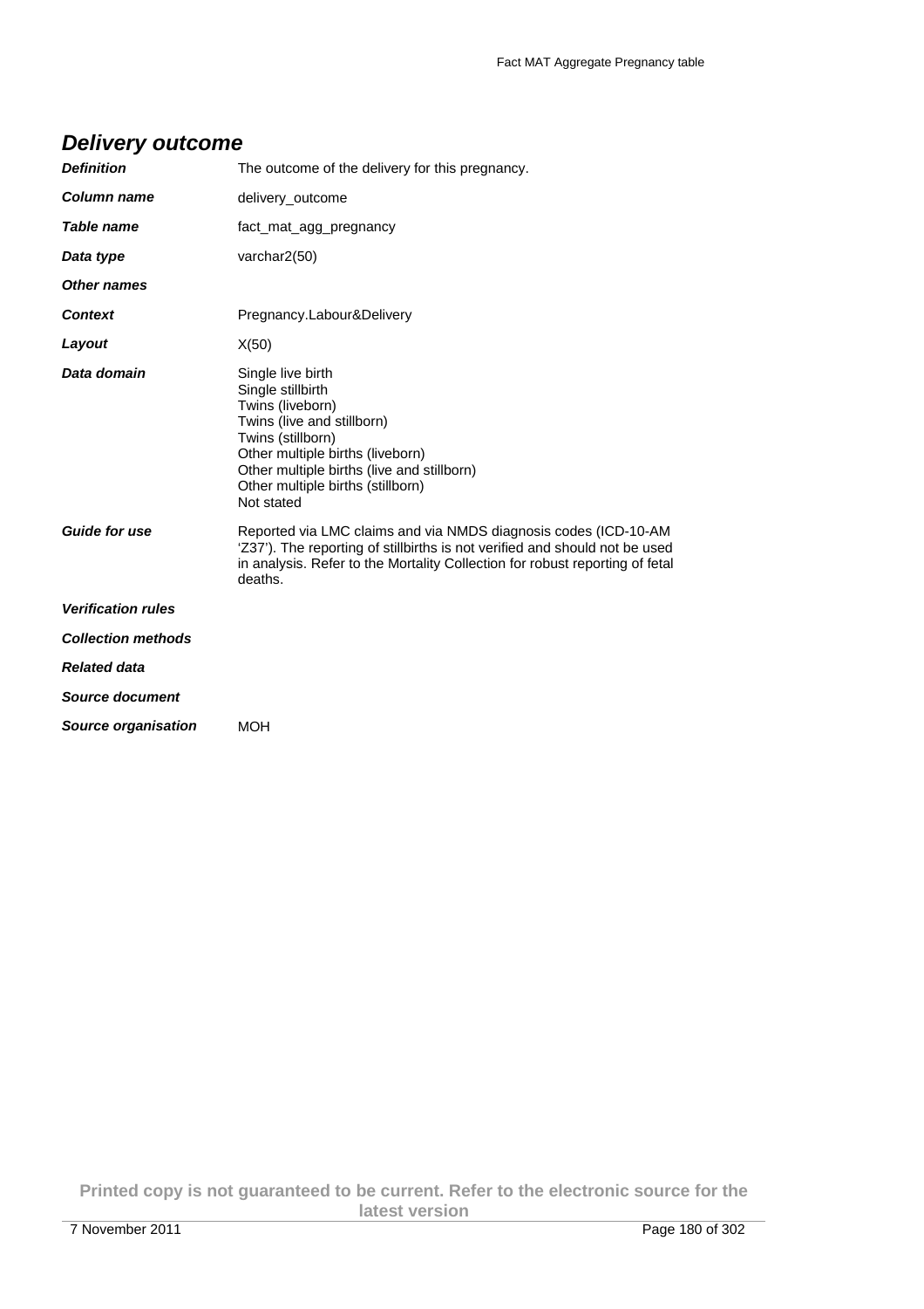## *Delivery outcome*

| | |
|---|---|
| ***Definition*** | The outcome of the delivery for this pregnancy. |
| ***Column name*** | delivery_outcome |
| ***Table name*** | fact_mat_agg_pregnancy |
| ***Data type*** | varchar2(50) |
| ***Other names*** | |
| ***Context*** | Pregnancy.Labour&Delivery |
| ***Layout*** | X(50) |
| ***Data domain*** | Single live birth<br>Single stillbirth<br>Twins (liveborn)<br>Twins (live and stillborn)<br>Twins (stillborn)<br>Other multiple births (liveborn)<br>Other multiple births (live and stillborn)<br>Other multiple births (stillborn)<br>Not stated |
| ***Guide for use*** | Reported via LMC claims and via NMDS diagnosis codes (ICD-10-AM 'Z37'). The reporting of stillbirths is not verified and should not be used in analysis. Refer to the Mortality Collection for robust reporting of fetal deaths. |
| ***Verification rules*** | |
| ***Collection methods*** | |
| ***Related data*** | |
| ***Source document*** | |
| ***Source organisation*** | MOH |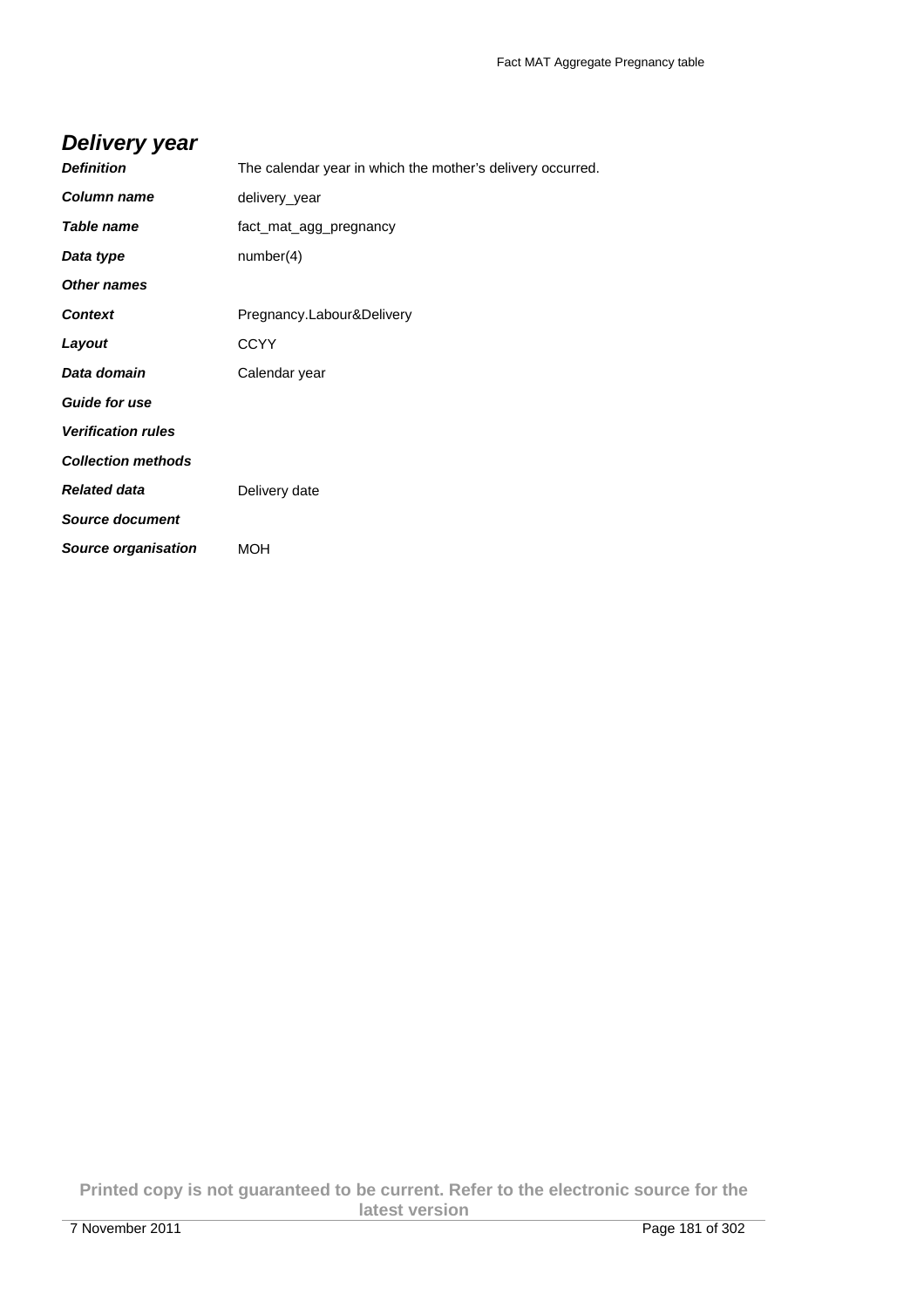## Delivery year

| | |
|---|---|
| ***Definition*** | The calendar year in which the mother's delivery occurred. |
| ***Column name*** | delivery_year |
| ***Table name*** | fact_mat_agg_pregnancy |
| ***Data type*** | number(4) |
| ***Other names*** | |
| ***Context*** | Pregnancy.Labour&Delivery |
| ***Layout*** | CCYY |
| ***Data domain*** | Calendar year |
| ***Guide for use*** | |
| ***Verification rules*** | |
| ***Collection methods*** | |
| ***Related data*** | Delivery date |
| ***Source document*** | |
| ***Source organisation*** | MOH |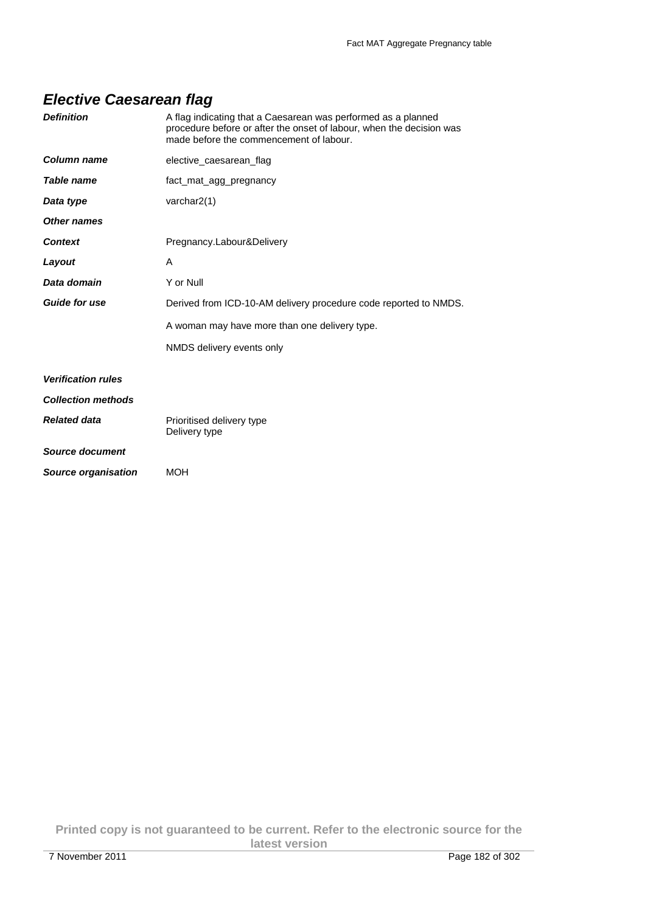## *Elective Caesarean flag*

| | |
|---|---|
| ***Definition*** | A flag indicating that a Caesarean was performed as a planned procedure before or after the onset of labour, when the decision was made before the commencement of labour. |
| ***Column name*** | elective_caesarean_flag |
| ***Table name*** | fact_mat_agg_pregnancy |
| ***Data type*** | varchar2(1) |
| ***Other names*** | |
| ***Context*** | Pregnancy.Labour&Delivery |
| ***Layout*** | A |
| ***Data domain*** | Y or Null |
| ***Guide for use*** | Derived from ICD-10-AM delivery procedure code reported to NMDS.<br><br>A woman may have more than one delivery type.<br><br>NMDS delivery events only |
| ***Verification rules*** | |
| ***Collection methods*** | |
| ***Related data*** | Prioritised delivery type<br>Delivery type |
| ***Source document*** | |
| ***Source organisation*** | MOH |

**Printed copy is not guaranteed to be current. Refer to the electronic source for the latest version**

7 November 2011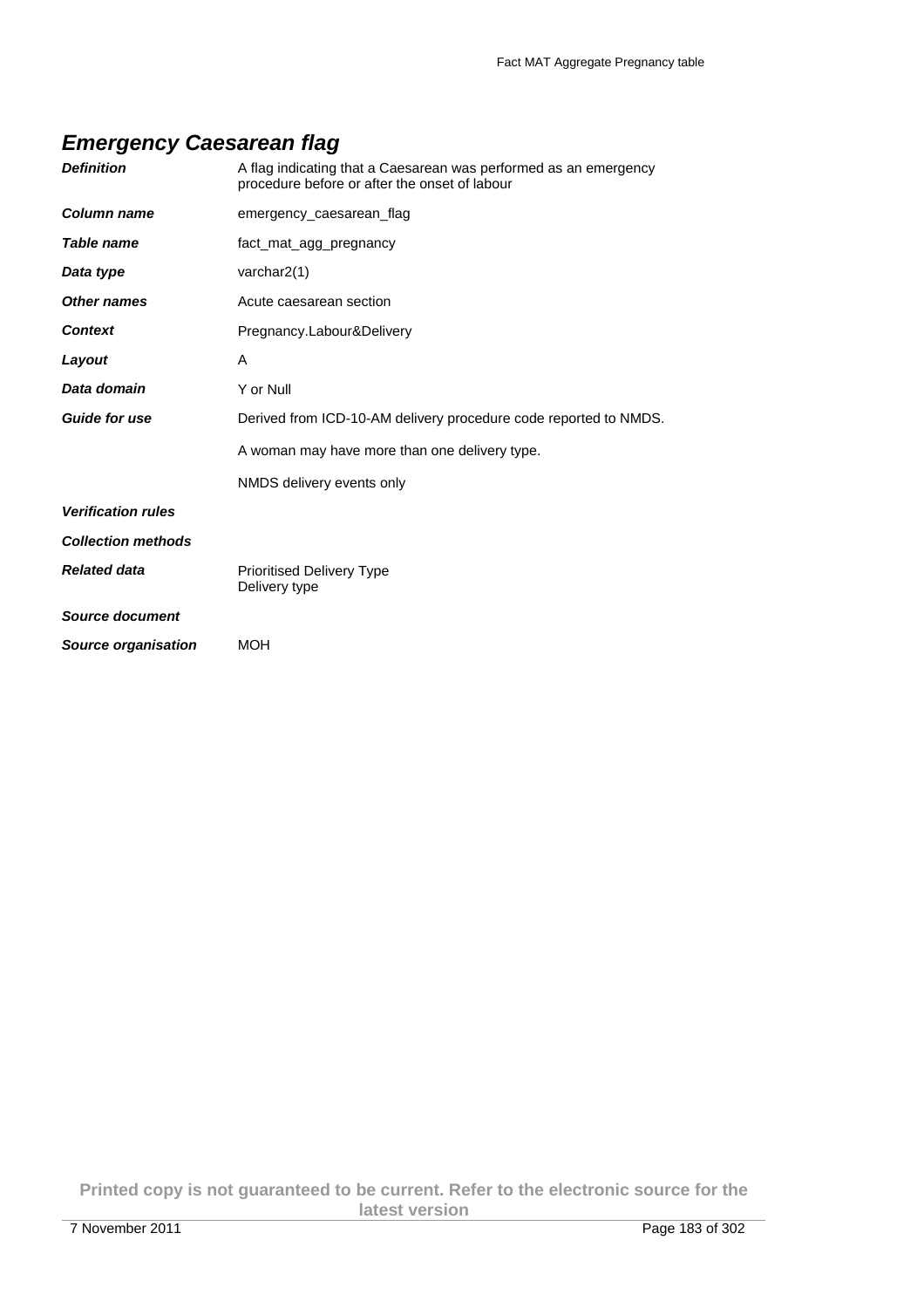## Emergency Caesarean flag

| | |
|---|---|
| ***Definition*** | A flag indicating that a Caesarean was performed as an emergency procedure before or after the onset of labour |
| ***Column name*** | emergency_caesarean_flag |
| ***Table name*** | fact_mat_agg_pregnancy |
| ***Data type*** | varchar2(1) |
| ***Other names*** | Acute caesarean section |
| ***Context*** | Pregnancy.Labour&Delivery |
| ***Layout*** | A |
| ***Data domain*** | Y or Null |
| ***Guide for use*** | Derived from ICD-10-AM delivery procedure code reported to NMDS.<br><br>A woman may have more than one delivery type.<br><br>NMDS delivery events only |
| ***Verification rules*** | |
| ***Collection methods*** | |
| ***Related data*** | Prioritised Delivery Type<br>Delivery type |
| ***Source document*** | |
| ***Source organisation*** | MOH |

**Printed copy is not guaranteed to be current. Refer to the electronic source for the latest version**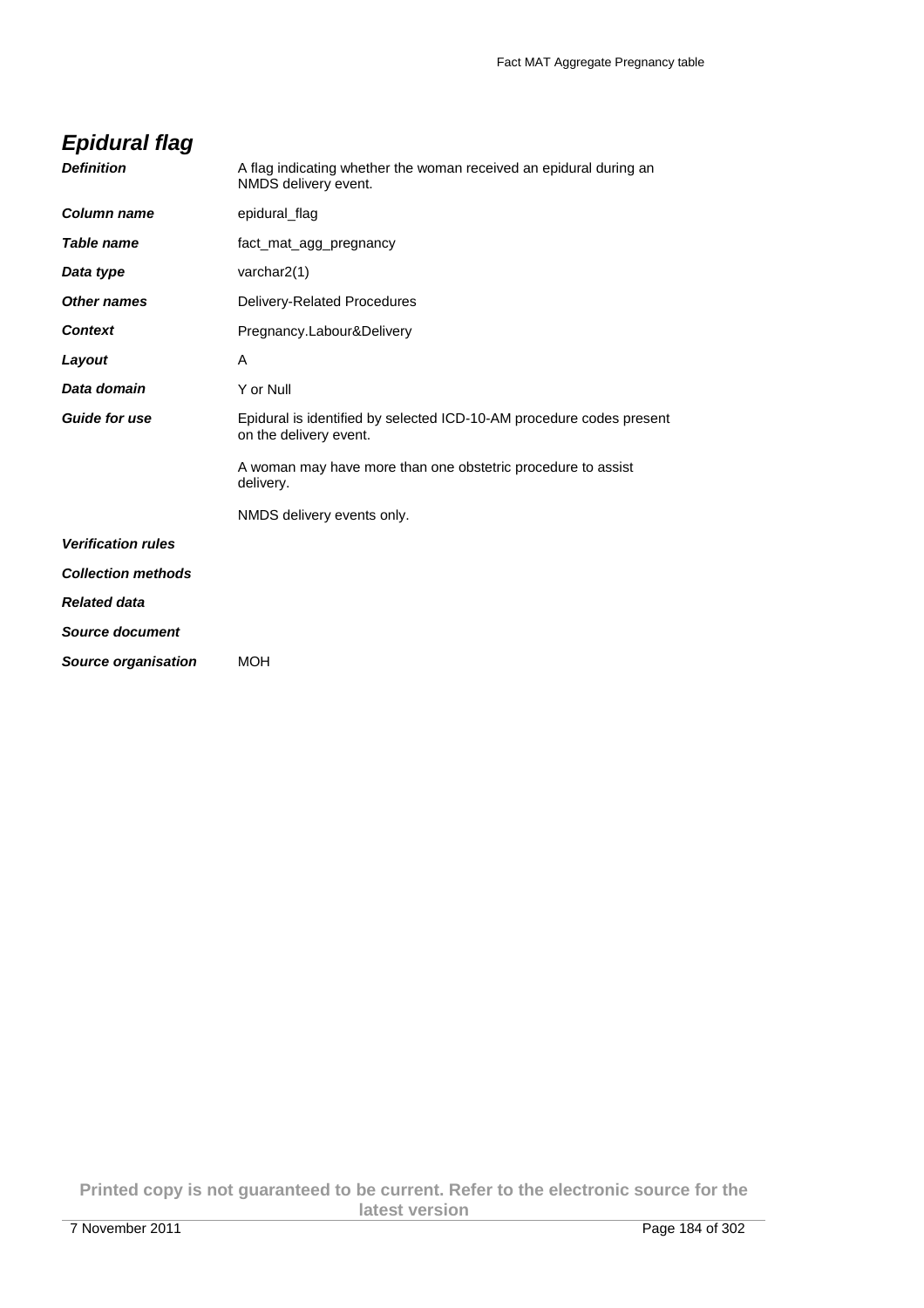## *Epidural flag*

| | |
|---|---|
| ***Definition*** | A flag indicating whether the woman received an epidural during an NMDS delivery event. |
| ***Column name*** | epidural_flag |
| ***Table name*** | fact_mat_agg_pregnancy |
| ***Data type*** | varchar2(1) |
| ***Other names*** | Delivery-Related Procedures |
| ***Context*** | Pregnancy.Labour&Delivery |
| ***Layout*** | A |
| ***Data domain*** | Y or Null |
| ***Guide for use*** | Epidural is identified by selected ICD-10-AM procedure codes present on the delivery event.<br><br>A woman may have more than one obstetric procedure to assist delivery.<br><br>NMDS delivery events only. |
| ***Verification rules*** | |
| ***Collection methods*** | |
| ***Related data*** | |
| ***Source document*** | |
| ***Source organisation*** | MOH |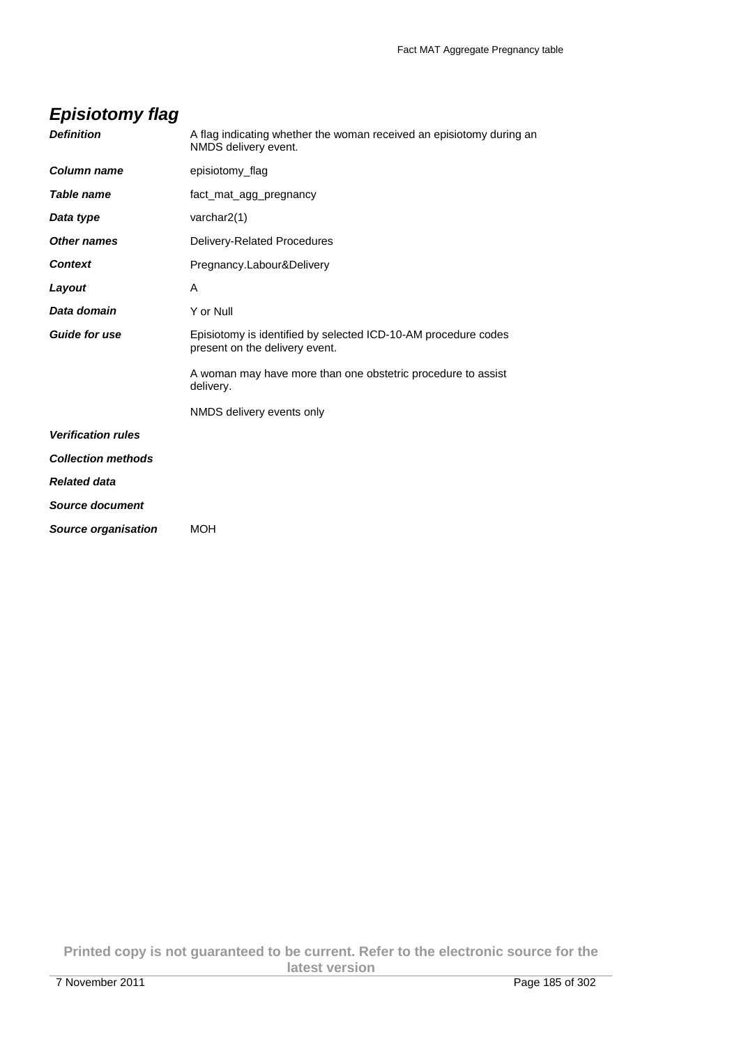## *Episiotomy flag*

| | |
|---|---|
| ***Definition*** | A flag indicating whether the woman received an episiotomy during an NMDS delivery event. |
| ***Column name*** | episiotomy_flag |
| ***Table name*** | fact_mat_agg_pregnancy |
| ***Data type*** | varchar2(1) |
| ***Other names*** | Delivery-Related Procedures |
| ***Context*** | Pregnancy.Labour&Delivery |
| ***Layout*** | A |
| ***Data domain*** | Y or Null |
| ***Guide for use*** | Episiotomy is identified by selected ICD-10-AM procedure codes present on the delivery event.<br><br>A woman may have more than one obstetric procedure to assist delivery.<br><br>NMDS delivery events only |
| ***Verification rules*** | |
| ***Collection methods*** | |
| ***Related data*** | |
| ***Source document*** | |
| ***Source organisation*** | MOH |

**Printed copy is not guaranteed to be current. Refer to the electronic source for the latest version**

7 November 2011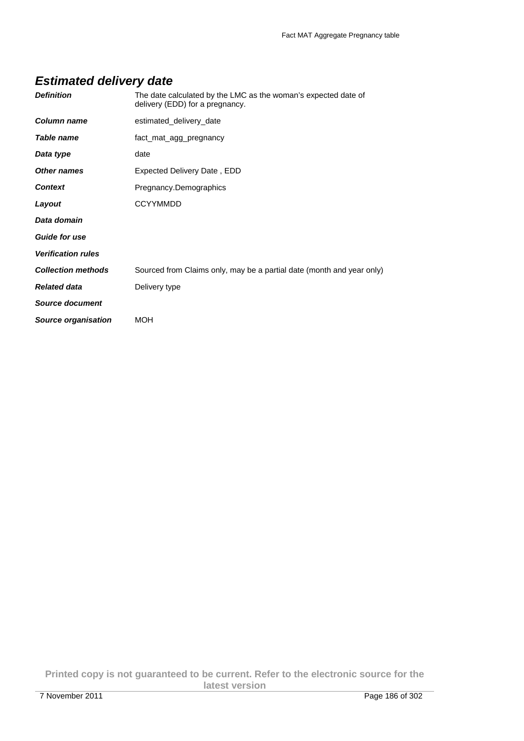## *Estimated delivery date*

| | |
|---|---|
| ***Definition*** | The date calculated by the LMC as the woman's expected date of delivery (EDD) for a pregnancy. |
| ***Column name*** | estimated_delivery_date |
| ***Table name*** | fact_mat_agg_pregnancy |
| ***Data type*** | date |
| ***Other names*** | Expected Delivery Date , EDD |
| ***Context*** | Pregnancy.Demographics |
| ***Layout*** | CCYYMMDD |
| ***Data domain*** | |
| ***Guide for use*** | |
| ***Verification rules*** | |
| ***Collection methods*** | Sourced from Claims only, may be a partial date (month and year only) |
| ***Related data*** | Delivery type |
| ***Source document*** | |
| ***Source organisation*** | MOH |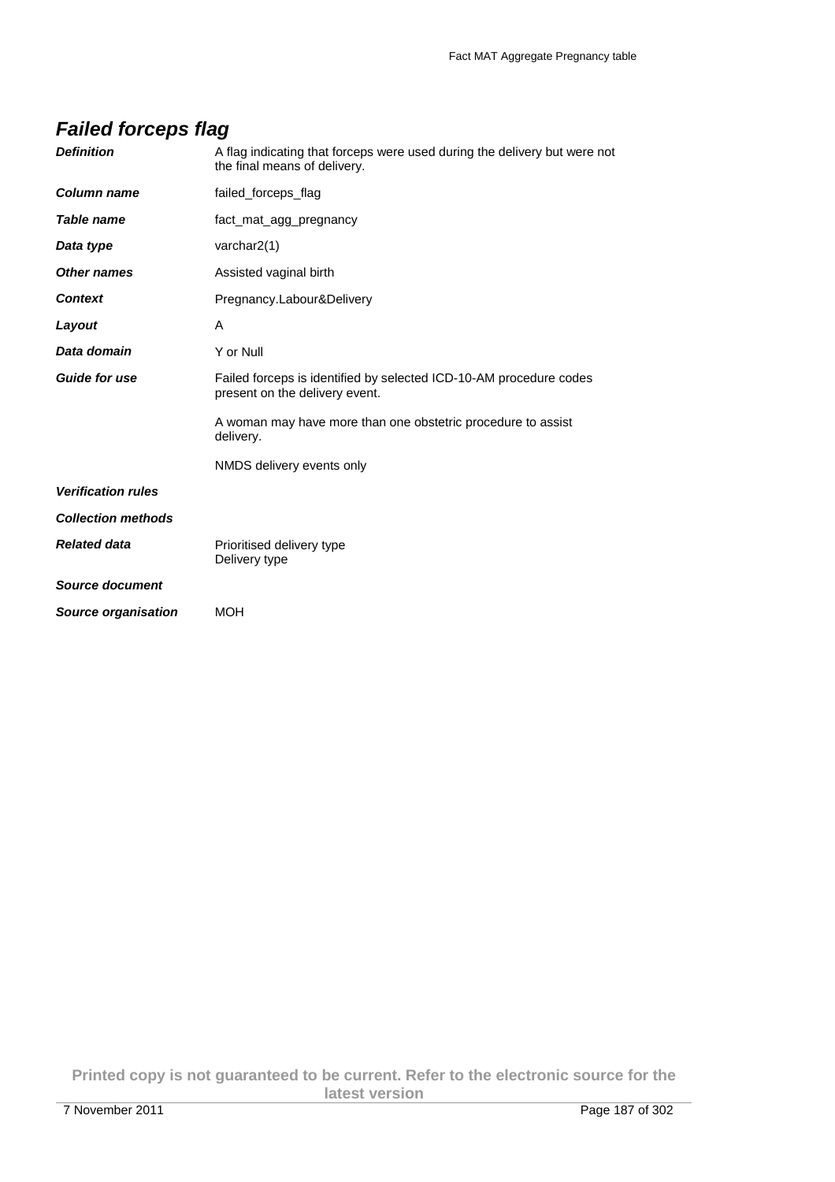## Failed forceps flag

| | |
|---|---|
| ***Definition*** | A flag indicating that forceps were used during the delivery but were not the final means of delivery. |
| ***Column name*** | failed_forceps_flag |
| ***Table name*** | fact_mat_agg_pregnancy |
| ***Data type*** | varchar2(1) |
| ***Other names*** | Assisted vaginal birth |
| ***Context*** | Pregnancy.Labour&Delivery |
| ***Layout*** | A |
| ***Data domain*** | Y or Null |
| ***Guide for use*** | Failed forceps is identified by selected ICD-10-AM procedure codes present on the delivery event.<br><br>A woman may have more than one obstetric procedure to assist delivery.<br><br>NMDS delivery events only |
| ***Verification rules*** | |
| ***Collection methods*** | |
| ***Related data*** | Prioritised delivery type<br>Delivery type |
| ***Source document*** | |
| ***Source organisation*** | MOH |

**Printed copy is not guaranteed to be current. Refer to the electronic source for the latest version**

7 November 2011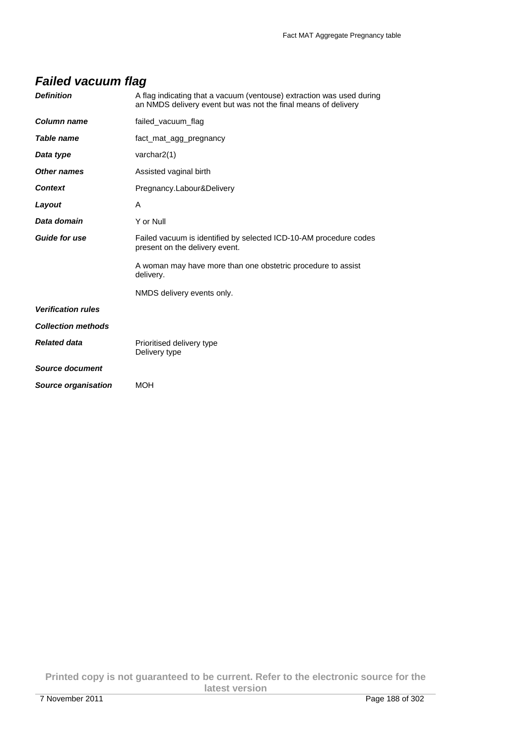## *Failed vacuum flag*

| | |
|---|---|
| ***Definition*** | A flag indicating that a vacuum (ventouse) extraction was used during an NMDS delivery event but was not the final means of delivery |
| ***Column name*** | failed_vacuum_flag |
| ***Table name*** | fact_mat_agg_pregnancy |
| ***Data type*** | varchar2(1) |
| ***Other names*** | Assisted vaginal birth |
| ***Context*** | Pregnancy.Labour&Delivery |
| ***Layout*** | A |
| ***Data domain*** | Y or Null |
| ***Guide for use*** | Failed vacuum is identified by selected ICD-10-AM procedure codes present on the delivery event.<br><br>A woman may have more than one obstetric procedure to assist delivery.<br><br>NMDS delivery events only. |
| ***Verification rules*** | |
| ***Collection methods*** | |
| ***Related data*** | Prioritised delivery type<br>Delivery type |
| ***Source document*** | |
| ***Source organisation*** | MOH |

**Printed copy is not guaranteed to be current. Refer to the electronic source for the latest version**

7 November 2011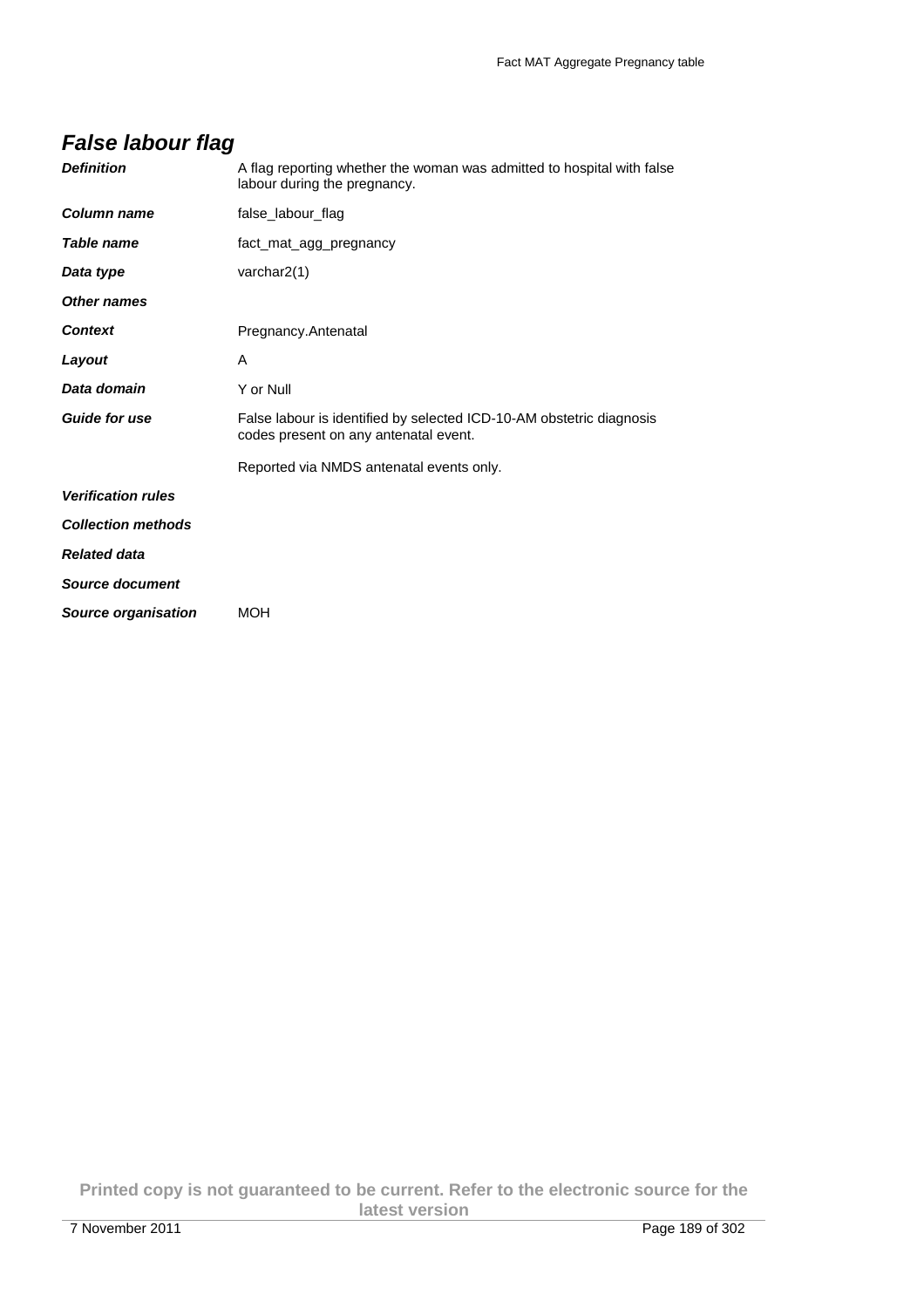## *False labour flag*

| | |
|---|---|
| ***Definition*** | A flag reporting whether the woman was admitted to hospital with false labour during the pregnancy. |
| ***Column name*** | false_labour_flag |
| ***Table name*** | fact_mat_agg_pregnancy |
| ***Data type*** | varchar2(1) |
| ***Other names*** | |
| ***Context*** | Pregnancy.Antenatal |
| ***Layout*** | A |
| ***Data domain*** | Y or Null |
| ***Guide for use*** | False labour is identified by selected ICD-10-AM obstetric diagnosis codes present on any antenatal event.<br><br>Reported via NMDS antenatal events only. |
| ***Verification rules*** | |
| ***Collection methods*** | |
| ***Related data*** | |
| ***Source document*** | |
| ***Source organisation*** | MOH |

**Printed copy is not guaranteed to be current. Refer to the electronic source for the latest version**

7 November 2011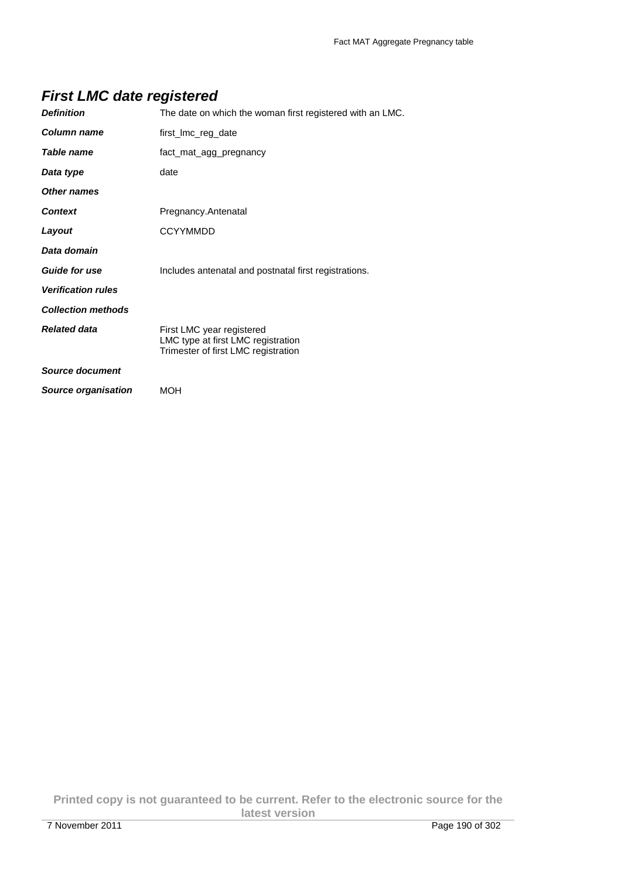## First LMC date registered

| | |
|---|---|
| ***Definition*** | The date on which the woman first registered with an LMC. |
| ***Column name*** | first_lmc_reg_date |
| ***Table name*** | fact_mat_agg_pregnancy |
| ***Data type*** | date |
| ***Other names*** | |
| ***Context*** | Pregnancy.Antenatal |
| ***Layout*** | CCYYMMDD |
| ***Data domain*** | |
| ***Guide for use*** | Includes antenatal and postnatal first registrations. |
| ***Verification rules*** | |
| ***Collection methods*** | |
| ***Related data*** | First LMC year registered<br>LMC type at first LMC registration<br>Trimester of first LMC registration |
| ***Source document*** | |
| ***Source organisation*** | MOH |

**Printed copy is not guaranteed to be current. Refer to the electronic source for the latest version**

7 November 2011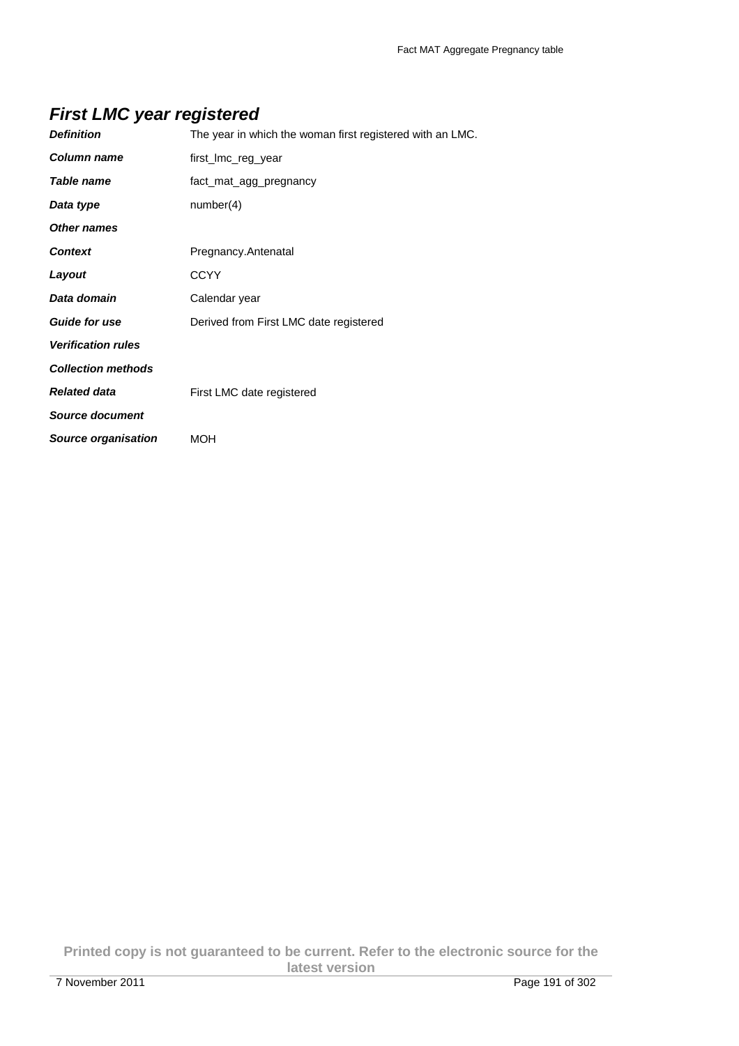## *First LMC year registered*

| | |
|---|---|
| ***Definition*** | The year in which the woman first registered with an LMC. |
| ***Column name*** | first_lmc_reg_year |
| ***Table name*** | fact_mat_agg_pregnancy |
| ***Data type*** | number(4) |
| ***Other names*** | |
| ***Context*** | Pregnancy.Antenatal |
| ***Layout*** | CCYY |
| ***Data domain*** | Calendar year |
| ***Guide for use*** | Derived from First LMC date registered |
| ***Verification rules*** | |
| ***Collection methods*** | |
| ***Related data*** | First LMC date registered |
| ***Source document*** | |
| ***Source organisation*** | MOH |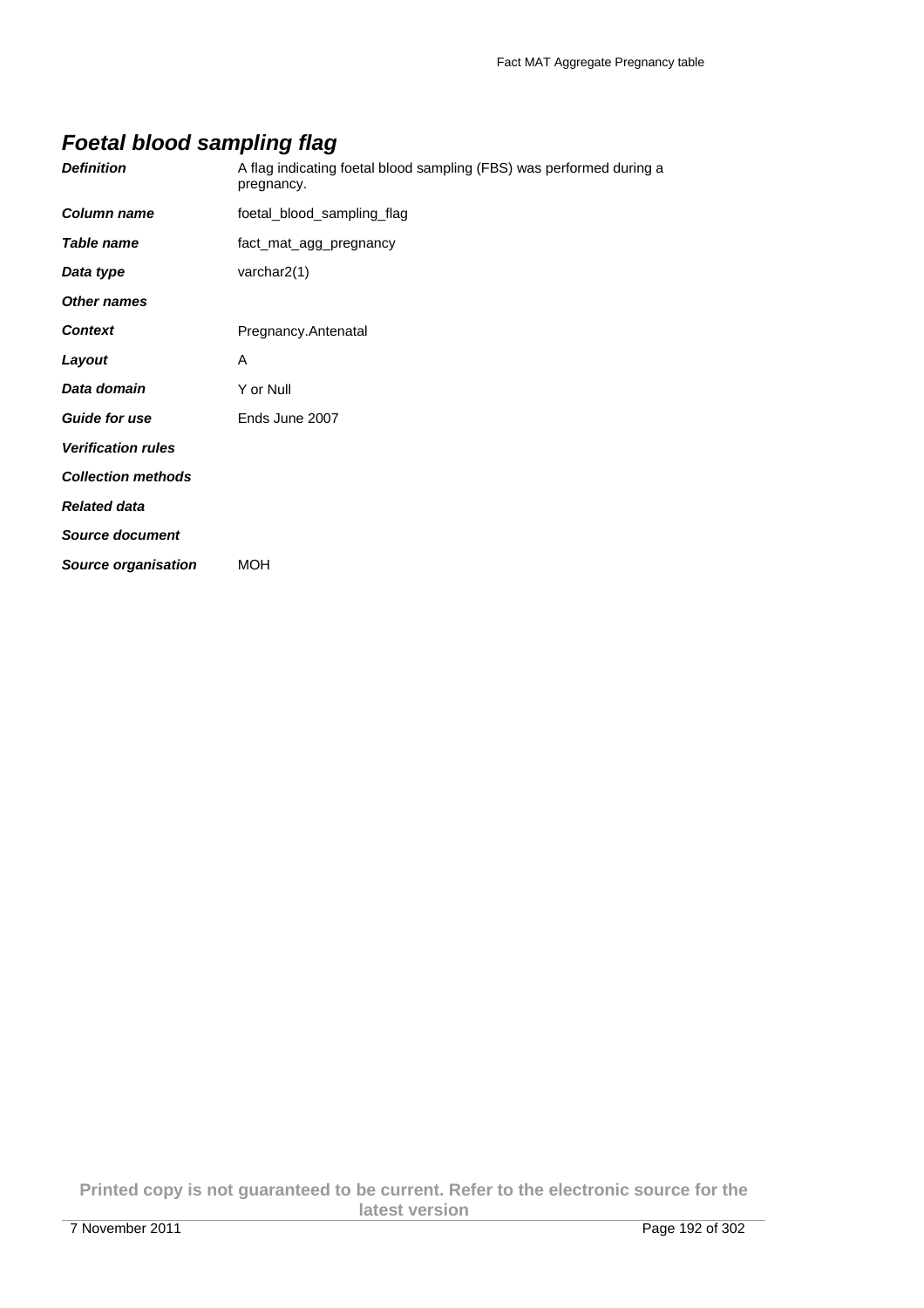## *Foetal blood sampling flag*

| | |
|---|---|
| ***Definition*** | A flag indicating foetal blood sampling (FBS) was performed during a pregnancy. |
| ***Column name*** | foetal_blood_sampling_flag |
| ***Table name*** | fact_mat_agg_pregnancy |
| ***Data type*** | varchar2(1) |
| ***Other names*** | |
| ***Context*** | Pregnancy.Antenatal |
| ***Layout*** | A |
| ***Data domain*** | Y or Null |
| ***Guide for use*** | Ends June 2007 |
| ***Verification rules*** | |
| ***Collection methods*** | |
| ***Related data*** | |
| ***Source document*** | |
| ***Source organisation*** | MOH |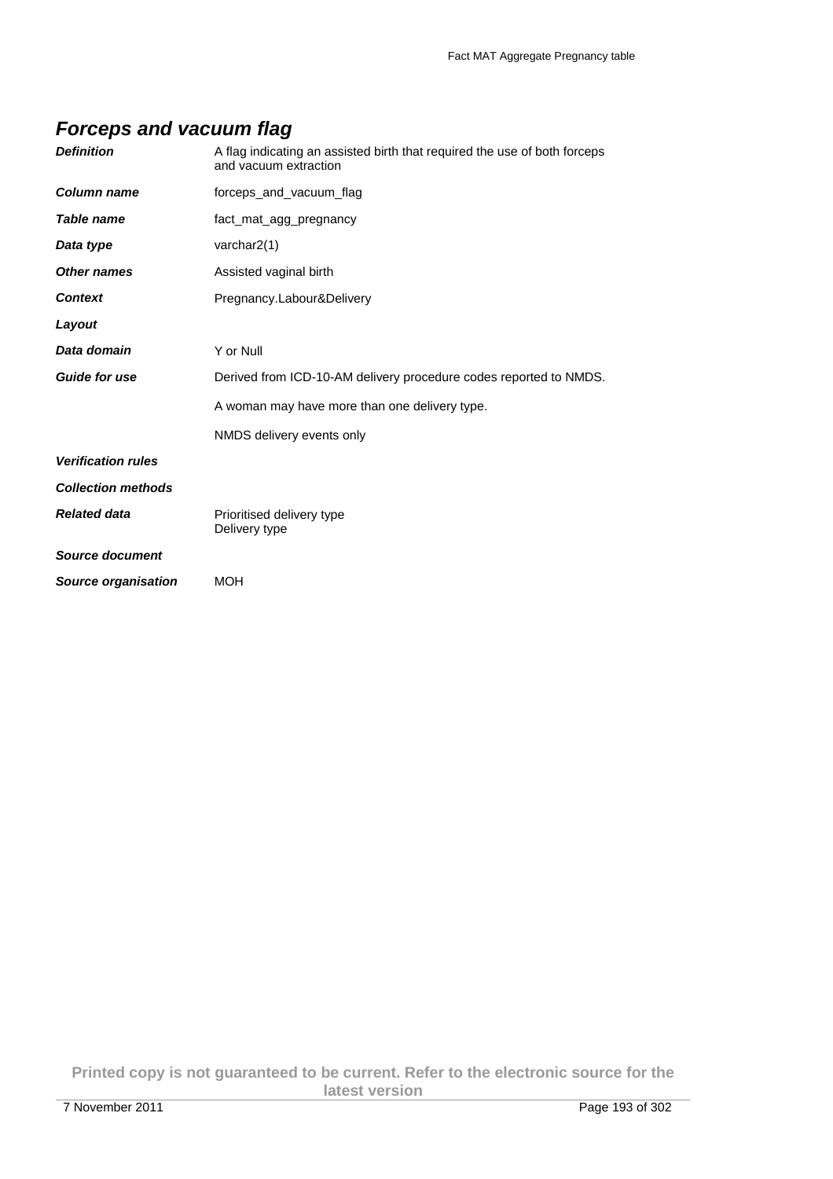## *Forceps and vacuum flag*

| | |
|---|---|
| ***Definition*** | A flag indicating an assisted birth that required the use of both forceps and vacuum extraction |
| ***Column name*** | forceps_and_vacuum_flag |
| ***Table name*** | fact_mat_agg_pregnancy |
| ***Data type*** | varchar2(1) |
| ***Other names*** | Assisted vaginal birth |
| ***Context*** | Pregnancy.Labour&Delivery |
| ***Layout*** | |
| ***Data domain*** | Y or Null |
| ***Guide for use*** | Derived from ICD-10-AM delivery procedure codes reported to NMDS.<br><br>A woman may have more than one delivery type.<br><br>NMDS delivery events only |
| ***Verification rules*** | |
| ***Collection methods*** | |
| ***Related data*** | Prioritised delivery type<br>Delivery type |
| ***Source document*** | |
| ***Source organisation*** | MOH |

**Printed copy is not guaranteed to be current. Refer to the electronic source for the latest version**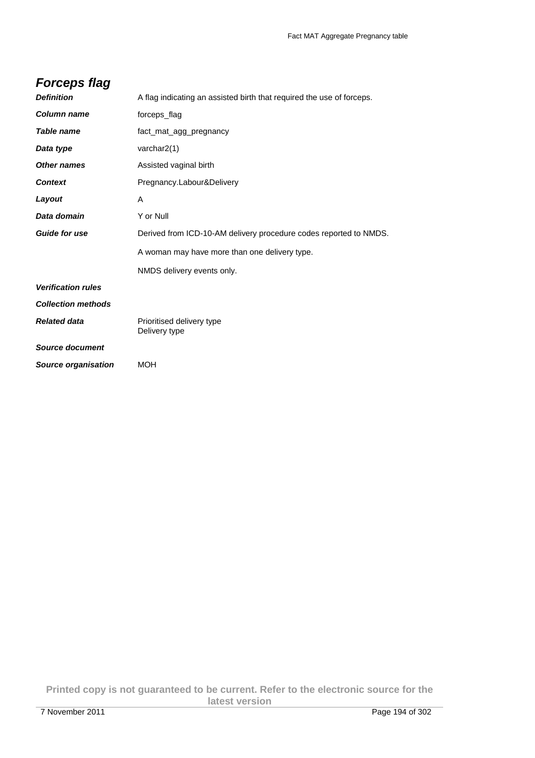## Forceps flag

| | |
|---|---|
| ***Definition*** | A flag indicating an assisted birth that required the use of forceps. |
| ***Column name*** | forceps_flag |
| ***Table name*** | fact_mat_agg_pregnancy |
| ***Data type*** | varchar2(1) |
| ***Other names*** | Assisted vaginal birth |
| ***Context*** | Pregnancy.Labour&Delivery |
| ***Layout*** | A |
| ***Data domain*** | Y or Null |
| ***Guide for use*** | Derived from ICD-10-AM delivery procedure codes reported to NMDS.<br><br>A woman may have more than one delivery type.<br><br>NMDS delivery events only. |
| ***Verification rules*** | |
| ***Collection methods*** | |
| ***Related data*** | Prioritised delivery type<br>Delivery type |
| ***Source document*** | |
| ***Source organisation*** | MOH |

**Printed copy is not guaranteed to be current. Refer to the electronic source for the latest version**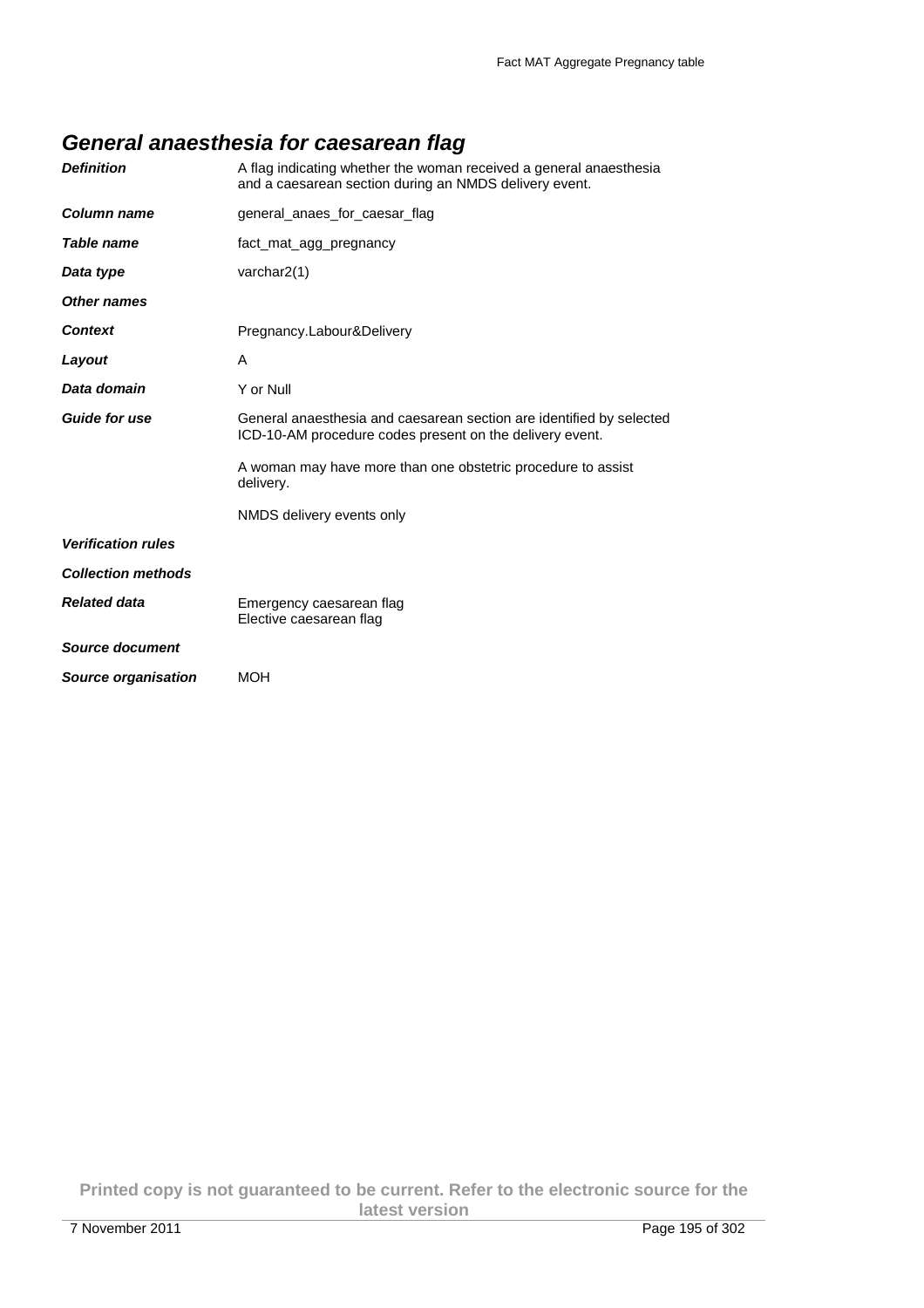## *General anaesthesia for caesarean flag*

| | |
|---|---|
| ***Definition*** | A flag indicating whether the woman received a general anaesthesia and a caesarean section during an NMDS delivery event. |
| ***Column name*** | general_anaes_for_caesar_flag |
| ***Table name*** | fact_mat_agg_pregnancy |
| ***Data type*** | varchar2(1) |
| ***Other names*** | |
| ***Context*** | Pregnancy.Labour&Delivery |
| ***Layout*** | A |
| ***Data domain*** | Y or Null |
| ***Guide for use*** | General anaesthesia and caesarean section are identified by selected ICD-10-AM procedure codes present on the delivery event.<br><br>A woman may have more than one obstetric procedure to assist delivery.<br><br>NMDS delivery events only |
| ***Verification rules*** | |
| ***Collection methods*** | |
| ***Related data*** | Emergency caesarean flag<br>Elective caesarean flag |
| ***Source document*** | |
| ***Source organisation*** | MOH |

**Printed copy is not guaranteed to be current. Refer to the electronic source for the latest version**

7 November 2011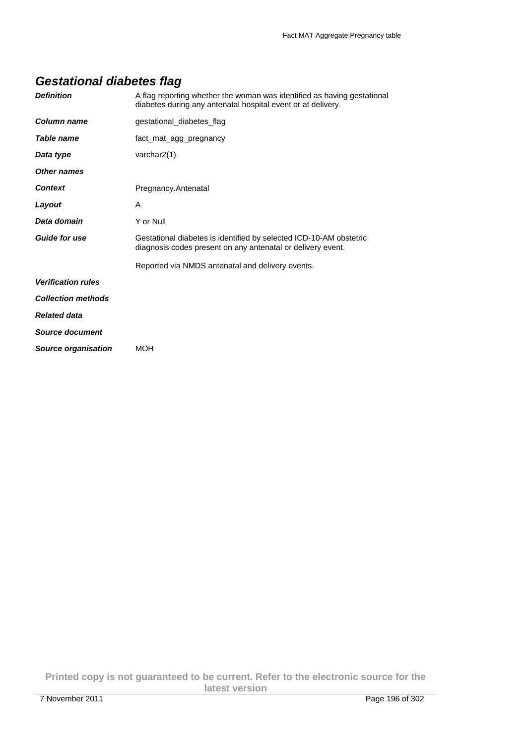## *Gestational diabetes flag*

| | |
|---|---|
| ***Definition*** | A flag reporting whether the woman was identified as having gestational diabetes during any antenatal hospital event or at delivery. |
| ***Column name*** | gestational_diabetes_flag |
| ***Table name*** | fact_mat_agg_pregnancy |
| ***Data type*** | varchar2(1) |
| ***Other names*** | |
| ***Context*** | Pregnancy.Antenatal |
| ***Layout*** | A |
| ***Data domain*** | Y or Null |
| ***Guide for use*** | Gestational diabetes is identified by selected ICD-10-AM obstetric diagnosis codes present on any antenatal or delivery event.<br><br>Reported via NMDS antenatal and delivery events. |
| ***Verification rules*** | |
| ***Collection methods*** | |
| ***Related data*** | |
| ***Source document*** | |
| ***Source organisation*** | MOH |

**Printed copy is not guaranteed to be current. Refer to the electronic source for the latest version**

7 November 2011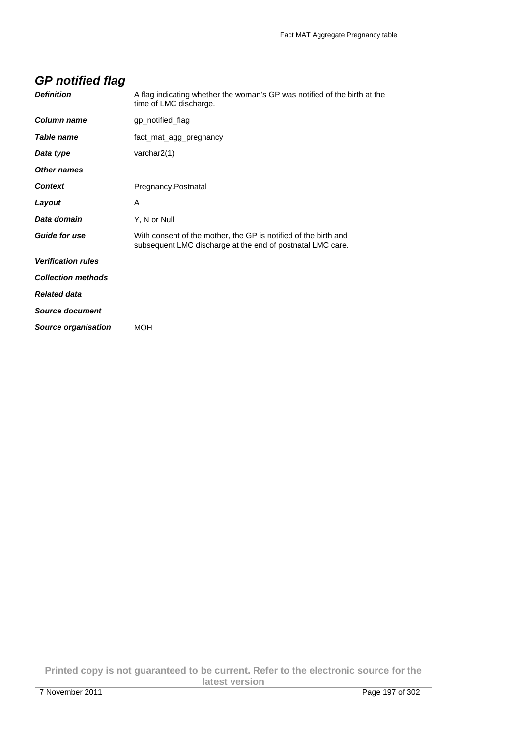## GP notified flag

| | |
|---|---|
| ***Definition*** | A flag indicating whether the woman's GP was notified of the birth at the time of LMC discharge. |
| ***Column name*** | gp_notified_flag |
| ***Table name*** | fact_mat_agg_pregnancy |
| ***Data type*** | varchar2(1) |
| ***Other names*** | |
| ***Context*** | Pregnancy.Postnatal |
| ***Layout*** | A |
| ***Data domain*** | Y, N or Null |
| ***Guide for use*** | With consent of the mother, the GP is notified of the birth and subsequent LMC discharge at the end of postnatal LMC care. |
| ***Verification rules*** | |
| ***Collection methods*** | |
| ***Related data*** | |
| ***Source document*** | |
| ***Source organisation*** | MOH |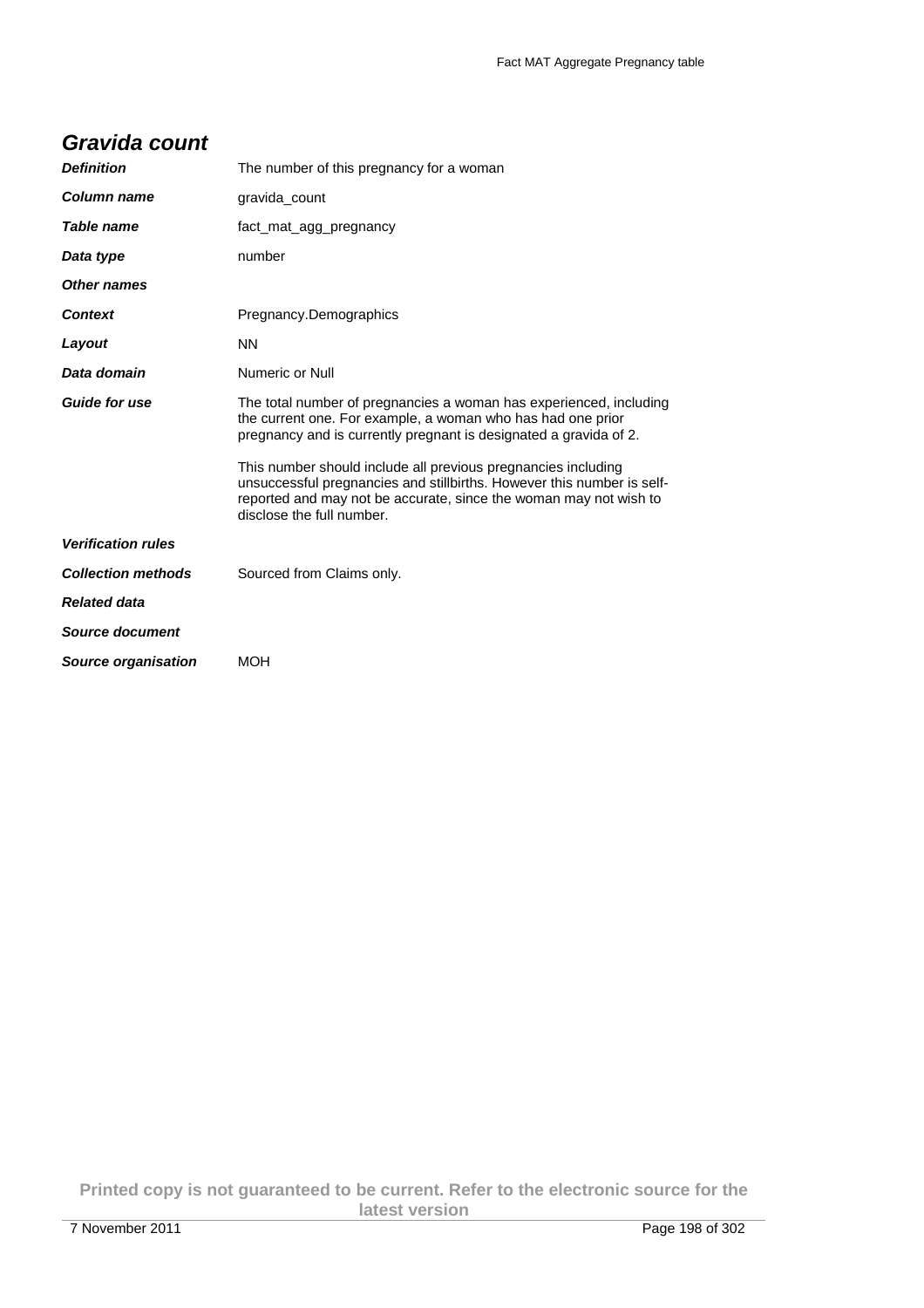## *Gravida count*

| | |
|---|---|
| ***Definition*** | The number of this pregnancy for a woman |
| ***Column name*** | gravida_count |
| ***Table name*** | fact_mat_agg_pregnancy |
| ***Data type*** | number |
| ***Other names*** | |
| ***Context*** | Pregnancy.Demographics |
| ***Layout*** | NN |
| ***Data domain*** | Numeric or Null |
| ***Guide for use*** | The total number of pregnancies a woman has experienced, including the current one. For example, a woman who has had one prior pregnancy and is currently pregnant is designated a gravida of 2.<br><br>This number should include all previous pregnancies including unsuccessful pregnancies and stillbirths. However this number is self-reported and may not be accurate, since the woman may not wish to disclose the full number. |
| ***Verification rules*** | |
| ***Collection methods*** | Sourced from Claims only. |
| ***Related data*** | |
| ***Source document*** | |
| ***Source organisation*** | MOH |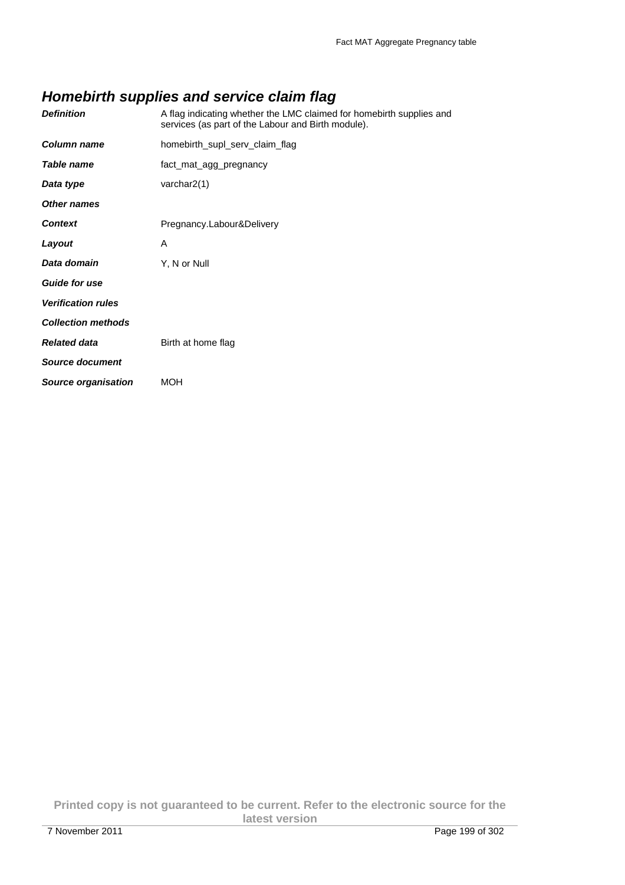## *Homebirth supplies and service claim flag*

| | |
|---|---|
| ***Definition*** | A flag indicating whether the LMC claimed for homebirth supplies and services (as part of the Labour and Birth module). |
| ***Column name*** | homebirth_supl_serv_claim_flag |
| ***Table name*** | fact_mat_agg_pregnancy |
| ***Data type*** | varchar2(1) |
| ***Other names*** | |
| ***Context*** | Pregnancy.Labour&Delivery |
| ***Layout*** | A |
| ***Data domain*** | Y, N or Null |
| ***Guide for use*** | |
| ***Verification rules*** | |
| ***Collection methods*** | |
| ***Related data*** | Birth at home flag |
| ***Source document*** | |
| ***Source organisation*** | MOH |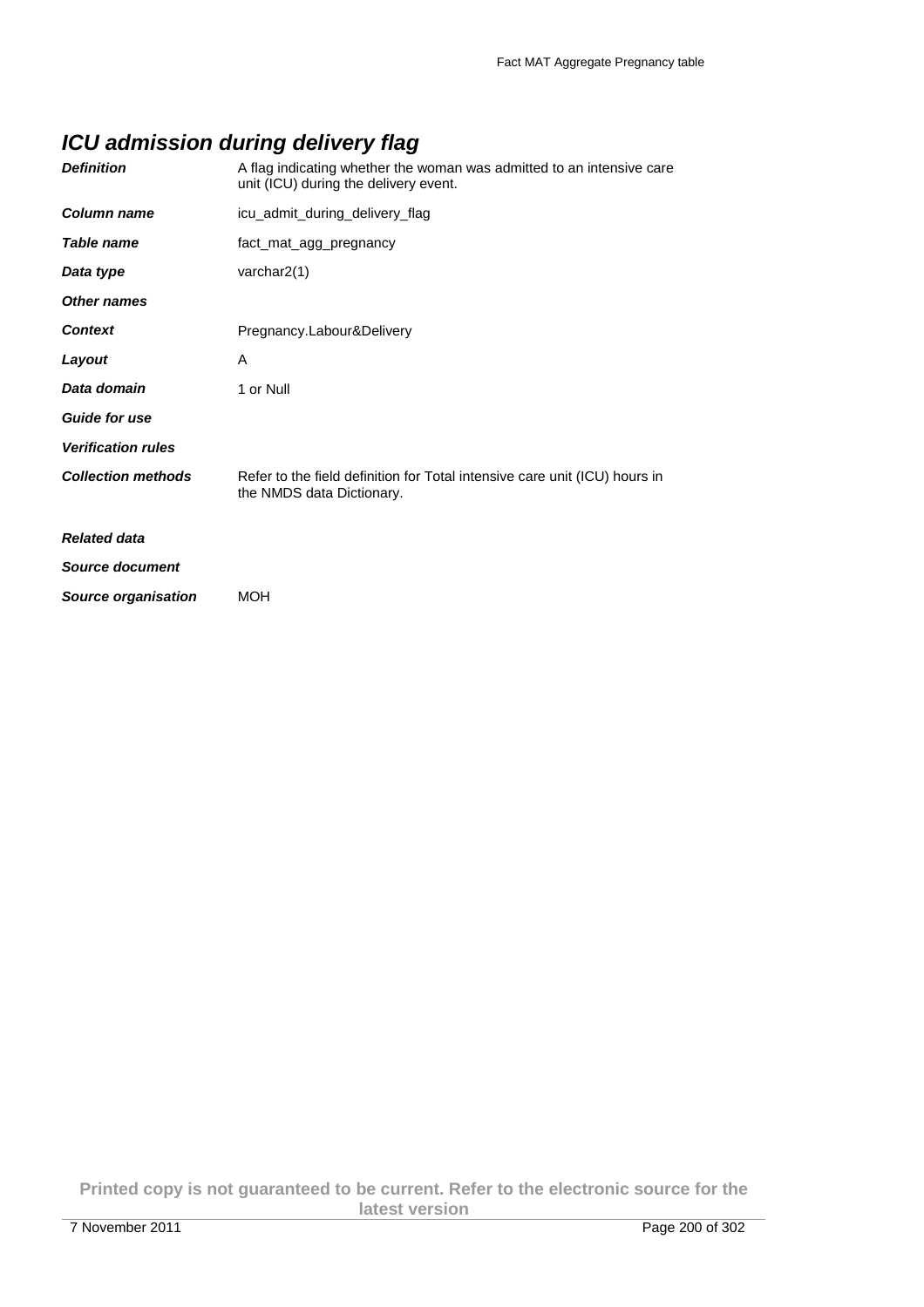## ICU admission during delivery flag

| | |
|---|---|
| ***Definition*** | A flag indicating whether the woman was admitted to an intensive care unit (ICU) during the delivery event. |
| ***Column name*** | icu_admit_during_delivery_flag |
| ***Table name*** | fact_mat_agg_pregnancy |
| ***Data type*** | varchar2(1) |
| ***Other names*** | |
| ***Context*** | Pregnancy.Labour&Delivery |
| ***Layout*** | A |
| ***Data domain*** | 1 or Null |
| ***Guide for use*** | |
| ***Verification rules*** | |
| ***Collection methods*** | Refer to the field definition for Total intensive care unit (ICU) hours in the NMDS data Dictionary. |
| ***Related data*** | |
| ***Source document*** | |
| ***Source organisation*** | MOH |

**Printed copy is not guaranteed to be current. Refer to the electronic source for the latest version**

7 November 2011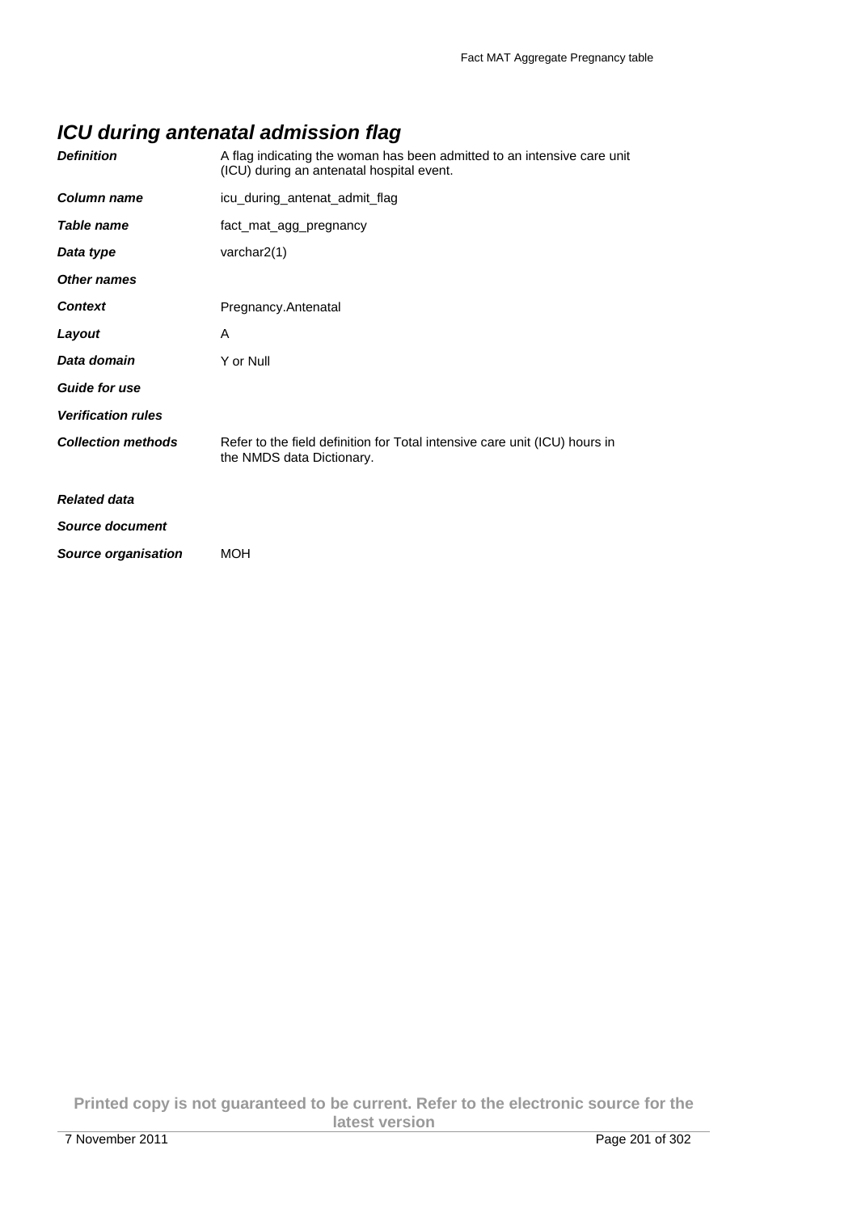## *ICU during antenatal admission flag*

| | |
|---|---|
| ***Definition*** | A flag indicating the woman has been admitted to an intensive care unit (ICU) during an antenatal hospital event. |
| ***Column name*** | icu_during_antenat_admit_flag |
| ***Table name*** | fact_mat_agg_pregnancy |
| ***Data type*** | varchar2(1) |
| ***Other names*** | |
| ***Context*** | Pregnancy.Antenatal |
| ***Layout*** | A |
| ***Data domain*** | Y or Null |
| ***Guide for use*** | |
| ***Verification rules*** | |
| ***Collection methods*** | Refer to the field definition for Total intensive care unit (ICU) hours in the NMDS data Dictionary. |
| ***Related data*** | |
| ***Source document*** | |
| ***Source organisation*** | MOH |

**Printed copy is not guaranteed to be current. Refer to the electronic source for the latest version**

7 November 2011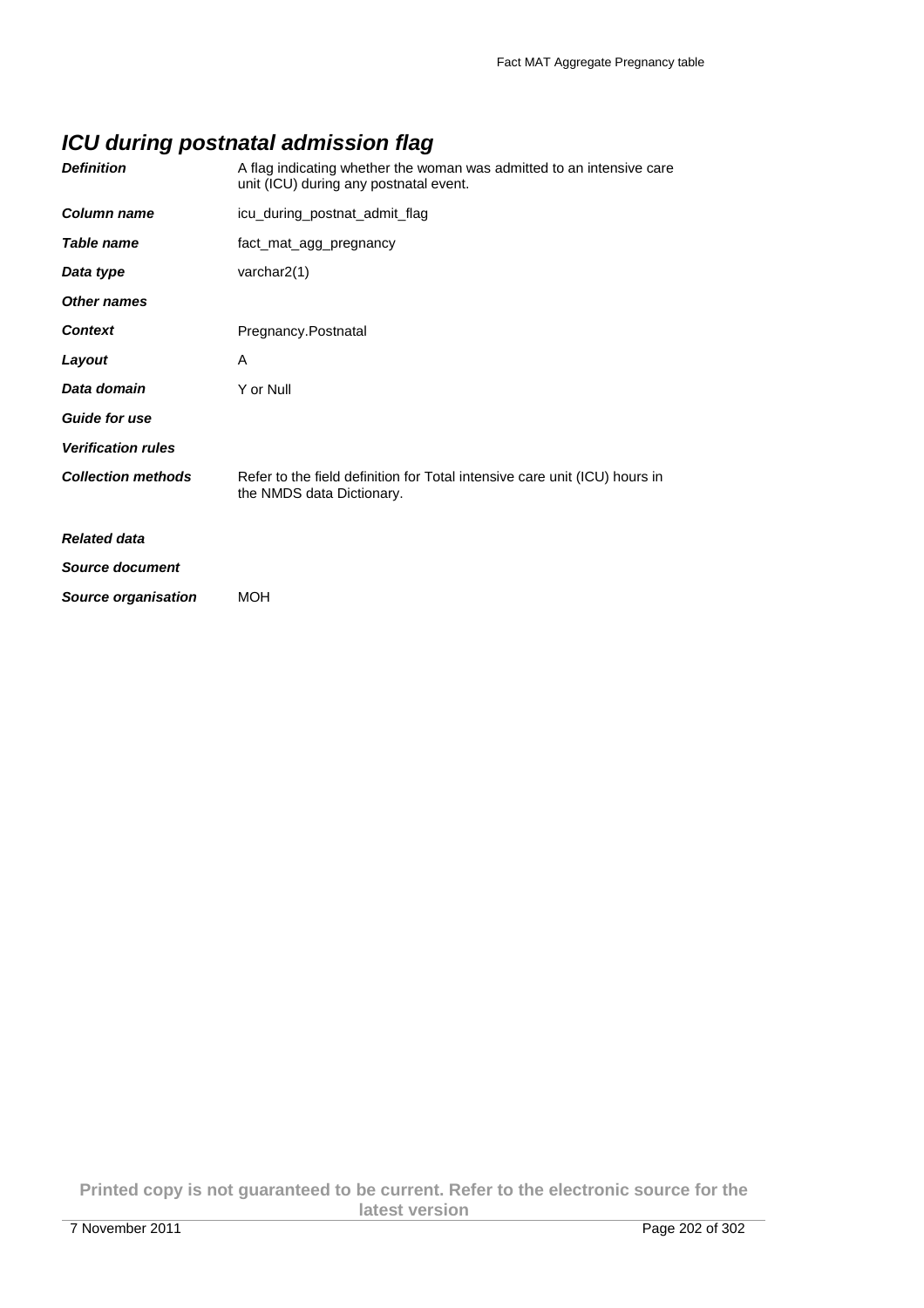## ICU during postnatal admission flag

| | |
|---|---|
| ***Definition*** | A flag indicating whether the woman was admitted to an intensive care unit (ICU) during any postnatal event. |
| ***Column name*** | icu_during_postnat_admit_flag |
| ***Table name*** | fact_mat_agg_pregnancy |
| ***Data type*** | varchar2(1) |
| ***Other names*** | |
| ***Context*** | Pregnancy.Postnatal |
| ***Layout*** | A |
| ***Data domain*** | Y or Null |
| ***Guide for use*** | |
| ***Verification rules*** | |
| ***Collection methods*** | Refer to the field definition for Total intensive care unit (ICU) hours in the NMDS data Dictionary. |
| ***Related data*** | |
| ***Source document*** | |
| ***Source organisation*** | MOH |

**Printed copy is not guaranteed to be current. Refer to the electronic source for the latest version**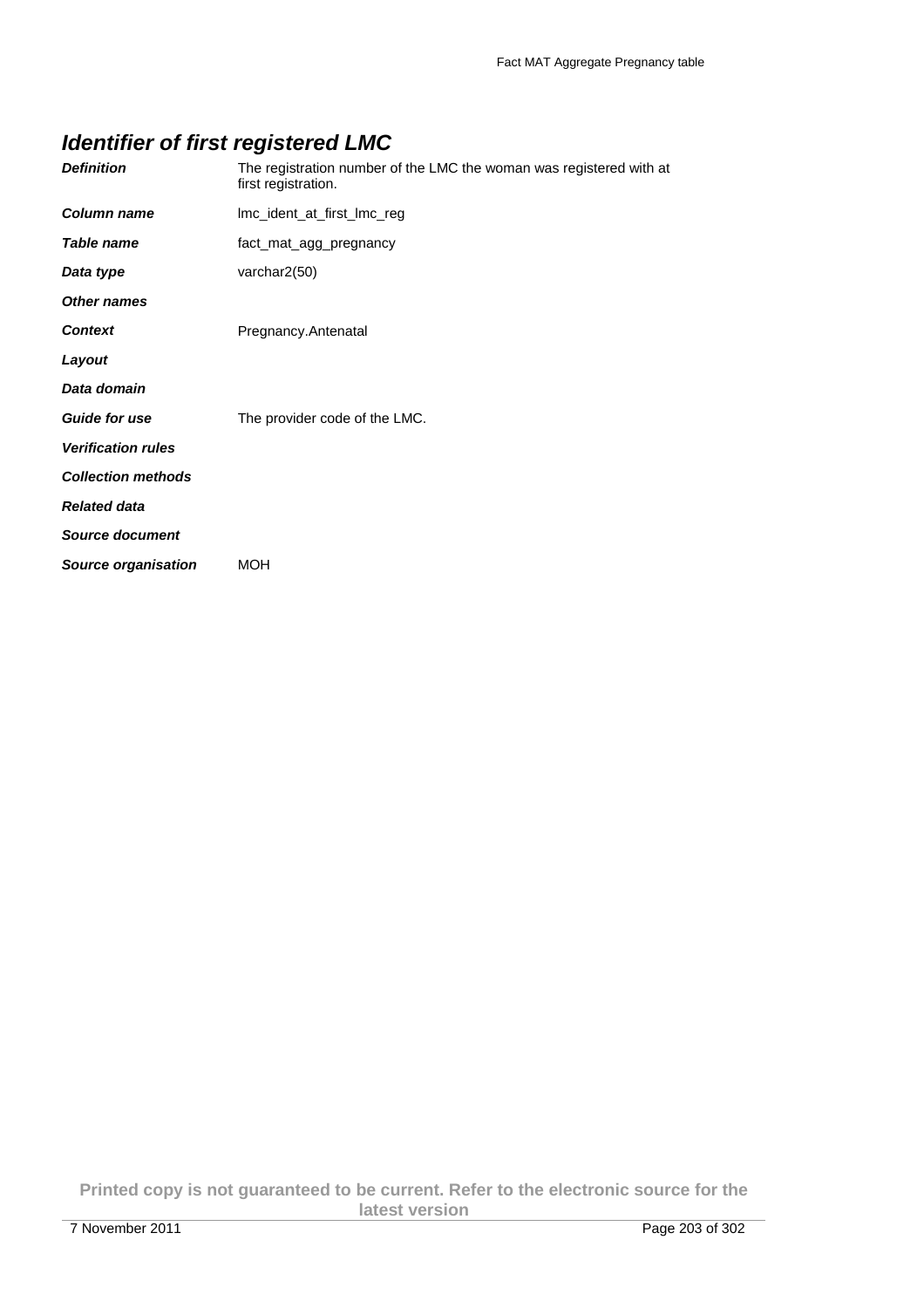## *Identifier of first registered LMC*

| | |
|---|---|
| ***Definition*** | The registration number of the LMC the woman was registered with at first registration. |
| ***Column name*** | lmc_ident_at_first_lmc_reg |
| ***Table name*** | fact_mat_agg_pregnancy |
| ***Data type*** | varchar2(50) |
| ***Other names*** | |
| ***Context*** | Pregnancy.Antenatal |
| ***Layout*** | |
| ***Data domain*** | |
| ***Guide for use*** | The provider code of the LMC. |
| ***Verification rules*** | |
| ***Collection methods*** | |
| ***Related data*** | |
| ***Source document*** | |
| ***Source organisation*** | MOH |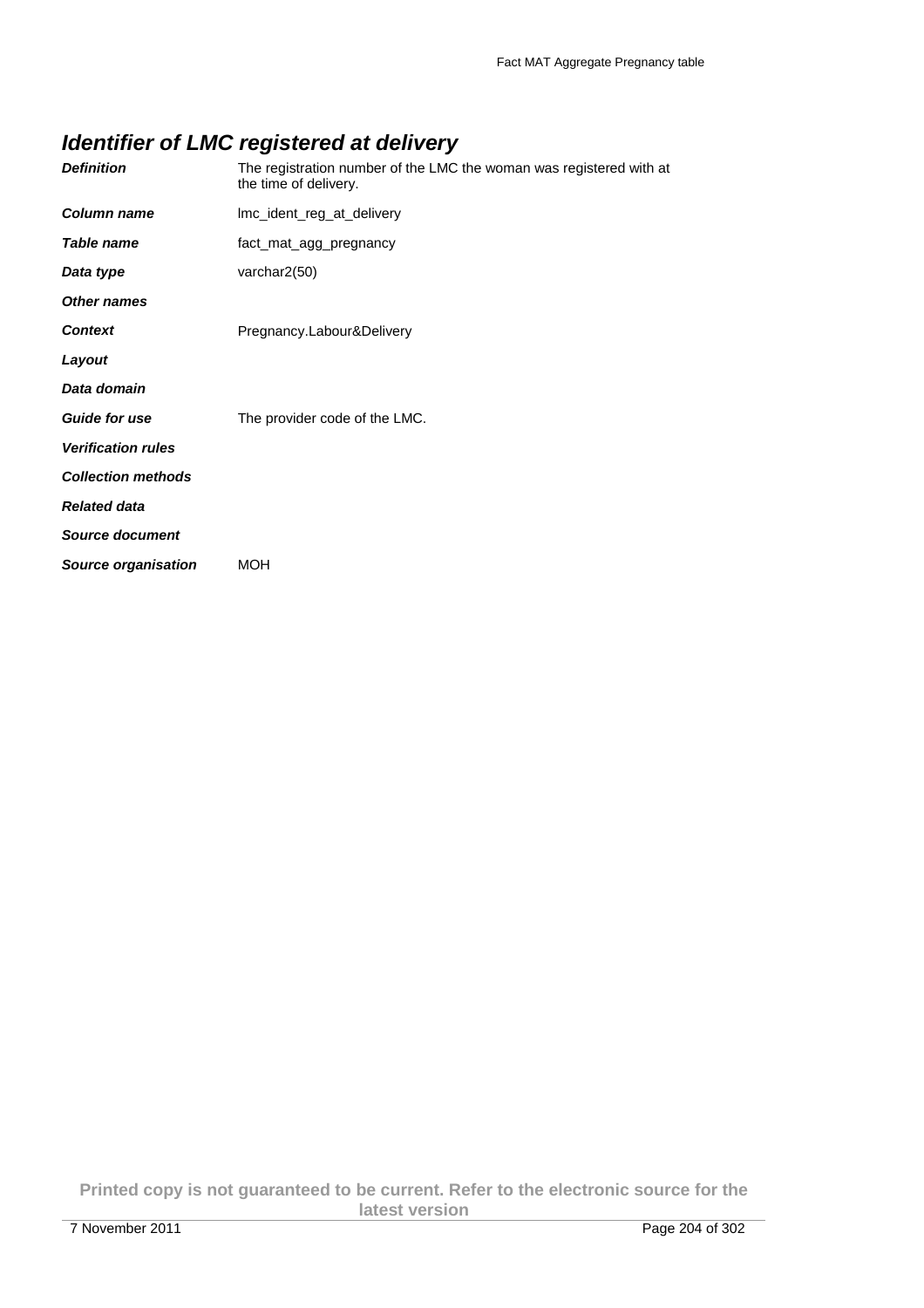## *Identifier of LMC registered at delivery*

| | |
|---|---|
| ***Definition*** | The registration number of the LMC the woman was registered with at the time of delivery. |
| ***Column name*** | lmc_ident_reg_at_delivery |
| ***Table name*** | fact_mat_agg_pregnancy |
| ***Data type*** | varchar2(50) |
| ***Other names*** | |
| ***Context*** | Pregnancy.Labour&Delivery |
| ***Layout*** | |
| ***Data domain*** | |
| ***Guide for use*** | The provider code of the LMC. |
| ***Verification rules*** | |
| ***Collection methods*** | |
| ***Related data*** | |
| ***Source document*** | |
| ***Source organisation*** | MOH |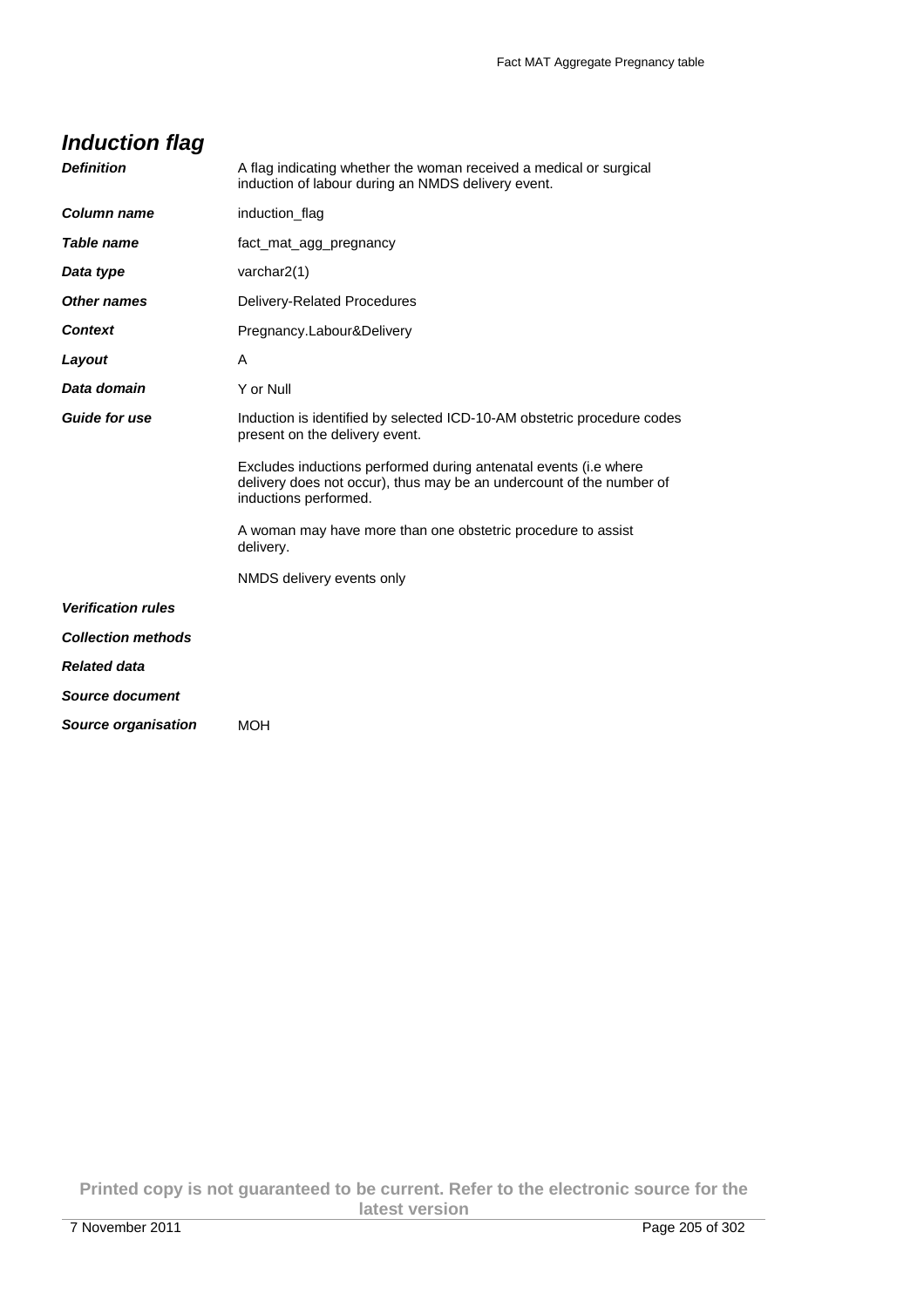## *Induction flag*

| | |
|---|---|
| ***Definition*** | A flag indicating whether the woman received a medical or surgical induction of labour during an NMDS delivery event. |
| ***Column name*** | induction_flag |
| ***Table name*** | fact_mat_agg_pregnancy |
| ***Data type*** | varchar2(1) |
| ***Other names*** | Delivery-Related Procedures |
| ***Context*** | Pregnancy.Labour&Delivery |
| ***Layout*** | A |
| ***Data domain*** | Y or Null |
| ***Guide for use*** | Induction is identified by selected ICD-10-AM obstetric procedure codes present on the delivery event.<br><br>Excludes inductions performed during antenatal events (i.e where delivery does not occur), thus may be an undercount of the number of inductions performed.<br><br>A woman may have more than one obstetric procedure to assist delivery.<br><br>NMDS delivery events only |
| ***Verification rules*** | |
| ***Collection methods*** | |
| ***Related data*** | |
| ***Source document*** | |
| ***Source organisation*** | MOH |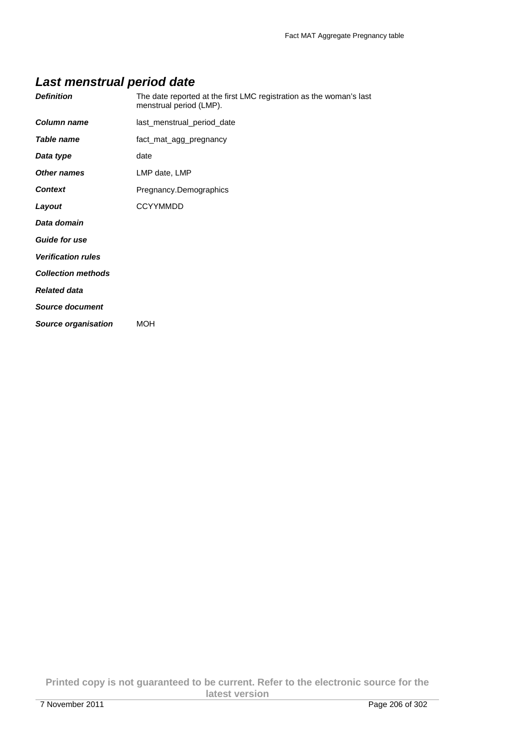## *Last menstrual period date*

| | |
|---|---|
| ***Definition*** | The date reported at the first LMC registration as the woman's last menstrual period (LMP). |
| ***Column name*** | last_menstrual_period_date |
| ***Table name*** | fact_mat_agg_pregnancy |
| ***Data type*** | date |
| ***Other names*** | LMP date, LMP |
| ***Context*** | Pregnancy.Demographics |
| ***Layout*** | CCYYMMDD |
| ***Data domain*** | |
| ***Guide for use*** | |
| ***Verification rules*** | |
| ***Collection methods*** | |
| ***Related data*** | |
| ***Source document*** | |
| ***Source organisation*** | MOH |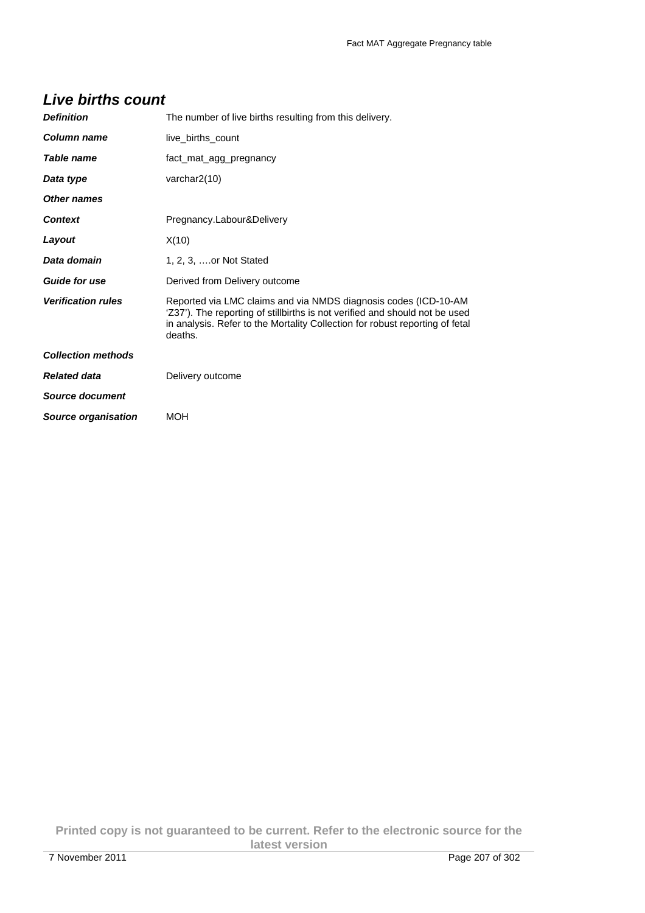## Live births count

| | |
|---|---|
| ***Definition*** | The number of live births resulting from this delivery. |
| ***Column name*** | live_births_count |
| ***Table name*** | fact_mat_agg_pregnancy |
| ***Data type*** | varchar2(10) |
| ***Other names*** | |
| ***Context*** | Pregnancy.Labour&Delivery |
| ***Layout*** | X(10) |
| ***Data domain*** | 1, 2, 3, ….or Not Stated |
| ***Guide for use*** | Derived from Delivery outcome |
| ***Verification rules*** | Reported via LMC claims and via NMDS diagnosis codes (ICD-10-AM 'Z37'). The reporting of stillbirths is not verified and should not be used in analysis. Refer to the Mortality Collection for robust reporting of fetal deaths. |
| ***Collection methods*** | |
| ***Related data*** | Delivery outcome |
| ***Source document*** | |
| ***Source organisation*** | MOH |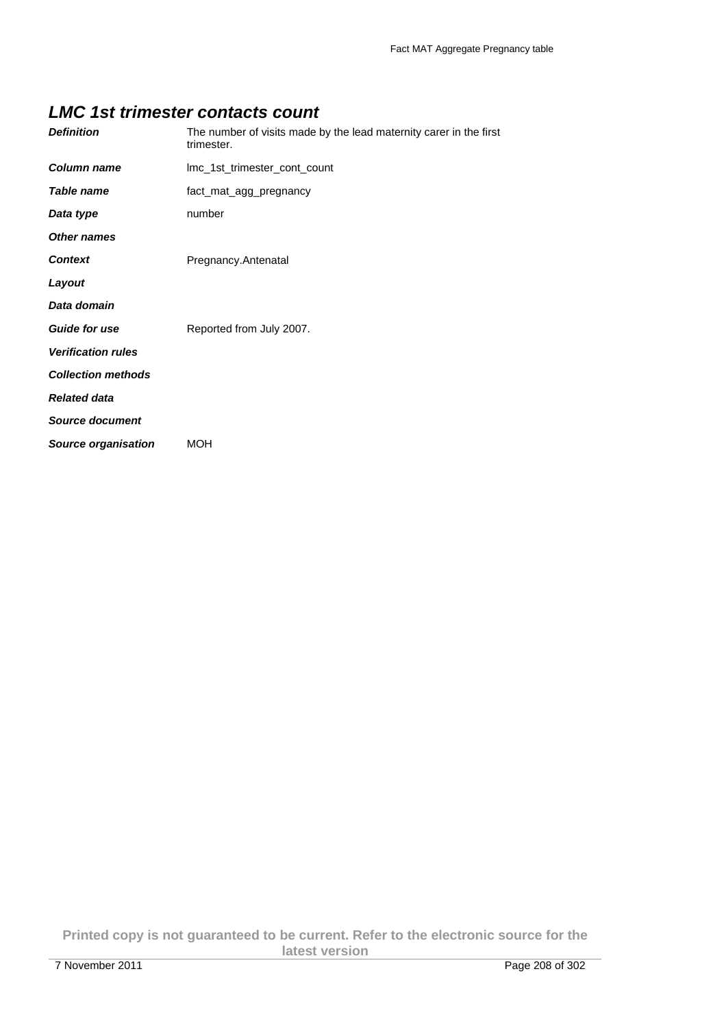## *LMC 1st trimester contacts count*

| | |
|---|---|
| ***Definition*** | The number of visits made by the lead maternity carer in the first trimester. |
| ***Column name*** | lmc_1st_trimester_cont_count |
| ***Table name*** | fact_mat_agg_pregnancy |
| ***Data type*** | number |
| ***Other names*** | |
| ***Context*** | Pregnancy.Antenatal |
| ***Layout*** | |
| ***Data domain*** | |
| ***Guide for use*** | Reported from July 2007. |
| ***Verification rules*** | |
| ***Collection methods*** | |
| ***Related data*** | |
| ***Source document*** | |
| ***Source organisation*** | MOH |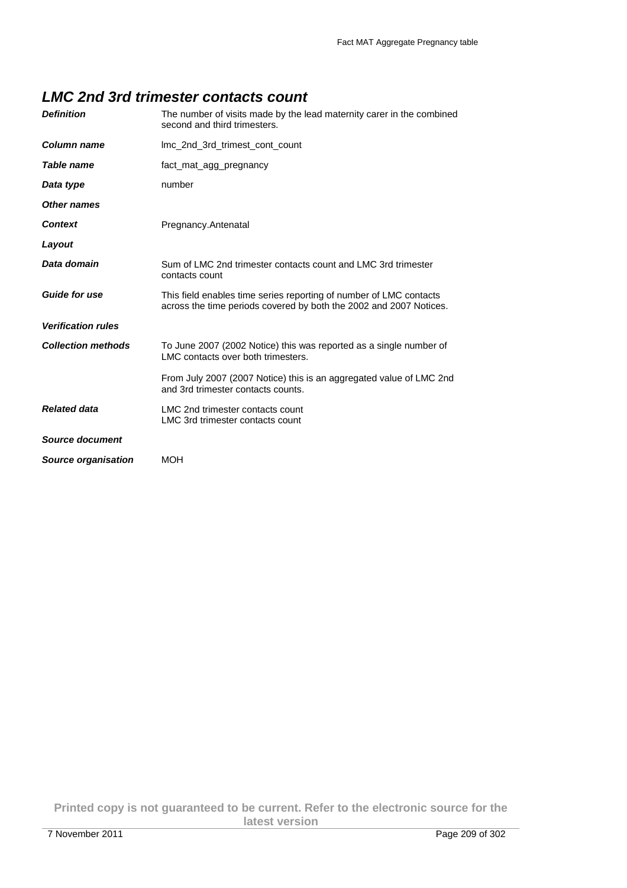### *LMC 2nd 3rd trimester contacts count*

| | |
|---|---|
| ***Definition*** | The number of visits made by the lead maternity carer in the combined second and third trimesters. |
| ***Column name*** | lmc_2nd_3rd_trimest_cont_count |
| ***Table name*** | fact_mat_agg_pregnancy |
| ***Data type*** | number |
| ***Other names*** | |
| ***Context*** | Pregnancy.Antenatal |
| ***Layout*** | |
| ***Data domain*** | Sum of LMC 2nd trimester contacts count and LMC 3rd trimester contacts count |
| ***Guide for use*** | This field enables time series reporting of number of LMC contacts across the time periods covered by both the 2002 and 2007 Notices. |
| ***Verification rules*** | |
| ***Collection methods*** | To June 2007 (2002 Notice) this was reported as a single number of LMC contacts over both trimesters.<br><br>From July 2007 (2007 Notice) this is an aggregated value of LMC 2nd and 3rd trimester contacts counts. |
| ***Related data*** | LMC 2nd trimester contacts count<br>LMC 3rd trimester contacts count |
| ***Source document*** | |
| ***Source organisation*** | MOH |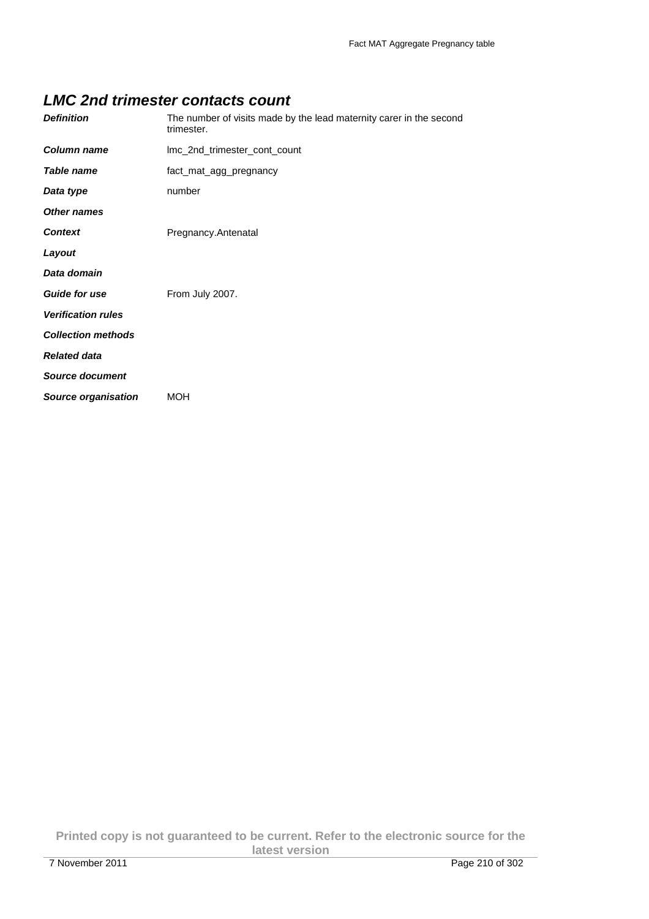## *LMC 2nd trimester contacts count*

| | |
|---|---|
| ***Definition*** | The number of visits made by the lead maternity carer in the second trimester. |
| ***Column name*** | lmc_2nd_trimester_cont_count |
| ***Table name*** | fact_mat_agg_pregnancy |
| ***Data type*** | number |
| ***Other names*** | |
| ***Context*** | Pregnancy.Antenatal |
| ***Layout*** | |
| ***Data domain*** | |
| ***Guide for use*** | From July 2007. |
| ***Verification rules*** | |
| ***Collection methods*** | |
| ***Related data*** | |
| ***Source document*** | |
| ***Source organisation*** | MOH |

**Printed copy is not guaranteed to be current. Refer to the electronic source for the latest version**

7 November 2011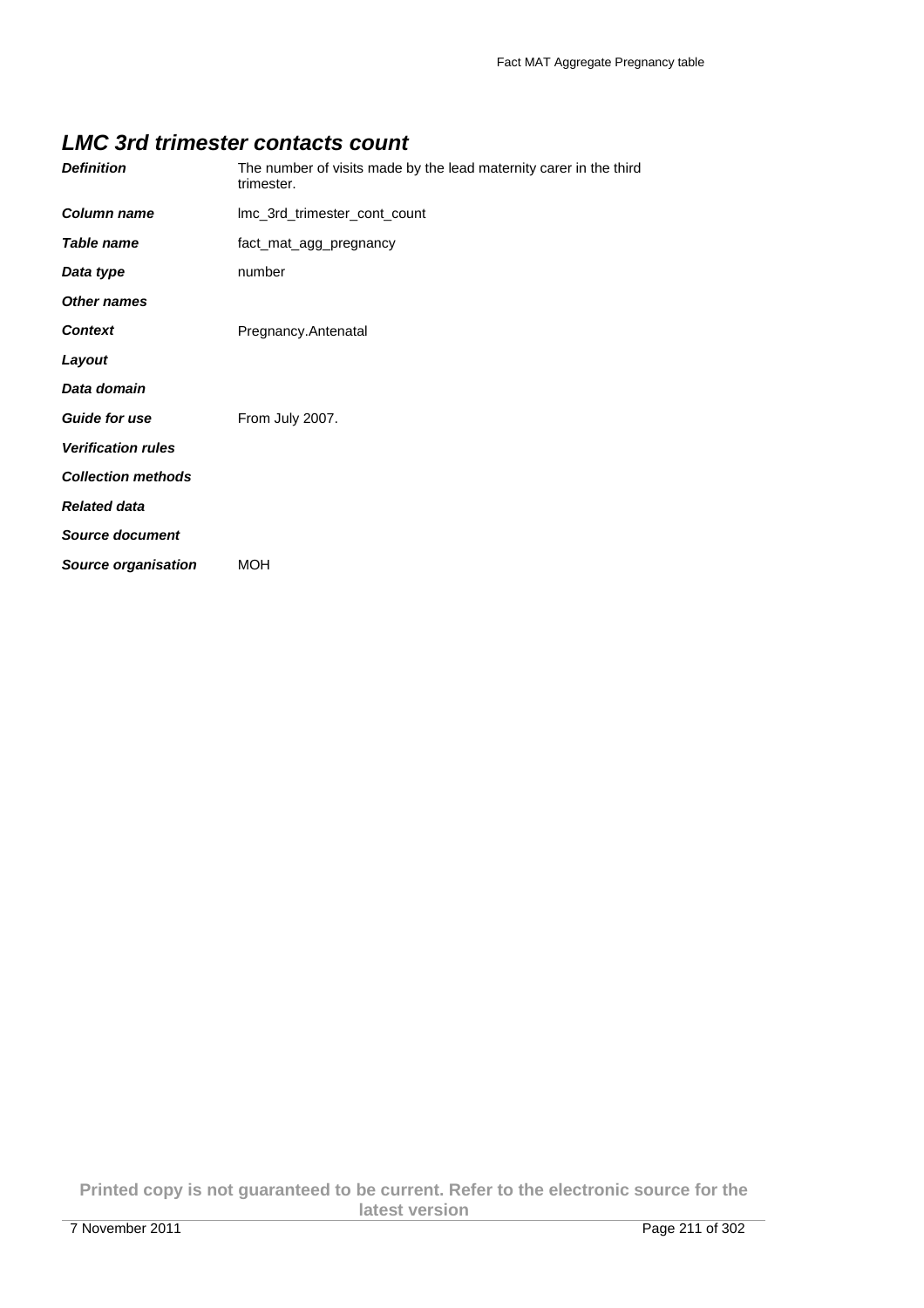## *LMC 3rd trimester contacts count*

| | |
|---|---|
| ***Definition*** | The number of visits made by the lead maternity carer in the third trimester. |
| ***Column name*** | lmc_3rd_trimester_cont_count |
| ***Table name*** | fact_mat_agg_pregnancy |
| ***Data type*** | number |
| ***Other names*** | |
| ***Context*** | Pregnancy.Antenatal |
| ***Layout*** | |
| ***Data domain*** | |
| ***Guide for use*** | From July 2007. |
| ***Verification rules*** | |
| ***Collection methods*** | |
| ***Related data*** | |
| ***Source document*** | |
| ***Source organisation*** | MOH |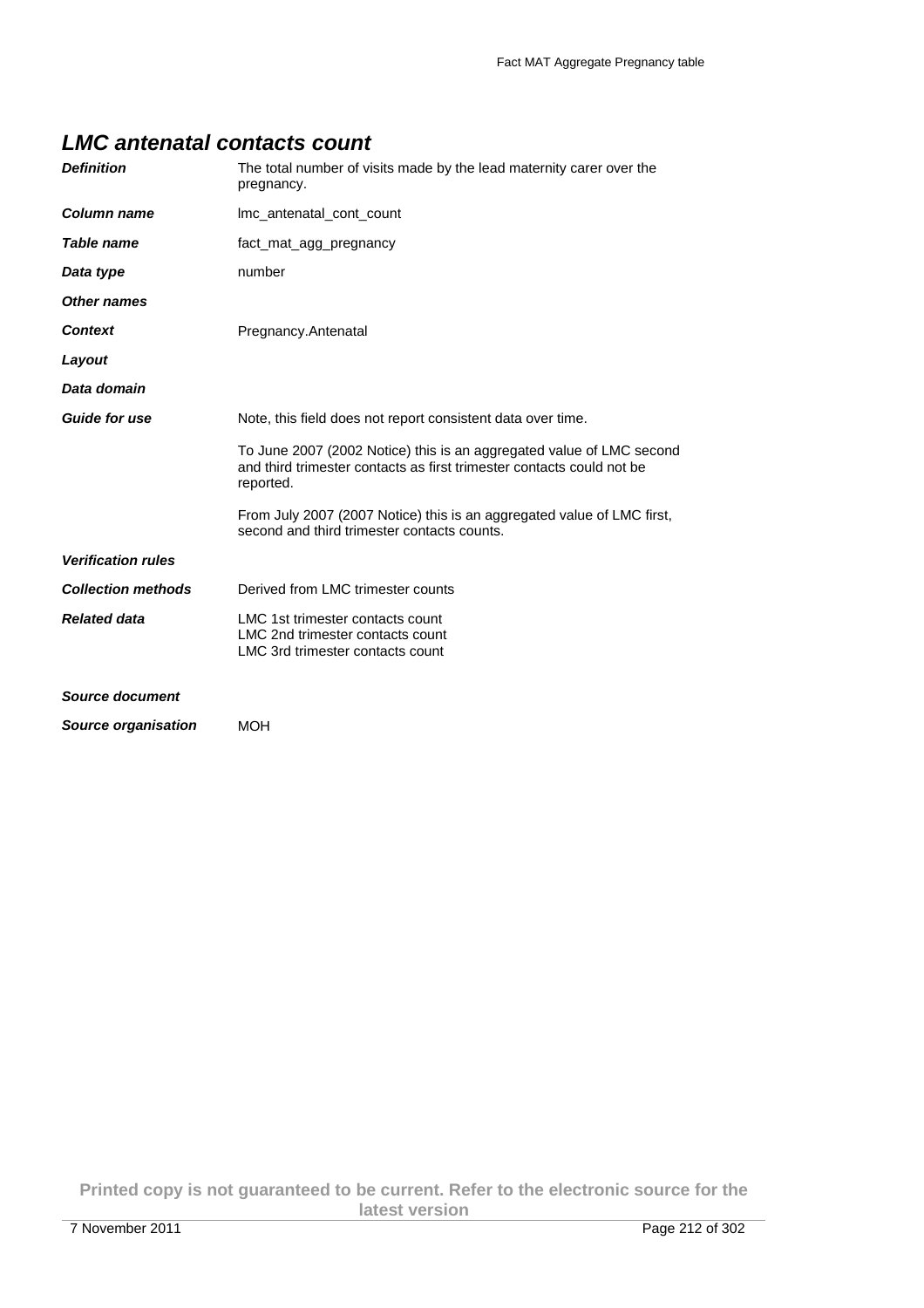## *LMC antenatal contacts count*

| | |
|---|---|
| ***Definition*** | The total number of visits made by the lead maternity carer over the pregnancy. |
| ***Column name*** | lmc_antenatal_cont_count |
| ***Table name*** | fact_mat_agg_pregnancy |
| ***Data type*** | number |
| ***Other names*** | |
| ***Context*** | Pregnancy.Antenatal |
| ***Layout*** | |
| ***Data domain*** | |
| ***Guide for use*** | Note, this field does not report consistent data over time.<br><br>To June 2007 (2002 Notice) this is an aggregated value of LMC second and third trimester contacts as first trimester contacts could not be reported.<br><br>From July 2007 (2007 Notice) this is an aggregated value of LMC first, second and third trimester contacts counts. |
| ***Verification rules*** | |
| ***Collection methods*** | Derived from LMC trimester counts |
| ***Related data*** | LMC 1st trimester contacts count<br>LMC 2nd trimester contacts count<br>LMC 3rd trimester contacts count |
| ***Source document*** | |
| ***Source organisation*** | MOH |

**Printed copy is not guaranteed to be current. Refer to the electronic source for the latest version**

7 November 2011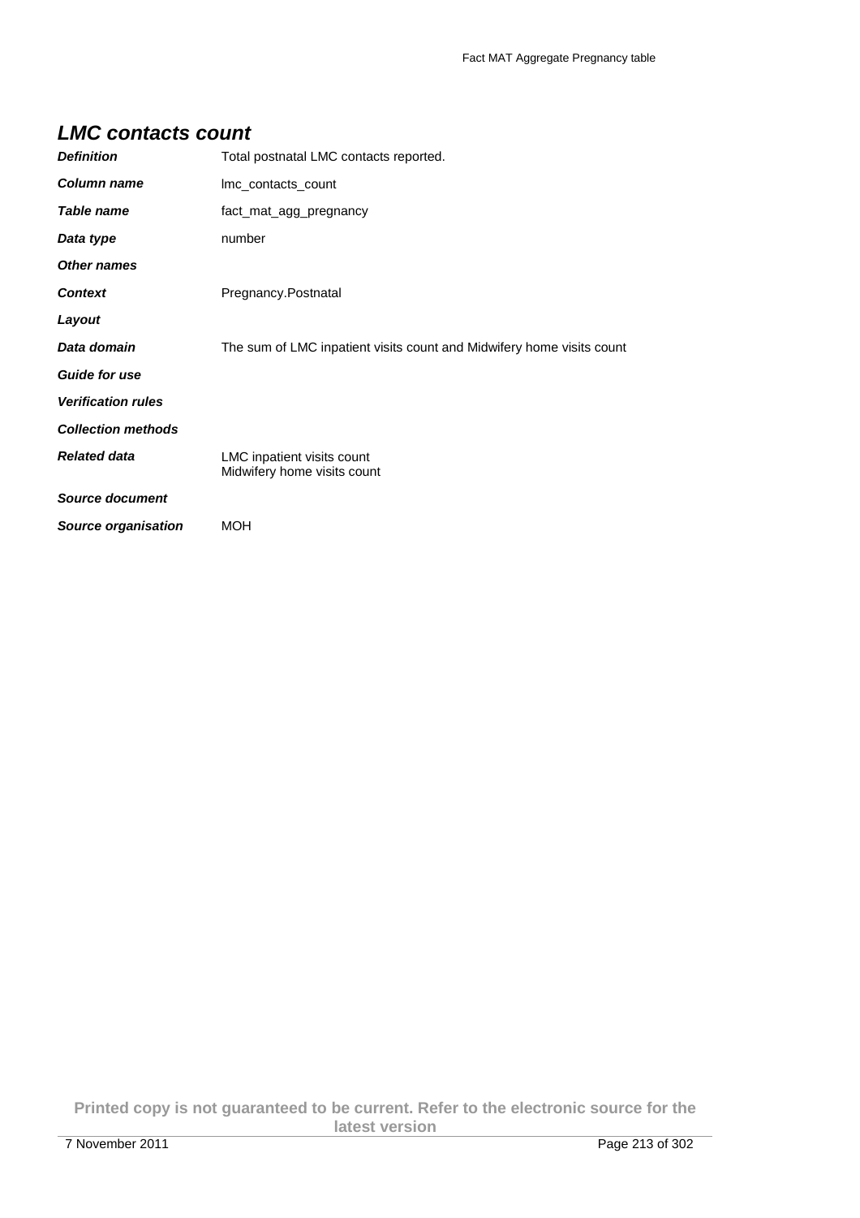## LMC contacts count

| | |
|---|---|
| ***Definition*** | Total postnatal LMC contacts reported. |
| ***Column name*** | lmc_contacts_count |
| ***Table name*** | fact_mat_agg_pregnancy |
| ***Data type*** | number |
| ***Other names*** | |
| ***Context*** | Pregnancy.Postnatal |
| ***Layout*** | |
| ***Data domain*** | The sum of LMC inpatient visits count and Midwifery home visits count |
| ***Guide for use*** | |
| ***Verification rules*** | |
| ***Collection methods*** | |
| ***Related data*** | LMC inpatient visits count<br>Midwifery home visits count |
| ***Source document*** | |
| ***Source organisation*** | MOH |

**Printed copy is not guaranteed to be current. Refer to the electronic source for the latest version**

7 November 2011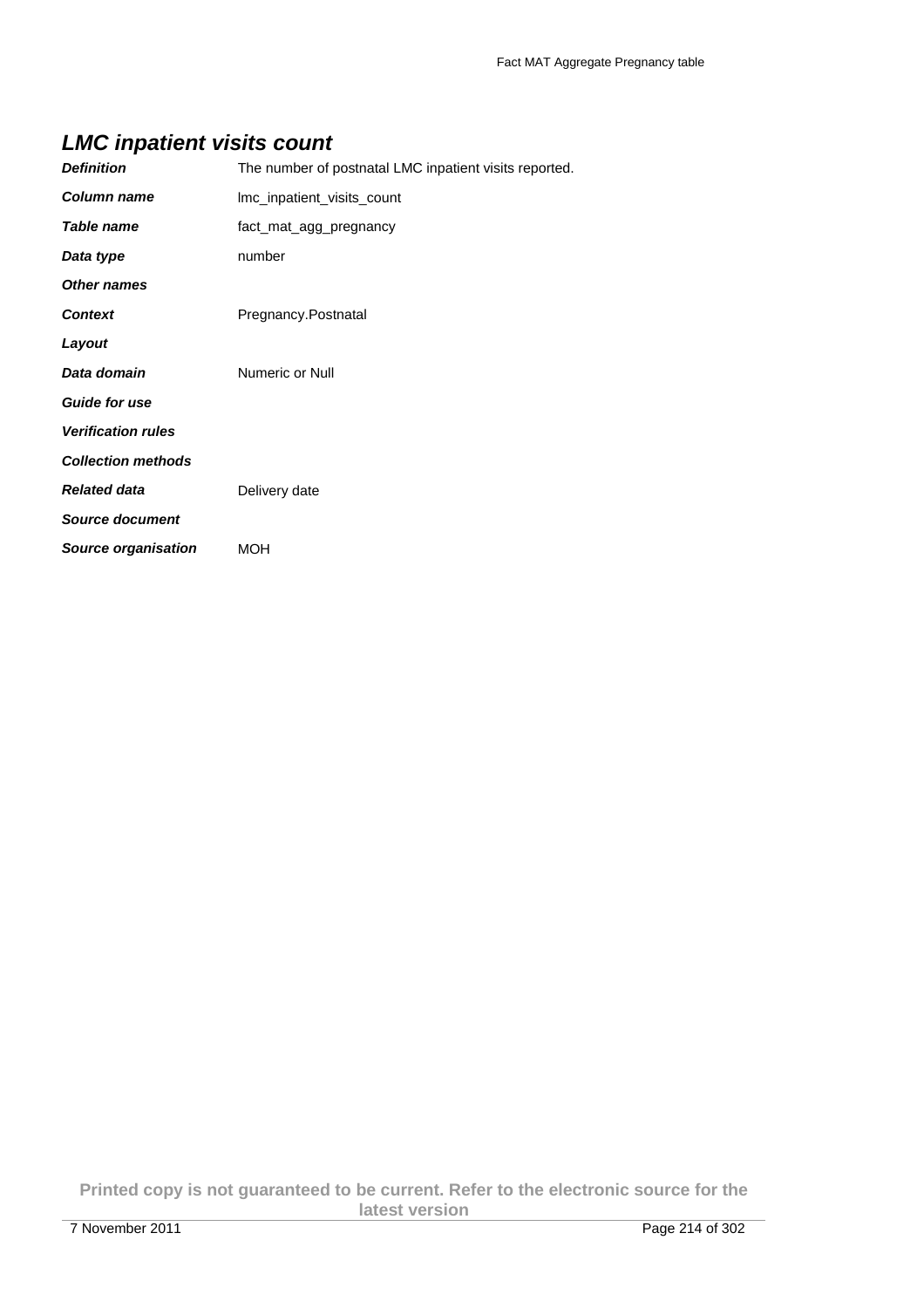## LMC inpatient visits count

| | |
|---|---|
| ***Definition*** | The number of postnatal LMC inpatient visits reported. |
| ***Column name*** | lmc_inpatient_visits_count |
| ***Table name*** | fact_mat_agg_pregnancy |
| ***Data type*** | number |
| ***Other names*** | |
| ***Context*** | Pregnancy.Postnatal |
| ***Layout*** | |
| ***Data domain*** | Numeric or Null |
| ***Guide for use*** | |
| ***Verification rules*** | |
| ***Collection methods*** | |
| ***Related data*** | Delivery date |
| ***Source document*** | |
| ***Source organisation*** | MOH |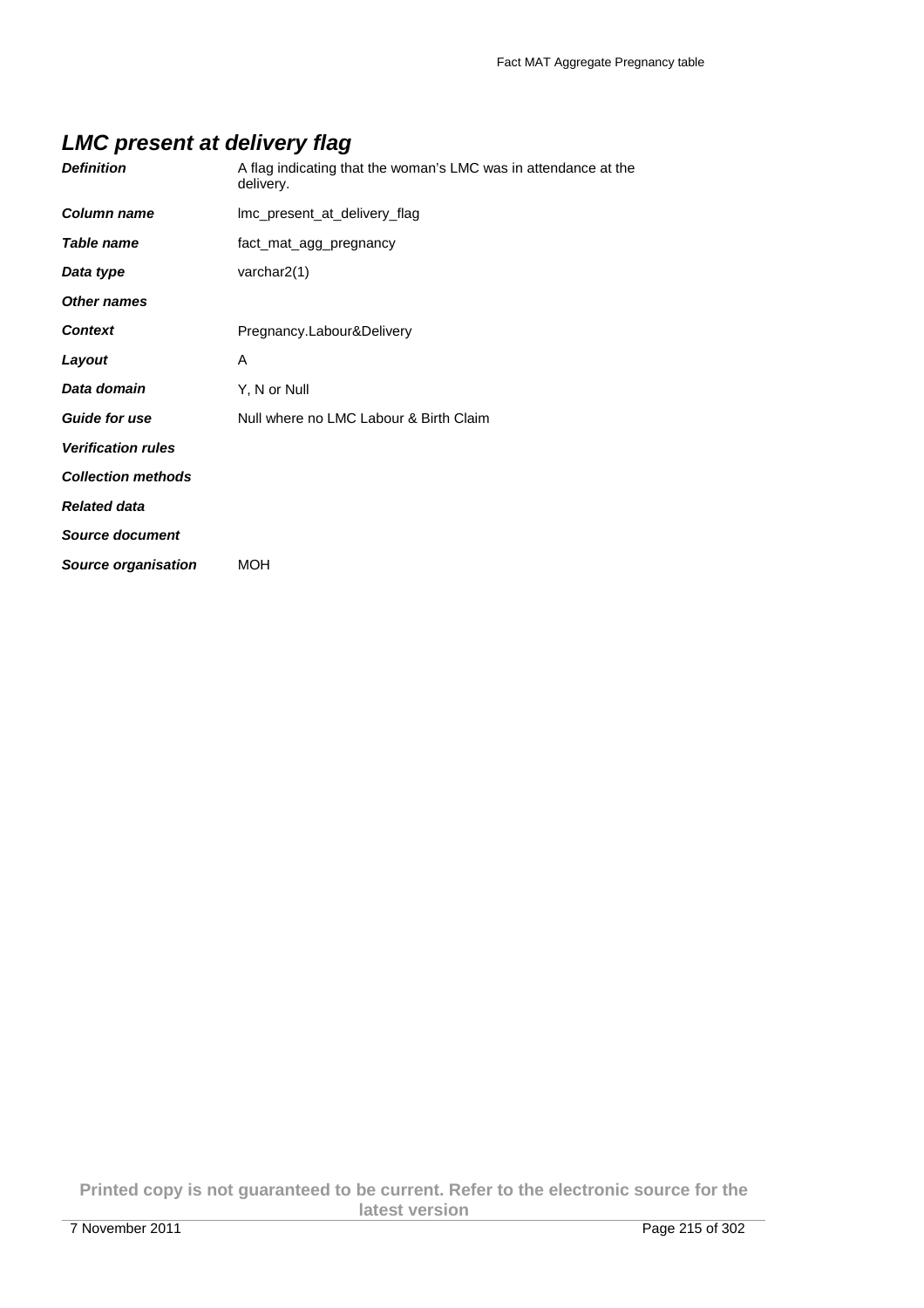## *LMC present at delivery flag*

| | |
|---|---|
| ***Definition*** | A flag indicating that the woman's LMC was in attendance at the delivery. |
| ***Column name*** | lmc_present_at_delivery_flag |
| ***Table name*** | fact_mat_agg_pregnancy |
| ***Data type*** | varchar2(1) |
| ***Other names*** | |
| ***Context*** | Pregnancy.Labour&Delivery |
| ***Layout*** | A |
| ***Data domain*** | Y, N or Null |
| ***Guide for use*** | Null where no LMC Labour & Birth Claim |
| ***Verification rules*** | |
| ***Collection methods*** | |
| ***Related data*** | |
| ***Source document*** | |
| ***Source organisation*** | MOH |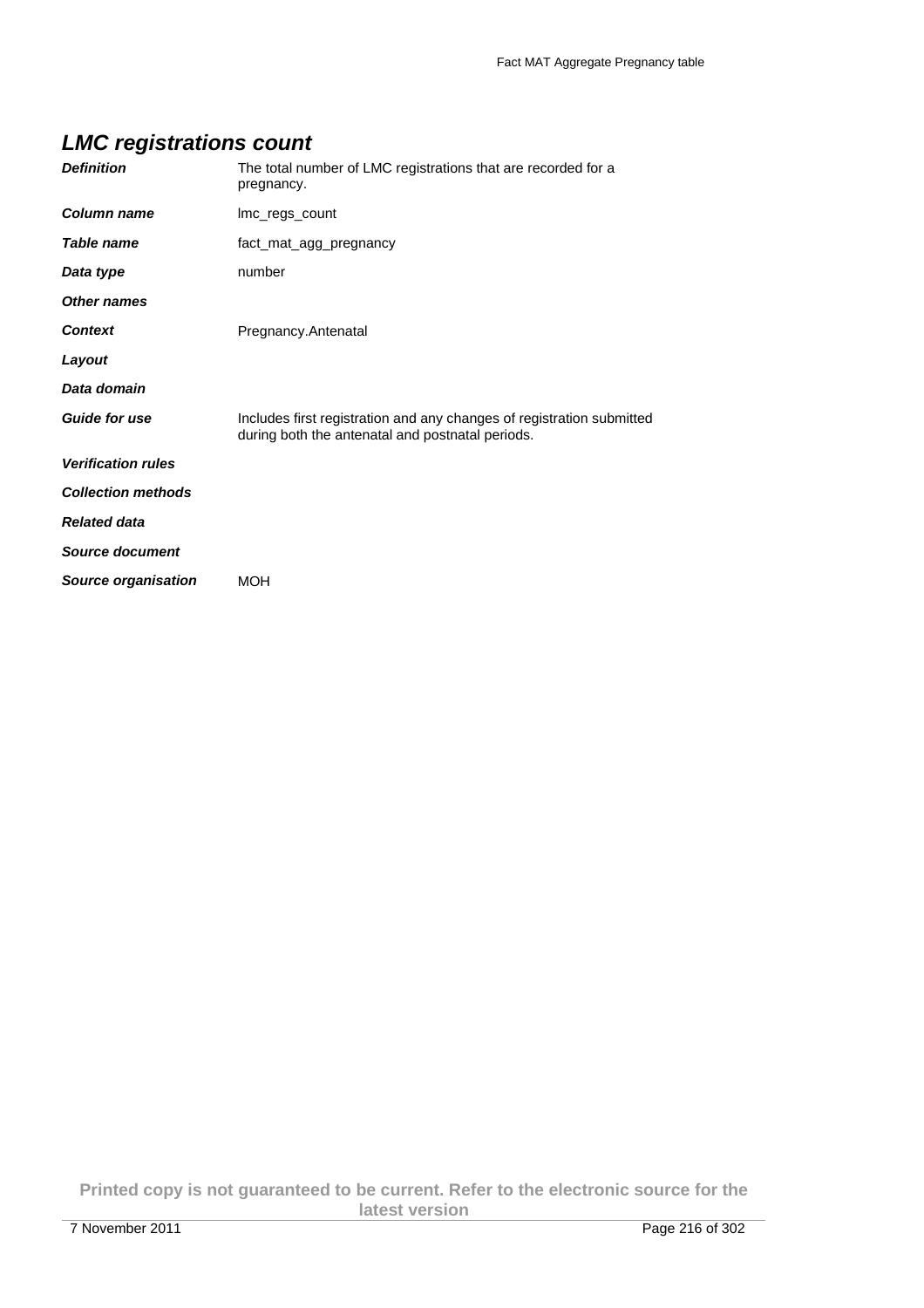## LMC registrations count

| | |
|---|---|
| ***Definition*** | The total number of LMC registrations that are recorded for a pregnancy. |
| ***Column name*** | lmc_regs_count |
| ***Table name*** | fact_mat_agg_pregnancy |
| ***Data type*** | number |
| ***Other names*** | |
| ***Context*** | Pregnancy.Antenatal |
| ***Layout*** | |
| ***Data domain*** | |
| ***Guide for use*** | Includes first registration and any changes of registration submitted during both the antenatal and postnatal periods. |
| ***Verification rules*** | |
| ***Collection methods*** | |
| ***Related data*** | |
| ***Source document*** | |
| ***Source organisation*** | MOH |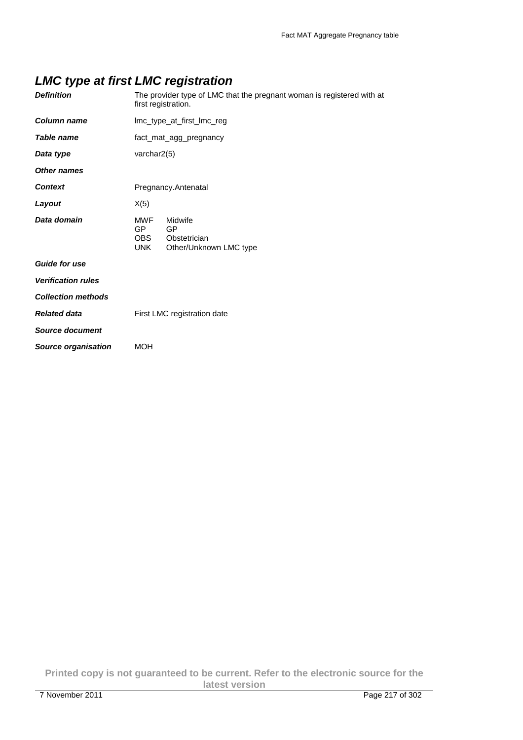## *LMC type at first LMC registration*

| | |
|---|---|
| ***Definition*** | The provider type of LMC that the pregnant woman is registered with at first registration. |
| ***Column name*** | lmc_type_at_first_lmc_reg |
| ***Table name*** | fact_mat_agg_pregnancy |
| ***Data type*** | varchar2(5) |
| ***Other names*** | |
| ***Context*** | Pregnancy.Antenatal |
| ***Layout*** | X(5) |
| ***Data domain*** | MWF Midwife<br>GP GP<br>OBS Obstetrician<br>UNK Other/Unknown LMC type |
| ***Guide for use*** | |
| ***Verification rules*** | |
| ***Collection methods*** | |
| ***Related data*** | First LMC registration date |
| ***Source document*** | |
| ***Source organisation*** | MOH |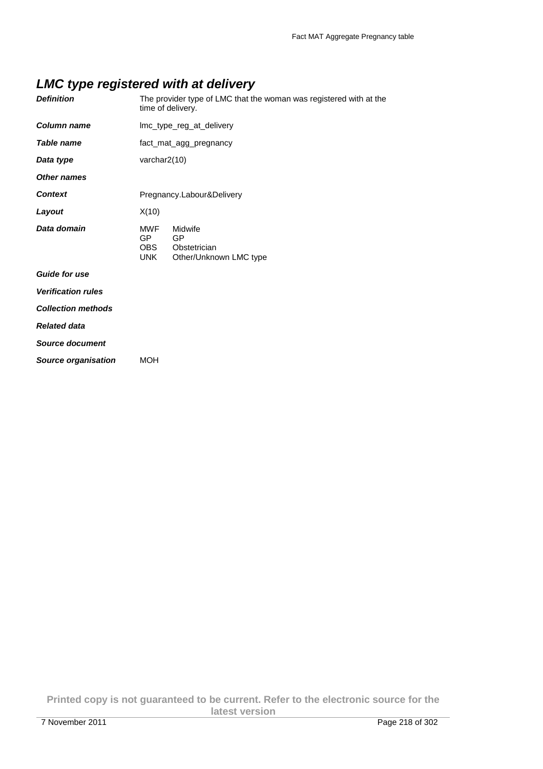## *LMC type registered with at delivery*

| | |
|---|---|
| ***Definition*** | The provider type of LMC that the woman was registered with at the time of delivery. |
| ***Column name*** | lmc_type_reg_at_delivery |
| ***Table name*** | fact_mat_agg_pregnancy |
| ***Data type*** | varchar2(10) |
| ***Other names*** | |
| ***Context*** | Pregnancy.Labour&Delivery |
| ***Layout*** | X(10) |
| ***Data domain*** | MWF Midwife<br>GP GP<br>OBS Obstetrician<br>UNK Other/Unknown LMC type |
| ***Guide for use*** | |
| ***Verification rules*** | |
| ***Collection methods*** | |
| ***Related data*** | |
| ***Source document*** | |
| ***Source organisation*** | MOH |

**Printed copy is not guaranteed to be current. Refer to the electronic source for the latest version**

7 November 2011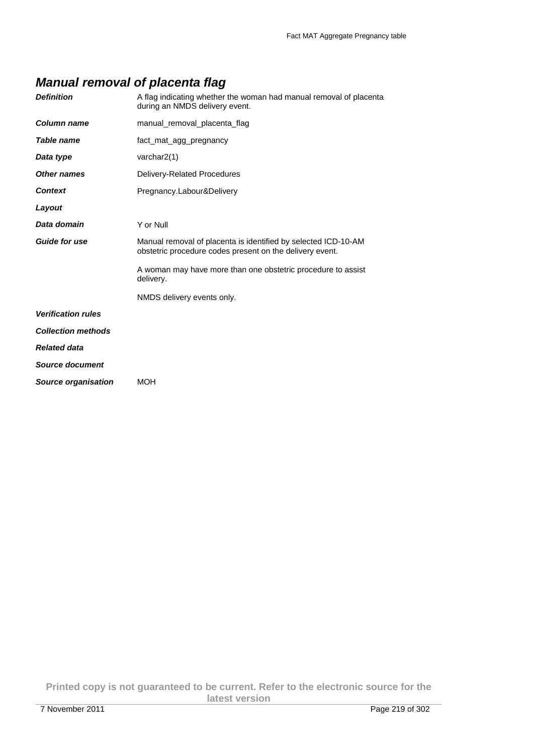## *Manual removal of placenta flag*

| | |
|---|---|
| ***Definition*** | A flag indicating whether the woman had manual removal of placenta during an NMDS delivery event. |
| ***Column name*** | manual_removal_placenta_flag |
| ***Table name*** | fact_mat_agg_pregnancy |
| ***Data type*** | varchar2(1) |
| ***Other names*** | Delivery-Related Procedures |
| ***Context*** | Pregnancy.Labour&Delivery |
| ***Layout*** | |
| ***Data domain*** | Y or Null |
| ***Guide for use*** | Manual removal of placenta is identified by selected ICD-10-AM obstetric procedure codes present on the delivery event.<br><br>A woman may have more than one obstetric procedure to assist delivery.<br><br>NMDS delivery events only. |
| ***Verification rules*** | |
| ***Collection methods*** | |
| ***Related data*** | |
| ***Source document*** | |
| ***Source organisation*** | MOH |

**Printed copy is not guaranteed to be current. Refer to the electronic source for the latest version**

7 November 2011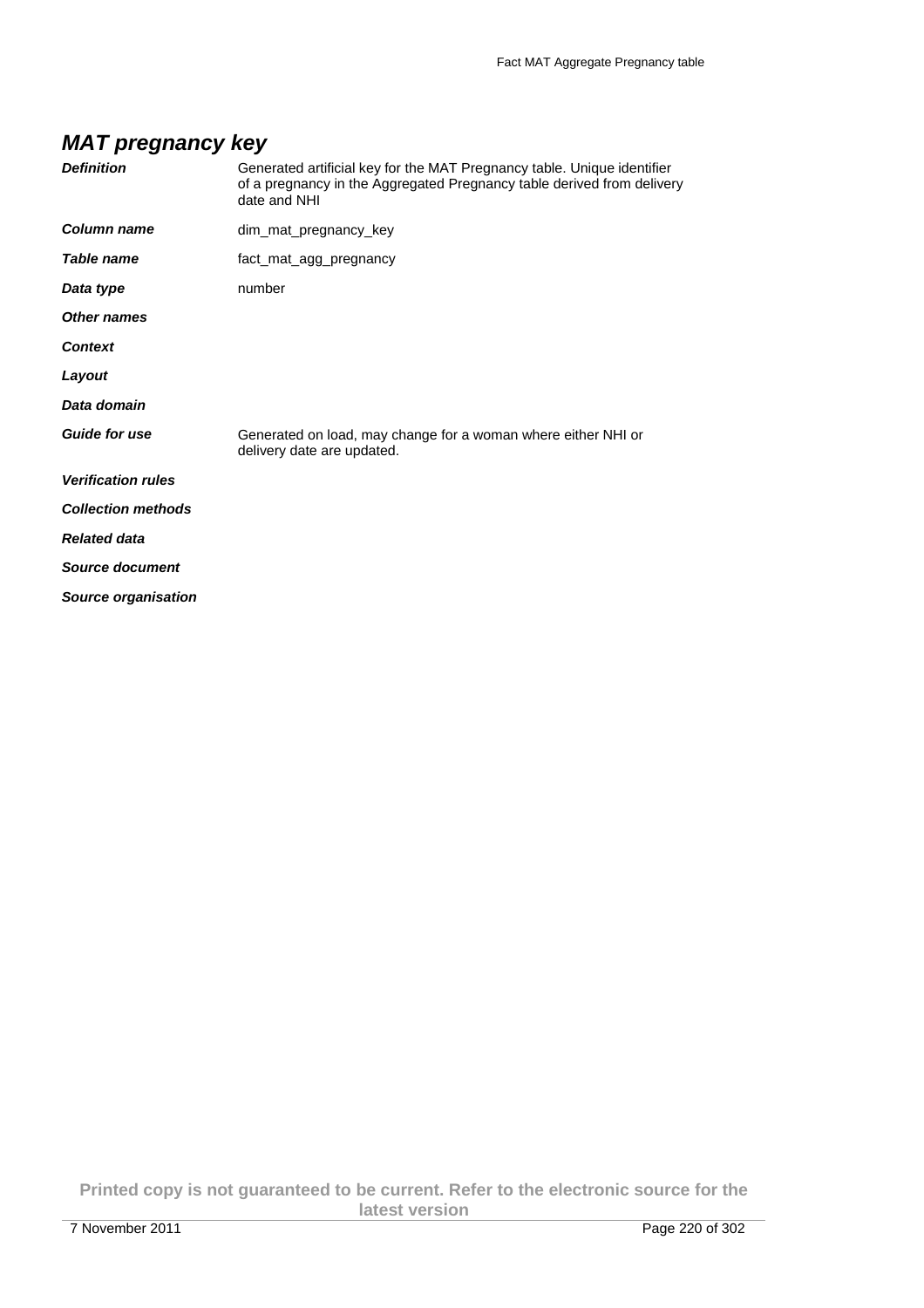## *MAT pregnancy key*

| | |
|---|---|
| ***Definition*** | Generated artificial key for the MAT Pregnancy table. Unique identifier of a pregnancy in the Aggregated Pregnancy table derived from delivery date and NHI |
| ***Column name*** | dim_mat_pregnancy_key |
| ***Table name*** | fact_mat_agg_pregnancy |
| ***Data type*** | number |
| ***Other names*** | |
| ***Context*** | |
| ***Layout*** | |
| ***Data domain*** | |
| ***Guide for use*** | Generated on load, may change for a woman where either NHI or delivery date are updated. |
| ***Verification rules*** | |
| ***Collection methods*** | |
| ***Related data*** | |
| ***Source document*** | |
| ***Source organisation*** | |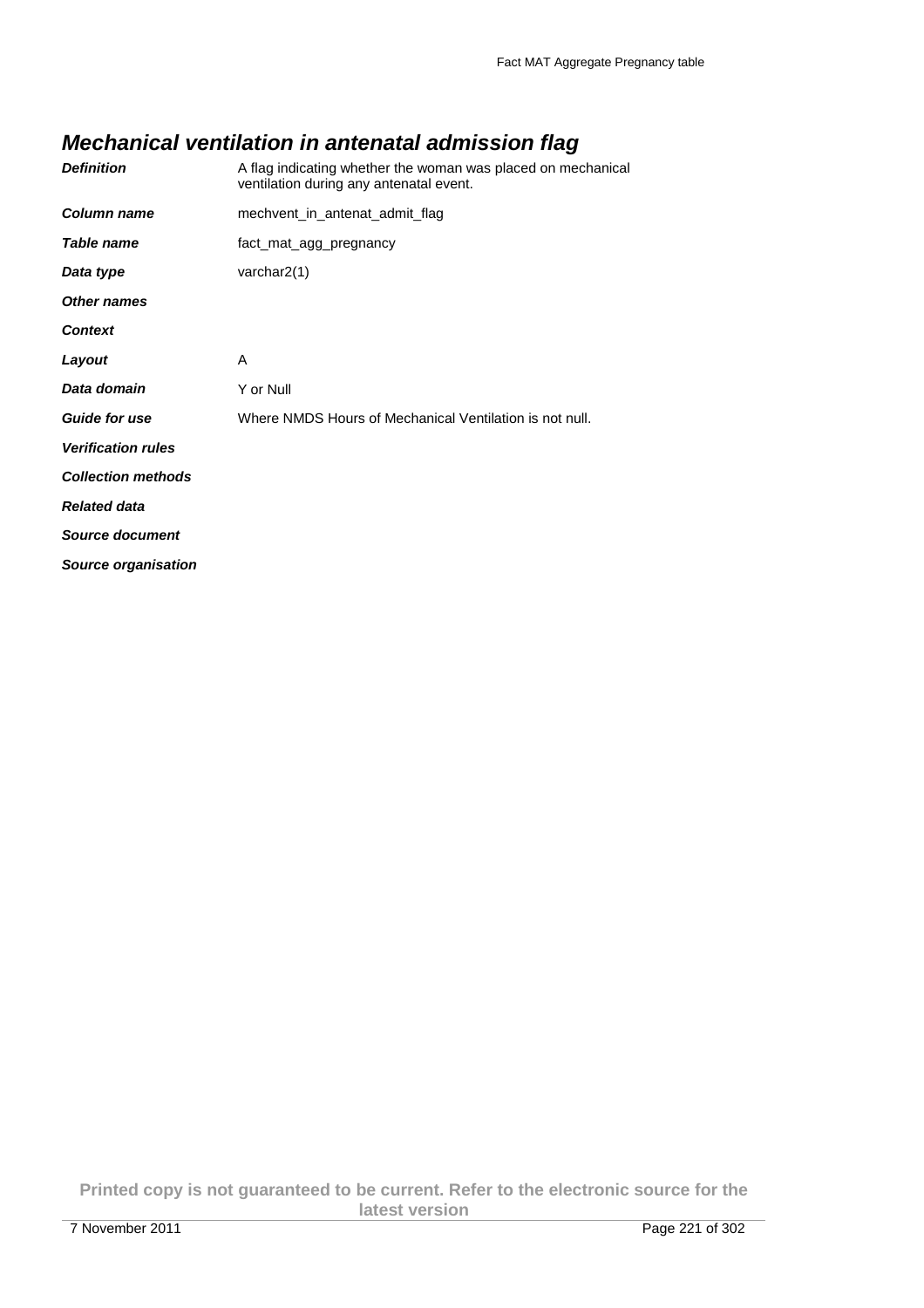## Mechanical ventilation in antenatal admission flag

| | |
|---|---|
| ***Definition*** | A flag indicating whether the woman was placed on mechanical ventilation during any antenatal event. |
| ***Column name*** | mechvent_in_antenat_admit_flag |
| ***Table name*** | fact_mat_agg_pregnancy |
| ***Data type*** | varchar2(1) |
| ***Other names*** | |
| ***Context*** | |
| ***Layout*** | A |
| ***Data domain*** | Y or Null |
| ***Guide for use*** | Where NMDS Hours of Mechanical Ventilation is not null. |
| ***Verification rules*** | |
| ***Collection methods*** | |
| ***Related data*** | |
| ***Source document*** | |
| ***Source organisation*** | |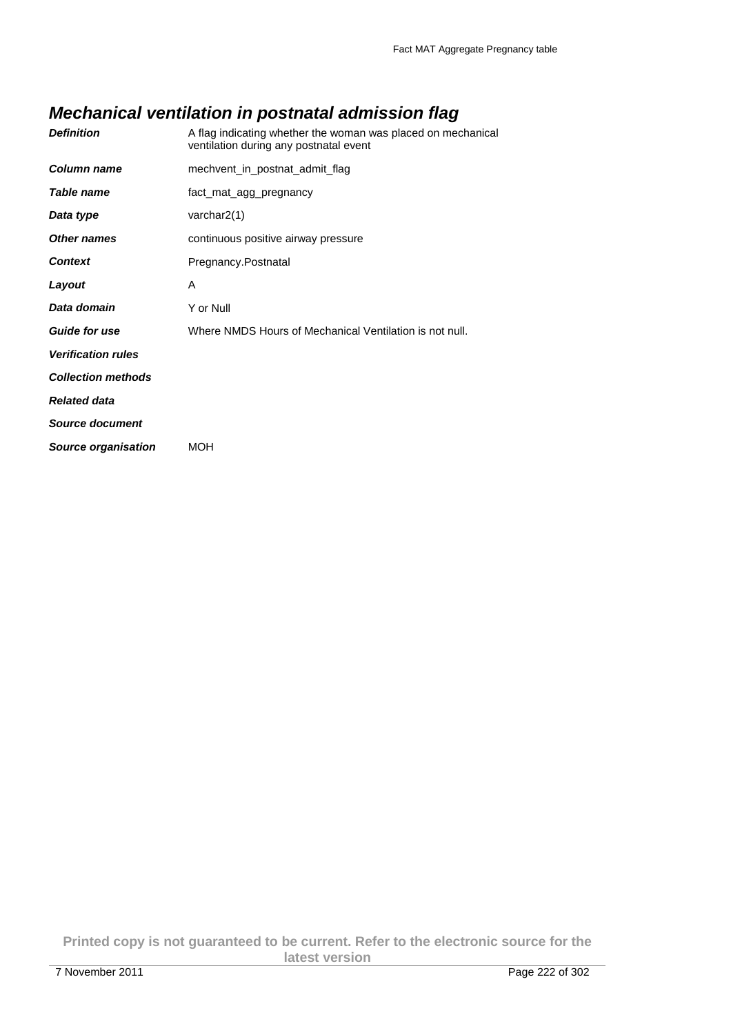## *Mechanical ventilation in postnatal admission flag*

| | |
|---|---|
| ***Definition*** | A flag indicating whether the woman was placed on mechanical ventilation during any postnatal event |
| ***Column name*** | mechvent_in_postnat_admit_flag |
| ***Table name*** | fact_mat_agg_pregnancy |
| ***Data type*** | varchar2(1) |
| ***Other names*** | continuous positive airway pressure |
| ***Context*** | Pregnancy.Postnatal |
| ***Layout*** | A |
| ***Data domain*** | Y or Null |
| ***Guide for use*** | Where NMDS Hours of Mechanical Ventilation is not null. |
| ***Verification rules*** | |
| ***Collection methods*** | |
| ***Related data*** | |
| ***Source document*** | |
| ***Source organisation*** | MOH |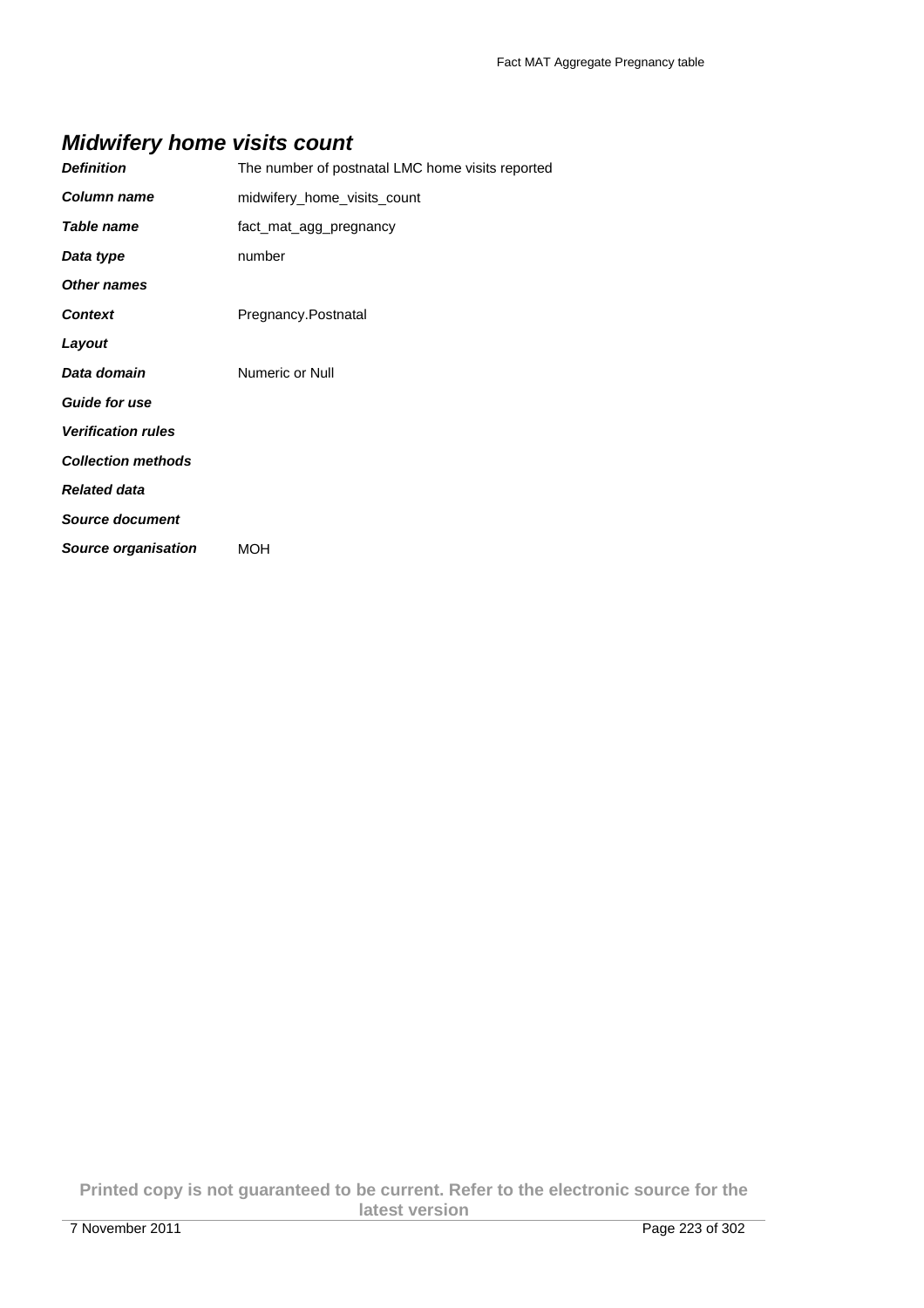## *Midwifery home visits count*

| | |
|---|---|
| ***Definition*** | The number of postnatal LMC home visits reported |
| ***Column name*** | midwifery_home_visits_count |
| ***Table name*** | fact_mat_agg_pregnancy |
| ***Data type*** | number |
| ***Other names*** | |
| ***Context*** | Pregnancy.Postnatal |
| ***Layout*** | |
| ***Data domain*** | Numeric or Null |
| ***Guide for use*** | |
| ***Verification rules*** | |
| ***Collection methods*** | |
| ***Related data*** | |
| ***Source document*** | |
| ***Source organisation*** | MOH |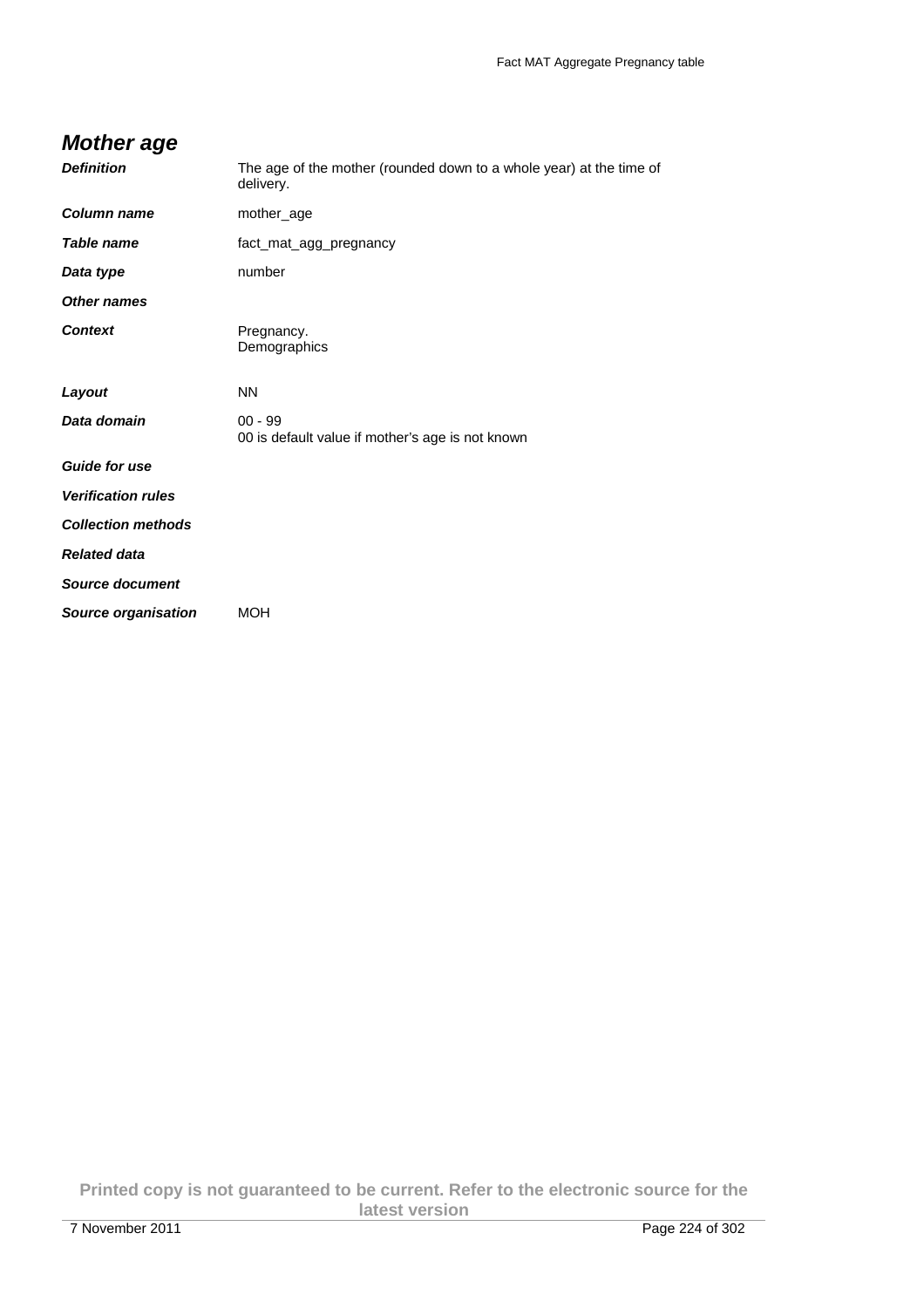## *Mother age*

| | |
|---|---|
| ***Definition*** | The age of the mother (rounded down to a whole year) at the time of delivery. |
| ***Column name*** | mother_age |
| ***Table name*** | fact_mat_agg_pregnancy |
| ***Data type*** | number |
| ***Other names*** | |
| ***Context*** | Pregnancy.<br>Demographics |
| ***Layout*** | NN |
| ***Data domain*** | 00 - 99<br>00 is default value if mother's age is not known |
| ***Guide for use*** | |
| ***Verification rules*** | |
| ***Collection methods*** | |
| ***Related data*** | |
| ***Source document*** | |
| ***Source organisation*** | MOH |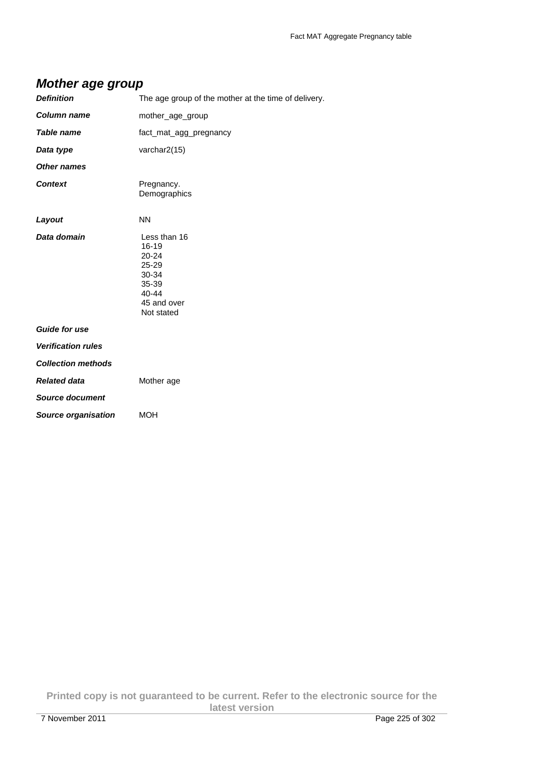## *Mother age group*

| | |
|---|---|
| ***Definition*** | The age group of the mother at the time of delivery. |
| ***Column name*** | mother_age_group |
| ***Table name*** | fact_mat_agg_pregnancy |
| ***Data type*** | varchar2(15) |
| ***Other names*** | |
| ***Context*** | Pregnancy.<br>Demographics |
| ***Layout*** | NN |
| ***Data domain*** | Less than 16<br>16-19<br>20-24<br>25-29<br>30-34<br>35-39<br>40-44<br>45 and over<br>Not stated |
| ***Guide for use*** | |
| ***Verification rules*** | |
| ***Collection methods*** | |
| ***Related data*** | Mother age |
| ***Source document*** | |
| ***Source organisation*** | MOH |

**Printed copy is not guaranteed to be current. Refer to the electronic source for the latest version**

7 November 2011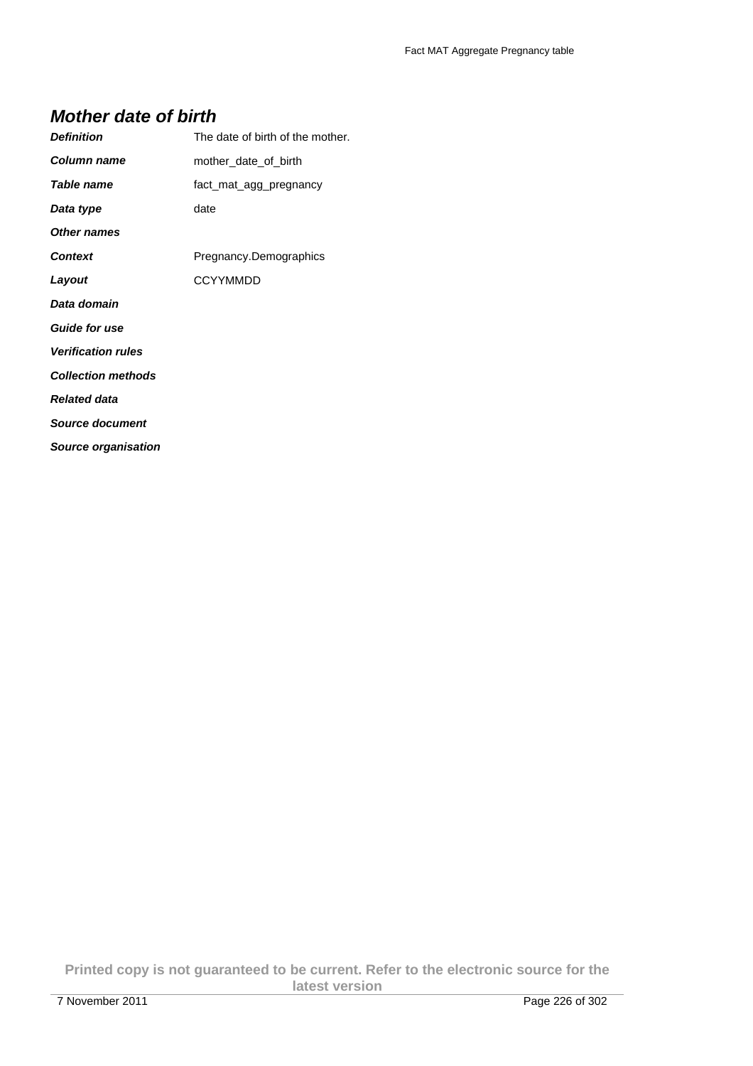## *Mother date of birth*

| | |
|---|---|
| ***Definition*** | The date of birth of the mother. |
| ***Column name*** | mother_date_of_birth |
| ***Table name*** | fact_mat_agg_pregnancy |
| ***Data type*** | date |
| ***Other names*** | |
| ***Context*** | Pregnancy.Demographics |
| ***Layout*** | CCYYMMDD |
| ***Data domain*** | |
| ***Guide for use*** | |
| ***Verification rules*** | |
| ***Collection methods*** | |
| ***Related data*** | |
| ***Source document*** | |
| ***Source organisation*** | |

**Printed copy is not guaranteed to be current. Refer to the electronic source for the latest version**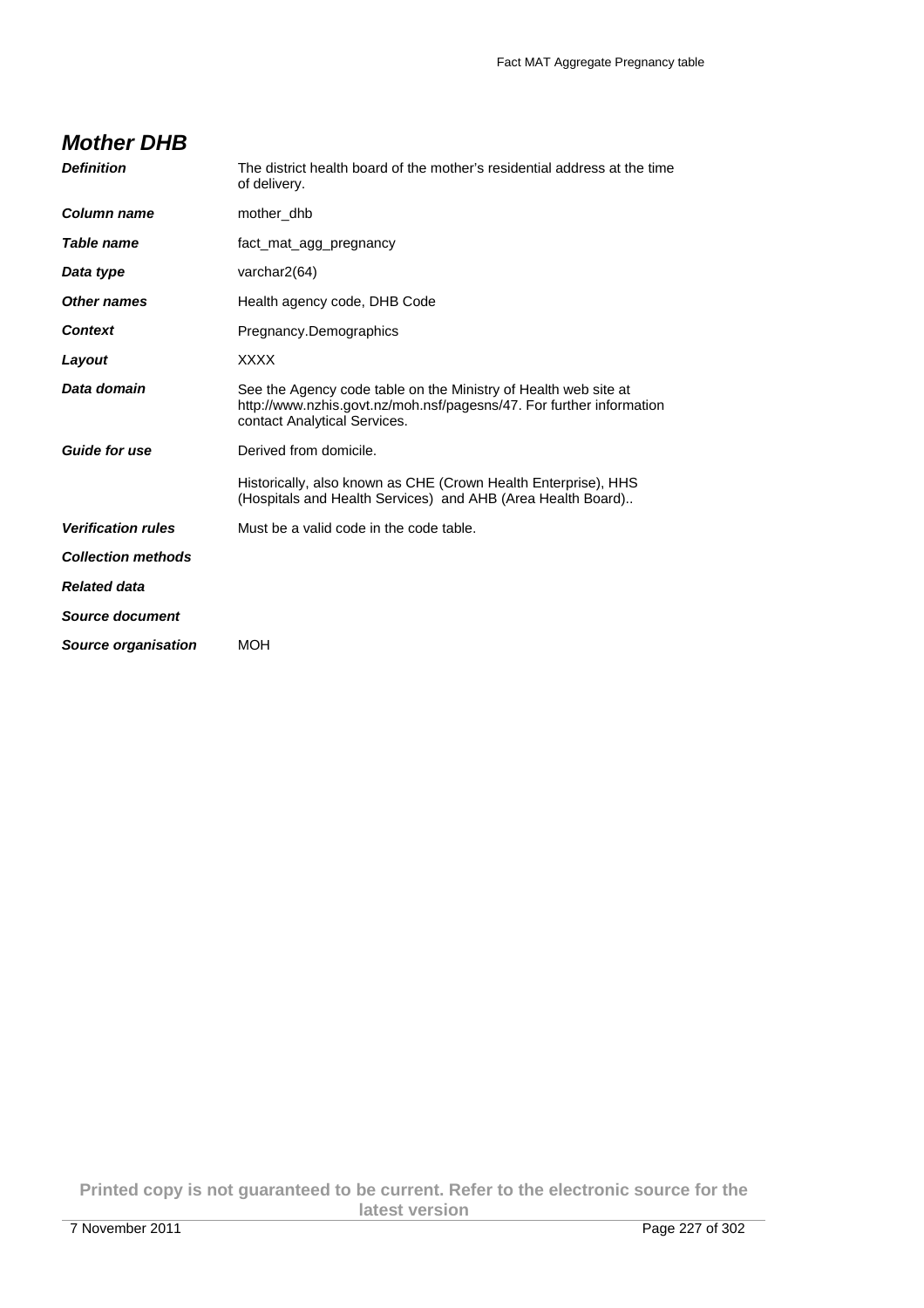## *Mother DHB*

| | |
|---|---|
| ***Definition*** | The district health board of the mother's residential address at the time of delivery. |
| ***Column name*** | mother_dhb |
| ***Table name*** | fact_mat_agg_pregnancy |
| ***Data type*** | varchar2(64) |
| ***Other names*** | Health agency code, DHB Code |
| ***Context*** | Pregnancy.Demographics |
| ***Layout*** | XXXX |
| ***Data domain*** | See the Agency code table on the Ministry of Health web site at http://www.nzhis.govt.nz/moh.nsf/pagesns/47. For further information contact Analytical Services. |
| ***Guide for use*** | Derived from domicile.<br><br>Historically, also known as CHE (Crown Health Enterprise), HHS (Hospitals and Health Services) and AHB (Area Health Board).. |
| ***Verification rules*** | Must be a valid code in the code table. |
| ***Collection methods*** | |
| ***Related data*** | |
| ***Source document*** | |
| ***Source organisation*** | MOH |

**Printed copy is not guaranteed to be current. Refer to the electronic source for the latest version**

7 November 2011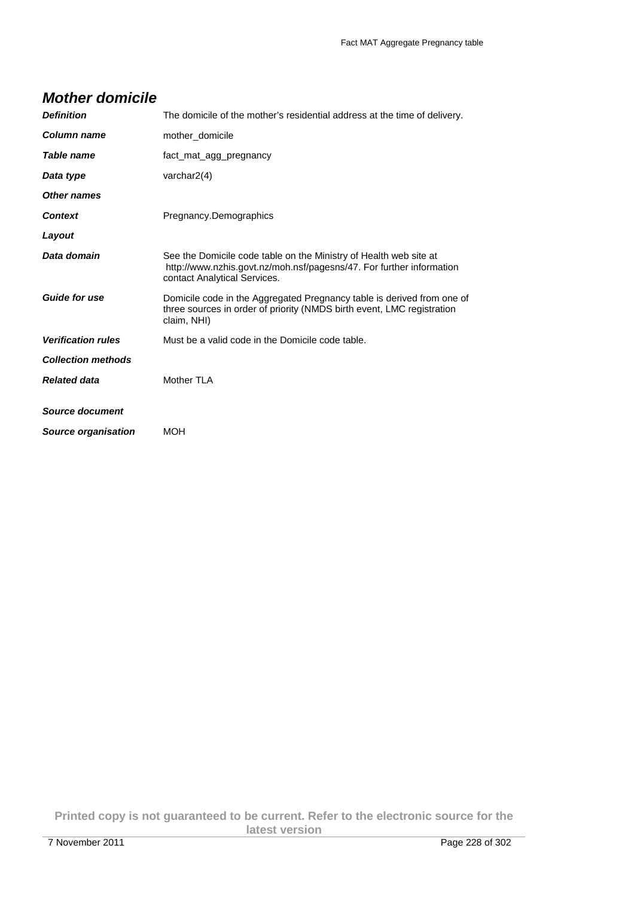## *Mother domicile*

| | |
|---|---|
| ***Definition*** | The domicile of the mother's residential address at the time of delivery. |
| ***Column name*** | mother_domicile |
| ***Table name*** | fact_mat_agg_pregnancy |
| ***Data type*** | varchar2(4) |
| ***Other names*** | |
| ***Context*** | Pregnancy.Demographics |
| ***Layout*** | |
| ***Data domain*** | See the Domicile code table on the Ministry of Health web site at http://www.nzhis.govt.nz/moh.nsf/pagesns/47. For further information contact Analytical Services. |
| ***Guide for use*** | Domicile code in the Aggregated Pregnancy table is derived from one of three sources in order of priority (NMDS birth event, LMC registration claim, NHI) |
| ***Verification rules*** | Must be a valid code in the Domicile code table. |
| ***Collection methods*** | |
| ***Related data*** | Mother TLA |
| ***Source document*** | |
| ***Source organisation*** | MOH |

**Printed copy is not guaranteed to be current. Refer to the electronic source for the latest version**

7 November 2011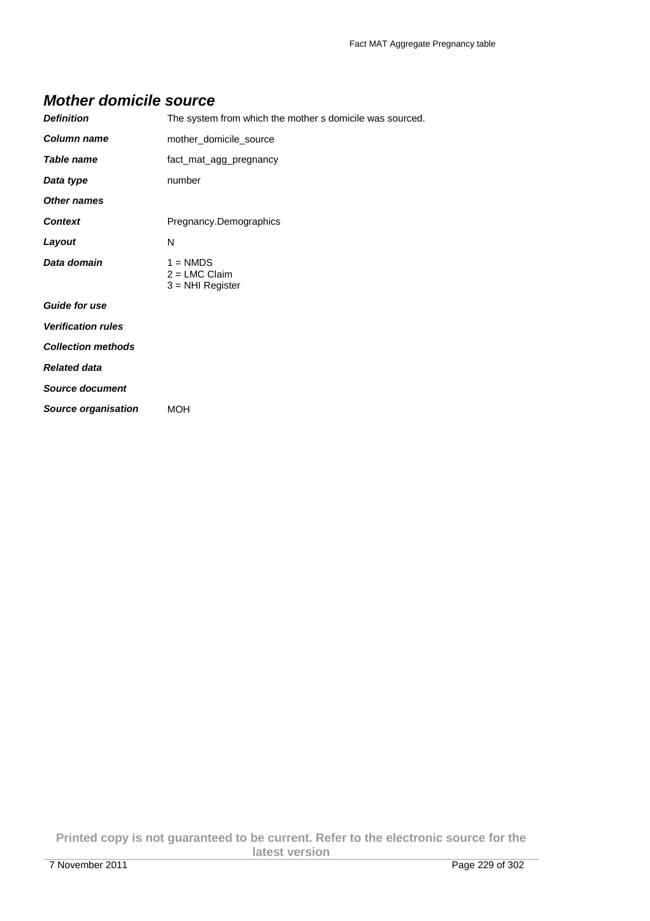## *Mother domicile source*

| | |
|---|---|
| ***Definition*** | The system from which the mother s domicile was sourced. |
| ***Column name*** | mother_domicile_source |
| ***Table name*** | fact_mat_agg_pregnancy |
| ***Data type*** | number |
| ***Other names*** | |
| ***Context*** | Pregnancy.Demographics |
| ***Layout*** | N |
| ***Data domain*** | 1 = NMDS<br>2 = LMC Claim<br>3 = NHI Register |
| ***Guide for use*** | |
| ***Verification rules*** | |
| ***Collection methods*** | |
| ***Related data*** | |
| ***Source document*** | |
| ***Source organisation*** | MOH |

**Printed copy is not guaranteed to be current. Refer to the electronic source for the latest version**

7 November 2011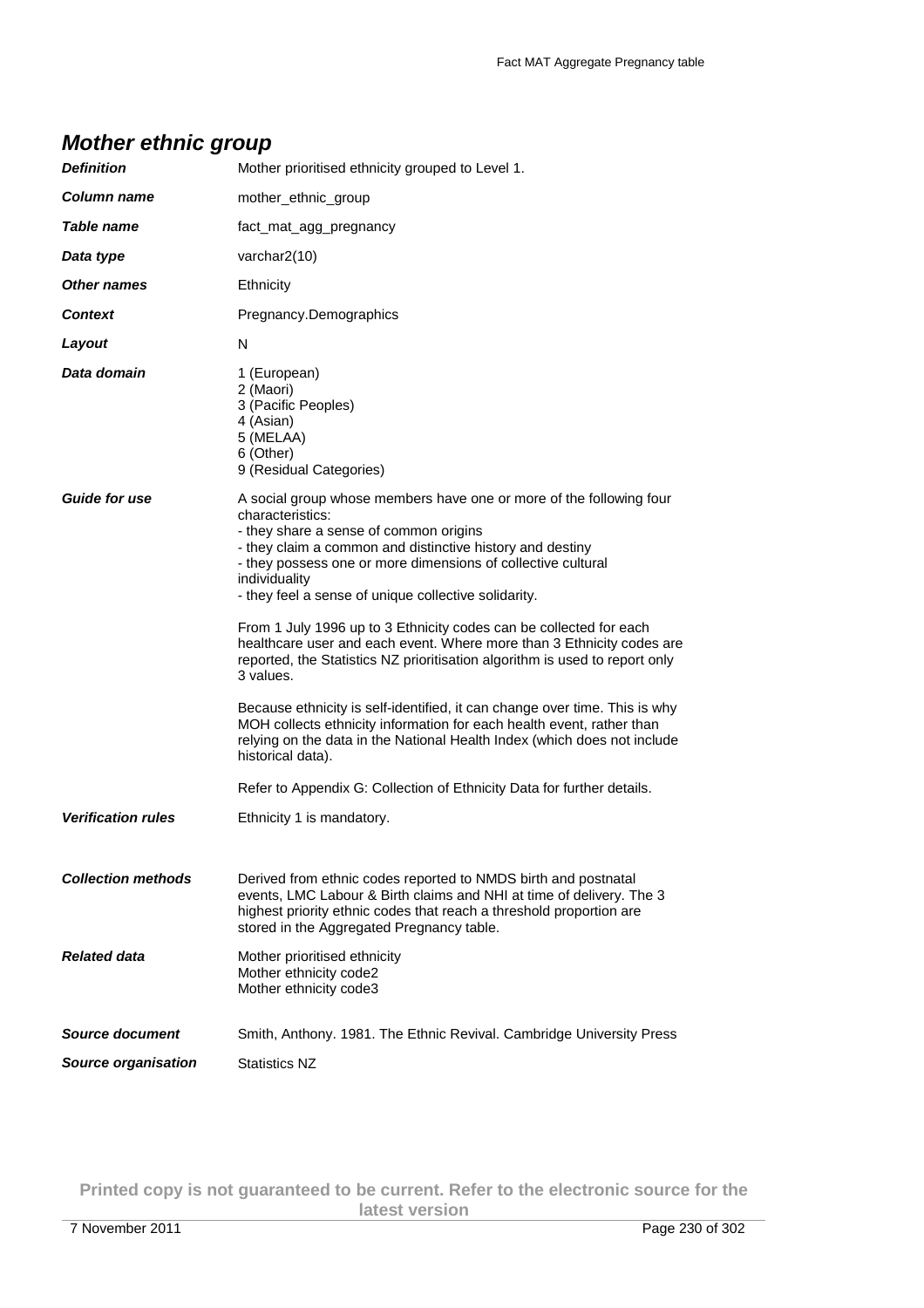## *Mother ethnic group*

| | |
|---|---|
| ***Definition*** | Mother prioritised ethnicity grouped to Level 1. |
| ***Column name*** | mother_ethnic_group |
| ***Table name*** | fact_mat_agg_pregnancy |
| ***Data type*** | varchar2(10) |
| ***Other names*** | Ethnicity |
| ***Context*** | Pregnancy.Demographics |
| ***Layout*** | N |
| ***Data domain*** | 1 (European)<br>2 (Maori)<br>3 (Pacific Peoples)<br>4 (Asian)<br>5 (MELAA)<br>6 (Other)<br>9 (Residual Categories) |
| ***Guide for use*** | A social group whose members have one or more of the following four characteristics:<br>- they share a sense of common origins<br>- they claim a common and distinctive history and destiny<br>- they possess one or more dimensions of collective cultural individuality<br>- they feel a sense of unique collective solidarity.<br><br>From 1 July 1996 up to 3 Ethnicity codes can be collected for each healthcare user and each event. Where more than 3 Ethnicity codes are reported, the Statistics NZ prioritisation algorithm is used to report only 3 values.<br><br>Because ethnicity is self-identified, it can change over time. This is why MOH collects ethnicity information for each health event, rather than relying on the data in the National Health Index (which does not include historical data).<br><br>Refer to Appendix G: Collection of Ethnicity Data for further details. |
| ***Verification rules*** | Ethnicity 1 is mandatory. |
| ***Collection methods*** | Derived from ethnic codes reported to NMDS birth and postnatal events, LMC Labour & Birth claims and NHI at time of delivery. The 3 highest priority ethnic codes that reach a threshold proportion are stored in the Aggregated Pregnancy table. |
| ***Related data*** | Mother prioritised ethnicity<br>Mother ethnicity code2<br>Mother ethnicity code3 |
| ***Source document*** | Smith, Anthony. 1981. The Ethnic Revival. Cambridge University Press |
| ***Source organisation*** | Statistics NZ |

**Printed copy is not guaranteed to be current. Refer to the electronic source for the latest version**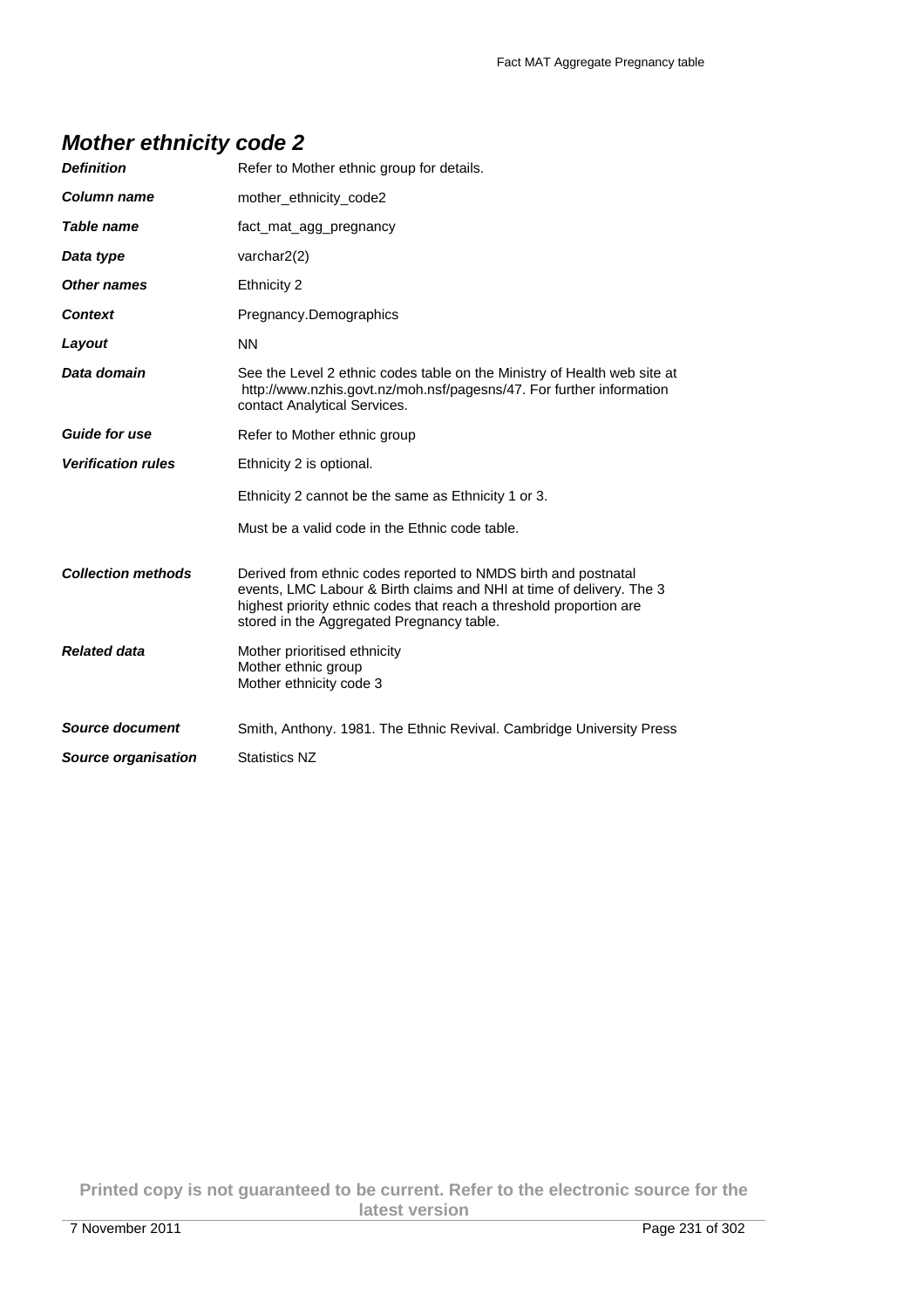## *Mother ethnicity code 2*

| | |
|---|---|
| ***Definition*** | Refer to Mother ethnic group for details. |
| ***Column name*** | mother_ethnicity_code2 |
| ***Table name*** | fact_mat_agg_pregnancy |
| ***Data type*** | varchar2(2) |
| ***Other names*** | Ethnicity 2 |
| ***Context*** | Pregnancy.Demographics |
| ***Layout*** | NN |
| ***Data domain*** | See the Level 2 ethnic codes table on the Ministry of Health web site at http://www.nzhis.govt.nz/moh.nsf/pagesns/47. For further information contact Analytical Services. |
| ***Guide for use*** | Refer to Mother ethnic group |
| ***Verification rules*** | Ethnicity 2 is optional.<br><br>Ethnicity 2 cannot be the same as Ethnicity 1 or 3.<br><br>Must be a valid code in the Ethnic code table. |
| ***Collection methods*** | Derived from ethnic codes reported to NMDS birth and postnatal events, LMC Labour & Birth claims and NHI at time of delivery. The 3 highest priority ethnic codes that reach a threshold proportion are stored in the Aggregated Pregnancy table. |
| ***Related data*** | Mother prioritised ethnicity<br>Mother ethnic group<br>Mother ethnicity code 3 |
| ***Source document*** | Smith, Anthony. 1981. The Ethnic Revival. Cambridge University Press |
| ***Source organisation*** | Statistics NZ |

**Printed copy is not guaranteed to be current. Refer to the electronic source for the latest version**

7 November 2011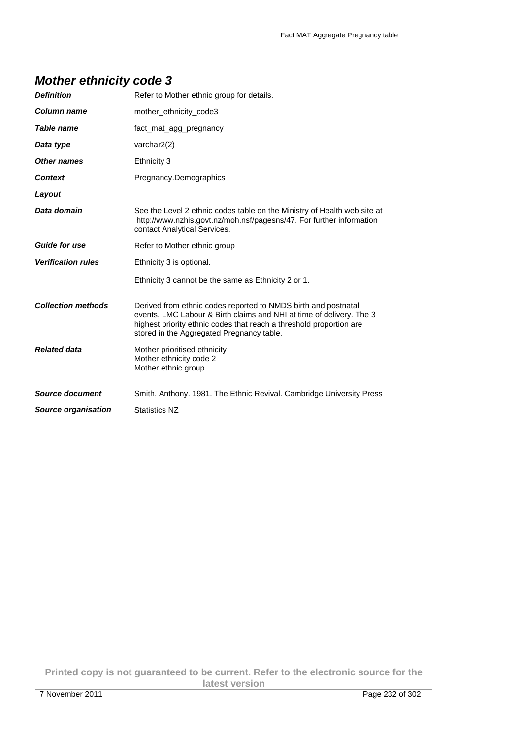## *Mother ethnicity code 3*

| | |
|---|---|
| ***Definition*** | Refer to Mother ethnic group for details. |
| ***Column name*** | mother_ethnicity_code3 |
| ***Table name*** | fact_mat_agg_pregnancy |
| ***Data type*** | varchar2(2) |
| ***Other names*** | Ethnicity 3 |
| ***Context*** | Pregnancy.Demographics |
| ***Layout*** | |
| ***Data domain*** | See the Level 2 ethnic codes table on the Ministry of Health web site at http://www.nzhis.govt.nz/moh.nsf/pagesns/47. For further information contact Analytical Services. |
| ***Guide for use*** | Refer to Mother ethnic group |
| ***Verification rules*** | Ethnicity 3 is optional.<br><br>Ethnicity 3 cannot be the same as Ethnicity 2 or 1. |
| ***Collection methods*** | Derived from ethnic codes reported to NMDS birth and postnatal events, LMC Labour & Birth claims and NHI at time of delivery. The 3 highest priority ethnic codes that reach a threshold proportion are stored in the Aggregated Pregnancy table. |
| ***Related data*** | Mother prioritised ethnicity<br>Mother ethnicity code 2<br>Mother ethnic group |
| ***Source document*** | Smith, Anthony. 1981. The Ethnic Revival. Cambridge University Press |
| ***Source organisation*** | Statistics NZ |

**Printed copy is not guaranteed to be current. Refer to the electronic source for the latest version**

7 November 2011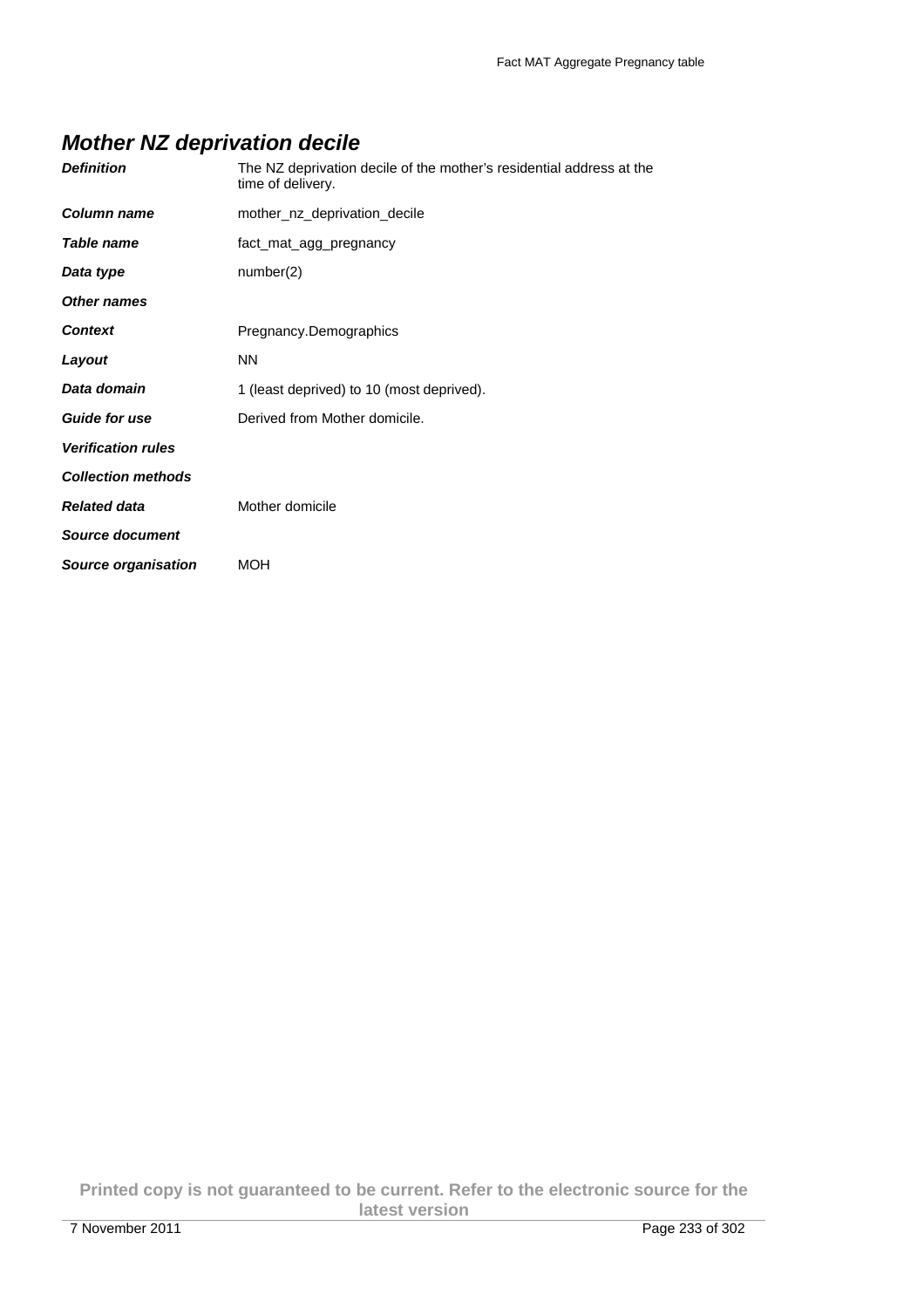## *Mother NZ deprivation decile*

| | |
|---|---|
| ***Definition*** | The NZ deprivation decile of the mother’s residential address at the time of delivery. |
| ***Column name*** | mother_nz_deprivation_decile |
| ***Table name*** | fact_mat_agg_pregnancy |
| ***Data type*** | number(2) |
| ***Other names*** | |
| ***Context*** | Pregnancy.Demographics |
| ***Layout*** | NN |
| ***Data domain*** | 1 (least deprived) to 10 (most deprived). |
| ***Guide for use*** | Derived from Mother domicile. |
| ***Verification rules*** | |
| ***Collection methods*** | |
| ***Related data*** | Mother domicile |
| ***Source document*** | |
| ***Source organisation*** | MOH |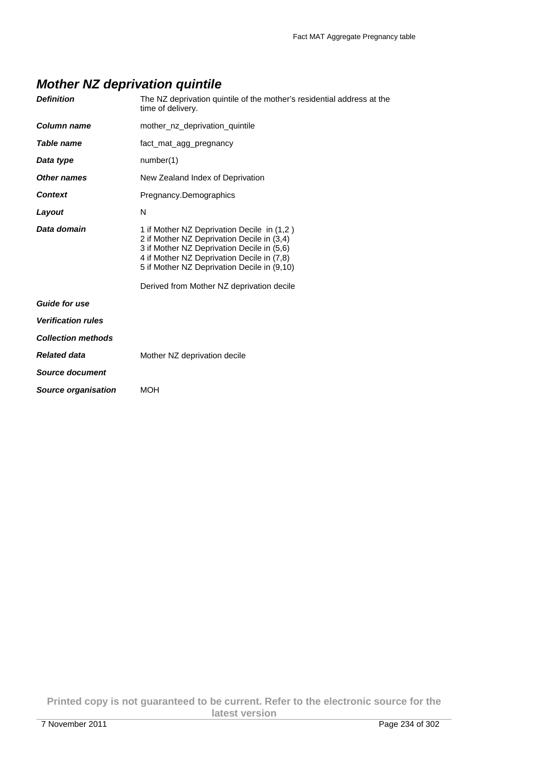## *Mother NZ deprivation quintile*

| | |
|---|---|
| ***Definition*** | The NZ deprivation quintile of the mother's residential address at the time of delivery. |
| ***Column name*** | mother_nz_deprivation_quintile |
| ***Table name*** | fact_mat_agg_pregnancy |
| ***Data type*** | number(1) |
| ***Other names*** | New Zealand Index of Deprivation |
| ***Context*** | Pregnancy.Demographics |
| ***Layout*** | N |
| ***Data domain*** | 1 if Mother NZ Deprivation Decile in (1,2 )<br>2 if Mother NZ Deprivation Decile in (3,4)<br>3 if Mother NZ Deprivation Decile in (5,6)<br>4 if Mother NZ Deprivation Decile in (7,8)<br>5 if Mother NZ Deprivation Decile in (9,10)<br><br>Derived from Mother NZ deprivation decile |
| ***Guide for use*** | |
| ***Verification rules*** | |
| ***Collection methods*** | |
| ***Related data*** | Mother NZ deprivation decile |
| ***Source document*** | |
| ***Source organisation*** | MOH |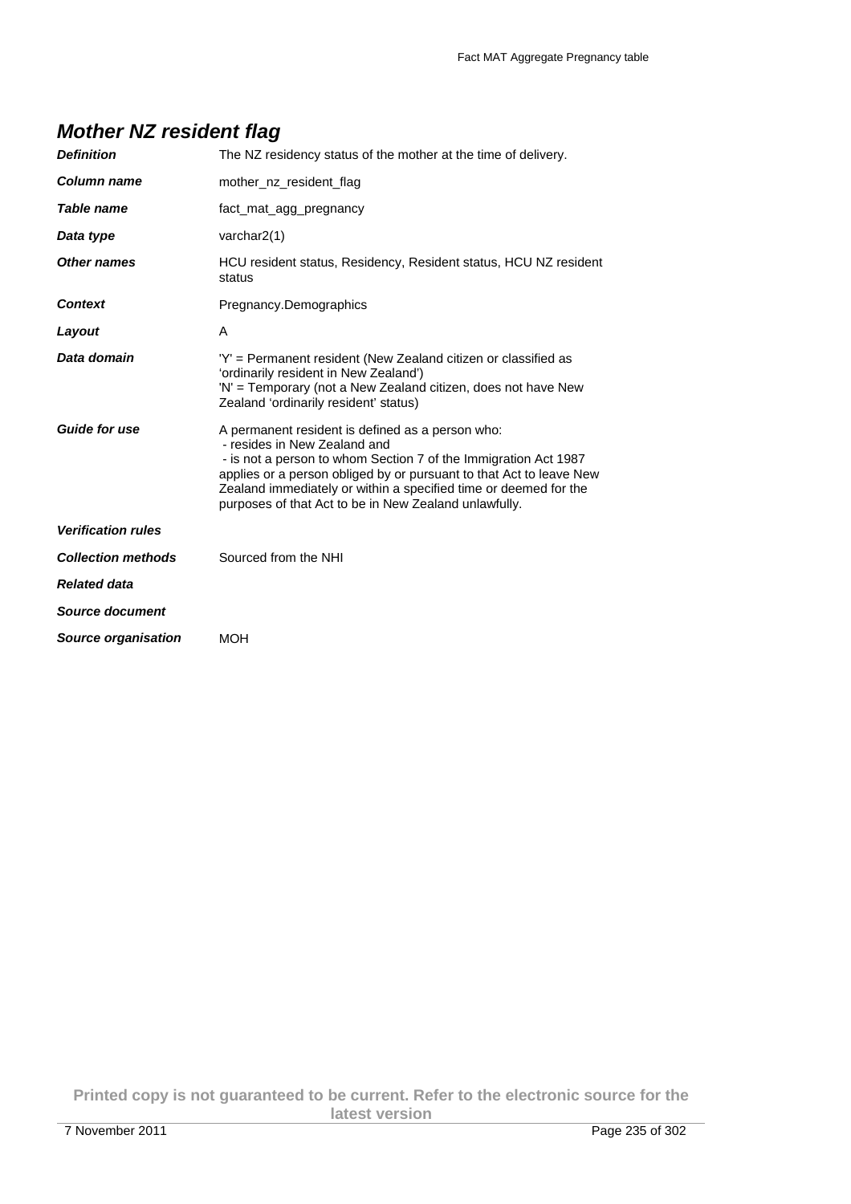## *Mother NZ resident flag*

| | |
|---|---|
| ***Definition*** | The NZ residency status of the mother at the time of delivery. |
| ***Column name*** | mother_nz_resident_flag |
| ***Table name*** | fact_mat_agg_pregnancy |
| ***Data type*** | varchar2(1) |
| ***Other names*** | HCU resident status, Residency, Resident status, HCU NZ resident status |
| ***Context*** | Pregnancy.Demographics |
| ***Layout*** | A |
| ***Data domain*** | 'Y' = Permanent resident (New Zealand citizen or classified as 'ordinarily resident in New Zealand')<br>'N' = Temporary (not a New Zealand citizen, does not have New Zealand 'ordinarily resident' status) |
| ***Guide for use*** | A permanent resident is defined as a person who:<br>- resides in New Zealand and<br>- is not a person to whom Section 7 of the Immigration Act 1987 applies or a person obliged by or pursuant to that Act to leave New Zealand immediately or within a specified time or deemed for the purposes of that Act to be in New Zealand unlawfully. |
| ***Verification rules*** | |
| ***Collection methods*** | Sourced from the NHI |
| ***Related data*** | |
| ***Source document*** | |
| ***Source organisation*** | MOH |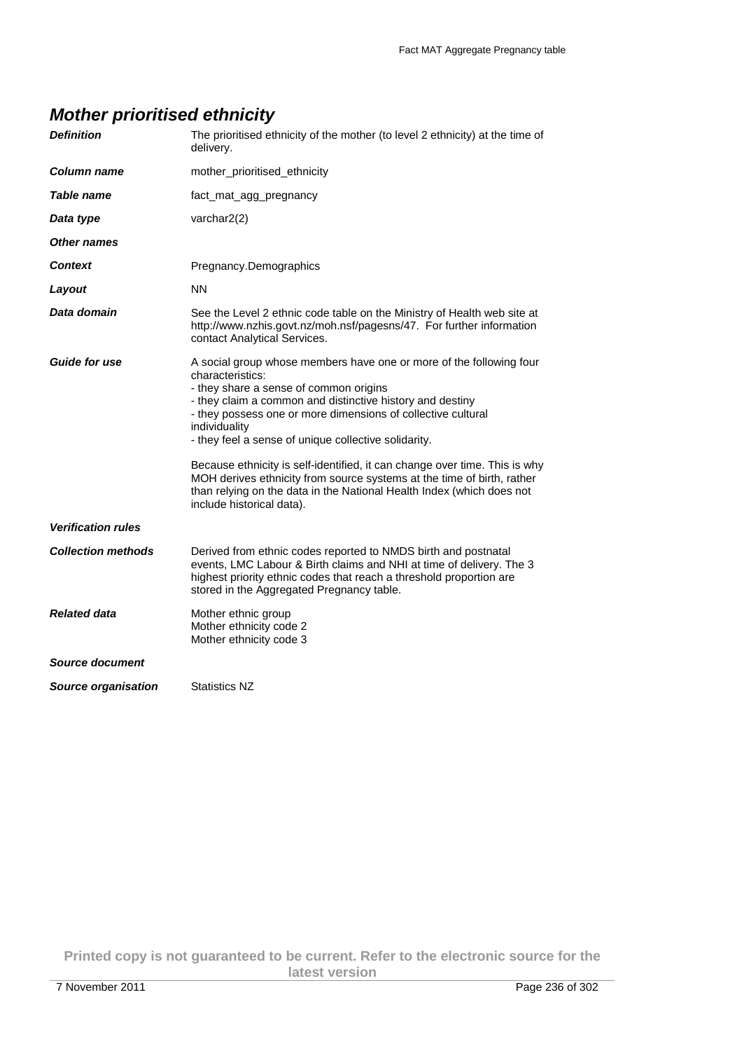## *Mother prioritised ethnicity*

| | |
|---|---|
| ***Definition*** | The prioritised ethnicity of the mother (to level 2 ethnicity) at the time of delivery. |
| ***Column name*** | mother_prioritised_ethnicity |
| ***Table name*** | fact_mat_agg_pregnancy |
| ***Data type*** | varchar2(2) |
| ***Other names*** | |
| ***Context*** | Pregnancy.Demographics |
| ***Layout*** | NN |
| ***Data domain*** | See the Level 2 ethnic code table on the Ministry of Health web site at http://www.nzhis.govt.nz/moh.nsf/pagesns/47. For further information contact Analytical Services. |
| ***Guide for use*** | A social group whose members have one or more of the following four characteristics:<br>- they share a sense of common origins<br>- they claim a common and distinctive history and destiny<br>- they possess one or more dimensions of collective cultural individuality<br>- they feel a sense of unique collective solidarity.<br><br>Because ethnicity is self-identified, it can change over time. This is why MOH derives ethnicity from source systems at the time of birth, rather than relying on the data in the National Health Index (which does not include historical data). |
| ***Verification rules*** | |
| ***Collection methods*** | Derived from ethnic codes reported to NMDS birth and postnatal events, LMC Labour & Birth claims and NHI at time of delivery. The 3 highest priority ethnic codes that reach a threshold proportion are stored in the Aggregated Pregnancy table. |
| ***Related data*** | Mother ethnic group<br>Mother ethnicity code 2<br>Mother ethnicity code 3 |
| ***Source document*** | |
| ***Source organisation*** | Statistics NZ |

**Printed copy is not guaranteed to be current. Refer to the electronic source for the latest version**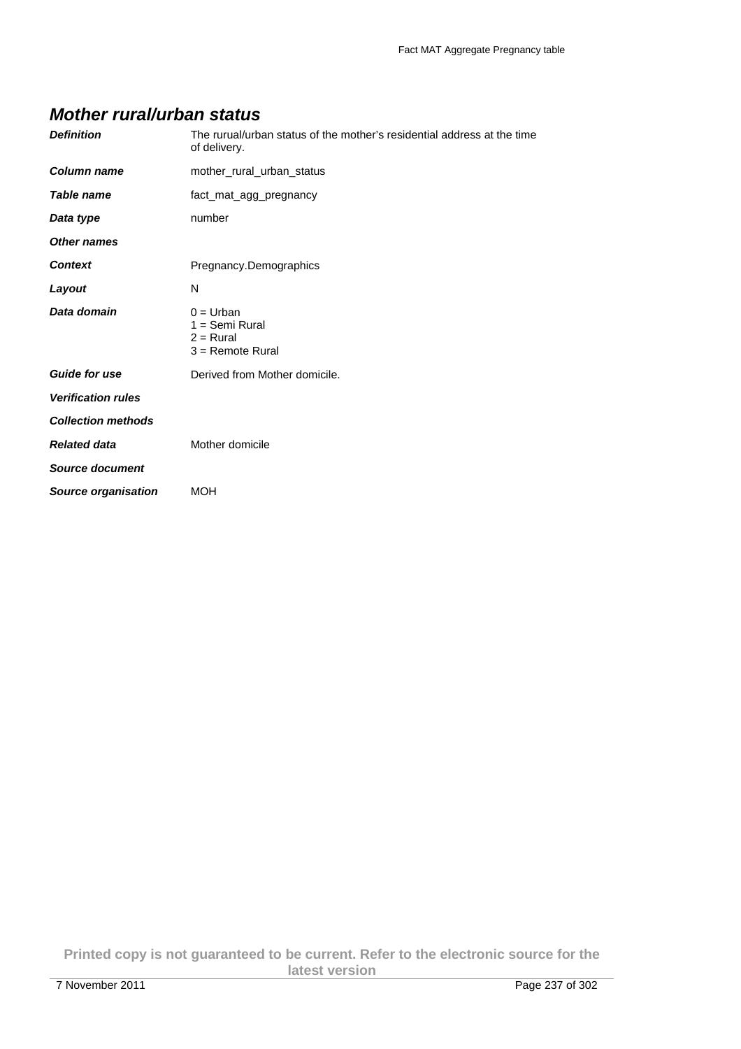## *Mother rural/urban status*

| | |
|---|---|
| ***Definition*** | The rurual/urban status of the mother's residential address at the time of delivery. |
| ***Column name*** | mother_rural_urban_status |
| ***Table name*** | fact_mat_agg_pregnancy |
| ***Data type*** | number |
| ***Other names*** | |
| ***Context*** | Pregnancy.Demographics |
| ***Layout*** | N |
| ***Data domain*** | 0 = Urban<br>1 = Semi Rural<br>2 = Rural<br>3 = Remote Rural |
| ***Guide for use*** | Derived from Mother domicile. |
| ***Verification rules*** | |
| ***Collection methods*** | |
| ***Related data*** | Mother domicile |
| ***Source document*** | |
| ***Source organisation*** | MOH |

**Printed copy is not guaranteed to be current. Refer to the electronic source for the latest version**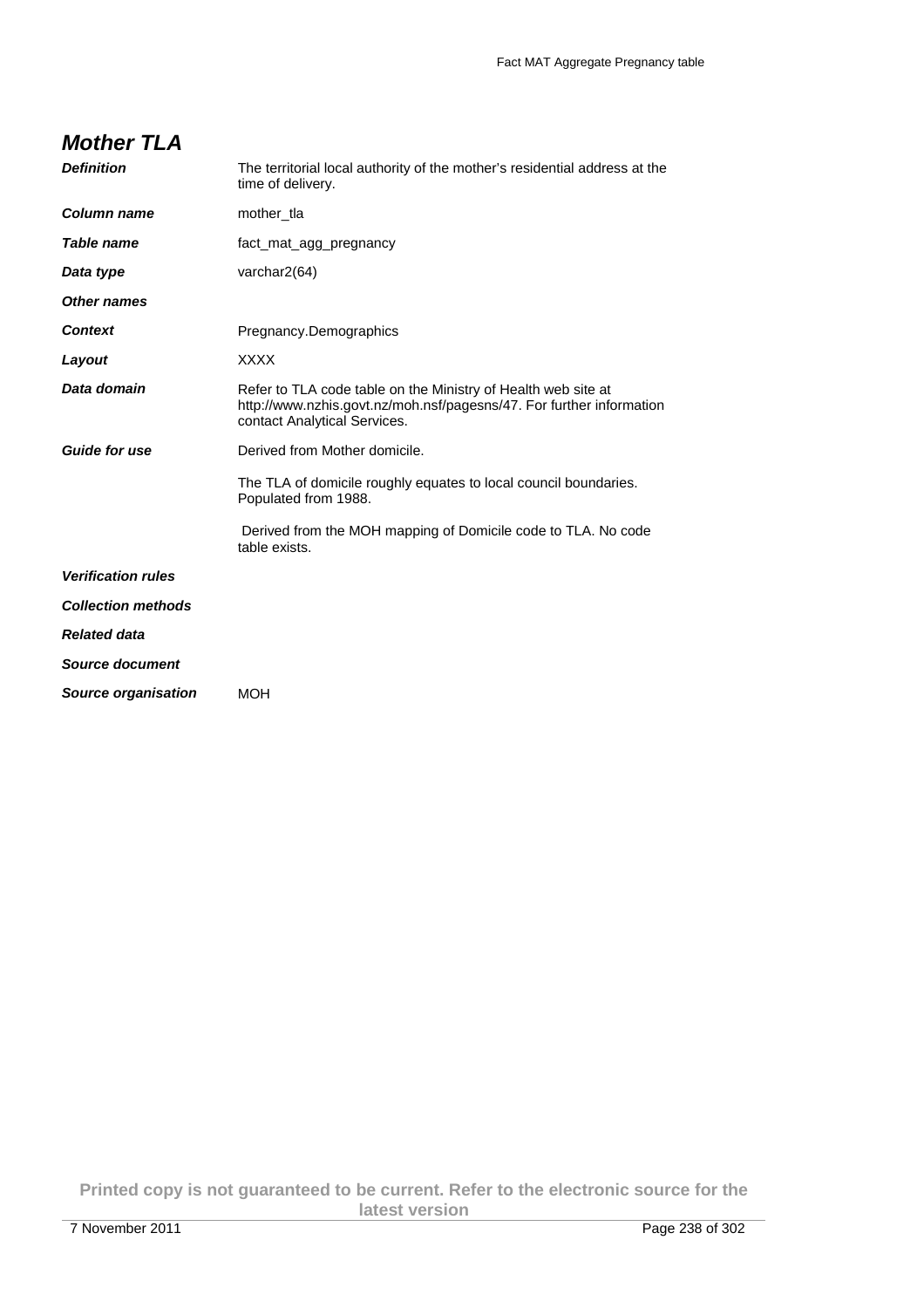## *Mother TLA*

| | |
|---|---|
| ***Definition*** | The territorial local authority of the mother's residential address at the time of delivery. |
| ***Column name*** | mother_tla |
| ***Table name*** | fact_mat_agg_pregnancy |
| ***Data type*** | varchar2(64) |
| ***Other names*** | |
| ***Context*** | Pregnancy.Demographics |
| ***Layout*** | XXXX |
| ***Data domain*** | Refer to TLA code table on the Ministry of Health web site at http://www.nzhis.govt.nz/moh.nsf/pagesns/47. For further information contact Analytical Services. |
| ***Guide for use*** | Derived from Mother domicile.<br><br>The TLA of domicile roughly equates to local council boundaries. Populated from 1988.<br><br>Derived from the MOH mapping of Domicile code to TLA. No code table exists. |
| ***Verification rules*** | |
| ***Collection methods*** | |
| ***Related data*** | |
| ***Source document*** | |
| ***Source organisation*** | MOH |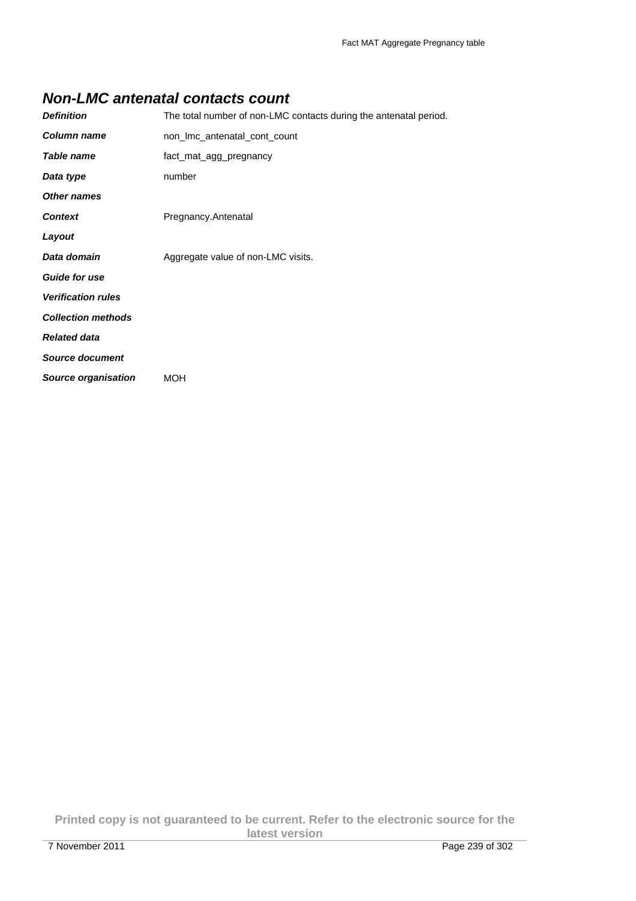## Non-LMC antenatal contacts count

| | |
|---|---|
| ***Definition*** | The total number of non-LMC contacts during the antenatal period. |
| ***Column name*** | non_lmc_antenatal_cont_count |
| ***Table name*** | fact_mat_agg_pregnancy |
| ***Data type*** | number |
| ***Other names*** | |
| ***Context*** | Pregnancy.Antenatal |
| ***Layout*** | |
| ***Data domain*** | Aggregate value of non-LMC visits. |
| ***Guide for use*** | |
| ***Verification rules*** | |
| ***Collection methods*** | |
| ***Related data*** | |
| ***Source document*** | |
| ***Source organisation*** | MOH |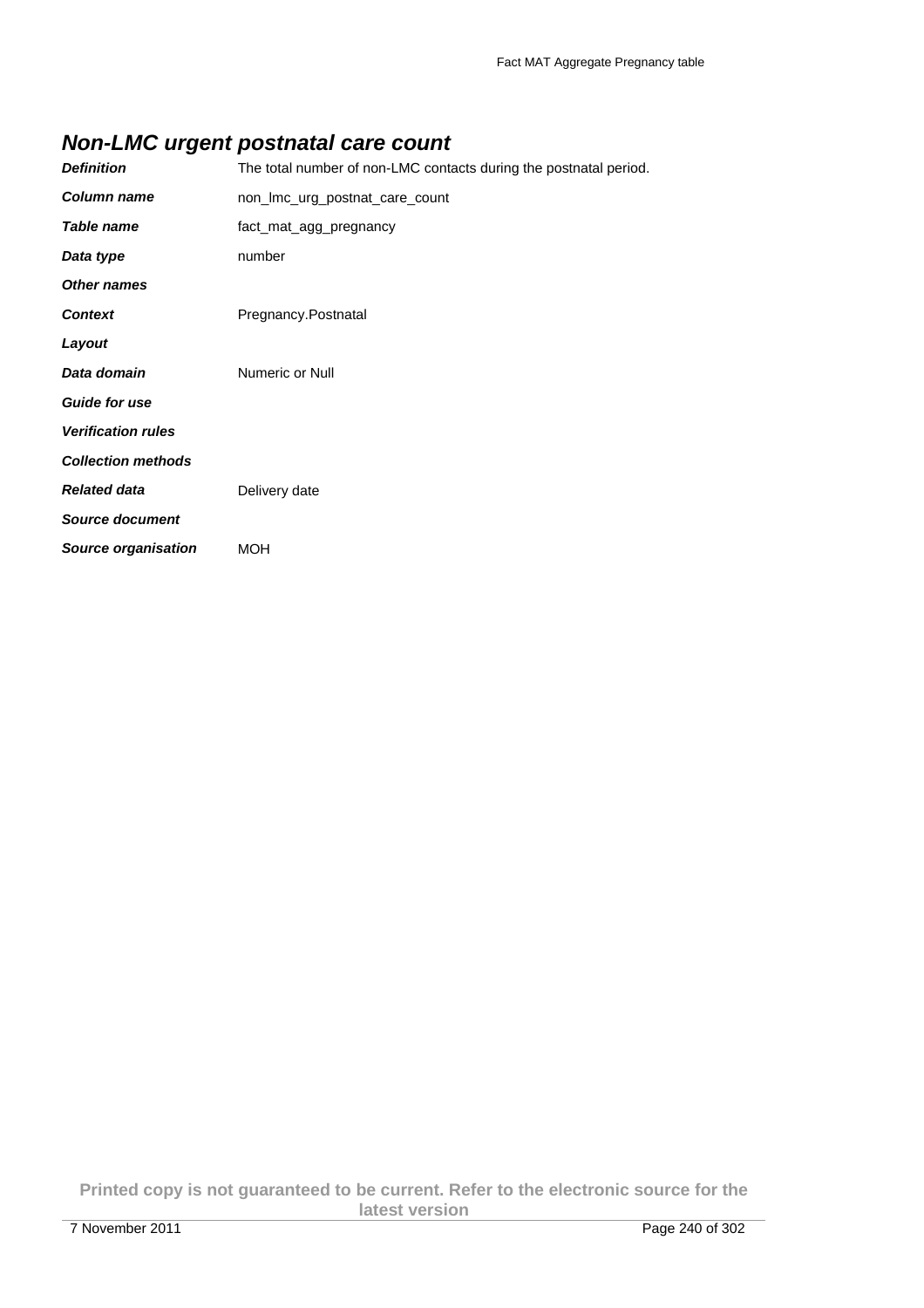## Non-LMC urgent postnatal care count

| | |
|---|---|
| ***Definition*** | The total number of non-LMC contacts during the postnatal period. |
| ***Column name*** | non_lmc_urg_postnat_care_count |
| ***Table name*** | fact_mat_agg_pregnancy |
| ***Data type*** | number |
| ***Other names*** | |
| ***Context*** | Pregnancy.Postnatal |
| ***Layout*** | |
| ***Data domain*** | Numeric or Null |
| ***Guide for use*** | |
| ***Verification rules*** | |
| ***Collection methods*** | |
| ***Related data*** | Delivery date |
| ***Source document*** | |
| ***Source organisation*** | MOH |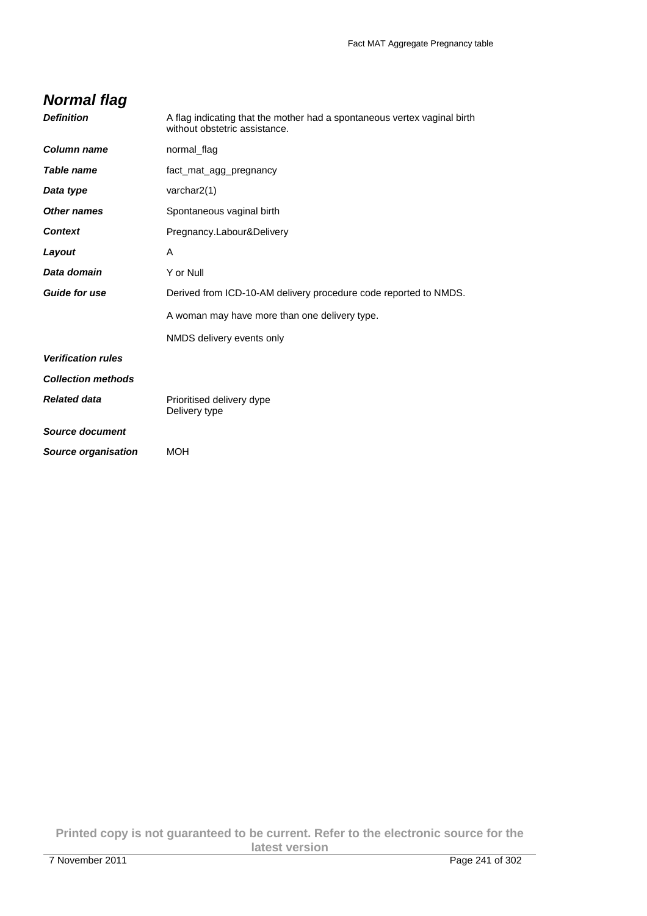## Normal flag

| | |
|---|---|
| ***Definition*** | A flag indicating that the mother had a spontaneous vertex vaginal birth without obstetric assistance. |
| ***Column name*** | normal_flag |
| ***Table name*** | fact_mat_agg_pregnancy |
| ***Data type*** | varchar2(1) |
| ***Other names*** | Spontaneous vaginal birth |
| ***Context*** | Pregnancy.Labour&Delivery |
| ***Layout*** | A |
| ***Data domain*** | Y or Null |
| ***Guide for use*** | Derived from ICD-10-AM delivery procedure code reported to NMDS.<br><br>A woman may have more than one delivery type.<br><br>NMDS delivery events only |
| ***Verification rules*** | |
| ***Collection methods*** | |
| ***Related data*** | Prioritised delivery dype<br>Delivery type |
| ***Source document*** | |
| ***Source organisation*** | MOH |

**Printed copy is not guaranteed to be current. Refer to the electronic source for the latest version**

7 November 2011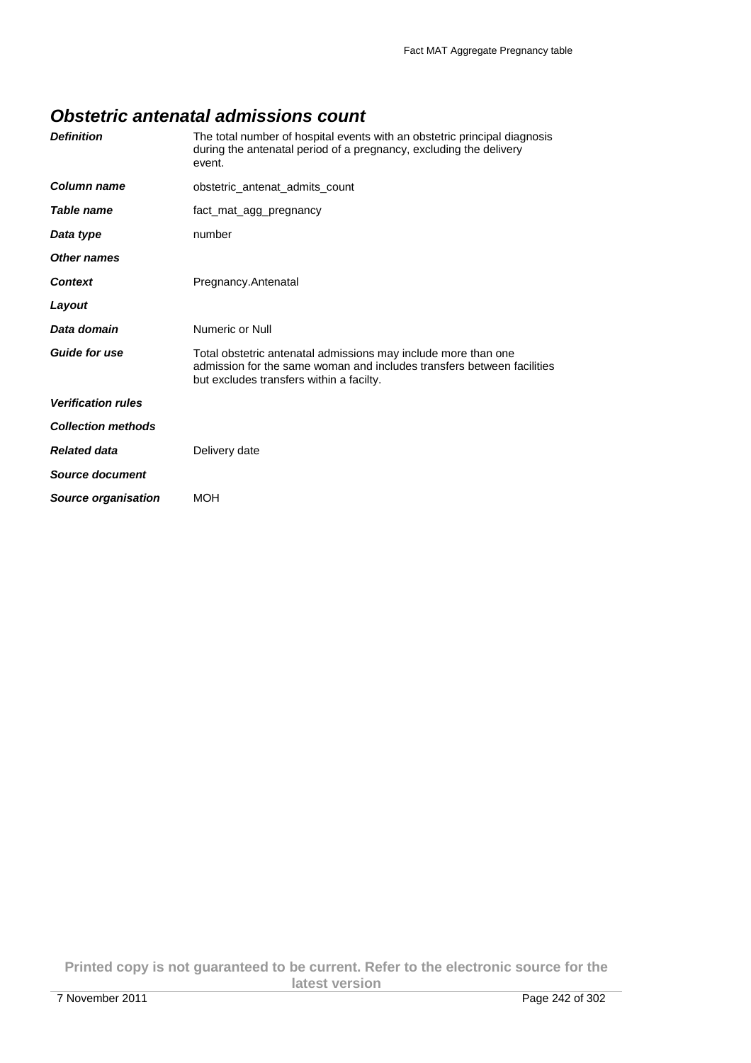## *Obstetric antenatal admissions count*

| | |
|---|---|
| ***Definition*** | The total number of hospital events with an obstetric principal diagnosis during the antenatal period of a pregnancy, excluding the delivery event. |
| ***Column name*** | obstetric_antenat_admits_count |
| ***Table name*** | fact_mat_agg_pregnancy |
| ***Data type*** | number |
| ***Other names*** | |
| ***Context*** | Pregnancy.Antenatal |
| ***Layout*** | |
| ***Data domain*** | Numeric or Null |
| ***Guide for use*** | Total obstetric antenatal admissions may include more than one admission for the same woman and includes transfers between facilities but excludes transfers within a facilty. |
| ***Verification rules*** | |
| ***Collection methods*** | |
| ***Related data*** | Delivery date |
| ***Source document*** | |
| ***Source organisation*** | MOH |

**Printed copy is not guaranteed to be current. Refer to the electronic source for the latest version**

7 November 2011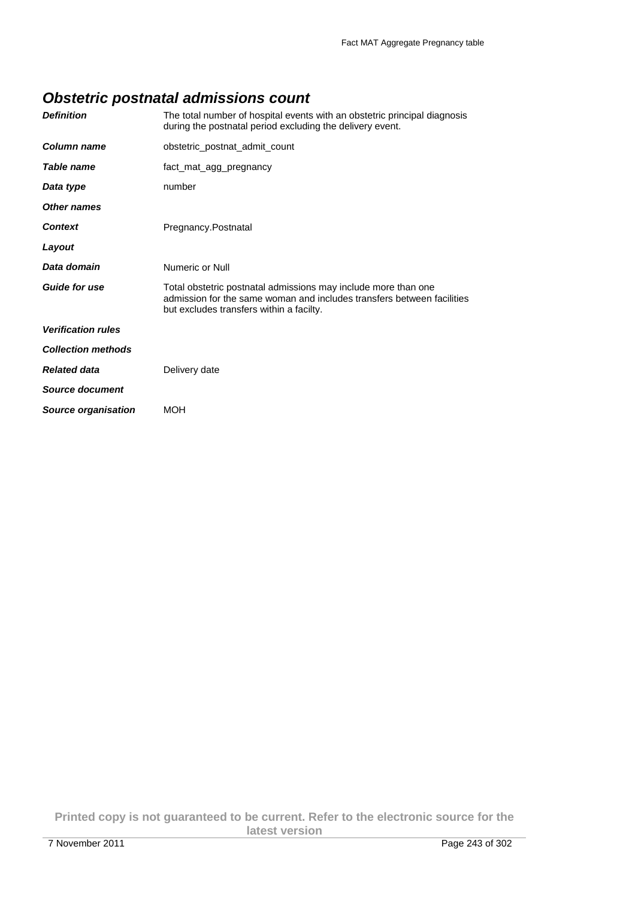## *Obstetric postnatal admissions count*

| | |
|---|---|
| ***Definition*** | The total number of hospital events with an obstetric principal diagnosis during the postnatal period excluding the delivery event. |
| ***Column name*** | obstetric_postnat_admit_count |
| ***Table name*** | fact_mat_agg_pregnancy |
| ***Data type*** | number |
| ***Other names*** | |
| ***Context*** | Pregnancy.Postnatal |
| ***Layout*** | |
| ***Data domain*** | Numeric or Null |
| ***Guide for use*** | Total obstetric postnatal admissions may include more than one admission for the same woman and includes transfers between facilities but excludes transfers within a facilty. |
| ***Verification rules*** | |
| ***Collection methods*** | |
| ***Related data*** | Delivery date |
| ***Source document*** | |
| ***Source organisation*** | MOH |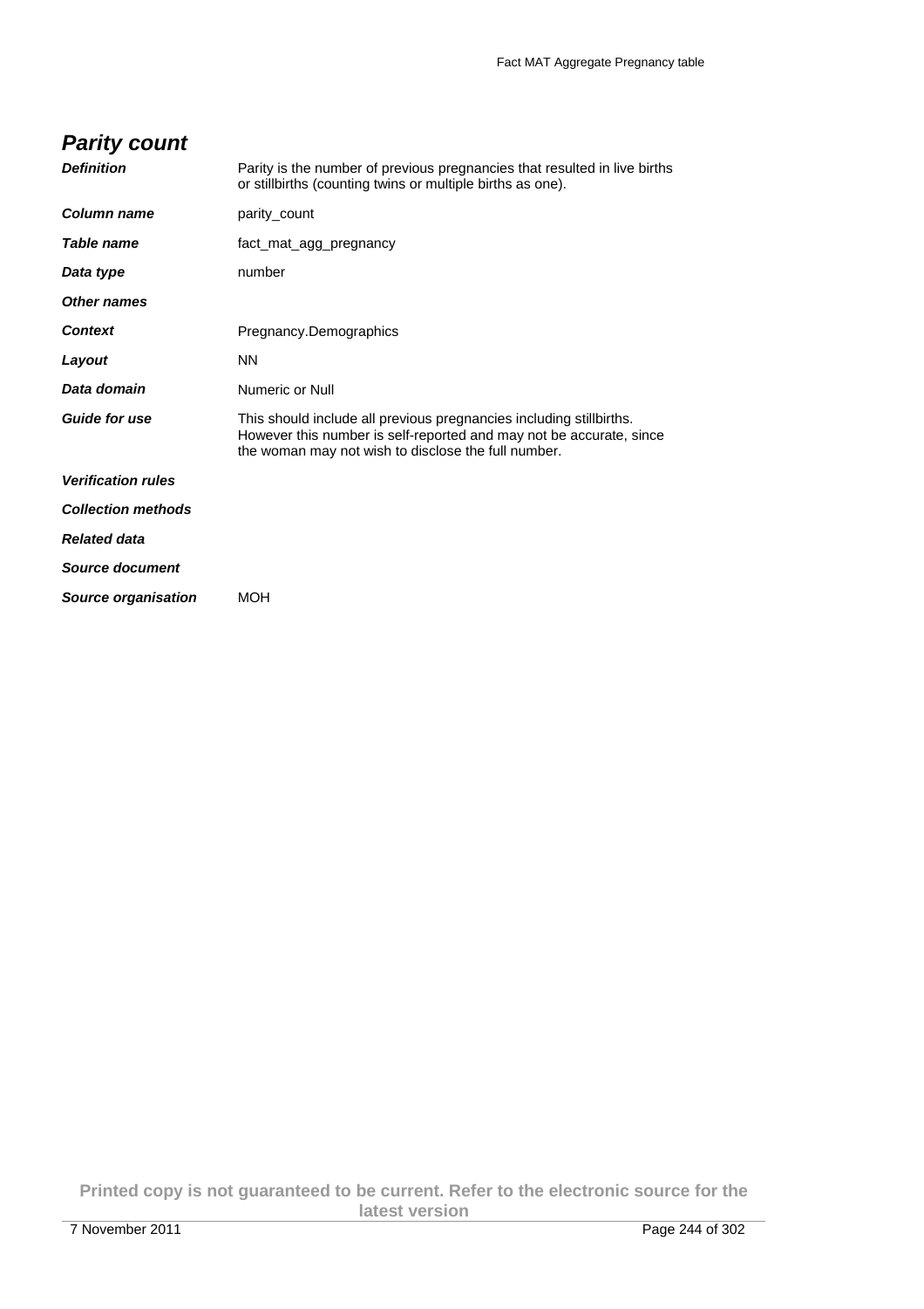## *Parity count*

| | |
|---|---|
| ***Definition*** | Parity is the number of previous pregnancies that resulted in live births or stillbirths (counting twins or multiple births as one). |
| ***Column name*** | parity_count |
| ***Table name*** | fact_mat_agg_pregnancy |
| ***Data type*** | number |
| ***Other names*** | |
| ***Context*** | Pregnancy.Demographics |
| ***Layout*** | NN |
| ***Data domain*** | Numeric or Null |
| ***Guide for use*** | This should include all previous pregnancies including stillbirths. However this number is self-reported and may not be accurate, since the woman may not wish to disclose the full number. |
| ***Verification rules*** | |
| ***Collection methods*** | |
| ***Related data*** | |
| ***Source document*** | |
| ***Source organisation*** | MOH |

**Printed copy is not guaranteed to be current. Refer to the electronic source for the latest version**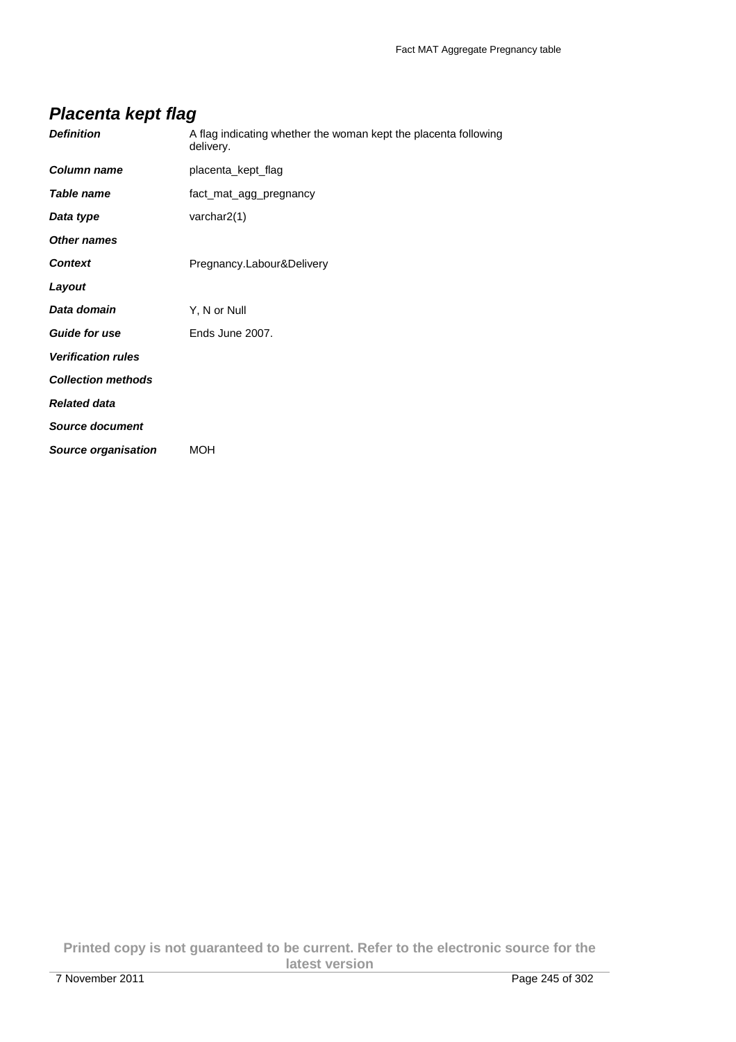## *Placenta kept flag*

| | |
|---|---|
| ***Definition*** | A flag indicating whether the woman kept the placenta following delivery. |
| ***Column name*** | placenta_kept_flag |
| ***Table name*** | fact_mat_agg_pregnancy |
| ***Data type*** | varchar2(1) |
| ***Other names*** | |
| ***Context*** | Pregnancy.Labour&Delivery |
| ***Layout*** | |
| ***Data domain*** | Y, N or Null |
| ***Guide for use*** | Ends June 2007. |
| ***Verification rules*** | |
| ***Collection methods*** | |
| ***Related data*** | |
| ***Source document*** | |
| ***Source organisation*** | MOH |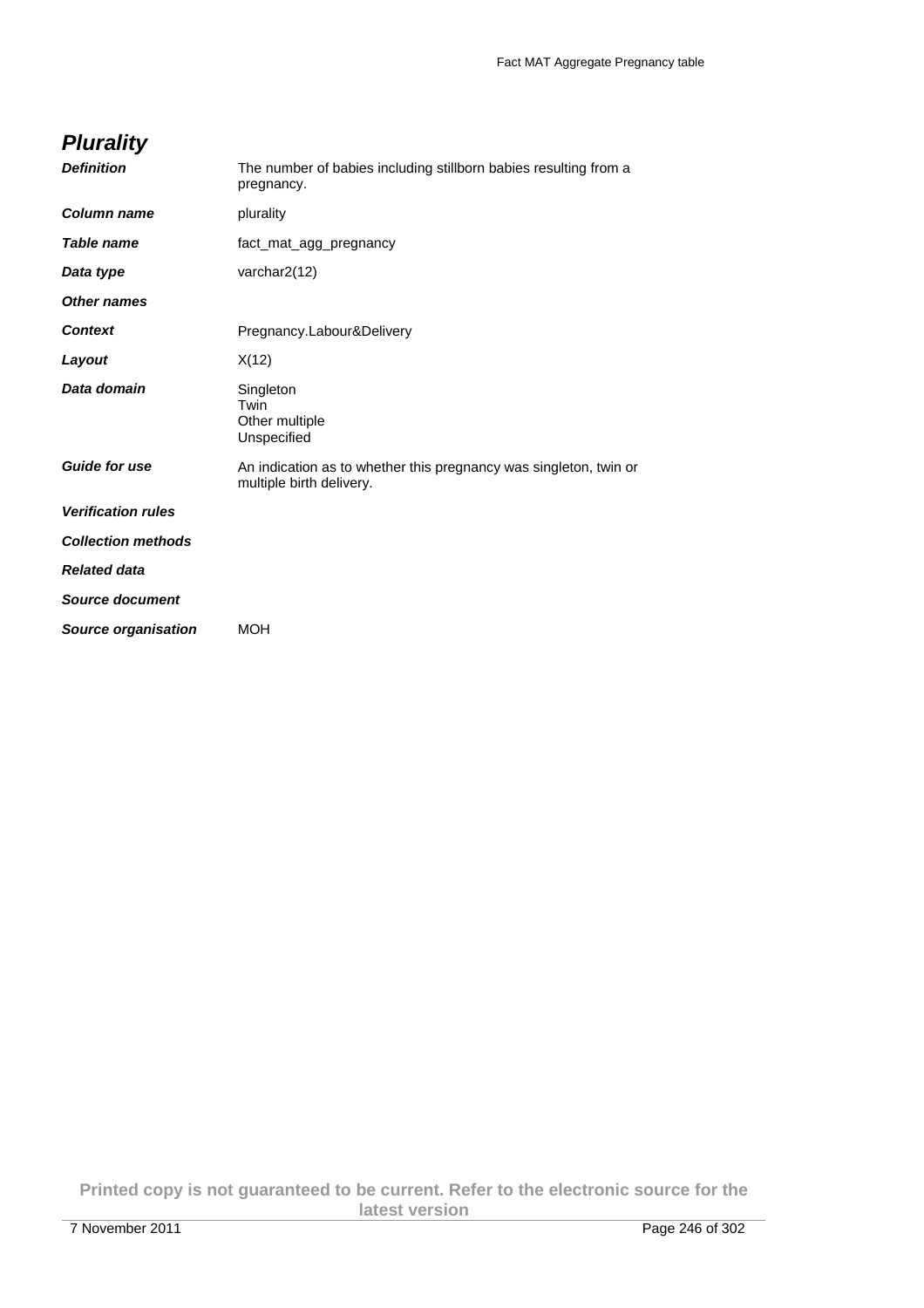## *Plurality*

| | |
|---|---|
| ***Definition*** | The number of babies including stillborn babies resulting from a pregnancy. |
| ***Column name*** | plurality |
| ***Table name*** | fact_mat_agg_pregnancy |
| ***Data type*** | varchar2(12) |
| ***Other names*** | |
| ***Context*** | Pregnancy.Labour&Delivery |
| ***Layout*** | X(12) |
| ***Data domain*** | Singleton<br>Twin<br>Other multiple<br>Unspecified |
| ***Guide for use*** | An indication as to whether this pregnancy was singleton, twin or multiple birth delivery. |
| ***Verification rules*** | |
| ***Collection methods*** | |
| ***Related data*** | |
| ***Source document*** | |
| ***Source organisation*** | MOH |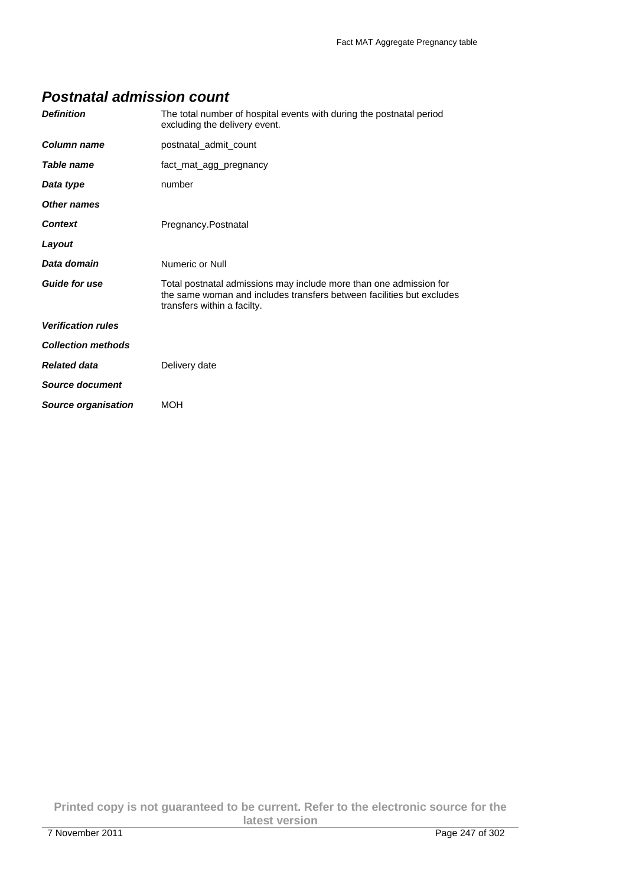## *Postnatal admission count*

| | |
|---|---|
| ***Definition*** | The total number of hospital events with during the postnatal period excluding the delivery event. |
| ***Column name*** | postnatal_admit_count |
| ***Table name*** | fact_mat_agg_pregnancy |
| ***Data type*** | number |
| ***Other names*** | |
| ***Context*** | Pregnancy.Postnatal |
| ***Layout*** | |
| ***Data domain*** | Numeric or Null |
| ***Guide for use*** | Total postnatal admissions may include more than one admission for the same woman and includes transfers between facilities but excludes transfers within a facilty. |
| ***Verification rules*** | |
| ***Collection methods*** | |
| ***Related data*** | Delivery date |
| ***Source document*** | |
| ***Source organisation*** | MOH |

**Printed copy is not guaranteed to be current. Refer to the electronic source for the latest version**

7 November 2011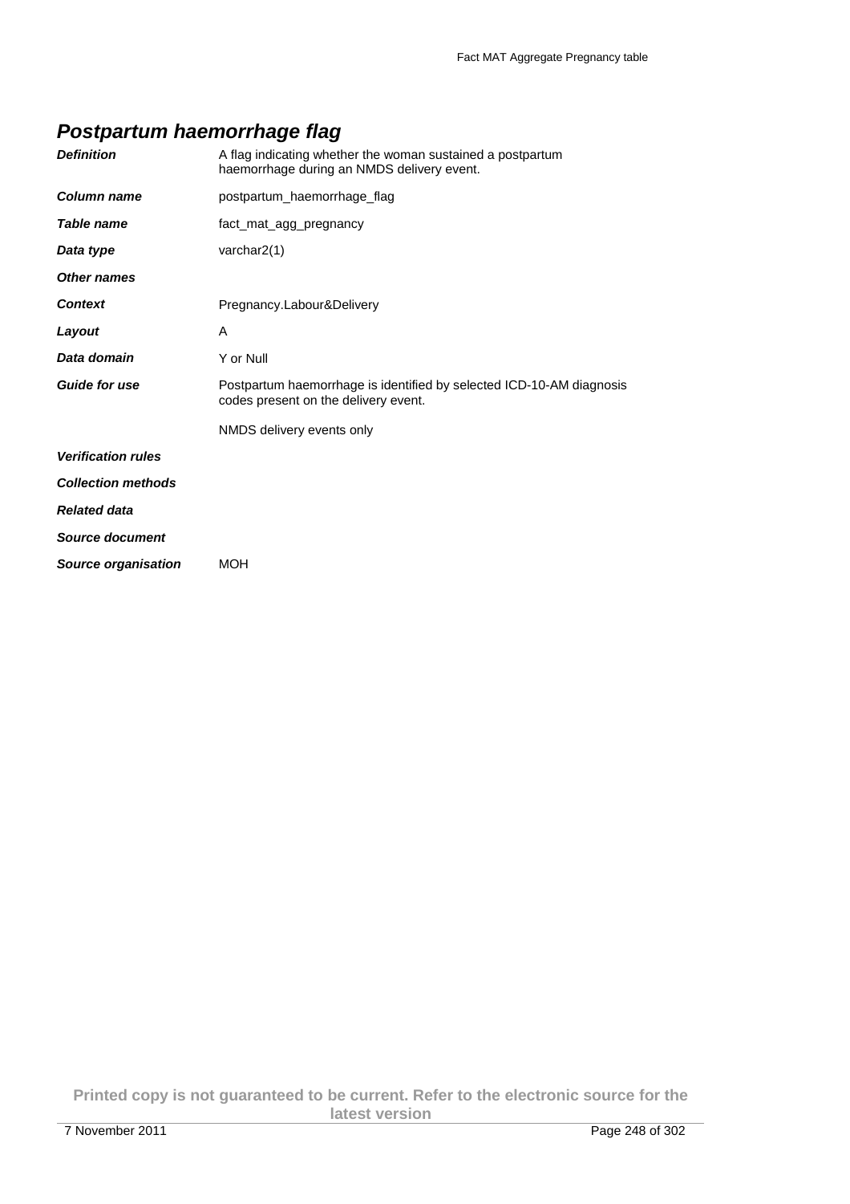## *Postpartum haemorrhage flag*

| | |
|---|---|
| ***Definition*** | A flag indicating whether the woman sustained a postpartum haemorrhage during an NMDS delivery event. |
| ***Column name*** | postpartum_haemorrhage_flag |
| ***Table name*** | fact_mat_agg_pregnancy |
| ***Data type*** | varchar2(1) |
| ***Other names*** | |
| ***Context*** | Pregnancy.Labour&Delivery |
| ***Layout*** | A |
| ***Data domain*** | Y or Null |
| ***Guide for use*** | Postpartum haemorrhage is identified by selected ICD-10-AM diagnosis codes present on the delivery event.<br><br>NMDS delivery events only |
| ***Verification rules*** | |
| ***Collection methods*** | |
| ***Related data*** | |
| ***Source document*** | |
| ***Source organisation*** | MOH |

**Printed copy is not guaranteed to be current. Refer to the electronic source for the latest version**

7 November 2011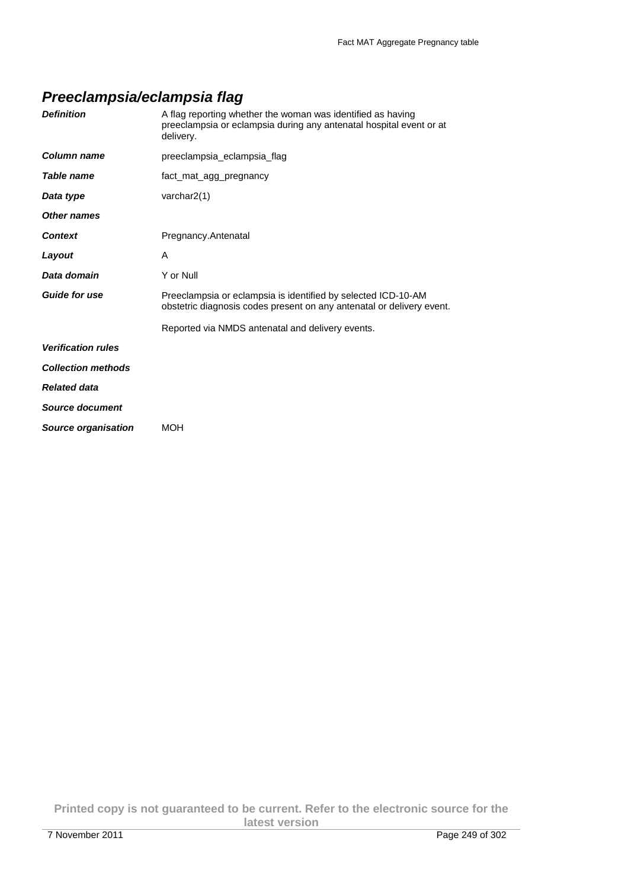## *Preeclampsia/eclampsia flag*

| | |
|---|---|
| ***Definition*** | A flag reporting whether the woman was identified as having preeclampsia or eclampsia during any antenatal hospital event or at delivery. |
| ***Column name*** | preeclampsia_eclampsia_flag |
| ***Table name*** | fact_mat_agg_pregnancy |
| ***Data type*** | varchar2(1) |
| ***Other names*** | |
| ***Context*** | Pregnancy.Antenatal |
| ***Layout*** | A |
| ***Data domain*** | Y or Null |
| ***Guide for use*** | Preeclampsia or eclampsia is identified by selected ICD-10-AM obstetric diagnosis codes present on any antenatal or delivery event.<br><br>Reported via NMDS antenatal and delivery events. |
| ***Verification rules*** | |
| ***Collection methods*** | |
| ***Related data*** | |
| ***Source document*** | |
| ***Source organisation*** | MOH |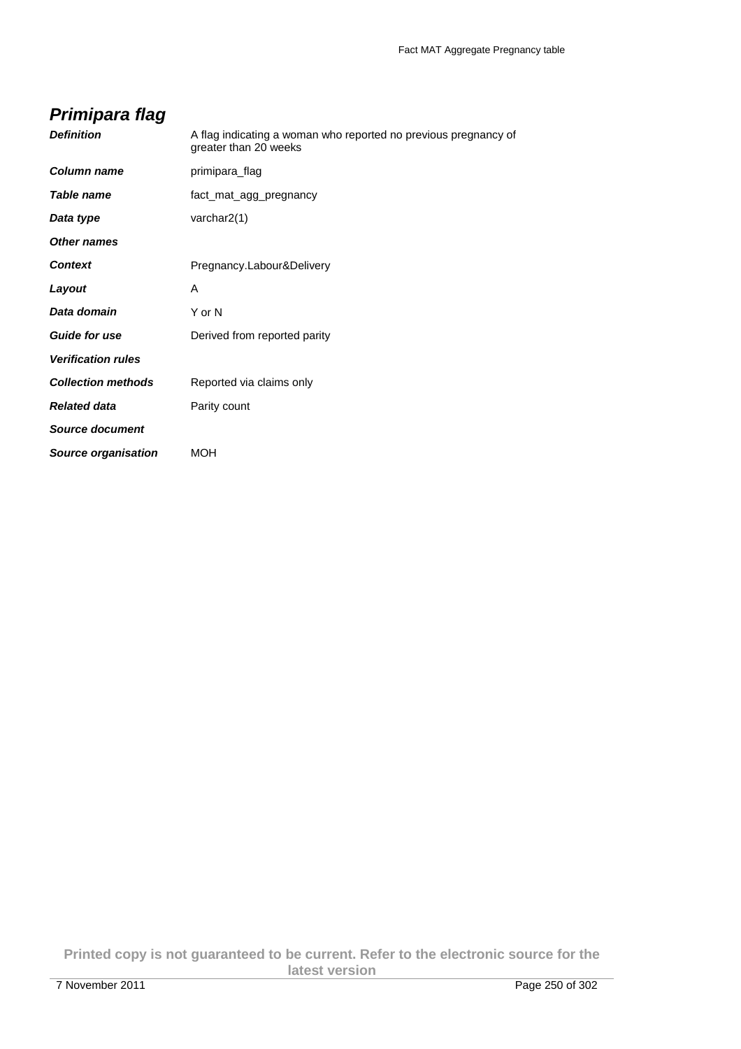## *Primipara flag*

| | |
|---|---|
| ***Definition*** | A flag indicating a woman who reported no previous pregnancy of greater than 20 weeks |
| ***Column name*** | primipara_flag |
| ***Table name*** | fact_mat_agg_pregnancy |
| ***Data type*** | varchar2(1) |
| ***Other names*** | |
| ***Context*** | Pregnancy.Labour&Delivery |
| ***Layout*** | A |
| ***Data domain*** | Y or N |
| ***Guide for use*** | Derived from reported parity |
| ***Verification rules*** | |
| ***Collection methods*** | Reported via claims only |
| ***Related data*** | Parity count |
| ***Source document*** | |
| ***Source organisation*** | MOH |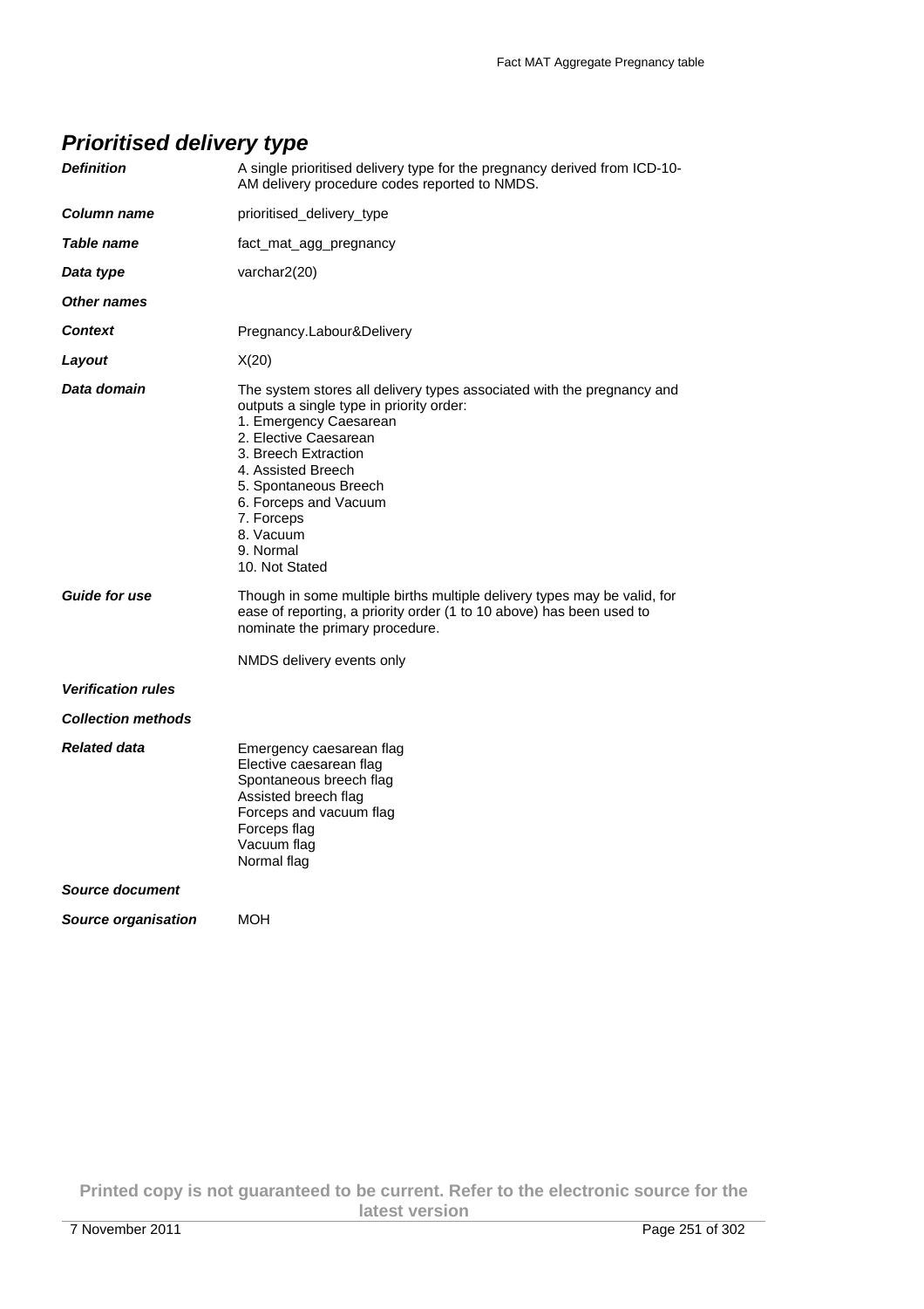## *Prioritised delivery type*

| | |
|---|---|
| ***Definition*** | A single prioritised delivery type for the pregnancy derived from ICD-10-AM delivery procedure codes reported to NMDS. |
| ***Column name*** | prioritised_delivery_type |
| ***Table name*** | fact_mat_agg_pregnancy |
| ***Data type*** | varchar2(20) |
| ***Other names*** | |
| ***Context*** | Pregnancy.Labour&Delivery |
| ***Layout*** | X(20) |
| ***Data domain*** | The system stores all delivery types associated with the pregnancy and outputs a single type in priority order:<br>1. Emergency Caesarean<br>2. Elective Caesarean<br>3. Breech Extraction<br>4. Assisted Breech<br>5. Spontaneous Breech<br>6. Forceps and Vacuum<br>7. Forceps<br>8. Vacuum<br>9. Normal<br>10. Not Stated |
| ***Guide for use*** | Though in some multiple births multiple delivery types may be valid, for ease of reporting, a priority order (1 to 10 above) has been used to nominate the primary procedure.<br><br>NMDS delivery events only |
| ***Verification rules*** | |
| ***Collection methods*** | |
| ***Related data*** | Emergency caesarean flag<br>Elective caesarean flag<br>Spontaneous breech flag<br>Assisted breech flag<br>Forceps and vacuum flag<br>Forceps flag<br>Vacuum flag<br>Normal flag |
| ***Source document*** | |
| ***Source organisation*** | MOH |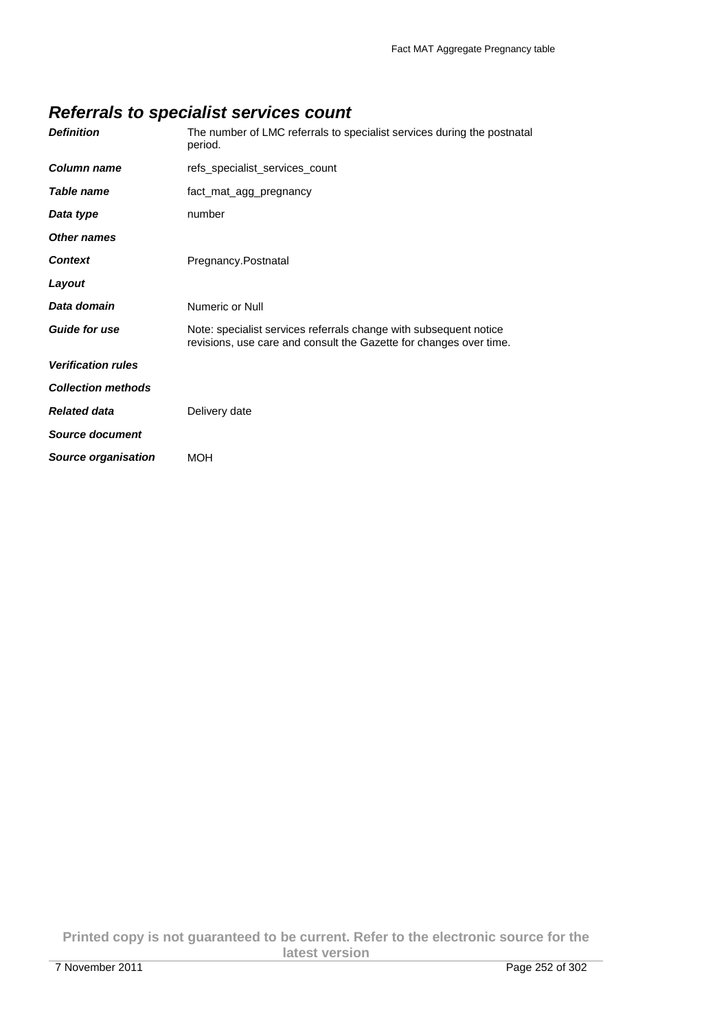## *Referrals to specialist services count*

| | |
|---|---|
| ***Definition*** | The number of LMC referrals to specialist services during the postnatal period. |
| ***Column name*** | refs_specialist_services_count |
| ***Table name*** | fact_mat_agg_pregnancy |
| ***Data type*** | number |
| ***Other names*** | |
| ***Context*** | Pregnancy.Postnatal |
| ***Layout*** | |
| ***Data domain*** | Numeric or Null |
| ***Guide for use*** | Note: specialist services referrals change with subsequent notice revisions, use care and consult the Gazette for changes over time. |
| ***Verification rules*** | |
| ***Collection methods*** | |
| ***Related data*** | Delivery date |
| ***Source document*** | |
| ***Source organisation*** | MOH |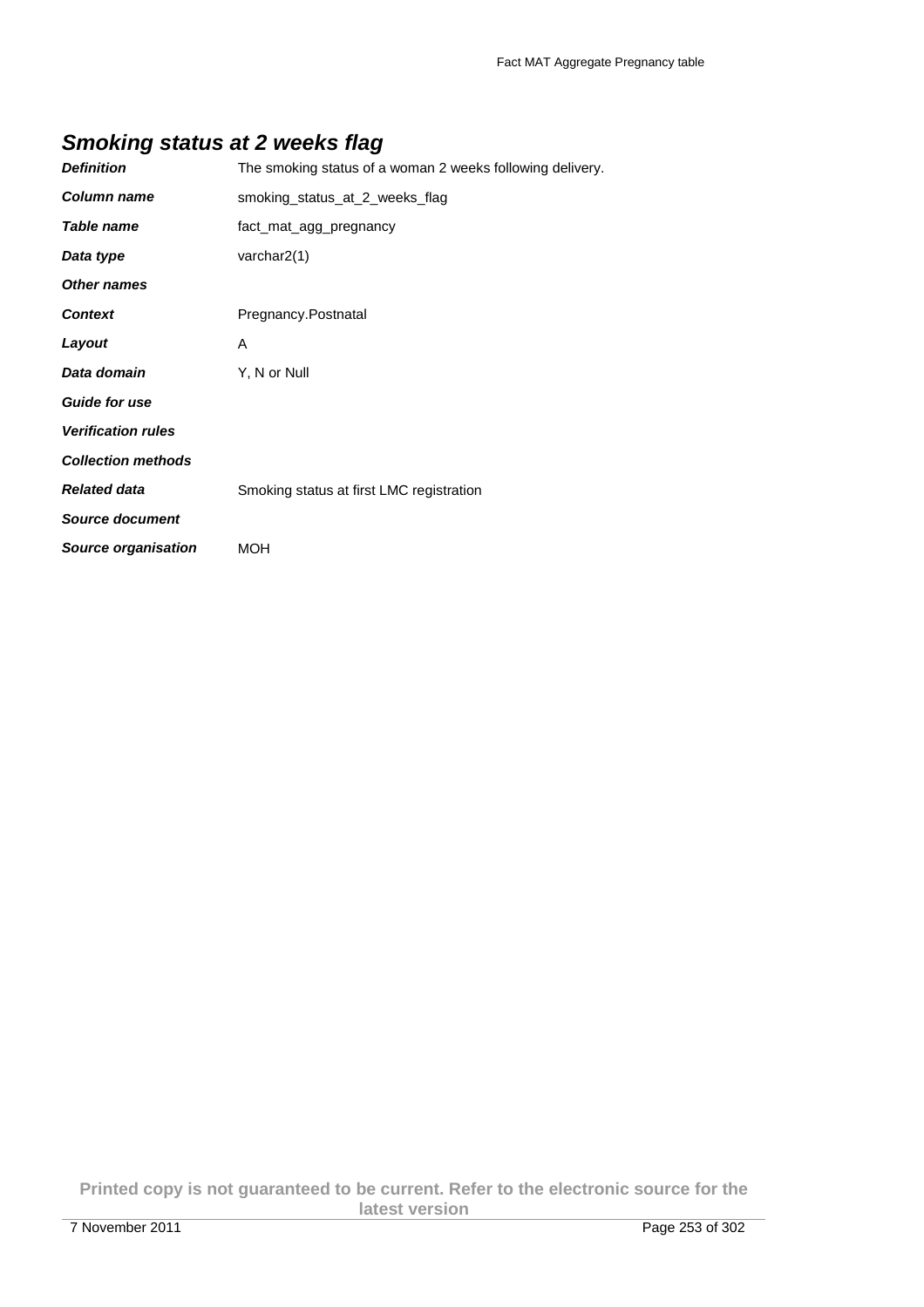## *Smoking status at 2 weeks flag*

| | |
|---|---|
| ***Definition*** | The smoking status of a woman 2 weeks following delivery. |
| ***Column name*** | smoking_status_at_2_weeks_flag |
| ***Table name*** | fact_mat_agg_pregnancy |
| ***Data type*** | varchar2(1) |
| ***Other names*** | |
| ***Context*** | Pregnancy.Postnatal |
| ***Layout*** | A |
| ***Data domain*** | Y, N or Null |
| ***Guide for use*** | |
| ***Verification rules*** | |
| ***Collection methods*** | |
| ***Related data*** | Smoking status at first LMC registration |
| ***Source document*** | |
| ***Source organisation*** | MOH |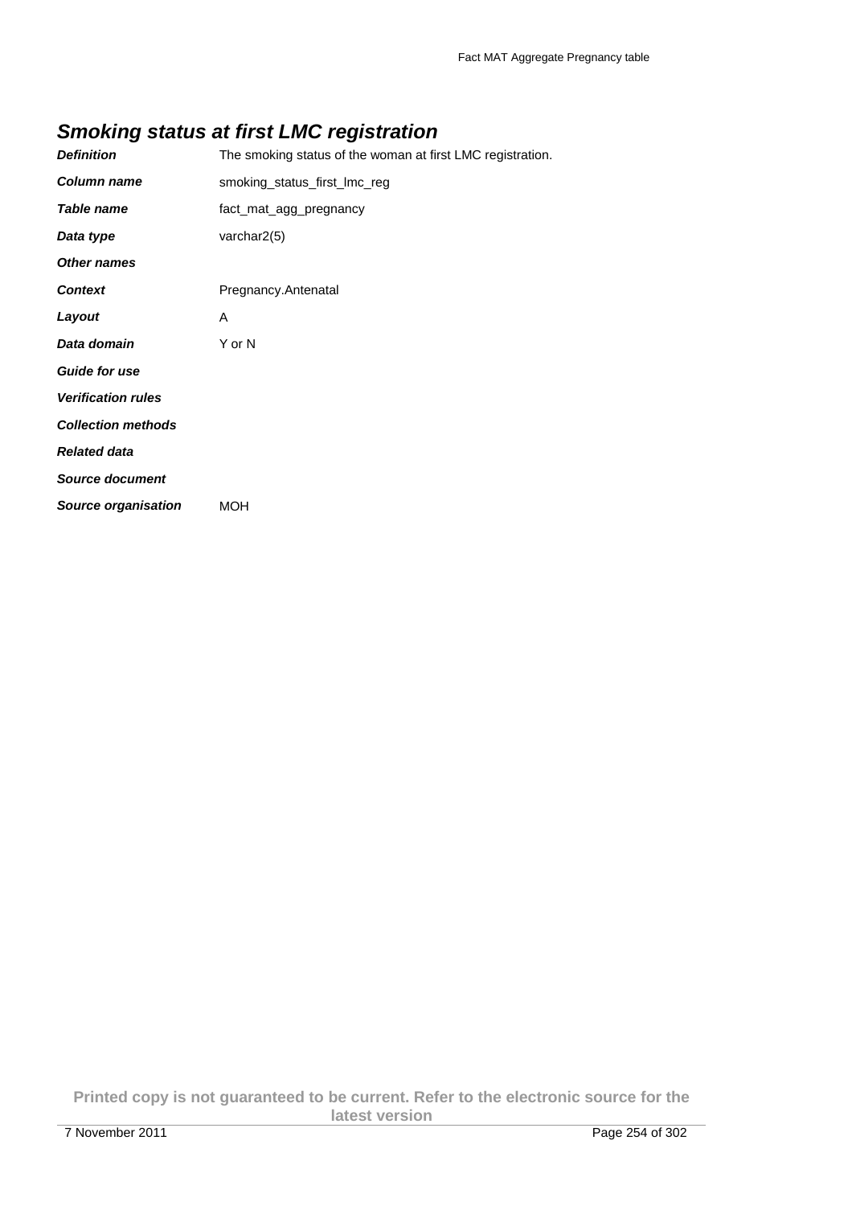## *Smoking status at first LMC registration*

| | |
|---|---|
| ***Definition*** | The smoking status of the woman at first LMC registration. |
| ***Column name*** | smoking_status_first_lmc_reg |
| ***Table name*** | fact_mat_agg_pregnancy |
| ***Data type*** | varchar2(5) |
| ***Other names*** | |
| ***Context*** | Pregnancy.Antenatal |
| ***Layout*** | A |
| ***Data domain*** | Y or N |
| ***Guide for use*** | |
| ***Verification rules*** | |
| ***Collection methods*** | |
| ***Related data*** | |
| ***Source document*** | |
| ***Source organisation*** | MOH |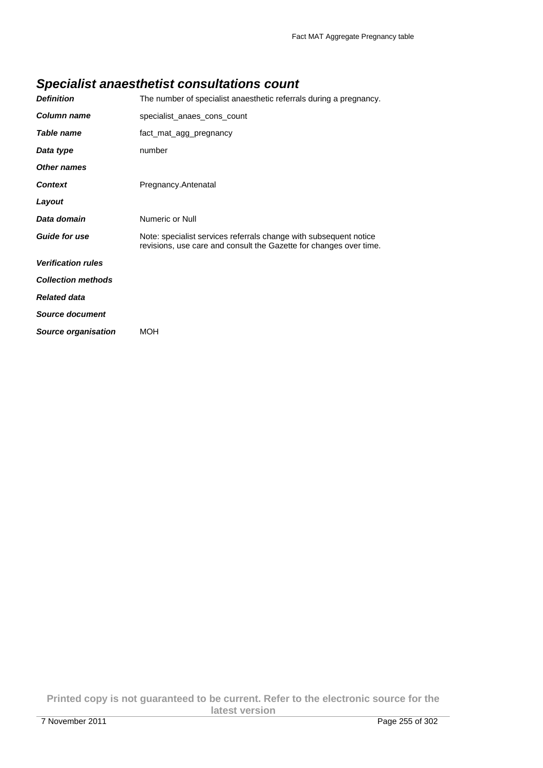## *Specialist anaesthetist consultations count*

| | |
|---|---|
| ***Definition*** | The number of specialist anaesthetic referrals during a pregnancy. |
| ***Column name*** | specialist_anaes_cons_count |
| ***Table name*** | fact_mat_agg_pregnancy |
| ***Data type*** | number |
| ***Other names*** | |
| ***Context*** | Pregnancy.Antenatal |
| ***Layout*** | |
| ***Data domain*** | Numeric or Null |
| ***Guide for use*** | Note: specialist services referrals change with subsequent notice revisions, use care and consult the Gazette for changes over time. |
| ***Verification rules*** | |
| ***Collection methods*** | |
| ***Related data*** | |
| ***Source document*** | |
| ***Source organisation*** | MOH |

**Printed copy is not guaranteed to be current. Refer to the electronic source for the latest version**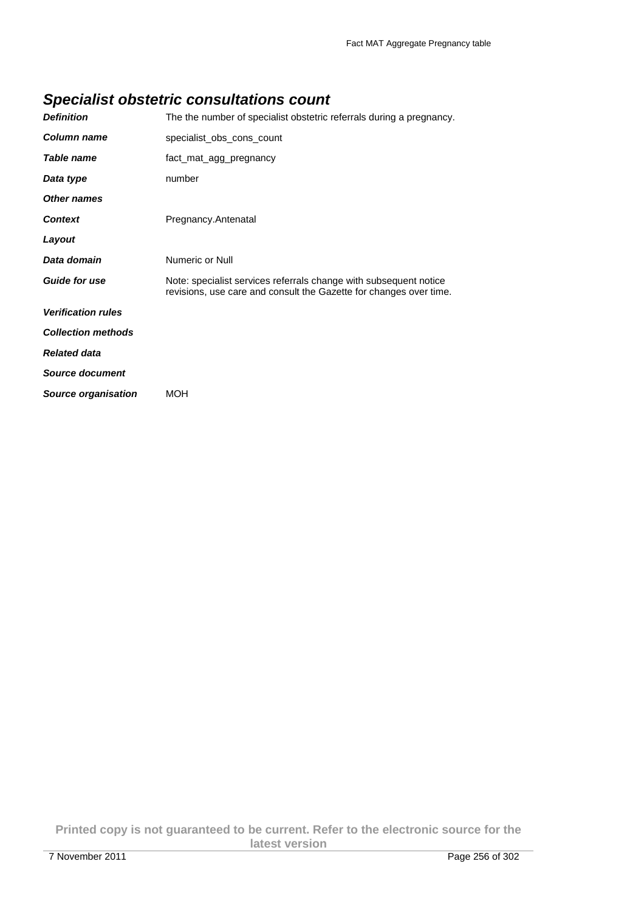## *Specialist obstetric consultations count*

| | |
|---|---|
| ***Definition*** | The the number of specialist obstetric referrals during a pregnancy. |
| ***Column name*** | specialist_obs_cons_count |
| ***Table name*** | fact_mat_agg_pregnancy |
| ***Data type*** | number |
| ***Other names*** | |
| ***Context*** | Pregnancy.Antenatal |
| ***Layout*** | |
| ***Data domain*** | Numeric or Null |
| ***Guide for use*** | Note: specialist services referrals change with subsequent notice revisions, use care and consult the Gazette for changes over time. |
| ***Verification rules*** | |
| ***Collection methods*** | |
| ***Related data*** | |
| ***Source document*** | |
| ***Source organisation*** | MOH |

**Printed copy is not guaranteed to be current. Refer to the electronic source for the latest version**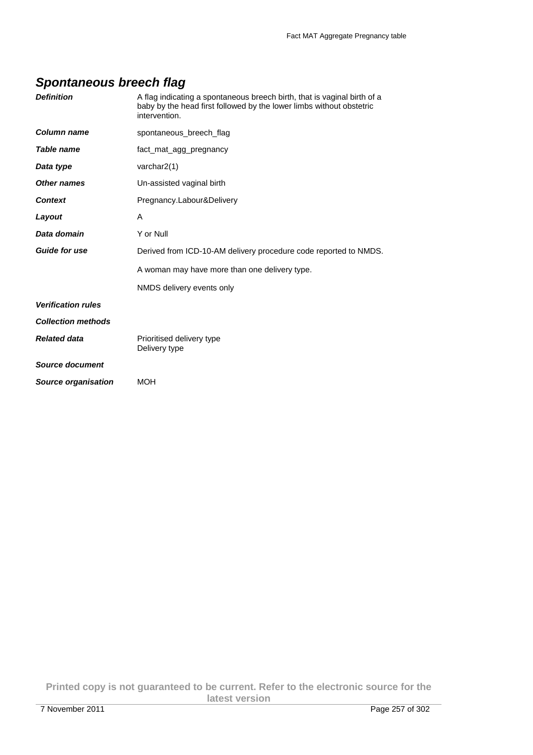## *Spontaneous breech flag*

| | |
|---|---|
| ***Definition*** | A flag indicating a spontaneous breech birth, that is vaginal birth of a baby by the head first followed by the lower limbs without obstetric intervention. |
| ***Column name*** | spontaneous_breech_flag |
| ***Table name*** | fact_mat_agg_pregnancy |
| ***Data type*** | varchar2(1) |
| ***Other names*** | Un-assisted vaginal birth |
| ***Context*** | Pregnancy.Labour&Delivery |
| ***Layout*** | A |
| ***Data domain*** | Y or Null |
| ***Guide for use*** | Derived from ICD-10-AM delivery procedure code reported to NMDS.<br><br>A woman may have more than one delivery type.<br><br>NMDS delivery events only |
| ***Verification rules*** | |
| ***Collection methods*** | |
| ***Related data*** | Prioritised delivery type<br>Delivery type |
| ***Source document*** | |
| ***Source organisation*** | MOH |

**Printed copy is not guaranteed to be current. Refer to the electronic source for the latest version**

7 November 2011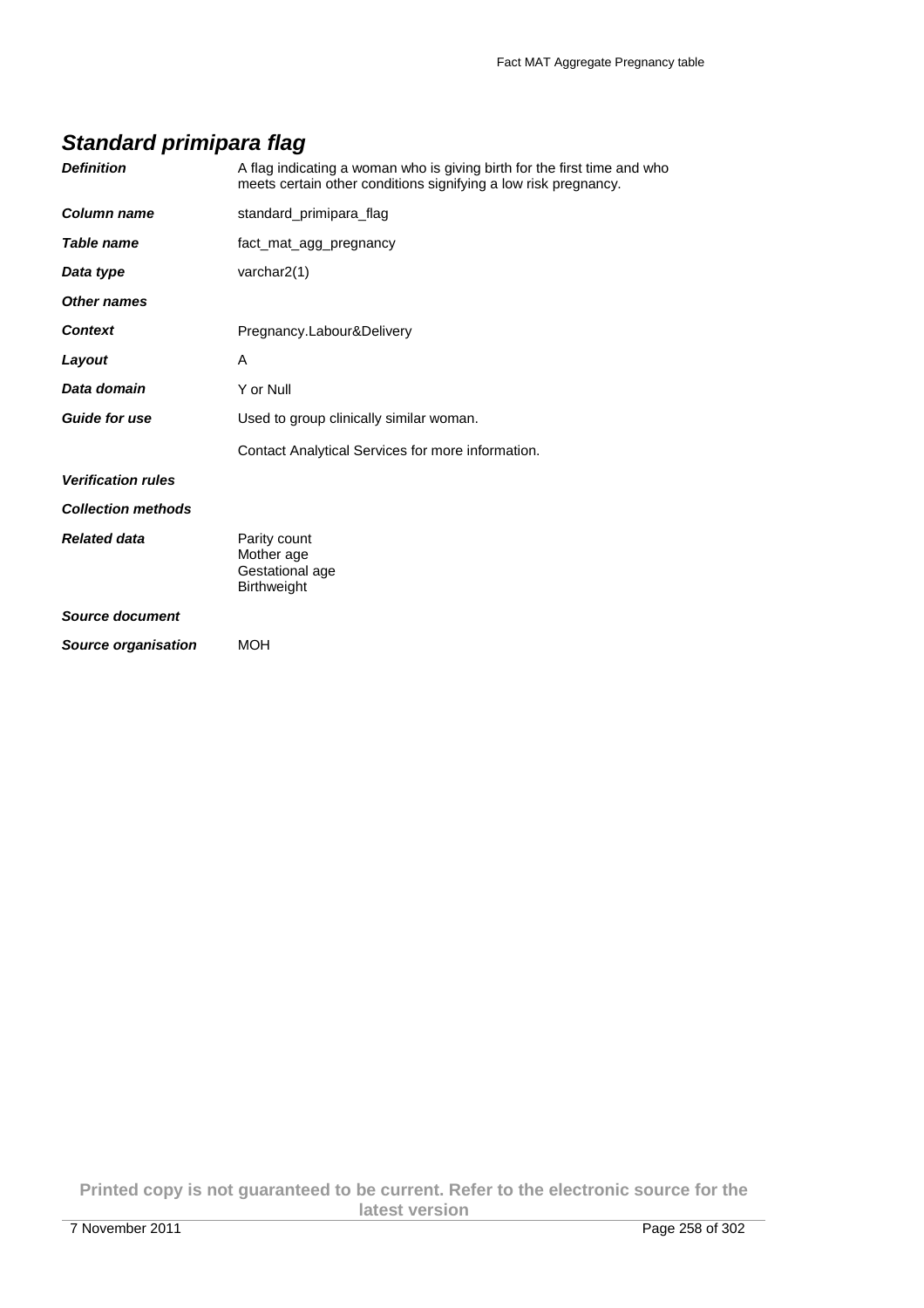## Standard primipara flag

| | |
|---|---|
| ***Definition*** | A flag indicating a woman who is giving birth for the first time and who meets certain other conditions signifying a low risk pregnancy. |
| ***Column name*** | standard_primipara_flag |
| ***Table name*** | fact_mat_agg_pregnancy |
| ***Data type*** | varchar2(1) |
| ***Other names*** | |
| ***Context*** | Pregnancy.Labour&Delivery |
| ***Layout*** | A |
| ***Data domain*** | Y or Null |
| ***Guide for use*** | Used to group clinically similar woman.<br><br>Contact Analytical Services for more information. |
| ***Verification rules*** | |
| ***Collection methods*** | |
| ***Related data*** | Parity count<br>Mother age<br>Gestational age<br>Birthweight |
| ***Source document*** | |
| ***Source organisation*** | MOH |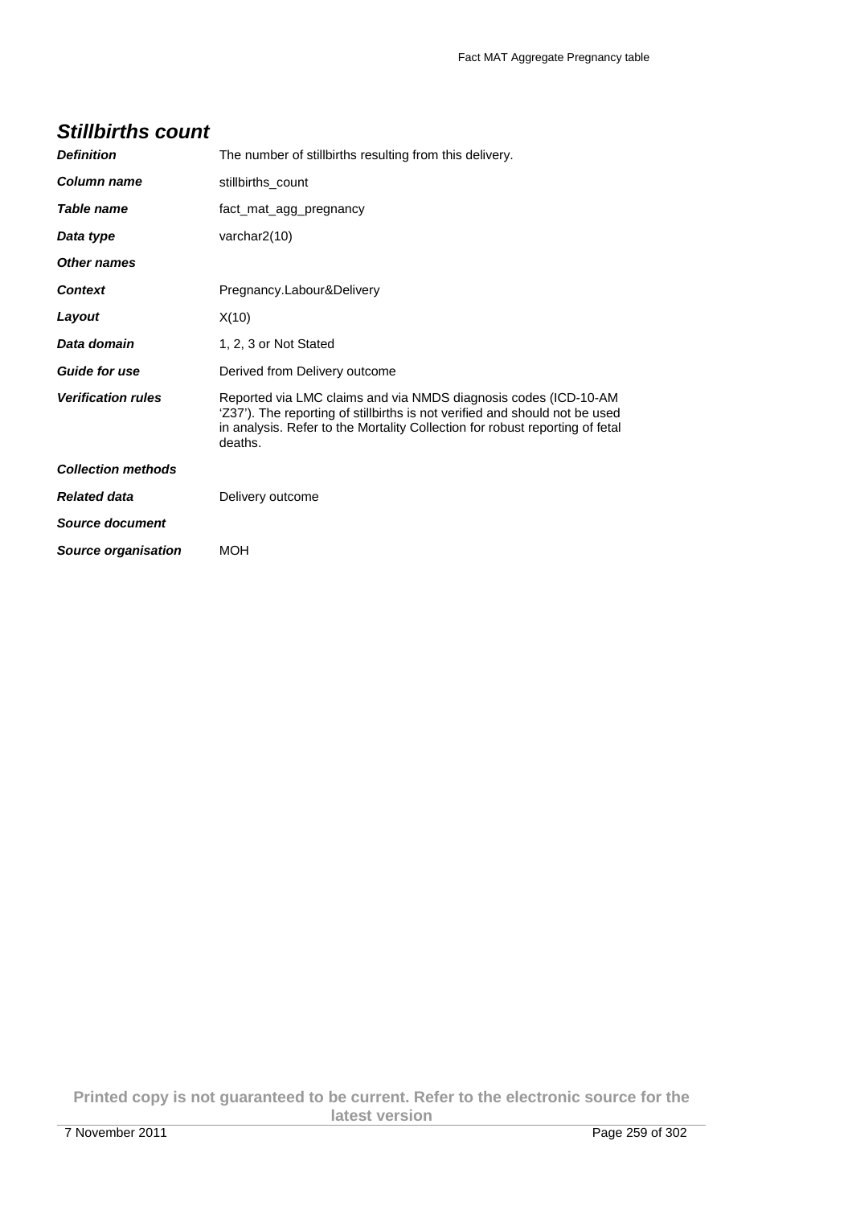## *Stillbirths count*

| | |
|---|---|
| ***Definition*** | The number of stillbirths resulting from this delivery. |
| ***Column name*** | stillbirths_count |
| ***Table name*** | fact_mat_agg_pregnancy |
| ***Data type*** | varchar2(10) |
| ***Other names*** | |
| ***Context*** | Pregnancy.Labour&Delivery |
| ***Layout*** | X(10) |
| ***Data domain*** | 1, 2, 3 or Not Stated |
| ***Guide for use*** | Derived from Delivery outcome |
| ***Verification rules*** | Reported via LMC claims and via NMDS diagnosis codes (ICD-10-AM 'Z37'). The reporting of stillbirths is not verified and should not be used in analysis. Refer to the Mortality Collection for robust reporting of fetal deaths. |
| ***Collection methods*** | |
| ***Related data*** | Delivery outcome |
| ***Source document*** | |
| ***Source organisation*** | MOH |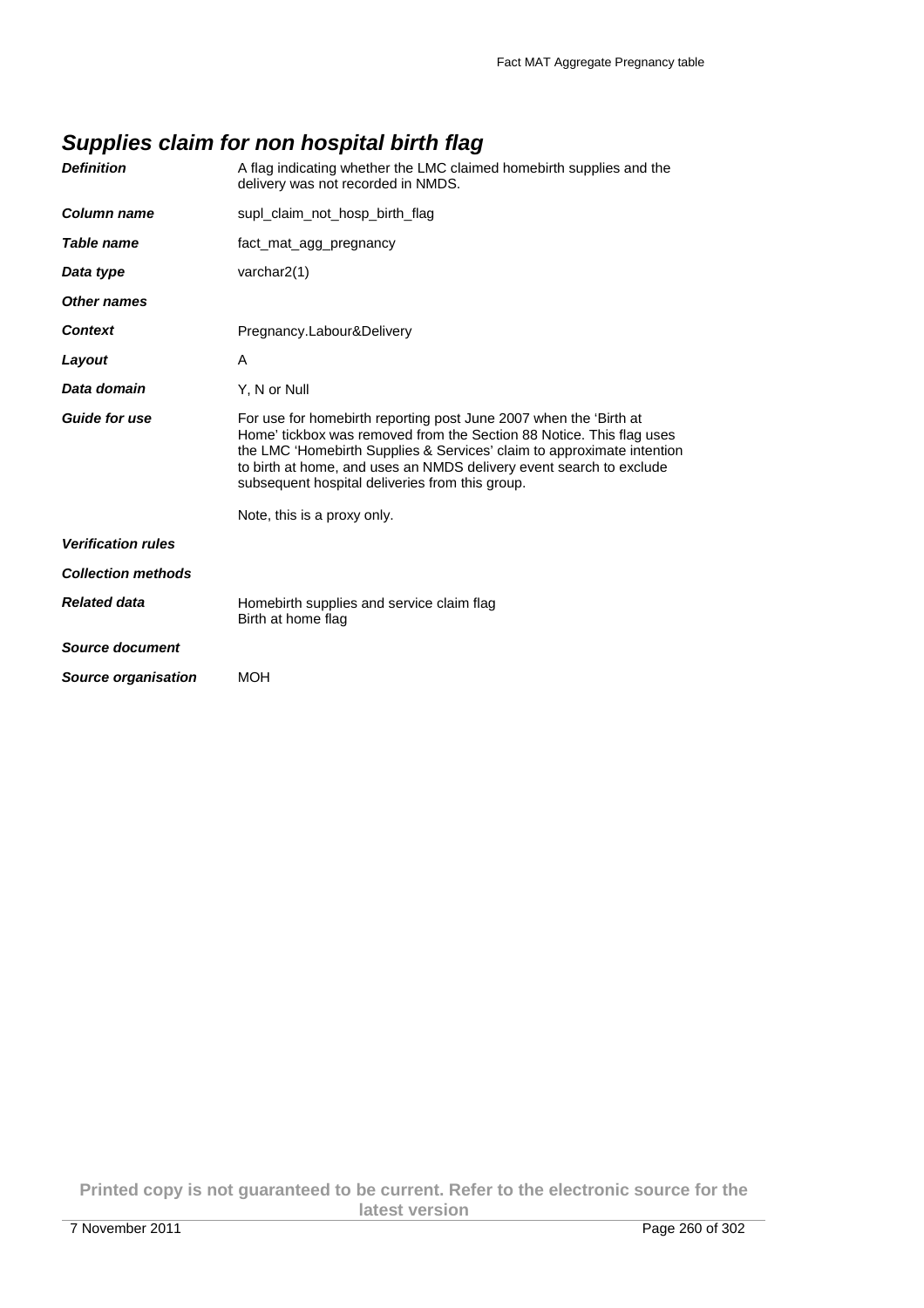## *Supplies claim for non hospital birth flag*

| | |
|---|---|
| ***Definition*** | A flag indicating whether the LMC claimed homebirth supplies and the delivery was not recorded in NMDS. |
| ***Column name*** | supl_claim_not_hosp_birth_flag |
| ***Table name*** | fact_mat_agg_pregnancy |
| ***Data type*** | varchar2(1) |
| ***Other names*** | |
| ***Context*** | Pregnancy.Labour&Delivery |
| ***Layout*** | A |
| ***Data domain*** | Y, N or Null |
| ***Guide for use*** | For use for homebirth reporting post June 2007 when the 'Birth at Home' tickbox was removed from the Section 88 Notice. This flag uses the LMC 'Homebirth Supplies & Services' claim to approximate intention to birth at home, and uses an NMDS delivery event search to exclude subsequent hospital deliveries from this group.<br><br>Note, this is a proxy only. |
| ***Verification rules*** | |
| ***Collection methods*** | |
| ***Related data*** | Homebirth supplies and service claim flag<br>Birth at home flag |
| ***Source document*** | |
| ***Source organisation*** | MOH |

**Printed copy is not guaranteed to be current. Refer to the electronic source for the latest version**

7 November 2011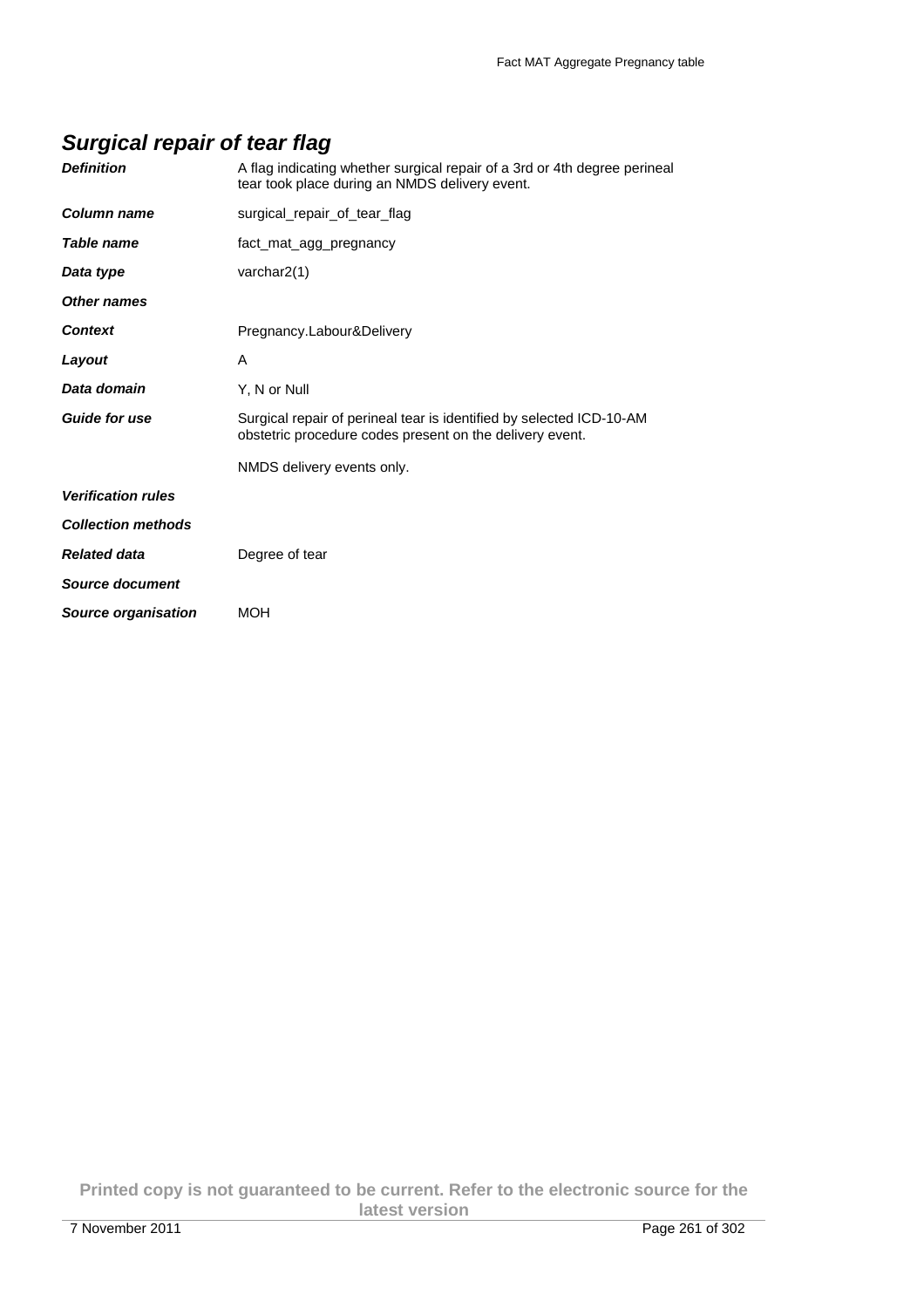## *Surgical repair of tear flag*

| | |
|---|---|
| ***Definition*** | A flag indicating whether surgical repair of a 3rd or 4th degree perineal tear took place during an NMDS delivery event. |
| ***Column name*** | surgical_repair_of_tear_flag |
| ***Table name*** | fact_mat_agg_pregnancy |
| ***Data type*** | varchar2(1) |
| ***Other names*** | |
| ***Context*** | Pregnancy.Labour&Delivery |
| ***Layout*** | A |
| ***Data domain*** | Y, N or Null |
| ***Guide for use*** | Surgical repair of perineal tear is identified by selected ICD-10-AM obstetric procedure codes present on the delivery event.<br><br>NMDS delivery events only. |
| ***Verification rules*** | |
| ***Collection methods*** | |
| ***Related data*** | Degree of tear |
| ***Source document*** | |
| ***Source organisation*** | MOH |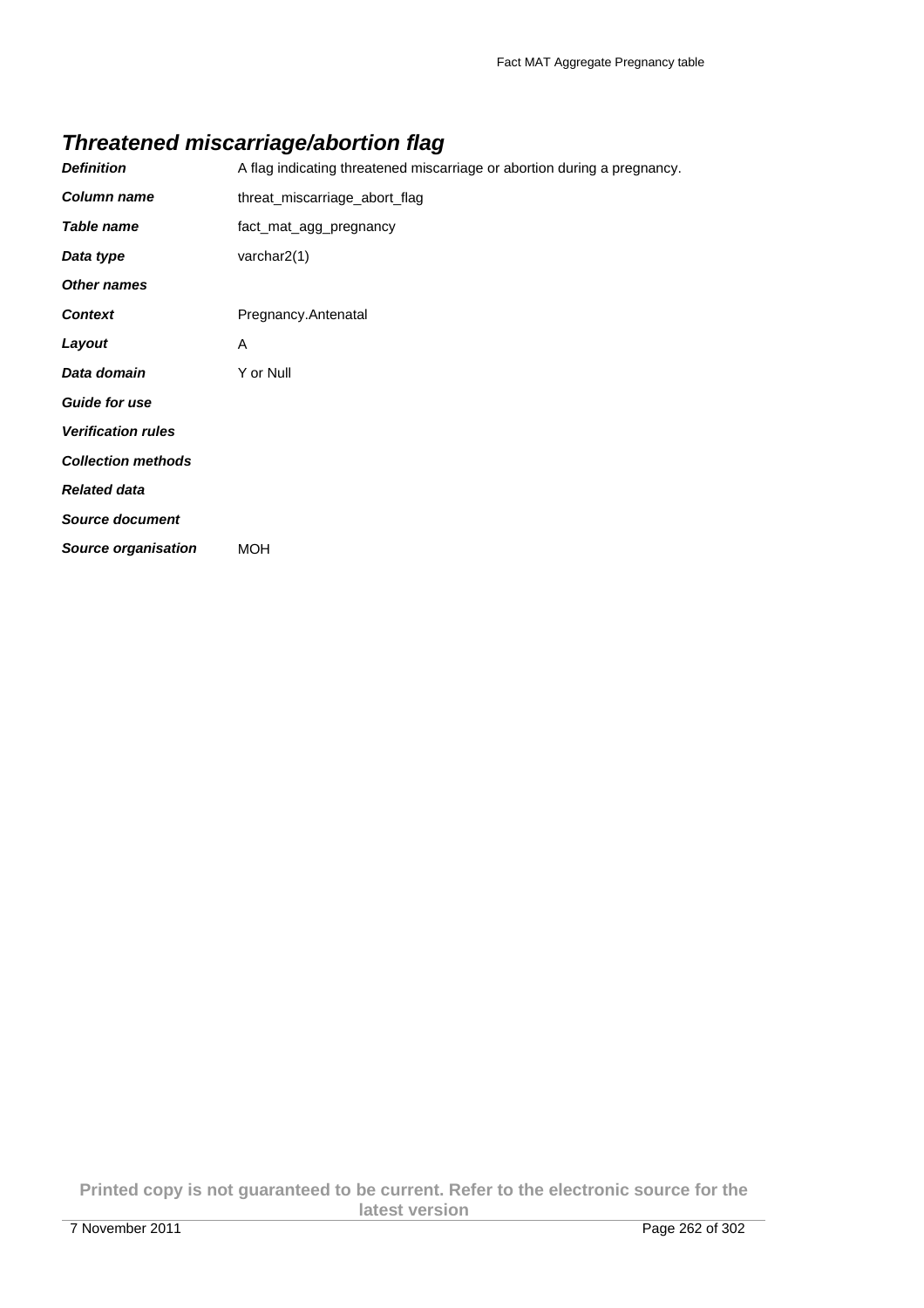## *Threatened miscarriage/abortion flag*

| | |
|---|---|
| ***Definition*** | A flag indicating threatened miscarriage or abortion during a pregnancy. |
| ***Column name*** | threat_miscarriage_abort_flag |
| ***Table name*** | fact_mat_agg_pregnancy |
| ***Data type*** | varchar2(1) |
| ***Other names*** | |
| ***Context*** | Pregnancy.Antenatal |
| ***Layout*** | A |
| ***Data domain*** | Y or Null |
| ***Guide for use*** | |
| ***Verification rules*** | |
| ***Collection methods*** | |
| ***Related data*** | |
| ***Source document*** | |
| ***Source organisation*** | MOH |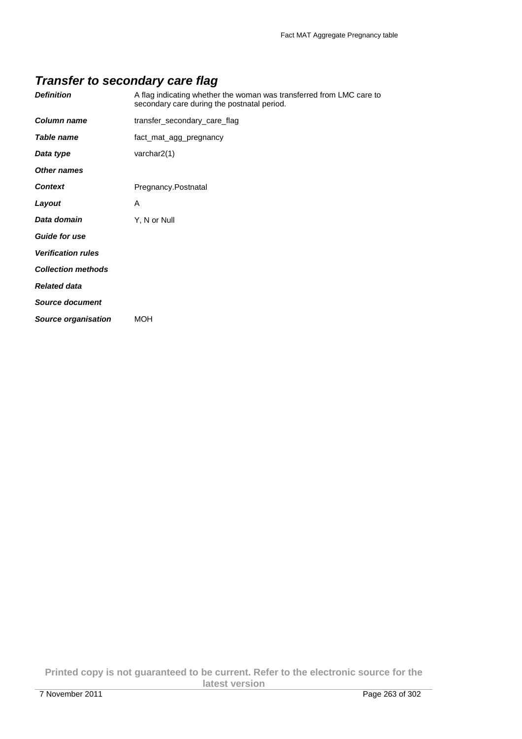## *Transfer to secondary care flag*

| | |
|---|---|
| ***Definition*** | A flag indicating whether the woman was transferred from LMC care to secondary care during the postnatal period. |
| ***Column name*** | transfer_secondary_care_flag |
| ***Table name*** | fact_mat_agg_pregnancy |
| ***Data type*** | varchar2(1) |
| ***Other names*** | |
| ***Context*** | Pregnancy.Postnatal |
| ***Layout*** | A |
| ***Data domain*** | Y, N or Null |
| ***Guide for use*** | |
| ***Verification rules*** | |
| ***Collection methods*** | |
| ***Related data*** | |
| ***Source document*** | |
| ***Source organisation*** | MOH |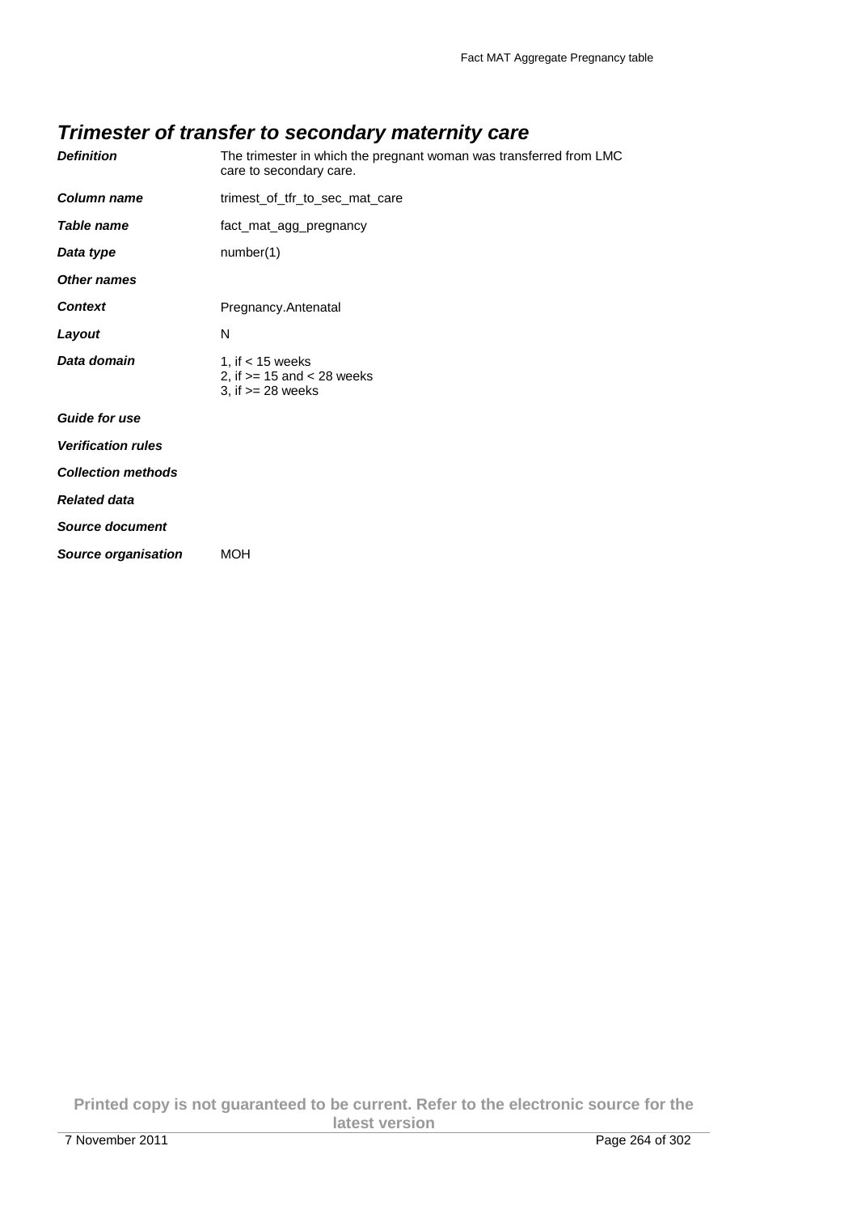## *Trimester of transfer to secondary maternity care*

| | |
|---|---|
| ***Definition*** | The trimester in which the pregnant woman was transferred from LMC care to secondary care. |
| ***Column name*** | trimest_of_tfr_to_sec_mat_care |
| ***Table name*** | fact_mat_agg_pregnancy |
| ***Data type*** | number(1) |
| ***Other names*** | |
| ***Context*** | Pregnancy.Antenatal |
| ***Layout*** | N |
| ***Data domain*** | 1, if < 15 weeks<br>2, if >= 15 and < 28 weeks<br>3, if >= 28 weeks |
| ***Guide for use*** | |
| ***Verification rules*** | |
| ***Collection methods*** | |
| ***Related data*** | |
| ***Source document*** | |
| ***Source organisation*** | MOH |

**Printed copy is not guaranteed to be current. Refer to the electronic source for the latest version**

7 November 2011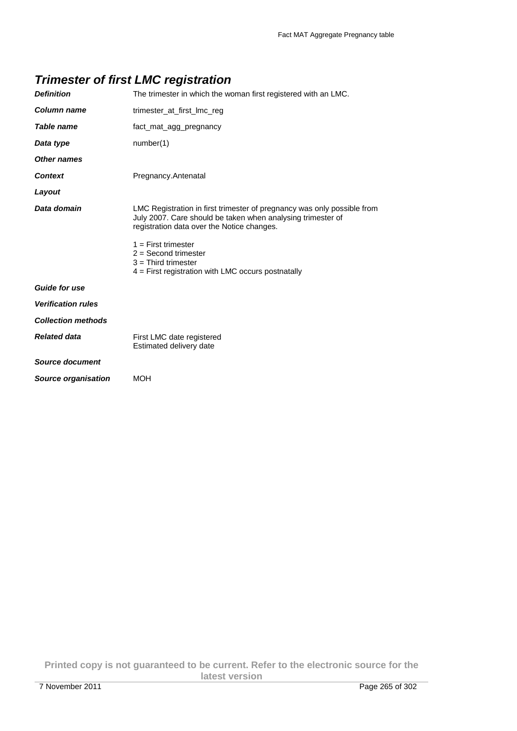## *Trimester of first LMC registration*

| | |
|---|---|
| ***Definition*** | The trimester in which the woman first registered with an LMC. |
| ***Column name*** | trimester_at_first_lmc_reg |
| ***Table name*** | fact_mat_agg_pregnancy |
| ***Data type*** | number(1) |
| ***Other names*** | |
| ***Context*** | Pregnancy.Antenatal |
| ***Layout*** | |
| ***Data domain*** | LMC Registration in first trimester of pregnancy was only possible from July 2007. Care should be taken when analysing trimester of registration data over the Notice changes.<br><br>1 = First trimester<br>2 = Second trimester<br>3 = Third trimester<br>4 = First registration with LMC occurs postnatally |
| ***Guide for use*** | |
| ***Verification rules*** | |
| ***Collection methods*** | |
| ***Related data*** | First LMC date registered<br>Estimated delivery date |
| ***Source document*** | |
| ***Source organisation*** | MOH |

**Printed copy is not guaranteed to be current. Refer to the electronic source for the latest version**

7 November 2011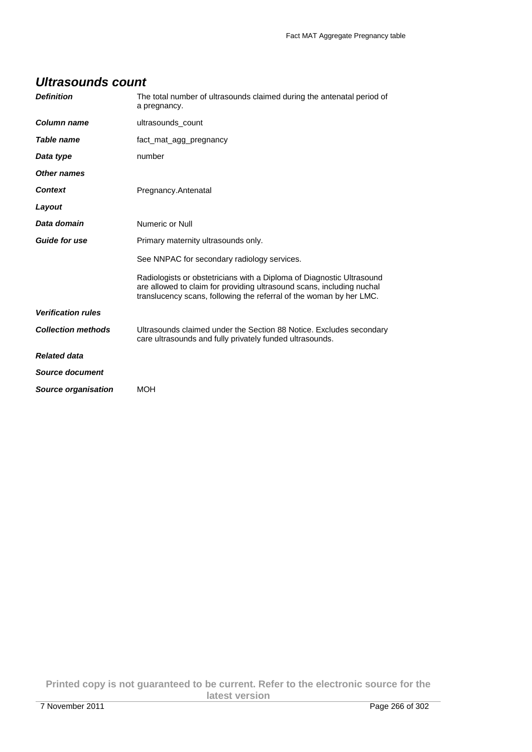## Ultrasounds count

| | |
|---|---|
| ***Definition*** | The total number of ultrasounds claimed during the antenatal period of a pregnancy. |
| ***Column name*** | ultrasounds_count |
| ***Table name*** | fact_mat_agg_pregnancy |
| ***Data type*** | number |
| ***Other names*** | |
| ***Context*** | Pregnancy.Antenatal |
| ***Layout*** | |
| ***Data domain*** | Numeric or Null |
| ***Guide for use*** | Primary maternity ultrasounds only.<br><br>See NNPAC for secondary radiology services.<br><br>Radiologists or obstetricians with a Diploma of Diagnostic Ultrasound are allowed to claim for providing ultrasound scans, including nuchal translucency scans, following the referral of the woman by her LMC. |
| ***Verification rules*** | |
| ***Collection methods*** | Ultrasounds claimed under the Section 88 Notice. Excludes secondary care ultrasounds and fully privately funded ultrasounds. |
| ***Related data*** | |
| ***Source document*** | |
| ***Source organisation*** | MOH |

**Printed copy is not guaranteed to be current. Refer to the electronic source for the latest version**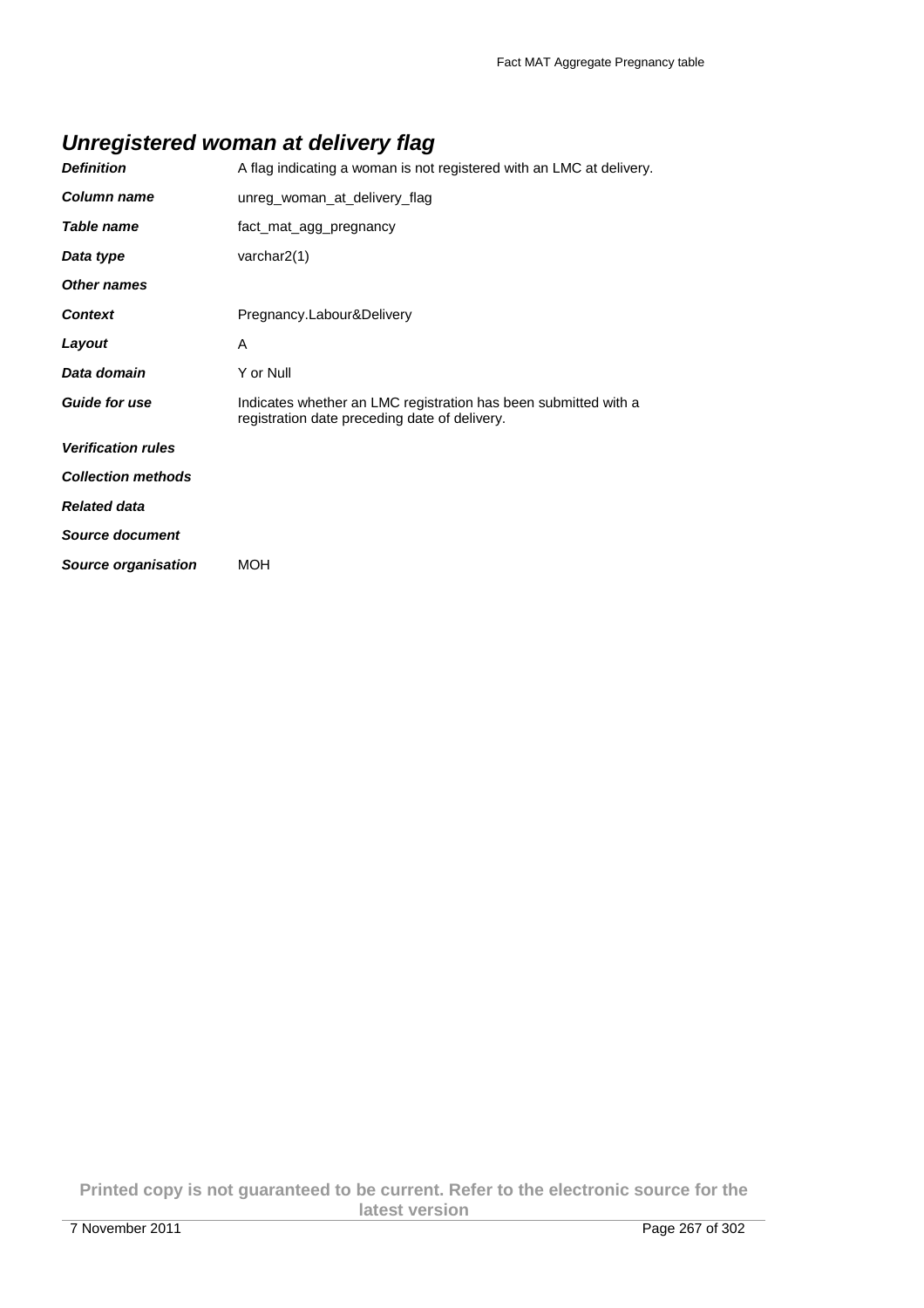## *Unregistered woman at delivery flag*

| | |
|---|---|
| ***Definition*** | A flag indicating a woman is not registered with an LMC at delivery. |
| ***Column name*** | unreg_woman_at_delivery_flag |
| ***Table name*** | fact_mat_agg_pregnancy |
| ***Data type*** | varchar2(1) |
| ***Other names*** | |
| ***Context*** | Pregnancy.Labour&Delivery |
| ***Layout*** | A |
| ***Data domain*** | Y or Null |
| ***Guide for use*** | Indicates whether an LMC registration has been submitted with a registration date preceding date of delivery. |
| ***Verification rules*** | |
| ***Collection methods*** | |
| ***Related data*** | |
| ***Source document*** | |
| ***Source organisation*** | MOH |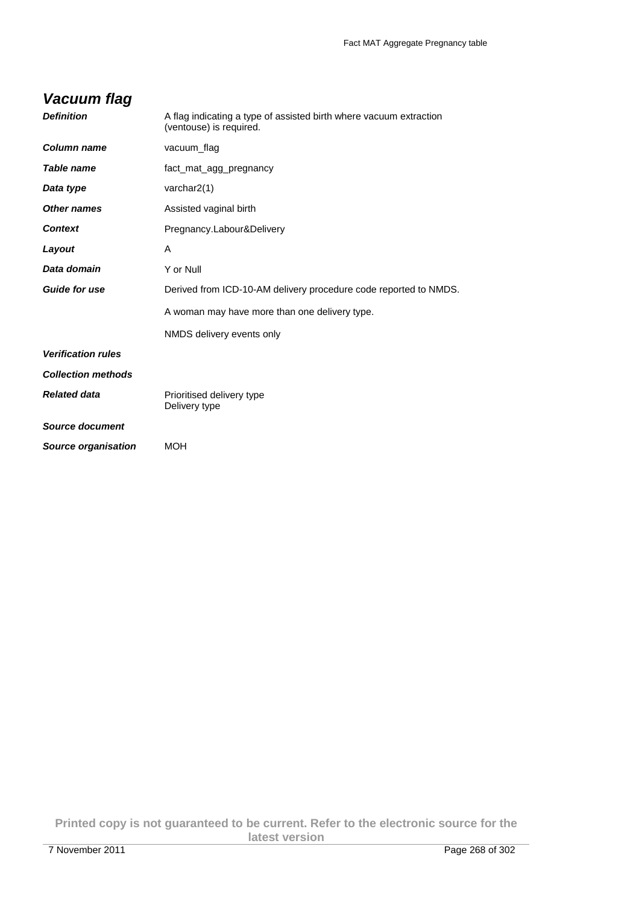## *Vacuum flag*

| | |
|---|---|
| ***Definition*** | A flag indicating a type of assisted birth where vacuum extraction (ventouse) is required. |
| ***Column name*** | vacuum_flag |
| ***Table name*** | fact_mat_agg_pregnancy |
| ***Data type*** | varchar2(1) |
| ***Other names*** | Assisted vaginal birth |
| ***Context*** | Pregnancy.Labour&Delivery |
| ***Layout*** | A |
| ***Data domain*** | Y or Null |
| ***Guide for use*** | Derived from ICD-10-AM delivery procedure code reported to NMDS.<br><br>A woman may have more than one delivery type.<br><br>NMDS delivery events only |
| ***Verification rules*** | |
| ***Collection methods*** | |
| ***Related data*** | Prioritised delivery type<br>Delivery type |
| ***Source document*** | |
| ***Source organisation*** | MOH |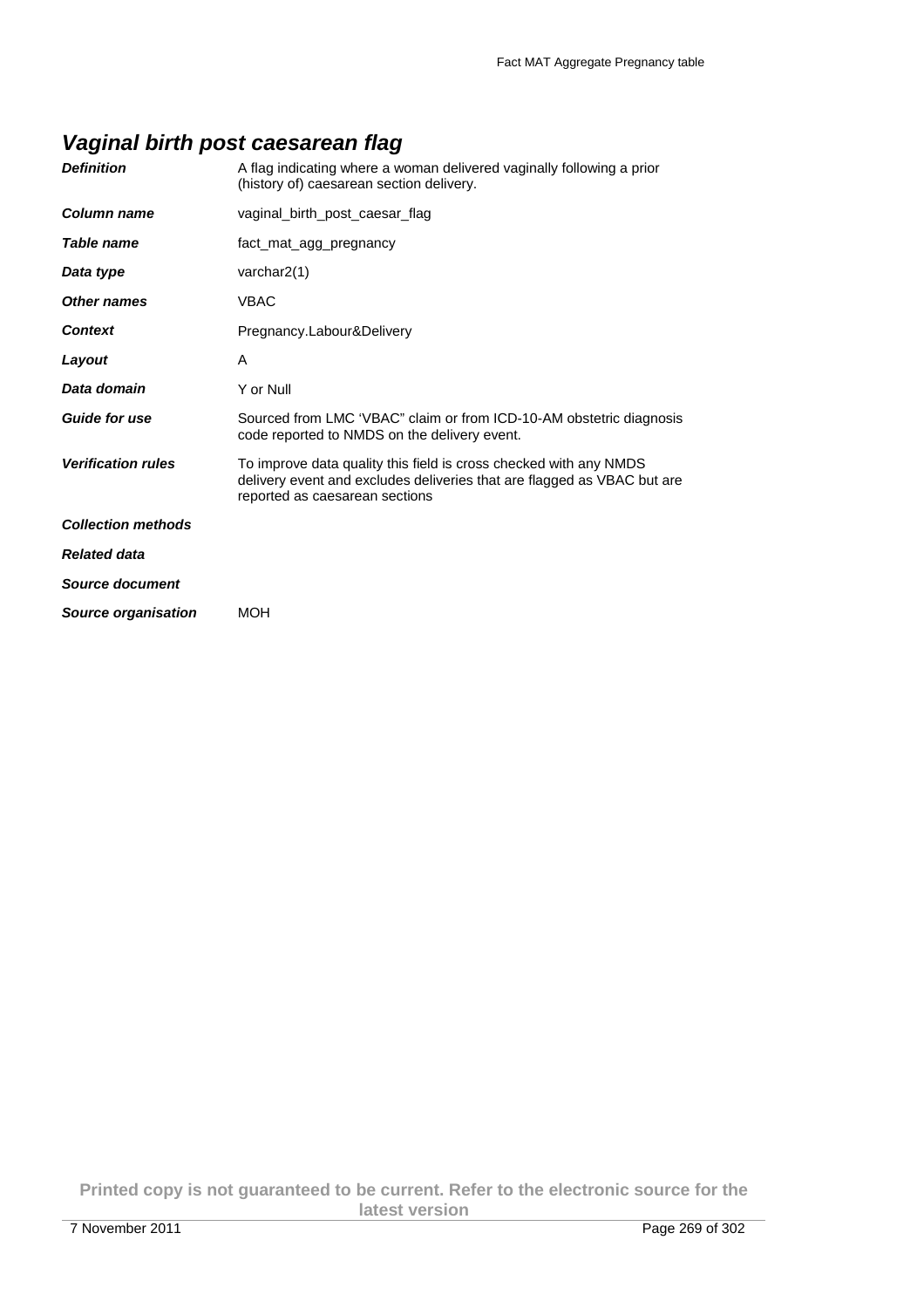## *Vaginal birth post caesarean flag*

| | |
|---|---|
| ***Definition*** | A flag indicating where a woman delivered vaginally following a prior (history of) caesarean section delivery. |
| ***Column name*** | vaginal_birth_post_caesar_flag |
| ***Table name*** | fact_mat_agg_pregnancy |
| ***Data type*** | varchar2(1) |
| ***Other names*** | VBAC |
| ***Context*** | Pregnancy.Labour&Delivery |
| ***Layout*** | A |
| ***Data domain*** | Y or Null |
| ***Guide for use*** | Sourced from LMC 'VBAC" claim or from ICD-10-AM obstetric diagnosis code reported to NMDS on the delivery event. |
| ***Verification rules*** | To improve data quality this field is cross checked with any NMDS delivery event and excludes deliveries that are flagged as VBAC but are reported as caesarean sections |
| ***Collection methods*** | |
| ***Related data*** | |
| ***Source document*** | |
| ***Source organisation*** | MOH |

**Printed copy is not guaranteed to be current. Refer to the electronic source for the latest version**

7 November 2011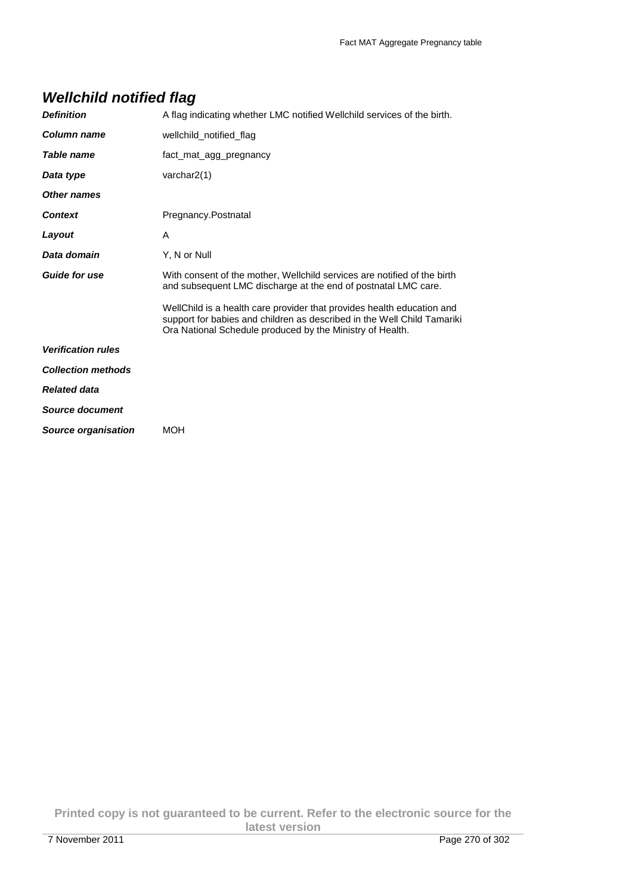## *Wellchild notified flag*

| | |
|---|---|
| ***Definition*** | A flag indicating whether LMC notified Wellchild services of the birth. |
| ***Column name*** | wellchild_notified_flag |
| ***Table name*** | fact_mat_agg_pregnancy |
| ***Data type*** | varchar2(1) |
| ***Other names*** | |
| ***Context*** | Pregnancy.Postnatal |
| ***Layout*** | A |
| ***Data domain*** | Y, N or Null |
| ***Guide for use*** | With consent of the mother, Wellchild services are notified of the birth and subsequent LMC discharge at the end of postnatal LMC care.<br><br>WellChild is a health care provider that provides health education and support for babies and children as described in the Well Child Tamariki Ora National Schedule produced by the Ministry of Health. |
| ***Verification rules*** | |
| ***Collection methods*** | |
| ***Related data*** | |
| ***Source document*** | |
| ***Source organisation*** | MOH |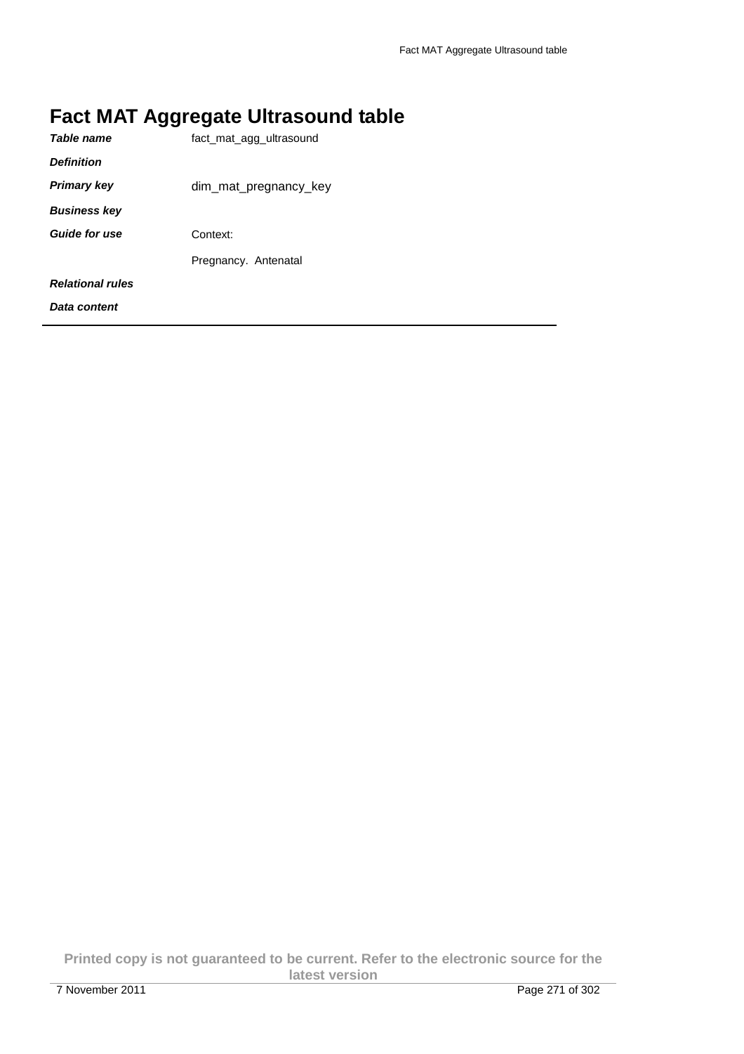# Fact MAT Aggregate Ultrasound table

| | |
|---|---|
| ***Table name*** | fact_mat_agg_ultrasound |
| ***Definition*** | |
| ***Primary key*** | dim_mat_pregnancy_key |
| ***Business key*** | |
| ***Guide for use*** | Context:<br>Pregnancy. Antenatal |
| ***Relational rules*** | |
| ***Data content*** | |

---

**Printed copy is not guaranteed to be current. Refer to the electronic source for the latest version**

7 November 2011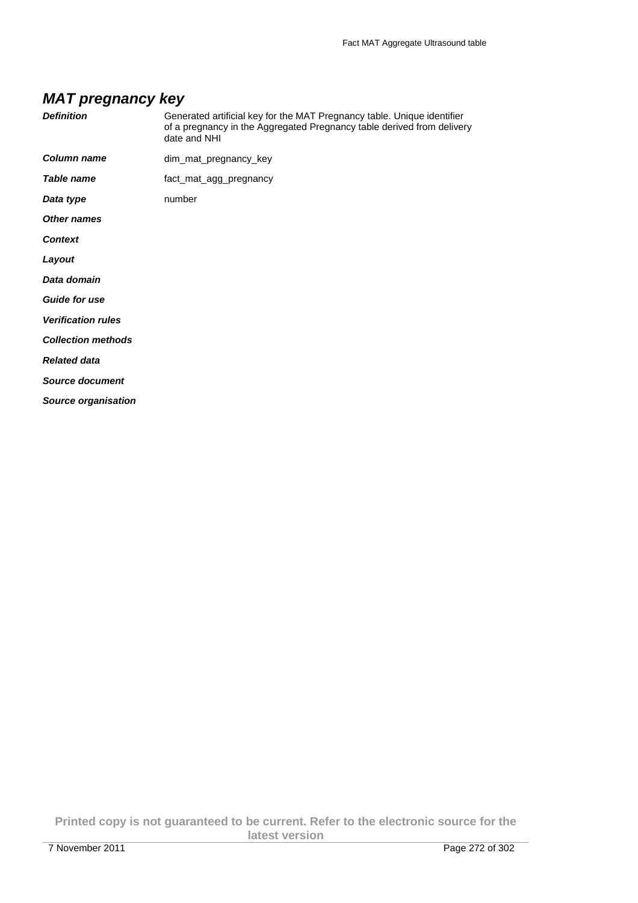## MAT pregnancy key

| | |
|---|---|
| ***Definition*** | Generated artificial key for the MAT Pregnancy table. Unique identifier of a pregnancy in the Aggregated Pregnancy table derived from delivery date and NHI |
| ***Column name*** | dim_mat_pregnancy_key |
| ***Table name*** | fact_mat_agg_pregnancy |
| ***Data type*** | number |
| ***Other names*** | |
| ***Context*** | |
| ***Layout*** | |
| ***Data domain*** | |
| ***Guide for use*** | |
| ***Verification rules*** | |
| ***Collection methods*** | |
| ***Related data*** | |
| ***Source document*** | |
| ***Source organisation*** | |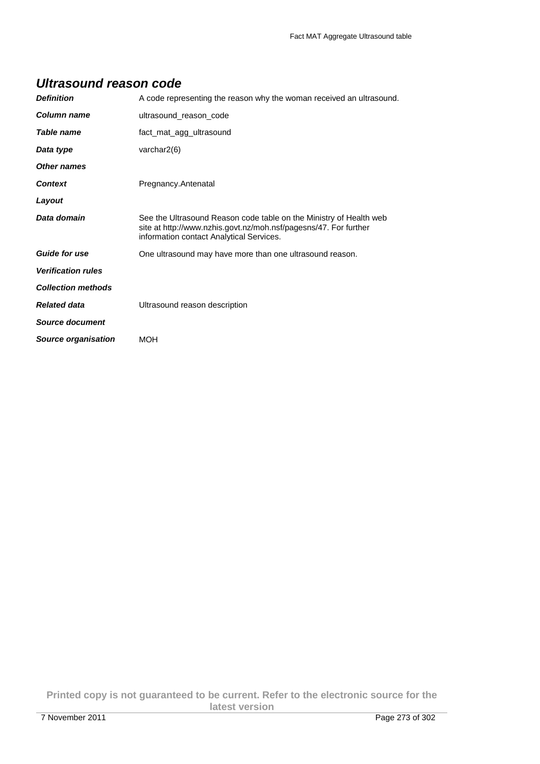## Ultrasound reason code

| | |
|---|---|
| ***Definition*** | A code representing the reason why the woman received an ultrasound. |
| ***Column name*** | ultrasound_reason_code |
| ***Table name*** | fact_mat_agg_ultrasound |
| ***Data type*** | varchar2(6) |
| ***Other names*** | |
| ***Context*** | Pregnancy.Antenatal |
| ***Layout*** | |
| ***Data domain*** | See the Ultrasound Reason code table on the Ministry of Health web site at http://www.nzhis.govt.nz/moh.nsf/pagesns/47. For further information contact Analytical Services. |
| ***Guide for use*** | One ultrasound may have more than one ultrasound reason. |
| ***Verification rules*** | |
| ***Collection methods*** | |
| ***Related data*** | Ultrasound reason description |
| ***Source document*** | |
| ***Source organisation*** | MOH |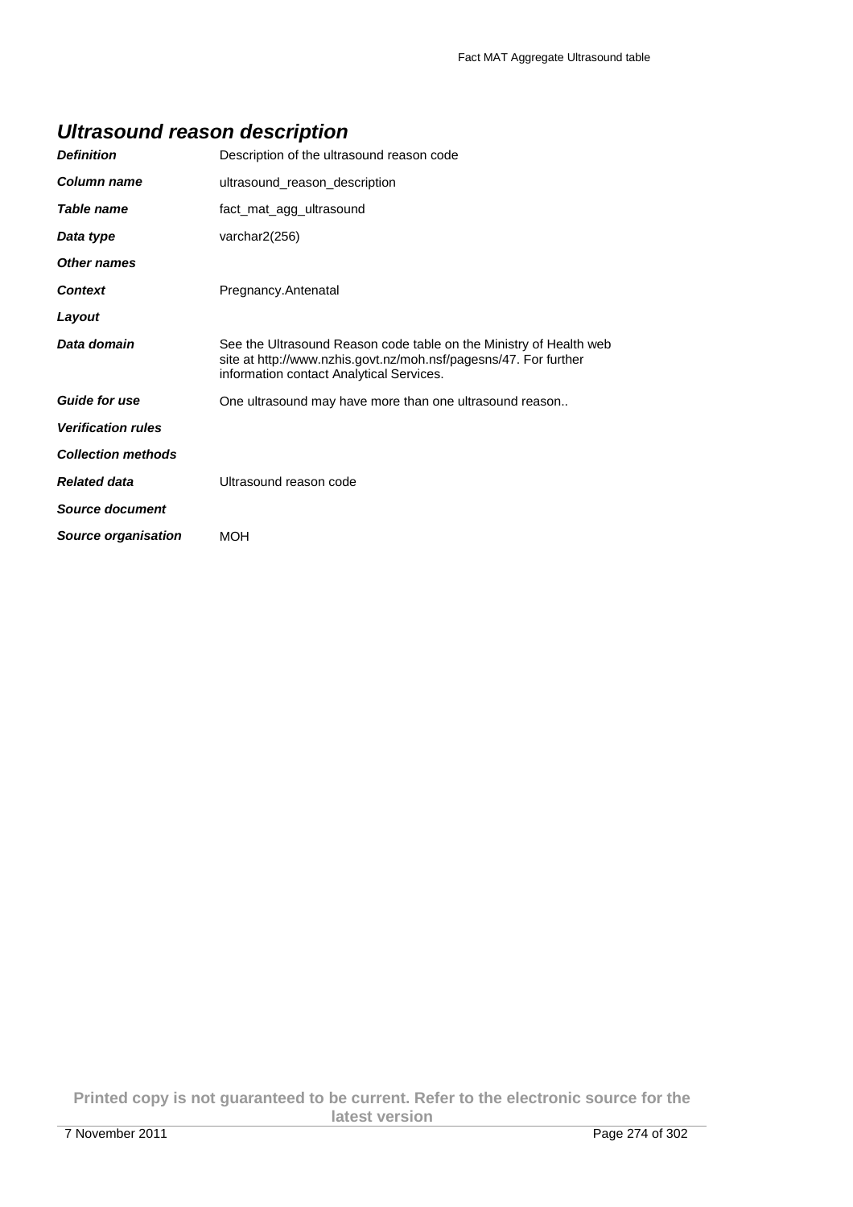## *Ultrasound reason description*

| | |
|---|---|
| ***Definition*** | Description of the ultrasound reason code |
| ***Column name*** | ultrasound_reason_description |
| ***Table name*** | fact_mat_agg_ultrasound |
| ***Data type*** | varchar2(256) |
| ***Other names*** | |
| ***Context*** | Pregnancy.Antenatal |
| ***Layout*** | |
| ***Data domain*** | See the Ultrasound Reason code table on the Ministry of Health web site at http://www.nzhis.govt.nz/moh.nsf/pagesns/47. For further information contact Analytical Services. |
| ***Guide for use*** | One ultrasound may have more than one ultrasound reason.. |
| ***Verification rules*** | |
| ***Collection methods*** | |
| ***Related data*** | Ultrasound reason code |
| ***Source document*** | |
| ***Source organisation*** | MOH |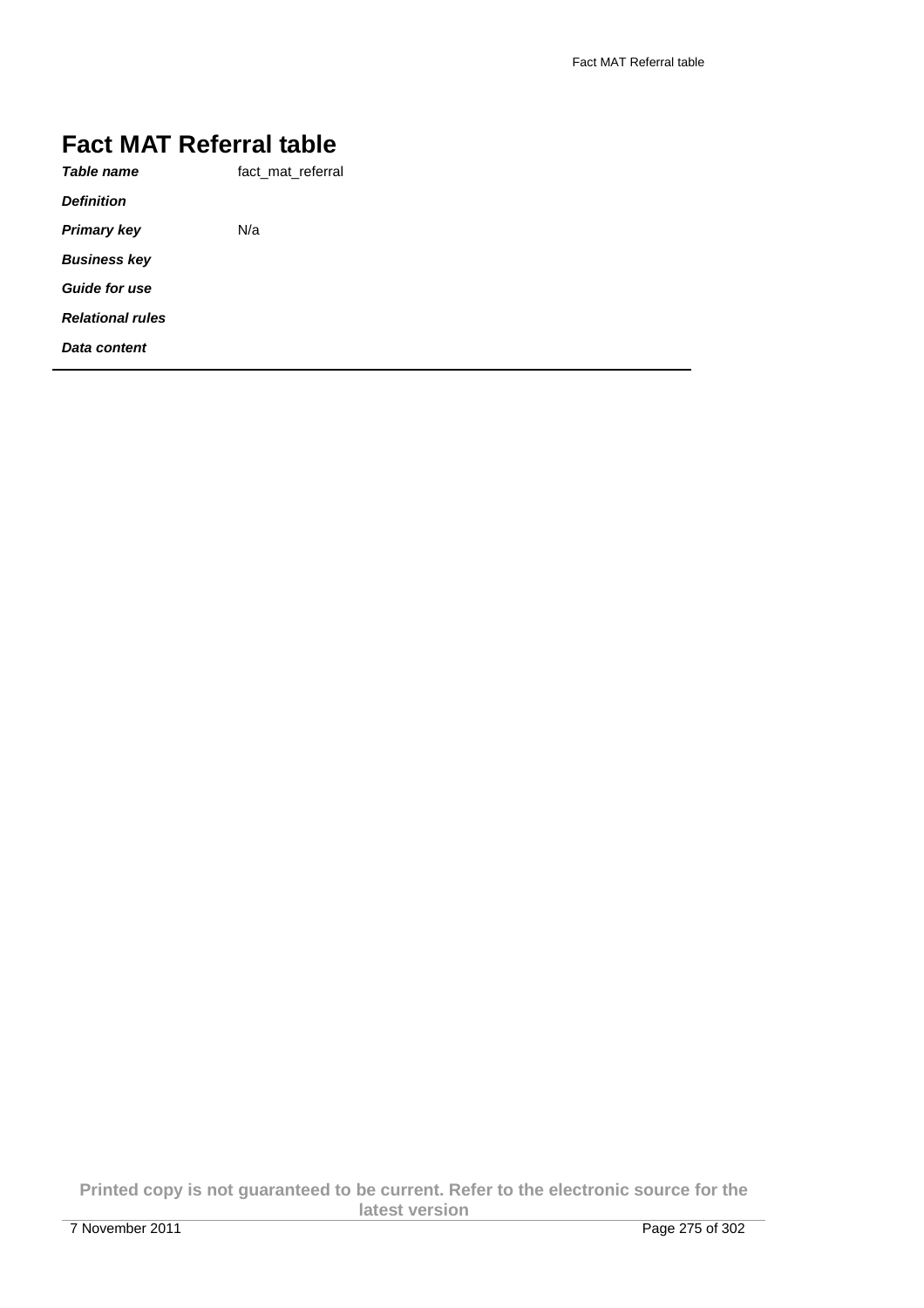# Fact MAT Referral table

|  |  |
|---|---|
| ***Table name*** | fact_mat_referral |
| ***Definition*** |  |
| ***Primary key*** | N/a |
| ***Business key*** |  |
| ***Guide for use*** |  |
| ***Relational rules*** |  |
| ***Data content*** |  |

**Printed copy is not guaranteed to be current. Refer to the electronic source for the latest version**

7 November 2011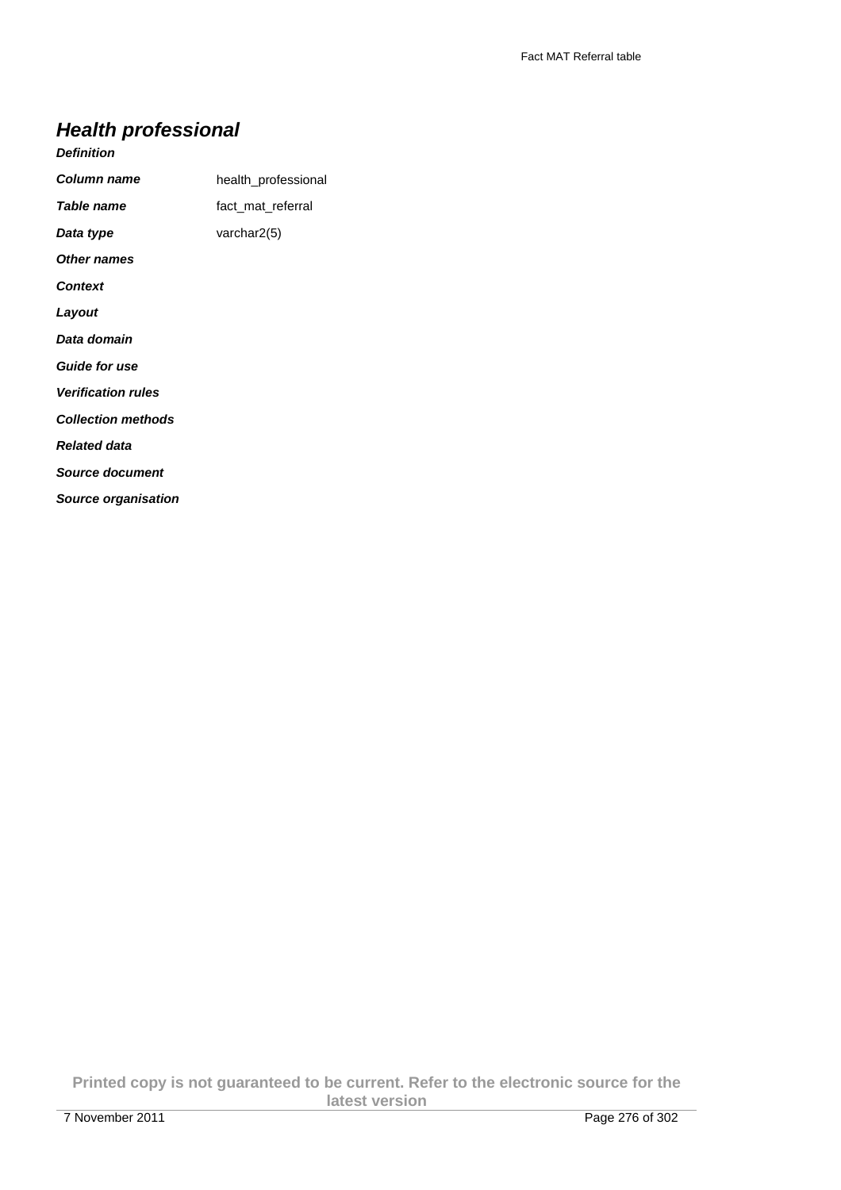## *Health professional*

***Definition***

| | |
|---|---|
| ***Column name*** | health_professional |
| ***Table name*** | fact_mat_referral |
| ***Data type*** | varchar2(5) |
| ***Other names*** | |
| ***Context*** | |
| ***Layout*** | |
| ***Data domain*** | |
| ***Guide for use*** | |
| ***Verification rules*** | |
| ***Collection methods*** | |
| ***Related data*** | |
| ***Source document*** | |
| ***Source organisation*** | |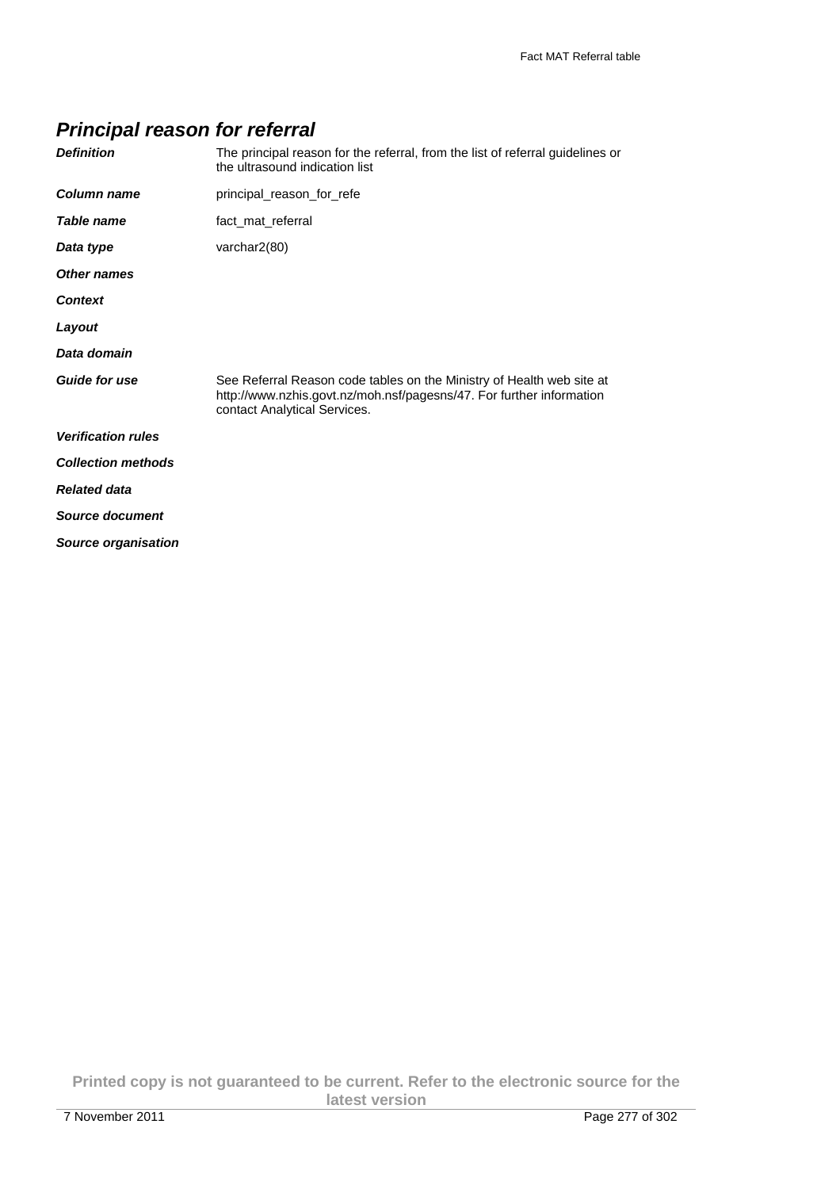## *Principal reason for referral*

| | |
|---|---|
| ***Definition*** | The principal reason for the referral, from the list of referral guidelines or the ultrasound indication list |
| ***Column name*** | principal_reason_for_refe |
| ***Table name*** | fact_mat_referral |
| ***Data type*** | varchar2(80) |
| ***Other names*** | |
| ***Context*** | |
| ***Layout*** | |
| ***Data domain*** | |
| ***Guide for use*** | See Referral Reason code tables on the Ministry of Health web site at http://www.nzhis.govt.nz/moh.nsf/pagesns/47. For further information contact Analytical Services. |
| ***Verification rules*** | |
| ***Collection methods*** | |
| ***Related data*** | |
| ***Source document*** | |
| ***Source organisation*** | |

**Printed copy is not guaranteed to be current. Refer to the electronic source for the latest version**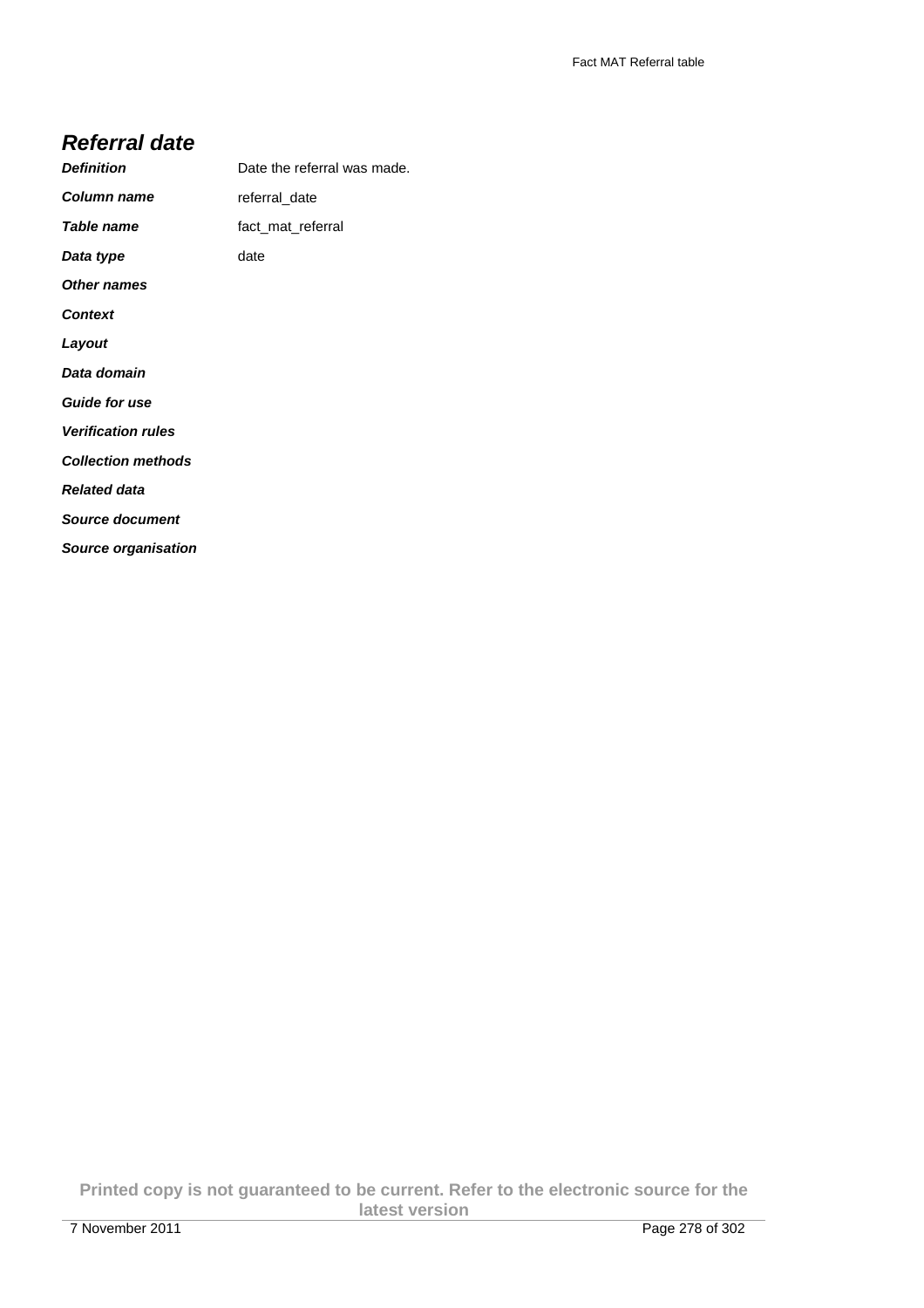## *Referral date*

| | |
|---|---|
| ***Definition*** | Date the referral was made. |
| ***Column name*** | referral_date |
| ***Table name*** | fact_mat_referral |
| ***Data type*** | date |
| ***Other names*** | |
| ***Context*** | |
| ***Layout*** | |
| ***Data domain*** | |
| ***Guide for use*** | |
| ***Verification rules*** | |
| ***Collection methods*** | |
| ***Related data*** | |
| ***Source document*** | |
| ***Source organisation*** | |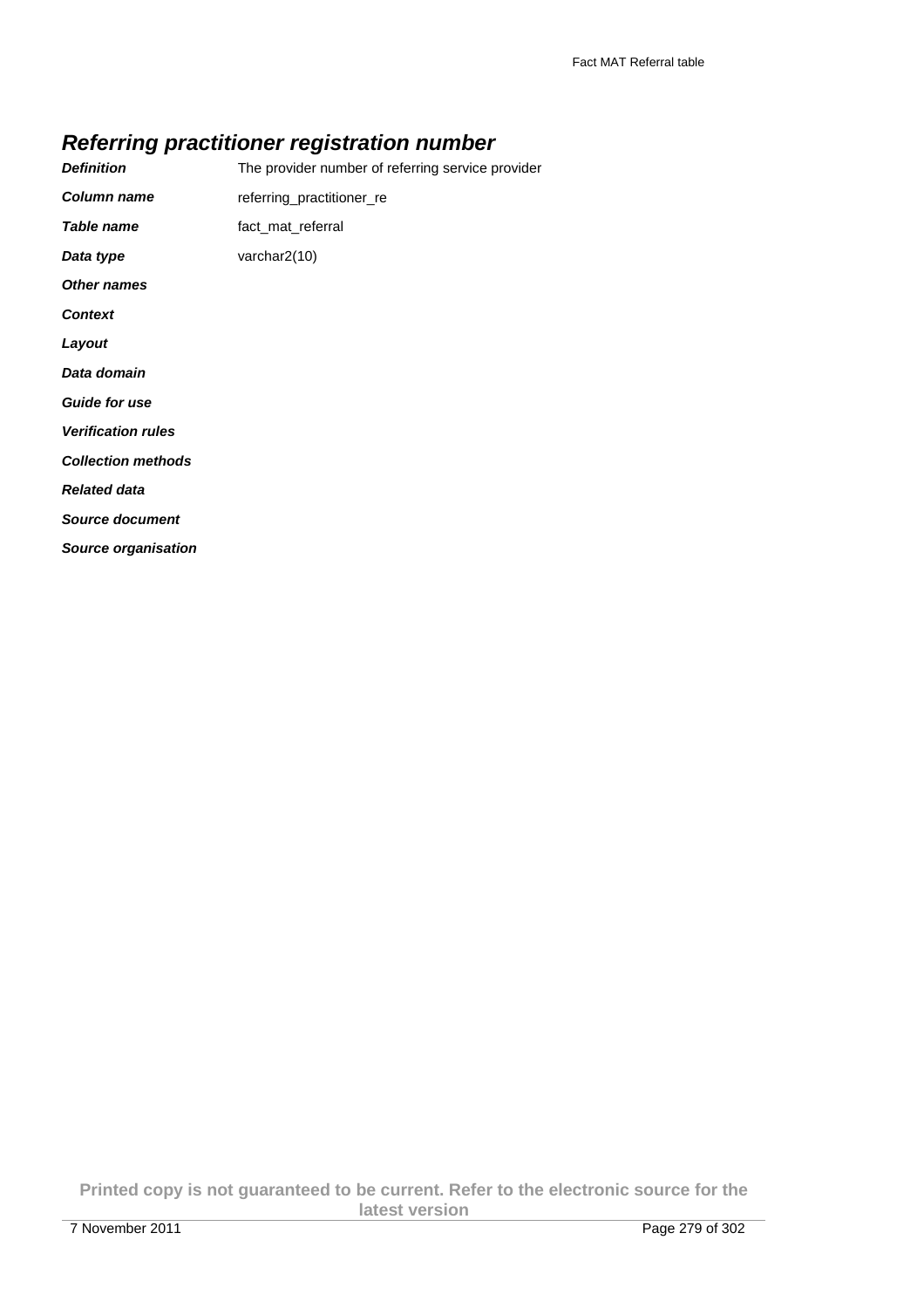### *Referring practitioner registration number*

| | |
|---|---|
| ***Definition*** | The provider number of referring service provider |
| ***Column name*** | referring_practitioner_re |
| ***Table name*** | fact_mat_referral |
| ***Data type*** | varchar2(10) |
| ***Other names*** | |
| ***Context*** | |
| ***Layout*** | |
| ***Data domain*** | |
| ***Guide for use*** | |
| ***Verification rules*** | |
| ***Collection methods*** | |
| ***Related data*** | |
| ***Source document*** | |
| ***Source organisation*** | |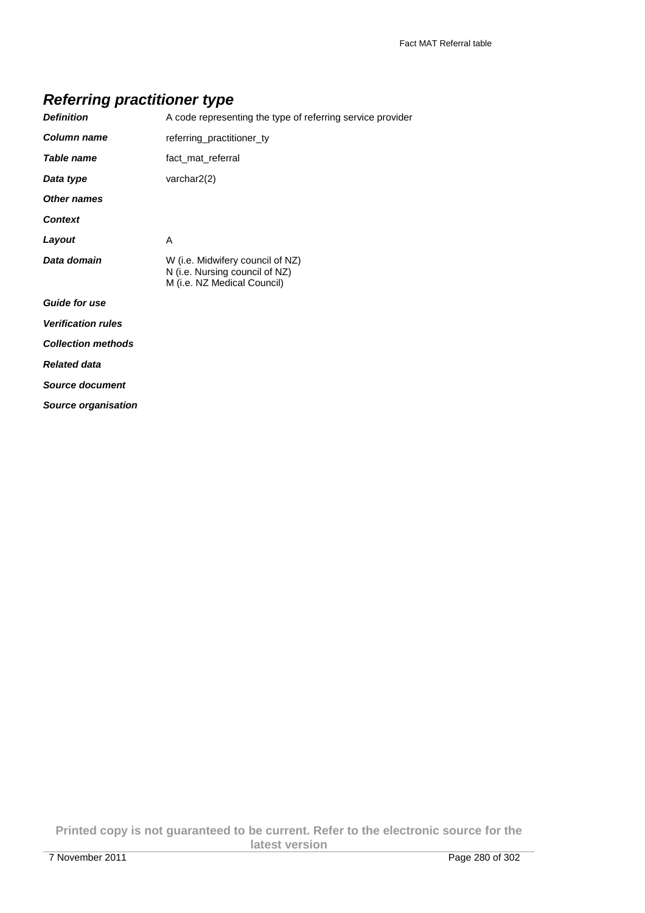## *Referring practitioner type*

| | |
|---|---|
| ***Definition*** | A code representing the type of referring service provider |
| ***Column name*** | referring_practitioner_ty |
| ***Table name*** | fact_mat_referral |
| ***Data type*** | varchar2(2) |
| ***Other names*** | |
| ***Context*** | |
| ***Layout*** | A |
| ***Data domain*** | W (i.e. Midwifery council of NZ)<br>N (i.e. Nursing council of NZ)<br>M (i.e. NZ Medical Council) |
| ***Guide for use*** | |
| ***Verification rules*** | |
| ***Collection methods*** | |
| ***Related data*** | |
| ***Source document*** | |
| ***Source organisation*** | |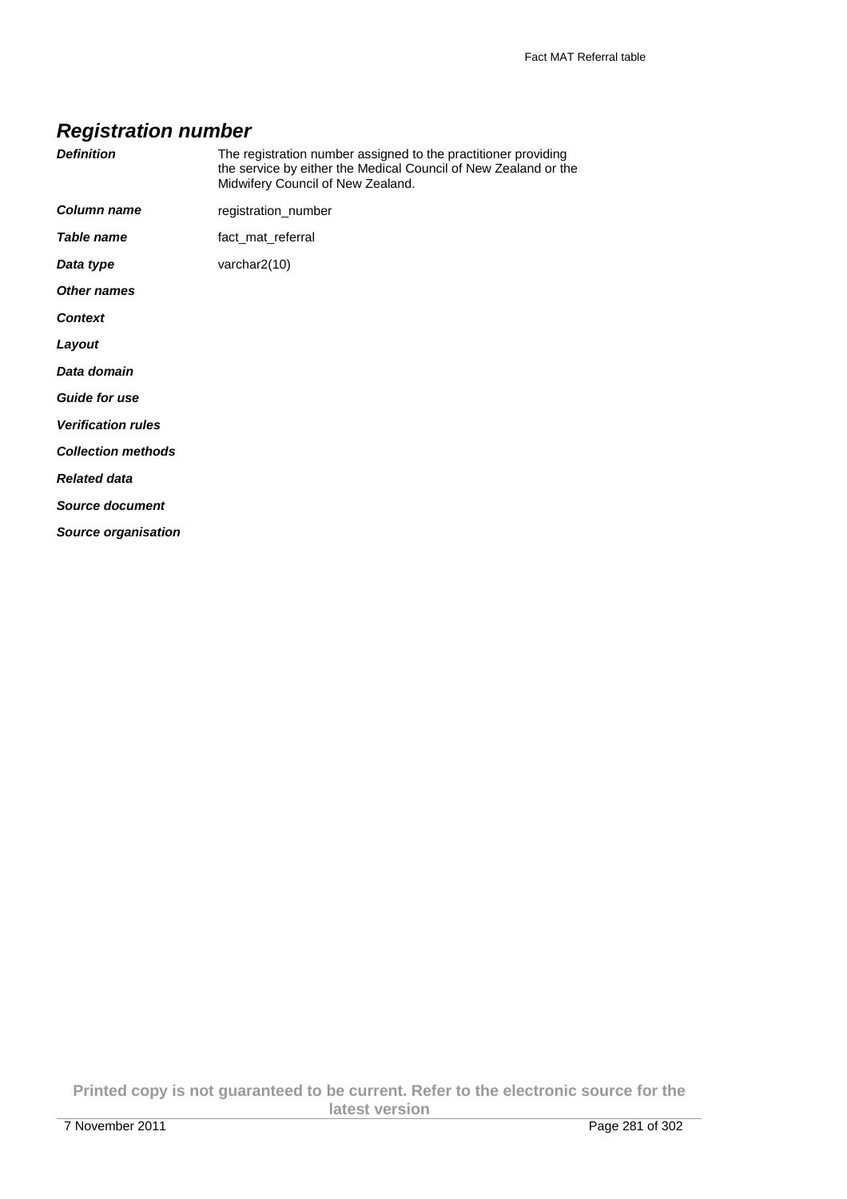## *Registration number*

| | |
|---|---|
| ***Definition*** | The registration number assigned to the practitioner providing the service by either the Medical Council of New Zealand or the Midwifery Council of New Zealand. |
| ***Column name*** | registration_number |
| ***Table name*** | fact_mat_referral |
| ***Data type*** | varchar2(10) |
| ***Other names*** | |
| ***Context*** | |
| ***Layout*** | |
| ***Data domain*** | |
| ***Guide for use*** | |
| ***Verification rules*** | |
| ***Collection methods*** | |
| ***Related data*** | |
| ***Source document*** | |
| ***Source organisation*** | |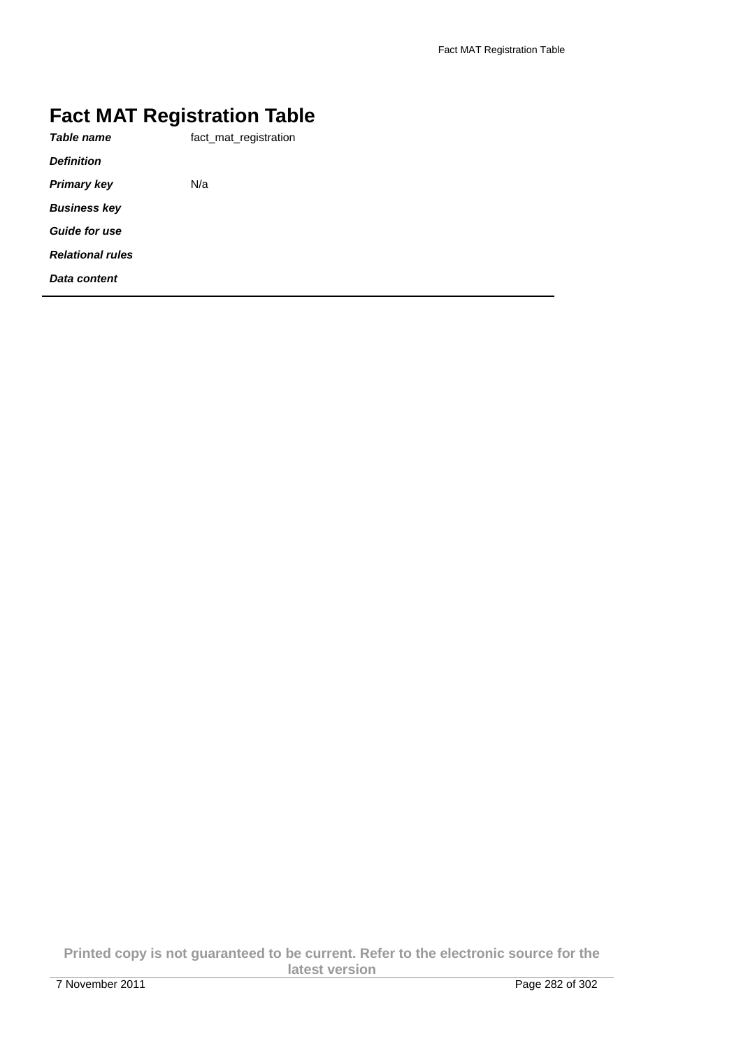# Fact MAT Registration Table

| | |
|---|---|
| ***Table name*** | fact_mat_registration |
| ***Definition*** | |
| ***Primary key*** | N/a |
| ***Business key*** | |
| ***Guide for use*** | |
| ***Relational rules*** | |
| ***Data content*** | |

**Printed copy is not guaranteed to be current. Refer to the electronic source for the latest version**

7 November 2011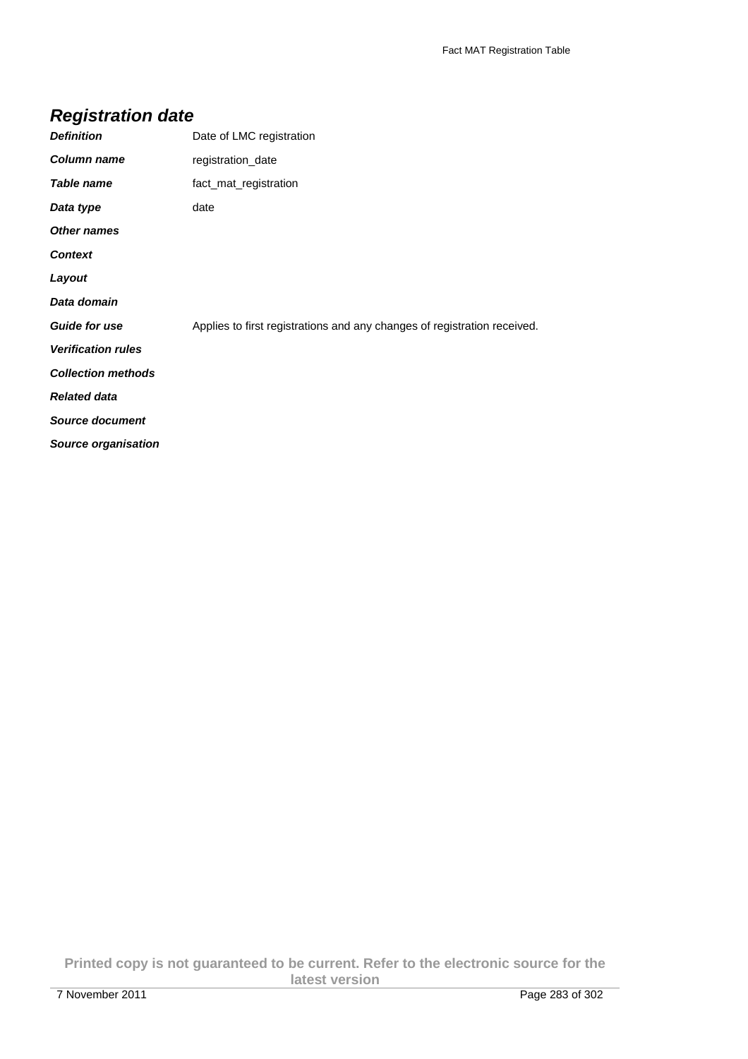## *Registration date*

| | |
|---|---|
| ***Definition*** | Date of LMC registration |
| ***Column name*** | registration_date |
| ***Table name*** | fact_mat_registration |
| ***Data type*** | date |
| ***Other names*** | |
| ***Context*** | |
| ***Layout*** | |
| ***Data domain*** | |
| ***Guide for use*** | Applies to first registrations and any changes of registration received. |
| ***Verification rules*** | |
| ***Collection methods*** | |
| ***Related data*** | |
| ***Source document*** | |
| ***Source organisation*** | |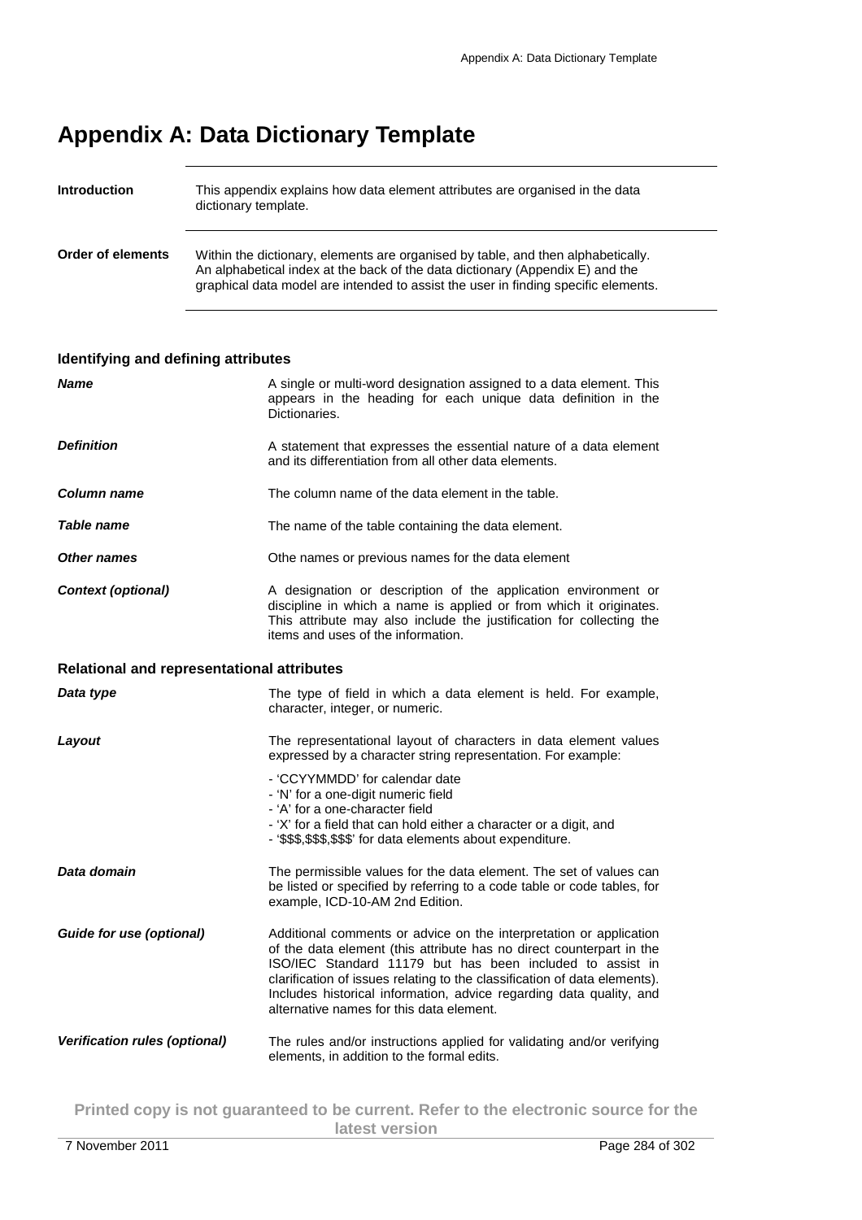# Appendix A: Data Dictionary Template

**Introduction**

This appendix explains how data element attributes are organised in the data dictionary template.

**Order of elements**

Within the dictionary, elements are organised by table, and then alphabetically. An alphabetical index at the back of the data dictionary (Appendix E) and the graphical data model are intended to assist the user in finding specific elements.

### Identifying and defining attributes

***Name***

A single or multi-word designation assigned to a data element. This appears in the heading for each unique data definition in the Dictionaries.

***Definition***

A statement that expresses the essential nature of a data element and its differentiation from all other data elements.

***Column name***

The column name of the data element in the table.

***Table name***

The name of the table containing the data element.

***Other names***

Othe names or previous names for the data element

***Context (optional)***

A designation or description of the application environment or discipline in which a name is applied or from which it originates. This attribute may also include the justification for collecting the items and uses of the information.

### Relational and representational attributes

***Data type***

The type of field in which a data element is held. For example, character, integer, or numeric.

***Layout***

The representational layout of characters in data element values expressed by a character string representation. For example:

- 'CCYYMMDD' for calendar date
- 'N' for a one-digit numeric field
- 'A' for a one-character field
- 'X' for a field that can hold either a character or a digit, and
- '$$$,$$$,$$$' for data elements about expenditure.

***Data domain***

The permissible values for the data element. The set of values can be listed or specified by referring to a code table or code tables, for example, ICD-10-AM 2nd Edition.

***Guide for use (optional)***

Additional comments or advice on the interpretation or application of the data element (this attribute has no direct counterpart in the ISO/IEC Standard 11179 but has been included to assist in clarification of issues relating to the classification of data elements). Includes historical information, advice regarding data quality, and alternative names for this data element.

***Verification rules (optional)***

The rules and/or instructions applied for validating and/or verifying elements, in addition to the formal edits.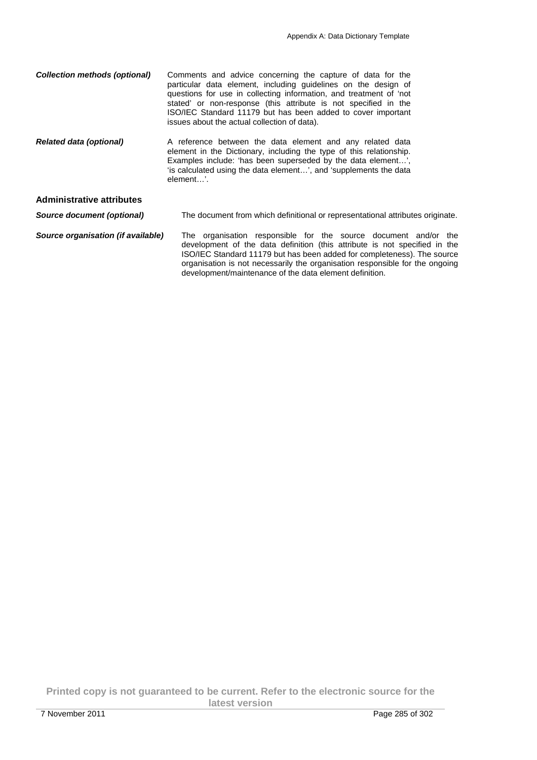***Collection methods (optional)*** Comments and advice concerning the capture of data for the particular data element, including guidelines on the design of questions for use in collecting information, and treatment of 'not stated' or non-response (this attribute is not specified in the ISO/IEC Standard 11179 but has been added to cover important issues about the actual collection of data).

***Related data (optional)*** A reference between the data element and any related data element in the Dictionary, including the type of this relationship. Examples include: 'has been superseded by the data element…', 'is calculated using the data element…', and 'supplements the data element…'.

### Administrative attributes

***Source document (optional)*** The document from which definitional or representational attributes originate.

***Source organisation (if available)*** The organisation responsible for the source document and/or the development of the data definition (this attribute is not specified in the ISO/IEC Standard 11179 but has been added for completeness). The source organisation is not necessarily the organisation responsible for the ongoing development/maintenance of the data element definition.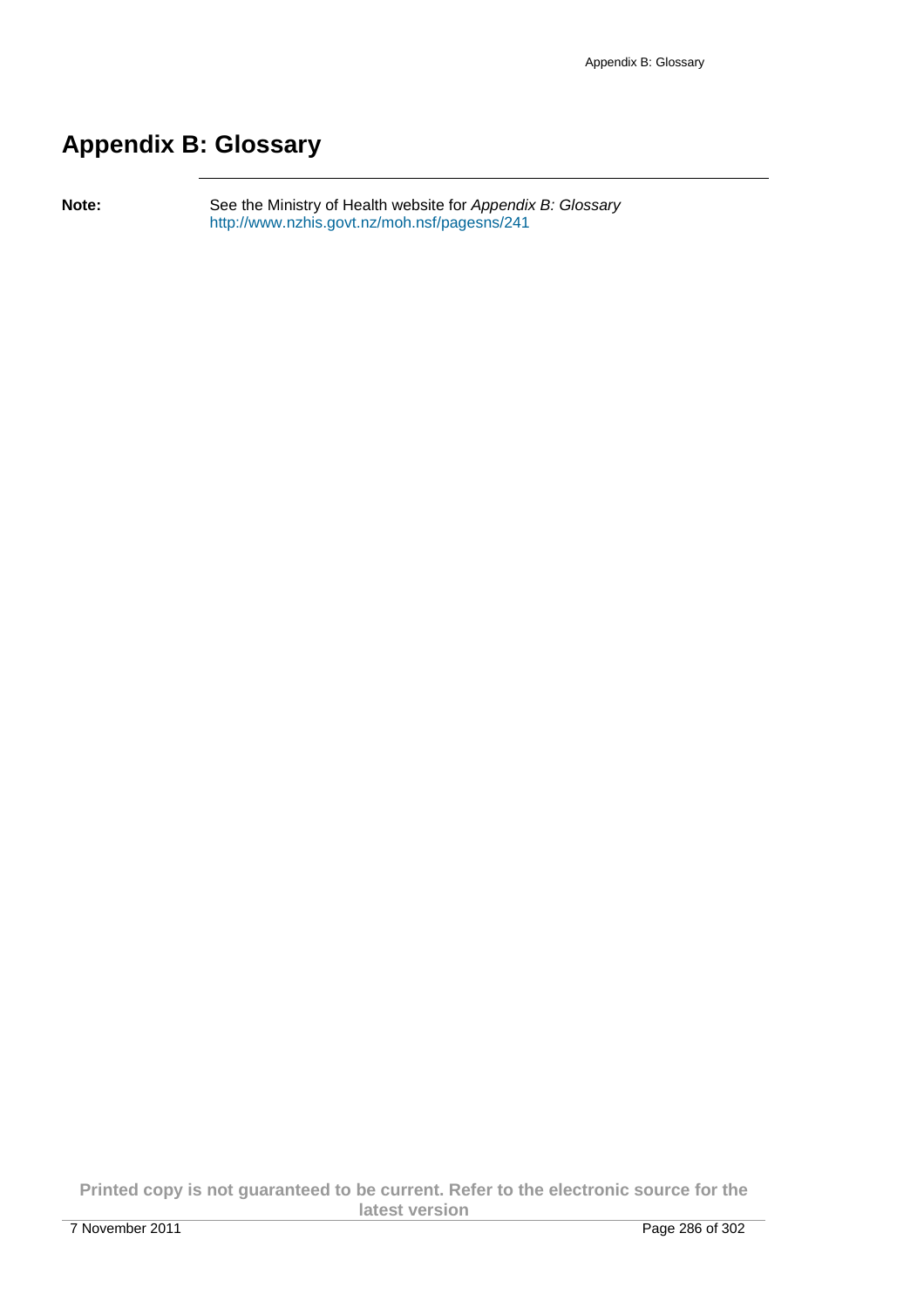# Appendix B: Glossary

**Note:** See the Ministry of Health website for *Appendix B: Glossary* http://www.nzhis.govt.nz/moh.nsf/pagesns/241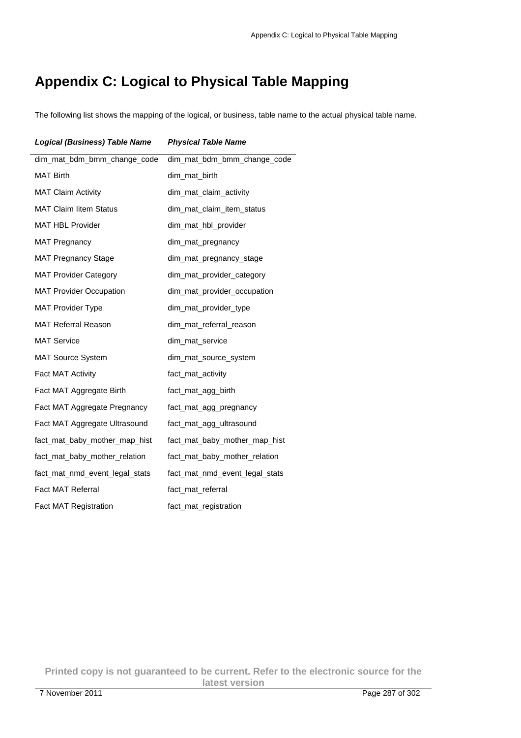# Appendix C: Logical to Physical Table Mapping

The following list shows the mapping of the logical, or business, table name to the actual physical table name.

| ***Logical (Business) Table Name*** | ***Physical Table Name*** |
|---|---|
| dim_mat_bdm_bmm_change_code | dim_mat_bdm_bmm_change_code |
| MAT Birth | dim_mat_birth |
| MAT Claim Activity | dim_mat_claim_activity |
| MAT Claim Iitem Status | dim_mat_claim_item_status |
| MAT HBL Provider | dim_mat_hbl_provider |
| MAT Pregnancy | dim_mat_pregnancy |
| MAT Pregnancy Stage | dim_mat_pregnancy_stage |
| MAT Provider Category | dim_mat_provider_category |
| MAT Provider Occupation | dim_mat_provider_occupation |
| MAT Provider Type | dim_mat_provider_type |
| MAT Referral Reason | dim_mat_referral_reason |
| MAT Service | dim_mat_service |
| MAT Source System | dim_mat_source_system |
| Fact MAT Activity | fact_mat_activity |
| Fact MAT Aggregate Birth | fact_mat_agg_birth |
| Fact MAT Aggregate Pregnancy | fact_mat_agg_pregnancy |
| Fact MAT Aggregate Ultrasound | fact_mat_agg_ultrasound |
| fact_mat_baby_mother_map_hist | fact_mat_baby_mother_map_hist |
| fact_mat_baby_mother_relation | fact_mat_baby_mother_relation |
| fact_mat_nmd_event_legal_stats | fact_mat_nmd_event_legal_stats |
| Fact MAT Referral | fact_mat_referral |
| Fact MAT Registration | fact_mat_registration |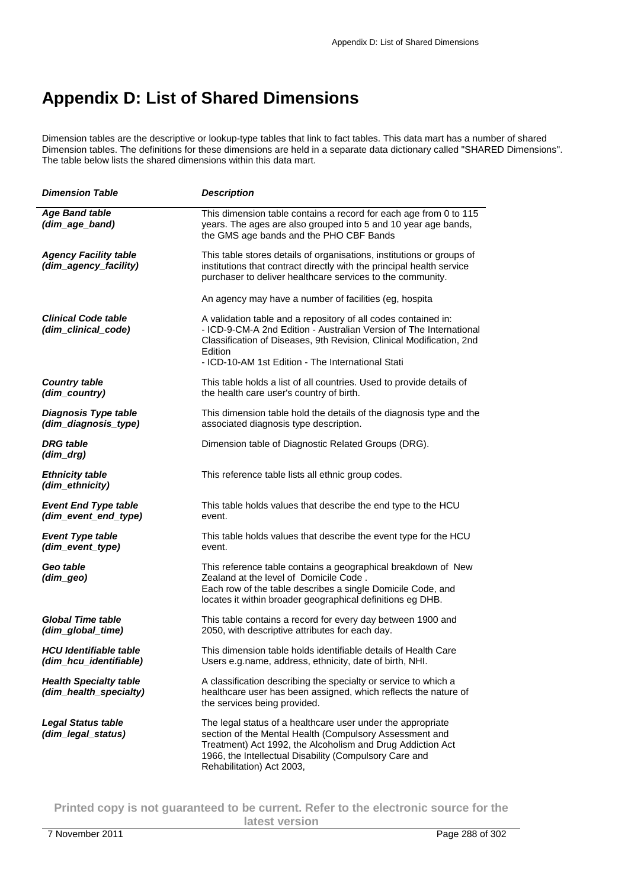# Appendix D: List of Shared Dimensions

Dimension tables are the descriptive or lookup-type tables that link to fact tables. This data mart has a number of shared Dimension tables. The definitions for these dimensions are held in a separate data dictionary called "SHARED Dimensions". The table below lists the shared dimensions within this data mart.

| *Dimension Table* | *Description* |
|---|---|
| ***Age Band table (dim_age_band)*** | This dimension table contains a record for each age from 0 to 115 years. The ages are also grouped into 5 and 10 year age bands, the GMS age bands and the PHO CBF Bands |
| ***Agency Facility table (dim_agency_facility)*** | This table stores details of organisations, institutions or groups of institutions that contract directly with the principal health service purchaser to deliver healthcare services to the community.<br><br>An agency may have a number of facilities (eg, hospita |
| ***Clinical Code table (dim_clinical_code)*** | A validation table and a repository of all codes contained in:<br>- ICD-9-CM-A 2nd Edition - Australian Version of The International Classification of Diseases, 9th Revision, Clinical Modification, 2nd Edition<br>- ICD-10-AM 1st Edition - The International Stati |
| ***Country table (dim_country)*** | This table holds a list of all countries. Used to provide details of the health care user's country of birth. |
| ***Diagnosis Type table (dim_diagnosis_type)*** | This dimension table hold the details of the diagnosis type and the associated diagnosis type description. |
| ***DRG table (dim_drg)*** | Dimension table of Diagnostic Related Groups (DRG). |
| ***Ethnicity table (dim_ethnicity)*** | This reference table lists all ethnic group codes. |
| ***Event End Type table (dim_event_end_type)*** | This table holds values that describe the end type to the HCU event. |
| ***Event Type table (dim_event_type)*** | This table holds values that describe the event type for the HCU event. |
| ***Geo table (dim_geo)*** | This reference table contains a geographical breakdown of New Zealand at the level of Domicile Code .<br>Each row of the table describes a single Domicile Code, and locates it within broader geographical definitions eg DHB. |
| ***Global Time table (dim_global_time)*** | This table contains a record for every day between 1900 and 2050, with descriptive attributes for each day. |
| ***HCU Identifiable table (dim_hcu_identifiable)*** | This dimension table holds identifiable details of Health Care Users e.g.name, address, ethnicity, date of birth, NHI. |
| ***Health Specialty table (dim_health_specialty)*** | A classification describing the specialty or service to which a healthcare user has been assigned, which reflects the nature of the services being provided. |
| ***Legal Status table (dim_legal_status)*** | The legal status of a healthcare user under the appropriate section of the Mental Health (Compulsory Assessment and Treatment) Act 1992, the Alcoholism and Drug Addiction Act 1966, the Intellectual Disability (Compulsory Care and Rehabilitation) Act 2003, |

**Printed copy is not guaranteed to be current. Refer to the electronic source for the latest version**

7 November 2011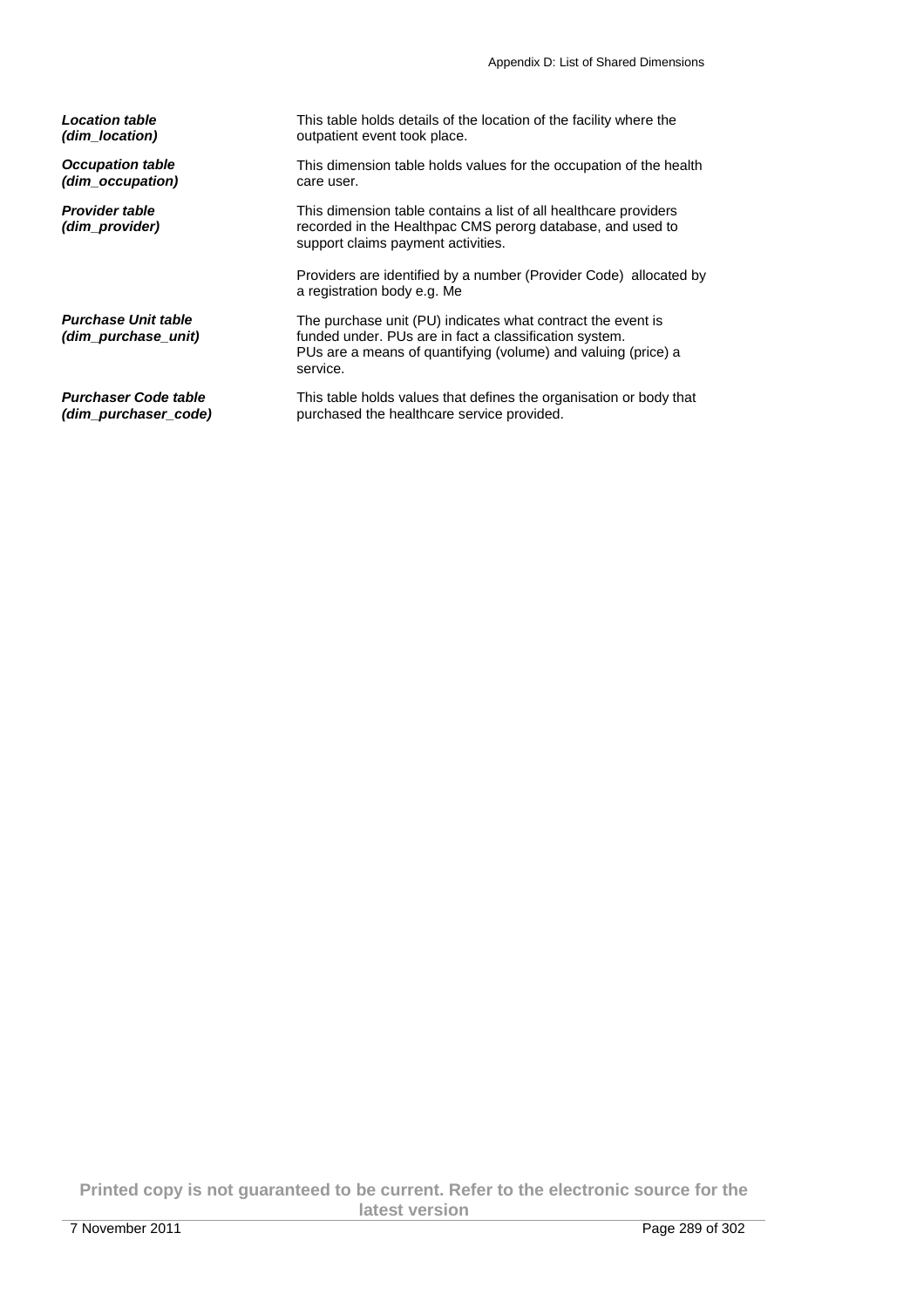| | |
|---|---|
| ***Location table (dim_location)*** | This table holds details of the location of the facility where the outpatient event took place. |
| ***Occupation table (dim_occupation)*** | This dimension table holds values for the occupation of the health care user. |
| ***Provider table (dim_provider)*** | This dimension table contains a list of all healthcare providers recorded in the Healthpac CMS perorg database, and used to support claims payment activities.<br><br>Providers are identified by a number (Provider Code) allocated by a registration body e.g. Me |
| ***Purchase Unit table (dim_purchase_unit)*** | The purchase unit (PU) indicates what contract the event is funded under. PUs are in fact a classification system.<br>PUs are a means of quantifying (volume) and valuing (price) a service. |
| ***Purchaser Code table (dim_purchaser_code)*** | This table holds values that defines the organisation or body that purchased the healthcare service provided. |

**Printed copy is not guaranteed to be current. Refer to the electronic source for the latest version**

7 November 2011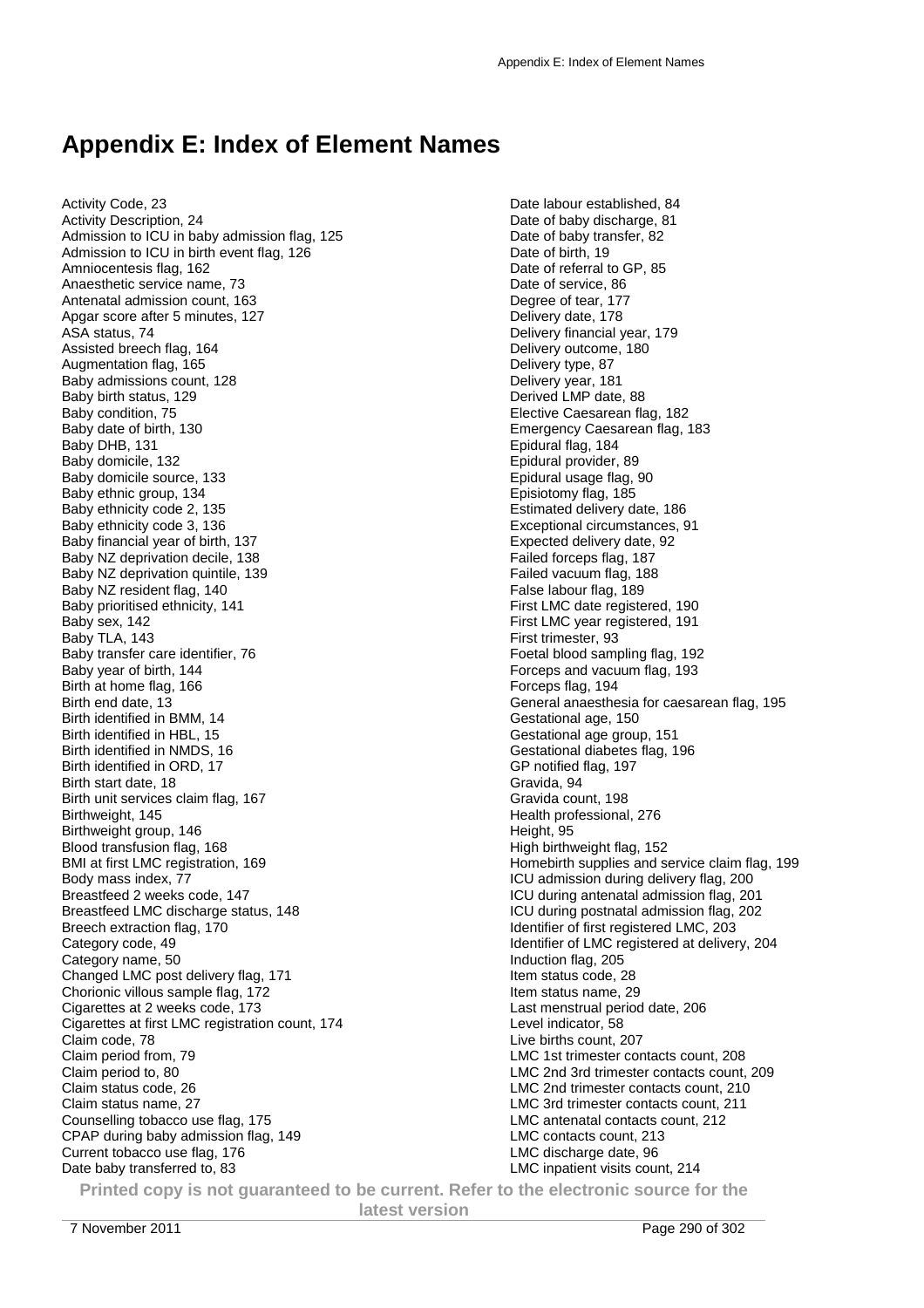# Appendix E: Index of Element Names

Activity Code, 23
Activity Description, 24
Admission to ICU in baby admission flag, 125
Admission to ICU in birth event flag, 126
Amniocentesis flag, 162
Anaesthetic service name, 73
Antenatal admission count, 163
Apgar score after 5 minutes, 127
ASA status, 74
Assisted breech flag, 164
Augmentation flag, 165
Baby admissions count, 128
Baby birth status, 129
Baby condition, 75
Baby date of birth, 130
Baby DHB, 131
Baby domicile, 132
Baby domicile source, 133
Baby ethnic group, 134
Baby ethnicity code 2, 135
Baby ethnicity code 3, 136
Baby financial year of birth, 137
Baby NZ deprivation decile, 138
Baby NZ deprivation quintile, 139
Baby NZ resident flag, 140
Baby prioritised ethnicity, 141
Baby sex, 142
Baby TLA, 143
Baby transfer care identifier, 76
Baby year of birth, 144
Birth at home flag, 166
Birth end date, 13
Birth identified in BMM, 14
Birth identified in HBL, 15
Birth identified in NMDS, 16
Birth identified in ORD, 17
Birth start date, 18
Birth unit services claim flag, 167
Birthweight, 145
Birthweight group, 146
Blood transfusion flag, 168
BMI at first LMC registration, 169
Body mass index, 77
Breastfeed 2 weeks code, 147
Breastfeed LMC discharge status, 148
Breech extraction flag, 170
Category code, 49
Category name, 50
Changed LMC post delivery flag, 171
Chorionic villous sample flag, 172
Cigarettes at 2 weeks code, 173
Cigarettes at first LMC registration count, 174
Claim code, 78
Claim period from, 79
Claim period to, 80
Claim status code, 26
Claim status name, 27
Counselling tobacco use flag, 175
CPAP during baby admission flag, 149
Current tobacco use flag, 176
Date baby transferred to, 83
Date labour established, 84
Date of baby discharge, 81
Date of baby transfer, 82
Date of birth, 19
Date of referral to GP, 85
Date of service, 86
Degree of tear, 177
Delivery date, 178
Delivery financial year, 179
Delivery outcome, 180
Delivery type, 87
Delivery year, 181
Derived LMP date, 88
Elective Caesarean flag, 182
Emergency Caesarean flag, 183
Epidural flag, 184
Epidural provider, 89
Epidural usage flag, 90
Episiotomy flag, 185
Estimated delivery date, 186
Exceptional circumstances, 91
Expected delivery date, 92
Failed forceps flag, 187
Failed vacuum flag, 188
False labour flag, 189
First LMC date registered, 190
First LMC year registered, 191
First trimester, 93
Foetal blood sampling flag, 192
Forceps and vacuum flag, 193
Forceps flag, 194
General anaesthesia for caesarean flag, 195
Gestational age, 150
Gestational age group, 151
Gestational diabetes flag, 196
GP notified flag, 197
Gravida, 94
Gravida count, 198
Health professional, 276
Height, 95
High birthweight flag, 152
Homebirth supplies and service claim flag, 199
ICU admission during delivery flag, 200
ICU during antenatal admission flag, 201
ICU during postnatal admission flag, 202
Identifier of first registered LMC, 203
Identifier of LMC registered at delivery, 204
Induction flag, 205
Item status code, 28
Item status name, 29
Last menstrual period date, 206
Level indicator, 58
Live births count, 207
LMC 1st trimester contacts count, 208
LMC 2nd 3rd trimester contacts count, 209
LMC 2nd trimester contacts count, 210
LMC 3rd trimester contacts count, 211
LMC antenatal contacts count, 212
LMC contacts count, 213
LMC discharge date, 96
LMC inpatient visits count, 214

**Printed copy is not guaranteed to be current. Refer to the electronic source for the latest version**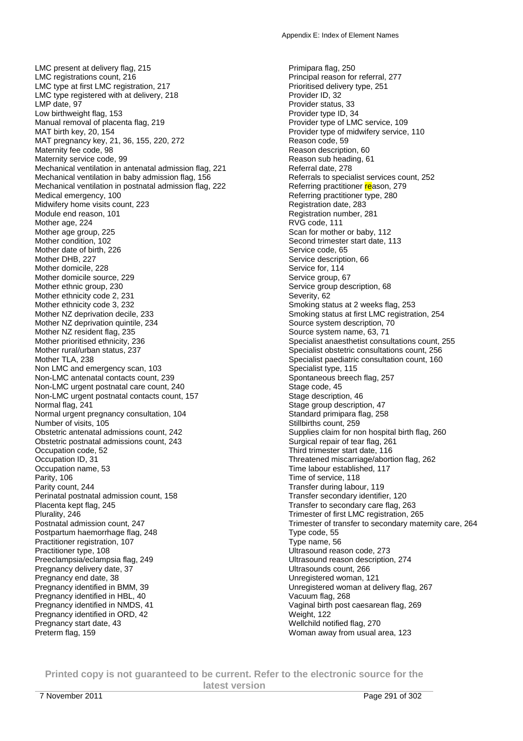LMC present at delivery flag, 215
LMC registrations count, 216
LMC type at first LMC registration, 217
LMC type registered with at delivery, 218
LMP date, 97
Low birthweight flag, 153
Manual removal of placenta flag, 219
MAT birth key, 20, 154
MAT pregnancy key, 21, 36, 155, 220, 272
Maternity fee code, 98
Maternity service code, 99
Mechanical ventilation in antenatal admission flag, 221
Mechanical ventilation in baby admission flag, 156
Mechanical ventilation in postnatal admission flag, 222
Medical emergency, 100
Midwifery home visits count, 223
Module end reason, 101
Mother age, 224
Mother age group, 225
Mother condition, 102
Mother date of birth, 226
Mother DHB, 227
Mother domicile, 228
Mother domicile source, 229
Mother ethnic group, 230
Mother ethnicity code 2, 231
Mother ethnicity code 3, 232
Mother NZ deprivation decile, 233
Mother NZ deprivation quintile, 234
Mother NZ resident flag, 235
Mother prioritised ethnicity, 236
Mother rural/urban status, 237
Mother TLA, 238
Non LMC and emergency scan, 103
Non-LMC antenatal contacts count, 239
Non-LMC urgent postnatal care count, 240
Non-LMC urgent postnatal contacts count, 157
Normal flag, 241
Normal urgent pregnancy consultation, 104
Number of visits, 105
Obstetric antenatal admissions count, 242
Obstetric postnatal admissions count, 243
Occupation code, 52
Occupation ID, 31
Occupation name, 53
Parity, 106
Parity count, 244
Perinatal postnatal admission count, 158
Placenta kept flag, 245
Plurality, 246
Postnatal admission count, 247
Postpartum haemorrhage flag, 248
Practitioner registration, 107
Practitioner type, 108
Preeclampsia/eclampsia flag, 249
Pregnancy delivery date, 37
Pregnancy end date, 38
Pregnancy identified in BMM, 39
Pregnancy identified in HBL, 40
Pregnancy identified in NMDS, 41
Pregnancy identified in ORD, 42
Pregnancy start date, 43
Preterm flag, 159
Primipara flag, 250
Principal reason for referral, 277
Prioritised delivery type, 251
Provider ID, 32
Provider status, 33
Provider type ID, 34
Provider type of LMC service, 109
Provider type of midwifery service, 110
Reason code, 59
Reason description, 60
Reason sub heading, 61
Referral date, 278
Referrals to specialist services count, 252
Referring practitioner reason, 279
Referring practitioner type, 280
Registration date, 283
Registration number, 281
RVG code, 111
Scan for mother or baby, 112
Second trimester start date, 113
Service code, 65
Service description, 66
Service for, 114
Service group, 67
Service group description, 68
Severity, 62
Smoking status at 2 weeks flag, 253
Smoking status at first LMC registration, 254
Source system description, 70
Source system name, 63, 71
Specialist anaesthetist consultations count, 255
Specialist obstetric consultations count, 256
Specialist paediatric consultation count, 160
Specialist type, 115
Spontaneous breech flag, 257
Stage code, 45
Stage description, 46
Stage group description, 47
Standard primipara flag, 258
Stillbirths count, 259
Supplies claim for non hospital birth flag, 260
Surgical repair of tear flag, 261
Third trimester start date, 116
Threatened miscarriage/abortion flag, 262
Time labour established, 117
Time of service, 118
Transfer during labour, 119
Transfer secondary identifier, 120
Transfer to secondary care flag, 263
Trimester of first LMC registration, 265
Trimester of transfer to secondary maternity care, 264
Type code, 55
Type name, 56
Ultrasound reason code, 273
Ultrasound reason description, 274
Ultrasounds count, 266
Unregistered woman, 121
Unregistered woman at delivery flag, 267
Vacuum flag, 268
Vaginal birth post caesarean flag, 269
Weight, 122
Wellchild notified flag, 270
Woman away from usual area, 123

**Printed copy is not guaranteed to be current. Refer to the electronic source for the latest version**

7 November 2011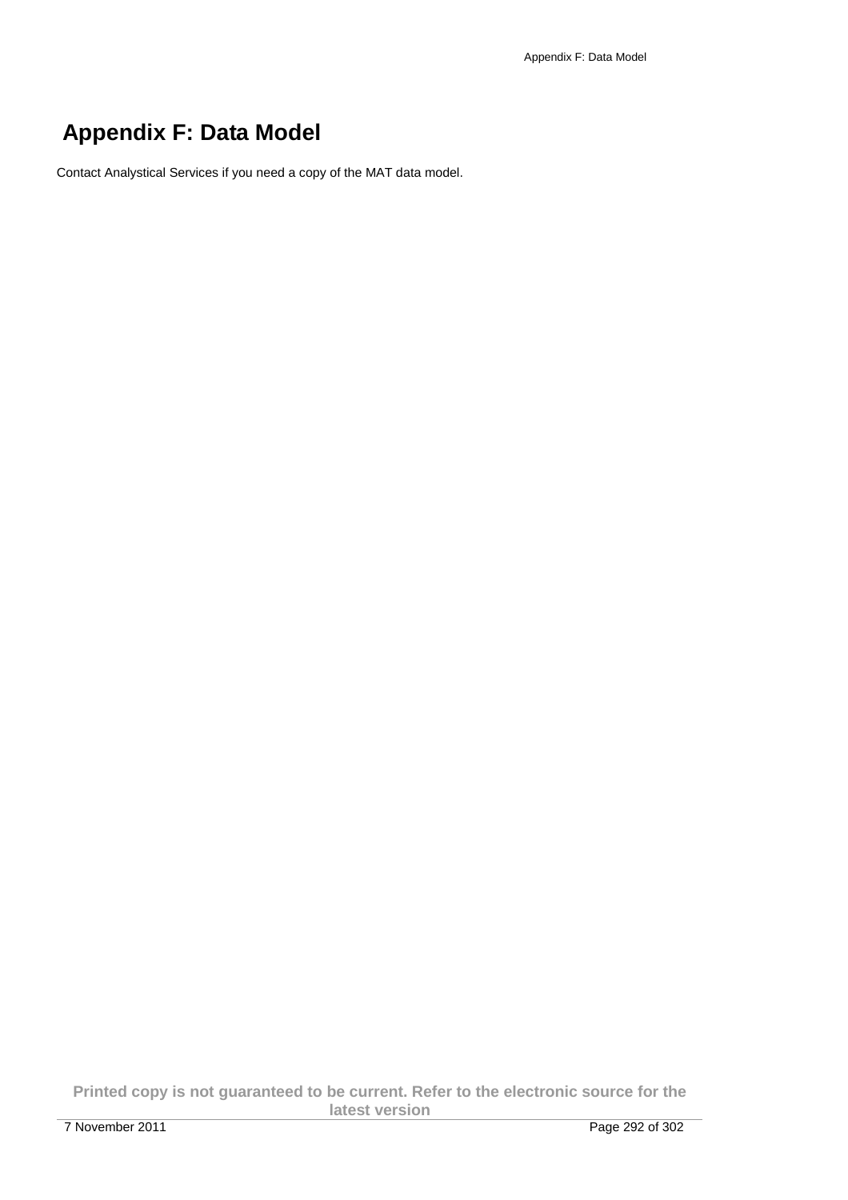# Appendix F: Data Model

Contact Analystical Services if you need a copy of the MAT data model.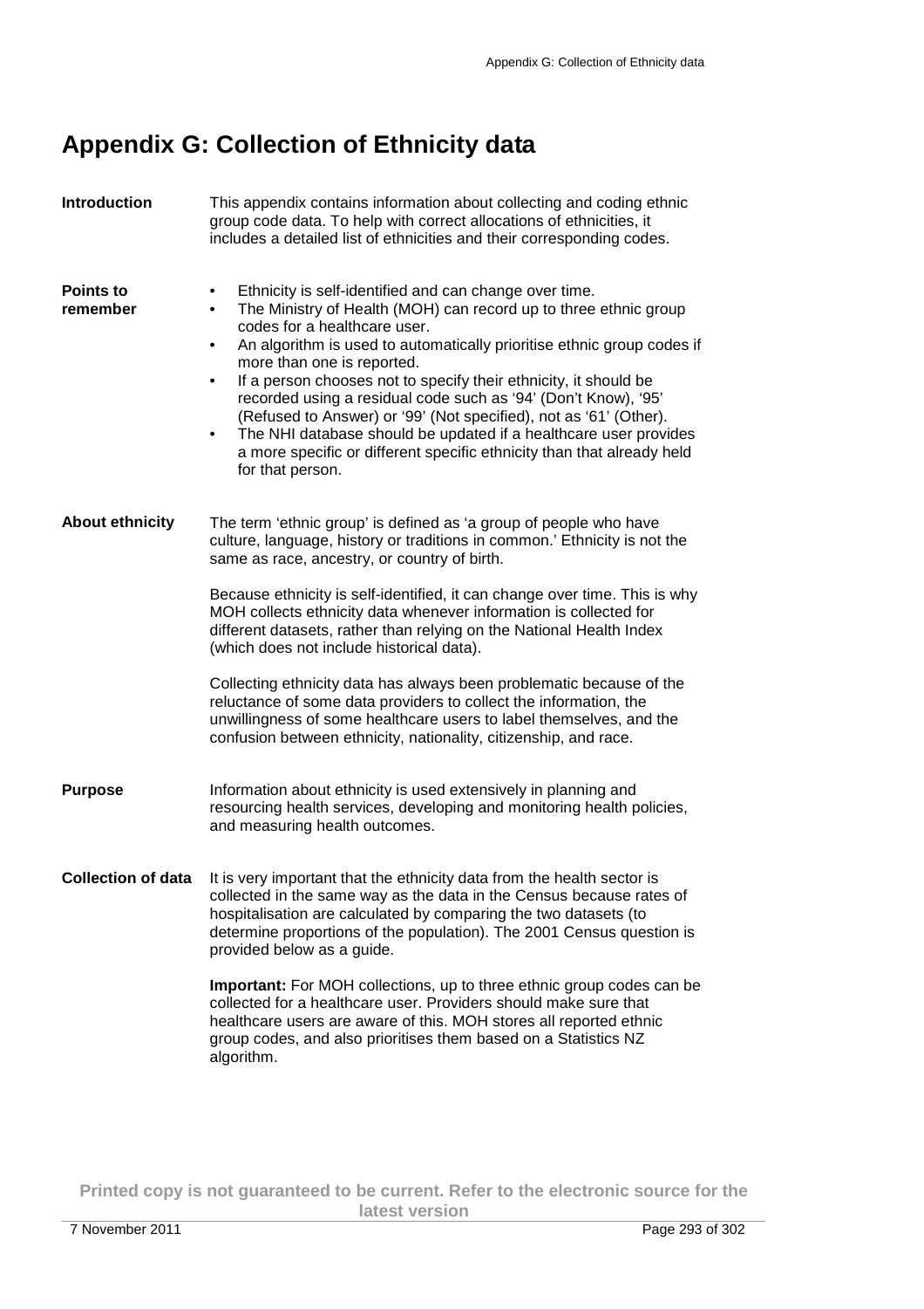# Appendix G: Collection of Ethnicity data

**Introduction**

This appendix contains information about collecting and coding ethnic group code data. To help with correct allocations of ethnicities, it includes a detailed list of ethnicities and their corresponding codes.

**Points to remember**

- Ethnicity is self-identified and can change over time.
- The Ministry of Health (MOH) can record up to three ethnic group codes for a healthcare user.
- An algorithm is used to automatically prioritise ethnic group codes if more than one is reported.
- If a person chooses not to specify their ethnicity, it should be recorded using a residual code such as '94' (Don't Know), '95' (Refused to Answer) or '99' (Not specified), not as '61' (Other).
- The NHI database should be updated if a healthcare user provides a more specific or different specific ethnicity than that already held for that person.

**About ethnicity**

The term 'ethnic group' is defined as 'a group of people who have culture, language, history or traditions in common.' Ethnicity is not the same as race, ancestry, or country of birth.

Because ethnicity is self-identified, it can change over time. This is why MOH collects ethnicity data whenever information is collected for different datasets, rather than relying on the National Health Index (which does not include historical data).

Collecting ethnicity data has always been problematic because of the reluctance of some data providers to collect the information, the unwillingness of some healthcare users to label themselves, and the confusion between ethnicity, nationality, citizenship, and race.

**Purpose**

Information about ethnicity is used extensively in planning and resourcing health services, developing and monitoring health policies, and measuring health outcomes.

**Collection of data**

It is very important that the ethnicity data from the health sector is collected in the same way as the data in the Census because rates of hospitalisation are calculated by comparing the two datasets (to determine proportions of the population). The 2001 Census question is provided below as a guide.

**Important:** For MOH collections, up to three ethnic group codes can be collected for a healthcare user. Providers should make sure that healthcare users are aware of this. MOH stores all reported ethnic group codes, and also prioritises them based on a Statistics NZ algorithm.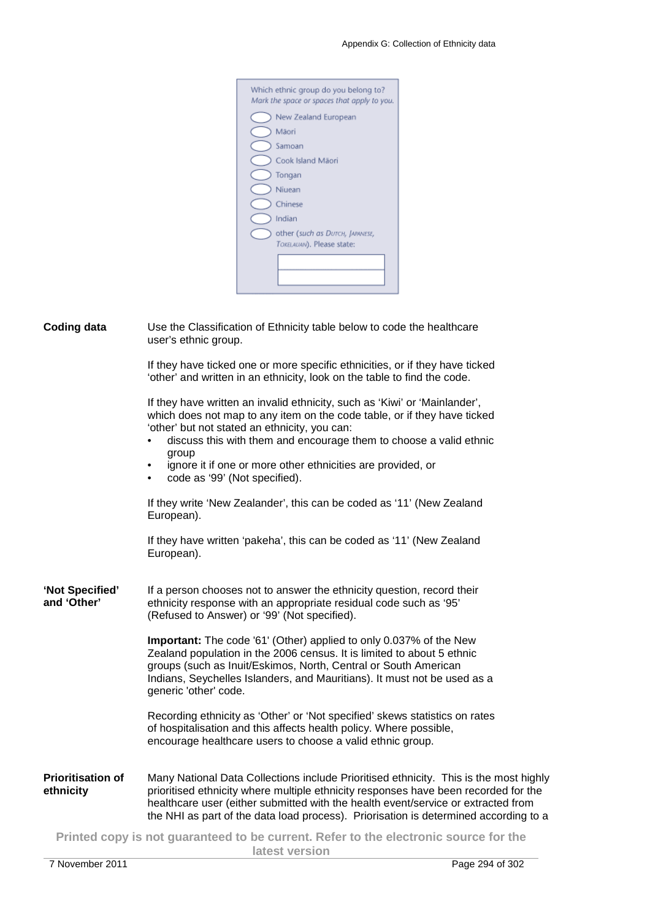Which ethnic group do you belong to?
*Mark the space or spaces that apply to you.*

- ◯ New Zealand European
- ◯ Māori
- ◯ Samoan
- ◯ Cook Island Māori
- ◯ Tongan
- ◯ Niuean
- ◯ Chinese
- ◯ Indian
- ◯ other (*such as* DUTCH, JAPANESE, TOKELAUAN). Please state:

**Coding data**

Use the Classification of Ethnicity table below to code the healthcare user's ethnic group.

If they have ticked one or more specific ethnicities, or if they have ticked 'other' and written in an ethnicity, look on the table to find the code.

If they have written an invalid ethnicity, such as 'Kiwi' or 'Mainlander', which does not map to any item on the code table, or if they have ticked 'other' but not stated an ethnicity, you can:

- discuss this with them and encourage them to choose a valid ethnic group
- ignore it if one or more other ethnicities are provided, or
- code as '99' (Not specified).

If they write 'New Zealander', this can be coded as '11' (New Zealand European).

If they have written 'pakeha', this can be coded as '11' (New Zealand European).

**'Not Specified' and 'Other'**

If a person chooses not to answer the ethnicity question, record their ethnicity response with an appropriate residual code such as '95' (Refused to Answer) or '99' (Not specified).

**Important:** The code '61' (Other) applied to only 0.037% of the New Zealand population in the 2006 census. It is limited to about 5 ethnic groups (such as Inuit/Eskimos, North, Central or South American Indians, Seychelles Islanders, and Mauritians). It must not be used as a generic 'other' code.

Recording ethnicity as 'Other' or 'Not specified' skews statistics on rates of hospitalisation and this affects health policy. Where possible, encourage healthcare users to choose a valid ethnic group.

**Prioritisation of ethnicity**

Many National Data Collections include Prioritised ethnicity. This is the most highly prioritised ethnicity where multiple ethnicity responses have been recorded for the healthcare user (either submitted with the health event/service or extracted from the NHI as part of the data load process). Priorisation is determined according to a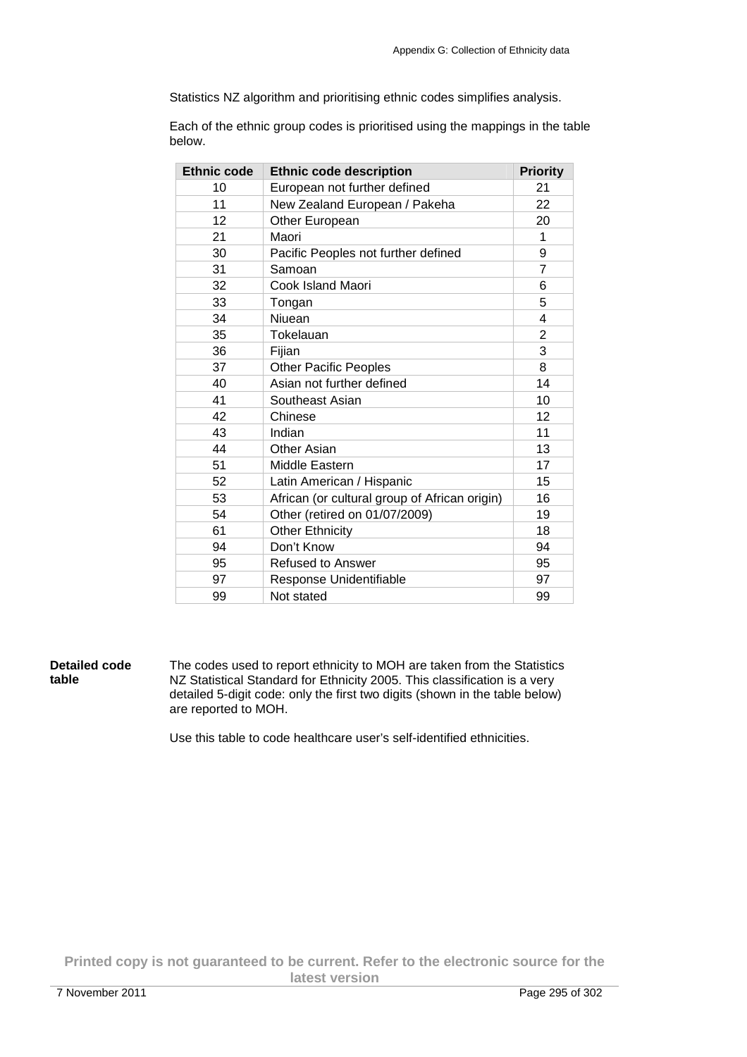Statistics NZ algorithm and prioritising ethnic codes simplifies analysis.

Each of the ethnic group codes is prioritised using the mappings in the table below.

| Ethnic code | Ethnic code description | Priority |
|---|---|---|
| 10 | European not further defined | 21 |
| 11 | New Zealand European / Pakeha | 22 |
| 12 | Other European | 20 |
| 21 | Maori | 1 |
| 30 | Pacific Peoples not further defined | 9 |
| 31 | Samoan | 7 |
| 32 | Cook Island Maori | 6 |
| 33 | Tongan | 5 |
| 34 | Niuean | 4 |
| 35 | Tokelauan | 2 |
| 36 | Fijian | 3 |
| 37 | Other Pacific Peoples | 8 |
| 40 | Asian not further defined | 14 |
| 41 | Southeast Asian | 10 |
| 42 | Chinese | 12 |
| 43 | Indian | 11 |
| 44 | Other Asian | 13 |
| 51 | Middle Eastern | 17 |
| 52 | Latin American / Hispanic | 15 |
| 53 | African (or cultural group of African origin) | 16 |
| 54 | Other (retired on 01/07/2009) | 19 |
| 61 | Other Ethnicity | 18 |
| 94 | Don't Know | 94 |
| 95 | Refused to Answer | 95 |
| 97 | Response Unidentifiable | 97 |
| 99 | Not stated | 99 |

**Detailed code table**

The codes used to report ethnicity to MOH are taken from the Statistics NZ Statistical Standard for Ethnicity 2005. This classification is a very detailed 5-digit code: only the first two digits (shown in the table below) are reported to MOH.

Use this table to code healthcare user's self-identified ethnicities.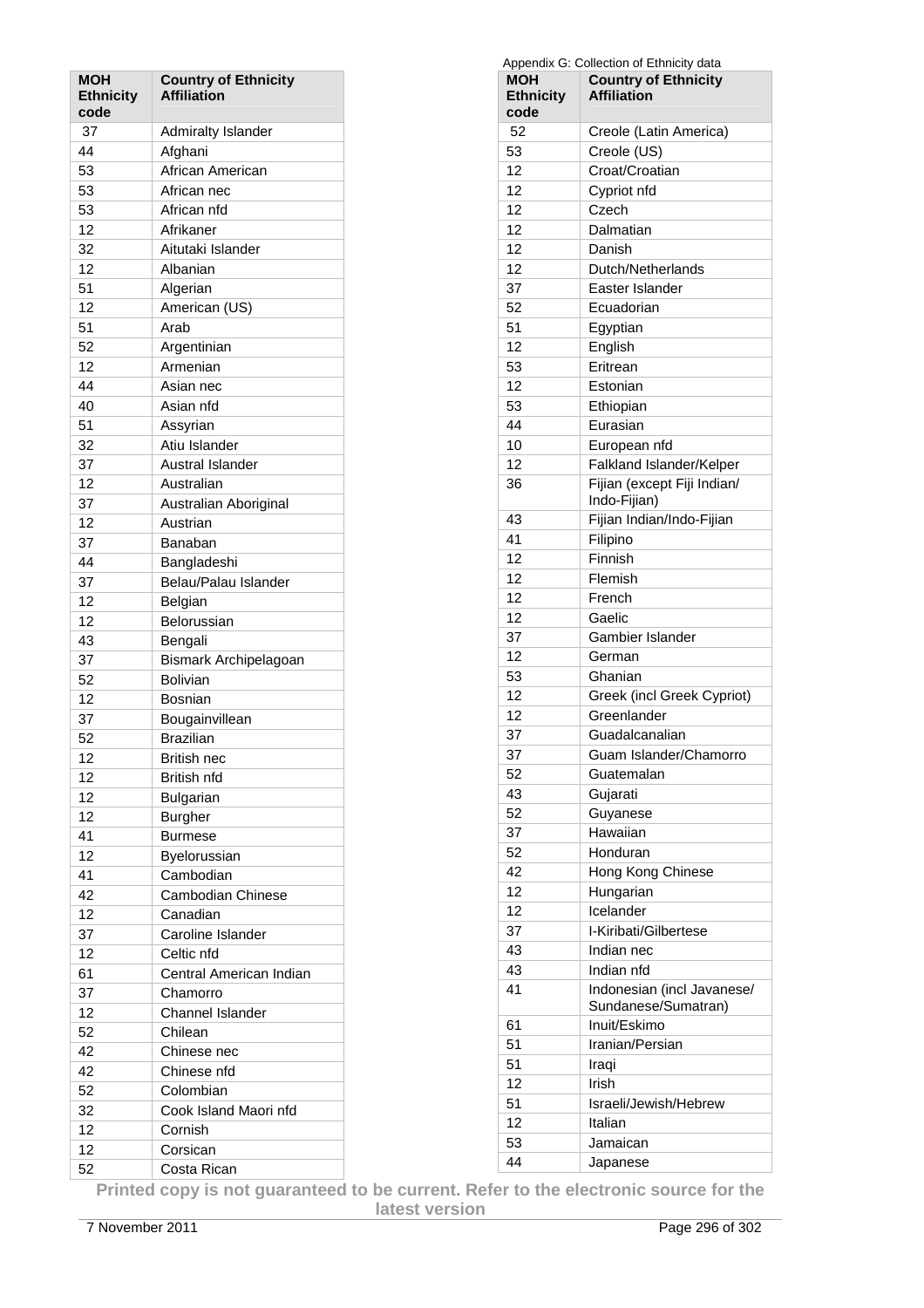| MOH Ethnicity code | Country of Ethnicity Affiliation |
|---|---|
| 37 | Admiralty Islander |
| 44 | Afghani |
| 53 | African American |
| 53 | African nec |
| 53 | African nfd |
| 12 | Afrikaner |
| 32 | Aitutaki Islander |
| 12 | Albanian |
| 51 | Algerian |
| 12 | American (US) |
| 51 | Arab |
| 52 | Argentinian |
| 12 | Armenian |
| 44 | Asian nec |
| 40 | Asian nfd |
| 51 | Assyrian |
| 32 | Atiu Islander |
| 37 | Austral Islander |
| 12 | Australian |
| 37 | Australian Aboriginal |
| 12 | Austrian |
| 37 | Banaban |
| 44 | Bangladeshi |
| 37 | Belau/Palau Islander |
| 12 | Belgian |
| 12 | Belorussian |
| 43 | Bengali |
| 37 | Bismark Archipelagoan |
| 52 | Bolivian |
| 12 | Bosnian |
| 37 | Bougainvillean |
| 52 | Brazilian |
| 12 | British nec |
| 12 | British nfd |
| 12 | Bulgarian |
| 12 | Burgher |
| 41 | Burmese |
| 12 | Byelorussian |
| 41 | Cambodian |
| 42 | Cambodian Chinese |
| 12 | Canadian |
| 37 | Caroline Islander |
| 12 | Celtic nfd |
| 61 | Central American Indian |
| 37 | Chamorro |
| 12 | Channel Islander |
| 52 | Chilean |
| 42 | Chinese nec |
| 42 | Chinese nfd |
| 52 | Colombian |
| 32 | Cook Island Maori nfd |
| 12 | Cornish |
| 12 | Corsican |
| 52 | Costa Rican |
| 52 | Creole (Latin America) |
| 53 | Creole (US) |
| 12 | Croat/Croatian |
| 12 | Cypriot nfd |
| 12 | Czech |
| 12 | Dalmatian |
| 12 | Danish |
| 12 | Dutch/Netherlands |
| 37 | Easter Islander |
| 52 | Ecuadorian |
| 51 | Egyptian |
| 12 | English |
| 53 | Eritrean |
| 12 | Estonian |
| 53 | Ethiopian |
| 44 | Eurasian |
| 10 | European nfd |
| 12 | Falkland Islander/Kelper |
| 36 | Fijian (except Fiji Indian/ Indo-Fijian) |
| 43 | Fijian Indian/Indo-Fijian |
| 41 | Filipino |
| 12 | Finnish |
| 12 | Flemish |
| 12 | French |
| 12 | Gaelic |
| 37 | Gambier Islander |
| 12 | German |
| 53 | Ghanian |
| 12 | Greek (incl Greek Cypriot) |
| 12 | Greenlander |
| 37 | Guadalcanalian |
| 37 | Guam Islander/Chamorro |
| 52 | Guatemalan |
| 43 | Gujarati |
| 52 | Guyanese |
| 37 | Hawaiian |
| 52 | Honduran |
| 42 | Hong Kong Chinese |
| 12 | Hungarian |
| 12 | Icelander |
| 37 | I-Kiribati/Gilbertese |
| 43 | Indian nec |
| 43 | Indian nfd |
| 41 | Indonesian (incl Javanese/ Sundanese/Sumatran) |
| 61 | Inuit/Eskimo |
| 51 | Iranian/Persian |
| 51 | Iraqi |
| 12 | Irish |
| 51 | Israeli/Jewish/Hebrew |
| 12 | Italian |
| 53 | Jamaican |
| 44 | Japanese |

**Printed copy is not guaranteed to be current. Refer to the electronic source for the latest version**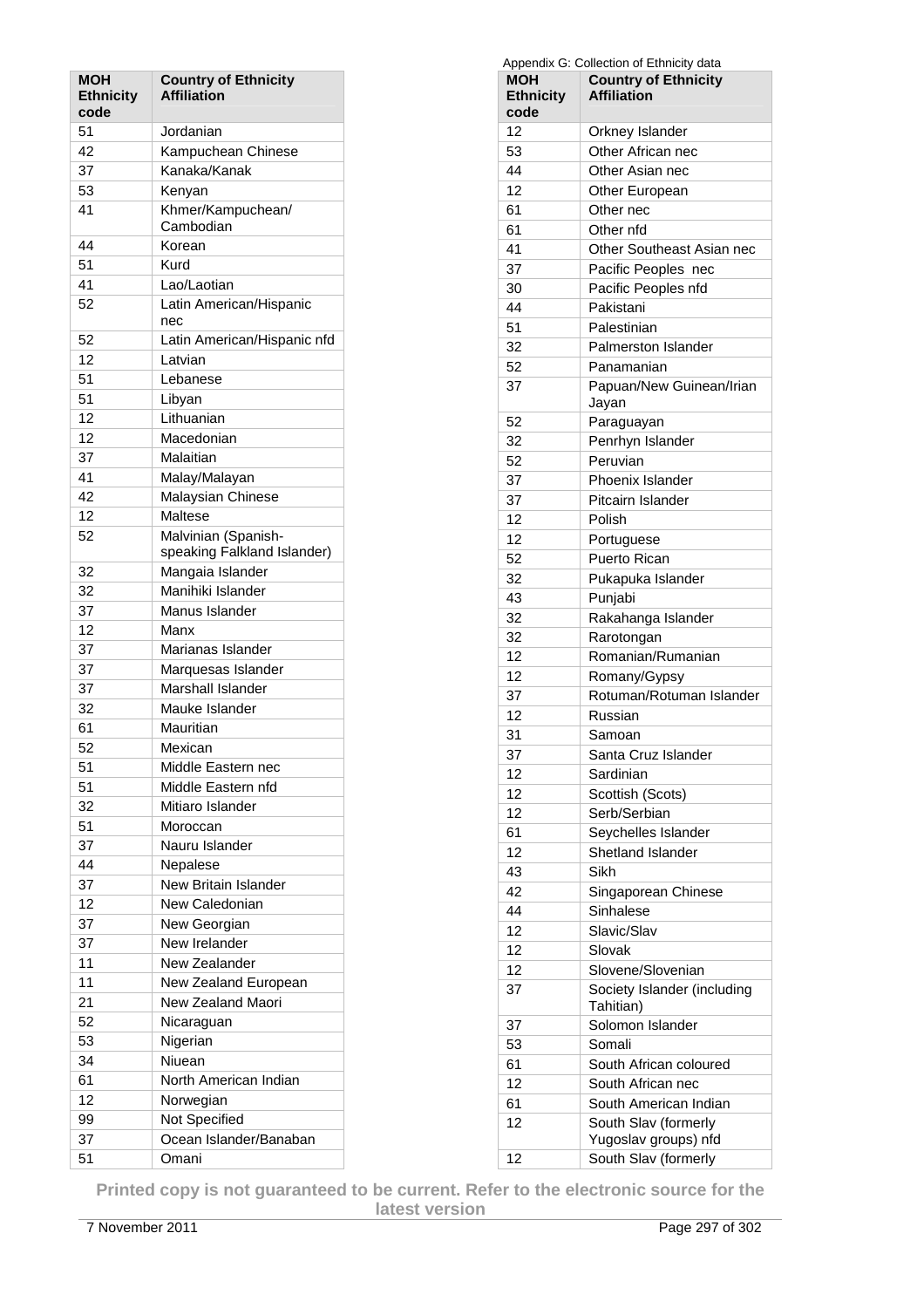| MOH Ethnicity code | Country of Ethnicity Affiliation |
|---|---|
| 51 | Jordanian |
| 42 | Kampuchean Chinese |
| 37 | Kanaka/Kanak |
| 53 | Kenyan |
| 41 | Khmer/Kampuchean/ Cambodian |
| 44 | Korean |
| 51 | Kurd |
| 41 | Lao/Laotian |
| 52 | Latin American/Hispanic nec |
| 52 | Latin American/Hispanic nfd |
| 12 | Latvian |
| 51 | Lebanese |
| 51 | Libyan |
| 12 | Lithuanian |
| 12 | Macedonian |
| 37 | Malaitian |
| 41 | Malay/Malayan |
| 42 | Malaysian Chinese |
| 12 | Maltese |
| 52 | Malvinian (Spanish-speaking Falkland Islander) |
| 32 | Mangaia Islander |
| 32 | Manihiki Islander |
| 37 | Manus Islander |
| 12 | Manx |
| 37 | Marianas Islander |
| 37 | Marquesas Islander |
| 37 | Marshall Islander |
| 32 | Mauke Islander |
| 61 | Mauritian |
| 52 | Mexican |
| 51 | Middle Eastern nec |
| 51 | Middle Eastern nfd |
| 32 | Mitiaro Islander |
| 51 | Moroccan |
| 37 | Nauru Islander |
| 44 | Nepalese |
| 37 | New Britain Islander |
| 12 | New Caledonian |
| 37 | New Georgian |
| 37 | New Irelander |
| 11 | New Zealander |
| 11 | New Zealand European |
| 21 | New Zealand Maori |
| 52 | Nicaraguan |
| 53 | Nigerian |
| 34 | Niuean |
| 61 | North American Indian |
| 12 | Norwegian |
| 99 | Not Specified |
| 37 | Ocean Islander/Banaban |
| 51 | Omani |

| MOH Ethnicity code | Country of Ethnicity Affiliation |
|---|---|
| 12 | Orkney Islander |
| 53 | Other African nec |
| 44 | Other Asian nec |
| 12 | Other European |
| 61 | Other nec |
| 61 | Other nfd |
| 41 | Other Southeast Asian nec |
| 37 | Pacific Peoples nec |
| 30 | Pacific Peoples nfd |
| 44 | Pakistani |
| 51 | Palestinian |
| 32 | Palmerston Islander |
| 52 | Panamanian |
| 37 | Papuan/New Guinean/Irian Jayan |
| 52 | Paraguayan |
| 32 | Penrhyn Islander |
| 52 | Peruvian |
| 37 | Phoenix Islander |
| 37 | Pitcairn Islander |
| 12 | Polish |
| 12 | Portuguese |
| 52 | Puerto Rican |
| 32 | Pukapuka Islander |
| 43 | Punjabi |
| 32 | Rakahanga Islander |
| 32 | Rarotongan |
| 12 | Romanian/Rumanian |
| 12 | Romany/Gypsy |
| 37 | Rotuman/Rotuman Islander |
| 12 | Russian |
| 31 | Samoan |
| 37 | Santa Cruz Islander |
| 12 | Sardinian |
| 12 | Scottish (Scots) |
| 12 | Serb/Serbian |
| 61 | Seychelles Islander |
| 12 | Shetland Islander |
| 43 | Sikh |
| 42 | Singaporean Chinese |
| 44 | Sinhalese |
| 12 | Slavic/Slav |
| 12 | Slovak |
| 12 | Slovene/Slovenian |
| 37 | Society Islander (including Tahitian) |
| 37 | Solomon Islander |
| 53 | Somali |
| 61 | South African coloured |
| 12 | South African nec |
| 61 | South American Indian |
| 12 | South Slav (formerly Yugoslav groups) nfd |
| 12 | South Slav (formerly |

Printed copy is not guaranteed to be current. Refer to the electronic source for the latest version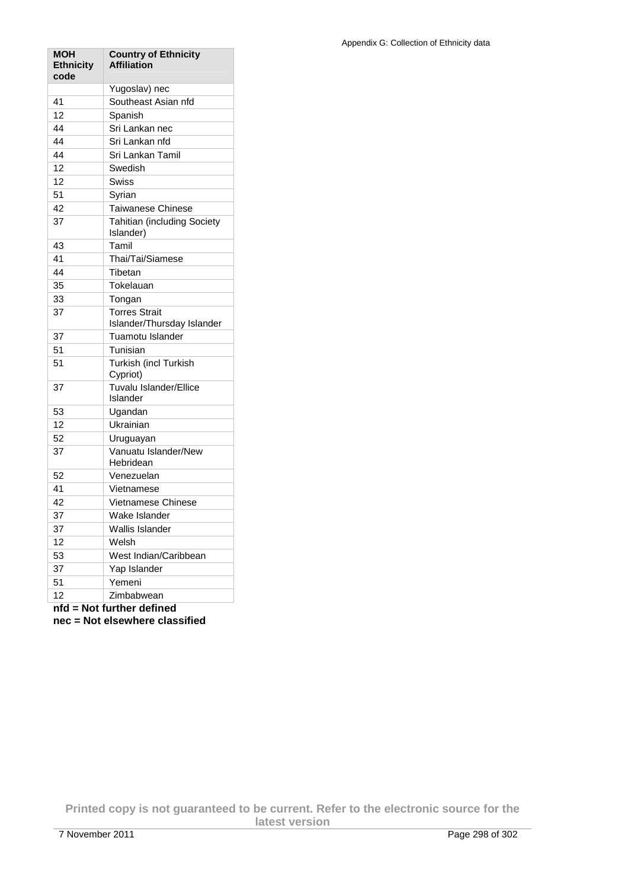| MOH Ethnicity code | Country of Ethnicity Affiliation |
|---|---|
| | Yugoslav) nec |
| 41 | Southeast Asian nfd |
| 12 | Spanish |
| 44 | Sri Lankan nec |
| 44 | Sri Lankan nfd |
| 44 | Sri Lankan Tamil |
| 12 | Swedish |
| 12 | Swiss |
| 51 | Syrian |
| 42 | Taiwanese Chinese |
| 37 | Tahitian (including Society Islander) |
| 43 | Tamil |
| 41 | Thai/Tai/Siamese |
| 44 | Tibetan |
| 35 | Tokelauan |
| 33 | Tongan |
| 37 | Torres Strait Islander/Thursday Islander |
| 37 | Tuamotu Islander |
| 51 | Tunisian |
| 51 | Turkish (incl Turkish Cypriot) |
| 37 | Tuvalu Islander/Ellice Islander |
| 53 | Ugandan |
| 12 | Ukrainian |
| 52 | Uruguayan |
| 37 | Vanuatu Islander/New Hebridean |
| 52 | Venezuelan |
| 41 | Vietnamese |
| 42 | Vietnamese Chinese |
| 37 | Wake Islander |
| 37 | Wallis Islander |
| 12 | Welsh |
| 53 | West Indian/Caribbean |
| 37 | Yap Islander |
| 51 | Yemeni |
| 12 | Zimbabwean |

**nfd = Not further defined**
**nec = Not elsewhere classified**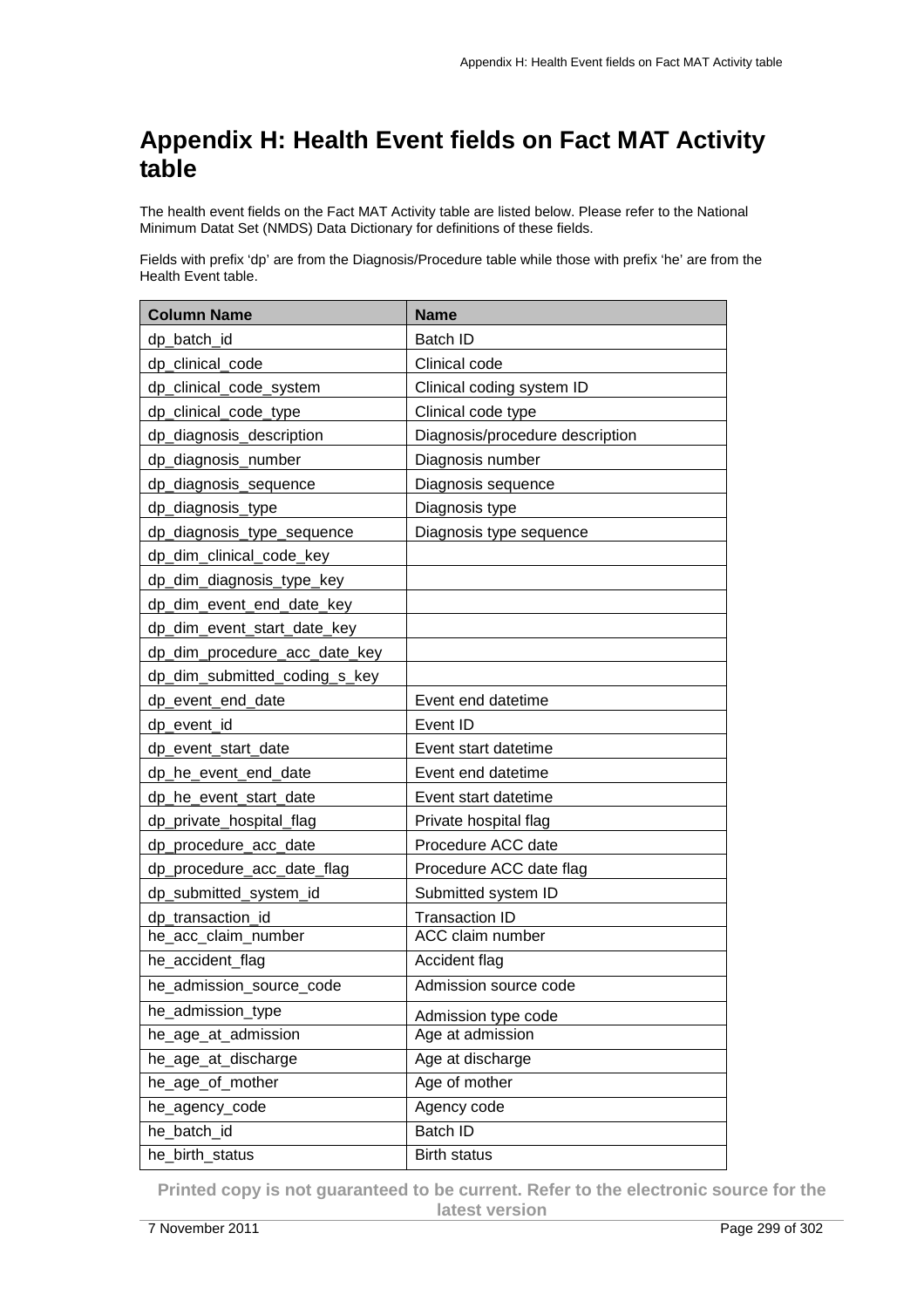# Appendix H: Health Event fields on Fact MAT Activity table

The health event fields on the Fact MAT Activity table are listed below. Please refer to the National Minimum Datat Set (NMDS) Data Dictionary for definitions of these fields.

Fields with prefix 'dp' are from the Diagnosis/Procedure table while those with prefix 'he' are from the Health Event table.

| Column Name | Name |
|---|---|
| dp_batch_id | Batch ID |
| dp_clinical_code | Clinical code |
| dp_clinical_code_system | Clinical coding system ID |
| dp_clinical_code_type | Clinical code type |
| dp_diagnosis_description | Diagnosis/procedure description |
| dp_diagnosis_number | Diagnosis number |
| dp_diagnosis_sequence | Diagnosis sequence |
| dp_diagnosis_type | Diagnosis type |
| dp_diagnosis_type_sequence | Diagnosis type sequence |
| dp_dim_clinical_code_key | |
| dp_dim_diagnosis_type_key | |
| dp_dim_event_end_date_key | |
| dp_dim_event_start_date_key | |
| dp_dim_procedure_acc_date_key | |
| dp_dim_submitted_coding_s_key | |
| dp_event_end_date | Event end datetime |
| dp_event_id | Event ID |
| dp_event_start_date | Event start datetime |
| dp_he_event_end_date | Event end datetime |
| dp_he_event_start_date | Event start datetime |
| dp_private_hospital_flag | Private hospital flag |
| dp_procedure_acc_date | Procedure ACC date |
| dp_procedure_acc_date_flag | Procedure ACC date flag |
| dp_submitted_system_id | Submitted system ID |
| dp_transaction_id | Transaction ID |
| he_acc_claim_number | ACC claim number |
| he_accident_flag | Accident flag |
| he_admission_source_code | Admission source code |
| he_admission_type | Admission type code |
| he_age_at_admission | Age at admission |
| he_age_at_discharge | Age at discharge |
| he_age_of_mother | Age of mother |
| he_agency_code | Agency code |
| he_batch_id | Batch ID |
| he_birth_status | Birth status |

Printed copy is not guaranteed to be current. Refer to the electronic source for the latest version

7 November 2011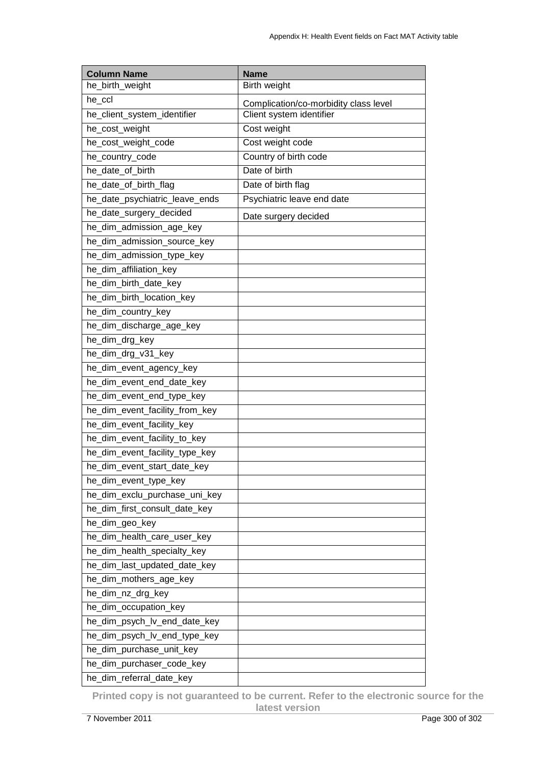| Column Name | Name |
| --- | --- |
| he_birth_weight | Birth weight |
| he_ccl | Complication/co-morbidity class level |
| he_client_system_identifier | Client system identifier |
| he_cost_weight | Cost weight |
| he_cost_weight_code | Cost weight code |
| he_country_code | Country of birth code |
| he_date_of_birth | Date of birth |
| he_date_of_birth_flag | Date of birth flag |
| he_date_psychiatric_leave_ends | Psychiatric leave end date |
| he_date_surgery_decided | Date surgery decided |
| he_dim_admission_age_key | |
| he_dim_admission_source_key | |
| he_dim_admission_type_key | |
| he_dim_affiliation_key | |
| he_dim_birth_date_key | |
| he_dim_birth_location_key | |
| he_dim_country_key | |
| he_dim_discharge_age_key | |
| he_dim_drg_key | |
| he_dim_drg_v31_key | |
| he_dim_event_agency_key | |
| he_dim_event_end_date_key | |
| he_dim_event_end_type_key | |
| he_dim_event_facility_from_key | |
| he_dim_event_facility_key | |
| he_dim_event_facility_to_key | |
| he_dim_event_facility_type_key | |
| he_dim_event_start_date_key | |
| he_dim_event_type_key | |
| he_dim_exclu_purchase_uni_key | |
| he_dim_first_consult_date_key | |
| he_dim_geo_key | |
| he_dim_health_care_user_key | |
| he_dim_health_specialty_key | |
| he_dim_last_updated_date_key | |
| he_dim_mothers_age_key | |
| he_dim_nz_drg_key | |
| he_dim_occupation_key | |
| he_dim_psych_lv_end_date_key | |
| he_dim_psych_lv_end_type_key | |
| he_dim_purchase_unit_key | |
| he_dim_purchaser_code_key | |
| he_dim_referral_date_key | |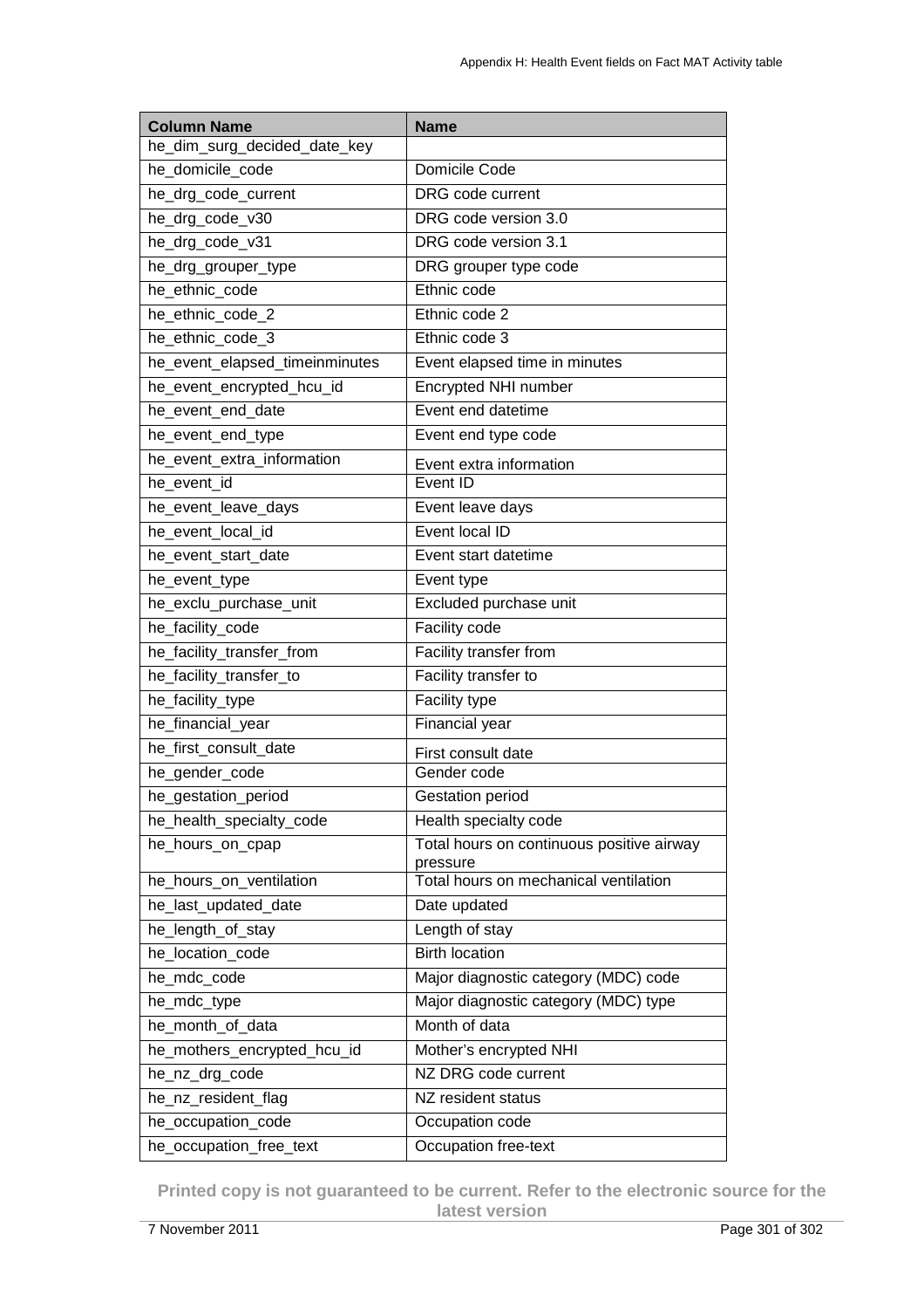| Column Name | Name |
| --- | --- |
| he_dim_surg_decided_date_key | |
| he_domicile_code | Domicile Code |
| he_drg_code_current | DRG code current |
| he_drg_code_v30 | DRG code version 3.0 |
| he_drg_code_v31 | DRG code version 3.1 |
| he_drg_grouper_type | DRG grouper type code |
| he_ethnic_code | Ethnic code |
| he_ethnic_code_2 | Ethnic code 2 |
| he_ethnic_code_3 | Ethnic code 3 |
| he_event_elapsed_timeinminutes | Event elapsed time in minutes |
| he_event_encrypted_hcu_id | Encrypted NHI number |
| he_event_end_date | Event end datetime |
| he_event_end_type | Event end type code |
| he_event_extra_information | Event extra information |
| he_event_id | Event ID |
| he_event_leave_days | Event leave days |
| he_event_local_id | Event local ID |
| he_event_start_date | Event start datetime |
| he_event_type | Event type |
| he_exclu_purchase_unit | Excluded purchase unit |
| he_facility_code | Facility code |
| he_facility_transfer_from | Facility transfer from |
| he_facility_transfer_to | Facility transfer to |
| he_facility_type | Facility type |
| he_financial_year | Financial year |
| he_first_consult_date | First consult date |
| he_gender_code | Gender code |
| he_gestation_period | Gestation period |
| he_health_specialty_code | Health specialty code |
| he_hours_on_cpap | Total hours on continuous positive airway pressure |
| he_hours_on_ventilation | Total hours on mechanical ventilation |
| he_last_updated_date | Date updated |
| he_length_of_stay | Length of stay |
| he_location_code | Birth location |
| he_mdc_code | Major diagnostic category (MDC) code |
| he_mdc_type | Major diagnostic category (MDC) type |
| he_month_of_data | Month of data |
| he_mothers_encrypted_hcu_id | Mother's encrypted NHI |
| he_nz_drg_code | NZ DRG code current |
| he_nz_resident_flag | NZ resident status |
| he_occupation_code | Occupation code |
| he_occupation_free_text | Occupation free-text |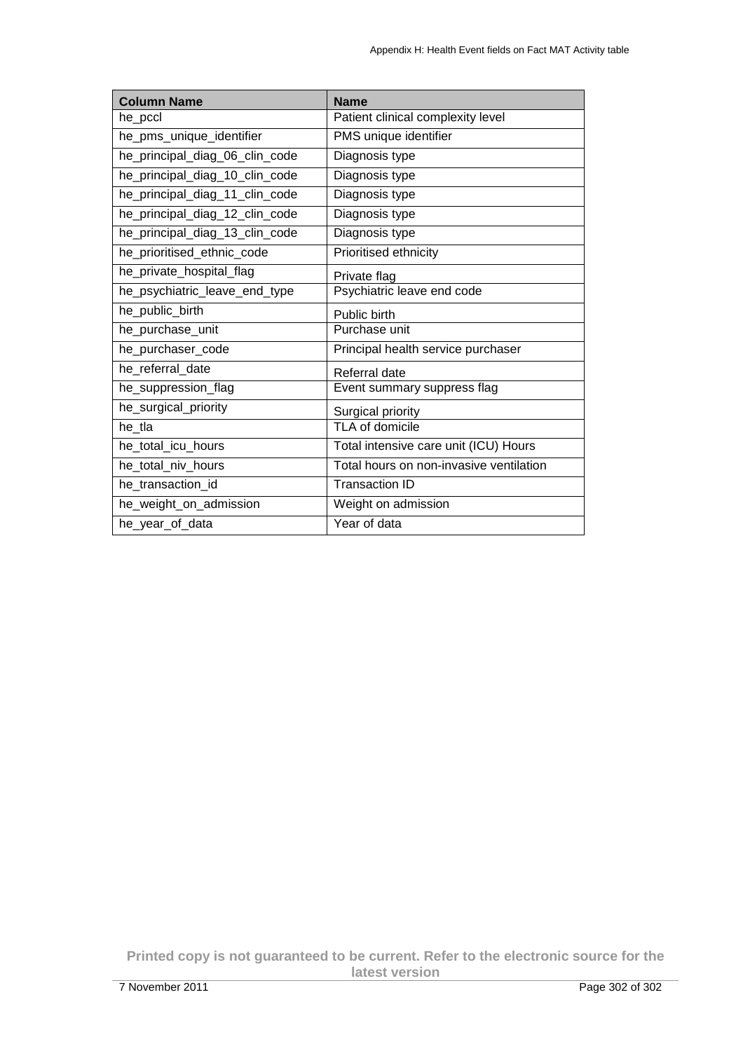| Column Name | Name |
| --- | --- |
| he_pccl | Patient clinical complexity level |
| he_pms_unique_identifier | PMS unique identifier |
| he_principal_diag_06_clin_code | Diagnosis type |
| he_principal_diag_10_clin_code | Diagnosis type |
| he_principal_diag_11_clin_code | Diagnosis type |
| he_principal_diag_12_clin_code | Diagnosis type |
| he_principal_diag_13_clin_code | Diagnosis type |
| he_prioritised_ethnic_code | Prioritised ethnicity |
| he_private_hospital_flag | Private flag |
| he_psychiatric_leave_end_type | Psychiatric leave end code |
| he_public_birth | Public birth |
| he_purchase_unit | Purchase unit |
| he_purchaser_code | Principal health service purchaser |
| he_referral_date | Referral date |
| he_suppression_flag | Event summary suppress flag |
| he_surgical_priority | Surgical priority |
| he_tla | TLA of domicile |
| he_total_icu_hours | Total intensive care unit (ICU) Hours |
| he_total_niv_hours | Total hours on non-invasive ventilation |
| he_transaction_id | Transaction ID |
| he_weight_on_admission | Weight on admission |
| he_year_of_data | Year of data |